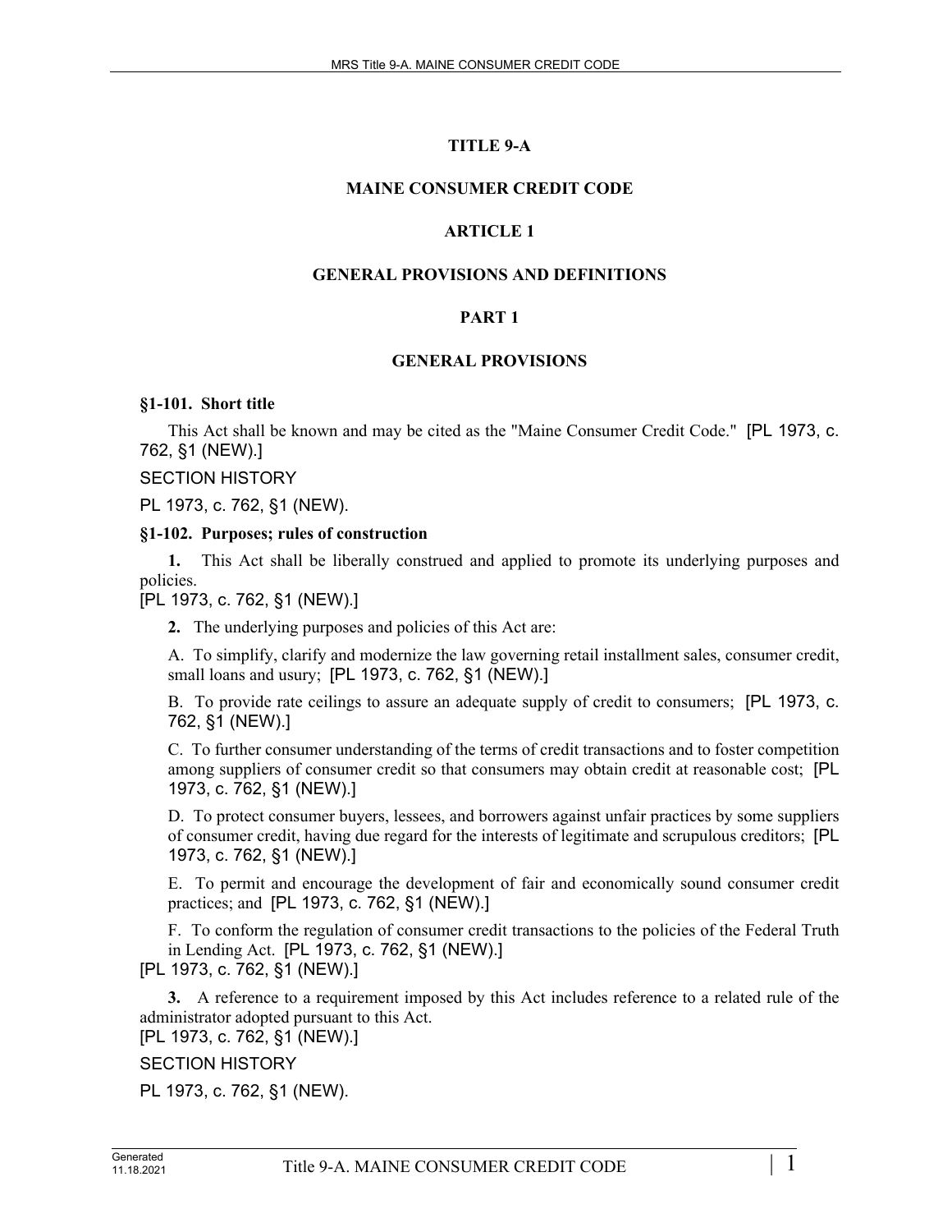# TITLE 9-A

# MAINE CONSUMER CREDIT CODE

## ARTICLE 1

## GENERAL PROVISIONS AND DEFINITIONS

### PART 1

### GENERAL PROVISIONS

**§1-101. Short title**

This Act shall be known and may be cited as the "Maine Consumer Credit Code." [PL 1973, c. 762, §1 (NEW).]

SECTION HISTORY

PL 1973, c. 762, §1 (NEW).

**§1-102. Purposes; rules of construction**

**1.** This Act shall be liberally construed and applied to promote its underlying purposes and policies.
[PL 1973, c. 762, §1 (NEW).]

**2.** The underlying purposes and policies of this Act are:

A. To simplify, clarify and modernize the law governing retail installment sales, consumer credit, small loans and usury; [PL 1973, c. 762, §1 (NEW).]

B. To provide rate ceilings to assure an adequate supply of credit to consumers; [PL 1973, c. 762, §1 (NEW).]

C. To further consumer understanding of the terms of credit transactions and to foster competition among suppliers of consumer credit so that consumers may obtain credit at reasonable cost; [PL 1973, c. 762, §1 (NEW).]

D. To protect consumer buyers, lessees, and borrowers against unfair practices by some suppliers of consumer credit, having due regard for the interests of legitimate and scrupulous creditors; [PL 1973, c. 762, §1 (NEW).]

E. To permit and encourage the development of fair and economically sound consumer credit practices; and [PL 1973, c. 762, §1 (NEW).]

F. To conform the regulation of consumer credit transactions to the policies of the Federal Truth in Lending Act. [PL 1973, c. 762, §1 (NEW).]
[PL 1973, c. 762, §1 (NEW).]

**3.** A reference to a requirement imposed by this Act includes reference to a related rule of the administrator adopted pursuant to this Act.
[PL 1973, c. 762, §1 (NEW).]

SECTION HISTORY

PL 1973, c. 762, §1 (NEW).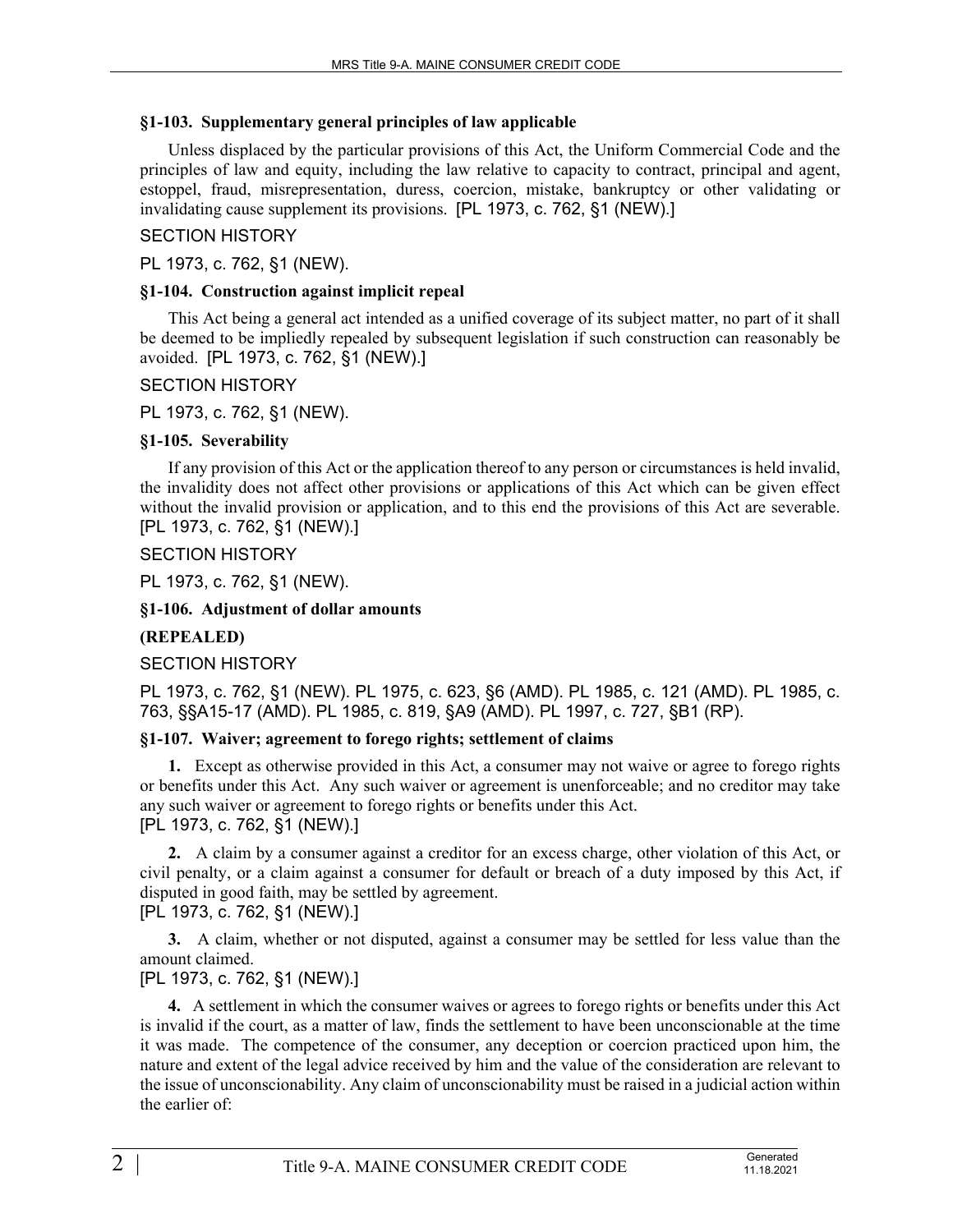### §1-103. Supplementary general principles of law applicable

Unless displaced by the particular provisions of this Act, the Uniform Commercial Code and the principles of law and equity, including the law relative to capacity to contract, principal and agent, estoppel, fraud, misrepresentation, duress, coercion, mistake, bankruptcy or other validating or invalidating cause supplement its provisions. [PL 1973, c. 762, §1 (NEW).]

SECTION HISTORY

PL 1973, c. 762, §1 (NEW).

### §1-104. Construction against implicit repeal

This Act being a general act intended as a unified coverage of its subject matter, no part of it shall be deemed to be impliedly repealed by subsequent legislation if such construction can reasonably be avoided. [PL 1973, c. 762, §1 (NEW).]

SECTION HISTORY

PL 1973, c. 762, §1 (NEW).

### §1-105. Severability

If any provision of this Act or the application thereof to any person or circumstances is held invalid, the invalidity does not affect other provisions or applications of this Act which can be given effect without the invalid provision or application, and to this end the provisions of this Act are severable. [PL 1973, c. 762, §1 (NEW).]

SECTION HISTORY

PL 1973, c. 762, §1 (NEW).

### §1-106. Adjustment of dollar amounts

**(REPEALED)**

SECTION HISTORY

PL 1973, c. 762, §1 (NEW). PL 1975, c. 623, §6 (AMD). PL 1985, c. 121 (AMD). PL 1985, c. 763, §§A15-17 (AMD). PL 1985, c. 819, §A9 (AMD). PL 1997, c. 727, §B1 (RP).

### §1-107. Waiver; agreement to forego rights; settlement of claims

**1.** Except as otherwise provided in this Act, a consumer may not waive or agree to forego rights or benefits under this Act. Any such waiver or agreement is unenforceable; and no creditor may take any such waiver or agreement to forego rights or benefits under this Act.
[PL 1973, c. 762, §1 (NEW).]

**2.** A claim by a consumer against a creditor for an excess charge, other violation of this Act, or civil penalty, or a claim against a consumer for default or breach of a duty imposed by this Act, if disputed in good faith, may be settled by agreement.
[PL 1973, c. 762, §1 (NEW).]

**3.** A claim, whether or not disputed, against a consumer may be settled for less value than the amount claimed.
[PL 1973, c. 762, §1 (NEW).]

**4.** A settlement in which the consumer waives or agrees to forego rights or benefits under this Act is invalid if the court, as a matter of law, finds the settlement to have been unconscionable at the time it was made. The competence of the consumer, any deception or coercion practiced upon him, the nature and extent of the legal advice received by him and the value of the consideration are relevant to the issue of unconscionability. Any claim of unconscionability must be raised in a judicial action within the earlier of: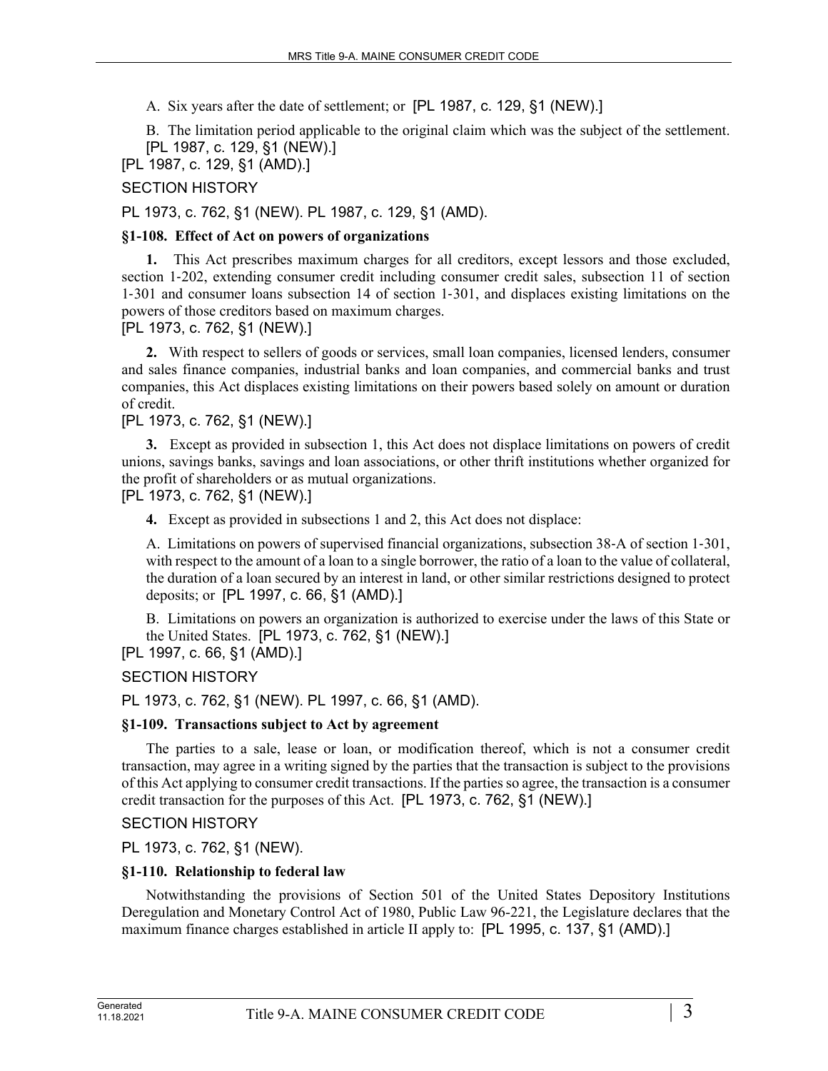A. Six years after the date of settlement; or [PL 1987, c. 129, §1 (NEW).]

B. The limitation period applicable to the original claim which was the subject of the settlement. [PL 1987, c. 129, §1 (NEW).]

[PL 1987, c. 129, §1 (AMD).]

SECTION HISTORY

PL 1973, c. 762, §1 (NEW). PL 1987, c. 129, §1 (AMD).

**§1-108. Effect of Act on powers of organizations**

**1.** This Act prescribes maximum charges for all creditors, except lessors and those excluded, section 1-202, extending consumer credit including consumer credit sales, subsection 11 of section 1-301 and consumer loans subsection 14 of section 1-301, and displaces existing limitations on the powers of those creditors based on maximum charges.

[PL 1973, c. 762, §1 (NEW).]

**2.** With respect to sellers of goods or services, small loan companies, licensed lenders, consumer and sales finance companies, industrial banks and loan companies, and commercial banks and trust companies, this Act displaces existing limitations on their powers based solely on amount or duration of credit.

[PL 1973, c. 762, §1 (NEW).]

**3.** Except as provided in subsection 1, this Act does not displace limitations on powers of credit unions, savings banks, savings and loan associations, or other thrift institutions whether organized for the profit of shareholders or as mutual organizations.

[PL 1973, c. 762, §1 (NEW).]

**4.** Except as provided in subsections 1 and 2, this Act does not displace:

A. Limitations on powers of supervised financial organizations, subsection 38-A of section 1-301, with respect to the amount of a loan to a single borrower, the ratio of a loan to the value of collateral, the duration of a loan secured by an interest in land, or other similar restrictions designed to protect deposits; or [PL 1997, c. 66, §1 (AMD).]

B. Limitations on powers an organization is authorized to exercise under the laws of this State or the United States. [PL 1973, c. 762, §1 (NEW).]

[PL 1997, c. 66, §1 (AMD).]

SECTION HISTORY

PL 1973, c. 762, §1 (NEW). PL 1997, c. 66, §1 (AMD).

**§1-109. Transactions subject to Act by agreement**

The parties to a sale, lease or loan, or modification thereof, which is not a consumer credit transaction, may agree in a writing signed by the parties that the transaction is subject to the provisions of this Act applying to consumer credit transactions. If the parties so agree, the transaction is a consumer credit transaction for the purposes of this Act. [PL 1973, c. 762, §1 (NEW).]

SECTION HISTORY

PL 1973, c. 762, §1 (NEW).

**§1-110. Relationship to federal law**

Notwithstanding the provisions of Section 501 of the United States Depository Institutions Deregulation and Monetary Control Act of 1980, Public Law 96-221, the Legislature declares that the maximum finance charges established in article II apply to: [PL 1995, c. 137, §1 (AMD).]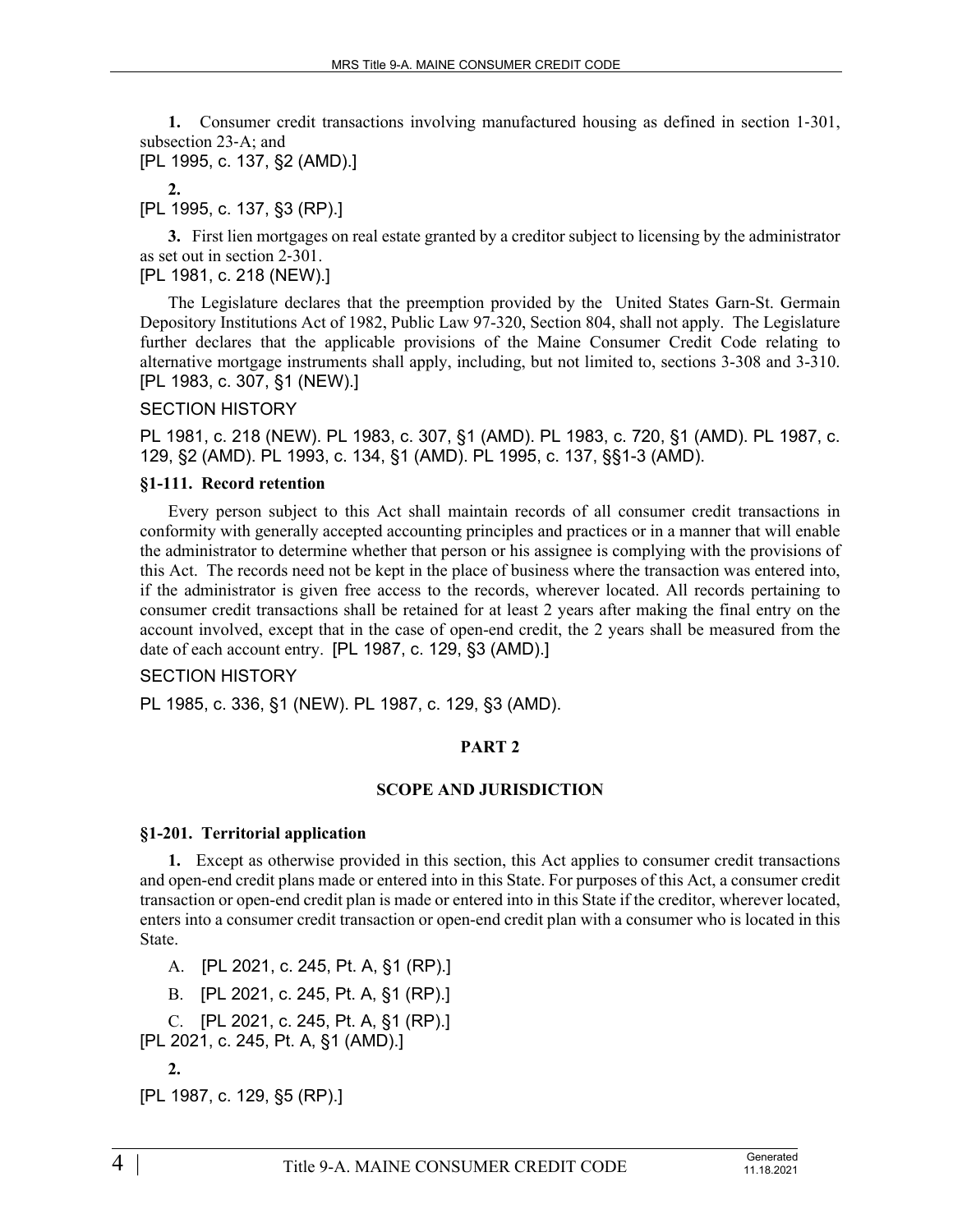**1.** Consumer credit transactions involving manufactured housing as defined in section 1-301, subsection 23-A; and

[PL 1995, c. 137, §2 (AMD).]

**2.**

[PL 1995, c. 137, §3 (RP).]

**3.** First lien mortgages on real estate granted by a creditor subject to licensing by the administrator as set out in section 2-301.

[PL 1981, c. 218 (NEW).]

The Legislature declares that the preemption provided by the United States Garn-St. Germain Depository Institutions Act of 1982, Public Law 97-320, Section 804, shall not apply. The Legislature further declares that the applicable provisions of the Maine Consumer Credit Code relating to alternative mortgage instruments shall apply, including, but not limited to, sections 3-308 and 3-310. [PL 1983, c. 307, §1 (NEW).]

SECTION HISTORY

PL 1981, c. 218 (NEW). PL 1983, c. 307, §1 (AMD). PL 1983, c. 720, §1 (AMD). PL 1987, c. 129, §2 (AMD). PL 1993, c. 134, §1 (AMD). PL 1995, c. 137, §§1-3 (AMD).

### §1-111. Record retention

Every person subject to this Act shall maintain records of all consumer credit transactions in conformity with generally accepted accounting principles and practices or in a manner that will enable the administrator to determine whether that person or his assignee is complying with the provisions of this Act. The records need not be kept in the place of business where the transaction was entered into, if the administrator is given free access to the records, wherever located. All records pertaining to consumer credit transactions shall be retained for at least 2 years after making the final entry on the account involved, except that in the case of open-end credit, the 2 years shall be measured from the date of each account entry. [PL 1987, c. 129, §3 (AMD).]

SECTION HISTORY

PL 1985, c. 336, §1 (NEW). PL 1987, c. 129, §3 (AMD).

## PART 2

## SCOPE AND JURISDICTION

### §1-201. Territorial application

**1.** Except as otherwise provided in this section, this Act applies to consumer credit transactions and open-end credit plans made or entered into in this State. For purposes of this Act, a consumer credit transaction or open-end credit plan is made or entered into in this State if the creditor, wherever located, enters into a consumer credit transaction or open-end credit plan with a consumer who is located in this State.

A. [PL 2021, c. 245, Pt. A, §1 (RP).]

B. [PL 2021, c. 245, Pt. A, §1 (RP).]

C. [PL 2021, c. 245, Pt. A, §1 (RP).]

[PL 2021, c. 245, Pt. A, §1 (AMD).]

**2.**

[PL 1987, c. 129, §5 (RP).]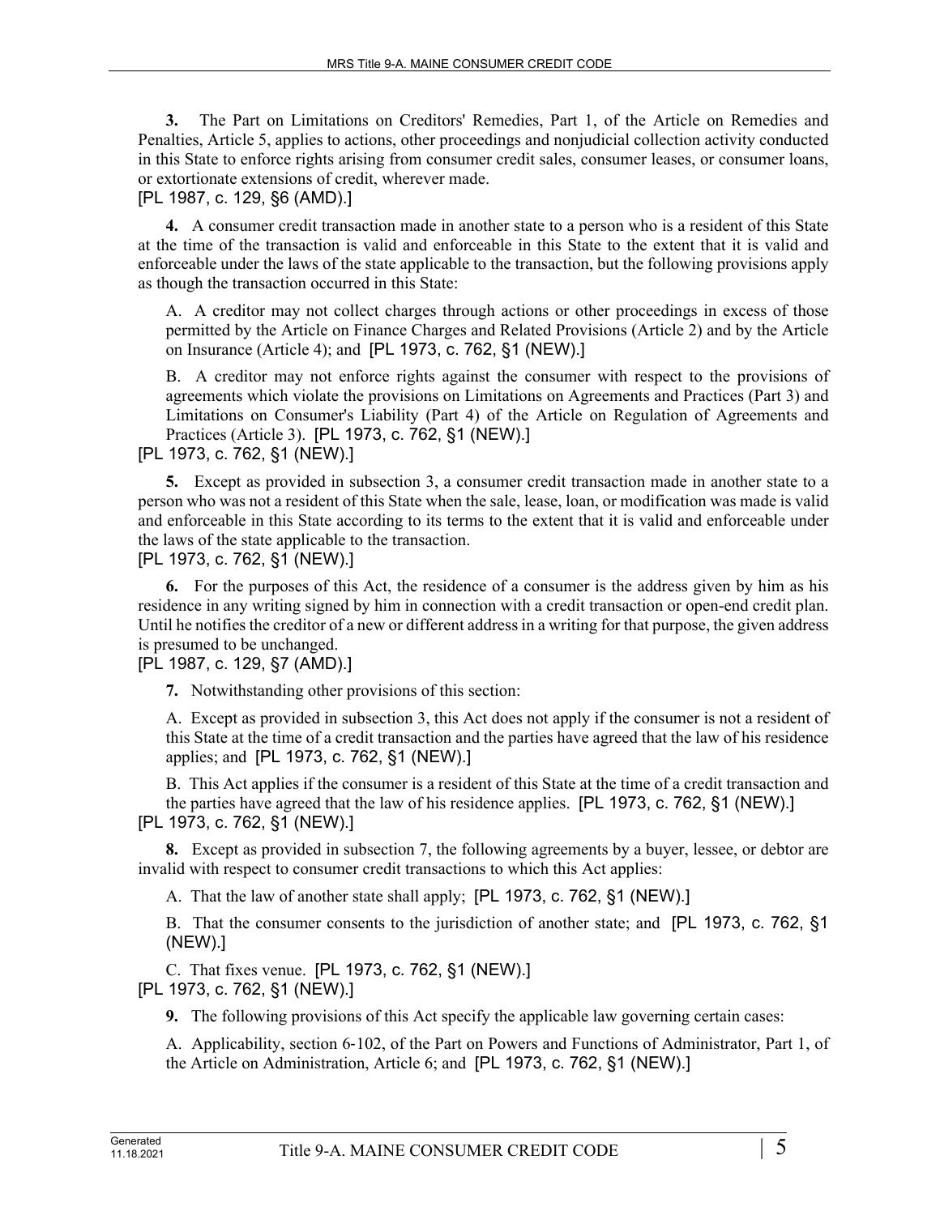**3.** The Part on Limitations on Creditors' Remedies, Part 1, of the Article on Remedies and Penalties, Article 5, applies to actions, other proceedings and nonjudicial collection activity conducted in this State to enforce rights arising from consumer credit sales, consumer leases, or consumer loans, or extortionate extensions of credit, wherever made.

[PL 1987, c. 129, §6 (AMD).]

**4.** A consumer credit transaction made in another state to a person who is a resident of this State at the time of the transaction is valid and enforceable in this State to the extent that it is valid and enforceable under the laws of the state applicable to the transaction, but the following provisions apply as though the transaction occurred in this State:

A. A creditor may not collect charges through actions or other proceedings in excess of those permitted by the Article on Finance Charges and Related Provisions (Article 2) and by the Article on Insurance (Article 4); and [PL 1973, c. 762, §1 (NEW).]

B. A creditor may not enforce rights against the consumer with respect to the provisions of agreements which violate the provisions on Limitations on Agreements and Practices (Part 3) and Limitations on Consumer's Liability (Part 4) of the Article on Regulation of Agreements and Practices (Article 3). [PL 1973, c. 762, §1 (NEW).]

[PL 1973, c. 762, §1 (NEW).]

**5.** Except as provided in subsection 3, a consumer credit transaction made in another state to a person who was not a resident of this State when the sale, lease, loan, or modification was made is valid and enforceable in this State according to its terms to the extent that it is valid and enforceable under the laws of the state applicable to the transaction.

[PL 1973, c. 762, §1 (NEW).]

**6.** For the purposes of this Act, the residence of a consumer is the address given by him as his residence in any writing signed by him in connection with a credit transaction or open-end credit plan. Until he notifies the creditor of a new or different address in a writing for that purpose, the given address is presumed to be unchanged.

[PL 1987, c. 129, §7 (AMD).]

**7.** Notwithstanding other provisions of this section:

A. Except as provided in subsection 3, this Act does not apply if the consumer is not a resident of this State at the time of a credit transaction and the parties have agreed that the law of his residence applies; and [PL 1973, c. 762, §1 (NEW).]

B. This Act applies if the consumer is a resident of this State at the time of a credit transaction and the parties have agreed that the law of his residence applies. [PL 1973, c. 762, §1 (NEW).]

[PL 1973, c. 762, §1 (NEW).]

**8.** Except as provided in subsection 7, the following agreements by a buyer, lessee, or debtor are invalid with respect to consumer credit transactions to which this Act applies:

A. That the law of another state shall apply; [PL 1973, c. 762, §1 (NEW).]

B. That the consumer consents to the jurisdiction of another state; and [PL 1973, c. 762, §1 (NEW).]

C. That fixes venue. [PL 1973, c. 762, §1 (NEW).]

[PL 1973, c. 762, §1 (NEW).]

**9.** The following provisions of this Act specify the applicable law governing certain cases:

A. Applicability, section 6-102, of the Part on Powers and Functions of Administrator, Part 1, of the Article on Administration, Article 6; and [PL 1973, c. 762, §1 (NEW).]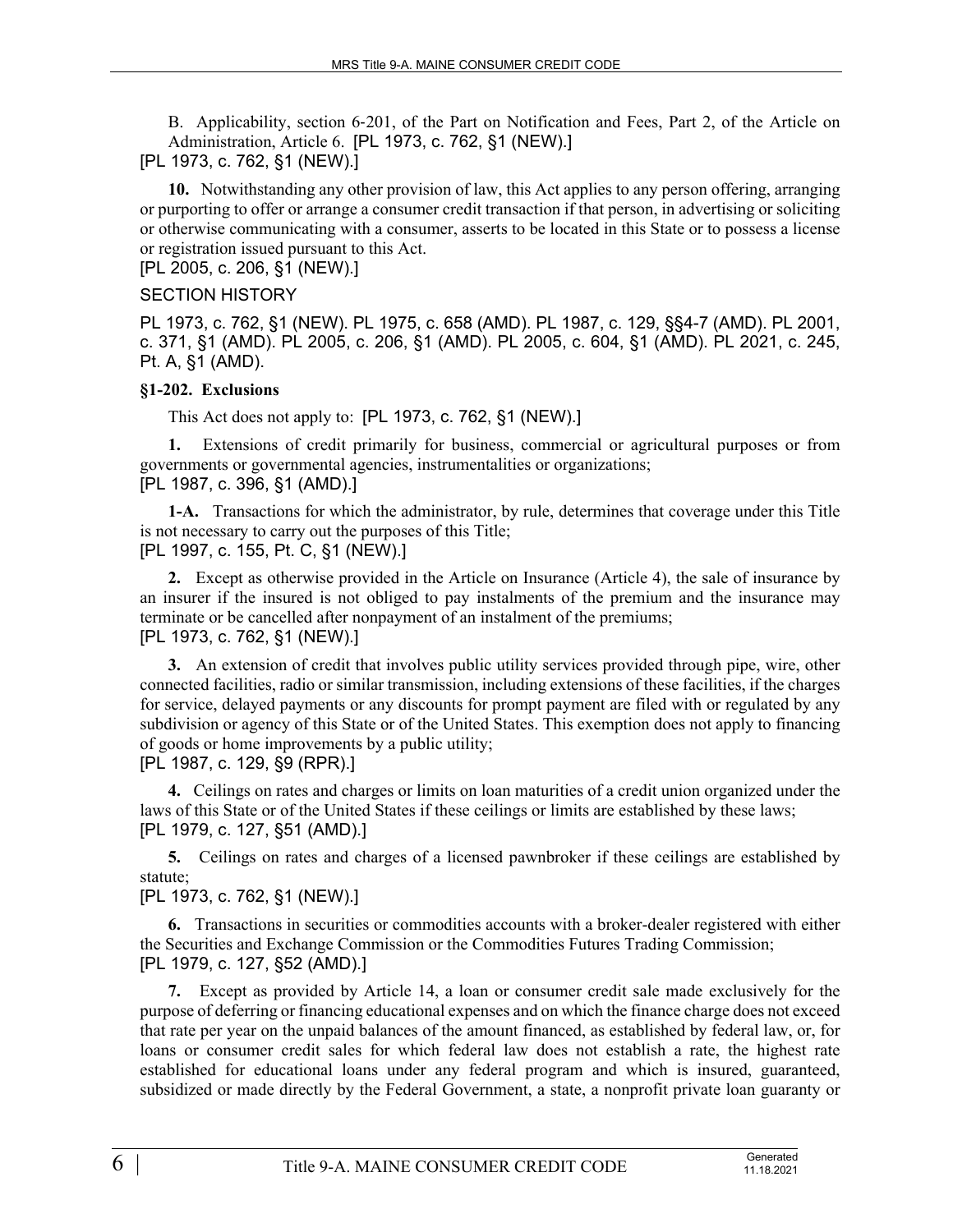B. Applicability, section 6-201, of the Part on Notification and Fees, Part 2, of the Article on Administration, Article 6. [PL 1973, c. 762, §1 (NEW).]

[PL 1973, c. 762, §1 (NEW).]

**10.** Notwithstanding any other provision of law, this Act applies to any person offering, arranging or purporting to offer or arrange a consumer credit transaction if that person, in advertising or soliciting or otherwise communicating with a consumer, asserts to be located in this State or to possess a license or registration issued pursuant to this Act.

[PL 2005, c. 206, §1 (NEW).]

SECTION HISTORY

PL 1973, c. 762, §1 (NEW). PL 1975, c. 658 (AMD). PL 1987, c. 129, §§4-7 (AMD). PL 2001, c. 371, §1 (AMD). PL 2005, c. 206, §1 (AMD). PL 2005, c. 604, §1 (AMD). PL 2021, c. 245, Pt. A, §1 (AMD).

**§1-202. Exclusions**

This Act does not apply to: [PL 1973, c. 762, §1 (NEW).]

**1.** Extensions of credit primarily for business, commercial or agricultural purposes or from governments or governmental agencies, instrumentalities or organizations;

[PL 1987, c. 396, §1 (AMD).]

**1-A.** Transactions for which the administrator, by rule, determines that coverage under this Title is not necessary to carry out the purposes of this Title;

[PL 1997, c. 155, Pt. C, §1 (NEW).]

**2.** Except as otherwise provided in the Article on Insurance (Article 4), the sale of insurance by an insurer if the insured is not obliged to pay instalments of the premium and the insurance may terminate or be cancelled after nonpayment of an instalment of the premiums;

[PL 1973, c. 762, §1 (NEW).]

**3.** An extension of credit that involves public utility services provided through pipe, wire, other connected facilities, radio or similar transmission, including extensions of these facilities, if the charges for service, delayed payments or any discounts for prompt payment are filed with or regulated by any subdivision or agency of this State or of the United States. This exemption does not apply to financing of goods or home improvements by a public utility;

[PL 1987, c. 129, §9 (RPR).]

**4.** Ceilings on rates and charges or limits on loan maturities of a credit union organized under the laws of this State or of the United States if these ceilings or limits are established by these laws;

[PL 1979, c. 127, §51 (AMD).]

**5.** Ceilings on rates and charges of a licensed pawnbroker if these ceilings are established by statute;

[PL 1973, c. 762, §1 (NEW).]

**6.** Transactions in securities or commodities accounts with a broker-dealer registered with either the Securities and Exchange Commission or the Commodities Futures Trading Commission;

[PL 1979, c. 127, §52 (AMD).]

**7.** Except as provided by Article 14, a loan or consumer credit sale made exclusively for the purpose of deferring or financing educational expenses and on which the finance charge does not exceed that rate per year on the unpaid balances of the amount financed, as established by federal law, or, for loans or consumer credit sales for which federal law does not establish a rate, the highest rate established for educational loans under any federal program and which is insured, guaranteed, subsidized or made directly by the Federal Government, a state, a nonprofit private loan guaranty or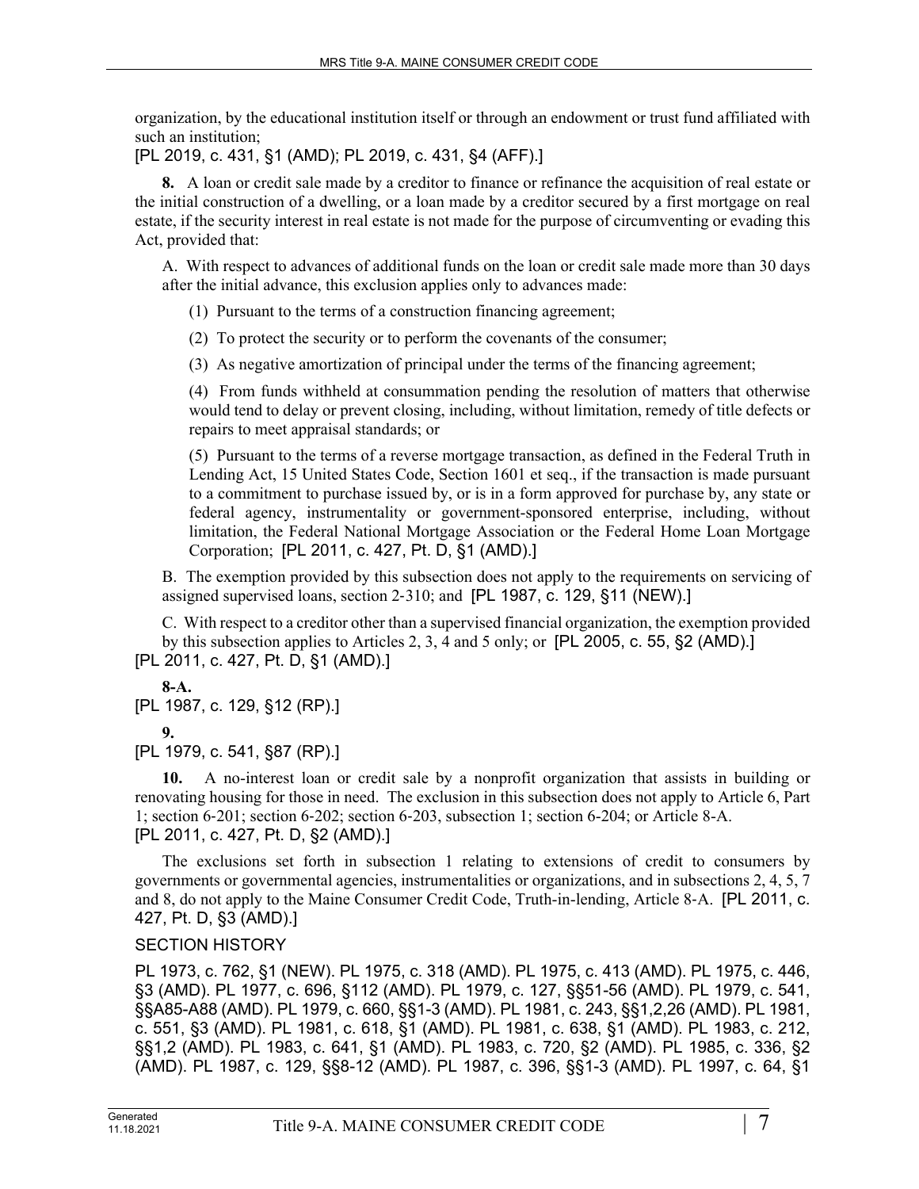organization, by the educational institution itself or through an endowment or trust fund affiliated with such an institution;

[PL 2019, c. 431, §1 (AMD); PL 2019, c. 431, §4 (AFF).]

**8.** A loan or credit sale made by a creditor to finance or refinance the acquisition of real estate or the initial construction of a dwelling, or a loan made by a creditor secured by a first mortgage on real estate, if the security interest in real estate is not made for the purpose of circumventing or evading this Act, provided that:

A. With respect to advances of additional funds on the loan or credit sale made more than 30 days after the initial advance, this exclusion applies only to advances made:

(1) Pursuant to the terms of a construction financing agreement;

(2) To protect the security or to perform the covenants of the consumer;

(3) As negative amortization of principal under the terms of the financing agreement;

(4) From funds withheld at consummation pending the resolution of matters that otherwise would tend to delay or prevent closing, including, without limitation, remedy of title defects or repairs to meet appraisal standards; or

(5) Pursuant to the terms of a reverse mortgage transaction, as defined in the Federal Truth in Lending Act, 15 United States Code, Section 1601 et seq., if the transaction is made pursuant to a commitment to purchase issued by, or is in a form approved for purchase by, any state or federal agency, instrumentality or government-sponsored enterprise, including, without limitation, the Federal National Mortgage Association or the Federal Home Loan Mortgage Corporation; [PL 2011, c. 427, Pt. D, §1 (AMD).]

B. The exemption provided by this subsection does not apply to the requirements on servicing of assigned supervised loans, section 2-310; and [PL 1987, c. 129, §11 (NEW).]

C. With respect to a creditor other than a supervised financial organization, the exemption provided by this subsection applies to Articles 2, 3, 4 and 5 only; or [PL 2005, c. 55, §2 (AMD).]

[PL 2011, c. 427, Pt. D, §1 (AMD).]

**8-A.**

[PL 1987, c. 129, §12 (RP).]

**9.**

[PL 1979, c. 541, §87 (RP).]

**10.** A no-interest loan or credit sale by a nonprofit organization that assists in building or renovating housing for those in need. The exclusion in this subsection does not apply to Article 6, Part 1; section 6-201; section 6-202; section 6-203, subsection 1; section 6-204; or Article 8-A.

[PL 2011, c. 427, Pt. D, §2 (AMD).]

The exclusions set forth in subsection 1 relating to extensions of credit to consumers by governments or governmental agencies, instrumentalities or organizations, and in subsections 2, 4, 5, 7 and 8, do not apply to the Maine Consumer Credit Code, Truth-in-lending, Article 8-A. [PL 2011, c. 427, Pt. D, §3 (AMD).]

SECTION HISTORY

PL 1973, c. 762, §1 (NEW). PL 1975, c. 318 (AMD). PL 1975, c. 413 (AMD). PL 1975, c. 446, §3 (AMD). PL 1977, c. 696, §112 (AMD). PL 1979, c. 127, §§51-56 (AMD). PL 1979, c. 541, §§A85-A88 (AMD). PL 1979, c. 660, §§1-3 (AMD). PL 1981, c. 243, §§1,2,26 (AMD). PL 1981, c. 551, §3 (AMD). PL 1981, c. 618, §1 (AMD). PL 1981, c. 638, §1 (AMD). PL 1983, c. 212, §§1,2 (AMD). PL 1983, c. 641, §1 (AMD). PL 1983, c. 720, §2 (AMD). PL 1985, c. 336, §2 (AMD). PL 1987, c. 129, §§8-12 (AMD). PL 1987, c. 396, §§1-3 (AMD). PL 1997, c. 64, §1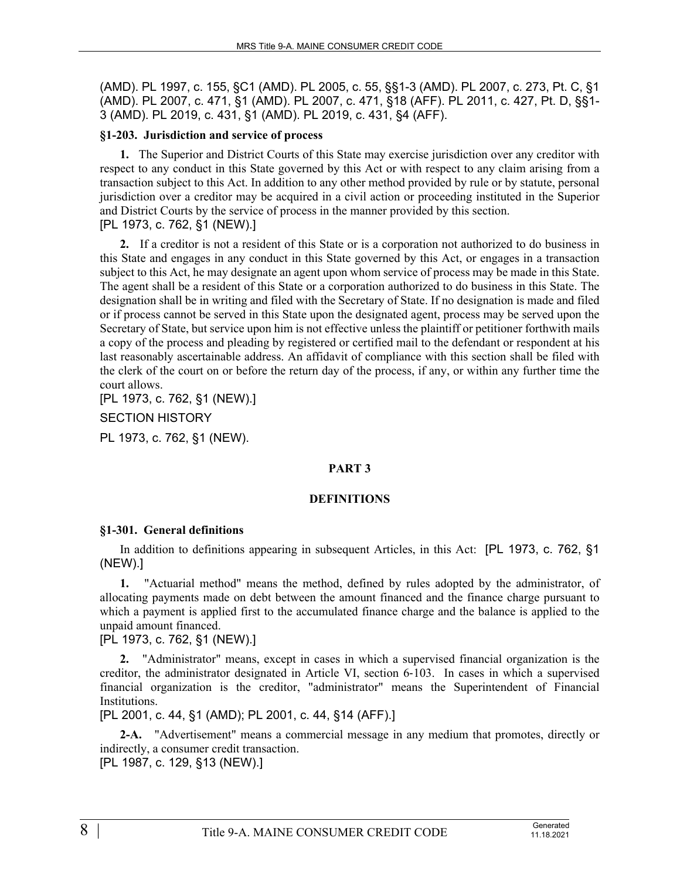(AMD). PL 1997, c. 155, §C1 (AMD). PL 2005, c. 55, §§1-3 (AMD). PL 2007, c. 273, Pt. C, §1 (AMD). PL 2007, c. 471, §1 (AMD). PL 2007, c. 471, §18 (AFF). PL 2011, c. 427, Pt. D, §§1-3 (AMD). PL 2019, c. 431, §1 (AMD). PL 2019, c. 431, §4 (AFF).

### §1-203. Jurisdiction and service of process

**1.** The Superior and District Courts of this State may exercise jurisdiction over any creditor with respect to any conduct in this State governed by this Act or with respect to any claim arising from a transaction subject to this Act. In addition to any other method provided by rule or by statute, personal jurisdiction over a creditor may be acquired in a civil action or proceeding instituted in the Superior and District Courts by the service of process in the manner provided by this section.
[PL 1973, c. 762, §1 (NEW).]

**2.** If a creditor is not a resident of this State or is a corporation not authorized to do business in this State and engages in any conduct in this State governed by this Act, or engages in a transaction subject to this Act, he may designate an agent upon whom service of process may be made in this State. The agent shall be a resident of this State or a corporation authorized to do business in this State. The designation shall be in writing and filed with the Secretary of State. If no designation is made and filed or if process cannot be served in this State upon the designated agent, process may be served upon the Secretary of State, but service upon him is not effective unless the plaintiff or petitioner forthwith mails a copy of the process and pleading by registered or certified mail to the defendant or respondent at his last reasonably ascertainable address. An affidavit of compliance with this section shall be filed with the clerk of the court on or before the return day of the process, if any, or within any further time the court allows.
[PL 1973, c. 762, §1 (NEW).]

SECTION HISTORY

PL 1973, c. 762, §1 (NEW).

## PART 3

## DEFINITIONS

### §1-301. General definitions

In addition to definitions appearing in subsequent Articles, in this Act: [PL 1973, c. 762, §1 (NEW).]

**1.** "Actuarial method" means the method, defined by rules adopted by the administrator, of allocating payments made on debt between the amount financed and the finance charge pursuant to which a payment is applied first to the accumulated finance charge and the balance is applied to the unpaid amount financed.
[PL 1973, c. 762, §1 (NEW).]

**2.** "Administrator" means, except in cases in which a supervised financial organization is the creditor, the administrator designated in Article VI, section 6-103. In cases in which a supervised financial organization is the creditor, "administrator" means the Superintendent of Financial Institutions.
[PL 2001, c. 44, §1 (AMD); PL 2001, c. 44, §14 (AFF).]

**2-A.** "Advertisement" means a commercial message in any medium that promotes, directly or indirectly, a consumer credit transaction.
[PL 1987, c. 129, §13 (NEW).]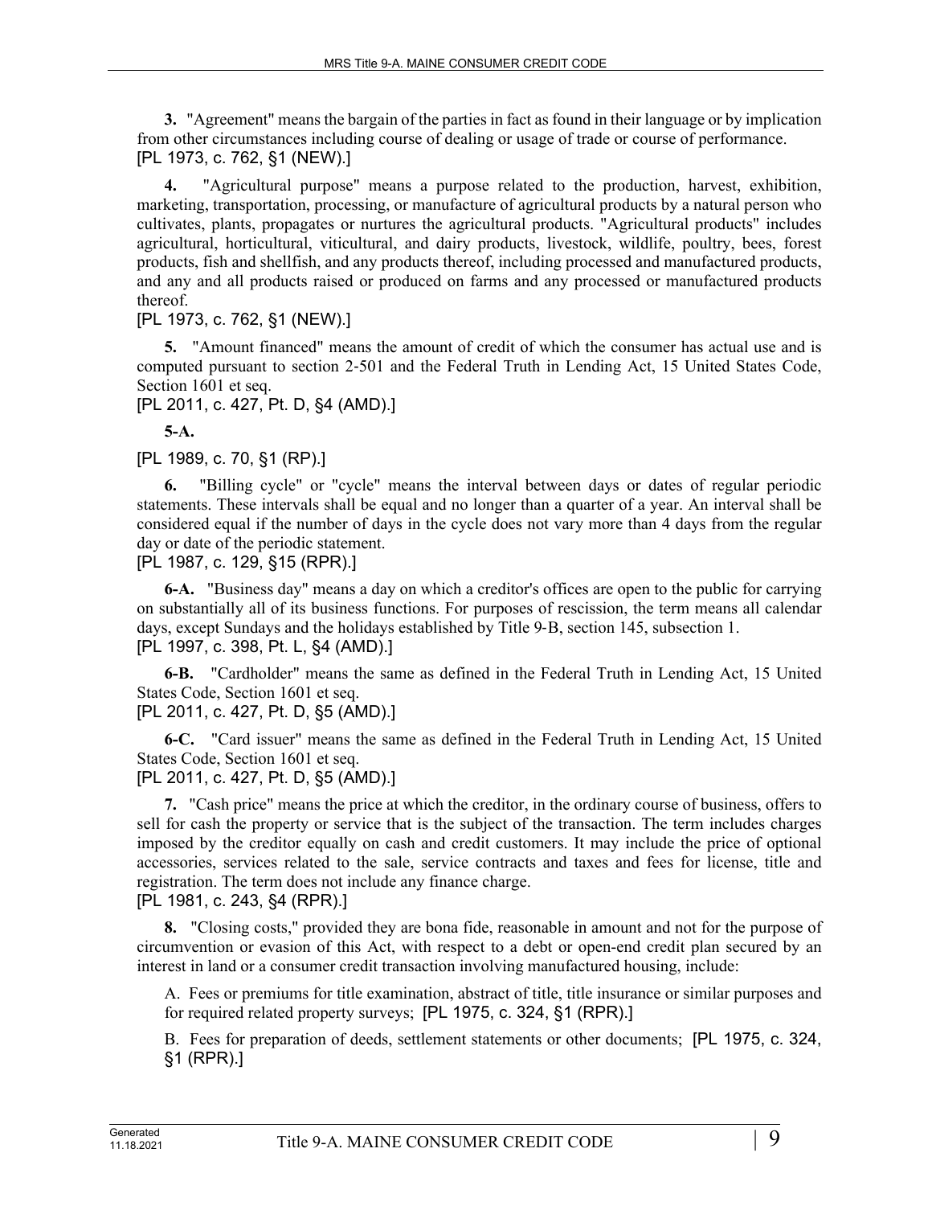**3.** "Agreement" means the bargain of the parties in fact as found in their language or by implication from other circumstances including course of dealing or usage of trade or course of performance.
[PL 1973, c. 762, §1 (NEW).]

**4.** "Agricultural purpose" means a purpose related to the production, harvest, exhibition, marketing, transportation, processing, or manufacture of agricultural products by a natural person who cultivates, plants, propagates or nurtures the agricultural products. "Agricultural products" includes agricultural, horticultural, viticultural, and dairy products, livestock, wildlife, poultry, bees, forest products, fish and shellfish, and any products thereof, including processed and manufactured products, and any and all products raised or produced on farms and any processed or manufactured products thereof.
[PL 1973, c. 762, §1 (NEW).]

**5.** "Amount financed" means the amount of credit of which the consumer has actual use and is computed pursuant to section 2-501 and the Federal Truth in Lending Act, 15 United States Code, Section 1601 et seq.
[PL 2011, c. 427, Pt. D, §4 (AMD).]

**5-A.**

[PL 1989, c. 70, §1 (RP).]

**6.** "Billing cycle" or "cycle" means the interval between days or dates of regular periodic statements. These intervals shall be equal and no longer than a quarter of a year. An interval shall be considered equal if the number of days in the cycle does not vary more than 4 days from the regular day or date of the periodic statement.
[PL 1987, c. 129, §15 (RPR).]

**6-A.** "Business day" means a day on which a creditor's offices are open to the public for carrying on substantially all of its business functions. For purposes of rescission, the term means all calendar days, except Sundays and the holidays established by Title 9-B, section 145, subsection 1.
[PL 1997, c. 398, Pt. L, §4 (AMD).]

**6-B.** "Cardholder" means the same as defined in the Federal Truth in Lending Act, 15 United States Code, Section 1601 et seq.
[PL 2011, c. 427, Pt. D, §5 (AMD).]

**6-C.** "Card issuer" means the same as defined in the Federal Truth in Lending Act, 15 United States Code, Section 1601 et seq.
[PL 2011, c. 427, Pt. D, §5 (AMD).]

**7.** "Cash price" means the price at which the creditor, in the ordinary course of business, offers to sell for cash the property or service that is the subject of the transaction. The term includes charges imposed by the creditor equally on cash and credit customers. It may include the price of optional accessories, services related to the sale, service contracts and taxes and fees for license, title and registration. The term does not include any finance charge.
[PL 1981, c. 243, §4 (RPR).]

**8.** "Closing costs," provided they are bona fide, reasonable in amount and not for the purpose of circumvention or evasion of this Act, with respect to a debt or open-end credit plan secured by an interest in land or a consumer credit transaction involving manufactured housing, include:

A. Fees or premiums for title examination, abstract of title, title insurance or similar purposes and for required related property surveys; [PL 1975, c. 324, §1 (RPR).]

B. Fees for preparation of deeds, settlement statements or other documents; [PL 1975, c. 324, §1 (RPR).]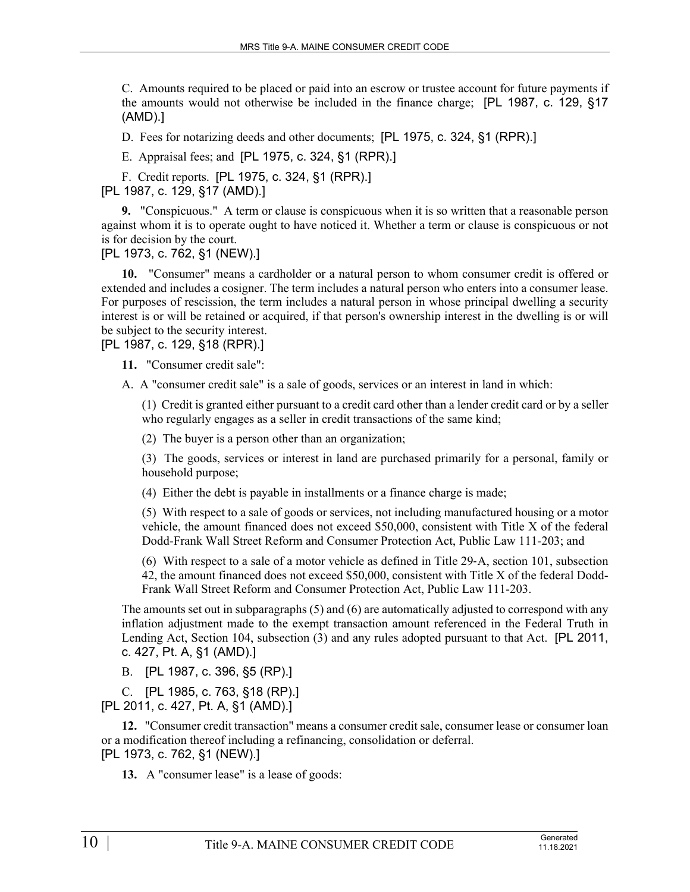C. Amounts required to be placed or paid into an escrow or trustee account for future payments if the amounts would not otherwise be included in the finance charge; [PL 1987, c. 129, §17 (AMD).]

D. Fees for notarizing deeds and other documents; [PL 1975, c. 324, §1 (RPR).]

E. Appraisal fees; and [PL 1975, c. 324, §1 (RPR).]

F. Credit reports. [PL 1975, c. 324, §1 (RPR).]

[PL 1987, c. 129, §17 (AMD).]

**9.** "Conspicuous." A term or clause is conspicuous when it is so written that a reasonable person against whom it is to operate ought to have noticed it. Whether a term or clause is conspicuous or not is for decision by the court.

[PL 1973, c. 762, §1 (NEW).]

**10.** "Consumer" means a cardholder or a natural person to whom consumer credit is offered or extended and includes a cosigner. The term includes a natural person who enters into a consumer lease. For purposes of rescission, the term includes a natural person in whose principal dwelling a security interest is or will be retained or acquired, if that person's ownership interest in the dwelling is or will be subject to the security interest.

[PL 1987, c. 129, §18 (RPR).]

**11.** "Consumer credit sale":

A. A "consumer credit sale" is a sale of goods, services or an interest in land in which:

(1) Credit is granted either pursuant to a credit card other than a lender credit card or by a seller who regularly engages as a seller in credit transactions of the same kind;

(2) The buyer is a person other than an organization;

(3) The goods, services or interest in land are purchased primarily for a personal, family or household purpose;

(4) Either the debt is payable in installments or a finance charge is made;

(5) With respect to a sale of goods or services, not including manufactured housing or a motor vehicle, the amount financed does not exceed $50,000, consistent with Title X of the federal Dodd-Frank Wall Street Reform and Consumer Protection Act, Public Law 111-203; and

(6) With respect to a sale of a motor vehicle as defined in Title 29-A, section 101, subsection 42, the amount financed does not exceed $50,000, consistent with Title X of the federal Dodd-Frank Wall Street Reform and Consumer Protection Act, Public Law 111-203.

The amounts set out in subparagraphs (5) and (6) are automatically adjusted to correspond with any inflation adjustment made to the exempt transaction amount referenced in the Federal Truth in Lending Act, Section 104, subsection (3) and any rules adopted pursuant to that Act. [PL 2011, c. 427, Pt. A, §1 (AMD).]

B. [PL 1987, c. 396, §5 (RP).]

C. [PL 1985, c. 763, §18 (RP).]

[PL 2011, c. 427, Pt. A, §1 (AMD).]

**12.** "Consumer credit transaction" means a consumer credit sale, consumer lease or consumer loan or a modification thereof including a refinancing, consolidation or deferral.

[PL 1973, c. 762, §1 (NEW).]

**13.** A "consumer lease" is a lease of goods: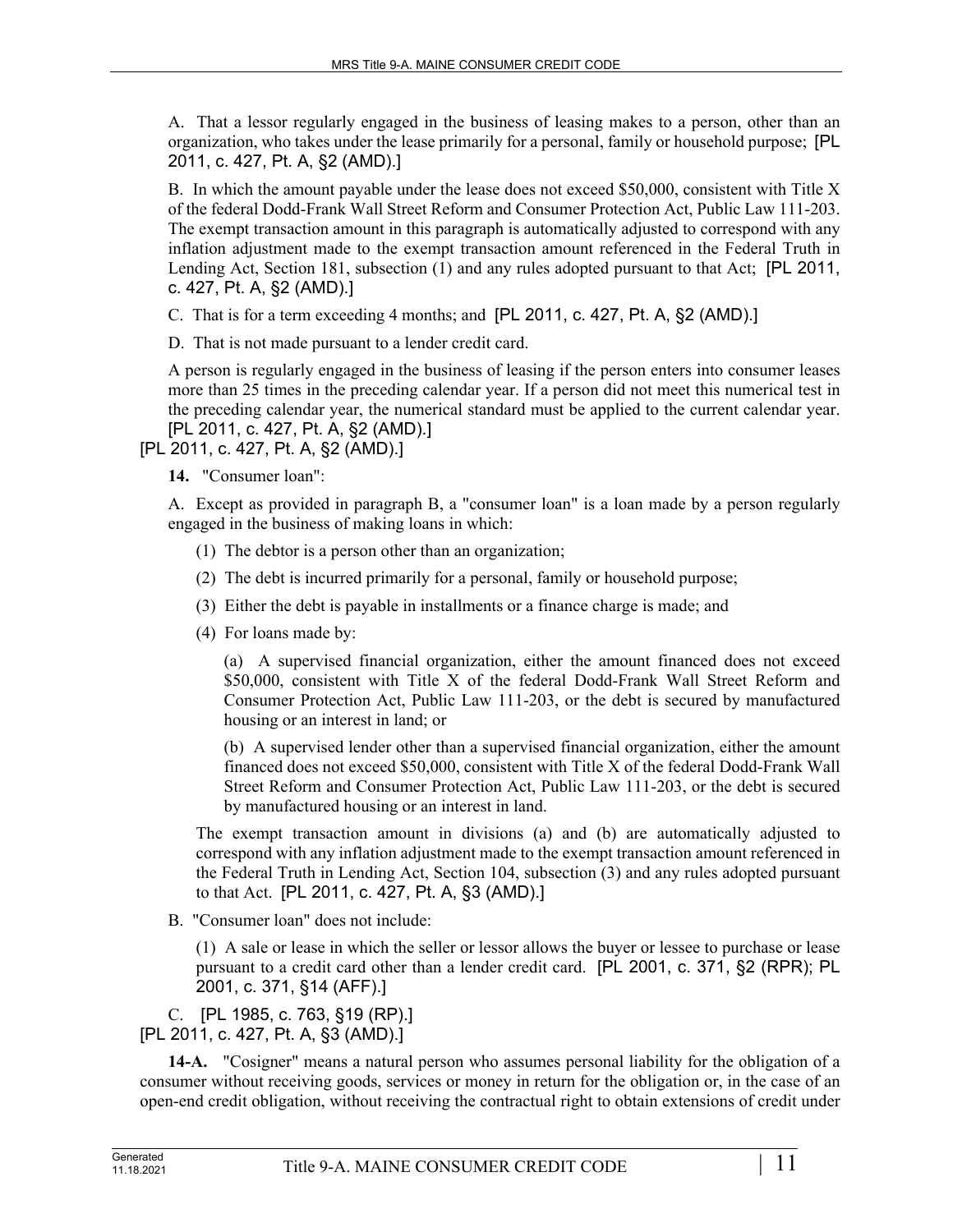A. That a lessor regularly engaged in the business of leasing makes to a person, other than an organization, who takes under the lease primarily for a personal, family or household purpose; [PL 2011, c. 427, Pt. A, §2 (AMD).]

B. In which the amount payable under the lease does not exceed $50,000, consistent with Title X of the federal Dodd-Frank Wall Street Reform and Consumer Protection Act, Public Law 111-203. The exempt transaction amount in this paragraph is automatically adjusted to correspond with any inflation adjustment made to the exempt transaction amount referenced in the Federal Truth in Lending Act, Section 181, subsection (1) and any rules adopted pursuant to that Act; [PL 2011, c. 427, Pt. A, §2 (AMD).]

C. That is for a term exceeding 4 months; and [PL 2011, c. 427, Pt. A, §2 (AMD).]

D. That is not made pursuant to a lender credit card.

A person is regularly engaged in the business of leasing if the person enters into consumer leases more than 25 times in the preceding calendar year. If a person did not meet this numerical test in the preceding calendar year, the numerical standard must be applied to the current calendar year. [PL 2011, c. 427, Pt. A, §2 (AMD).]

[PL 2011, c. 427, Pt. A, §2 (AMD).]

**14.** "Consumer loan":

A. Except as provided in paragraph B, a "consumer loan" is a loan made by a person regularly engaged in the business of making loans in which:

(1) The debtor is a person other than an organization;

(2) The debt is incurred primarily for a personal, family or household purpose;

(3) Either the debt is payable in installments or a finance charge is made; and

(4) For loans made by:

(a) A supervised financial organization, either the amount financed does not exceed $50,000, consistent with Title X of the federal Dodd-Frank Wall Street Reform and Consumer Protection Act, Public Law 111-203, or the debt is secured by manufactured housing or an interest in land; or

(b) A supervised lender other than a supervised financial organization, either the amount financed does not exceed $50,000, consistent with Title X of the federal Dodd-Frank Wall Street Reform and Consumer Protection Act, Public Law 111-203, or the debt is secured by manufactured housing or an interest in land.

The exempt transaction amount in divisions (a) and (b) are automatically adjusted to correspond with any inflation adjustment made to the exempt transaction amount referenced in the Federal Truth in Lending Act, Section 104, subsection (3) and any rules adopted pursuant to that Act. [PL 2011, c. 427, Pt. A, §3 (AMD).]

B. "Consumer loan" does not include:

(1) A sale or lease in which the seller or lessor allows the buyer or lessee to purchase or lease pursuant to a credit card other than a lender credit card. [PL 2001, c. 371, §2 (RPR); PL 2001, c. 371, §14 (AFF).]

C. [PL 1985, c. 763, §19 (RP).]

[PL 2011, c. 427, Pt. A, §3 (AMD).]

**14-A.** "Cosigner" means a natural person who assumes personal liability for the obligation of a consumer without receiving goods, services or money in return for the obligation or, in the case of an open-end credit obligation, without receiving the contractual right to obtain extensions of credit under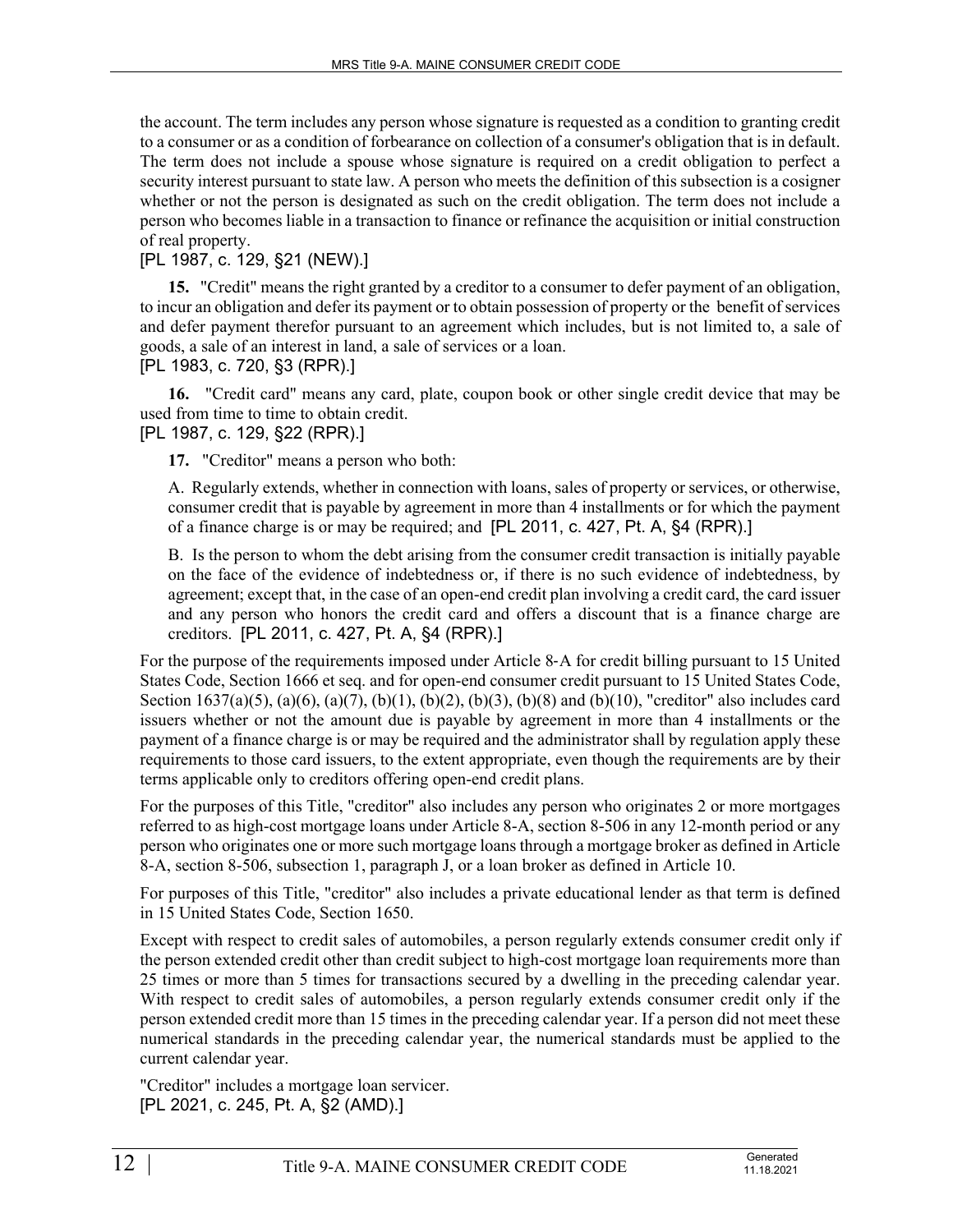the account. The term includes any person whose signature is requested as a condition to granting credit to a consumer or as a condition of forbearance on collection of a consumer's obligation that is in default. The term does not include a spouse whose signature is required on a credit obligation to perfect a security interest pursuant to state law. A person who meets the definition of this subsection is a cosigner whether or not the person is designated as such on the credit obligation. The term does not include a person who becomes liable in a transaction to finance or refinance the acquisition or initial construction of real property.

[PL 1987, c. 129, §21 (NEW).]

**15.** "Credit" means the right granted by a creditor to a consumer to defer payment of an obligation, to incur an obligation and defer its payment or to obtain possession of property or the benefit of services and defer payment therefor pursuant to an agreement which includes, but is not limited to, a sale of goods, a sale of an interest in land, a sale of services or a loan.

[PL 1983, c. 720, §3 (RPR).]

**16.** "Credit card" means any card, plate, coupon book or other single credit device that may be used from time to time to obtain credit.

[PL 1987, c. 129, §22 (RPR).]

**17.** "Creditor" means a person who both:

A. Regularly extends, whether in connection with loans, sales of property or services, or otherwise, consumer credit that is payable by agreement in more than 4 installments or for which the payment of a finance charge is or may be required; and [PL 2011, c. 427, Pt. A, §4 (RPR).]

B. Is the person to whom the debt arising from the consumer credit transaction is initially payable on the face of the evidence of indebtedness or, if there is no such evidence of indebtedness, by agreement; except that, in the case of an open-end credit plan involving a credit card, the card issuer and any person who honors the credit card and offers a discount that is a finance charge are creditors. [PL 2011, c. 427, Pt. A, §4 (RPR).]

For the purpose of the requirements imposed under Article 8-A for credit billing pursuant to 15 United States Code, Section 1666 et seq. and for open-end consumer credit pursuant to 15 United States Code, Section 1637(a)(5), (a)(6), (a)(7), (b)(1), (b)(2), (b)(3), (b)(8) and (b)(10), "creditor" also includes card issuers whether or not the amount due is payable by agreement in more than 4 installments or the payment of a finance charge is or may be required and the administrator shall by regulation apply these requirements to those card issuers, to the extent appropriate, even though the requirements are by their terms applicable only to creditors offering open-end credit plans.

For the purposes of this Title, "creditor" also includes any person who originates 2 or more mortgages referred to as high-cost mortgage loans under Article 8-A, section 8-506 in any 12-month period or any person who originates one or more such mortgage loans through a mortgage broker as defined in Article 8-A, section 8-506, subsection 1, paragraph J, or a loan broker as defined in Article 10.

For purposes of this Title, "creditor" also includes a private educational lender as that term is defined in 15 United States Code, Section 1650.

Except with respect to credit sales of automobiles, a person regularly extends consumer credit only if the person extended credit other than credit subject to high-cost mortgage loan requirements more than 25 times or more than 5 times for transactions secured by a dwelling in the preceding calendar year. With respect to credit sales of automobiles, a person regularly extends consumer credit only if the person extended credit more than 15 times in the preceding calendar year. If a person did not meet these numerical standards in the preceding calendar year, the numerical standards must be applied to the current calendar year.

"Creditor" includes a mortgage loan servicer.

[PL 2021, c. 245, Pt. A, §2 (AMD).]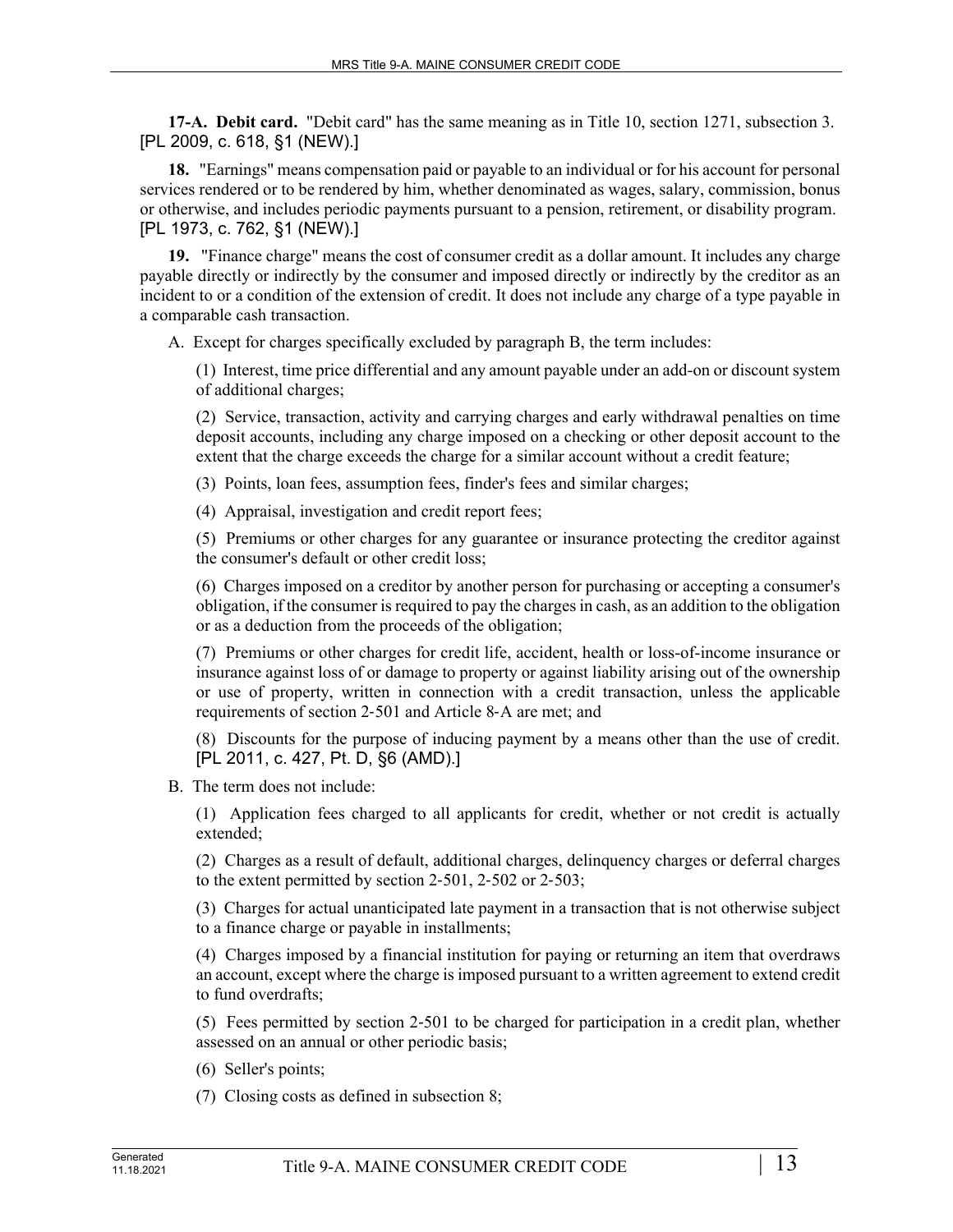**17-A. Debit card.** "Debit card" has the same meaning as in Title 10, section 1271, subsection 3. [PL 2009, c. 618, §1 (NEW).]

**18.** "Earnings" means compensation paid or payable to an individual or for his account for personal services rendered or to be rendered by him, whether denominated as wages, salary, commission, bonus or otherwise, and includes periodic payments pursuant to a pension, retirement, or disability program. [PL 1973, c. 762, §1 (NEW).]

**19.** "Finance charge" means the cost of consumer credit as a dollar amount. It includes any charge payable directly or indirectly by the consumer and imposed directly or indirectly by the creditor as an incident to or a condition of the extension of credit. It does not include any charge of a type payable in a comparable cash transaction.

A. Except for charges specifically excluded by paragraph B, the term includes:

(1) Interest, time price differential and any amount payable under an add-on or discount system of additional charges;

(2) Service, transaction, activity and carrying charges and early withdrawal penalties on time deposit accounts, including any charge imposed on a checking or other deposit account to the extent that the charge exceeds the charge for a similar account without a credit feature;

(3) Points, loan fees, assumption fees, finder's fees and similar charges;

(4) Appraisal, investigation and credit report fees;

(5) Premiums or other charges for any guarantee or insurance protecting the creditor against the consumer's default or other credit loss;

(6) Charges imposed on a creditor by another person for purchasing or accepting a consumer's obligation, if the consumer is required to pay the charges in cash, as an addition to the obligation or as a deduction from the proceeds of the obligation;

(7) Premiums or other charges for credit life, accident, health or loss-of-income insurance or insurance against loss of or damage to property or against liability arising out of the ownership or use of property, written in connection with a credit transaction, unless the applicable requirements of section 2-501 and Article 8-A are met; and

(8) Discounts for the purpose of inducing payment by a means other than the use of credit. [PL 2011, c. 427, Pt. D, §6 (AMD).]

B. The term does not include:

(1) Application fees charged to all applicants for credit, whether or not credit is actually extended;

(2) Charges as a result of default, additional charges, delinquency charges or deferral charges to the extent permitted by section 2-501, 2-502 or 2-503;

(3) Charges for actual unanticipated late payment in a transaction that is not otherwise subject to a finance charge or payable in installments;

(4) Charges imposed by a financial institution for paying or returning an item that overdraws an account, except where the charge is imposed pursuant to a written agreement to extend credit to fund overdrafts;

(5) Fees permitted by section 2-501 to be charged for participation in a credit plan, whether assessed on an annual or other periodic basis;

(6) Seller's points;

(7) Closing costs as defined in subsection 8;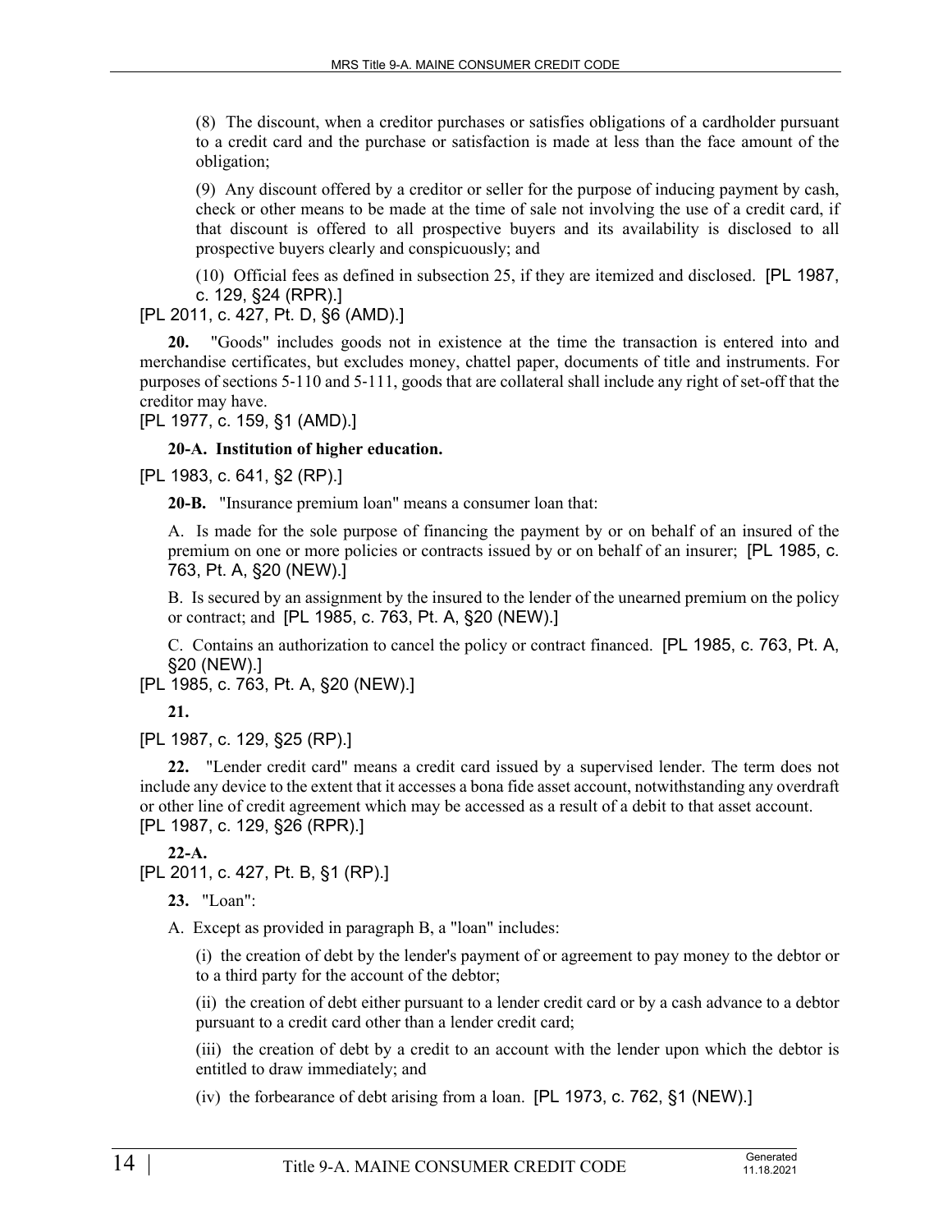(8) The discount, when a creditor purchases or satisfies obligations of a cardholder pursuant to a credit card and the purchase or satisfaction is made at less than the face amount of the obligation;

(9) Any discount offered by a creditor or seller for the purpose of inducing payment by cash, check or other means to be made at the time of sale not involving the use of a credit card, if that discount is offered to all prospective buyers and its availability is disclosed to all prospective buyers clearly and conspicuously; and

(10) Official fees as defined in subsection 25, if they are itemized and disclosed. [PL 1987, c. 129, §24 (RPR).]

[PL 2011, c. 427, Pt. D, §6 (AMD).]

**20.** "Goods" includes goods not in existence at the time the transaction is entered into and merchandise certificates, but excludes money, chattel paper, documents of title and instruments. For purposes of sections 5-110 and 5-111, goods that are collateral shall include any right of set-off that the creditor may have.

[PL 1977, c. 159, §1 (AMD).]

**20-A. Institution of higher education.**

[PL 1983, c. 641, §2 (RP).]

**20-B.** "Insurance premium loan" means a consumer loan that:

A. Is made for the sole purpose of financing the payment by or on behalf of an insured of the premium on one or more policies or contracts issued by or on behalf of an insurer; [PL 1985, c. 763, Pt. A, §20 (NEW).]

B. Is secured by an assignment by the insured to the lender of the unearned premium on the policy or contract; and [PL 1985, c. 763, Pt. A, §20 (NEW).]

C. Contains an authorization to cancel the policy or contract financed. [PL 1985, c. 763, Pt. A, §20 (NEW).]

[PL 1985, c. 763, Pt. A, §20 (NEW).]

**21.**

[PL 1987, c. 129, §25 (RP).]

**22.** "Lender credit card" means a credit card issued by a supervised lender. The term does not include any device to the extent that it accesses a bona fide asset account, notwithstanding any overdraft or other line of credit agreement which may be accessed as a result of a debit to that asset account.

[PL 1987, c. 129, §26 (RPR).]

**22-A.**

[PL 2011, c. 427, Pt. B, §1 (RP).]

**23.** "Loan":

A. Except as provided in paragraph B, a "loan" includes:

(i) the creation of debt by the lender's payment of or agreement to pay money to the debtor or to a third party for the account of the debtor;

(ii) the creation of debt either pursuant to a lender credit card or by a cash advance to a debtor pursuant to a credit card other than a lender credit card;

(iii) the creation of debt by a credit to an account with the lender upon which the debtor is entitled to draw immediately; and

(iv) the forbearance of debt arising from a loan. [PL 1973, c. 762, §1 (NEW).]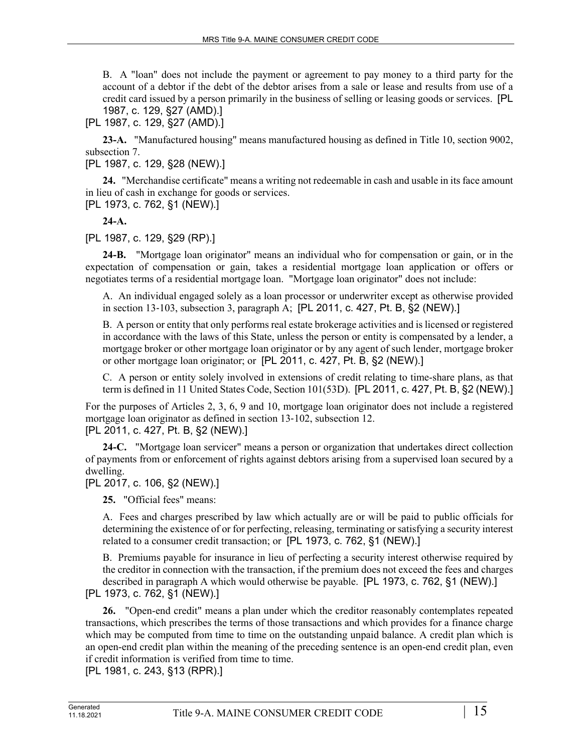B. A "loan" does not include the payment or agreement to pay money to a third party for the account of a debtor if the debt of the debtor arises from a sale or lease and results from use of a credit card issued by a person primarily in the business of selling or leasing goods or services. [PL 1987, c. 129, §27 (AMD).]

[PL 1987, c. 129, §27 (AMD).]

**23-A.** "Manufactured housing" means manufactured housing as defined in Title 10, section 9002, subsection 7.

[PL 1987, c. 129, §28 (NEW).]

**24.** "Merchandise certificate" means a writing not redeemable in cash and usable in its face amount in lieu of cash in exchange for goods or services.

[PL 1973, c. 762, §1 (NEW).]

**24-A.**

[PL 1987, c. 129, §29 (RP).]

**24-B.** "Mortgage loan originator" means an individual who for compensation or gain, or in the expectation of compensation or gain, takes a residential mortgage loan application or offers or negotiates terms of a residential mortgage loan. "Mortgage loan originator" does not include:

A. An individual engaged solely as a loan processor or underwriter except as otherwise provided in section 13-103, subsection 3, paragraph A; [PL 2011, c. 427, Pt. B, §2 (NEW).]

B. A person or entity that only performs real estate brokerage activities and is licensed or registered in accordance with the laws of this State, unless the person or entity is compensated by a lender, a mortgage broker or other mortgage loan originator or by any agent of such lender, mortgage broker or other mortgage loan originator; or [PL 2011, c. 427, Pt. B, §2 (NEW).]

C. A person or entity solely involved in extensions of credit relating to time-share plans, as that term is defined in 11 United States Code, Section 101(53D). [PL 2011, c. 427, Pt. B, §2 (NEW).]

For the purposes of Articles 2, 3, 6, 9 and 10, mortgage loan originator does not include a registered mortgage loan originator as defined in section 13-102, subsection 12.

[PL 2011, c. 427, Pt. B, §2 (NEW).]

**24-C.** "Mortgage loan servicer" means a person or organization that undertakes direct collection of payments from or enforcement of rights against debtors arising from a supervised loan secured by a dwelling.

[PL 2017, c. 106, §2 (NEW).]

**25.** "Official fees" means:

A. Fees and charges prescribed by law which actually are or will be paid to public officials for determining the existence of or for perfecting, releasing, terminating or satisfying a security interest related to a consumer credit transaction; or [PL 1973, c. 762, §1 (NEW).]

B. Premiums payable for insurance in lieu of perfecting a security interest otherwise required by the creditor in connection with the transaction, if the premium does not exceed the fees and charges described in paragraph A which would otherwise be payable. [PL 1973, c. 762, §1 (NEW).]

[PL 1973, c. 762, §1 (NEW).]

**26.** "Open-end credit" means a plan under which the creditor reasonably contemplates repeated transactions, which prescribes the terms of those transactions and which provides for a finance charge which may be computed from time to time on the outstanding unpaid balance. A credit plan which is an open-end credit plan within the meaning of the preceding sentence is an open-end credit plan, even if credit information is verified from time to time.

[PL 1981, c. 243, §13 (RPR).]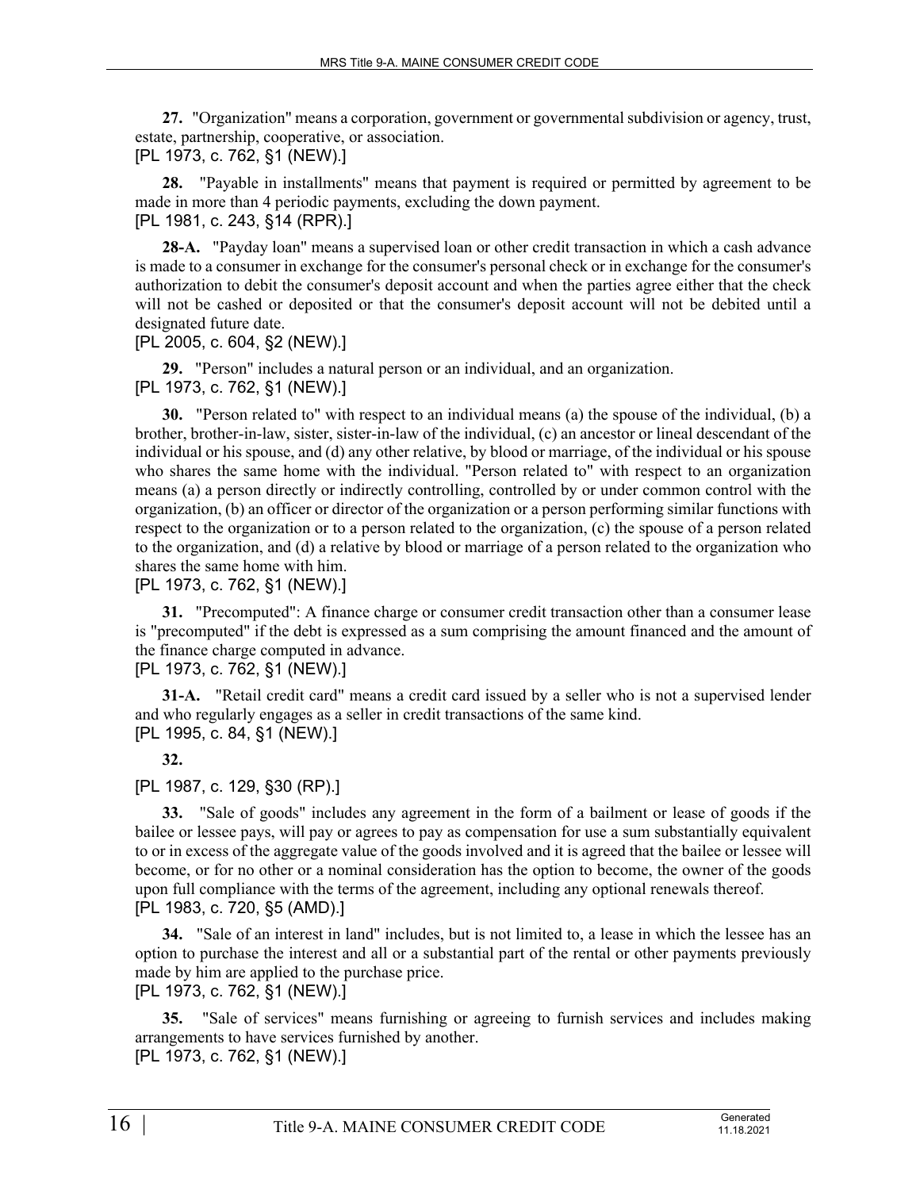**27.** "Organization" means a corporation, government or governmental subdivision or agency, trust, estate, partnership, cooperative, or association.
[PL 1973, c. 762, §1 (NEW).]

**28.** "Payable in installments" means that payment is required or permitted by agreement to be made in more than 4 periodic payments, excluding the down payment.
[PL 1981, c. 243, §14 (RPR).]

**28-A.** "Payday loan" means a supervised loan or other credit transaction in which a cash advance is made to a consumer in exchange for the consumer's personal check or in exchange for the consumer's authorization to debit the consumer's deposit account and when the parties agree either that the check will not be cashed or deposited or that the consumer's deposit account will not be debited until a designated future date.
[PL 2005, c. 604, §2 (NEW).]

**29.** "Person" includes a natural person or an individual, and an organization.
[PL 1973, c. 762, §1 (NEW).]

**30.** "Person related to" with respect to an individual means (a) the spouse of the individual, (b) a brother, brother-in-law, sister, sister-in-law of the individual, (c) an ancestor or lineal descendant of the individual or his spouse, and (d) any other relative, by blood or marriage, of the individual or his spouse who shares the same home with the individual. "Person related to" with respect to an organization means (a) a person directly or indirectly controlling, controlled by or under common control with the organization, (b) an officer or director of the organization or a person performing similar functions with respect to the organization or to a person related to the organization, (c) the spouse of a person related to the organization, and (d) a relative by blood or marriage of a person related to the organization who shares the same home with him.
[PL 1973, c. 762, §1 (NEW).]

**31.** "Precomputed": A finance charge or consumer credit transaction other than a consumer lease is "precomputed" if the debt is expressed as a sum comprising the amount financed and the amount of the finance charge computed in advance.
[PL 1973, c. 762, §1 (NEW).]

**31-A.** "Retail credit card" means a credit card issued by a seller who is not a supervised lender and who regularly engages as a seller in credit transactions of the same kind.
[PL 1995, c. 84, §1 (NEW).]

**32.**

[PL 1987, c. 129, §30 (RP).]

**33.** "Sale of goods" includes any agreement in the form of a bailment or lease of goods if the bailee or lessee pays, will pay or agrees to pay as compensation for use a sum substantially equivalent to or in excess of the aggregate value of the goods involved and it is agreed that the bailee or lessee will become, or for no other or a nominal consideration has the option to become, the owner of the goods upon full compliance with the terms of the agreement, including any optional renewals thereof.
[PL 1983, c. 720, §5 (AMD).]

**34.** "Sale of an interest in land" includes, but is not limited to, a lease in which the lessee has an option to purchase the interest and all or a substantial part of the rental or other payments previously made by him are applied to the purchase price.
[PL 1973, c. 762, §1 (NEW).]

**35.** "Sale of services" means furnishing or agreeing to furnish services and includes making arrangements to have services furnished by another.
[PL 1973, c. 762, §1 (NEW).]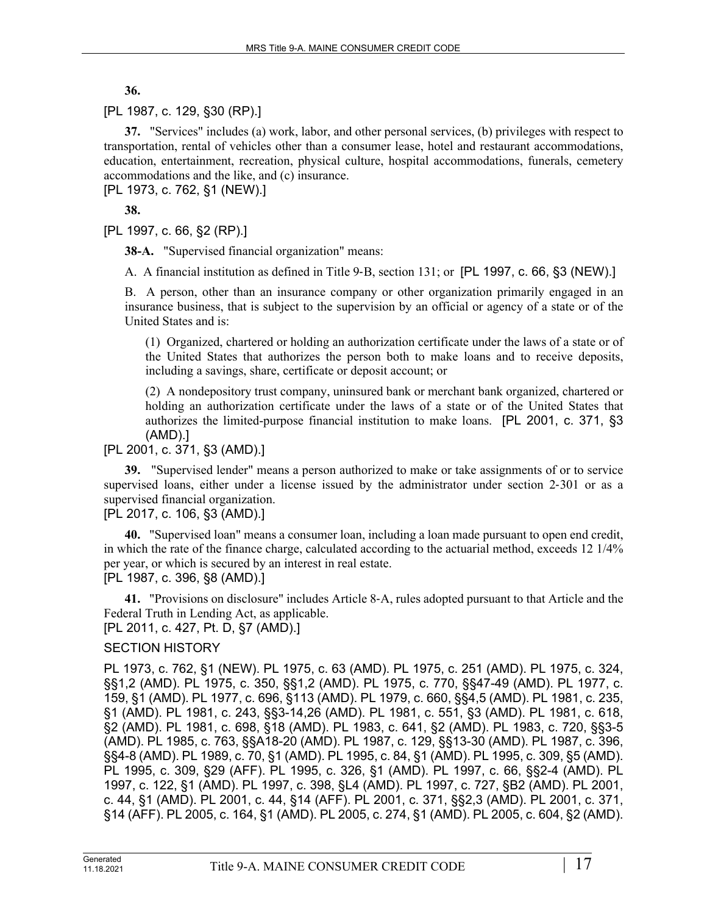**36.**

[PL 1987, c. 129, §30 (RP).]

**37.** "Services" includes (a) work, labor, and other personal services, (b) privileges with respect to transportation, rental of vehicles other than a consumer lease, hotel and restaurant accommodations, education, entertainment, recreation, physical culture, hospital accommodations, funerals, cemetery accommodations and the like, and (c) insurance.

[PL 1973, c. 762, §1 (NEW).]

**38.**

[PL 1997, c. 66, §2 (RP).]

**38-A.** "Supervised financial organization" means:

A. A financial institution as defined in Title 9-B, section 131; or [PL 1997, c. 66, §3 (NEW).]

B. A person, other than an insurance company or other organization primarily engaged in an insurance business, that is subject to the supervision by an official or agency of a state or of the United States and is:

(1) Organized, chartered or holding an authorization certificate under the laws of a state or of the United States that authorizes the person both to make loans and to receive deposits, including a savings, share, certificate or deposit account; or

(2) A nondepository trust company, uninsured bank or merchant bank organized, chartered or holding an authorization certificate under the laws of a state or of the United States that authorizes the limited-purpose financial institution to make loans. [PL 2001, c. 371, §3 (AMD).]

[PL 2001, c. 371, §3 (AMD).]

**39.** "Supervised lender" means a person authorized to make or take assignments of or to service supervised loans, either under a license issued by the administrator under section 2-301 or as a supervised financial organization.

[PL 2017, c. 106, §3 (AMD).]

**40.** "Supervised loan" means a consumer loan, including a loan made pursuant to open end credit, in which the rate of the finance charge, calculated according to the actuarial method, exceeds 12 1/4% per year, or which is secured by an interest in real estate.

[PL 1987, c. 396, §8 (AMD).]

**41.** "Provisions on disclosure" includes Article 8-A, rules adopted pursuant to that Article and the Federal Truth in Lending Act, as applicable.

[PL 2011, c. 427, Pt. D, §7 (AMD).]

SECTION HISTORY

PL 1973, c. 762, §1 (NEW). PL 1975, c. 63 (AMD). PL 1975, c. 251 (AMD). PL 1975, c. 324, §§1,2 (AMD). PL 1975, c. 350, §§1,2 (AMD). PL 1975, c. 770, §§47-49 (AMD). PL 1977, c. 159, §1 (AMD). PL 1977, c. 696, §113 (AMD). PL 1979, c. 660, §§4,5 (AMD). PL 1981, c. 235, §1 (AMD). PL 1981, c. 243, §§3-14,26 (AMD). PL 1981, c. 551, §3 (AMD). PL 1981, c. 618, §2 (AMD). PL 1981, c. 698, §18 (AMD). PL 1983, c. 641, §2 (AMD). PL 1983, c. 720, §§3-5 (AMD). PL 1985, c. 763, §§A18-20 (AMD). PL 1987, c. 129, §§13-30 (AMD). PL 1987, c. 396, §§4-8 (AMD). PL 1989, c. 70, §1 (AMD). PL 1995, c. 84, §1 (AMD). PL 1995, c. 309, §5 (AMD). PL 1995, c. 309, §29 (AFF). PL 1995, c. 326, §1 (AMD). PL 1997, c. 66, §§2-4 (AMD). PL 1997, c. 122, §1 (AMD). PL 1997, c. 398, §L4 (AMD). PL 1997, c. 727, §B2 (AMD). PL 2001, c. 44, §1 (AMD). PL 2001, c. 44, §14 (AFF). PL 2001, c. 371, §§2,3 (AMD). PL 2001, c. 371, §14 (AFF). PL 2005, c. 164, §1 (AMD). PL 2005, c. 274, §1 (AMD). PL 2005, c. 604, §2 (AMD).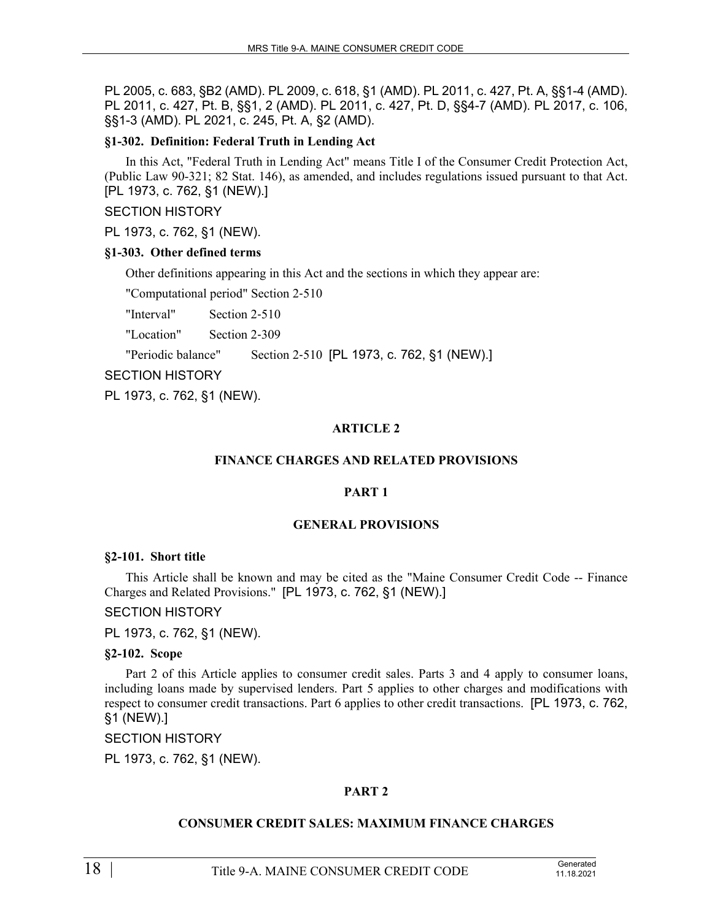PL 2005, c. 683, §B2 (AMD). PL 2009, c. 618, §1 (AMD). PL 2011, c. 427, Pt. A, §§1-4 (AMD). PL 2011, c. 427, Pt. B, §§1, 2 (AMD). PL 2011, c. 427, Pt. D, §§4-7 (AMD). PL 2017, c. 106, §§1-3 (AMD). PL 2021, c. 245, Pt. A, §2 (AMD).

**§1-302. Definition: Federal Truth in Lending Act**

In this Act, "Federal Truth in Lending Act" means Title I of the Consumer Credit Protection Act, (Public Law 90-321; 82 Stat. 146), as amended, and includes regulations issued pursuant to that Act. [PL 1973, c. 762, §1 (NEW).]

SECTION HISTORY

PL 1973, c. 762, §1 (NEW).

**§1-303. Other defined terms**

Other definitions appearing in this Act and the sections in which they appear are:

"Computational period" Section 2-510

"Interval" Section 2-510

"Location" Section 2-309

"Periodic balance" Section 2-510 [PL 1973, c. 762, §1 (NEW).]

SECTION HISTORY

PL 1973, c. 762, §1 (NEW).

# ARTICLE 2

# FINANCE CHARGES AND RELATED PROVISIONS

## PART 1

## GENERAL PROVISIONS

**§2-101. Short title**

This Article shall be known and may be cited as the "Maine Consumer Credit Code -- Finance Charges and Related Provisions." [PL 1973, c. 762, §1 (NEW).]

SECTION HISTORY

PL 1973, c. 762, §1 (NEW).

**§2-102. Scope**

Part 2 of this Article applies to consumer credit sales. Parts 3 and 4 apply to consumer loans, including loans made by supervised lenders. Part 5 applies to other charges and modifications with respect to consumer credit transactions. Part 6 applies to other credit transactions. [PL 1973, c. 762, §1 (NEW).]

SECTION HISTORY

PL 1973, c. 762, §1 (NEW).

## PART 2

## CONSUMER CREDIT SALES: MAXIMUM FINANCE CHARGES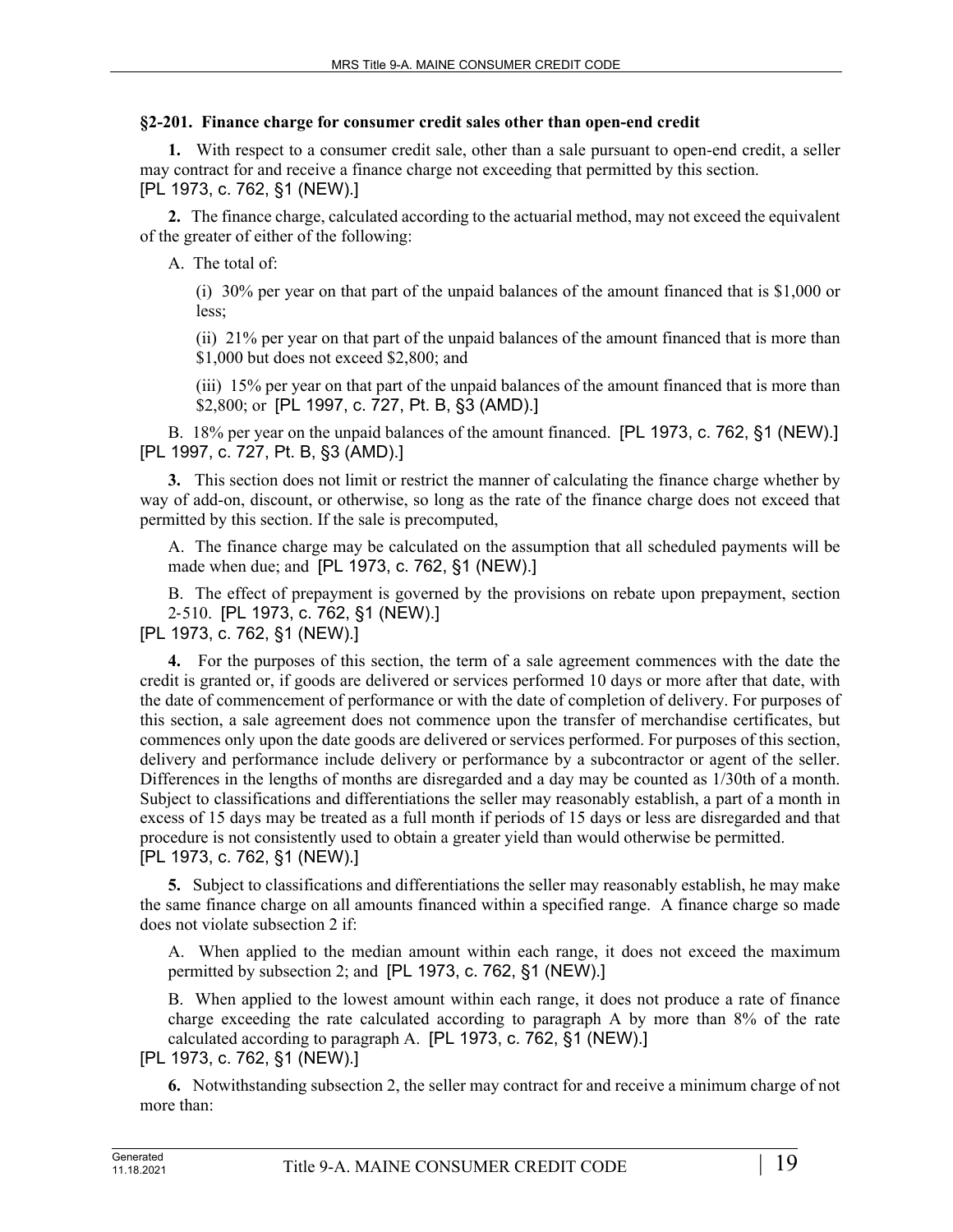### §2-201. Finance charge for consumer credit sales other than open-end credit

**1.** With respect to a consumer credit sale, other than a sale pursuant to open-end credit, a seller may contract for and receive a finance charge not exceeding that permitted by this section.
[PL 1973, c. 762, §1 (NEW).]

**2.** The finance charge, calculated according to the actuarial method, may not exceed the equivalent of the greater of either of the following:

A. The total of:

(i) 30% per year on that part of the unpaid balances of the amount financed that is $1,000 or less;

(ii) 21% per year on that part of the unpaid balances of the amount financed that is more than $1,000 but does not exceed $2,800; and

(iii) 15% per year on that part of the unpaid balances of the amount financed that is more than $2,800; or [PL 1997, c. 727, Pt. B, §3 (AMD).]

B. 18% per year on the unpaid balances of the amount financed. [PL 1973, c. 762, §1 (NEW).]
[PL 1997, c. 727, Pt. B, §3 (AMD).]

**3.** This section does not limit or restrict the manner of calculating the finance charge whether by way of add-on, discount, or otherwise, so long as the rate of the finance charge does not exceed that permitted by this section. If the sale is precomputed,

A. The finance charge may be calculated on the assumption that all scheduled payments will be made when due; and [PL 1973, c. 762, §1 (NEW).]

B. The effect of prepayment is governed by the provisions on rebate upon prepayment, section 2-510. [PL 1973, c. 762, §1 (NEW).]
[PL 1973, c. 762, §1 (NEW).]

**4.** For the purposes of this section, the term of a sale agreement commences with the date the credit is granted or, if goods are delivered or services performed 10 days or more after that date, with the date of commencement of performance or with the date of completion of delivery. For purposes of this section, a sale agreement does not commence upon the transfer of merchandise certificates, but commences only upon the date goods are delivered or services performed. For purposes of this section, delivery and performance include delivery or performance by a subcontractor or agent of the seller. Differences in the lengths of months are disregarded and a day may be counted as 1/30th of a month. Subject to classifications and differentiations the seller may reasonably establish, a part of a month in excess of 15 days may be treated as a full month if periods of 15 days or less are disregarded and that procedure is not consistently used to obtain a greater yield than would otherwise be permitted.
[PL 1973, c. 762, §1 (NEW).]

**5.** Subject to classifications and differentiations the seller may reasonably establish, he may make the same finance charge on all amounts financed within a specified range. A finance charge so made does not violate subsection 2 if:

A. When applied to the median amount within each range, it does not exceed the maximum permitted by subsection 2; and [PL 1973, c. 762, §1 (NEW).]

B. When applied to the lowest amount within each range, it does not produce a rate of finance charge exceeding the rate calculated according to paragraph A by more than 8% of the rate calculated according to paragraph A. [PL 1973, c. 762, §1 (NEW).]
[PL 1973, c. 762, §1 (NEW).]

**6.** Notwithstanding subsection 2, the seller may contract for and receive a minimum charge of not more than: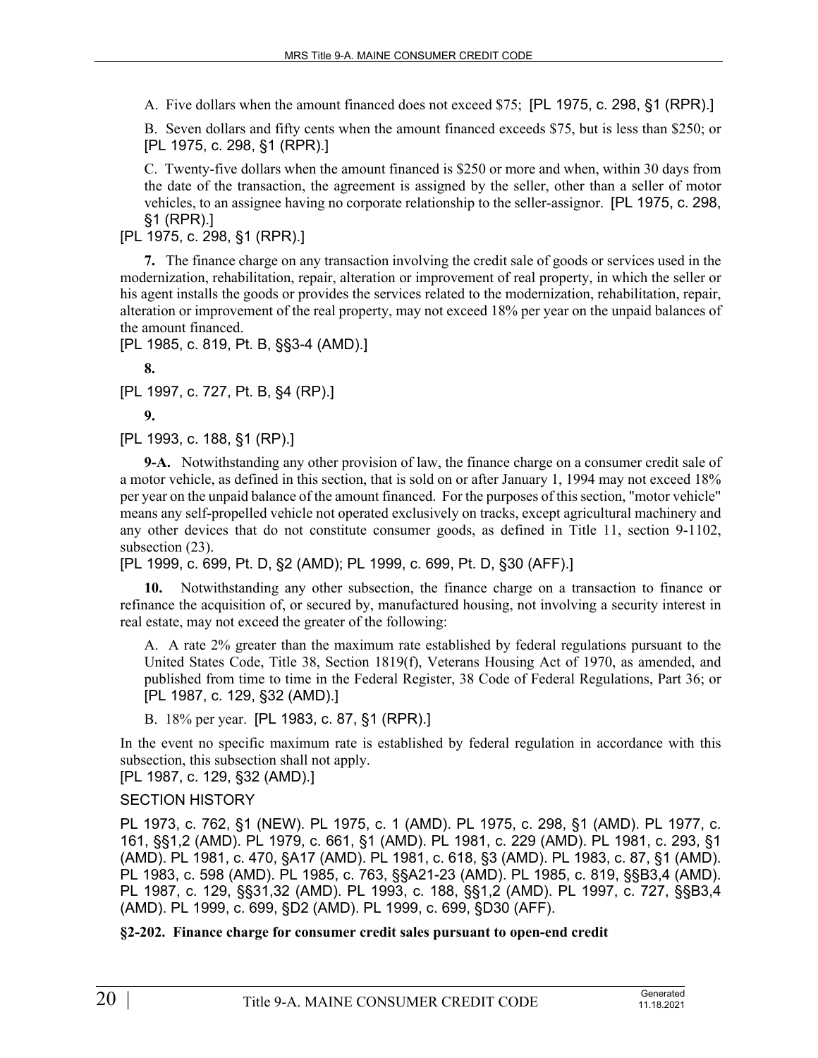A. Five dollars when the amount financed does not exceed $75; [PL 1975, c. 298, §1 (RPR).]

B. Seven dollars and fifty cents when the amount financed exceeds $75, but is less than $250; or [PL 1975, c. 298, §1 (RPR).]

C. Twenty-five dollars when the amount financed is $250 or more and when, within 30 days from the date of the transaction, the agreement is assigned by the seller, other than a seller of motor vehicles, to an assignee having no corporate relationship to the seller-assignor. [PL 1975, c. 298, §1 (RPR).]

[PL 1975, c. 298, §1 (RPR).]

**7.** The finance charge on any transaction involving the credit sale of goods or services used in the modernization, rehabilitation, repair, alteration or improvement of real property, in which the seller or his agent installs the goods or provides the services related to the modernization, rehabilitation, repair, alteration or improvement of the real property, may not exceed 18% per year on the unpaid balances of the amount financed.

[PL 1985, c. 819, Pt. B, §§3-4 (AMD).]

**8.**

[PL 1997, c. 727, Pt. B, §4 (RP).]

**9.**

[PL 1993, c. 188, §1 (RP).]

**9-A.** Notwithstanding any other provision of law, the finance charge on a consumer credit sale of a motor vehicle, as defined in this section, that is sold on or after January 1, 1994 may not exceed 18% per year on the unpaid balance of the amount financed. For the purposes of this section, "motor vehicle" means any self-propelled vehicle not operated exclusively on tracks, except agricultural machinery and any other devices that do not constitute consumer goods, as defined in Title 11, section 9-1102, subsection (23).

[PL 1999, c. 699, Pt. D, §2 (AMD); PL 1999, c. 699, Pt. D, §30 (AFF).]

**10.** Notwithstanding any other subsection, the finance charge on a transaction to finance or refinance the acquisition of, or secured by, manufactured housing, not involving a security interest in real estate, may not exceed the greater of the following:

A. A rate 2% greater than the maximum rate established by federal regulations pursuant to the United States Code, Title 38, Section 1819(f), Veterans Housing Act of 1970, as amended, and published from time to time in the Federal Register, 38 Code of Federal Regulations, Part 36; or [PL 1987, c. 129, §32 (AMD).]

B. 18% per year. [PL 1983, c. 87, §1 (RPR).]

In the event no specific maximum rate is established by federal regulation in accordance with this subsection, this subsection shall not apply.

[PL 1987, c. 129, §32 (AMD).]

SECTION HISTORY

PL 1973, c. 762, §1 (NEW). PL 1975, c. 1 (AMD). PL 1975, c. 298, §1 (AMD). PL 1977, c. 161, §§1,2 (AMD). PL 1979, c. 661, §1 (AMD). PL 1981, c. 229 (AMD). PL 1981, c. 293, §1 (AMD). PL 1981, c. 470, §A17 (AMD). PL 1981, c. 618, §3 (AMD). PL 1983, c. 87, §1 (AMD). PL 1983, c. 598 (AMD). PL 1985, c. 763, §§A21-23 (AMD). PL 1985, c. 819, §§B3,4 (AMD). PL 1987, c. 129, §§31,32 (AMD). PL 1993, c. 188, §§1,2 (AMD). PL 1997, c. 727, §§B3,4 (AMD). PL 1999, c. 699, §D2 (AMD). PL 1999, c. 699, §D30 (AFF).

**§2-202. Finance charge for consumer credit sales pursuant to open-end credit**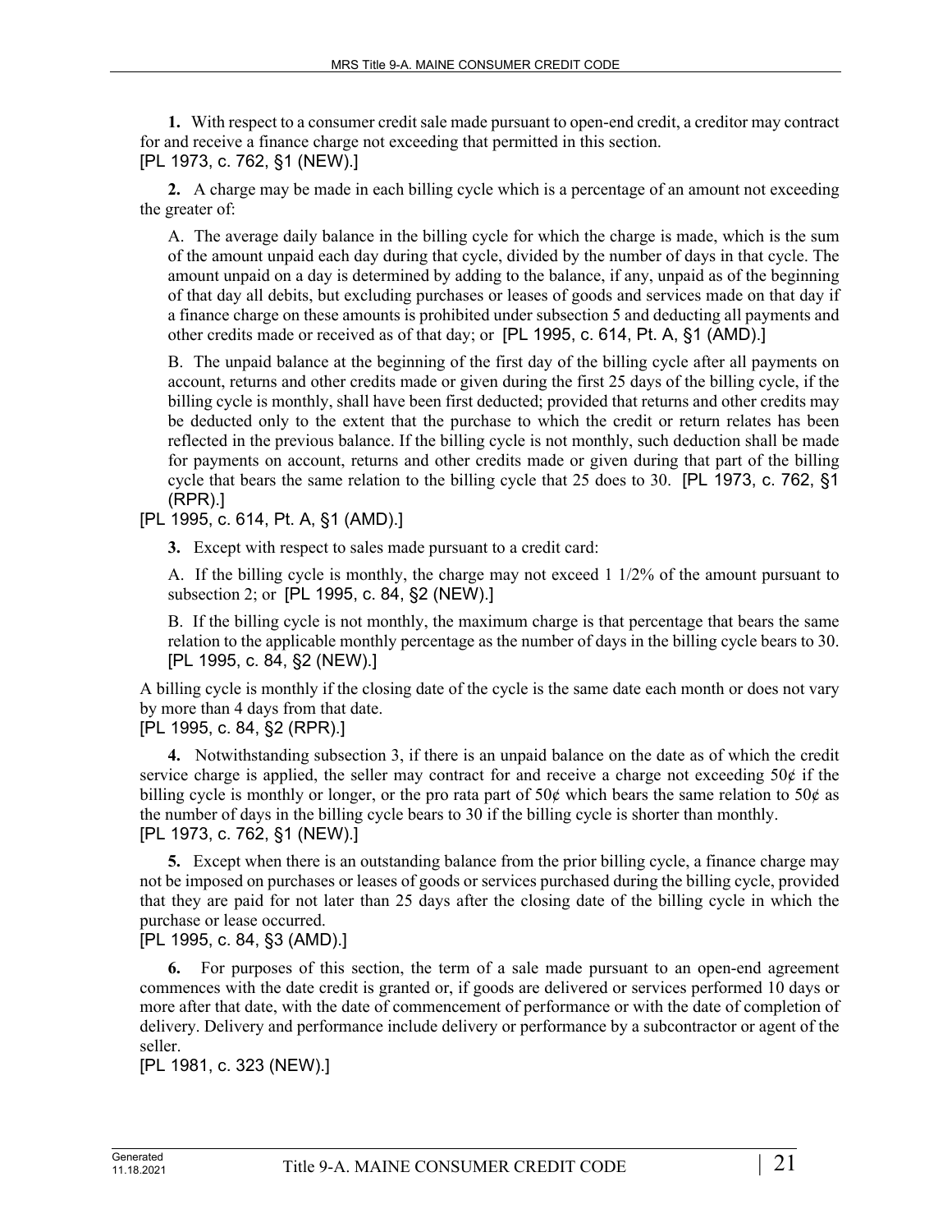**1.** With respect to a consumer credit sale made pursuant to open-end credit, a creditor may contract for and receive a finance charge not exceeding that permitted in this section.
[PL 1973, c. 762, §1 (NEW).]

**2.** A charge may be made in each billing cycle which is a percentage of an amount not exceeding the greater of:

A. The average daily balance in the billing cycle for which the charge is made, which is the sum of the amount unpaid each day during that cycle, divided by the number of days in that cycle. The amount unpaid on a day is determined by adding to the balance, if any, unpaid as of the beginning of that day all debits, but excluding purchases or leases of goods and services made on that day if a finance charge on these amounts is prohibited under subsection 5 and deducting all payments and other credits made or received as of that day; or [PL 1995, c. 614, Pt. A, §1 (AMD).]

B. The unpaid balance at the beginning of the first day of the billing cycle after all payments on account, returns and other credits made or given during the first 25 days of the billing cycle, if the billing cycle is monthly, shall have been first deducted; provided that returns and other credits may be deducted only to the extent that the purchase to which the credit or return relates has been reflected in the previous balance. If the billing cycle is not monthly, such deduction shall be made for payments on account, returns and other credits made or given during that part of the billing cycle that bears the same relation to the billing cycle that 25 does to 30. [PL 1973, c. 762, §1 (RPR).]

[PL 1995, c. 614, Pt. A, §1 (AMD).]

**3.** Except with respect to sales made pursuant to a credit card:

A. If the billing cycle is monthly, the charge may not exceed 1 1/2% of the amount pursuant to subsection 2; or [PL 1995, c. 84, §2 (NEW).]

B. If the billing cycle is not monthly, the maximum charge is that percentage that bears the same relation to the applicable monthly percentage as the number of days in the billing cycle bears to 30. [PL 1995, c. 84, §2 (NEW).]

A billing cycle is monthly if the closing date of the cycle is the same date each month or does not vary by more than 4 days from that date.
[PL 1995, c. 84, §2 (RPR).]

**4.** Notwithstanding subsection 3, if there is an unpaid balance on the date as of which the credit service charge is applied, the seller may contract for and receive a charge not exceeding 50¢ if the billing cycle is monthly or longer, or the pro rata part of 50¢ which bears the same relation to 50¢ as the number of days in the billing cycle bears to 30 if the billing cycle is shorter than monthly.
[PL 1973, c. 762, §1 (NEW).]

**5.** Except when there is an outstanding balance from the prior billing cycle, a finance charge may not be imposed on purchases or leases of goods or services purchased during the billing cycle, provided that they are paid for not later than 25 days after the closing date of the billing cycle in which the purchase or lease occurred.
[PL 1995, c. 84, §3 (AMD).]

**6.** For purposes of this section, the term of a sale made pursuant to an open-end agreement commences with the date credit is granted or, if goods are delivered or services performed 10 days or more after that date, with the date of commencement of performance or with the date of completion of delivery. Delivery and performance include delivery or performance by a subcontractor or agent of the seller.
[PL 1981, c. 323 (NEW).]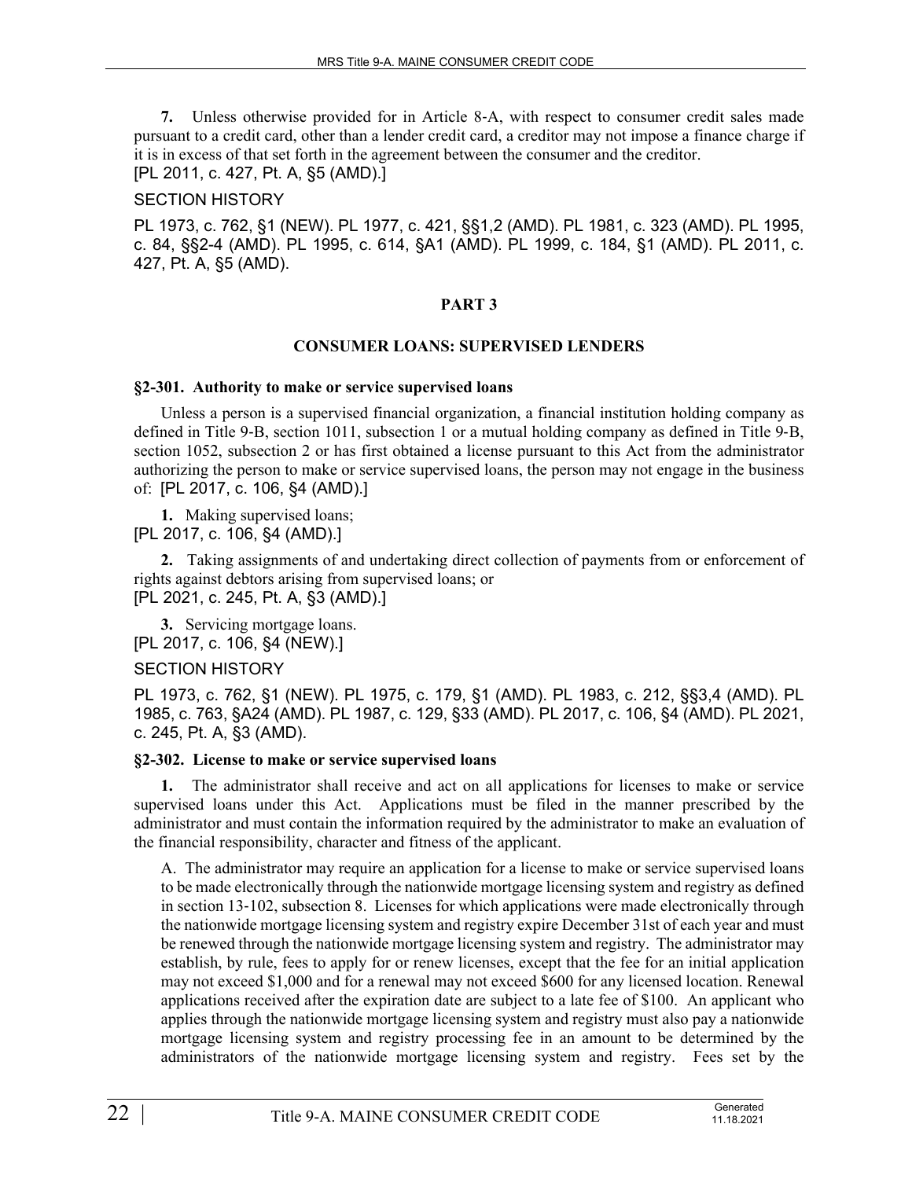**7.** Unless otherwise provided for in Article 8-A, with respect to consumer credit sales made pursuant to a credit card, other than a lender credit card, a creditor may not impose a finance charge if it is in excess of that set forth in the agreement between the consumer and the creditor.
[PL 2011, c. 427, Pt. A, §5 (AMD).]

SECTION HISTORY

PL 1973, c. 762, §1 (NEW). PL 1977, c. 421, §§1,2 (AMD). PL 1981, c. 323 (AMD). PL 1995, c. 84, §§2-4 (AMD). PL 1995, c. 614, §A1 (AMD). PL 1999, c. 184, §1 (AMD). PL 2011, c. 427, Pt. A, §5 (AMD).

## PART 3

## CONSUMER LOANS: SUPERVISED LENDERS

### §2-301. Authority to make or service supervised loans

Unless a person is a supervised financial organization, a financial institution holding company as defined in Title 9-B, section 1011, subsection 1 or a mutual holding company as defined in Title 9-B, section 1052, subsection 2 or has first obtained a license pursuant to this Act from the administrator authorizing the person to make or service supervised loans, the person may not engage in the business of: [PL 2017, c. 106, §4 (AMD).]

**1.** Making supervised loans;
[PL 2017, c. 106, §4 (AMD).]

**2.** Taking assignments of and undertaking direct collection of payments from or enforcement of rights against debtors arising from supervised loans; or
[PL 2021, c. 245, Pt. A, §3 (AMD).]

**3.** Servicing mortgage loans.
[PL 2017, c. 106, §4 (NEW).]

SECTION HISTORY

PL 1973, c. 762, §1 (NEW). PL 1975, c. 179, §1 (AMD). PL 1983, c. 212, §§3,4 (AMD). PL 1985, c. 763, §A24 (AMD). PL 1987, c. 129, §33 (AMD). PL 2017, c. 106, §4 (AMD). PL 2021, c. 245, Pt. A, §3 (AMD).

### §2-302. License to make or service supervised loans

**1.** The administrator shall receive and act on all applications for licenses to make or service supervised loans under this Act. Applications must be filed in the manner prescribed by the administrator and must contain the information required by the administrator to make an evaluation of the financial responsibility, character and fitness of the applicant.

A. The administrator may require an application for a license to make or service supervised loans to be made electronically through the nationwide mortgage licensing system and registry as defined in section 13-102, subsection 8. Licenses for which applications were made electronically through the nationwide mortgage licensing system and registry expire December 31st of each year and must be renewed through the nationwide mortgage licensing system and registry. The administrator may establish, by rule, fees to apply for or renew licenses, except that the fee for an initial application may not exceed $1,000 and for a renewal may not exceed $600 for any licensed location. Renewal applications received after the expiration date are subject to a late fee of $100. An applicant who applies through the nationwide mortgage licensing system and registry must also pay a nationwide mortgage licensing system and registry processing fee in an amount to be determined by the administrators of the nationwide mortgage licensing system and registry. Fees set by the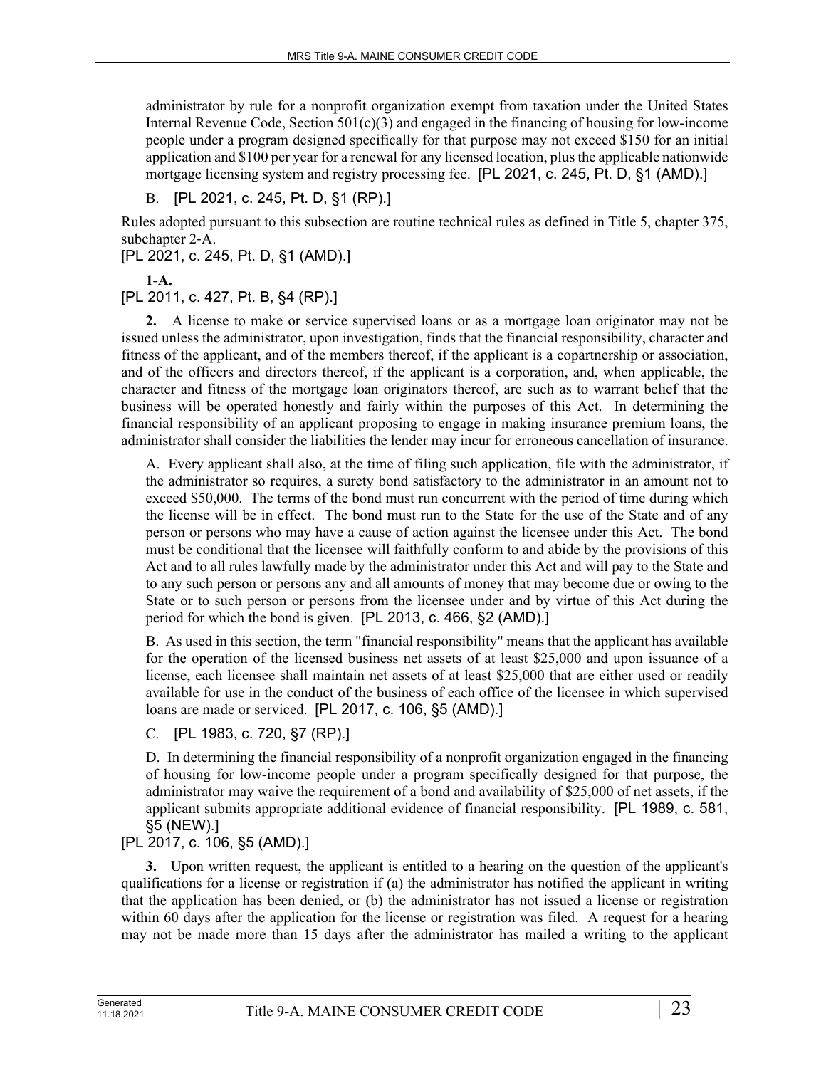administrator by rule for a nonprofit organization exempt from taxation under the United States Internal Revenue Code, Section 501(c)(3) and engaged in the financing of housing for low-income people under a program designed specifically for that purpose may not exceed $150 for an initial application and $100 per year for a renewal for any licensed location, plus the applicable nationwide mortgage licensing system and registry processing fee. [PL 2021, c. 245, Pt. D, §1 (AMD).]

B. [PL 2021, c. 245, Pt. D, §1 (RP).]

Rules adopted pursuant to this subsection are routine technical rules as defined in Title 5, chapter 375, subchapter 2-A.

[PL 2021, c. 245, Pt. D, §1 (AMD).]

**1-A.**

[PL 2011, c. 427, Pt. B, §4 (RP).]

**2.** A license to make or service supervised loans or as a mortgage loan originator may not be issued unless the administrator, upon investigation, finds that the financial responsibility, character and fitness of the applicant, and of the members thereof, if the applicant is a copartnership or association, and of the officers and directors thereof, if the applicant is a corporation, and, when applicable, the character and fitness of the mortgage loan originators thereof, are such as to warrant belief that the business will be operated honestly and fairly within the purposes of this Act. In determining the financial responsibility of an applicant proposing to engage in making insurance premium loans, the administrator shall consider the liabilities the lender may incur for erroneous cancellation of insurance.

A. Every applicant shall also, at the time of filing such application, file with the administrator, if the administrator so requires, a surety bond satisfactory to the administrator in an amount not to exceed $50,000. The terms of the bond must run concurrent with the period of time during which the license will be in effect. The bond must run to the State for the use of the State and of any person or persons who may have a cause of action against the licensee under this Act. The bond must be conditional that the licensee will faithfully conform to and abide by the provisions of this Act and to all rules lawfully made by the administrator under this Act and will pay to the State and to any such person or persons any and all amounts of money that may become due or owing to the State or to such person or persons from the licensee under and by virtue of this Act during the period for which the bond is given. [PL 2013, c. 466, §2 (AMD).]

B. As used in this section, the term "financial responsibility" means that the applicant has available for the operation of the licensed business net assets of at least $25,000 and upon issuance of a license, each licensee shall maintain net assets of at least $25,000 that are either used or readily available for use in the conduct of the business of each office of the licensee in which supervised loans are made or serviced. [PL 2017, c. 106, §5 (AMD).]

C. [PL 1983, c. 720, §7 (RP).]

D. In determining the financial responsibility of a nonprofit organization engaged in the financing of housing for low-income people under a program specifically designed for that purpose, the administrator may waive the requirement of a bond and availability of $25,000 of net assets, if the applicant submits appropriate additional evidence of financial responsibility. [PL 1989, c. 581, §5 (NEW).]

[PL 2017, c. 106, §5 (AMD).]

**3.** Upon written request, the applicant is entitled to a hearing on the question of the applicant's qualifications for a license or registration if (a) the administrator has notified the applicant in writing that the application has been denied, or (b) the administrator has not issued a license or registration within 60 days after the application for the license or registration was filed. A request for a hearing may not be made more than 15 days after the administrator has mailed a writing to the applicant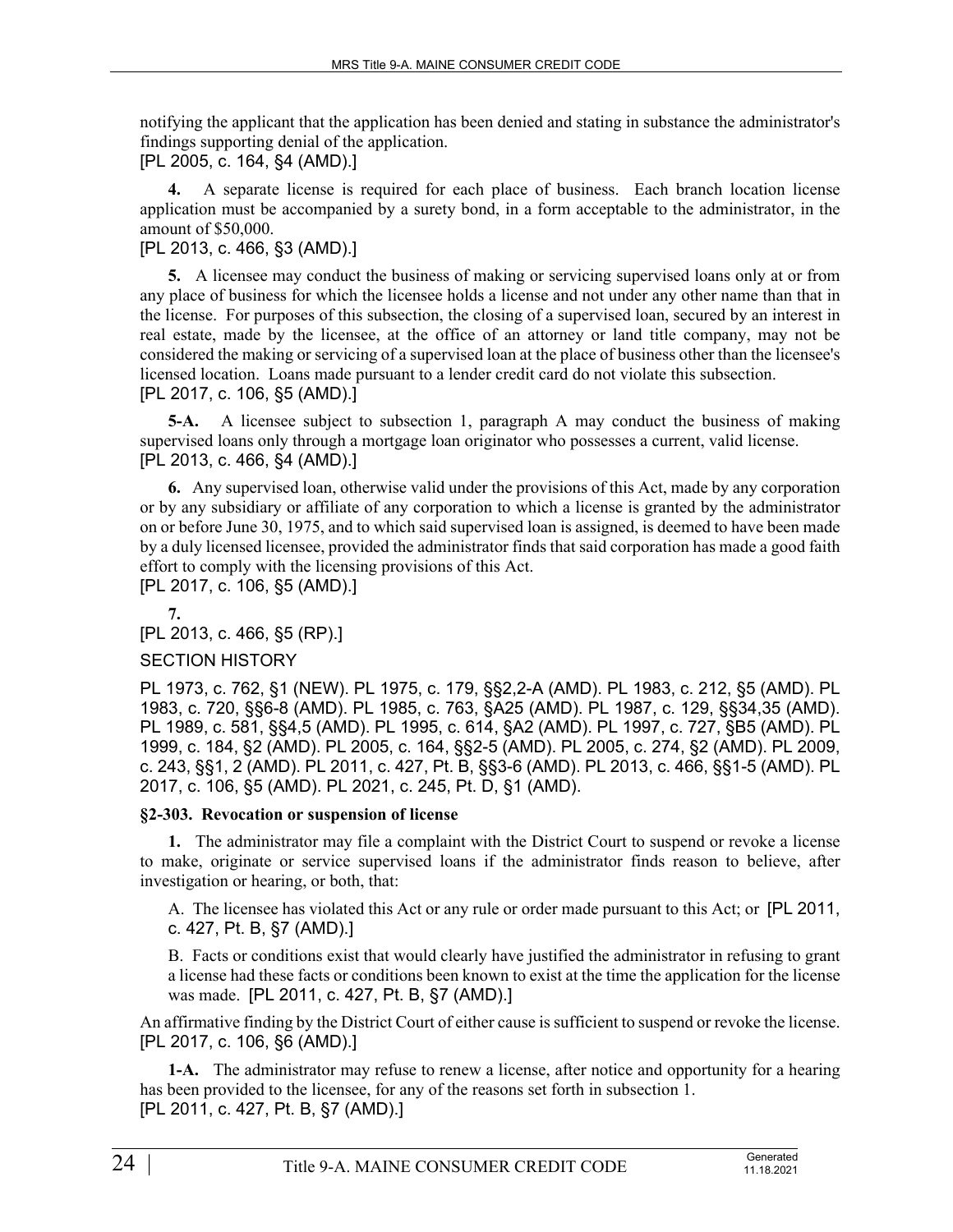notifying the applicant that the application has been denied and stating in substance the administrator's findings supporting denial of the application.
[PL 2005, c. 164, §4 (AMD).]

**4.** A separate license is required for each place of business. Each branch location license application must be accompanied by a surety bond, in a form acceptable to the administrator, in the amount of $50,000.
[PL 2013, c. 466, §3 (AMD).]

**5.** A licensee may conduct the business of making or servicing supervised loans only at or from any place of business for which the licensee holds a license and not under any other name than that in the license. For purposes of this subsection, the closing of a supervised loan, secured by an interest in real estate, made by the licensee, at the office of an attorney or land title company, may not be considered the making or servicing of a supervised loan at the place of business other than the licensee's licensed location. Loans made pursuant to a lender credit card do not violate this subsection.
[PL 2017, c. 106, §5 (AMD).]

**5-A.** A licensee subject to subsection 1, paragraph A may conduct the business of making supervised loans only through a mortgage loan originator who possesses a current, valid license.
[PL 2013, c. 466, §4 (AMD).]

**6.** Any supervised loan, otherwise valid under the provisions of this Act, made by any corporation or by any subsidiary or affiliate of any corporation to which a license is granted by the administrator on or before June 30, 1975, and to which said supervised loan is assigned, is deemed to have been made by a duly licensed licensee, provided the administrator finds that said corporation has made a good faith effort to comply with the licensing provisions of this Act.
[PL 2017, c. 106, §5 (AMD).]

**7.**
[PL 2013, c. 466, §5 (RP).]

SECTION HISTORY

PL 1973, c. 762, §1 (NEW). PL 1975, c. 179, §§2,2-A (AMD). PL 1983, c. 212, §5 (AMD). PL 1983, c. 720, §§6-8 (AMD). PL 1985, c. 763, §A25 (AMD). PL 1987, c. 129, §§34,35 (AMD). PL 1989, c. 581, §§4,5 (AMD). PL 1995, c. 614, §A2 (AMD). PL 1997, c. 727, §B5 (AMD). PL 1999, c. 184, §2 (AMD). PL 2005, c. 164, §§2-5 (AMD). PL 2005, c. 274, §2 (AMD). PL 2009, c. 243, §§1, 2 (AMD). PL 2011, c. 427, Pt. B, §§3-6 (AMD). PL 2013, c. 466, §§1-5 (AMD). PL 2017, c. 106, §5 (AMD). PL 2021, c. 245, Pt. D, §1 (AMD).

### §2-303. Revocation or suspension of license

**1.** The administrator may file a complaint with the District Court to suspend or revoke a license to make, originate or service supervised loans if the administrator finds reason to believe, after investigation or hearing, or both, that:

A. The licensee has violated this Act or any rule or order made pursuant to this Act; or [PL 2011, c. 427, Pt. B, §7 (AMD).]

B. Facts or conditions exist that would clearly have justified the administrator in refusing to grant a license had these facts or conditions been known to exist at the time the application for the license was made. [PL 2011, c. 427, Pt. B, §7 (AMD).]

An affirmative finding by the District Court of either cause is sufficient to suspend or revoke the license.
[PL 2017, c. 106, §6 (AMD).]

**1-A.** The administrator may refuse to renew a license, after notice and opportunity for a hearing has been provided to the licensee, for any of the reasons set forth in subsection 1.
[PL 2011, c. 427, Pt. B, §7 (AMD).]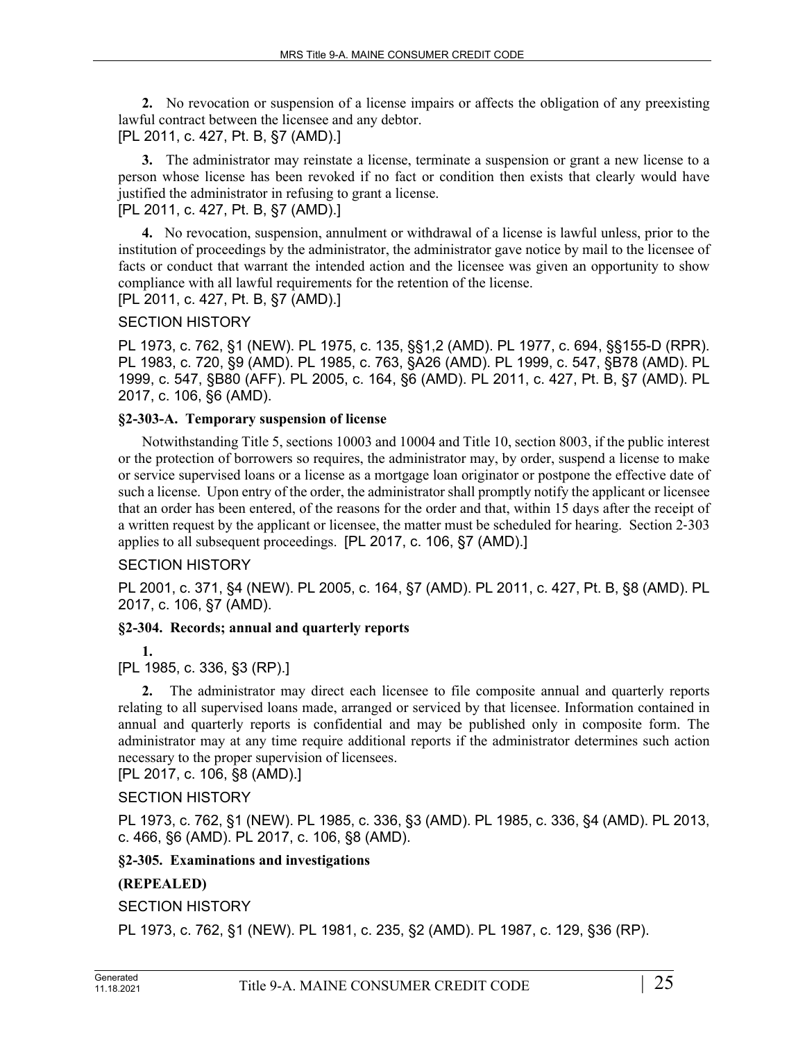**2.** No revocation or suspension of a license impairs or affects the obligation of any preexisting lawful contract between the licensee and any debtor.
[PL 2011, c. 427, Pt. B, §7 (AMD).]

**3.** The administrator may reinstate a license, terminate a suspension or grant a new license to a person whose license has been revoked if no fact or condition then exists that clearly would have justified the administrator in refusing to grant a license.
[PL 2011, c. 427, Pt. B, §7 (AMD).]

**4.** No revocation, suspension, annulment or withdrawal of a license is lawful unless, prior to the institution of proceedings by the administrator, the administrator gave notice by mail to the licensee of facts or conduct that warrant the intended action and the licensee was given an opportunity to show compliance with all lawful requirements for the retention of the license.
[PL 2011, c. 427, Pt. B, §7 (AMD).]

SECTION HISTORY

PL 1973, c. 762, §1 (NEW). PL 1975, c. 135, §§1,2 (AMD). PL 1977, c. 694, §§155-D (RPR). PL 1983, c. 720, §9 (AMD). PL 1985, c. 763, §A26 (AMD). PL 1999, c. 547, §B78 (AMD). PL 1999, c. 547, §B80 (AFF). PL 2005, c. 164, §6 (AMD). PL 2011, c. 427, Pt. B, §7 (AMD). PL 2017, c. 106, §6 (AMD).

**§2-303-A. Temporary suspension of license**

Notwithstanding Title 5, sections 10003 and 10004 and Title 10, section 8003, if the public interest or the protection of borrowers so requires, the administrator may, by order, suspend a license to make or service supervised loans or a license as a mortgage loan originator or postpone the effective date of such a license. Upon entry of the order, the administrator shall promptly notify the applicant or licensee that an order has been entered, of the reasons for the order and that, within 15 days after the receipt of a written request by the applicant or licensee, the matter must be scheduled for hearing. Section 2-303 applies to all subsequent proceedings. [PL 2017, c. 106, §7 (AMD).]

SECTION HISTORY

PL 2001, c. 371, §4 (NEW). PL 2005, c. 164, §7 (AMD). PL 2011, c. 427, Pt. B, §8 (AMD). PL 2017, c. 106, §7 (AMD).

**§2-304. Records; annual and quarterly reports**

**1.**
[PL 1985, c. 336, §3 (RP).]

**2.** The administrator may direct each licensee to file composite annual and quarterly reports relating to all supervised loans made, arranged or serviced by that licensee. Information contained in annual and quarterly reports is confidential and may be published only in composite form. The administrator may at any time require additional reports if the administrator determines such action necessary to the proper supervision of licensees.
[PL 2017, c. 106, §8 (AMD).]

SECTION HISTORY

PL 1973, c. 762, §1 (NEW). PL 1985, c. 336, §3 (AMD). PL 1985, c. 336, §4 (AMD). PL 2013, c. 466, §6 (AMD). PL 2017, c. 106, §8 (AMD).

**§2-305. Examinations and investigations**

**(REPEALED)**

SECTION HISTORY

PL 1973, c. 762, §1 (NEW). PL 1981, c. 235, §2 (AMD). PL 1987, c. 129, §36 (RP).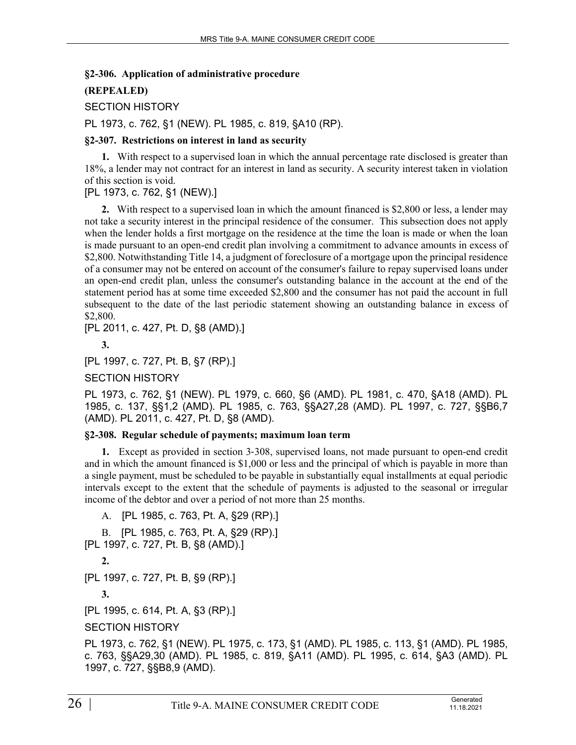**§2-306. Application of administrative procedure**

**(REPEALED)**

SECTION HISTORY

PL 1973, c. 762, §1 (NEW). PL 1985, c. 819, §A10 (RP).

**§2-307. Restrictions on interest in land as security**

**1.** With respect to a supervised loan in which the annual percentage rate disclosed is greater than 18%, a lender may not contract for an interest in land as security. A security interest taken in violation of this section is void.

[PL 1973, c. 762, §1 (NEW).]

**2.** With respect to a supervised loan in which the amount financed is $2,800 or less, a lender may not take a security interest in the principal residence of the consumer. This subsection does not apply when the lender holds a first mortgage on the residence at the time the loan is made or when the loan is made pursuant to an open-end credit plan involving a commitment to advance amounts in excess of $2,800. Notwithstanding Title 14, a judgment of foreclosure of a mortgage upon the principal residence of a consumer may not be entered on account of the consumer's failure to repay supervised loans under an open-end credit plan, unless the consumer's outstanding balance in the account at the end of the statement period has at some time exceeded $2,800 and the consumer has not paid the account in full subsequent to the date of the last periodic statement showing an outstanding balance in excess of $2,800.

[PL 2011, c. 427, Pt. D, §8 (AMD).]

**3.**

[PL 1997, c. 727, Pt. B, §7 (RP).]

SECTION HISTORY

PL 1973, c. 762, §1 (NEW). PL 1979, c. 660, §6 (AMD). PL 1981, c. 470, §A18 (AMD). PL 1985, c. 137, §§1,2 (AMD). PL 1985, c. 763, §§A27,28 (AMD). PL 1997, c. 727, §§B6,7 (AMD). PL 2011, c. 427, Pt. D, §8 (AMD).

**§2-308. Regular schedule of payments; maximum loan term**

**1.** Except as provided in section 3-308, supervised loans, not made pursuant to open-end credit and in which the amount financed is $1,000 or less and the principal of which is payable in more than a single payment, must be scheduled to be payable in substantially equal installments at equal periodic intervals except to the extent that the schedule of payments is adjusted to the seasonal or irregular income of the debtor and over a period of not more than 25 months.

A. [PL 1985, c. 763, Pt. A, §29 (RP).]

B. [PL 1985, c. 763, Pt. A, §29 (RP).]

[PL 1997, c. 727, Pt. B, §8 (AMD).]

**2.**

[PL 1997, c. 727, Pt. B, §9 (RP).]

**3.**

[PL 1995, c. 614, Pt. A, §3 (RP).]

SECTION HISTORY

PL 1973, c. 762, §1 (NEW). PL 1975, c. 173, §1 (AMD). PL 1985, c. 113, §1 (AMD). PL 1985, c. 763, §§A29,30 (AMD). PL 1985, c. 819, §A11 (AMD). PL 1995, c. 614, §A3 (AMD). PL 1997, c. 727, §§B8,9 (AMD).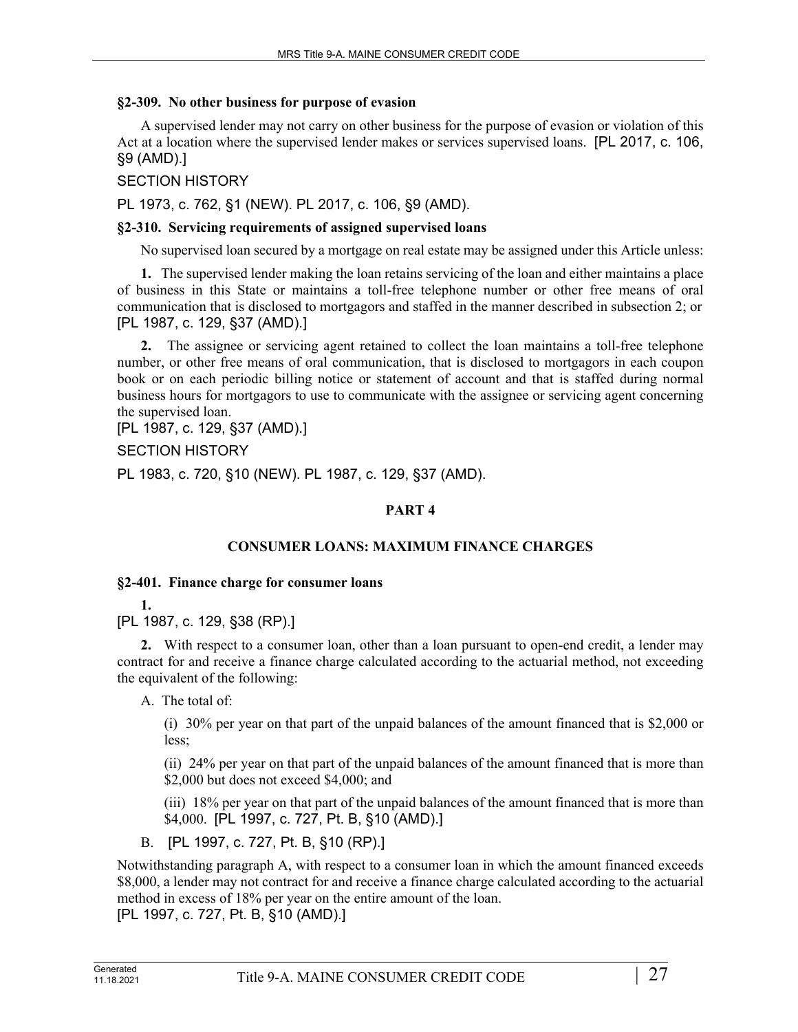#### §2-309. No other business for purpose of evasion

A supervised lender may not carry on other business for the purpose of evasion or violation of this Act at a location where the supervised lender makes or services supervised loans. [PL 2017, c. 106, §9 (AMD).]

SECTION HISTORY

PL 1973, c. 762, §1 (NEW). PL 2017, c. 106, §9 (AMD).

#### §2-310. Servicing requirements of assigned supervised loans

No supervised loan secured by a mortgage on real estate may be assigned under this Article unless:

**1.** The supervised lender making the loan retains servicing of the loan and either maintains a place of business in this State or maintains a toll-free telephone number or other free means of oral communication that is disclosed to mortgagors and staffed in the manner described in subsection 2; or [PL 1987, c. 129, §37 (AMD).]

**2.** The assignee or servicing agent retained to collect the loan maintains a toll-free telephone number, or other free means of oral communication, that is disclosed to mortgagors in each coupon book or on each periodic billing notice or statement of account and that is staffed during normal business hours for mortgagors to use to communicate with the assignee or servicing agent concerning the supervised loan.

[PL 1987, c. 129, §37 (AMD).]

SECTION HISTORY

PL 1983, c. 720, §10 (NEW). PL 1987, c. 129, §37 (AMD).

## PART 4

## CONSUMER LOANS: MAXIMUM FINANCE CHARGES

#### §2-401. Finance charge for consumer loans

**1.**

[PL 1987, c. 129, §38 (RP).]

**2.** With respect to a consumer loan, other than a loan pursuant to open-end credit, a lender may contract for and receive a finance charge calculated according to the actuarial method, not exceeding the equivalent of the following:

A. The total of:

(i) 30% per year on that part of the unpaid balances of the amount financed that is $2,000 or less;

(ii) 24% per year on that part of the unpaid balances of the amount financed that is more than $2,000 but does not exceed $4,000; and

(iii) 18% per year on that part of the unpaid balances of the amount financed that is more than $4,000. [PL 1997, c. 727, Pt. B, §10 (AMD).]

B. [PL 1997, c. 727, Pt. B, §10 (RP).]

Notwithstanding paragraph A, with respect to a consumer loan in which the amount financed exceeds $8,000, a lender may not contract for and receive a finance charge calculated according to the actuarial method in excess of 18% per year on the entire amount of the loan.

[PL 1997, c. 727, Pt. B, §10 (AMD).]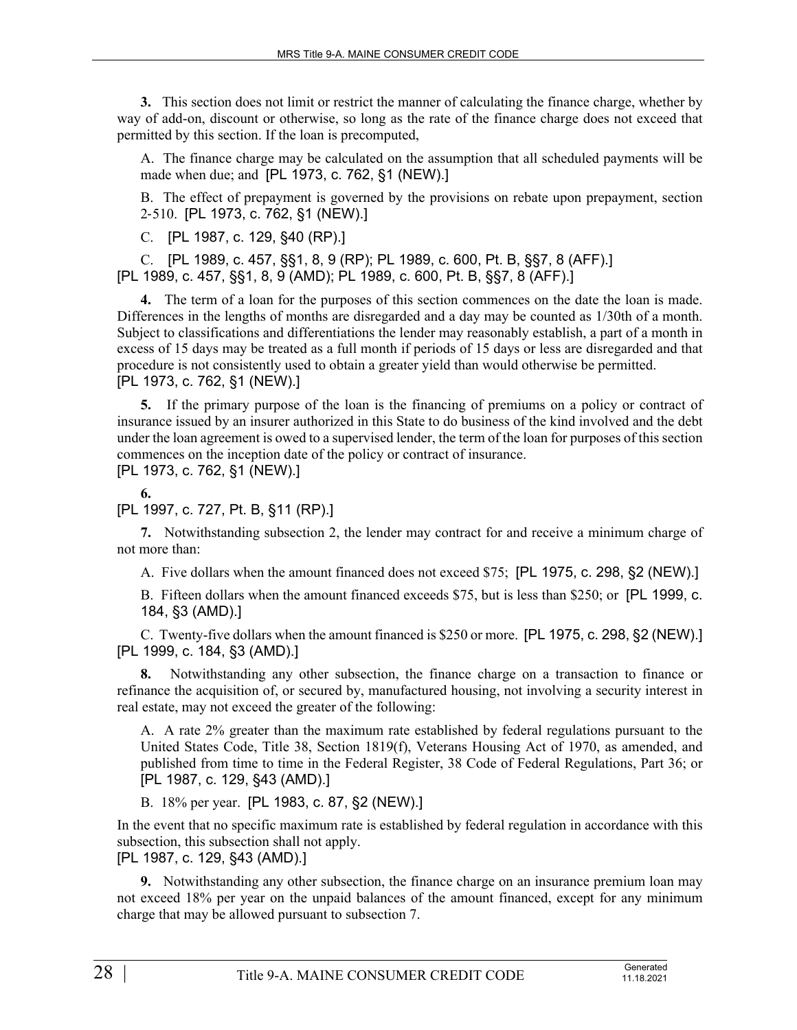**3.** This section does not limit or restrict the manner of calculating the finance charge, whether by way of add-on, discount or otherwise, so long as the rate of the finance charge does not exceed that permitted by this section. If the loan is precomputed,

A. The finance charge may be calculated on the assumption that all scheduled payments will be made when due; and [PL 1973, c. 762, §1 (NEW).]

B. The effect of prepayment is governed by the provisions on rebate upon prepayment, section 2-510. [PL 1973, c. 762, §1 (NEW).]

C. [PL 1987, c. 129, §40 (RP).]

C. [PL 1989, c. 457, §§1, 8, 9 (RP); PL 1989, c. 600, Pt. B, §§7, 8 (AFF).]

[PL 1989, c. 457, §§1, 8, 9 (AMD); PL 1989, c. 600, Pt. B, §§7, 8 (AFF).]

**4.** The term of a loan for the purposes of this section commences on the date the loan is made. Differences in the lengths of months are disregarded and a day may be counted as 1/30th of a month. Subject to classifications and differentiations the lender may reasonably establish, a part of a month in excess of 15 days may be treated as a full month if periods of 15 days or less are disregarded and that procedure is not consistently used to obtain a greater yield than would otherwise be permitted.

[PL 1973, c. 762, §1 (NEW).]

**5.** If the primary purpose of the loan is the financing of premiums on a policy or contract of insurance issued by an insurer authorized in this State to do business of the kind involved and the debt under the loan agreement is owed to a supervised lender, the term of the loan for purposes of this section commences on the inception date of the policy or contract of insurance.

[PL 1973, c. 762, §1 (NEW).]

**6.**

[PL 1997, c. 727, Pt. B, §11 (RP).]

**7.** Notwithstanding subsection 2, the lender may contract for and receive a minimum charge of not more than:

A. Five dollars when the amount financed does not exceed $75; [PL 1975, c. 298, §2 (NEW).]

B. Fifteen dollars when the amount financed exceeds $75, but is less than $250; or [PL 1999, c. 184, §3 (AMD).]

C. Twenty-five dollars when the amount financed is $250 or more. [PL 1975, c. 298, §2 (NEW).]

[PL 1999, c. 184, §3 (AMD).]

**8.** Notwithstanding any other subsection, the finance charge on a transaction to finance or refinance the acquisition of, or secured by, manufactured housing, not involving a security interest in real estate, may not exceed the greater of the following:

A. A rate 2% greater than the maximum rate established by federal regulations pursuant to the United States Code, Title 38, Section 1819(f), Veterans Housing Act of 1970, as amended, and published from time to time in the Federal Register, 38 Code of Federal Regulations, Part 36; or [PL 1987, c. 129, §43 (AMD).]

B. 18% per year. [PL 1983, c. 87, §2 (NEW).]

In the event that no specific maximum rate is established by federal regulation in accordance with this subsection, this subsection shall not apply.

[PL 1987, c. 129, §43 (AMD).]

**9.** Notwithstanding any other subsection, the finance charge on an insurance premium loan may not exceed 18% per year on the unpaid balances of the amount financed, except for any minimum charge that may be allowed pursuant to subsection 7.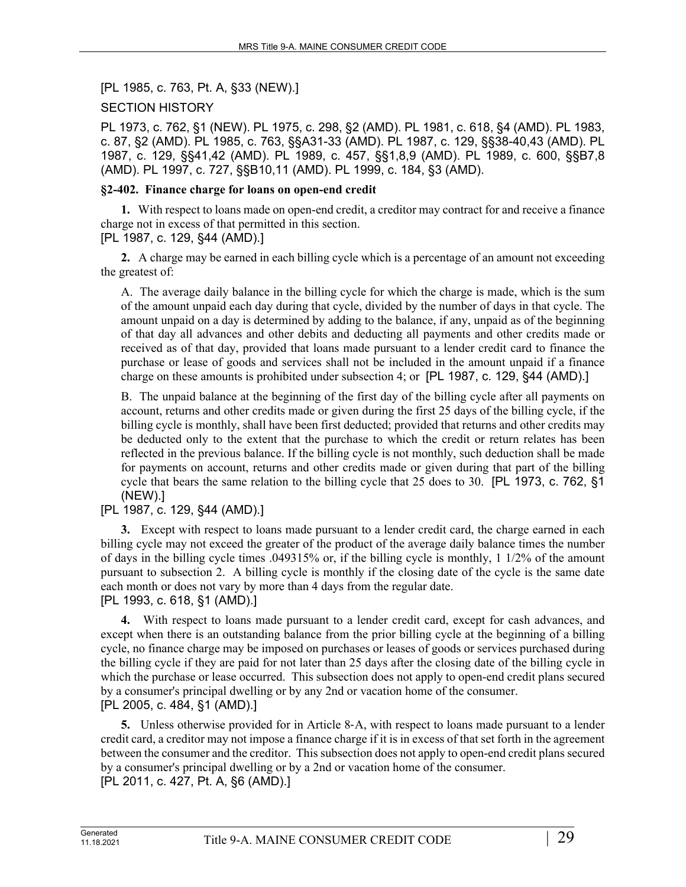[PL 1985, c. 763, Pt. A, §33 (NEW).]

SECTION HISTORY

PL 1973, c. 762, §1 (NEW). PL 1975, c. 298, §2 (AMD). PL 1981, c. 618, §4 (AMD). PL 1983, c. 87, §2 (AMD). PL 1985, c. 763, §§A31-33 (AMD). PL 1987, c. 129, §§38-40,43 (AMD). PL 1987, c. 129, §§41,42 (AMD). PL 1989, c. 457, §§1,8,9 (AMD). PL 1989, c. 600, §§B7,8 (AMD). PL 1997, c. 727, §§B10,11 (AMD). PL 1999, c. 184, §3 (AMD).

### §2-402. Finance charge for loans on open-end credit

**1.** With respect to loans made on open-end credit, a creditor may contract for and receive a finance charge not in excess of that permitted in this section.

[PL 1987, c. 129, §44 (AMD).]

**2.** A charge may be earned in each billing cycle which is a percentage of an amount not exceeding the greatest of:

A. The average daily balance in the billing cycle for which the charge is made, which is the sum of the amount unpaid each day during that cycle, divided by the number of days in that cycle. The amount unpaid on a day is determined by adding to the balance, if any, unpaid as of the beginning of that day all advances and other debits and deducting all payments and other credits made or received as of that day, provided that loans made pursuant to a lender credit card to finance the purchase or lease of goods and services shall not be included in the amount unpaid if a finance charge on these amounts is prohibited under subsection 4; or [PL 1987, c. 129, §44 (AMD).]

B. The unpaid balance at the beginning of the first day of the billing cycle after all payments on account, returns and other credits made or given during the first 25 days of the billing cycle, if the billing cycle is monthly, shall have been first deducted; provided that returns and other credits may be deducted only to the extent that the purchase to which the credit or return relates has been reflected in the previous balance. If the billing cycle is not monthly, such deduction shall be made for payments on account, returns and other credits made or given during that part of the billing cycle that bears the same relation to the billing cycle that 25 does to 30. [PL 1973, c. 762, §1 (NEW).]

[PL 1987, c. 129, §44 (AMD).]

**3.** Except with respect to loans made pursuant to a lender credit card, the charge earned in each billing cycle may not exceed the greater of the product of the average daily balance times the number of days in the billing cycle times .049315% or, if the billing cycle is monthly, 1 1/2% of the amount pursuant to subsection 2. A billing cycle is monthly if the closing date of the cycle is the same date each month or does not vary by more than 4 days from the regular date.

[PL 1993, c. 618, §1 (AMD).]

**4.** With respect to loans made pursuant to a lender credit card, except for cash advances, and except when there is an outstanding balance from the prior billing cycle at the beginning of a billing cycle, no finance charge may be imposed on purchases or leases of goods or services purchased during the billing cycle if they are paid for not later than 25 days after the closing date of the billing cycle in which the purchase or lease occurred. This subsection does not apply to open-end credit plans secured by a consumer's principal dwelling or by any 2nd or vacation home of the consumer.

[PL 2005, c. 484, §1 (AMD).]

**5.** Unless otherwise provided for in Article 8-A, with respect to loans made pursuant to a lender credit card, a creditor may not impose a finance charge if it is in excess of that set forth in the agreement between the consumer and the creditor. This subsection does not apply to open-end credit plans secured by a consumer's principal dwelling or by a 2nd or vacation home of the consumer.

[PL 2011, c. 427, Pt. A, §6 (AMD).]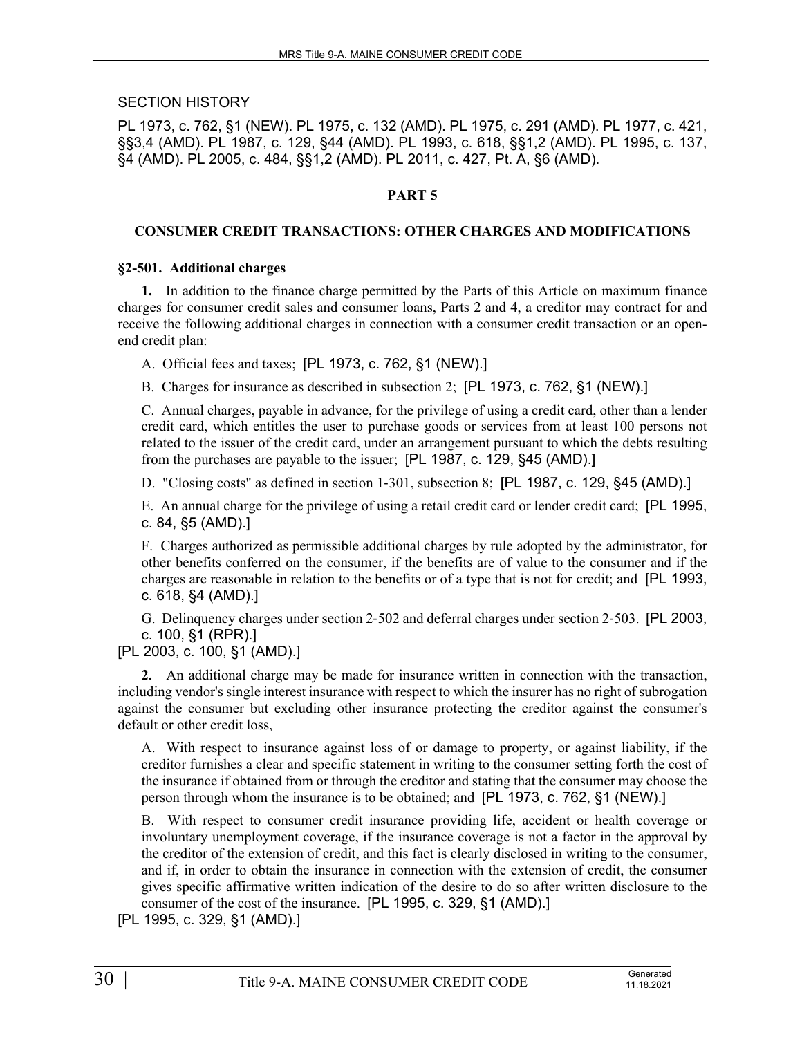SECTION HISTORY

PL 1973, c. 762, §1 (NEW). PL 1975, c. 132 (AMD). PL 1975, c. 291 (AMD). PL 1977, c. 421, §§3,4 (AMD). PL 1987, c. 129, §44 (AMD). PL 1993, c. 618, §§1,2 (AMD). PL 1995, c. 137, §4 (AMD). PL 2005, c. 484, §§1,2 (AMD). PL 2011, c. 427, Pt. A, §6 (AMD).

## PART 5

## CONSUMER CREDIT TRANSACTIONS: OTHER CHARGES AND MODIFICATIONS

### §2-501. Additional charges

**1.** In addition to the finance charge permitted by the Parts of this Article on maximum finance charges for consumer credit sales and consumer loans, Parts 2 and 4, a creditor may contract for and receive the following additional charges in connection with a consumer credit transaction or an open-end credit plan:

A. Official fees and taxes; [PL 1973, c. 762, §1 (NEW).]

B. Charges for insurance as described in subsection 2; [PL 1973, c. 762, §1 (NEW).]

C. Annual charges, payable in advance, for the privilege of using a credit card, other than a lender credit card, which entitles the user to purchase goods or services from at least 100 persons not related to the issuer of the credit card, under an arrangement pursuant to which the debts resulting from the purchases are payable to the issuer; [PL 1987, c. 129, §45 (AMD).]

D. "Closing costs" as defined in section 1-301, subsection 8; [PL 1987, c. 129, §45 (AMD).]

E. An annual charge for the privilege of using a retail credit card or lender credit card; [PL 1995, c. 84, §5 (AMD).]

F. Charges authorized as permissible additional charges by rule adopted by the administrator, for other benefits conferred on the consumer, if the benefits are of value to the consumer and if the charges are reasonable in relation to the benefits or of a type that is not for credit; and [PL 1993, c. 618, §4 (AMD).]

G. Delinquency charges under section 2-502 and deferral charges under section 2-503. [PL 2003, c. 100, §1 (RPR).]

[PL 2003, c. 100, §1 (AMD).]

**2.** An additional charge may be made for insurance written in connection with the transaction, including vendor's single interest insurance with respect to which the insurer has no right of subrogation against the consumer but excluding other insurance protecting the creditor against the consumer's default or other credit loss,

A. With respect to insurance against loss of or damage to property, or against liability, if the creditor furnishes a clear and specific statement in writing to the consumer setting forth the cost of the insurance if obtained from or through the creditor and stating that the consumer may choose the person through whom the insurance is to be obtained; and [PL 1973, c. 762, §1 (NEW).]

B. With respect to consumer credit insurance providing life, accident or health coverage or involuntary unemployment coverage, if the insurance coverage is not a factor in the approval by the creditor of the extension of credit, and this fact is clearly disclosed in writing to the consumer, and if, in order to obtain the insurance in connection with the extension of credit, the consumer gives specific affirmative written indication of the desire to do so after written disclosure to the consumer of the cost of the insurance. [PL 1995, c. 329, §1 (AMD).]

[PL 1995, c. 329, §1 (AMD).]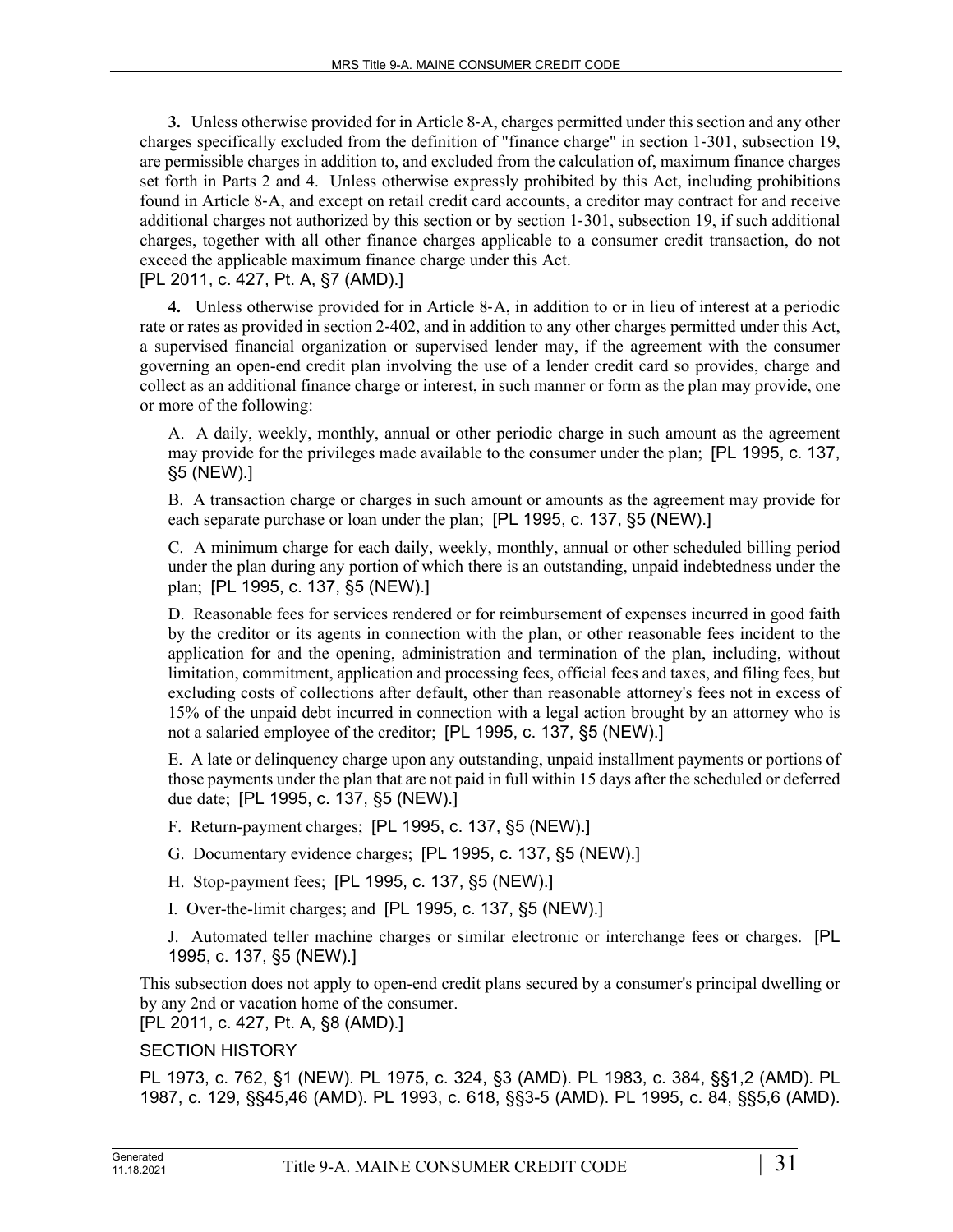**3.** Unless otherwise provided for in Article 8-A, charges permitted under this section and any other charges specifically excluded from the definition of "finance charge" in section 1-301, subsection 19, are permissible charges in addition to, and excluded from the calculation of, maximum finance charges set forth in Parts 2 and 4. Unless otherwise expressly prohibited by this Act, including prohibitions found in Article 8-A, and except on retail credit card accounts, a creditor may contract for and receive additional charges not authorized by this section or by section 1-301, subsection 19, if such additional charges, together with all other finance charges applicable to a consumer credit transaction, do not exceed the applicable maximum finance charge under this Act.
[PL 2011, c. 427, Pt. A, §7 (AMD).]

**4.** Unless otherwise provided for in Article 8-A, in addition to or in lieu of interest at a periodic rate or rates as provided in section 2-402, and in addition to any other charges permitted under this Act, a supervised financial organization or supervised lender may, if the agreement with the consumer governing an open-end credit plan involving the use of a lender credit card so provides, charge and collect as an additional finance charge or interest, in such manner or form as the plan may provide, one or more of the following:

A. A daily, weekly, monthly, annual or other periodic charge in such amount as the agreement may provide for the privileges made available to the consumer under the plan; [PL 1995, c. 137, §5 (NEW).]

B. A transaction charge or charges in such amount or amounts as the agreement may provide for each separate purchase or loan under the plan; [PL 1995, c. 137, §5 (NEW).]

C. A minimum charge for each daily, weekly, monthly, annual or other scheduled billing period under the plan during any portion of which there is an outstanding, unpaid indebtedness under the plan; [PL 1995, c. 137, §5 (NEW).]

D. Reasonable fees for services rendered or for reimbursement of expenses incurred in good faith by the creditor or its agents in connection with the plan, or other reasonable fees incident to the application for and the opening, administration and termination of the plan, including, without limitation, commitment, application and processing fees, official fees and taxes, and filing fees, but excluding costs of collections after default, other than reasonable attorney's fees not in excess of 15% of the unpaid debt incurred in connection with a legal action brought by an attorney who is not a salaried employee of the creditor; [PL 1995, c. 137, §5 (NEW).]

E. A late or delinquency charge upon any outstanding, unpaid installment payments or portions of those payments under the plan that are not paid in full within 15 days after the scheduled or deferred due date; [PL 1995, c. 137, §5 (NEW).]

F. Return-payment charges; [PL 1995, c. 137, §5 (NEW).]

G. Documentary evidence charges; [PL 1995, c. 137, §5 (NEW).]

H. Stop-payment fees; [PL 1995, c. 137, §5 (NEW).]

I. Over-the-limit charges; and [PL 1995, c. 137, §5 (NEW).]

J. Automated teller machine charges or similar electronic or interchange fees or charges. [PL 1995, c. 137, §5 (NEW).]

This subsection does not apply to open-end credit plans secured by a consumer's principal dwelling or by any 2nd or vacation home of the consumer.
[PL 2011, c. 427, Pt. A, §8 (AMD).]

SECTION HISTORY

PL 1973, c. 762, §1 (NEW). PL 1975, c. 324, §3 (AMD). PL 1983, c. 384, §§1,2 (AMD). PL 1987, c. 129, §§45,46 (AMD). PL 1993, c. 618, §§3-5 (AMD). PL 1995, c. 84, §§5,6 (AMD).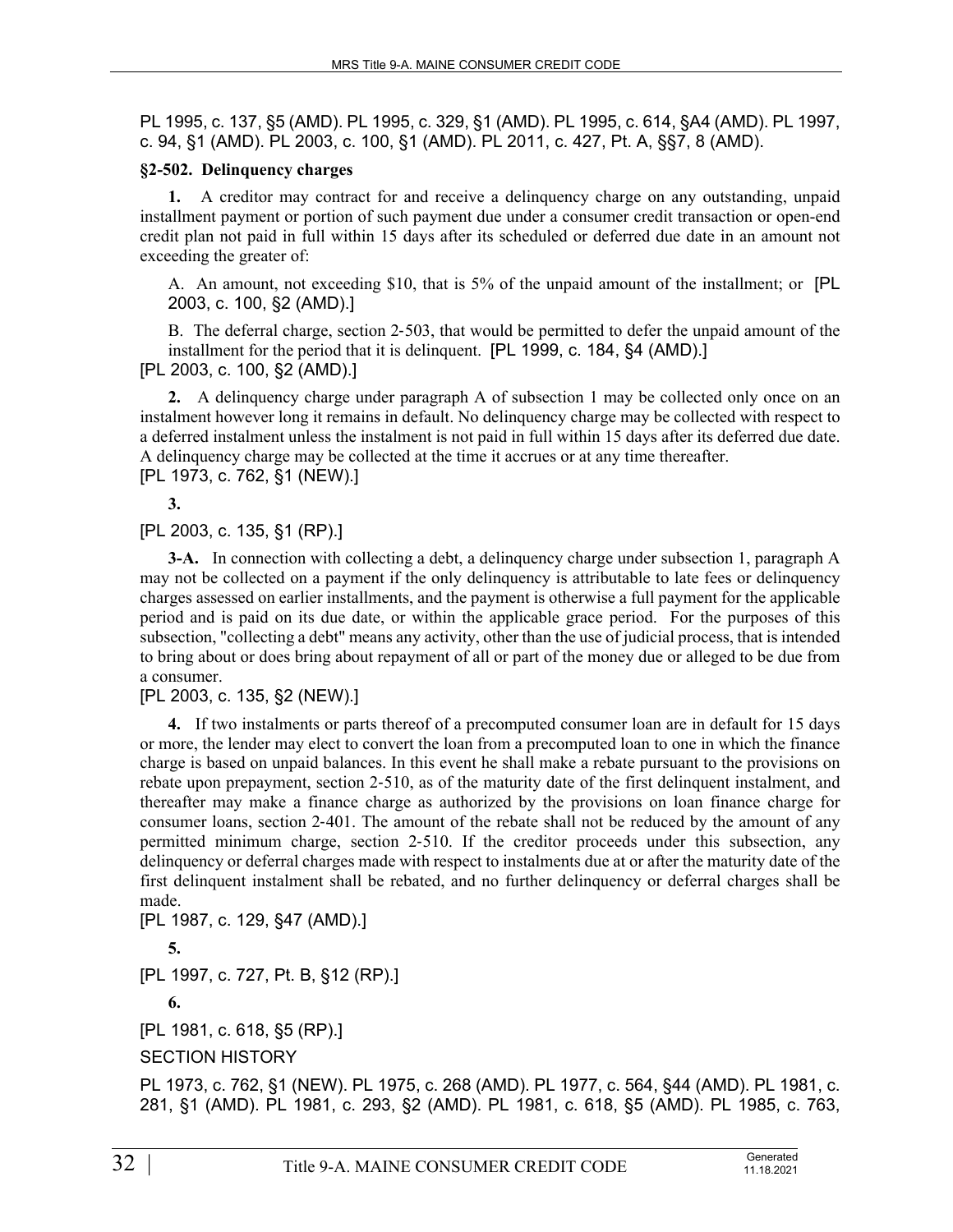PL 1995, c. 137, §5 (AMD). PL 1995, c. 329, §1 (AMD). PL 1995, c. 614, §A4 (AMD). PL 1997, c. 94, §1 (AMD). PL 2003, c. 100, §1 (AMD). PL 2011, c. 427, Pt. A, §§7, 8 (AMD).

### §2-502. Delinquency charges

**1.** A creditor may contract for and receive a delinquency charge on any outstanding, unpaid installment payment or portion of such payment due under a consumer credit transaction or open-end credit plan not paid in full within 15 days after its scheduled or deferred due date in an amount not exceeding the greater of:

A. An amount, not exceeding $10, that is 5% of the unpaid amount of the installment; or [PL 2003, c. 100, §2 (AMD).]

B. The deferral charge, section 2-503, that would be permitted to defer the unpaid amount of the installment for the period that it is delinquent. [PL 1999, c. 184, §4 (AMD).]

[PL 2003, c. 100, §2 (AMD).]

**2.** A delinquency charge under paragraph A of subsection 1 may be collected only once on an instalment however long it remains in default. No delinquency charge may be collected with respect to a deferred instalment unless the instalment is not paid in full within 15 days after its deferred due date. A delinquency charge may be collected at the time it accrues or at any time thereafter.

[PL 1973, c. 762, §1 (NEW).]

**3.**

[PL 2003, c. 135, §1 (RP).]

**3-A.** In connection with collecting a debt, a delinquency charge under subsection 1, paragraph A may not be collected on a payment if the only delinquency is attributable to late fees or delinquency charges assessed on earlier installments, and the payment is otherwise a full payment for the applicable period and is paid on its due date, or within the applicable grace period. For the purposes of this subsection, "collecting a debt" means any activity, other than the use of judicial process, that is intended to bring about or does bring about repayment of all or part of the money due or alleged to be due from a consumer.

[PL 2003, c. 135, §2 (NEW).]

**4.** If two instalments or parts thereof of a precomputed consumer loan are in default for 15 days or more, the lender may elect to convert the loan from a precomputed loan to one in which the finance charge is based on unpaid balances. In this event he shall make a rebate pursuant to the provisions on rebate upon prepayment, section 2-510, as of the maturity date of the first delinquent instalment, and thereafter may make a finance charge as authorized by the provisions on loan finance charge for consumer loans, section 2-401. The amount of the rebate shall not be reduced by the amount of any permitted minimum charge, section 2-510. If the creditor proceeds under this subsection, any delinquency or deferral charges made with respect to instalments due at or after the maturity date of the first delinquent instalment shall be rebated, and no further delinquency or deferral charges shall be made.

[PL 1987, c. 129, §47 (AMD).]

**5.**

[PL 1997, c. 727, Pt. B, §12 (RP).]

**6.**

[PL 1981, c. 618, §5 (RP).]

SECTION HISTORY

PL 1973, c. 762, §1 (NEW). PL 1975, c. 268 (AMD). PL 1977, c. 564, §44 (AMD). PL 1981, c. 281, §1 (AMD). PL 1981, c. 293, §2 (AMD). PL 1981, c. 618, §5 (AMD). PL 1985, c. 763,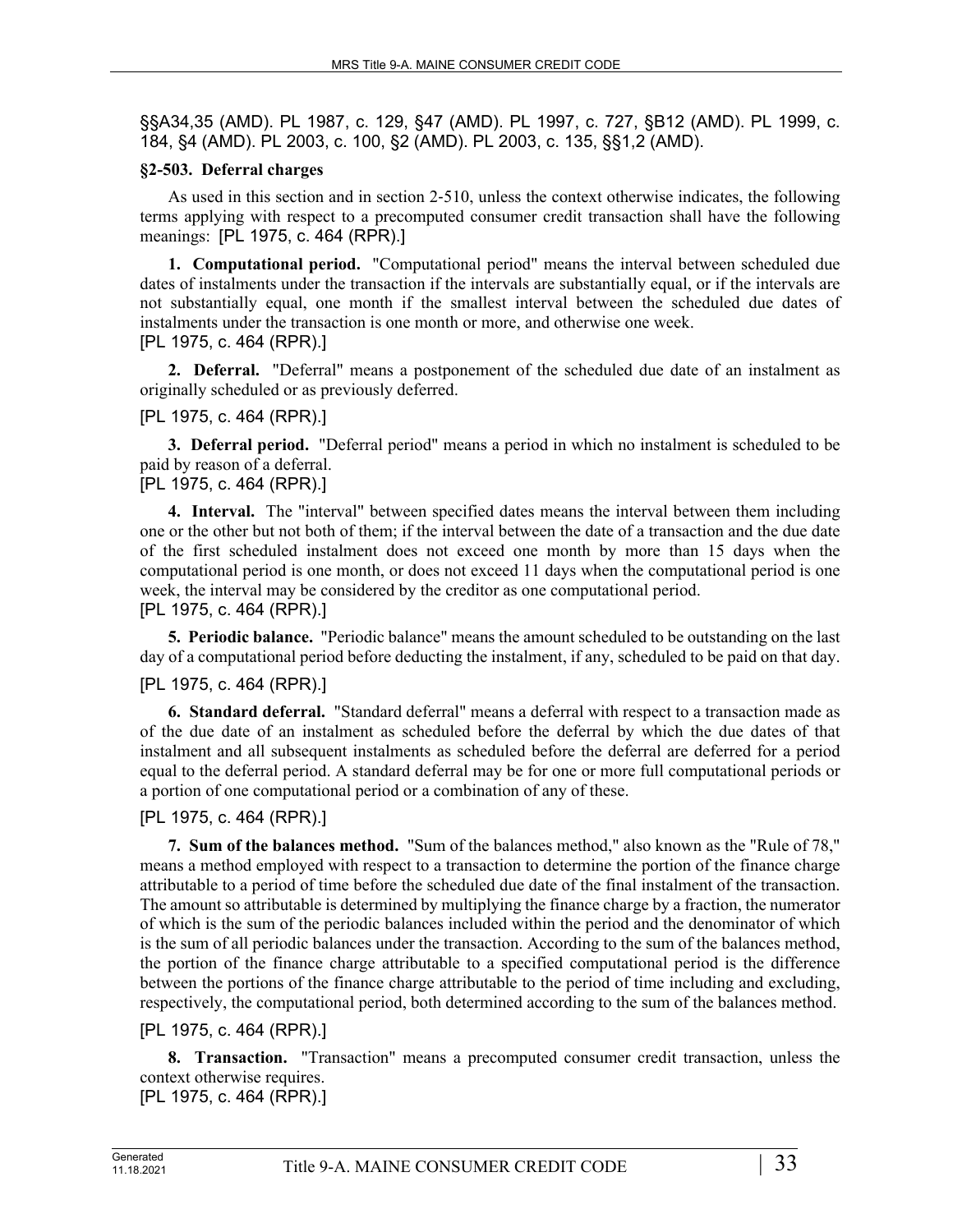§§A34,35 (AMD). PL 1987, c. 129, §47 (AMD). PL 1997, c. 727, §B12 (AMD). PL 1999, c. 184, §4 (AMD). PL 2003, c. 100, §2 (AMD). PL 2003, c. 135, §§1,2 (AMD).

### §2-503. Deferral charges

As used in this section and in section 2-510, unless the context otherwise indicates, the following terms applying with respect to a precomputed consumer credit transaction shall have the following meanings: [PL 1975, c. 464 (RPR).]

**1. Computational period.** "Computational period" means the interval between scheduled due dates of instalments under the transaction if the intervals are substantially equal, or if the intervals are not substantially equal, one month if the smallest interval between the scheduled due dates of instalments under the transaction is one month or more, and otherwise one week.
[PL 1975, c. 464 (RPR).]

**2. Deferral.** "Deferral" means a postponement of the scheduled due date of an instalment as originally scheduled or as previously deferred.

[PL 1975, c. 464 (RPR).]

**3. Deferral period.** "Deferral period" means a period in which no instalment is scheduled to be paid by reason of a deferral.
[PL 1975, c. 464 (RPR).]

**4. Interval.** The "interval" between specified dates means the interval between them including one or the other but not both of them; if the interval between the date of a transaction and the due date of the first scheduled instalment does not exceed one month by more than 15 days when the computational period is one month, or does not exceed 11 days when the computational period is one week, the interval may be considered by the creditor as one computational period.
[PL 1975, c. 464 (RPR).]

**5. Periodic balance.** "Periodic balance" means the amount scheduled to be outstanding on the last day of a computational period before deducting the instalment, if any, scheduled to be paid on that day.

[PL 1975, c. 464 (RPR).]

**6. Standard deferral.** "Standard deferral" means a deferral with respect to a transaction made as of the due date of an instalment as scheduled before the deferral by which the due dates of that instalment and all subsequent instalments as scheduled before the deferral are deferred for a period equal to the deferral period. A standard deferral may be for one or more full computational periods or a portion of one computational period or a combination of any of these.

[PL 1975, c. 464 (RPR).]

**7. Sum of the balances method.** "Sum of the balances method," also known as the "Rule of 78," means a method employed with respect to a transaction to determine the portion of the finance charge attributable to a period of time before the scheduled due date of the final instalment of the transaction. The amount so attributable is determined by multiplying the finance charge by a fraction, the numerator of which is the sum of the periodic balances included within the period and the denominator of which is the sum of all periodic balances under the transaction. According to the sum of the balances method, the portion of the finance charge attributable to a specified computational period is the difference between the portions of the finance charge attributable to the period of time including and excluding, respectively, the computational period, both determined according to the sum of the balances method.

[PL 1975, c. 464 (RPR).]

**8. Transaction.** "Transaction" means a precomputed consumer credit transaction, unless the context otherwise requires.
[PL 1975, c. 464 (RPR).]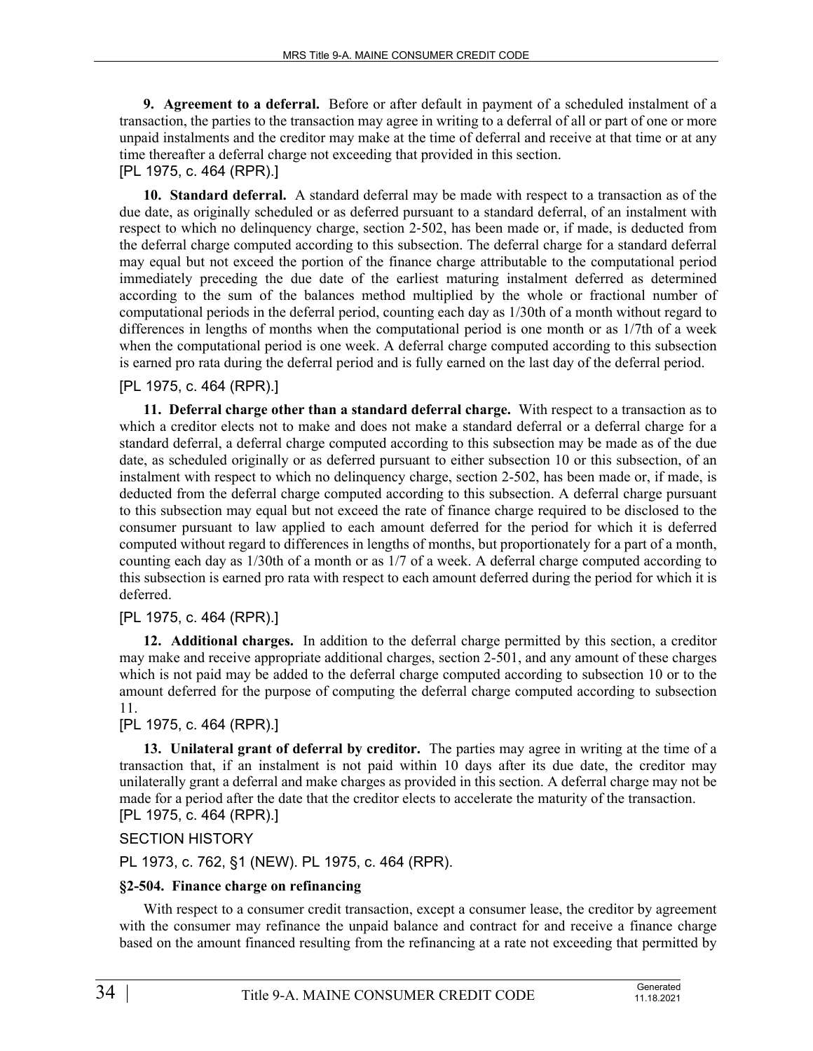**9. Agreement to a deferral.** Before or after default in payment of a scheduled instalment of a transaction, the parties to the transaction may agree in writing to a deferral of all or part of one or more unpaid instalments and the creditor may make at the time of deferral and receive at that time or at any time thereafter a deferral charge not exceeding that provided in this section.

[PL 1975, c. 464 (RPR).]

**10. Standard deferral.** A standard deferral may be made with respect to a transaction as of the due date, as originally scheduled or as deferred pursuant to a standard deferral, of an instalment with respect to which no delinquency charge, section 2-502, has been made or, if made, is deducted from the deferral charge computed according to this subsection. The deferral charge for a standard deferral may equal but not exceed the portion of the finance charge attributable to the computational period immediately preceding the due date of the earliest maturing instalment deferred as determined according to the sum of the balances method multiplied by the whole or fractional number of computational periods in the deferral period, counting each day as 1/30th of a month without regard to differences in lengths of months when the computational period is one month or as 1/7th of a week when the computational period is one week. A deferral charge computed according to this subsection is earned pro rata during the deferral period and is fully earned on the last day of the deferral period.

[PL 1975, c. 464 (RPR).]

**11. Deferral charge other than a standard deferral charge.** With respect to a transaction as to which a creditor elects not to make and does not make a standard deferral or a deferral charge for a standard deferral, a deferral charge computed according to this subsection may be made as of the due date, as scheduled originally or as deferred pursuant to either subsection 10 or this subsection, of an instalment with respect to which no delinquency charge, section 2-502, has been made or, if made, is deducted from the deferral charge computed according to this subsection. A deferral charge pursuant to this subsection may equal but not exceed the rate of finance charge required to be disclosed to the consumer pursuant to law applied to each amount deferred for the period for which it is deferred computed without regard to differences in lengths of months, but proportionately for a part of a month, counting each day as 1/30th of a month or as 1/7 of a week. A deferral charge computed according to this subsection is earned pro rata with respect to each amount deferred during the period for which it is deferred.

[PL 1975, c. 464 (RPR).]

**12. Additional charges.** In addition to the deferral charge permitted by this section, a creditor may make and receive appropriate additional charges, section 2-501, and any amount of these charges which is not paid may be added to the deferral charge computed according to subsection 10 or to the amount deferred for the purpose of computing the deferral charge computed according to subsection 11.

[PL 1975, c. 464 (RPR).]

**13. Unilateral grant of deferral by creditor.** The parties may agree in writing at the time of a transaction that, if an instalment is not paid within 10 days after its due date, the creditor may unilaterally grant a deferral and make charges as provided in this section. A deferral charge may not be made for a period after the date that the creditor elects to accelerate the maturity of the transaction.

[PL 1975, c. 464 (RPR).]

SECTION HISTORY

PL 1973, c. 762, §1 (NEW). PL 1975, c. 464 (RPR).

### §2-504. Finance charge on refinancing

With respect to a consumer credit transaction, except a consumer lease, the creditor by agreement with the consumer may refinance the unpaid balance and contract for and receive a finance charge based on the amount financed resulting from the refinancing at a rate not exceeding that permitted by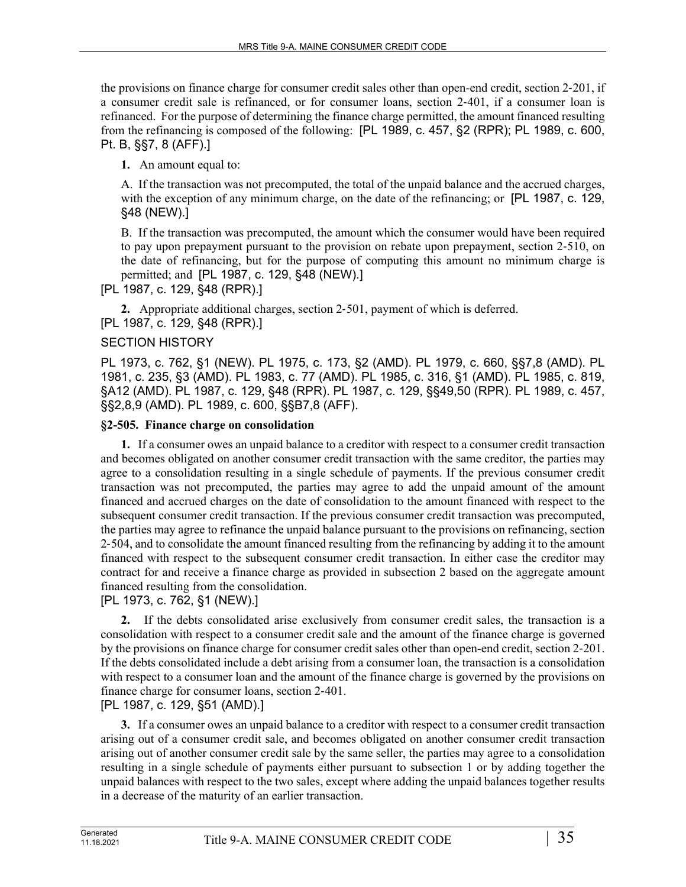the provisions on finance charge for consumer credit sales other than open-end credit, section 2-201, if a consumer credit sale is refinanced, or for consumer loans, section 2-401, if a consumer loan is refinanced. For the purpose of determining the finance charge permitted, the amount financed resulting from the refinancing is composed of the following: [PL 1989, c. 457, §2 (RPR); PL 1989, c. 600, Pt. B, §§7, 8 (AFF).]

**1.** An amount equal to:

A. If the transaction was not precomputed, the total of the unpaid balance and the accrued charges, with the exception of any minimum charge, on the date of the refinancing; or [PL 1987, c. 129, §48 (NEW).]

B. If the transaction was precomputed, the amount which the consumer would have been required to pay upon prepayment pursuant to the provision on rebate upon prepayment, section 2-510, on the date of refinancing, but for the purpose of computing this amount no minimum charge is permitted; and [PL 1987, c. 129, §48 (NEW).]

[PL 1987, c. 129, §48 (RPR).]

**2.** Appropriate additional charges, section 2-501, payment of which is deferred.
[PL 1987, c. 129, §48 (RPR).]

SECTION HISTORY

PL 1973, c. 762, §1 (NEW). PL 1975, c. 173, §2 (AMD). PL 1979, c. 660, §§7,8 (AMD). PL 1981, c. 235, §3 (AMD). PL 1983, c. 77 (AMD). PL 1985, c. 316, §1 (AMD). PL 1985, c. 819, §A12 (AMD). PL 1987, c. 129, §48 (RPR). PL 1987, c. 129, §§49,50 (RPR). PL 1989, c. 457, §§2,8,9 (AMD). PL 1989, c. 600, §§B7,8 (AFF).

**§2-505. Finance charge on consolidation**

**1.** If a consumer owes an unpaid balance to a creditor with respect to a consumer credit transaction and becomes obligated on another consumer credit transaction with the same creditor, the parties may agree to a consolidation resulting in a single schedule of payments. If the previous consumer credit transaction was not precomputed, the parties may agree to add the unpaid amount of the amount financed and accrued charges on the date of consolidation to the amount financed with respect to the subsequent consumer credit transaction. If the previous consumer credit transaction was precomputed, the parties may agree to refinance the unpaid balance pursuant to the provisions on refinancing, section 2-504, and to consolidate the amount financed resulting from the refinancing by adding it to the amount financed with respect to the subsequent consumer credit transaction. In either case the creditor may contract for and receive a finance charge as provided in subsection 2 based on the aggregate amount financed resulting from the consolidation.
[PL 1973, c. 762, §1 (NEW).]

**2.** If the debts consolidated arise exclusively from consumer credit sales, the transaction is a consolidation with respect to a consumer credit sale and the amount of the finance charge is governed by the provisions on finance charge for consumer credit sales other than open-end credit, section 2-201. If the debts consolidated include a debt arising from a consumer loan, the transaction is a consolidation with respect to a consumer loan and the amount of the finance charge is governed by the provisions on finance charge for consumer loans, section 2-401.
[PL 1987, c. 129, §51 (AMD).]

**3.** If a consumer owes an unpaid balance to a creditor with respect to a consumer credit transaction arising out of a consumer credit sale, and becomes obligated on another consumer credit transaction arising out of another consumer credit sale by the same seller, the parties may agree to a consolidation resulting in a single schedule of payments either pursuant to subsection 1 or by adding together the unpaid balances with respect to the two sales, except where adding the unpaid balances together results in a decrease of the maturity of an earlier transaction.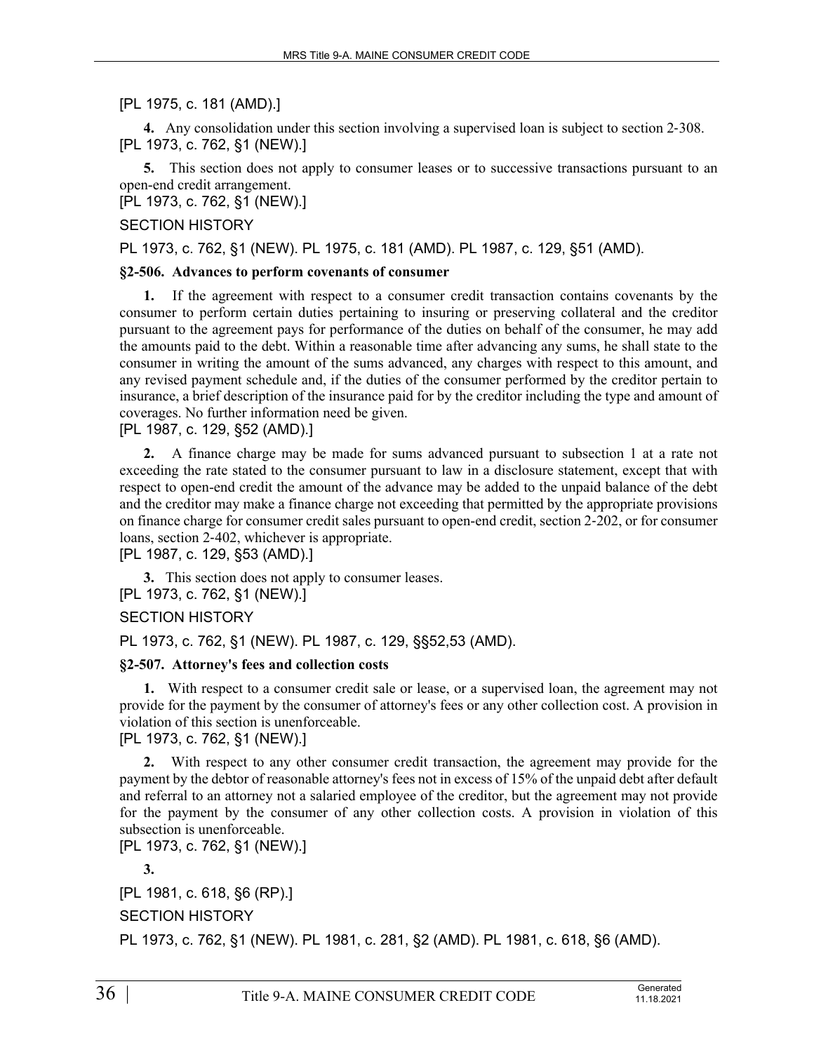[PL 1975, c. 181 (AMD).]

**4.** Any consolidation under this section involving a supervised loan is subject to section 2-308.
[PL 1973, c. 762, §1 (NEW).]

**5.** This section does not apply to consumer leases or to successive transactions pursuant to an open-end credit arrangement.
[PL 1973, c. 762, §1 (NEW).]

SECTION HISTORY

PL 1973, c. 762, §1 (NEW). PL 1975, c. 181 (AMD). PL 1987, c. 129, §51 (AMD).

### §2-506. Advances to perform covenants of consumer

**1.** If the agreement with respect to a consumer credit transaction contains covenants by the consumer to perform certain duties pertaining to insuring or preserving collateral and the creditor pursuant to the agreement pays for performance of the duties on behalf of the consumer, he may add the amounts paid to the debt. Within a reasonable time after advancing any sums, he shall state to the consumer in writing the amount of the sums advanced, any charges with respect to this amount, and any revised payment schedule and, if the duties of the consumer performed by the creditor pertain to insurance, a brief description of the insurance paid for by the creditor including the type and amount of coverages. No further information need be given.
[PL 1987, c. 129, §52 (AMD).]

**2.** A finance charge may be made for sums advanced pursuant to subsection 1 at a rate not exceeding the rate stated to the consumer pursuant to law in a disclosure statement, except that with respect to open-end credit the amount of the advance may be added to the unpaid balance of the debt and the creditor may make a finance charge not exceeding that permitted by the appropriate provisions on finance charge for consumer credit sales pursuant to open-end credit, section 2-202, or for consumer loans, section 2-402, whichever is appropriate.
[PL 1987, c. 129, §53 (AMD).]

**3.** This section does not apply to consumer leases.
[PL 1973, c. 762, §1 (NEW).]

SECTION HISTORY

PL 1973, c. 762, §1 (NEW). PL 1987, c. 129, §§52,53 (AMD).

### §2-507. Attorney's fees and collection costs

**1.** With respect to a consumer credit sale or lease, or a supervised loan, the agreement may not provide for the payment by the consumer of attorney's fees or any other collection cost. A provision in violation of this section is unenforceable.
[PL 1973, c. 762, §1 (NEW).]

**2.** With respect to any other consumer credit transaction, the agreement may provide for the payment by the debtor of reasonable attorney's fees not in excess of 15% of the unpaid debt after default and referral to an attorney not a salaried employee of the creditor, but the agreement may not provide for the payment by the consumer of any other collection costs. A provision in violation of this subsection is unenforceable.
[PL 1973, c. 762, §1 (NEW).]

**3.**

[PL 1981, c. 618, §6 (RP).]

SECTION HISTORY

PL 1973, c. 762, §1 (NEW). PL 1981, c. 281, §2 (AMD). PL 1981, c. 618, §6 (AMD).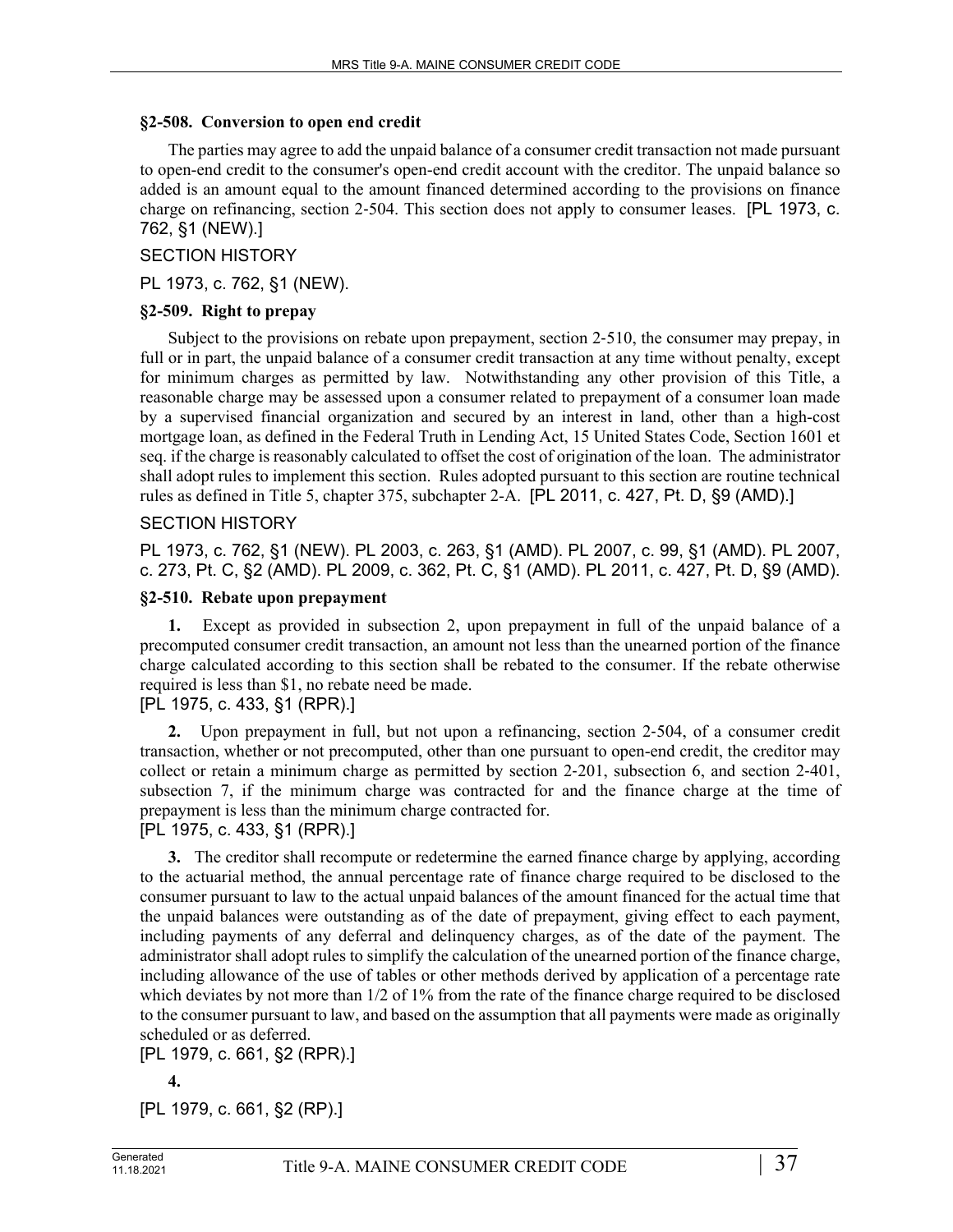### §2-508. Conversion to open end credit

The parties may agree to add the unpaid balance of a consumer credit transaction not made pursuant to open-end credit to the consumer's open-end credit account with the creditor. The unpaid balance so added is an amount equal to the amount financed determined according to the provisions on finance charge on refinancing, section 2-504. This section does not apply to consumer leases. [PL 1973, c. 762, §1 (NEW).]

SECTION HISTORY

PL 1973, c. 762, §1 (NEW).

### §2-509. Right to prepay

Subject to the provisions on rebate upon prepayment, section 2-510, the consumer may prepay, in full or in part, the unpaid balance of a consumer credit transaction at any time without penalty, except for minimum charges as permitted by law. Notwithstanding any other provision of this Title, a reasonable charge may be assessed upon a consumer related to prepayment of a consumer loan made by a supervised financial organization and secured by an interest in land, other than a high-cost mortgage loan, as defined in the Federal Truth in Lending Act, 15 United States Code, Section 1601 et seq. if the charge is reasonably calculated to offset the cost of origination of the loan. The administrator shall adopt rules to implement this section. Rules adopted pursuant to this section are routine technical rules as defined in Title 5, chapter 375, subchapter 2-A. [PL 2011, c. 427, Pt. D, §9 (AMD).]

SECTION HISTORY

PL 1973, c. 762, §1 (NEW). PL 2003, c. 263, §1 (AMD). PL 2007, c. 99, §1 (AMD). PL 2007, c. 273, Pt. C, §2 (AMD). PL 2009, c. 362, Pt. C, §1 (AMD). PL 2011, c. 427, Pt. D, §9 (AMD).

### §2-510. Rebate upon prepayment

**1.** Except as provided in subsection 2, upon prepayment in full of the unpaid balance of a precomputed consumer credit transaction, an amount not less than the unearned portion of the finance charge calculated according to this section shall be rebated to the consumer. If the rebate otherwise required is less than $1, no rebate need be made.
[PL 1975, c. 433, §1 (RPR).]

**2.** Upon prepayment in full, but not upon a refinancing, section 2-504, of a consumer credit transaction, whether or not precomputed, other than one pursuant to open-end credit, the creditor may collect or retain a minimum charge as permitted by section 2-201, subsection 6, and section 2-401, subsection 7, if the minimum charge was contracted for and the finance charge at the time of prepayment is less than the minimum charge contracted for.
[PL 1975, c. 433, §1 (RPR).]

**3.** The creditor shall recompute or redetermine the earned finance charge by applying, according to the actuarial method, the annual percentage rate of finance charge required to be disclosed to the consumer pursuant to law to the actual unpaid balances of the amount financed for the actual time that the unpaid balances were outstanding as of the date of prepayment, giving effect to each payment, including payments of any deferral and delinquency charges, as of the date of the payment. The administrator shall adopt rules to simplify the calculation of the unearned portion of the finance charge, including allowance of the use of tables or other methods derived by application of a percentage rate which deviates by not more than 1/2 of 1% from the rate of the finance charge required to be disclosed to the consumer pursuant to law, and based on the assumption that all payments were made as originally scheduled or as deferred.
[PL 1979, c. 661, §2 (RPR).]

**4.**

[PL 1979, c. 661, §2 (RP).]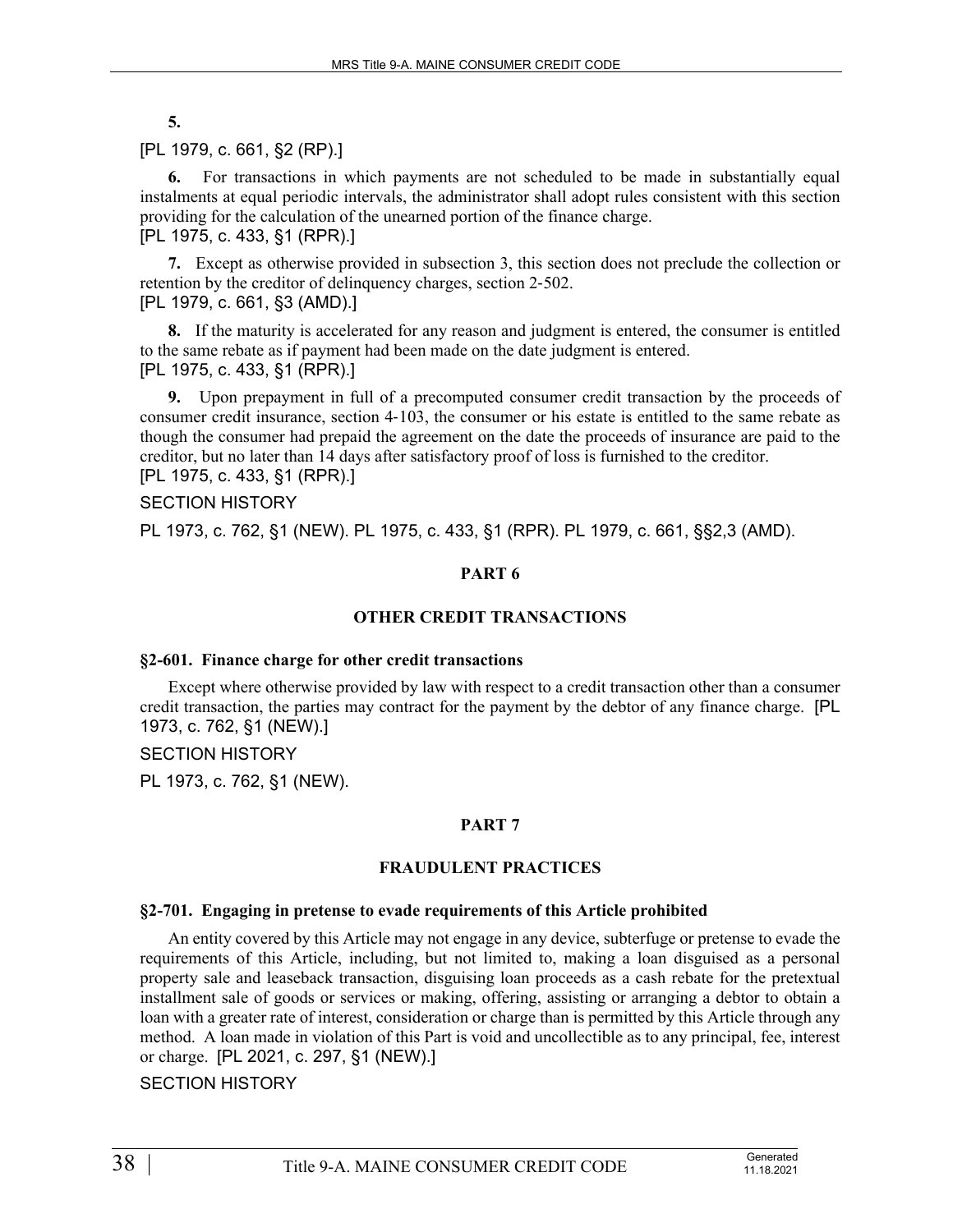**5.**

[PL 1979, c. 661, §2 (RP).]

**6.** For transactions in which payments are not scheduled to be made in substantially equal instalments at equal periodic intervals, the administrator shall adopt rules consistent with this section providing for the calculation of the unearned portion of the finance charge.
[PL 1975, c. 433, §1 (RPR).]

**7.** Except as otherwise provided in subsection 3, this section does not preclude the collection or retention by the creditor of delinquency charges, section 2-502.
[PL 1979, c. 661, §3 (AMD).]

**8.** If the maturity is accelerated for any reason and judgment is entered, the consumer is entitled to the same rebate as if payment had been made on the date judgment is entered.
[PL 1975, c. 433, §1 (RPR).]

**9.** Upon prepayment in full of a precomputed consumer credit transaction by the proceeds of consumer credit insurance, section 4-103, the consumer or his estate is entitled to the same rebate as though the consumer had prepaid the agreement on the date the proceeds of insurance are paid to the creditor, but no later than 14 days after satisfactory proof of loss is furnished to the creditor.
[PL 1975, c. 433, §1 (RPR).]

SECTION HISTORY

PL 1973, c. 762, §1 (NEW). PL 1975, c. 433, §1 (RPR). PL 1979, c. 661, §§2,3 (AMD).

## PART 6

## OTHER CREDIT TRANSACTIONS

### §2-601. Finance charge for other credit transactions

Except where otherwise provided by law with respect to a credit transaction other than a consumer credit transaction, the parties may contract for the payment by the debtor of any finance charge. [PL 1973, c. 762, §1 (NEW).]

SECTION HISTORY

PL 1973, c. 762, §1 (NEW).

## PART 7

## FRAUDULENT PRACTICES

### §2-701. Engaging in pretense to evade requirements of this Article prohibited

An entity covered by this Article may not engage in any device, subterfuge or pretense to evade the requirements of this Article, including, but not limited to, making a loan disguised as a personal property sale and leaseback transaction, disguising loan proceeds as a cash rebate for the pretextual installment sale of goods or services or making, offering, assisting or arranging a debtor to obtain a loan with a greater rate of interest, consideration or charge than is permitted by this Article through any method. A loan made in violation of this Part is void and uncollectible as to any principal, fee, interest or charge. [PL 2021, c. 297, §1 (NEW).]

SECTION HISTORY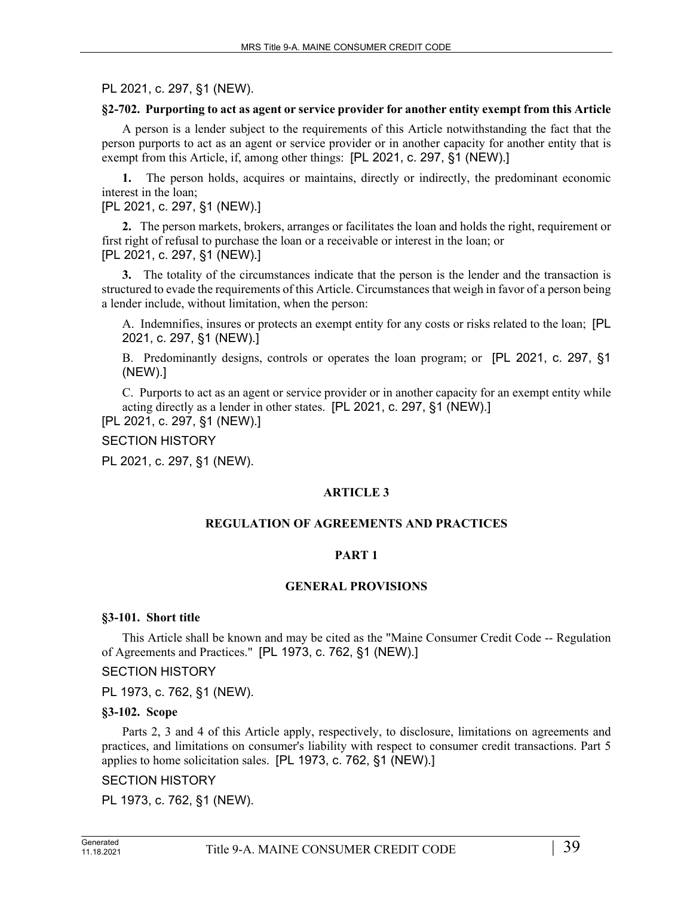PL 2021, c. 297, §1 (NEW).

**§2-702. Purporting to act as agent or service provider for another entity exempt from this Article**

A person is a lender subject to the requirements of this Article notwithstanding the fact that the person purports to act as an agent or service provider or in another capacity for another entity that is exempt from this Article, if, among other things: [PL 2021, c. 297, §1 (NEW).]

**1.** The person holds, acquires or maintains, directly or indirectly, the predominant economic interest in the loan;

[PL 2021, c. 297, §1 (NEW).]

**2.** The person markets, brokers, arranges or facilitates the loan and holds the right, requirement or first right of refusal to purchase the loan or a receivable or interest in the loan; or

[PL 2021, c. 297, §1 (NEW).]

**3.** The totality of the circumstances indicate that the person is the lender and the transaction is structured to evade the requirements of this Article. Circumstances that weigh in favor of a person being a lender include, without limitation, when the person:

A. Indemnifies, insures or protects an exempt entity for any costs or risks related to the loan; [PL 2021, c. 297, §1 (NEW).]

B. Predominantly designs, controls or operates the loan program; or [PL 2021, c. 297, §1 (NEW).]

C. Purports to act as an agent or service provider or in another capacity for an exempt entity while acting directly as a lender in other states. [PL 2021, c. 297, §1 (NEW).]

[PL 2021, c. 297, §1 (NEW).]

SECTION HISTORY

PL 2021, c. 297, §1 (NEW).

## ARTICLE 3

## REGULATION OF AGREEMENTS AND PRACTICES

### PART 1

### GENERAL PROVISIONS

**§3-101. Short title**

This Article shall be known and may be cited as the "Maine Consumer Credit Code -- Regulation of Agreements and Practices." [PL 1973, c. 762, §1 (NEW).]

SECTION HISTORY

PL 1973, c. 762, §1 (NEW).

**§3-102. Scope**

Parts 2, 3 and 4 of this Article apply, respectively, to disclosure, limitations on agreements and practices, and limitations on consumer's liability with respect to consumer credit transactions. Part 5 applies to home solicitation sales. [PL 1973, c. 762, §1 (NEW).]

SECTION HISTORY

PL 1973, c. 762, §1 (NEW).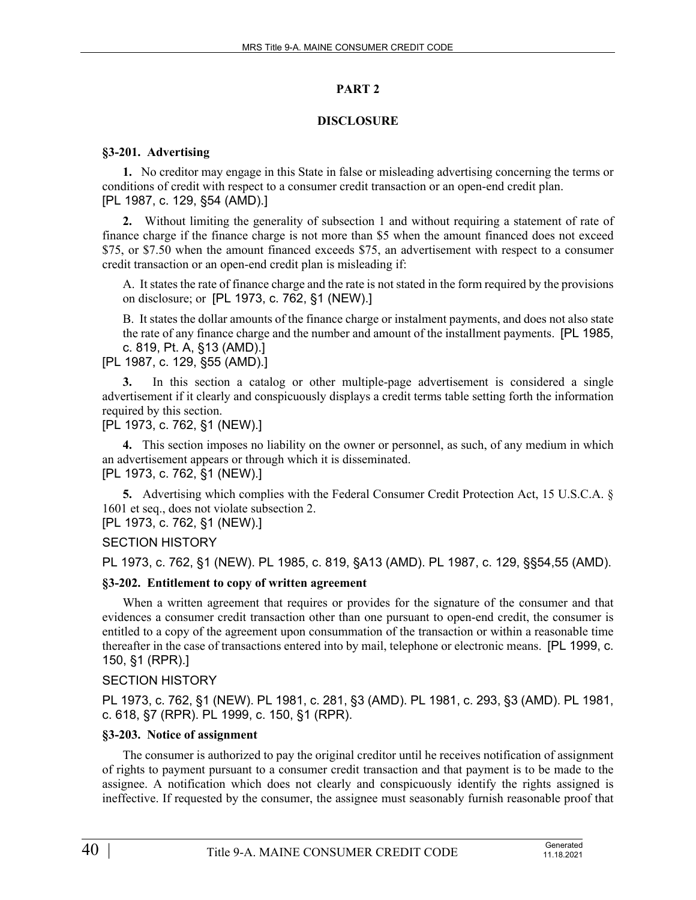## PART 2

## DISCLOSURE

### §3-201. Advertising

**1.** No creditor may engage in this State in false or misleading advertising concerning the terms or conditions of credit with respect to a consumer credit transaction or an open-end credit plan.
[PL 1987, c. 129, §54 (AMD).]

**2.** Without limiting the generality of subsection 1 and without requiring a statement of rate of finance charge if the finance charge is not more than $5 when the amount financed does not exceed $75, or $7.50 when the amount financed exceeds $75, an advertisement with respect to a consumer credit transaction or an open-end credit plan is misleading if:

A. It states the rate of finance charge and the rate is not stated in the form required by the provisions on disclosure; or [PL 1973, c. 762, §1 (NEW).]

B. It states the dollar amounts of the finance charge or instalment payments, and does not also state the rate of any finance charge and the number and amount of the installment payments. [PL 1985, c. 819, Pt. A, §13 (AMD).]

[PL 1987, c. 129, §55 (AMD).]

**3.** In this section a catalog or other multiple-page advertisement is considered a single advertisement if it clearly and conspicuously displays a credit terms table setting forth the information required by this section.
[PL 1973, c. 762, §1 (NEW).]

**4.** This section imposes no liability on the owner or personnel, as such, of any medium in which an advertisement appears or through which it is disseminated.
[PL 1973, c. 762, §1 (NEW).]

**5.** Advertising which complies with the Federal Consumer Credit Protection Act, 15 U.S.C.A. § 1601 et seq., does not violate subsection 2.
[PL 1973, c. 762, §1 (NEW).]

SECTION HISTORY

PL 1973, c. 762, §1 (NEW). PL 1985, c. 819, §A13 (AMD). PL 1987, c. 129, §§54,55 (AMD).

### §3-202. Entitlement to copy of written agreement

When a written agreement that requires or provides for the signature of the consumer and that evidences a consumer credit transaction other than one pursuant to open-end credit, the consumer is entitled to a copy of the agreement upon consummation of the transaction or within a reasonable time thereafter in the case of transactions entered into by mail, telephone or electronic means. [PL 1999, c. 150, §1 (RPR).]

SECTION HISTORY

PL 1973, c. 762, §1 (NEW). PL 1981, c. 281, §3 (AMD). PL 1981, c. 293, §3 (AMD). PL 1981, c. 618, §7 (RPR). PL 1999, c. 150, §1 (RPR).

### §3-203. Notice of assignment

The consumer is authorized to pay the original creditor until he receives notification of assignment of rights to payment pursuant to a consumer credit transaction and that payment is to be made to the assignee. A notification which does not clearly and conspicuously identify the rights assigned is ineffective. If requested by the consumer, the assignee must seasonably furnish reasonable proof that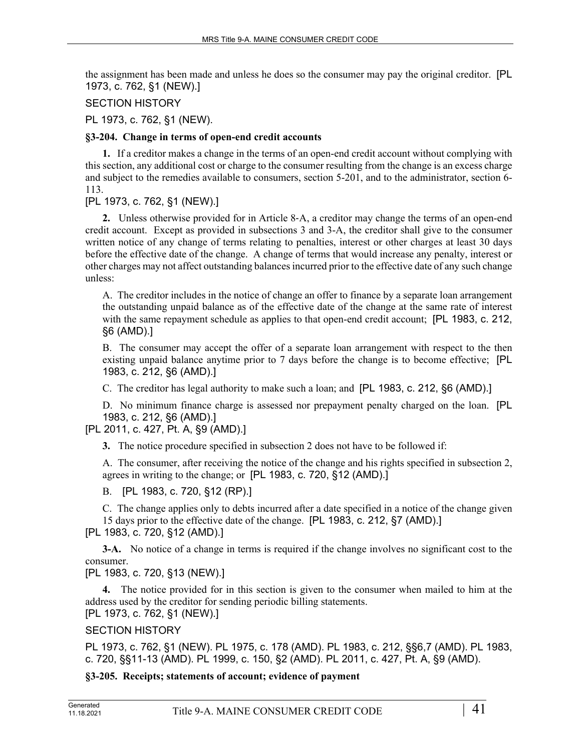the assignment has been made and unless he does so the consumer may pay the original creditor. [PL 1973, c. 762, §1 (NEW).]

SECTION HISTORY

PL 1973, c. 762, §1 (NEW).

**§3-204. Change in terms of open-end credit accounts**

**1.** If a creditor makes a change in the terms of an open-end credit account without complying with this section, any additional cost or charge to the consumer resulting from the change is an excess charge and subject to the remedies available to consumers, section 5-201, and to the administrator, section 6-113.

[PL 1973, c. 762, §1 (NEW).]

**2.** Unless otherwise provided for in Article 8-A, a creditor may change the terms of an open-end credit account. Except as provided in subsections 3 and 3-A, the creditor shall give to the consumer written notice of any change of terms relating to penalties, interest or other charges at least 30 days before the effective date of the change. A change of terms that would increase any penalty, interest or other charges may not affect outstanding balances incurred prior to the effective date of any such change unless:

A. The creditor includes in the notice of change an offer to finance by a separate loan arrangement the outstanding unpaid balance as of the effective date of the change at the same rate of interest with the same repayment schedule as applies to that open-end credit account; [PL 1983, c. 212, §6 (AMD).]

B. The consumer may accept the offer of a separate loan arrangement with respect to the then existing unpaid balance anytime prior to 7 days before the change is to become effective; [PL 1983, c. 212, §6 (AMD).]

C. The creditor has legal authority to make such a loan; and [PL 1983, c. 212, §6 (AMD).]

D. No minimum finance charge is assessed nor prepayment penalty charged on the loan. [PL 1983, c. 212, §6 (AMD).]

[PL 2011, c. 427, Pt. A, §9 (AMD).]

**3.** The notice procedure specified in subsection 2 does not have to be followed if:

A. The consumer, after receiving the notice of the change and his rights specified in subsection 2, agrees in writing to the change; or [PL 1983, c. 720, §12 (AMD).]

B. [PL 1983, c. 720, §12 (RP).]

C. The change applies only to debts incurred after a date specified in a notice of the change given 15 days prior to the effective date of the change. [PL 1983, c. 212, §7 (AMD).]

[PL 1983, c. 720, §12 (AMD).]

**3-A.** No notice of a change in terms is required if the change involves no significant cost to the consumer.

[PL 1983, c. 720, §13 (NEW).]

**4.** The notice provided for in this section is given to the consumer when mailed to him at the address used by the creditor for sending periodic billing statements.

[PL 1973, c. 762, §1 (NEW).]

SECTION HISTORY

PL 1973, c. 762, §1 (NEW). PL 1975, c. 178 (AMD). PL 1983, c. 212, §§6,7 (AMD). PL 1983, c. 720, §§11-13 (AMD). PL 1999, c. 150, §2 (AMD). PL 2011, c. 427, Pt. A, §9 (AMD).

**§3-205. Receipts; statements of account; evidence of payment**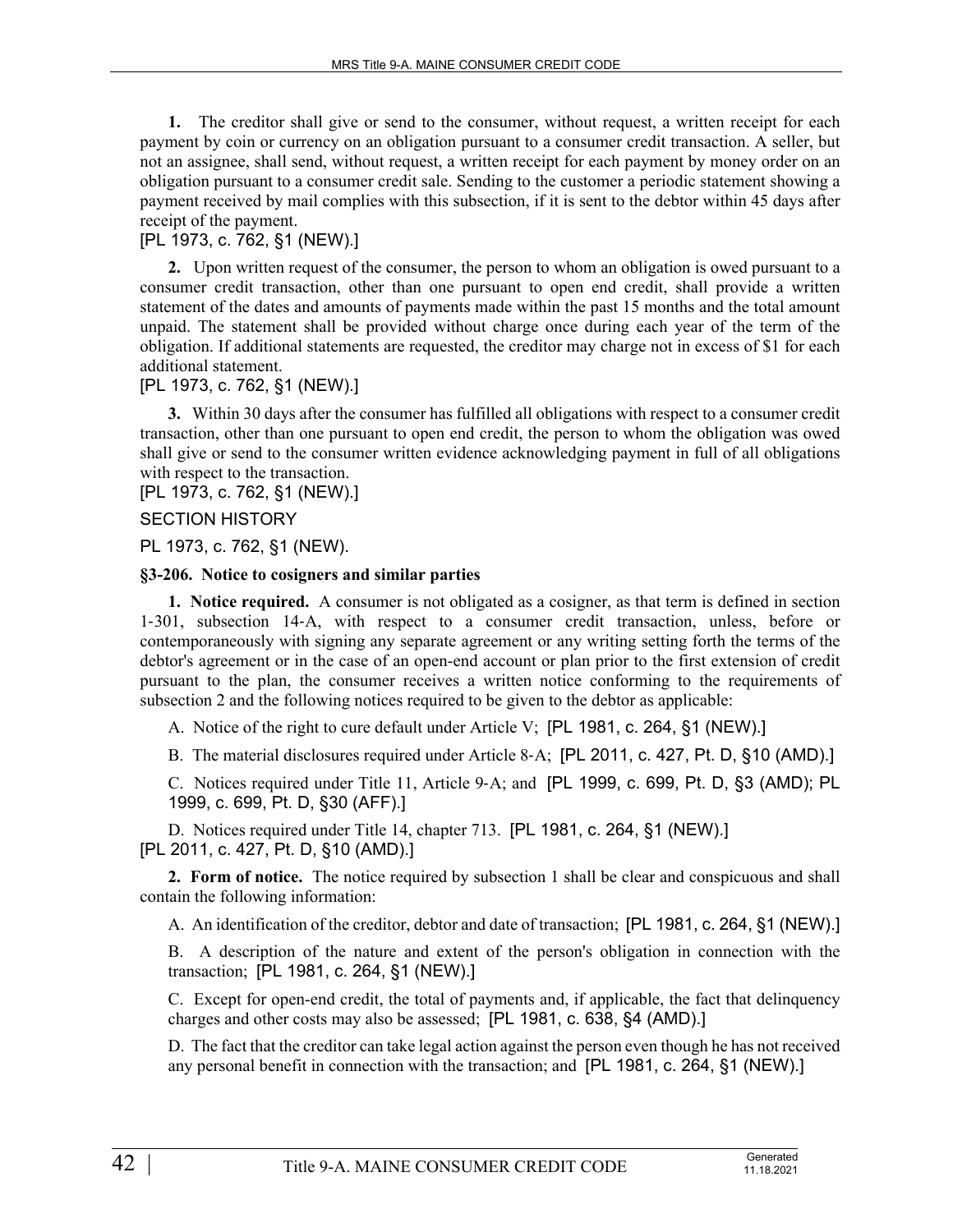**1.** The creditor shall give or send to the consumer, without request, a written receipt for each payment by coin or currency on an obligation pursuant to a consumer credit transaction. A seller, but not an assignee, shall send, without request, a written receipt for each payment by money order on an obligation pursuant to a consumer credit sale. Sending to the customer a periodic statement showing a payment received by mail complies with this subsection, if it is sent to the debtor within 45 days after receipt of the payment.

[PL 1973, c. 762, §1 (NEW).]

**2.** Upon written request of the consumer, the person to whom an obligation is owed pursuant to a consumer credit transaction, other than one pursuant to open end credit, shall provide a written statement of the dates and amounts of payments made within the past 15 months and the total amount unpaid. The statement shall be provided without charge once during each year of the term of the obligation. If additional statements are requested, the creditor may charge not in excess of $1 for each additional statement.

[PL 1973, c. 762, §1 (NEW).]

**3.** Within 30 days after the consumer has fulfilled all obligations with respect to a consumer credit transaction, other than one pursuant to open end credit, the person to whom the obligation was owed shall give or send to the consumer written evidence acknowledging payment in full of all obligations with respect to the transaction.

[PL 1973, c. 762, §1 (NEW).]

SECTION HISTORY

PL 1973, c. 762, §1 (NEW).

**§3-206. Notice to cosigners and similar parties**

**1. Notice required.** A consumer is not obligated as a cosigner, as that term is defined in section 1-301, subsection 14-A, with respect to a consumer credit transaction, unless, before or contemporaneously with signing any separate agreement or any writing setting forth the terms of the debtor's agreement or in the case of an open-end account or plan prior to the first extension of credit pursuant to the plan, the consumer receives a written notice conforming to the requirements of subsection 2 and the following notices required to be given to the debtor as applicable:

A. Notice of the right to cure default under Article V; [PL 1981, c. 264, §1 (NEW).]

B. The material disclosures required under Article 8-A; [PL 2011, c. 427, Pt. D, §10 (AMD).]

C. Notices required under Title 11, Article 9-A; and [PL 1999, c. 699, Pt. D, §3 (AMD); PL 1999, c. 699, Pt. D, §30 (AFF).]

D. Notices required under Title 14, chapter 713. [PL 1981, c. 264, §1 (NEW).]

[PL 2011, c. 427, Pt. D, §10 (AMD).]

**2. Form of notice.** The notice required by subsection 1 shall be clear and conspicuous and shall contain the following information:

A. An identification of the creditor, debtor and date of transaction; [PL 1981, c. 264, §1 (NEW).]

B. A description of the nature and extent of the person's obligation in connection with the transaction; [PL 1981, c. 264, §1 (NEW).]

C. Except for open-end credit, the total of payments and, if applicable, the fact that delinquency charges and other costs may also be assessed; [PL 1981, c. 638, §4 (AMD).]

D. The fact that the creditor can take legal action against the person even though he has not received any personal benefit in connection with the transaction; and [PL 1981, c. 264, §1 (NEW).]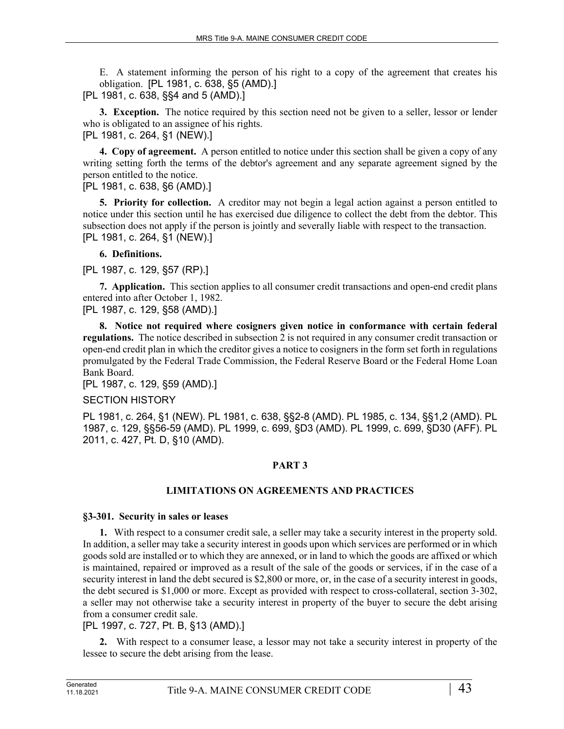E. A statement informing the person of his right to a copy of the agreement that creates his obligation. [PL 1981, c. 638, §5 (AMD).]

[PL 1981, c. 638, §§4 and 5 (AMD).]

**3. Exception.** The notice required by this section need not be given to a seller, lessor or lender who is obligated to an assignee of his rights.

[PL 1981, c. 264, §1 (NEW).]

**4. Copy of agreement.** A person entitled to notice under this section shall be given a copy of any writing setting forth the terms of the debtor's agreement and any separate agreement signed by the person entitled to the notice.

[PL 1981, c. 638, §6 (AMD).]

**5. Priority for collection.** A creditor may not begin a legal action against a person entitled to notice under this section until he has exercised due diligence to collect the debt from the debtor. This subsection does not apply if the person is jointly and severally liable with respect to the transaction.

[PL 1981, c. 264, §1 (NEW).]

**6. Definitions.**

[PL 1987, c. 129, §57 (RP).]

**7. Application.** This section applies to all consumer credit transactions and open-end credit plans entered into after October 1, 1982.

[PL 1987, c. 129, §58 (AMD).]

**8. Notice not required where cosigners given notice in conformance with certain federal regulations.** The notice described in subsection 2 is not required in any consumer credit transaction or open-end credit plan in which the creditor gives a notice to cosigners in the form set forth in regulations promulgated by the Federal Trade Commission, the Federal Reserve Board or the Federal Home Loan Bank Board.

[PL 1987, c. 129, §59 (AMD).]

SECTION HISTORY

PL 1981, c. 264, §1 (NEW). PL 1981, c. 638, §§2-8 (AMD). PL 1985, c. 134, §§1,2 (AMD). PL 1987, c. 129, §§56-59 (AMD). PL 1999, c. 699, §D3 (AMD). PL 1999, c. 699, §D30 (AFF). PL 2011, c. 427, Pt. D, §10 (AMD).

## PART 3

## LIMITATIONS ON AGREEMENTS AND PRACTICES

### §3-301. Security in sales or leases

**1.** With respect to a consumer credit sale, a seller may take a security interest in the property sold. In addition, a seller may take a security interest in goods upon which services are performed or in which goods sold are installed or to which they are annexed, or in land to which the goods are affixed or which is maintained, repaired or improved as a result of the sale of the goods or services, if in the case of a security interest in land the debt secured is $2,800 or more, or, in the case of a security interest in goods, the debt secured is $1,000 or more. Except as provided with respect to cross-collateral, section 3-302, a seller may not otherwise take a security interest in property of the buyer to secure the debt arising from a consumer credit sale.

[PL 1997, c. 727, Pt. B, §13 (AMD).]

**2.** With respect to a consumer lease, a lessor may not take a security interest in property of the lessee to secure the debt arising from the lease.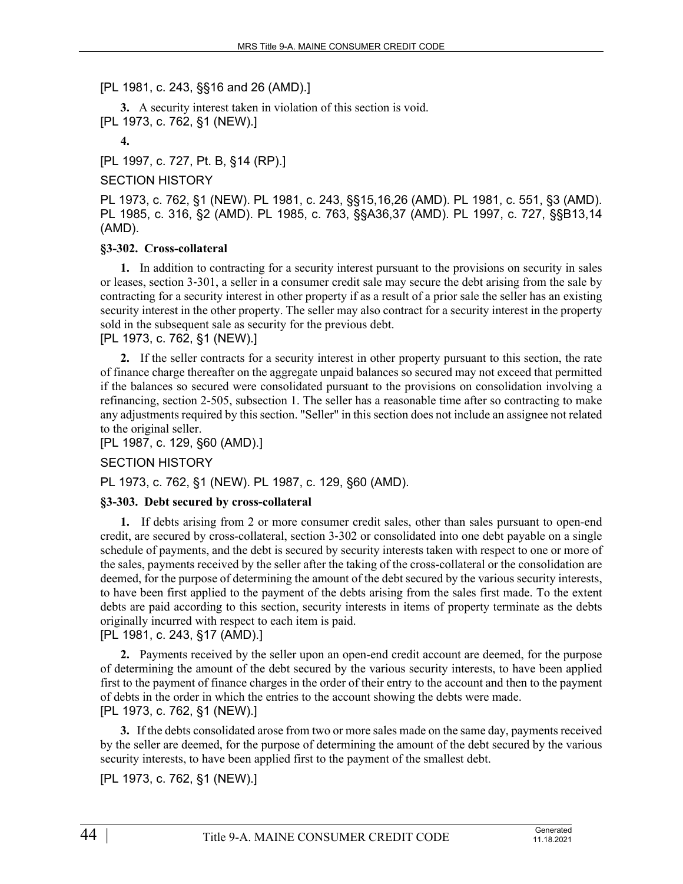[PL 1981, c. 243, §§16 and 26 (AMD).]

**3.** A security interest taken in violation of this section is void.
[PL 1973, c. 762, §1 (NEW).]

**4.**

[PL 1997, c. 727, Pt. B, §14 (RP).]

SECTION HISTORY

PL 1973, c. 762, §1 (NEW). PL 1981, c. 243, §§15,16,26 (AMD). PL 1981, c. 551, §3 (AMD). PL 1985, c. 316, §2 (AMD). PL 1985, c. 763, §§A36,37 (AMD). PL 1997, c. 727, §§B13,14 (AMD).

### §3-302. Cross-collateral

**1.** In addition to contracting for a security interest pursuant to the provisions on security in sales or leases, section 3-301, a seller in a consumer credit sale may secure the debt arising from the sale by contracting for a security interest in other property if as a result of a prior sale the seller has an existing security interest in the other property. The seller may also contract for a security interest in the property sold in the subsequent sale as security for the previous debt.
[PL 1973, c. 762, §1 (NEW).]

**2.** If the seller contracts for a security interest in other property pursuant to this section, the rate of finance charge thereafter on the aggregate unpaid balances so secured may not exceed that permitted if the balances so secured were consolidated pursuant to the provisions on consolidation involving a refinancing, section 2-505, subsection 1. The seller has a reasonable time after so contracting to make any adjustments required by this section. "Seller" in this section does not include an assignee not related to the original seller.
[PL 1987, c. 129, §60 (AMD).]

SECTION HISTORY

PL 1973, c. 762, §1 (NEW). PL 1987, c. 129, §60 (AMD).

### §3-303. Debt secured by cross-collateral

**1.** If debts arising from 2 or more consumer credit sales, other than sales pursuant to open-end credit, are secured by cross-collateral, section 3-302 or consolidated into one debt payable on a single schedule of payments, and the debt is secured by security interests taken with respect to one or more of the sales, payments received by the seller after the taking of the cross-collateral or the consolidation are deemed, for the purpose of determining the amount of the debt secured by the various security interests, to have been first applied to the payment of the debts arising from the sales first made. To the extent debts are paid according to this section, security interests in items of property terminate as the debts originally incurred with respect to each item is paid.
[PL 1981, c. 243, §17 (AMD).]

**2.** Payments received by the seller upon an open-end credit account are deemed, for the purpose of determining the amount of the debt secured by the various security interests, to have been applied first to the payment of finance charges in the order of their entry to the account and then to the payment of debts in the order in which the entries to the account showing the debts were made.
[PL 1973, c. 762, §1 (NEW).]

**3.** If the debts consolidated arose from two or more sales made on the same day, payments received by the seller are deemed, for the purpose of determining the amount of the debt secured by the various security interests, to have been applied first to the payment of the smallest debt.

[PL 1973, c. 762, §1 (NEW).]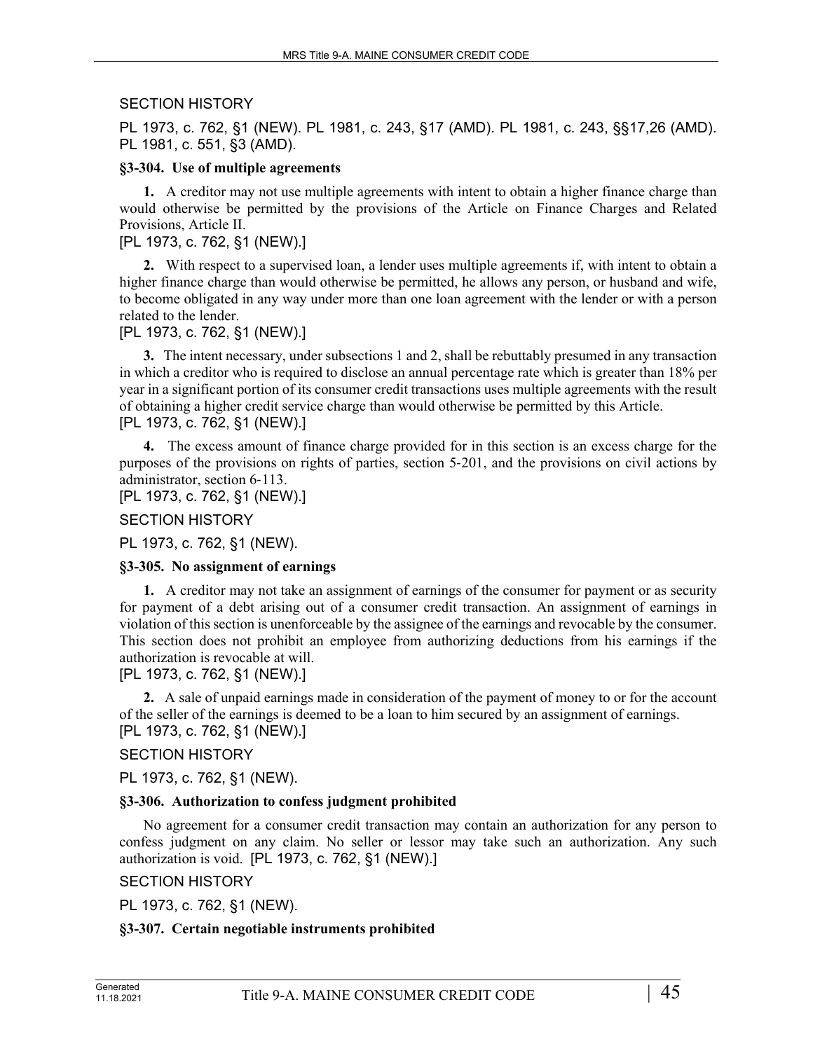SECTION HISTORY

PL 1973, c. 762, §1 (NEW). PL 1981, c. 243, §17 (AMD). PL 1981, c. 243, §§17,26 (AMD). PL 1981, c. 551, §3 (AMD).

**§3-304. Use of multiple agreements**

**1.** A creditor may not use multiple agreements with intent to obtain a higher finance charge than would otherwise be permitted by the provisions of the Article on Finance Charges and Related Provisions, Article II.

[PL 1973, c. 762, §1 (NEW).]

**2.** With respect to a supervised loan, a lender uses multiple agreements if, with intent to obtain a higher finance charge than would otherwise be permitted, he allows any person, or husband and wife, to become obligated in any way under more than one loan agreement with the lender or with a person related to the lender.

[PL 1973, c. 762, §1 (NEW).]

**3.** The intent necessary, under subsections 1 and 2, shall be rebuttably presumed in any transaction in which a creditor who is required to disclose an annual percentage rate which is greater than 18% per year in a significant portion of its consumer credit transactions uses multiple agreements with the result of obtaining a higher credit service charge than would otherwise be permitted by this Article.

[PL 1973, c. 762, §1 (NEW).]

**4.** The excess amount of finance charge provided for in this section is an excess charge for the purposes of the provisions on rights of parties, section 5-201, and the provisions on civil actions by administrator, section 6-113.

[PL 1973, c. 762, §1 (NEW).]

SECTION HISTORY

PL 1973, c. 762, §1 (NEW).

**§3-305. No assignment of earnings**

**1.** A creditor may not take an assignment of earnings of the consumer for payment or as security for payment of a debt arising out of a consumer credit transaction. An assignment of earnings in violation of this section is unenforceable by the assignee of the earnings and revocable by the consumer. This section does not prohibit an employee from authorizing deductions from his earnings if the authorization is revocable at will.

[PL 1973, c. 762, §1 (NEW).]

**2.** A sale of unpaid earnings made in consideration of the payment of money to or for the account of the seller of the earnings is deemed to be a loan to him secured by an assignment of earnings.

[PL 1973, c. 762, §1 (NEW).]

SECTION HISTORY

PL 1973, c. 762, §1 (NEW).

**§3-306. Authorization to confess judgment prohibited**

No agreement for a consumer credit transaction may contain an authorization for any person to confess judgment on any claim. No seller or lessor may take such an authorization. Any such authorization is void. [PL 1973, c. 762, §1 (NEW).]

SECTION HISTORY

PL 1973, c. 762, §1 (NEW).

**§3-307. Certain negotiable instruments prohibited**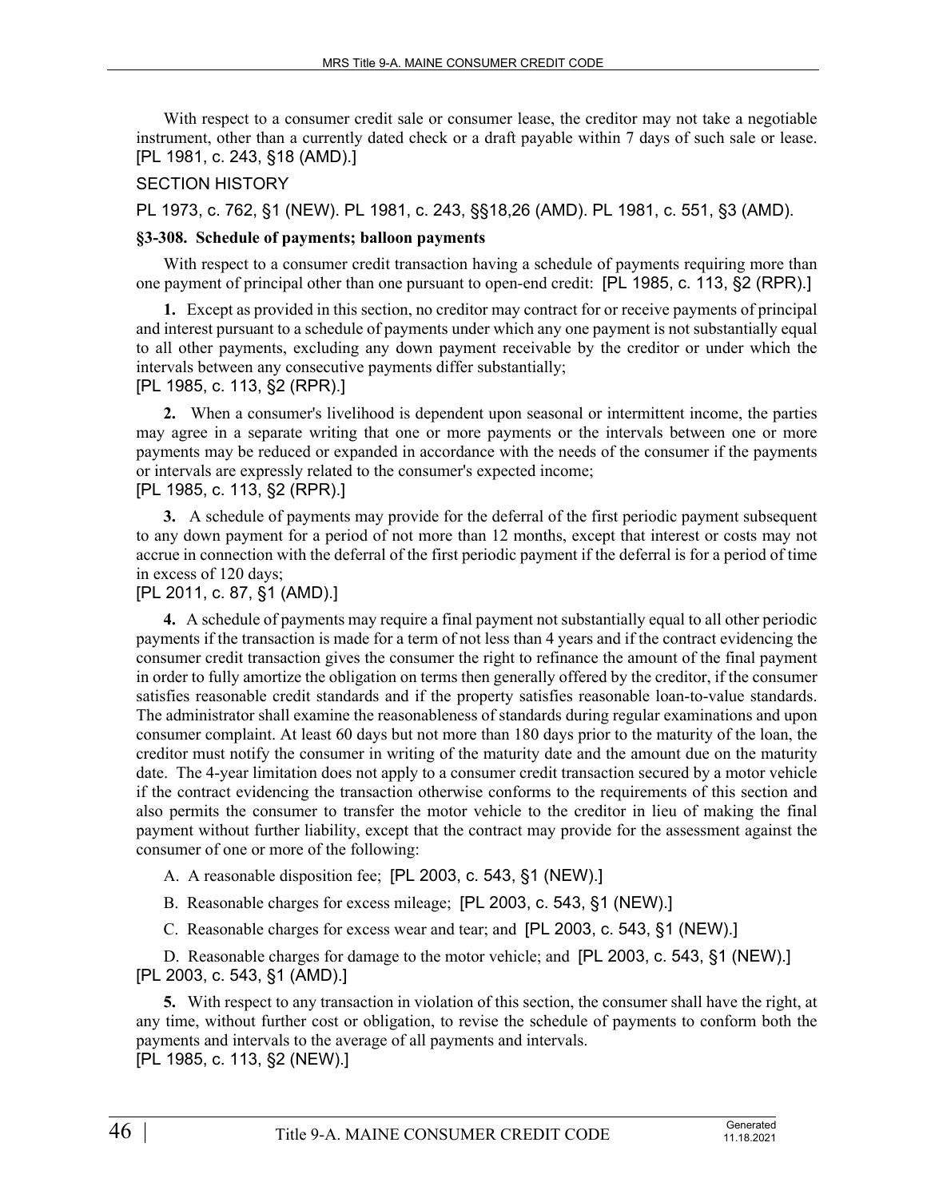With respect to a consumer credit sale or consumer lease, the creditor may not take a negotiable instrument, other than a currently dated check or a draft payable within 7 days of such sale or lease. [PL 1981, c. 243, §18 (AMD).]

SECTION HISTORY

PL 1973, c. 762, §1 (NEW). PL 1981, c. 243, §§18,26 (AMD). PL 1981, c. 551, §3 (AMD).

**§3-308. Schedule of payments; balloon payments**

With respect to a consumer credit transaction having a schedule of payments requiring more than one payment of principal other than one pursuant to open-end credit: [PL 1985, c. 113, §2 (RPR).]

**1.** Except as provided in this section, no creditor may contract for or receive payments of principal and interest pursuant to a schedule of payments under which any one payment is not substantially equal to all other payments, excluding any down payment receivable by the creditor or under which the intervals between any consecutive payments differ substantially;
[PL 1985, c. 113, §2 (RPR).]

**2.** When a consumer's livelihood is dependent upon seasonal or intermittent income, the parties may agree in a separate writing that one or more payments or the intervals between one or more payments may be reduced or expanded in accordance with the needs of the consumer if the payments or intervals are expressly related to the consumer's expected income;
[PL 1985, c. 113, §2 (RPR).]

**3.** A schedule of payments may provide for the deferral of the first periodic payment subsequent to any down payment for a period of not more than 12 months, except that interest or costs may not accrue in connection with the deferral of the first periodic payment if the deferral is for a period of time in excess of 120 days;
[PL 2011, c. 87, §1 (AMD).]

**4.** A schedule of payments may require a final payment not substantially equal to all other periodic payments if the transaction is made for a term of not less than 4 years and if the contract evidencing the consumer credit transaction gives the consumer the right to refinance the amount of the final payment in order to fully amortize the obligation on terms then generally offered by the creditor, if the consumer satisfies reasonable credit standards and if the property satisfies reasonable loan-to-value standards. The administrator shall examine the reasonableness of standards during regular examinations and upon consumer complaint. At least 60 days but not more than 180 days prior to the maturity of the loan, the creditor must notify the consumer in writing of the maturity date and the amount due on the maturity date. The 4-year limitation does not apply to a consumer credit transaction secured by a motor vehicle if the contract evidencing the transaction otherwise conforms to the requirements of this section and also permits the consumer to transfer the motor vehicle to the creditor in lieu of making the final payment without further liability, except that the contract may provide for the assessment against the consumer of one or more of the following:

A. A reasonable disposition fee; [PL 2003, c. 543, §1 (NEW).]

B. Reasonable charges for excess mileage; [PL 2003, c. 543, §1 (NEW).]

C. Reasonable charges for excess wear and tear; and [PL 2003, c. 543, §1 (NEW).]

D. Reasonable charges for damage to the motor vehicle; and [PL 2003, c. 543, §1 (NEW).]
[PL 2003, c. 543, §1 (AMD).]

**5.** With respect to any transaction in violation of this section, the consumer shall have the right, at any time, without further cost or obligation, to revise the schedule of payments to conform both the payments and intervals to the average of all payments and intervals.
[PL 1985, c. 113, §2 (NEW).]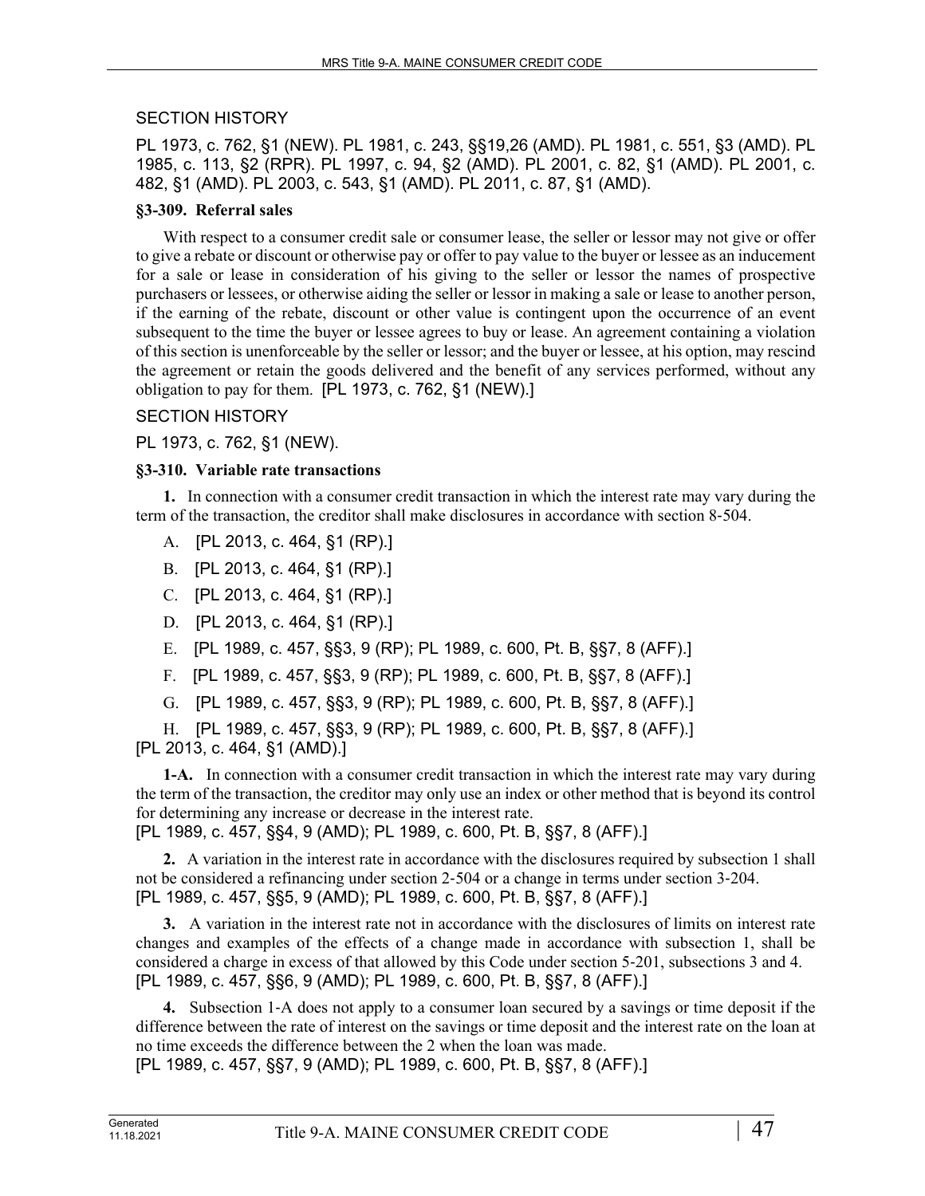SECTION HISTORY

PL 1973, c. 762, §1 (NEW). PL 1981, c. 243, §§19,26 (AMD). PL 1981, c. 551, §3 (AMD). PL 1985, c. 113, §2 (RPR). PL 1997, c. 94, §2 (AMD). PL 2001, c. 82, §1 (AMD). PL 2001, c. 482, §1 (AMD). PL 2003, c. 543, §1 (AMD). PL 2011, c. 87, §1 (AMD).

**§3-309. Referral sales**

With respect to a consumer credit sale or consumer lease, the seller or lessor may not give or offer to give a rebate or discount or otherwise pay or offer to pay value to the buyer or lessee as an inducement for a sale or lease in consideration of his giving to the seller or lessor the names of prospective purchasers or lessees, or otherwise aiding the seller or lessor in making a sale or lease to another person, if the earning of the rebate, discount or other value is contingent upon the occurrence of an event subsequent to the time the buyer or lessee agrees to buy or lease. An agreement containing a violation of this section is unenforceable by the seller or lessor; and the buyer or lessee, at his option, may rescind the agreement or retain the goods delivered and the benefit of any services performed, without any obligation to pay for them. [PL 1973, c. 762, §1 (NEW).]

SECTION HISTORY

PL 1973, c. 762, §1 (NEW).

**§3-310. Variable rate transactions**

**1.** In connection with a consumer credit transaction in which the interest rate may vary during the term of the transaction, the creditor shall make disclosures in accordance with section 8-504.

A. [PL 2013, c. 464, §1 (RP).]

B. [PL 2013, c. 464, §1 (RP).]

C. [PL 2013, c. 464, §1 (RP).]

D. [PL 2013, c. 464, §1 (RP).]

E. [PL 1989, c. 457, §§3, 9 (RP); PL 1989, c. 600, Pt. B, §§7, 8 (AFF).]

F. [PL 1989, c. 457, §§3, 9 (RP); PL 1989, c. 600, Pt. B, §§7, 8 (AFF).]

G. [PL 1989, c. 457, §§3, 9 (RP); PL 1989, c. 600, Pt. B, §§7, 8 (AFF).]

H. [PL 1989, c. 457, §§3, 9 (RP); PL 1989, c. 600, Pt. B, §§7, 8 (AFF).]

[PL 2013, c. 464, §1 (AMD).]

**1-A.** In connection with a consumer credit transaction in which the interest rate may vary during the term of the transaction, the creditor may only use an index or other method that is beyond its control for determining any increase or decrease in the interest rate.

[PL 1989, c. 457, §§4, 9 (AMD); PL 1989, c. 600, Pt. B, §§7, 8 (AFF).]

**2.** A variation in the interest rate in accordance with the disclosures required by subsection 1 shall not be considered a refinancing under section 2-504 or a change in terms under section 3-204.

[PL 1989, c. 457, §§5, 9 (AMD); PL 1989, c. 600, Pt. B, §§7, 8 (AFF).]

**3.** A variation in the interest rate not in accordance with the disclosures of limits on interest rate changes and examples of the effects of a change made in accordance with subsection 1, shall be considered a charge in excess of that allowed by this Code under section 5-201, subsections 3 and 4.

[PL 1989, c. 457, §§6, 9 (AMD); PL 1989, c. 600, Pt. B, §§7, 8 (AFF).]

**4.** Subsection 1-A does not apply to a consumer loan secured by a savings or time deposit if the difference between the rate of interest on the savings or time deposit and the interest rate on the loan at no time exceeds the difference between the 2 when the loan was made.

[PL 1989, c. 457, §§7, 9 (AMD); PL 1989, c. 600, Pt. B, §§7, 8 (AFF).]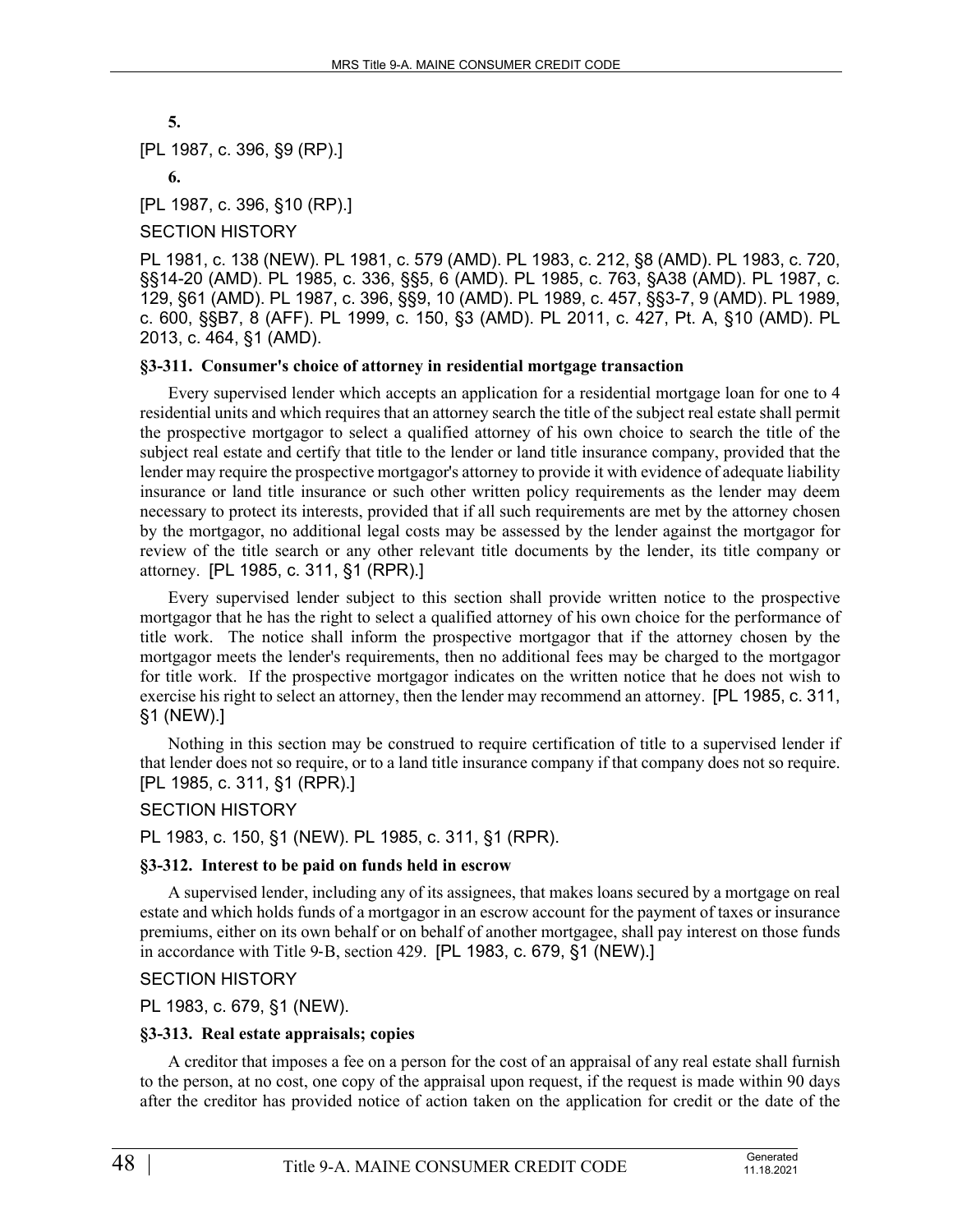**5.**

[PL 1987, c. 396, §9 (RP).]

**6.**

[PL 1987, c. 396, §10 (RP).]

SECTION HISTORY

PL 1981, c. 138 (NEW). PL 1981, c. 579 (AMD). PL 1983, c. 212, §8 (AMD). PL 1983, c. 720, §§14-20 (AMD). PL 1985, c. 336, §§5, 6 (AMD). PL 1985, c. 763, §A38 (AMD). PL 1987, c. 129, §61 (AMD). PL 1987, c. 396, §§9, 10 (AMD). PL 1989, c. 457, §§3-7, 9 (AMD). PL 1989, c. 600, §§B7, 8 (AFF). PL 1999, c. 150, §3 (AMD). PL 2011, c. 427, Pt. A, §10 (AMD). PL 2013, c. 464, §1 (AMD).

### §3-311. Consumer's choice of attorney in residential mortgage transaction

Every supervised lender which accepts an application for a residential mortgage loan for one to 4 residential units and which requires that an attorney search the title of the subject real estate shall permit the prospective mortgagor to select a qualified attorney of his own choice to search the title of the subject real estate and certify that title to the lender or land title insurance company, provided that the lender may require the prospective mortgagor's attorney to provide it with evidence of adequate liability insurance or land title insurance or such other written policy requirements as the lender may deem necessary to protect its interests, provided that if all such requirements are met by the attorney chosen by the mortgagor, no additional legal costs may be assessed by the lender against the mortgagor for review of the title search or any other relevant title documents by the lender, its title company or attorney. [PL 1985, c. 311, §1 (RPR).]

Every supervised lender subject to this section shall provide written notice to the prospective mortgagor that he has the right to select a qualified attorney of his own choice for the performance of title work. The notice shall inform the prospective mortgagor that if the attorney chosen by the mortgagor meets the lender's requirements, then no additional fees may be charged to the mortgagor for title work. If the prospective mortgagor indicates on the written notice that he does not wish to exercise his right to select an attorney, then the lender may recommend an attorney. [PL 1985, c. 311, §1 (NEW).]

Nothing in this section may be construed to require certification of title to a supervised lender if that lender does not so require, or to a land title insurance company if that company does not so require. [PL 1985, c. 311, §1 (RPR).]

SECTION HISTORY

PL 1983, c. 150, §1 (NEW). PL 1985, c. 311, §1 (RPR).

### §3-312. Interest to be paid on funds held in escrow

A supervised lender, including any of its assignees, that makes loans secured by a mortgage on real estate and which holds funds of a mortgagor in an escrow account for the payment of taxes or insurance premiums, either on its own behalf or on behalf of another mortgagee, shall pay interest on those funds in accordance with Title 9-B, section 429. [PL 1983, c. 679, §1 (NEW).]

SECTION HISTORY

PL 1983, c. 679, §1 (NEW).

### §3-313. Real estate appraisals; copies

A creditor that imposes a fee on a person for the cost of an appraisal of any real estate shall furnish to the person, at no cost, one copy of the appraisal upon request, if the request is made within 90 days after the creditor has provided notice of action taken on the application for credit or the date of the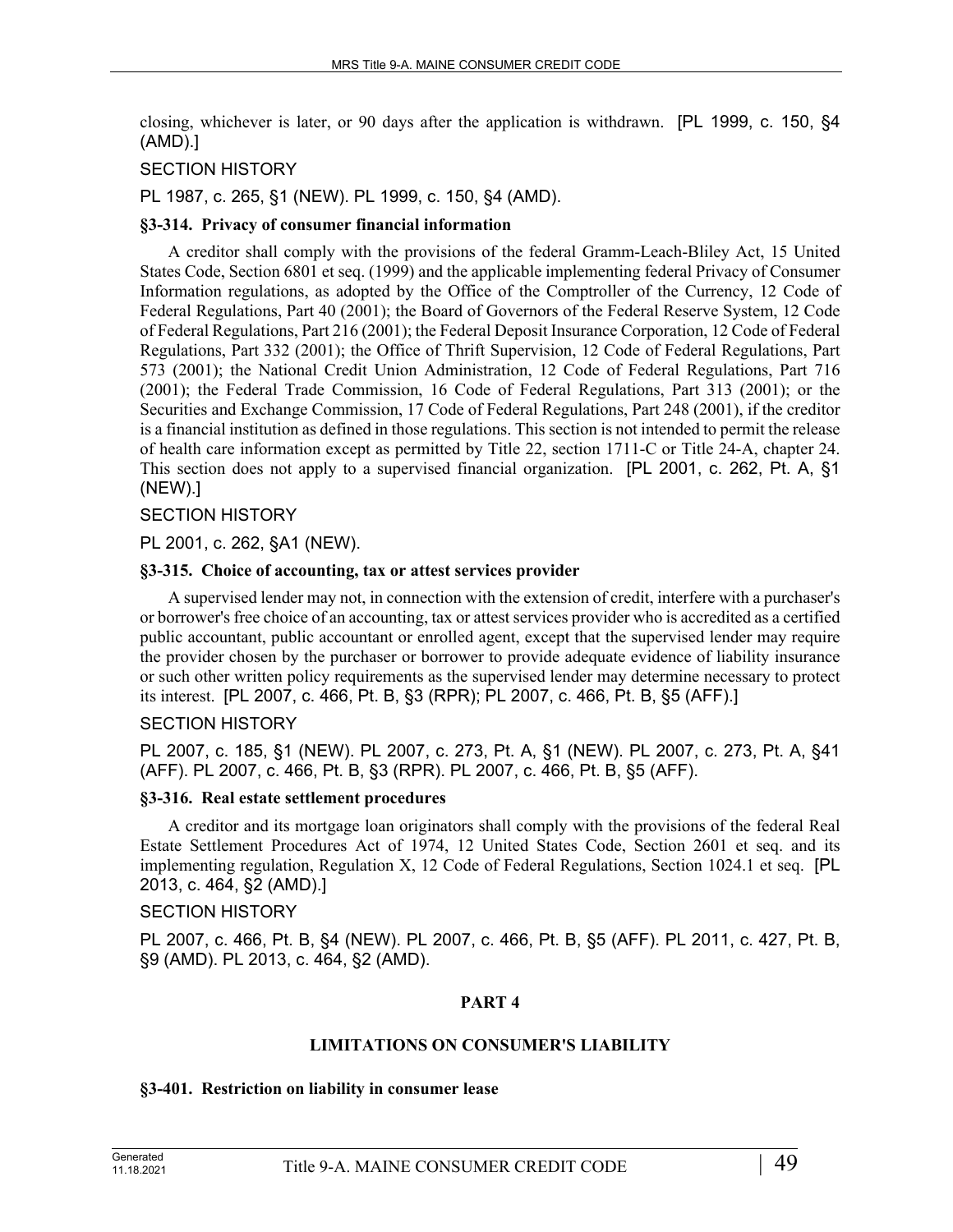closing, whichever is later, or 90 days after the application is withdrawn. [PL 1999, c. 150, §4 (AMD).]

SECTION HISTORY

PL 1987, c. 265, §1 (NEW). PL 1999, c. 150, §4 (AMD).

**§3-314. Privacy of consumer financial information**

A creditor shall comply with the provisions of the federal Gramm-Leach-Bliley Act, 15 United States Code, Section 6801 et seq. (1999) and the applicable implementing federal Privacy of Consumer Information regulations, as adopted by the Office of the Comptroller of the Currency, 12 Code of Federal Regulations, Part 40 (2001); the Board of Governors of the Federal Reserve System, 12 Code of Federal Regulations, Part 216 (2001); the Federal Deposit Insurance Corporation, 12 Code of Federal Regulations, Part 332 (2001); the Office of Thrift Supervision, 12 Code of Federal Regulations, Part 573 (2001); the National Credit Union Administration, 12 Code of Federal Regulations, Part 716 (2001); the Federal Trade Commission, 16 Code of Federal Regulations, Part 313 (2001); or the Securities and Exchange Commission, 17 Code of Federal Regulations, Part 248 (2001), if the creditor is a financial institution as defined in those regulations. This section is not intended to permit the release of health care information except as permitted by Title 22, section 1711-C or Title 24-A, chapter 24. This section does not apply to a supervised financial organization. [PL 2001, c. 262, Pt. A, §1 (NEW).]

SECTION HISTORY

PL 2001, c. 262, §A1 (NEW).

**§3-315. Choice of accounting, tax or attest services provider**

A supervised lender may not, in connection with the extension of credit, interfere with a purchaser's or borrower's free choice of an accounting, tax or attest services provider who is accredited as a certified public accountant, public accountant or enrolled agent, except that the supervised lender may require the provider chosen by the purchaser or borrower to provide adequate evidence of liability insurance or such other written policy requirements as the supervised lender may determine necessary to protect its interest. [PL 2007, c. 466, Pt. B, §3 (RPR); PL 2007, c. 466, Pt. B, §5 (AFF).]

SECTION HISTORY

PL 2007, c. 185, §1 (NEW). PL 2007, c. 273, Pt. A, §1 (NEW). PL 2007, c. 273, Pt. A, §41 (AFF). PL 2007, c. 466, Pt. B, §3 (RPR). PL 2007, c. 466, Pt. B, §5 (AFF).

**§3-316. Real estate settlement procedures**

A creditor and its mortgage loan originators shall comply with the provisions of the federal Real Estate Settlement Procedures Act of 1974, 12 United States Code, Section 2601 et seq. and its implementing regulation, Regulation X, 12 Code of Federal Regulations, Section 1024.1 et seq. [PL 2013, c. 464, §2 (AMD).]

SECTION HISTORY

PL 2007, c. 466, Pt. B, §4 (NEW). PL 2007, c. 466, Pt. B, §5 (AFF). PL 2011, c. 427, Pt. B, §9 (AMD). PL 2013, c. 464, §2 (AMD).

## PART 4

## LIMITATIONS ON CONSUMER'S LIABILITY

**§3-401. Restriction on liability in consumer lease**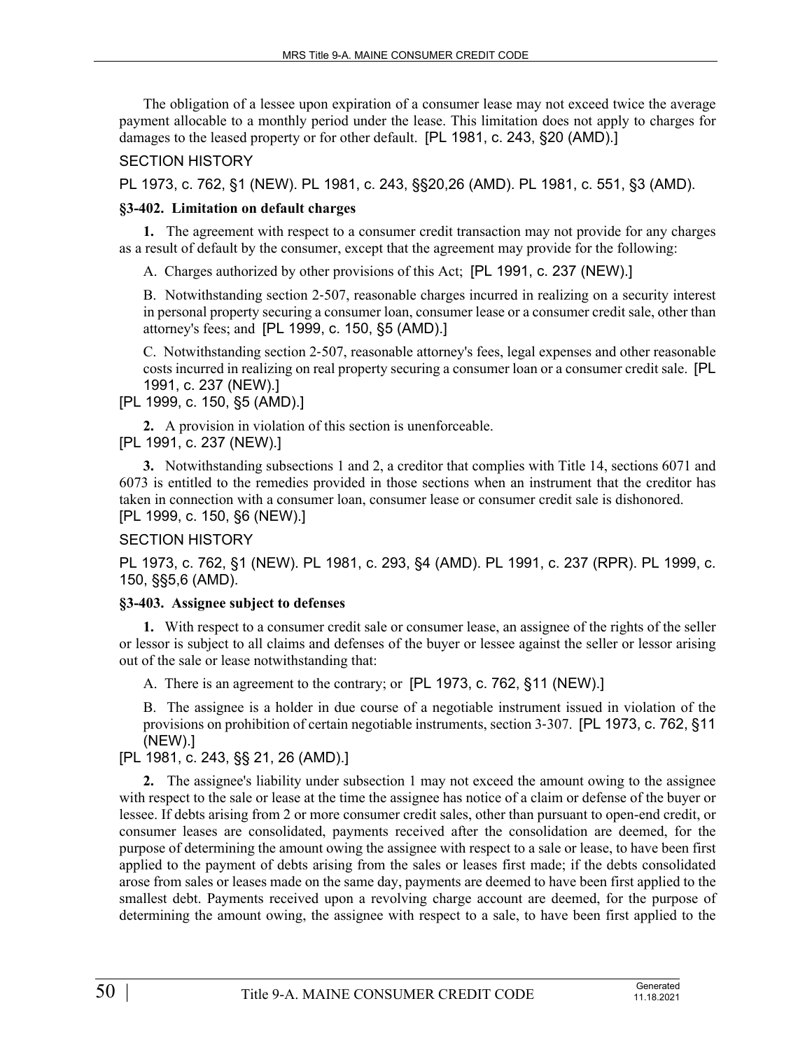The obligation of a lessee upon expiration of a consumer lease may not exceed twice the average payment allocable to a monthly period under the lease. This limitation does not apply to charges for damages to the leased property or for other default. [PL 1981, c. 243, §20 (AMD).]

SECTION HISTORY

PL 1973, c. 762, §1 (NEW). PL 1981, c. 243, §§20,26 (AMD). PL 1981, c. 551, §3 (AMD).

### §3-402. Limitation on default charges

**1.** The agreement with respect to a consumer credit transaction may not provide for any charges as a result of default by the consumer, except that the agreement may provide for the following:

A. Charges authorized by other provisions of this Act; [PL 1991, c. 237 (NEW).]

B. Notwithstanding section 2-507, reasonable charges incurred in realizing on a security interest in personal property securing a consumer loan, consumer lease or a consumer credit sale, other than attorney's fees; and [PL 1999, c. 150, §5 (AMD).]

C. Notwithstanding section 2-507, reasonable attorney's fees, legal expenses and other reasonable costs incurred in realizing on real property securing a consumer loan or a consumer credit sale. [PL 1991, c. 237 (NEW).]

[PL 1999, c. 150, §5 (AMD).]

**2.** A provision in violation of this section is unenforceable.
[PL 1991, c. 237 (NEW).]

**3.** Notwithstanding subsections 1 and 2, a creditor that complies with Title 14, sections 6071 and 6073 is entitled to the remedies provided in those sections when an instrument that the creditor has taken in connection with a consumer loan, consumer lease or consumer credit sale is dishonored.
[PL 1999, c. 150, §6 (NEW).]

SECTION HISTORY

PL 1973, c. 762, §1 (NEW). PL 1981, c. 293, §4 (AMD). PL 1991, c. 237 (RPR). PL 1999, c. 150, §§5,6 (AMD).

### §3-403. Assignee subject to defenses

**1.** With respect to a consumer credit sale or consumer lease, an assignee of the rights of the seller or lessor is subject to all claims and defenses of the buyer or lessee against the seller or lessor arising out of the sale or lease notwithstanding that:

A. There is an agreement to the contrary; or [PL 1973, c. 762, §11 (NEW).]

B. The assignee is a holder in due course of a negotiable instrument issued in violation of the provisions on prohibition of certain negotiable instruments, section 3-307. [PL 1973, c. 762, §11 (NEW).]

[PL 1981, c. 243, §§ 21, 26 (AMD).]

**2.** The assignee's liability under subsection 1 may not exceed the amount owing to the assignee with respect to the sale or lease at the time the assignee has notice of a claim or defense of the buyer or lessee. If debts arising from 2 or more consumer credit sales, other than pursuant to open-end credit, or consumer leases are consolidated, payments received after the consolidation are deemed, for the purpose of determining the amount owing the assignee with respect to a sale or lease, to have been first applied to the payment of debts arising from the sales or leases first made; if the debts consolidated arose from sales or leases made on the same day, payments are deemed to have been first applied to the smallest debt. Payments received upon a revolving charge account are deemed, for the purpose of determining the amount owing, the assignee with respect to a sale, to have been first applied to the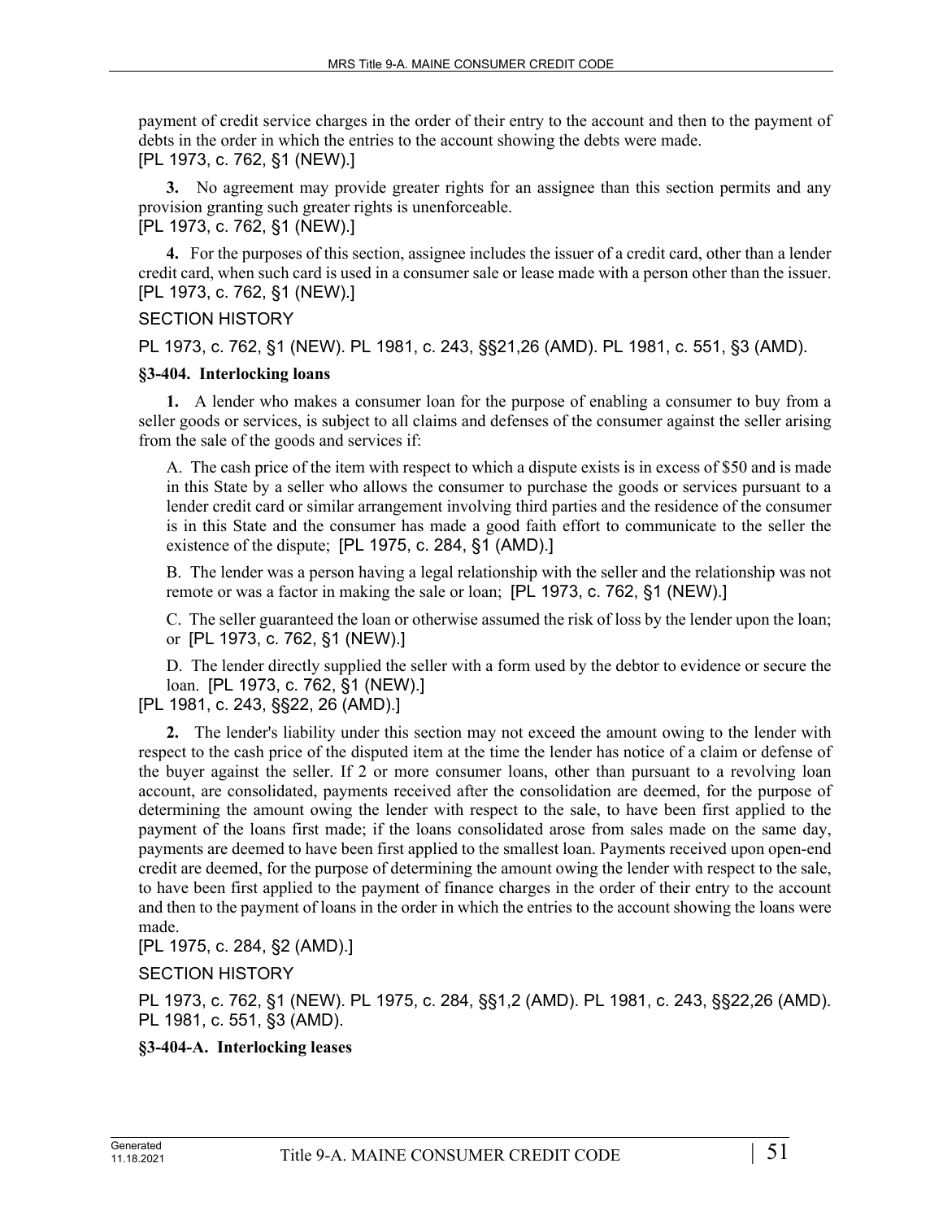payment of credit service charges in the order of their entry to the account and then to the payment of debts in the order in which the entries to the account showing the debts were made.
[PL 1973, c. 762, §1 (NEW).]

**3.** No agreement may provide greater rights for an assignee than this section permits and any provision granting such greater rights is unenforceable.
[PL 1973, c. 762, §1 (NEW).]

**4.** For the purposes of this section, assignee includes the issuer of a credit card, other than a lender credit card, when such card is used in a consumer sale or lease made with a person other than the issuer.
[PL 1973, c. 762, §1 (NEW).]

SECTION HISTORY

PL 1973, c. 762, §1 (NEW). PL 1981, c. 243, §§21,26 (AMD). PL 1981, c. 551, §3 (AMD).

### §3-404. Interlocking loans

**1.** A lender who makes a consumer loan for the purpose of enabling a consumer to buy from a seller goods or services, is subject to all claims and defenses of the consumer against the seller arising from the sale of the goods and services if:

A. The cash price of the item with respect to which a dispute exists is in excess of $50 and is made in this State by a seller who allows the consumer to purchase the goods or services pursuant to a lender credit card or similar arrangement involving third parties and the residence of the consumer is in this State and the consumer has made a good faith effort to communicate to the seller the existence of the dispute; [PL 1975, c. 284, §1 (AMD).]

B. The lender was a person having a legal relationship with the seller and the relationship was not remote or was a factor in making the sale or loan; [PL 1973, c. 762, §1 (NEW).]

C. The seller guaranteed the loan or otherwise assumed the risk of loss by the lender upon the loan; or [PL 1973, c. 762, §1 (NEW).]

D. The lender directly supplied the seller with a form used by the debtor to evidence or secure the loan. [PL 1973, c. 762, §1 (NEW).]

[PL 1981, c. 243, §§22, 26 (AMD).]

**2.** The lender's liability under this section may not exceed the amount owing to the lender with respect to the cash price of the disputed item at the time the lender has notice of a claim or defense of the buyer against the seller. If 2 or more consumer loans, other than pursuant to a revolving loan account, are consolidated, payments received after the consolidation are deemed, for the purpose of determining the amount owing the lender with respect to the sale, to have been first applied to the payment of the loans first made; if the loans consolidated arose from sales made on the same day, payments are deemed to have been first applied to the smallest loan. Payments received upon open-end credit are deemed, for the purpose of determining the amount owing the lender with respect to the sale, to have been first applied to the payment of finance charges in the order of their entry to the account and then to the payment of loans in the order in which the entries to the account showing the loans were made.
[PL 1975, c. 284, §2 (AMD).]

SECTION HISTORY

PL 1973, c. 762, §1 (NEW). PL 1975, c. 284, §§1,2 (AMD). PL 1981, c. 243, §§22,26 (AMD). PL 1981, c. 551, §3 (AMD).

### §3-404-A. Interlocking leases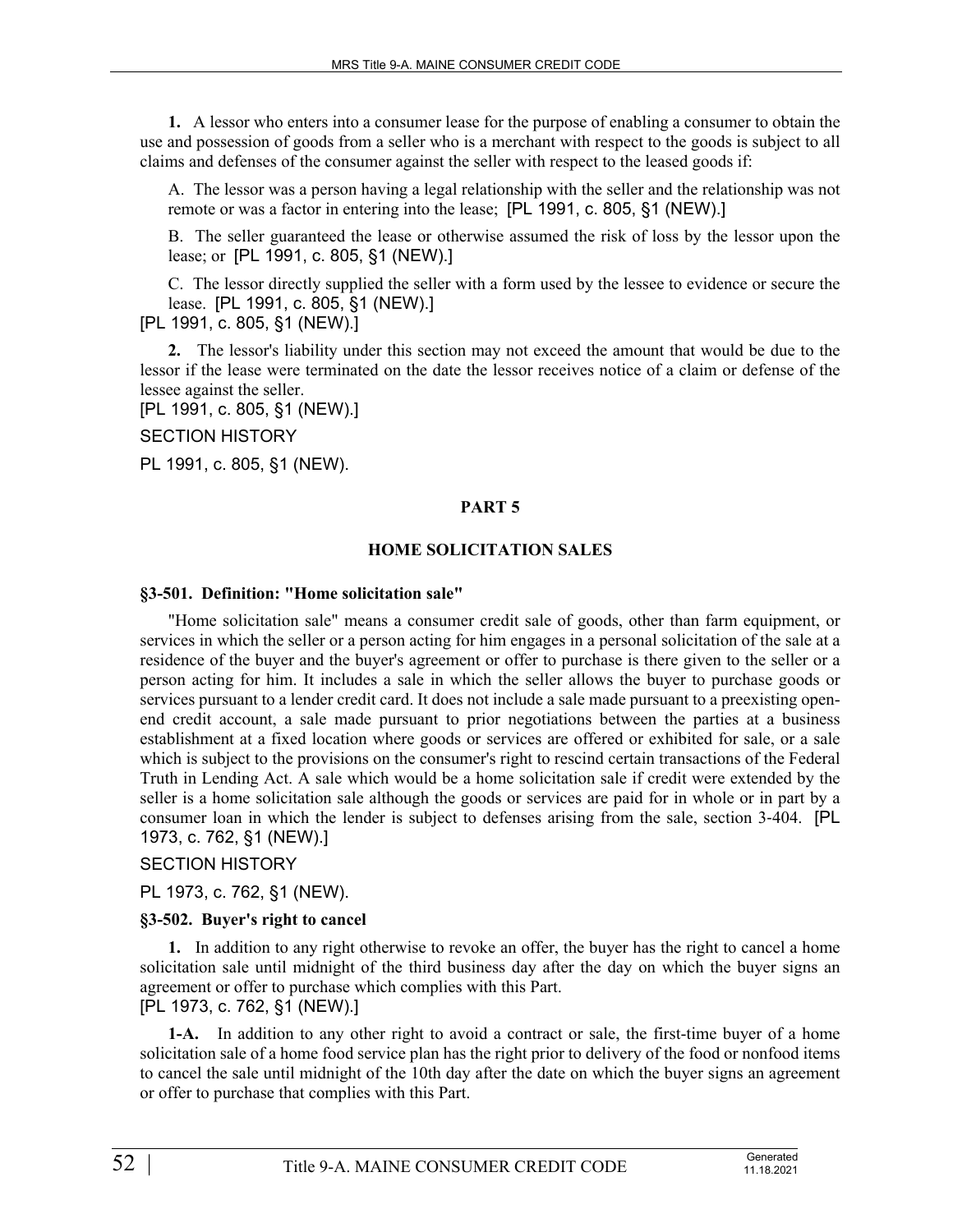**1.** A lessor who enters into a consumer lease for the purpose of enabling a consumer to obtain the use and possession of goods from a seller who is a merchant with respect to the goods is subject to all claims and defenses of the consumer against the seller with respect to the leased goods if:

A. The lessor was a person having a legal relationship with the seller and the relationship was not remote or was a factor in entering into the lease; [PL 1991, c. 805, §1 (NEW).]

B. The seller guaranteed the lease or otherwise assumed the risk of loss by the lessor upon the lease; or [PL 1991, c. 805, §1 (NEW).]

C. The lessor directly supplied the seller with a form used by the lessee to evidence or secure the lease. [PL 1991, c. 805, §1 (NEW).]

[PL 1991, c. 805, §1 (NEW).]

**2.** The lessor's liability under this section may not exceed the amount that would be due to the lessor if the lease were terminated on the date the lessor receives notice of a claim or defense of the lessee against the seller.

[PL 1991, c. 805, §1 (NEW).]

SECTION HISTORY

PL 1991, c. 805, §1 (NEW).

## PART 5

## HOME SOLICITATION SALES

### §3-501. Definition: "Home solicitation sale"

"Home solicitation sale" means a consumer credit sale of goods, other than farm equipment, or services in which the seller or a person acting for him engages in a personal solicitation of the sale at a residence of the buyer and the buyer's agreement or offer to purchase is there given to the seller or a person acting for him. It includes a sale in which the seller allows the buyer to purchase goods or services pursuant to a lender credit card. It does not include a sale made pursuant to a preexisting open-end credit account, a sale made pursuant to prior negotiations between the parties at a business establishment at a fixed location where goods or services are offered or exhibited for sale, or a sale which is subject to the provisions on the consumer's right to rescind certain transactions of the Federal Truth in Lending Act. A sale which would be a home solicitation sale if credit were extended by the seller is a home solicitation sale although the goods or services are paid for in whole or in part by a consumer loan in which the lender is subject to defenses arising from the sale, section 3-404. [PL 1973, c. 762, §1 (NEW).]

SECTION HISTORY

PL 1973, c. 762, §1 (NEW).

### §3-502. Buyer's right to cancel

**1.** In addition to any right otherwise to revoke an offer, the buyer has the right to cancel a home solicitation sale until midnight of the third business day after the day on which the buyer signs an agreement or offer to purchase which complies with this Part.

[PL 1973, c. 762, §1 (NEW).]

**1-A.** In addition to any other right to avoid a contract or sale, the first-time buyer of a home solicitation sale of a home food service plan has the right prior to delivery of the food or nonfood items to cancel the sale until midnight of the 10th day after the date on which the buyer signs an agreement or offer to purchase that complies with this Part.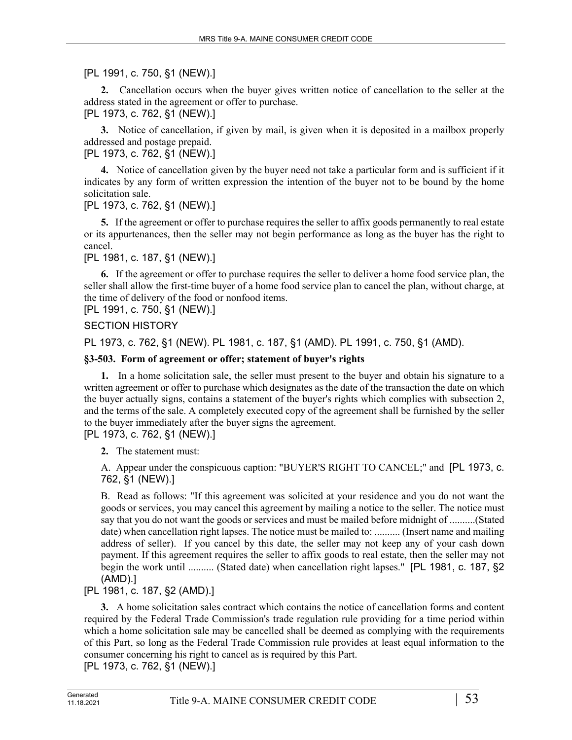[PL 1991, c. 750, §1 (NEW).]

**2.** Cancellation occurs when the buyer gives written notice of cancellation to the seller at the address stated in the agreement or offer to purchase.

[PL 1973, c. 762, §1 (NEW).]

**3.** Notice of cancellation, if given by mail, is given when it is deposited in a mailbox properly addressed and postage prepaid.

[PL 1973, c. 762, §1 (NEW).]

**4.** Notice of cancellation given by the buyer need not take a particular form and is sufficient if it indicates by any form of written expression the intention of the buyer not to be bound by the home solicitation sale.

[PL 1973, c. 762, §1 (NEW).]

**5.** If the agreement or offer to purchase requires the seller to affix goods permanently to real estate or its appurtenances, then the seller may not begin performance as long as the buyer has the right to cancel.

[PL 1981, c. 187, §1 (NEW).]

**6.** If the agreement or offer to purchase requires the seller to deliver a home food service plan, the seller shall allow the first-time buyer of a home food service plan to cancel the plan, without charge, at the time of delivery of the food or nonfood items.

[PL 1991, c. 750, §1 (NEW).]

SECTION HISTORY

PL 1973, c. 762, §1 (NEW). PL 1981, c. 187, §1 (AMD). PL 1991, c. 750, §1 (AMD).

### §3-503. Form of agreement or offer; statement of buyer's rights

**1.** In a home solicitation sale, the seller must present to the buyer and obtain his signature to a written agreement or offer to purchase which designates as the date of the transaction the date on which the buyer actually signs, contains a statement of the buyer's rights which complies with subsection 2, and the terms of the sale. A completely executed copy of the agreement shall be furnished by the seller to the buyer immediately after the buyer signs the agreement.

[PL 1973, c. 762, §1 (NEW).]

**2.** The statement must:

A. Appear under the conspicuous caption: "BUYER'S RIGHT TO CANCEL;" and [PL 1973, c. 762, §1 (NEW).]

B. Read as follows: "If this agreement was solicited at your residence and you do not want the goods or services, you may cancel this agreement by mailing a notice to the seller. The notice must say that you do not want the goods or services and must be mailed before midnight of ..........(Stated date) when cancellation right lapses. The notice must be mailed to: .......... (Insert name and mailing address of seller). If you cancel by this date, the seller may not keep any of your cash down payment. If this agreement requires the seller to affix goods to real estate, then the seller may not begin the work until .......... (Stated date) when cancellation right lapses." [PL 1981, c. 187, §2 (AMD).]

[PL 1981, c. 187, §2 (AMD).]

**3.** A home solicitation sales contract which contains the notice of cancellation forms and content required by the Federal Trade Commission's trade regulation rule providing for a time period within which a home solicitation sale may be cancelled shall be deemed as complying with the requirements of this Part, so long as the Federal Trade Commission rule provides at least equal information to the consumer concerning his right to cancel as is required by this Part.

[PL 1973, c. 762, §1 (NEW).]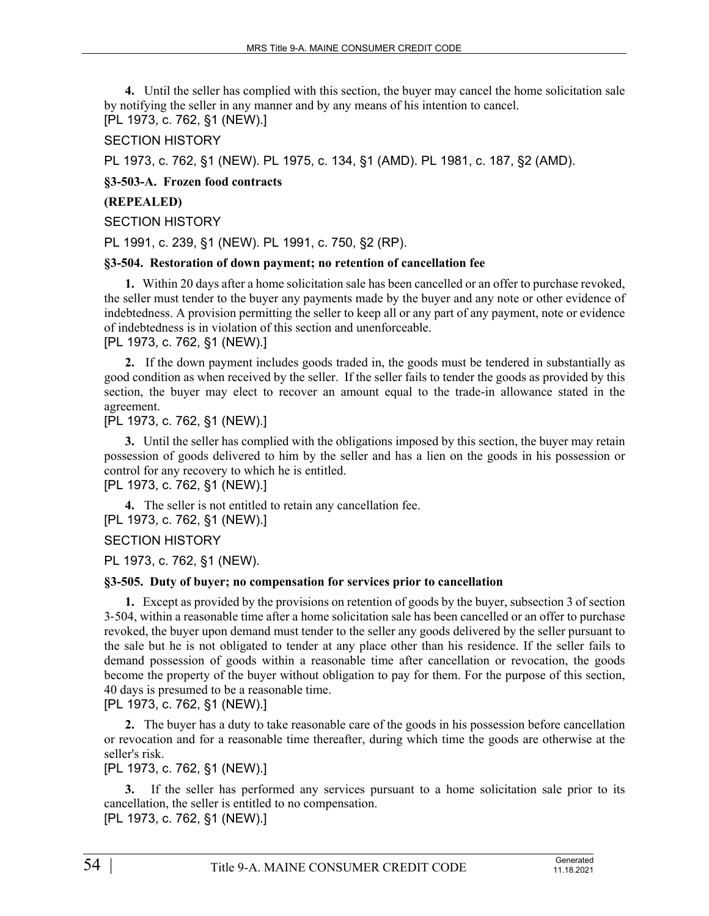**4.** Until the seller has complied with this section, the buyer may cancel the home solicitation sale by notifying the seller in any manner and by any means of his intention to cancel.
[PL 1973, c. 762, §1 (NEW).]

SECTION HISTORY

PL 1973, c. 762, §1 (NEW). PL 1975, c. 134, §1 (AMD). PL 1981, c. 187, §2 (AMD).

### §3-503-A. Frozen food contracts

**(REPEALED)**

SECTION HISTORY

PL 1991, c. 239, §1 (NEW). PL 1991, c. 750, §2 (RP).

### §3-504. Restoration of down payment; no retention of cancellation fee

**1.** Within 20 days after a home solicitation sale has been cancelled or an offer to purchase revoked, the seller must tender to the buyer any payments made by the buyer and any note or other evidence of indebtedness. A provision permitting the seller to keep all or any part of any payment, note or evidence of indebtedness is in violation of this section and unenforceable.
[PL 1973, c. 762, §1 (NEW).]

**2.** If the down payment includes goods traded in, the goods must be tendered in substantially as good condition as when received by the seller. If the seller fails to tender the goods as provided by this section, the buyer may elect to recover an amount equal to the trade-in allowance stated in the agreement.
[PL 1973, c. 762, §1 (NEW).]

**3.** Until the seller has complied with the obligations imposed by this section, the buyer may retain possession of goods delivered to him by the seller and has a lien on the goods in his possession or control for any recovery to which he is entitled.
[PL 1973, c. 762, §1 (NEW).]

**4.** The seller is not entitled to retain any cancellation fee.
[PL 1973, c. 762, §1 (NEW).]

SECTION HISTORY

PL 1973, c. 762, §1 (NEW).

### §3-505. Duty of buyer; no compensation for services prior to cancellation

**1.** Except as provided by the provisions on retention of goods by the buyer, subsection 3 of section 3-504, within a reasonable time after a home solicitation sale has been cancelled or an offer to purchase revoked, the buyer upon demand must tender to the seller any goods delivered by the seller pursuant to the sale but he is not obligated to tender at any place other than his residence. If the seller fails to demand possession of goods within a reasonable time after cancellation or revocation, the goods become the property of the buyer without obligation to pay for them. For the purpose of this section, 40 days is presumed to be a reasonable time.
[PL 1973, c. 762, §1 (NEW).]

**2.** The buyer has a duty to take reasonable care of the goods in his possession before cancellation or revocation and for a reasonable time thereafter, during which time the goods are otherwise at the seller's risk.
[PL 1973, c. 762, §1 (NEW).]

**3.** If the seller has performed any services pursuant to a home solicitation sale prior to its cancellation, the seller is entitled to no compensation.
[PL 1973, c. 762, §1 (NEW).]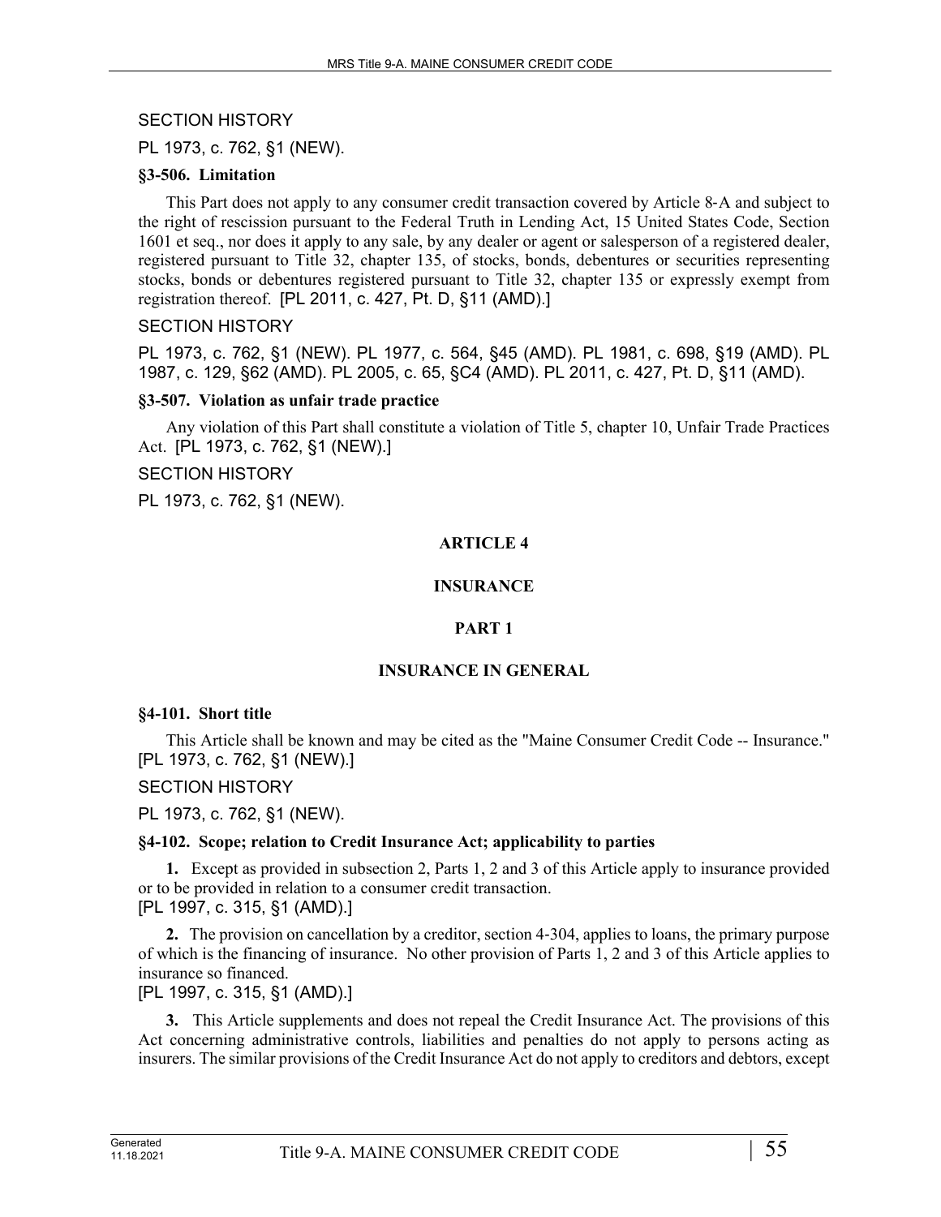SECTION HISTORY

PL 1973, c. 762, §1 (NEW).

**§3-506. Limitation**

This Part does not apply to any consumer credit transaction covered by Article 8-A and subject to the right of rescission pursuant to the Federal Truth in Lending Act, 15 United States Code, Section 1601 et seq., nor does it apply to any sale, by any dealer or agent or salesperson of a registered dealer, registered pursuant to Title 32, chapter 135, of stocks, bonds, debentures or securities representing stocks, bonds or debentures registered pursuant to Title 32, chapter 135 or expressly exempt from registration thereof. [PL 2011, c. 427, Pt. D, §11 (AMD).]

SECTION HISTORY

PL 1973, c. 762, §1 (NEW). PL 1977, c. 564, §45 (AMD). PL 1981, c. 698, §19 (AMD). PL 1987, c. 129, §62 (AMD). PL 2005, c. 65, §C4 (AMD). PL 2011, c. 427, Pt. D, §11 (AMD).

**§3-507. Violation as unfair trade practice**

Any violation of this Part shall constitute a violation of Title 5, chapter 10, Unfair Trade Practices Act. [PL 1973, c. 762, §1 (NEW).]

SECTION HISTORY

PL 1973, c. 762, §1 (NEW).

## ARTICLE 4

## INSURANCE

### PART 1

### INSURANCE IN GENERAL

**§4-101. Short title**

This Article shall be known and may be cited as the "Maine Consumer Credit Code -- Insurance." [PL 1973, c. 762, §1 (NEW).]

SECTION HISTORY

PL 1973, c. 762, §1 (NEW).

**§4-102. Scope; relation to Credit Insurance Act; applicability to parties**

**1.** Except as provided in subsection 2, Parts 1, 2 and 3 of this Article apply to insurance provided or to be provided in relation to a consumer credit transaction.
[PL 1997, c. 315, §1 (AMD).]

**2.** The provision on cancellation by a creditor, section 4-304, applies to loans, the primary purpose of which is the financing of insurance. No other provision of Parts 1, 2 and 3 of this Article applies to insurance so financed.
[PL 1997, c. 315, §1 (AMD).]

**3.** This Article supplements and does not repeal the Credit Insurance Act. The provisions of this Act concerning administrative controls, liabilities and penalties do not apply to persons acting as insurers. The similar provisions of the Credit Insurance Act do not apply to creditors and debtors, except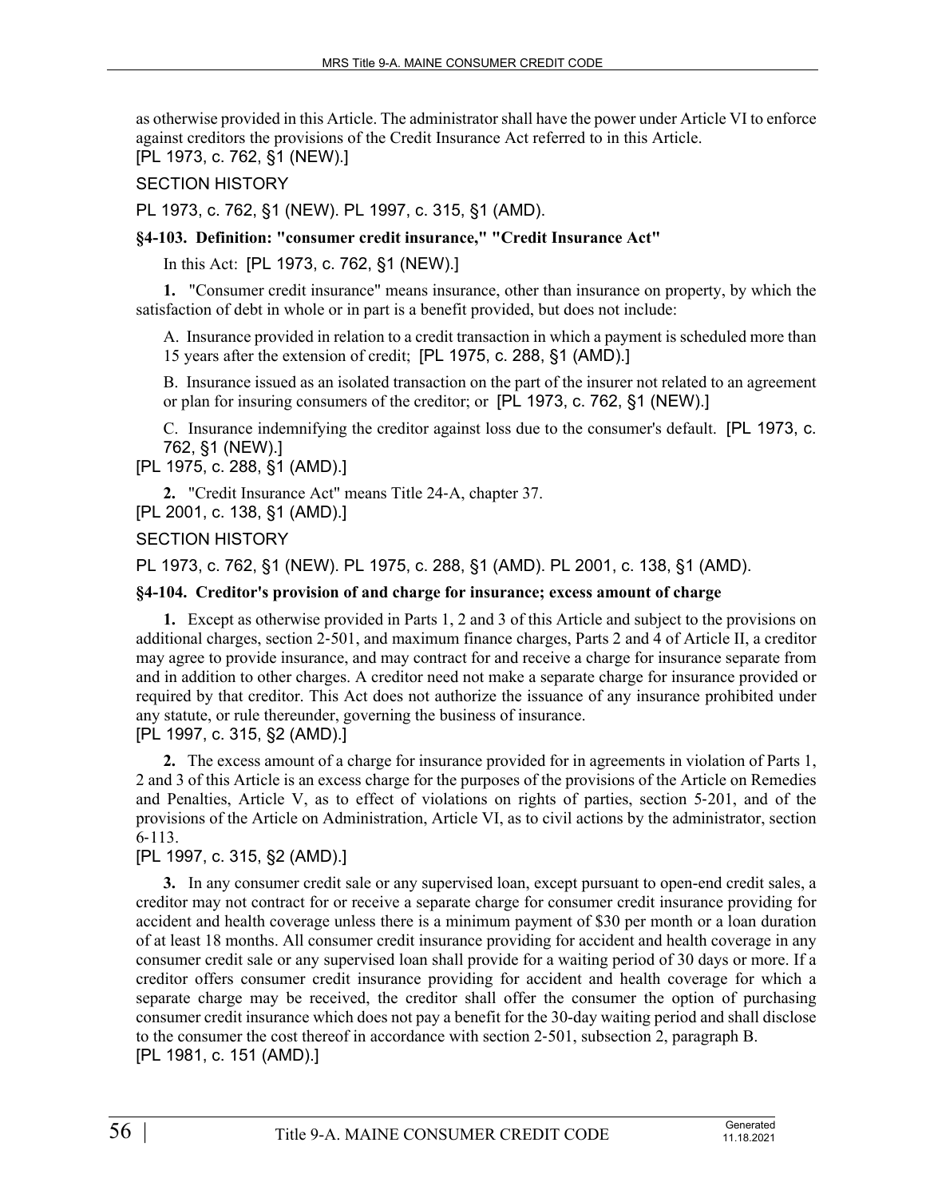as otherwise provided in this Article. The administrator shall have the power under Article VI to enforce against creditors the provisions of the Credit Insurance Act referred to in this Article.
[PL 1973, c. 762, §1 (NEW).]

SECTION HISTORY

PL 1973, c. 762, §1 (NEW). PL 1997, c. 315, §1 (AMD).

**§4-103. Definition: "consumer credit insurance," "Credit Insurance Act"**

In this Act: [PL 1973, c. 762, §1 (NEW).]

**1.** "Consumer credit insurance" means insurance, other than insurance on property, by which the satisfaction of debt in whole or in part is a benefit provided, but does not include:

A. Insurance provided in relation to a credit transaction in which a payment is scheduled more than 15 years after the extension of credit; [PL 1975, c. 288, §1 (AMD).]

B. Insurance issued as an isolated transaction on the part of the insurer not related to an agreement or plan for insuring consumers of the creditor; or [PL 1973, c. 762, §1 (NEW).]

C. Insurance indemnifying the creditor against loss due to the consumer's default. [PL 1973, c. 762, §1 (NEW).]

[PL 1975, c. 288, §1 (AMD).]

**2.** "Credit Insurance Act" means Title 24-A, chapter 37.
[PL 2001, c. 138, §1 (AMD).]

SECTION HISTORY

PL 1973, c. 762, §1 (NEW). PL 1975, c. 288, §1 (AMD). PL 2001, c. 138, §1 (AMD).

**§4-104. Creditor's provision of and charge for insurance; excess amount of charge**

**1.** Except as otherwise provided in Parts 1, 2 and 3 of this Article and subject to the provisions on additional charges, section 2-501, and maximum finance charges, Parts 2 and 4 of Article II, a creditor may agree to provide insurance, and may contract for and receive a charge for insurance separate from and in addition to other charges. A creditor need not make a separate charge for insurance provided or required by that creditor. This Act does not authorize the issuance of any insurance prohibited under any statute, or rule thereunder, governing the business of insurance.
[PL 1997, c. 315, §2 (AMD).]

**2.** The excess amount of a charge for insurance provided for in agreements in violation of Parts 1, 2 and 3 of this Article is an excess charge for the purposes of the provisions of the Article on Remedies and Penalties, Article V, as to effect of violations on rights of parties, section 5-201, and of the provisions of the Article on Administration, Article VI, as to civil actions by the administrator, section 6-113.
[PL 1997, c. 315, §2 (AMD).]

**3.** In any consumer credit sale or any supervised loan, except pursuant to open-end credit sales, a creditor may not contract for or receive a separate charge for consumer credit insurance providing for accident and health coverage unless there is a minimum payment of $30 per month or a loan duration of at least 18 months. All consumer credit insurance providing for accident and health coverage in any consumer credit sale or any supervised loan shall provide for a waiting period of 30 days or more. If a creditor offers consumer credit insurance providing for accident and health coverage for which a separate charge may be received, the creditor shall offer the consumer the option of purchasing consumer credit insurance which does not pay a benefit for the 30-day waiting period and shall disclose to the consumer the cost thereof in accordance with section 2-501, subsection 2, paragraph B.
[PL 1981, c. 151 (AMD).]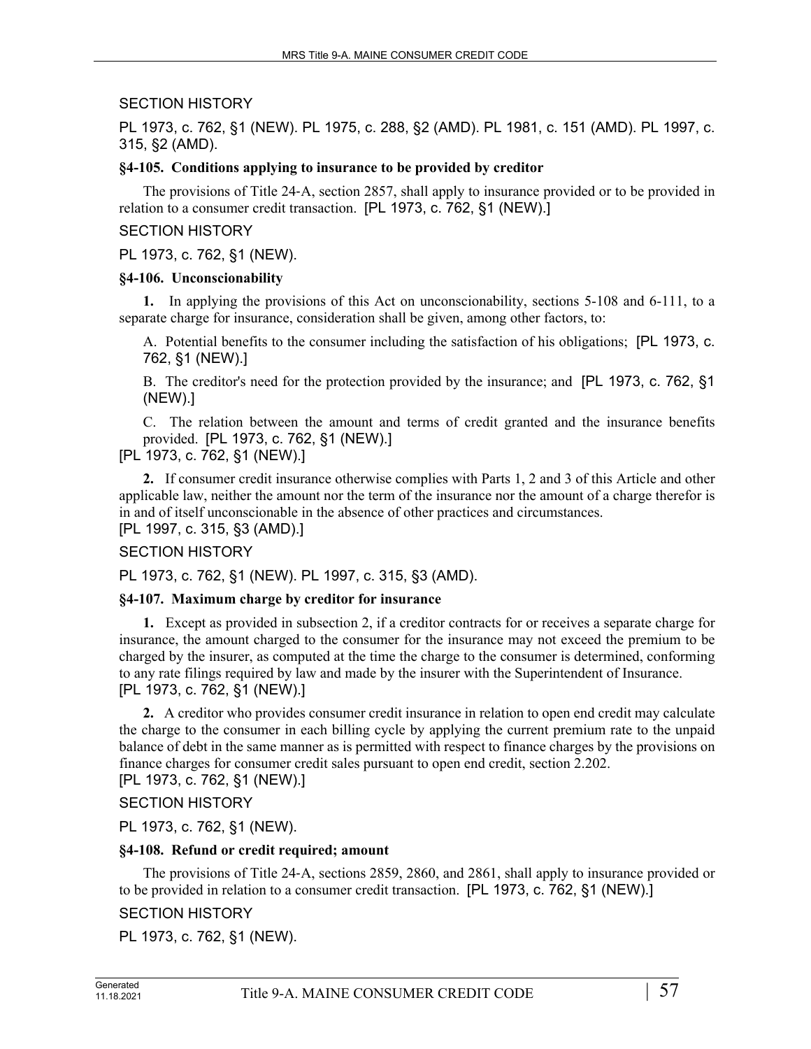SECTION HISTORY

PL 1973, c. 762, §1 (NEW). PL 1975, c. 288, §2 (AMD). PL 1981, c. 151 (AMD). PL 1997, c. 315, §2 (AMD).

**§4-105. Conditions applying to insurance to be provided by creditor**

The provisions of Title 24-A, section 2857, shall apply to insurance provided or to be provided in relation to a consumer credit transaction. [PL 1973, c. 762, §1 (NEW).]

SECTION HISTORY

PL 1973, c. 762, §1 (NEW).

**§4-106. Unconscionability**

**1.** In applying the provisions of this Act on unconscionability, sections 5-108 and 6-111, to a separate charge for insurance, consideration shall be given, among other factors, to:

A. Potential benefits to the consumer including the satisfaction of his obligations; [PL 1973, c. 762, §1 (NEW).]

B. The creditor's need for the protection provided by the insurance; and [PL 1973, c. 762, §1 (NEW).]

C. The relation between the amount and terms of credit granted and the insurance benefits provided. [PL 1973, c. 762, §1 (NEW).]

[PL 1973, c. 762, §1 (NEW).]

**2.** If consumer credit insurance otherwise complies with Parts 1, 2 and 3 of this Article and other applicable law, neither the amount nor the term of the insurance nor the amount of a charge therefor is in and of itself unconscionable in the absence of other practices and circumstances.

[PL 1997, c. 315, §3 (AMD).]

SECTION HISTORY

PL 1973, c. 762, §1 (NEW). PL 1997, c. 315, §3 (AMD).

**§4-107. Maximum charge by creditor for insurance**

**1.** Except as provided in subsection 2, if a creditor contracts for or receives a separate charge for insurance, the amount charged to the consumer for the insurance may not exceed the premium to be charged by the insurer, as computed at the time the charge to the consumer is determined, conforming to any rate filings required by law and made by the insurer with the Superintendent of Insurance.

[PL 1973, c. 762, §1 (NEW).]

**2.** A creditor who provides consumer credit insurance in relation to open end credit may calculate the charge to the consumer in each billing cycle by applying the current premium rate to the unpaid balance of debt in the same manner as is permitted with respect to finance charges by the provisions on finance charges for consumer credit sales pursuant to open end credit, section 2.202.

[PL 1973, c. 762, §1 (NEW).]

SECTION HISTORY

PL 1973, c. 762, §1 (NEW).

**§4-108. Refund or credit required; amount**

The provisions of Title 24-A, sections 2859, 2860, and 2861, shall apply to insurance provided or to be provided in relation to a consumer credit transaction. [PL 1973, c. 762, §1 (NEW).]

SECTION HISTORY

PL 1973, c. 762, §1 (NEW).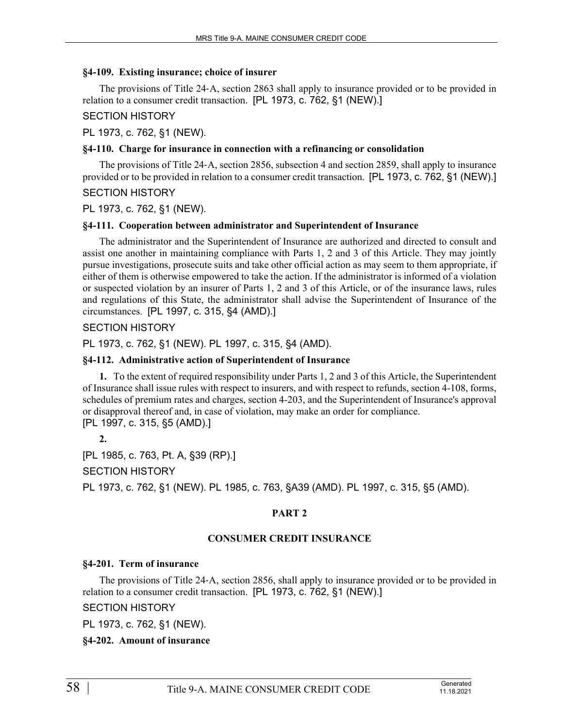### §4-109. Existing insurance; choice of insurer

The provisions of Title 24-A, section 2863 shall apply to insurance provided or to be provided in relation to a consumer credit transaction. [PL 1973, c. 762, §1 (NEW).]

SECTION HISTORY

PL 1973, c. 762, §1 (NEW).

### §4-110. Charge for insurance in connection with a refinancing or consolidation

The provisions of Title 24-A, section 2856, subsection 4 and section 2859, shall apply to insurance provided or to be provided in relation to a consumer credit transaction. [PL 1973, c. 762, §1 (NEW).]

SECTION HISTORY

PL 1973, c. 762, §1 (NEW).

### §4-111. Cooperation between administrator and Superintendent of Insurance

The administrator and the Superintendent of Insurance are authorized and directed to consult and assist one another in maintaining compliance with Parts 1, 2 and 3 of this Article. They may jointly pursue investigations, prosecute suits and take other official action as may seem to them appropriate, if either of them is otherwise empowered to take the action. If the administrator is informed of a violation or suspected violation by an insurer of Parts 1, 2 and 3 of this Article, or of the insurance laws, rules and regulations of this State, the administrator shall advise the Superintendent of Insurance of the circumstances. [PL 1997, c. 315, §4 (AMD).]

SECTION HISTORY

PL 1973, c. 762, §1 (NEW). PL 1997, c. 315, §4 (AMD).

### §4-112. Administrative action of Superintendent of Insurance

**1.** To the extent of required responsibility under Parts 1, 2 and 3 of this Article, the Superintendent of Insurance shall issue rules with respect to insurers, and with respect to refunds, section 4-108, forms, schedules of premium rates and charges, section 4-203, and the Superintendent of Insurance's approval or disapproval thereof and, in case of violation, may make an order for compliance.
[PL 1997, c. 315, §5 (AMD).]

**2.**

[PL 1985, c. 763, Pt. A, §39 (RP).]

SECTION HISTORY

PL 1973, c. 762, §1 (NEW). PL 1985, c. 763, §A39 (AMD). PL 1997, c. 315, §5 (AMD).

## PART 2

## CONSUMER CREDIT INSURANCE

### §4-201. Term of insurance

The provisions of Title 24-A, section 2856, shall apply to insurance provided or to be provided in relation to a consumer credit transaction. [PL 1973, c. 762, §1 (NEW).]

SECTION HISTORY

PL 1973, c. 762, §1 (NEW).

### §4-202. Amount of insurance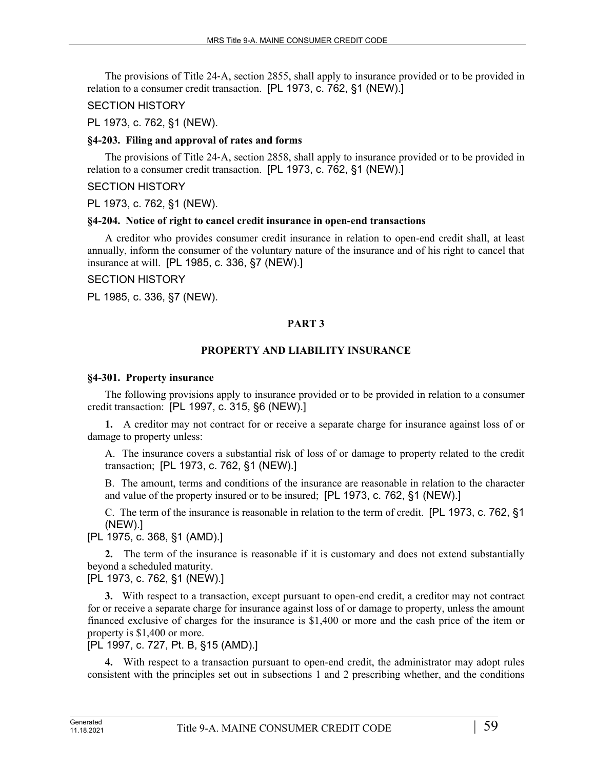The provisions of Title 24-A, section 2855, shall apply to insurance provided or to be provided in relation to a consumer credit transaction. [PL 1973, c. 762, §1 (NEW).]

SECTION HISTORY

PL 1973, c. 762, §1 (NEW).

**§4-203. Filing and approval of rates and forms**

The provisions of Title 24-A, section 2858, shall apply to insurance provided or to be provided in relation to a consumer credit transaction. [PL 1973, c. 762, §1 (NEW).]

SECTION HISTORY

PL 1973, c. 762, §1 (NEW).

**§4-204. Notice of right to cancel credit insurance in open-end transactions**

A creditor who provides consumer credit insurance in relation to open-end credit shall, at least annually, inform the consumer of the voluntary nature of the insurance and of his right to cancel that insurance at will. [PL 1985, c. 336, §7 (NEW).]

SECTION HISTORY

PL 1985, c. 336, §7 (NEW).

## PART 3

## PROPERTY AND LIABILITY INSURANCE

**§4-301. Property insurance**

The following provisions apply to insurance provided or to be provided in relation to a consumer credit transaction: [PL 1997, c. 315, §6 (NEW).]

**1.** A creditor may not contract for or receive a separate charge for insurance against loss of or damage to property unless:

A. The insurance covers a substantial risk of loss of or damage to property related to the credit transaction; [PL 1973, c. 762, §1 (NEW).]

B. The amount, terms and conditions of the insurance are reasonable in relation to the character and value of the property insured or to be insured; [PL 1973, c. 762, §1 (NEW).]

C. The term of the insurance is reasonable in relation to the term of credit. [PL 1973, c. 762, §1 (NEW).]

[PL 1975, c. 368, §1 (AMD).]

**2.** The term of the insurance is reasonable if it is customary and does not extend substantially beyond a scheduled maturity.

[PL 1973, c. 762, §1 (NEW).]

**3.** With respect to a transaction, except pursuant to open-end credit, a creditor may not contract for or receive a separate charge for insurance against loss of or damage to property, unless the amount financed exclusive of charges for the insurance is $1,400 or more and the cash price of the item or property is $1,400 or more.

[PL 1997, c. 727, Pt. B, §15 (AMD).]

**4.** With respect to a transaction pursuant to open-end credit, the administrator may adopt rules consistent with the principles set out in subsections 1 and 2 prescribing whether, and the conditions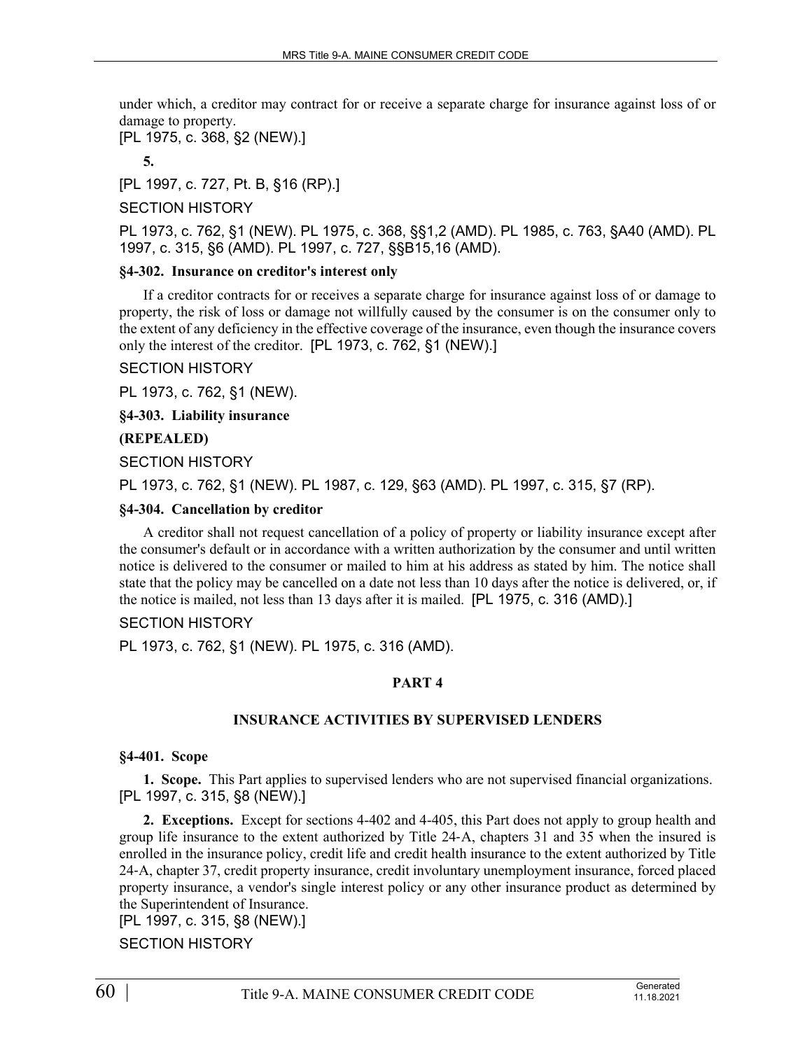under which, a creditor may contract for or receive a separate charge for insurance against loss of or damage to property.
[PL 1975, c. 368, §2 (NEW).]

**5.**

[PL 1997, c. 727, Pt. B, §16 (RP).]

SECTION HISTORY

PL 1973, c. 762, §1 (NEW). PL 1975, c. 368, §§1,2 (AMD). PL 1985, c. 763, §A40 (AMD). PL 1997, c. 315, §6 (AMD). PL 1997, c. 727, §§B15,16 (AMD).

**§4-302. Insurance on creditor's interest only**

If a creditor contracts for or receives a separate charge for insurance against loss of or damage to property, the risk of loss or damage not willfully caused by the consumer is on the consumer only to the extent of any deficiency in the effective coverage of the insurance, even though the insurance covers only the interest of the creditor. [PL 1973, c. 762, §1 (NEW).]

SECTION HISTORY

PL 1973, c. 762, §1 (NEW).

**§4-303. Liability insurance**

**(REPEALED)**

SECTION HISTORY

PL 1973, c. 762, §1 (NEW). PL 1987, c. 129, §63 (AMD). PL 1997, c. 315, §7 (RP).

**§4-304. Cancellation by creditor**

A creditor shall not request cancellation of a policy of property or liability insurance except after the consumer's default or in accordance with a written authorization by the consumer and until written notice is delivered to the consumer or mailed to him at his address as stated by him. The notice shall state that the policy may be cancelled on a date not less than 10 days after the notice is delivered, or, if the notice is mailed, not less than 13 days after it is mailed. [PL 1975, c. 316 (AMD).]

SECTION HISTORY

PL 1973, c. 762, §1 (NEW). PL 1975, c. 316 (AMD).

## PART 4

## INSURANCE ACTIVITIES BY SUPERVISED LENDERS

**§4-401. Scope**

**1. Scope.** This Part applies to supervised lenders who are not supervised financial organizations.
[PL 1997, c. 315, §8 (NEW).]

**2. Exceptions.** Except for sections 4-402 and 4-405, this Part does not apply to group health and group life insurance to the extent authorized by Title 24-A, chapters 31 and 35 when the insured is enrolled in the insurance policy, credit life and credit health insurance to the extent authorized by Title 24-A, chapter 37, credit property insurance, credit involuntary unemployment insurance, forced placed property insurance, a vendor's single interest policy or any other insurance product as determined by the Superintendent of Insurance.
[PL 1997, c. 315, §8 (NEW).]

SECTION HISTORY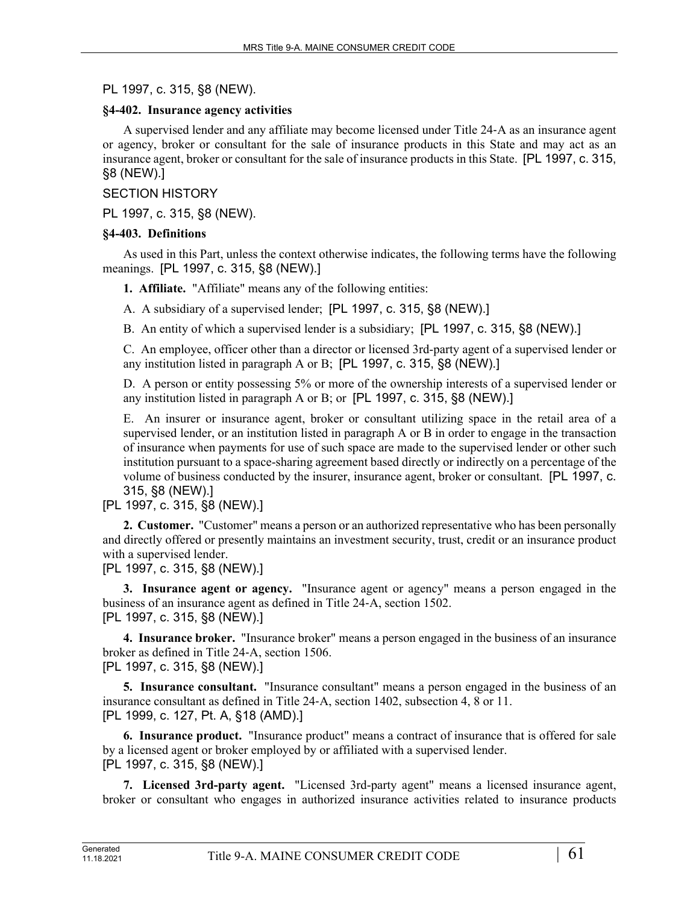PL 1997, c. 315, §8 (NEW).

**§4-402. Insurance agency activities**

A supervised lender and any affiliate may become licensed under Title 24-A as an insurance agent or agency, broker or consultant for the sale of insurance products in this State and may act as an insurance agent, broker or consultant for the sale of insurance products in this State. [PL 1997, c. 315, §8 (NEW).]

SECTION HISTORY

PL 1997, c. 315, §8 (NEW).

**§4-403. Definitions**

As used in this Part, unless the context otherwise indicates, the following terms have the following meanings. [PL 1997, c. 315, §8 (NEW).]

**1. Affiliate.** "Affiliate" means any of the following entities:

A. A subsidiary of a supervised lender; [PL 1997, c. 315, §8 (NEW).]

B. An entity of which a supervised lender is a subsidiary; [PL 1997, c. 315, §8 (NEW).]

C. An employee, officer other than a director or licensed 3rd-party agent of a supervised lender or any institution listed in paragraph A or B; [PL 1997, c. 315, §8 (NEW).]

D. A person or entity possessing 5% or more of the ownership interests of a supervised lender or any institution listed in paragraph A or B; or [PL 1997, c. 315, §8 (NEW).]

E. An insurer or insurance agent, broker or consultant utilizing space in the retail area of a supervised lender, or an institution listed in paragraph A or B in order to engage in the transaction of insurance when payments for use of such space are made to the supervised lender or other such institution pursuant to a space-sharing agreement based directly or indirectly on a percentage of the volume of business conducted by the insurer, insurance agent, broker or consultant. [PL 1997, c. 315, §8 (NEW).]

[PL 1997, c. 315, §8 (NEW).]

**2. Customer.** "Customer" means a person or an authorized representative who has been personally and directly offered or presently maintains an investment security, trust, credit or an insurance product with a supervised lender.

[PL 1997, c. 315, §8 (NEW).]

**3. Insurance agent or agency.** "Insurance agent or agency" means a person engaged in the business of an insurance agent as defined in Title 24-A, section 1502.

[PL 1997, c. 315, §8 (NEW).]

**4. Insurance broker.** "Insurance broker" means a person engaged in the business of an insurance broker as defined in Title 24-A, section 1506.

[PL 1997, c. 315, §8 (NEW).]

**5. Insurance consultant.** "Insurance consultant" means a person engaged in the business of an insurance consultant as defined in Title 24-A, section 1402, subsection 4, 8 or 11.

[PL 1999, c. 127, Pt. A, §18 (AMD).]

**6. Insurance product.** "Insurance product" means a contract of insurance that is offered for sale by a licensed agent or broker employed by or affiliated with a supervised lender.

[PL 1997, c. 315, §8 (NEW).]

**7. Licensed 3rd-party agent.** "Licensed 3rd-party agent" means a licensed insurance agent, broker or consultant who engages in authorized insurance activities related to insurance products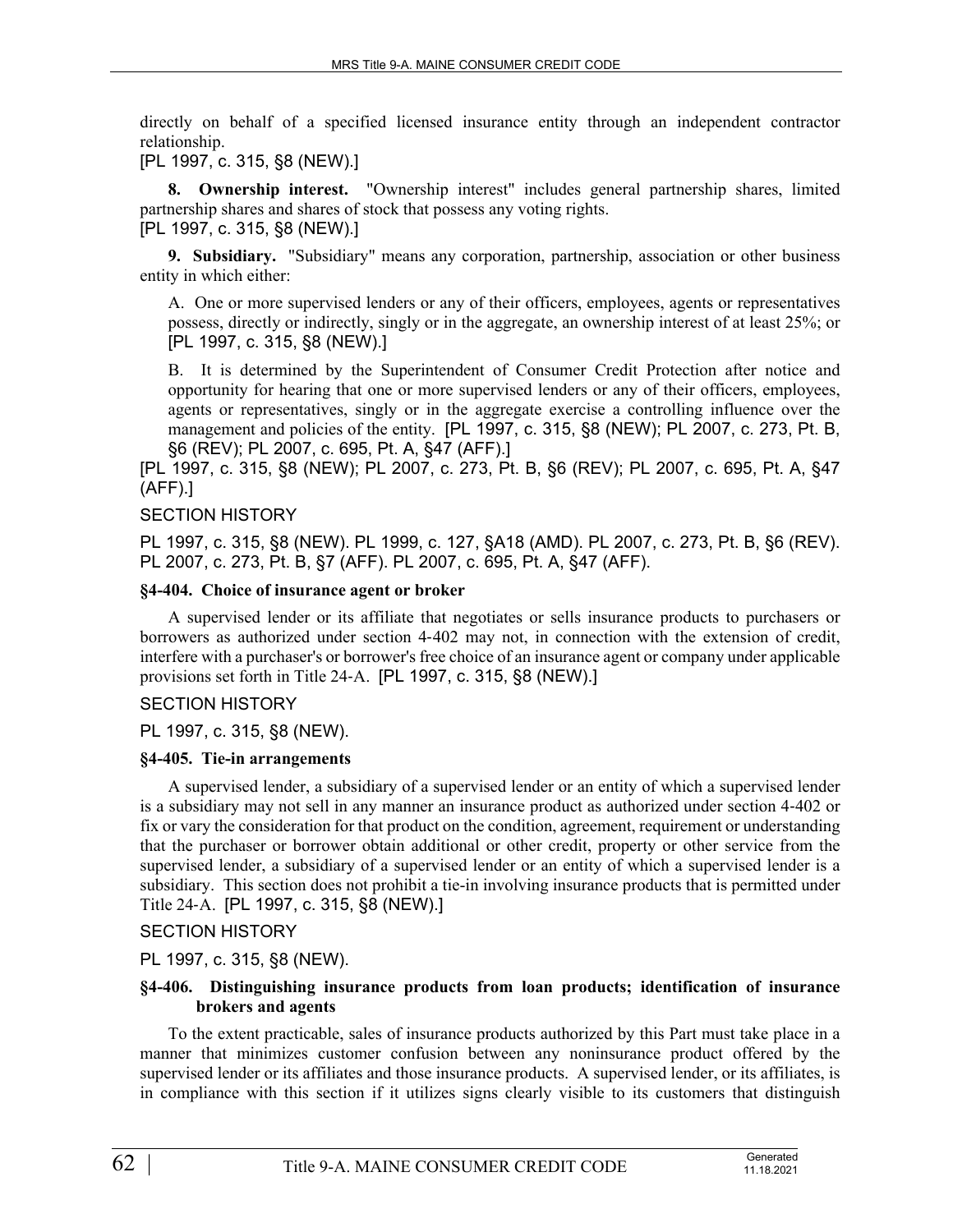directly on behalf of a specified licensed insurance entity through an independent contractor relationship.

[PL 1997, c. 315, §8 (NEW).]

**8. Ownership interest.** "Ownership interest" includes general partnership shares, limited partnership shares and shares of stock that possess any voting rights.

[PL 1997, c. 315, §8 (NEW).]

**9. Subsidiary.** "Subsidiary" means any corporation, partnership, association or other business entity in which either:

A. One or more supervised lenders or any of their officers, employees, agents or representatives possess, directly or indirectly, singly or in the aggregate, an ownership interest of at least 25%; or [PL 1997, c. 315, §8 (NEW).]

B. It is determined by the Superintendent of Consumer Credit Protection after notice and opportunity for hearing that one or more supervised lenders or any of their officers, employees, agents or representatives, singly or in the aggregate exercise a controlling influence over the management and policies of the entity. [PL 1997, c. 315, §8 (NEW); PL 2007, c. 273, Pt. B, §6 (REV); PL 2007, c. 695, Pt. A, §47 (AFF).]

[PL 1997, c. 315, §8 (NEW); PL 2007, c. 273, Pt. B, §6 (REV); PL 2007, c. 695, Pt. A, §47 (AFF).]

SECTION HISTORY

PL 1997, c. 315, §8 (NEW). PL 1999, c. 127, §A18 (AMD). PL 2007, c. 273, Pt. B, §6 (REV). PL 2007, c. 273, Pt. B, §7 (AFF). PL 2007, c. 695, Pt. A, §47 (AFF).

### §4-404. Choice of insurance agent or broker

A supervised lender or its affiliate that negotiates or sells insurance products to purchasers or borrowers as authorized under section 4-402 may not, in connection with the extension of credit, interfere with a purchaser's or borrower's free choice of an insurance agent or company under applicable provisions set forth in Title 24-A. [PL 1997, c. 315, §8 (NEW).]

SECTION HISTORY

PL 1997, c. 315, §8 (NEW).

### §4-405. Tie-in arrangements

A supervised lender, a subsidiary of a supervised lender or an entity of which a supervised lender is a subsidiary may not sell in any manner an insurance product as authorized under section 4-402 or fix or vary the consideration for that product on the condition, agreement, requirement or understanding that the purchaser or borrower obtain additional or other credit, property or other service from the supervised lender, a subsidiary of a supervised lender or an entity of which a supervised lender is a subsidiary. This section does not prohibit a tie-in involving insurance products that is permitted under Title 24-A. [PL 1997, c. 315, §8 (NEW).]

SECTION HISTORY

PL 1997, c. 315, §8 (NEW).

### §4-406. Distinguishing insurance products from loan products; identification of insurance brokers and agents

To the extent practicable, sales of insurance products authorized by this Part must take place in a manner that minimizes customer confusion between any noninsurance product offered by the supervised lender or its affiliates and those insurance products. A supervised lender, or its affiliates, is in compliance with this section if it utilizes signs clearly visible to its customers that distinguish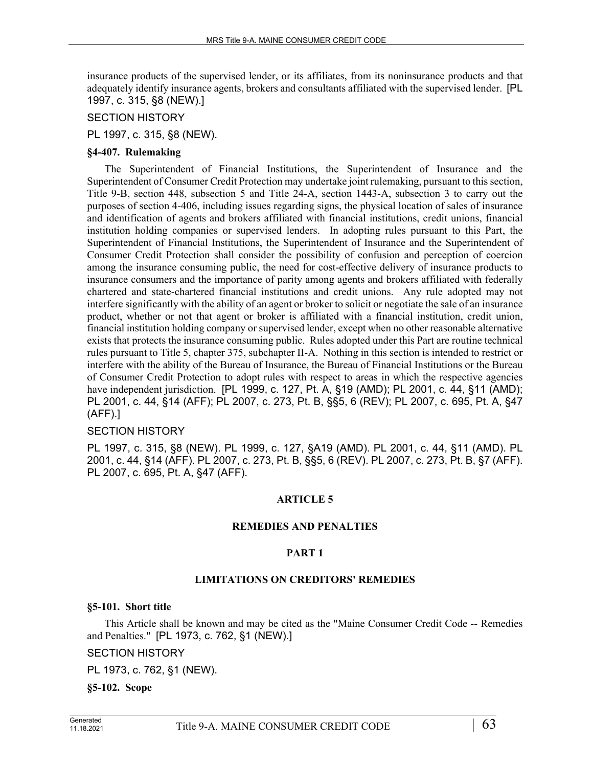insurance products of the supervised lender, or its affiliates, from its noninsurance products and that adequately identify insurance agents, brokers and consultants affiliated with the supervised lender. [PL 1997, c. 315, §8 (NEW).]

SECTION HISTORY

PL 1997, c. 315, §8 (NEW).

**§4-407. Rulemaking**

The Superintendent of Financial Institutions, the Superintendent of Insurance and the Superintendent of Consumer Credit Protection may undertake joint rulemaking, pursuant to this section, Title 9-B, section 448, subsection 5 and Title 24-A, section 1443-A, subsection 3 to carry out the purposes of section 4-406, including issues regarding signs, the physical location of sales of insurance and identification of agents and brokers affiliated with financial institutions, credit unions, financial institution holding companies or supervised lenders. In adopting rules pursuant to this Part, the Superintendent of Financial Institutions, the Superintendent of Insurance and the Superintendent of Consumer Credit Protection shall consider the possibility of confusion and perception of coercion among the insurance consuming public, the need for cost-effective delivery of insurance products to insurance consumers and the importance of parity among agents and brokers affiliated with federally chartered and state-chartered financial institutions and credit unions. Any rule adopted may not interfere significantly with the ability of an agent or broker to solicit or negotiate the sale of an insurance product, whether or not that agent or broker is affiliated with a financial institution, credit union, financial institution holding company or supervised lender, except when no other reasonable alternative exists that protects the insurance consuming public. Rules adopted under this Part are routine technical rules pursuant to Title 5, chapter 375, subchapter II-A. Nothing in this section is intended to restrict or interfere with the ability of the Bureau of Insurance, the Bureau of Financial Institutions or the Bureau of Consumer Credit Protection to adopt rules with respect to areas in which the respective agencies have independent jurisdiction. [PL 1999, c. 127, Pt. A, §19 (AMD); PL 2001, c. 44, §11 (AMD); PL 2001, c. 44, §14 (AFF); PL 2007, c. 273, Pt. B, §§5, 6 (REV); PL 2007, c. 695, Pt. A, §47 (AFF).]

SECTION HISTORY

PL 1997, c. 315, §8 (NEW). PL 1999, c. 127, §A19 (AMD). PL 2001, c. 44, §11 (AMD). PL 2001, c. 44, §14 (AFF). PL 2007, c. 273, Pt. B, §§5, 6 (REV). PL 2007, c. 273, Pt. B, §7 (AFF). PL 2007, c. 695, Pt. A, §47 (AFF).

## ARTICLE 5

## REMEDIES AND PENALTIES

### PART 1

### LIMITATIONS ON CREDITORS' REMEDIES

**§5-101. Short title**

This Article shall be known and may be cited as the "Maine Consumer Credit Code -- Remedies and Penalties." [PL 1973, c. 762, §1 (NEW).]

SECTION HISTORY

PL 1973, c. 762, §1 (NEW).

**§5-102. Scope**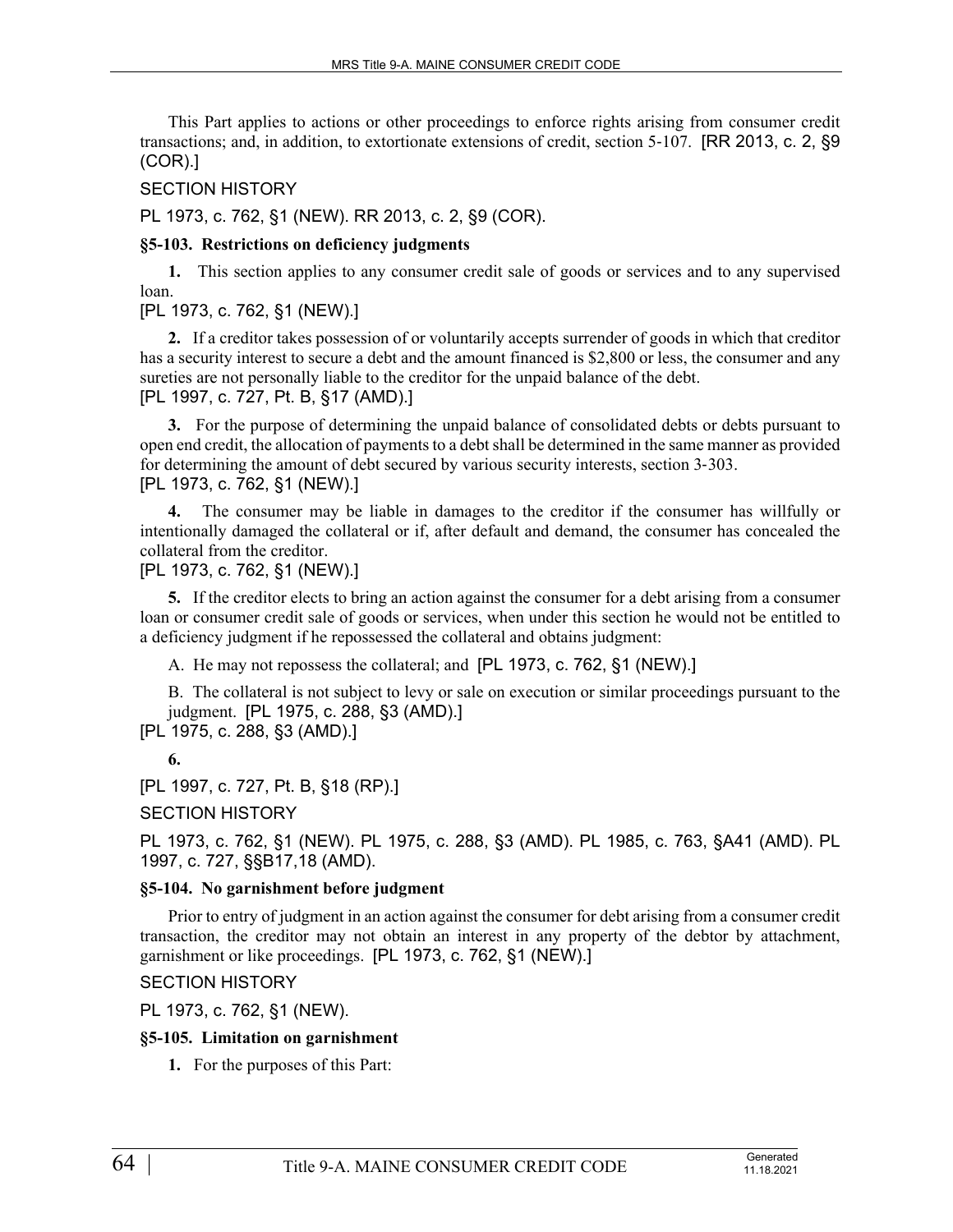This Part applies to actions or other proceedings to enforce rights arising from consumer credit transactions; and, in addition, to extortionate extensions of credit, section 5-107. [RR 2013, c. 2, §9 (COR).]

SECTION HISTORY

PL 1973, c. 762, §1 (NEW). RR 2013, c. 2, §9 (COR).

**§5-103. Restrictions on deficiency judgments**

**1.** This section applies to any consumer credit sale of goods or services and to any supervised loan.

[PL 1973, c. 762, §1 (NEW).]

**2.** If a creditor takes possession of or voluntarily accepts surrender of goods in which that creditor has a security interest to secure a debt and the amount financed is $2,800 or less, the consumer and any sureties are not personally liable to the creditor for the unpaid balance of the debt.

[PL 1997, c. 727, Pt. B, §17 (AMD).]

**3.** For the purpose of determining the unpaid balance of consolidated debts or debts pursuant to open end credit, the allocation of payments to a debt shall be determined in the same manner as provided for determining the amount of debt secured by various security interests, section 3-303.

[PL 1973, c. 762, §1 (NEW).]

**4.** The consumer may be liable in damages to the creditor if the consumer has willfully or intentionally damaged the collateral or if, after default and demand, the consumer has concealed the collateral from the creditor.

[PL 1973, c. 762, §1 (NEW).]

**5.** If the creditor elects to bring an action against the consumer for a debt arising from a consumer loan or consumer credit sale of goods or services, when under this section he would not be entitled to a deficiency judgment if he repossessed the collateral and obtains judgment:

A. He may not repossess the collateral; and [PL 1973, c. 762, §1 (NEW).]

B. The collateral is not subject to levy or sale on execution or similar proceedings pursuant to the judgment. [PL 1975, c. 288, §3 (AMD).]

[PL 1975, c. 288, §3 (AMD).]

**6.**

[PL 1997, c. 727, Pt. B, §18 (RP).]

SECTION HISTORY

PL 1973, c. 762, §1 (NEW). PL 1975, c. 288, §3 (AMD). PL 1985, c. 763, §A41 (AMD). PL 1997, c. 727, §§B17,18 (AMD).

**§5-104. No garnishment before judgment**

Prior to entry of judgment in an action against the consumer for debt arising from a consumer credit transaction, the creditor may not obtain an interest in any property of the debtor by attachment, garnishment or like proceedings. [PL 1973, c. 762, §1 (NEW).]

SECTION HISTORY

PL 1973, c. 762, §1 (NEW).

**§5-105. Limitation on garnishment**

**1.** For the purposes of this Part: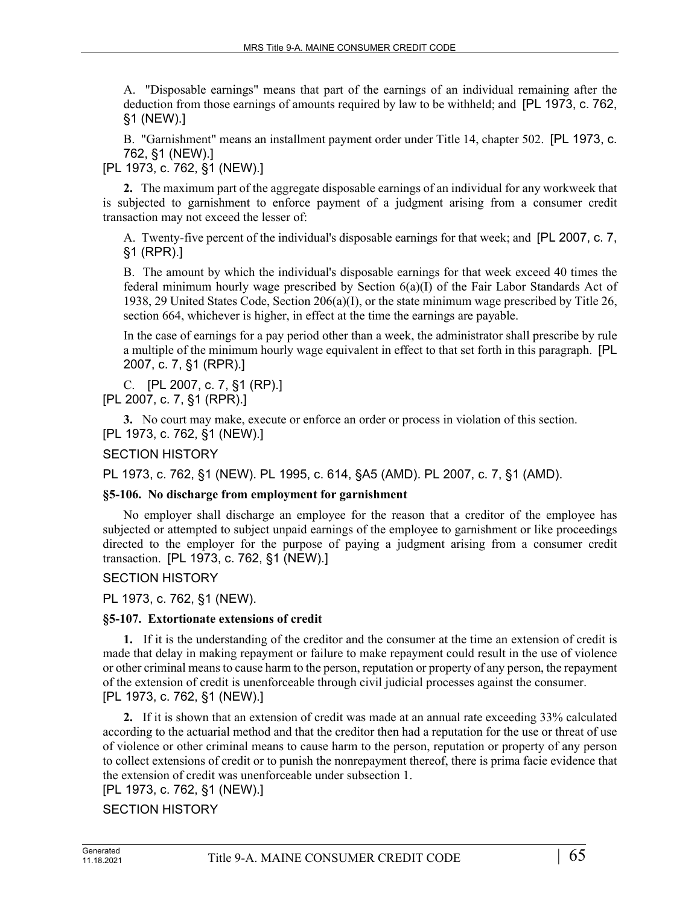A. "Disposable earnings" means that part of the earnings of an individual remaining after the deduction from those earnings of amounts required by law to be withheld; and [PL 1973, c. 762, §1 (NEW).]

B. "Garnishment" means an installment payment order under Title 14, chapter 502. [PL 1973, c. 762, §1 (NEW).]

[PL 1973, c. 762, §1 (NEW).]

**2.** The maximum part of the aggregate disposable earnings of an individual for any workweek that is subjected to garnishment to enforce payment of a judgment arising from a consumer credit transaction may not exceed the lesser of:

A. Twenty-five percent of the individual's disposable earnings for that week; and [PL 2007, c. 7, §1 (RPR).]

B. The amount by which the individual's disposable earnings for that week exceed 40 times the federal minimum hourly wage prescribed by Section 6(a)(I) of the Fair Labor Standards Act of 1938, 29 United States Code, Section 206(a)(I), or the state minimum wage prescribed by Title 26, section 664, whichever is higher, in effect at the time the earnings are payable.

In the case of earnings for a pay period other than a week, the administrator shall prescribe by rule a multiple of the minimum hourly wage equivalent in effect to that set forth in this paragraph. [PL 2007, c. 7, §1 (RPR).]

C. [PL 2007, c. 7, §1 (RP).]

[PL 2007, c. 7, §1 (RPR).]

**3.** No court may make, execute or enforce an order or process in violation of this section.

[PL 1973, c. 762, §1 (NEW).]

SECTION HISTORY

PL 1973, c. 762, §1 (NEW). PL 1995, c. 614, §A5 (AMD). PL 2007, c. 7, §1 (AMD).

### §5-106. No discharge from employment for garnishment

No employer shall discharge an employee for the reason that a creditor of the employee has subjected or attempted to subject unpaid earnings of the employee to garnishment or like proceedings directed to the employer for the purpose of paying a judgment arising from a consumer credit transaction. [PL 1973, c. 762, §1 (NEW).]

SECTION HISTORY

PL 1973, c. 762, §1 (NEW).

### §5-107. Extortionate extensions of credit

**1.** If it is the understanding of the creditor and the consumer at the time an extension of credit is made that delay in making repayment or failure to make repayment could result in the use of violence or other criminal means to cause harm to the person, reputation or property of any person, the repayment of the extension of credit is unenforceable through civil judicial processes against the consumer.

[PL 1973, c. 762, §1 (NEW).]

**2.** If it is shown that an extension of credit was made at an annual rate exceeding 33% calculated according to the actuarial method and that the creditor then had a reputation for the use or threat of use of violence or other criminal means to cause harm to the person, reputation or property of any person to collect extensions of credit or to punish the nonrepayment thereof, there is prima facie evidence that the extension of credit was unenforceable under subsection 1.

[PL 1973, c. 762, §1 (NEW).]

SECTION HISTORY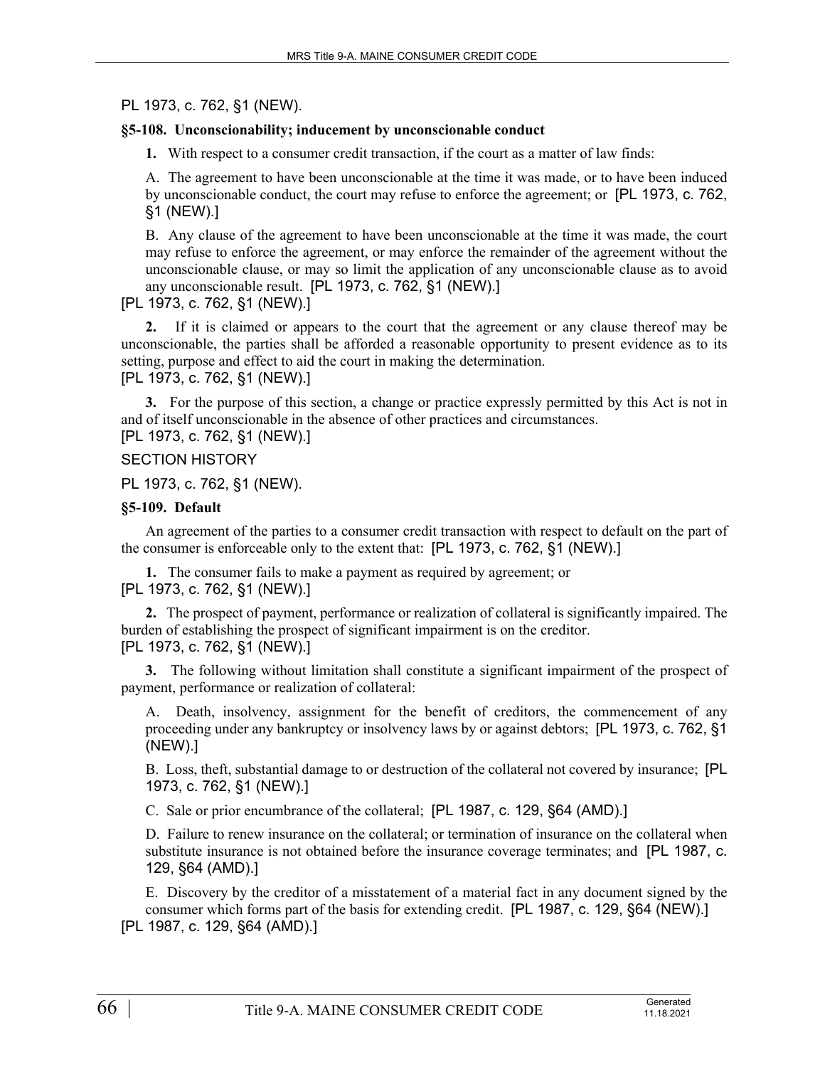PL 1973, c. 762, §1 (NEW).

**§5-108. Unconscionability; inducement by unconscionable conduct**

**1.** With respect to a consumer credit transaction, if the court as a matter of law finds:

A. The agreement to have been unconscionable at the time it was made, or to have been induced by unconscionable conduct, the court may refuse to enforce the agreement; or [PL 1973, c. 762, §1 (NEW).]

B. Any clause of the agreement to have been unconscionable at the time it was made, the court may refuse to enforce the agreement, or may enforce the remainder of the agreement without the unconscionable clause, or may so limit the application of any unconscionable clause as to avoid any unconscionable result. [PL 1973, c. 762, §1 (NEW).]

[PL 1973, c. 762, §1 (NEW).]

**2.** If it is claimed or appears to the court that the agreement or any clause thereof may be unconscionable, the parties shall be afforded a reasonable opportunity to present evidence as to its setting, purpose and effect to aid the court in making the determination.
[PL 1973, c. 762, §1 (NEW).]

**3.** For the purpose of this section, a change or practice expressly permitted by this Act is not in and of itself unconscionable in the absence of other practices and circumstances.
[PL 1973, c. 762, §1 (NEW).]

SECTION HISTORY

PL 1973, c. 762, §1 (NEW).

**§5-109. Default**

An agreement of the parties to a consumer credit transaction with respect to default on the part of the consumer is enforceable only to the extent that: [PL 1973, c. 762, §1 (NEW).]

**1.** The consumer fails to make a payment as required by agreement; or
[PL 1973, c. 762, §1 (NEW).]

**2.** The prospect of payment, performance or realization of collateral is significantly impaired. The burden of establishing the prospect of significant impairment is on the creditor.
[PL 1973, c. 762, §1 (NEW).]

**3.** The following without limitation shall constitute a significant impairment of the prospect of payment, performance or realization of collateral:

A. Death, insolvency, assignment for the benefit of creditors, the commencement of any proceeding under any bankruptcy or insolvency laws by or against debtors; [PL 1973, c. 762, §1 (NEW).]

B. Loss, theft, substantial damage to or destruction of the collateral not covered by insurance; [PL 1973, c. 762, §1 (NEW).]

C. Sale or prior encumbrance of the collateral; [PL 1987, c. 129, §64 (AMD).]

D. Failure to renew insurance on the collateral; or termination of insurance on the collateral when substitute insurance is not obtained before the insurance coverage terminates; and [PL 1987, c. 129, §64 (AMD).]

E. Discovery by the creditor of a misstatement of a material fact in any document signed by the consumer which forms part of the basis for extending credit. [PL 1987, c. 129, §64 (NEW).]

[PL 1987, c. 129, §64 (AMD).]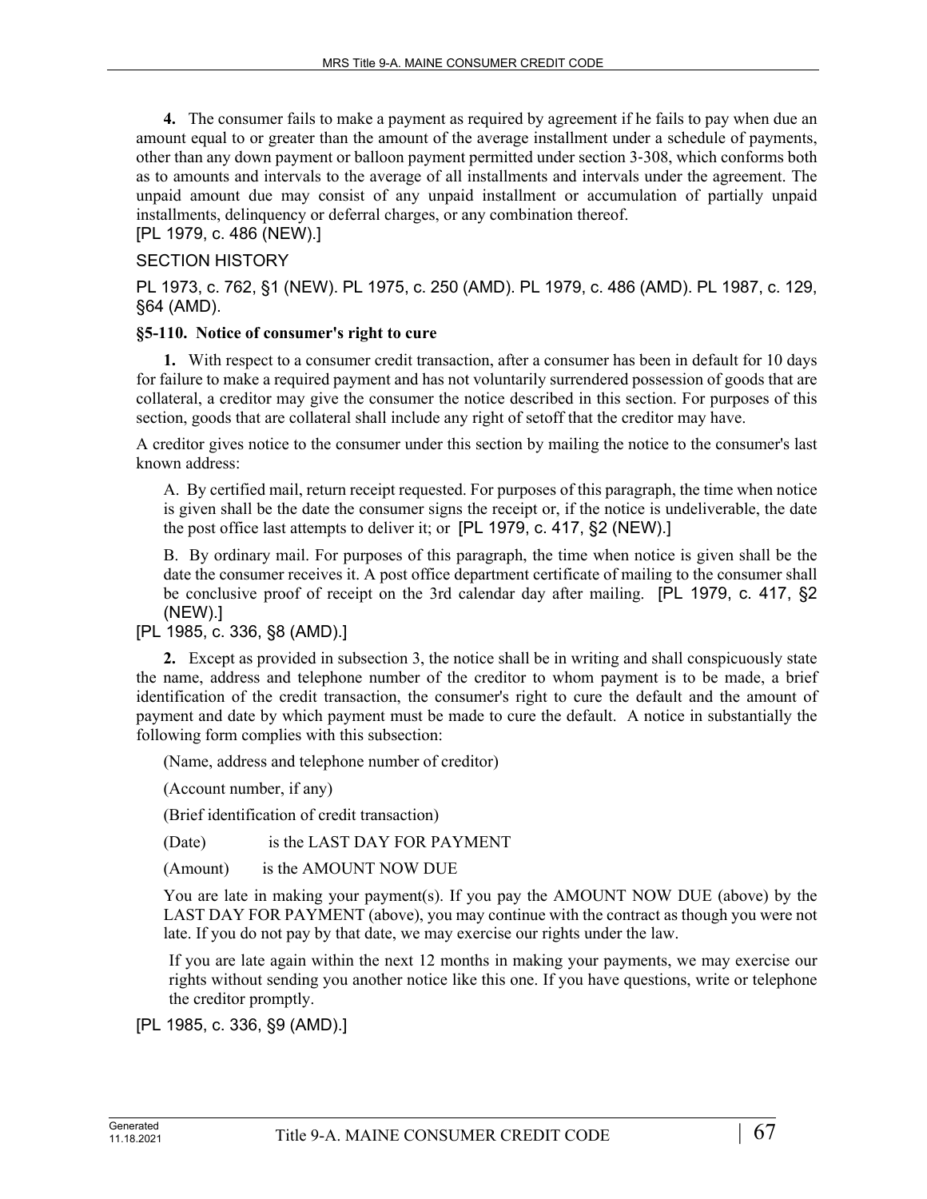**4.** The consumer fails to make a payment as required by agreement if he fails to pay when due an amount equal to or greater than the amount of the average installment under a schedule of payments, other than any down payment or balloon payment permitted under section 3-308, which conforms both as to amounts and intervals to the average of all installments and intervals under the agreement. The unpaid amount due may consist of any unpaid installment or accumulation of partially unpaid installments, delinquency or deferral charges, or any combination thereof.
[PL 1979, c. 486 (NEW).]

SECTION HISTORY

PL 1973, c. 762, §1 (NEW). PL 1975, c. 250 (AMD). PL 1979, c. 486 (AMD). PL 1987, c. 129, §64 (AMD).

**§5-110. Notice of consumer's right to cure**

**1.** With respect to a consumer credit transaction, after a consumer has been in default for 10 days for failure to make a required payment and has not voluntarily surrendered possession of goods that are collateral, a creditor may give the consumer the notice described in this section. For purposes of this section, goods that are collateral shall include any right of setoff that the creditor may have.

A creditor gives notice to the consumer under this section by mailing the notice to the consumer's last known address:

A. By certified mail, return receipt requested. For purposes of this paragraph, the time when notice is given shall be the date the consumer signs the receipt or, if the notice is undeliverable, the date the post office last attempts to deliver it; or [PL 1979, c. 417, §2 (NEW).]

B. By ordinary mail. For purposes of this paragraph, the time when notice is given shall be the date the consumer receives it. A post office department certificate of mailing to the consumer shall be conclusive proof of receipt on the 3rd calendar day after mailing. [PL 1979, c. 417, §2 (NEW).]

[PL 1985, c. 336, §8 (AMD).]

**2.** Except as provided in subsection 3, the notice shall be in writing and shall conspicuously state the name, address and telephone number of the creditor to whom payment is to be made, a brief identification of the credit transaction, the consumer's right to cure the default and the amount of payment and date by which payment must be made to cure the default. A notice in substantially the following form complies with this subsection:

(Name, address and telephone number of creditor)

(Account number, if any)

(Brief identification of credit transaction)

(Date) is the LAST DAY FOR PAYMENT

(Amount) is the AMOUNT NOW DUE

You are late in making your payment(s). If you pay the AMOUNT NOW DUE (above) by the LAST DAY FOR PAYMENT (above), you may continue with the contract as though you were not late. If you do not pay by that date, we may exercise our rights under the law.

If you are late again within the next 12 months in making your payments, we may exercise our rights without sending you another notice like this one. If you have questions, write or telephone the creditor promptly.

[PL 1985, c. 336, §9 (AMD).]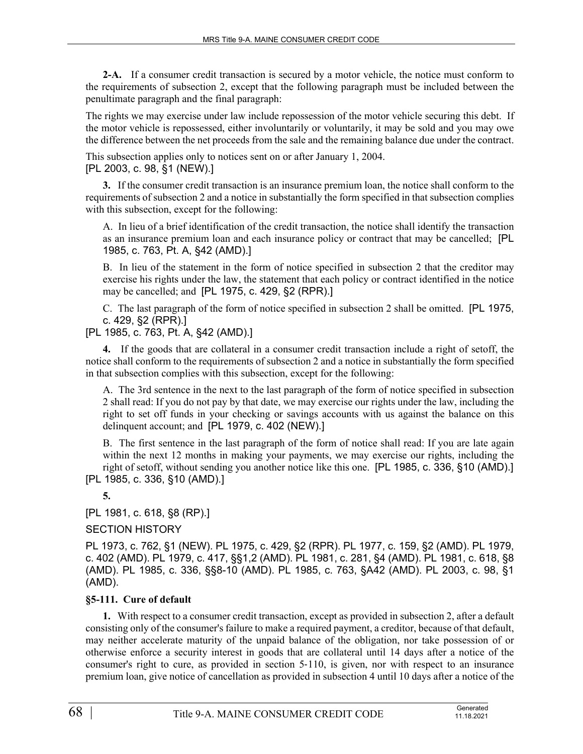**2-A.** If a consumer credit transaction is secured by a motor vehicle, the notice must conform to the requirements of subsection 2, except that the following paragraph must be included between the penultimate paragraph and the final paragraph:

The rights we may exercise under law include repossession of the motor vehicle securing this debt. If the motor vehicle is repossessed, either involuntarily or voluntarily, it may be sold and you may owe the difference between the net proceeds from the sale and the remaining balance due under the contract.

This subsection applies only to notices sent on or after January 1, 2004.
[PL 2003, c. 98, §1 (NEW).]

**3.** If the consumer credit transaction is an insurance premium loan, the notice shall conform to the requirements of subsection 2 and a notice in substantially the form specified in that subsection complies with this subsection, except for the following:

A. In lieu of a brief identification of the credit transaction, the notice shall identify the transaction as an insurance premium loan and each insurance policy or contract that may be cancelled; [PL 1985, c. 763, Pt. A, §42 (AMD).]

B. In lieu of the statement in the form of notice specified in subsection 2 that the creditor may exercise his rights under the law, the statement that each policy or contract identified in the notice may be cancelled; and [PL 1975, c. 429, §2 (RPR).]

C. The last paragraph of the form of notice specified in subsection 2 shall be omitted. [PL 1975, c. 429, §2 (RPR).]

[PL 1985, c. 763, Pt. A, §42 (AMD).]

**4.** If the goods that are collateral in a consumer credit transaction include a right of setoff, the notice shall conform to the requirements of subsection 2 and a notice in substantially the form specified in that subsection complies with this subsection, except for the following:

A. The 3rd sentence in the next to the last paragraph of the form of notice specified in subsection 2 shall read: If you do not pay by that date, we may exercise our rights under the law, including the right to set off funds in your checking or savings accounts with us against the balance on this delinquent account; and [PL 1979, c. 402 (NEW).]

B. The first sentence in the last paragraph of the form of notice shall read: If you are late again within the next 12 months in making your payments, we may exercise our rights, including the right of setoff, without sending you another notice like this one. [PL 1985, c. 336, §10 (AMD).]

[PL 1985, c. 336, §10 (AMD).]

**5.**

[PL 1981, c. 618, §8 (RP).]

SECTION HISTORY

PL 1973, c. 762, §1 (NEW). PL 1975, c. 429, §2 (RPR). PL 1977, c. 159, §2 (AMD). PL 1979, c. 402 (AMD). PL 1979, c. 417, §§1,2 (AMD). PL 1981, c. 281, §4 (AMD). PL 1981, c. 618, §8 (AMD). PL 1985, c. 336, §§8-10 (AMD). PL 1985, c. 763, §A42 (AMD). PL 2003, c. 98, §1 (AMD).

### §5-111. Cure of default

**1.** With respect to a consumer credit transaction, except as provided in subsection 2, after a default consisting only of the consumer's failure to make a required payment, a creditor, because of that default, may neither accelerate maturity of the unpaid balance of the obligation, nor take possession of or otherwise enforce a security interest in goods that are collateral until 14 days after a notice of the consumer's right to cure, as provided in section 5-110, is given, nor with respect to an insurance premium loan, give notice of cancellation as provided in subsection 4 until 10 days after a notice of the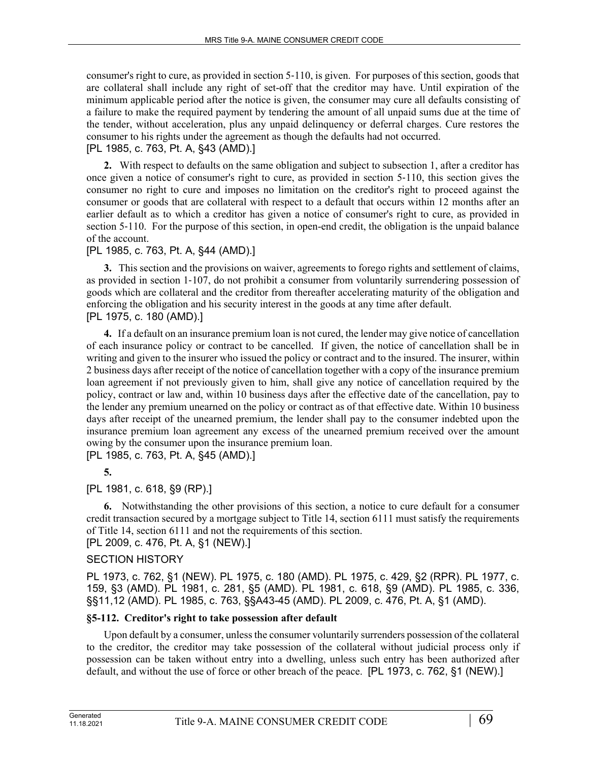consumer's right to cure, as provided in section 5-110, is given. For purposes of this section, goods that are collateral shall include any right of set-off that the creditor may have. Until expiration of the minimum applicable period after the notice is given, the consumer may cure all defaults consisting of a failure to make the required payment by tendering the amount of all unpaid sums due at the time of the tender, without acceleration, plus any unpaid delinquency or deferral charges. Cure restores the consumer to his rights under the agreement as though the defaults had not occurred.
[PL 1985, c. 763, Pt. A, §43 (AMD).]

**2.** With respect to defaults on the same obligation and subject to subsection 1, after a creditor has once given a notice of consumer's right to cure, as provided in section 5-110, this section gives the consumer no right to cure and imposes no limitation on the creditor's right to proceed against the consumer or goods that are collateral with respect to a default that occurs within 12 months after an earlier default as to which a creditor has given a notice of consumer's right to cure, as provided in section 5-110. For the purpose of this section, in open-end credit, the obligation is the unpaid balance of the account.
[PL 1985, c. 763, Pt. A, §44 (AMD).]

**3.** This section and the provisions on waiver, agreements to forego rights and settlement of claims, as provided in section 1-107, do not prohibit a consumer from voluntarily surrendering possession of goods which are collateral and the creditor from thereafter accelerating maturity of the obligation and enforcing the obligation and his security interest in the goods at any time after default.
[PL 1975, c. 180 (AMD).]

**4.** If a default on an insurance premium loan is not cured, the lender may give notice of cancellation of each insurance policy or contract to be cancelled. If given, the notice of cancellation shall be in writing and given to the insurer who issued the policy or contract and to the insured. The insurer, within 2 business days after receipt of the notice of cancellation together with a copy of the insurance premium loan agreement if not previously given to him, shall give any notice of cancellation required by the policy, contract or law and, within 10 business days after the effective date of the cancellation, pay to the lender any premium unearned on the policy or contract as of that effective date. Within 10 business days after receipt of the unearned premium, the lender shall pay to the consumer indebted upon the insurance premium loan agreement any excess of the unearned premium received over the amount owing by the consumer upon the insurance premium loan.
[PL 1985, c. 763, Pt. A, §45 (AMD).]

**5.**

[PL 1981, c. 618, §9 (RP).]

**6.** Notwithstanding the other provisions of this section, a notice to cure default for a consumer credit transaction secured by a mortgage subject to Title 14, section 6111 must satisfy the requirements of Title 14, section 6111 and not the requirements of this section.
[PL 2009, c. 476, Pt. A, §1 (NEW).]

SECTION HISTORY

PL 1973, c. 762, §1 (NEW). PL 1975, c. 180 (AMD). PL 1975, c. 429, §2 (RPR). PL 1977, c. 159, §3 (AMD). PL 1981, c. 281, §5 (AMD). PL 1981, c. 618, §9 (AMD). PL 1985, c. 336, §§11,12 (AMD). PL 1985, c. 763, §§A43-45 (AMD). PL 2009, c. 476, Pt. A, §1 (AMD).

### §5-112. Creditor's right to take possession after default

Upon default by a consumer, unless the consumer voluntarily surrenders possession of the collateral to the creditor, the creditor may take possession of the collateral without judicial process only if possession can be taken without entry into a dwelling, unless such entry has been authorized after default, and without the use of force or other breach of the peace. [PL 1973, c. 762, §1 (NEW).]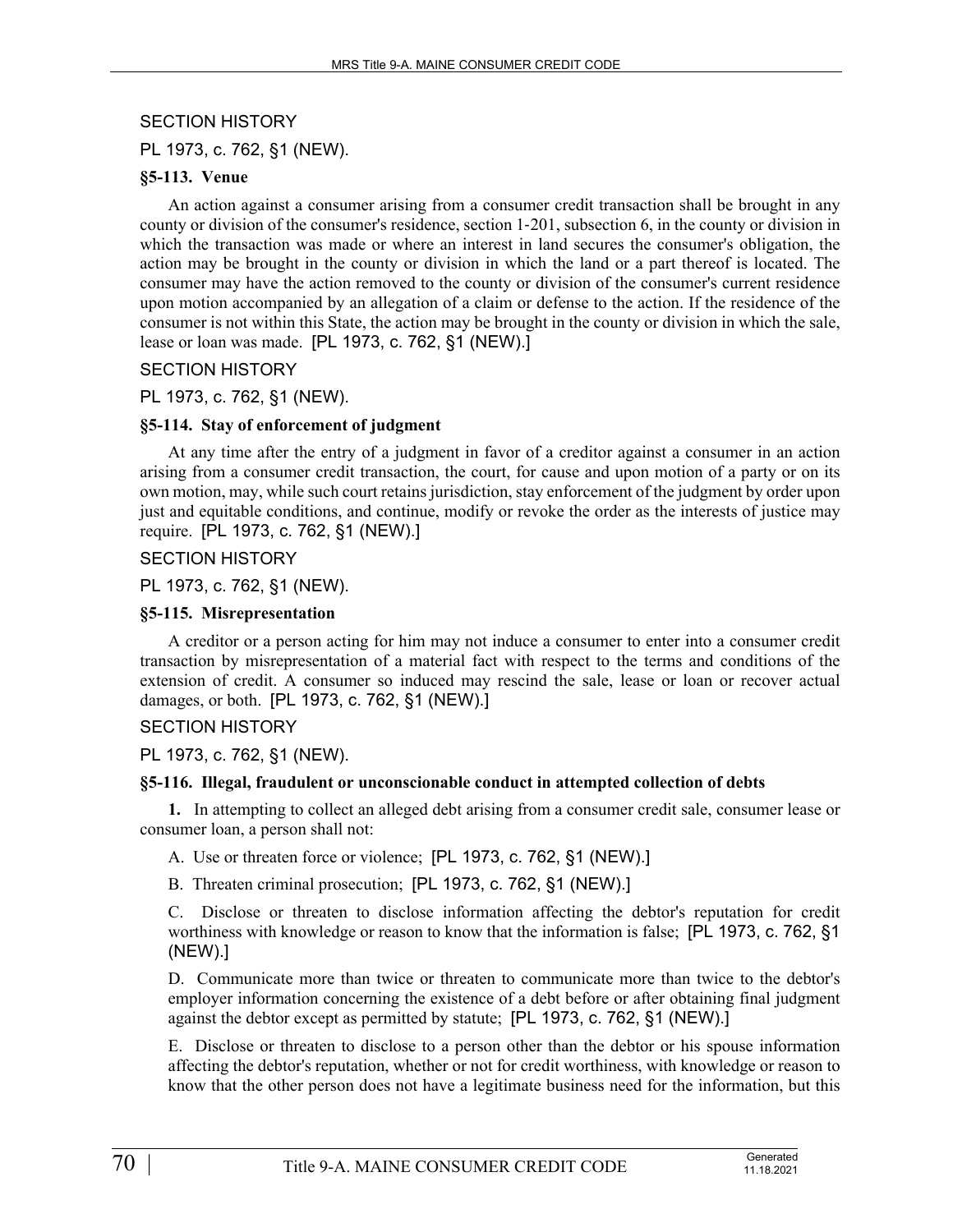SECTION HISTORY

PL 1973, c. 762, §1 (NEW).

### §5-113. Venue

An action against a consumer arising from a consumer credit transaction shall be brought in any county or division of the consumer's residence, section 1-201, subsection 6, in the county or division in which the transaction was made or where an interest in land secures the consumer's obligation, the action may be brought in the county or division in which the land or a part thereof is located. The consumer may have the action removed to the county or division of the consumer's current residence upon motion accompanied by an allegation of a claim or defense to the action. If the residence of the consumer is not within this State, the action may be brought in the county or division in which the sale, lease or loan was made. [PL 1973, c. 762, §1 (NEW).]

SECTION HISTORY

PL 1973, c. 762, §1 (NEW).

### §5-114. Stay of enforcement of judgment

At any time after the entry of a judgment in favor of a creditor against a consumer in an action arising from a consumer credit transaction, the court, for cause and upon motion of a party or on its own motion, may, while such court retains jurisdiction, stay enforcement of the judgment by order upon just and equitable conditions, and continue, modify or revoke the order as the interests of justice may require. [PL 1973, c. 762, §1 (NEW).]

SECTION HISTORY

PL 1973, c. 762, §1 (NEW).

### §5-115. Misrepresentation

A creditor or a person acting for him may not induce a consumer to enter into a consumer credit transaction by misrepresentation of a material fact with respect to the terms and conditions of the extension of credit. A consumer so induced may rescind the sale, lease or loan or recover actual damages, or both. [PL 1973, c. 762, §1 (NEW).]

SECTION HISTORY

PL 1973, c. 762, §1 (NEW).

### §5-116. Illegal, fraudulent or unconscionable conduct in attempted collection of debts

**1.** In attempting to collect an alleged debt arising from a consumer credit sale, consumer lease or consumer loan, a person shall not:

A. Use or threaten force or violence; [PL 1973, c. 762, §1 (NEW).]

B. Threaten criminal prosecution; [PL 1973, c. 762, §1 (NEW).]

C. Disclose or threaten to disclose information affecting the debtor's reputation for credit worthiness with knowledge or reason to know that the information is false; [PL 1973, c. 762, §1 (NEW).]

D. Communicate more than twice or threaten to communicate more than twice to the debtor's employer information concerning the existence of a debt before or after obtaining final judgment against the debtor except as permitted by statute; [PL 1973, c. 762, §1 (NEW).]

E. Disclose or threaten to disclose to a person other than the debtor or his spouse information affecting the debtor's reputation, whether or not for credit worthiness, with knowledge or reason to know that the other person does not have a legitimate business need for the information, but this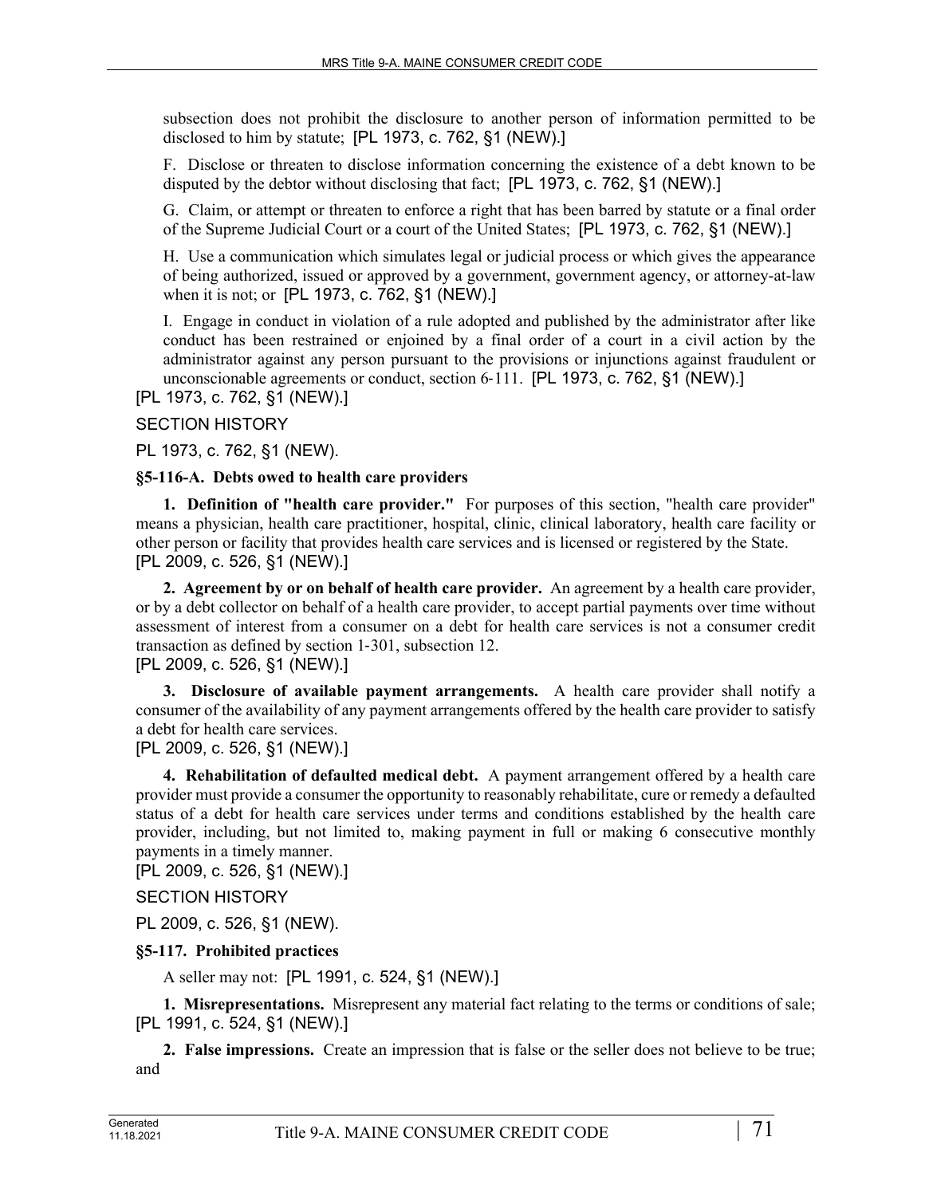subsection does not prohibit the disclosure to another person of information permitted to be disclosed to him by statute; [PL 1973, c. 762, §1 (NEW).]

F. Disclose or threaten to disclose information concerning the existence of a debt known to be disputed by the debtor without disclosing that fact; [PL 1973, c. 762, §1 (NEW).]

G. Claim, or attempt or threaten to enforce a right that has been barred by statute or a final order of the Supreme Judicial Court or a court of the United States; [PL 1973, c. 762, §1 (NEW).]

H. Use a communication which simulates legal or judicial process or which gives the appearance of being authorized, issued or approved by a government, government agency, or attorney-at-law when it is not; or [PL 1973, c. 762, §1 (NEW).]

I. Engage in conduct in violation of a rule adopted and published by the administrator after like conduct has been restrained or enjoined by a final order of a court in a civil action by the administrator against any person pursuant to the provisions or injunctions against fraudulent or unconscionable agreements or conduct, section 6-111. [PL 1973, c. 762, §1 (NEW).]

[PL 1973, c. 762, §1 (NEW).]

SECTION HISTORY

PL 1973, c. 762, §1 (NEW).

**§5-116-A. Debts owed to health care providers**

**1. Definition of "health care provider."** For purposes of this section, "health care provider" means a physician, health care practitioner, hospital, clinic, clinical laboratory, health care facility or other person or facility that provides health care services and is licensed or registered by the State.
[PL 2009, c. 526, §1 (NEW).]

**2. Agreement by or on behalf of health care provider.** An agreement by a health care provider, or by a debt collector on behalf of a health care provider, to accept partial payments over time without assessment of interest from a consumer on a debt for health care services is not a consumer credit transaction as defined by section 1-301, subsection 12.
[PL 2009, c. 526, §1 (NEW).]

**3. Disclosure of available payment arrangements.** A health care provider shall notify a consumer of the availability of any payment arrangements offered by the health care provider to satisfy a debt for health care services.
[PL 2009, c. 526, §1 (NEW).]

**4. Rehabilitation of defaulted medical debt.** A payment arrangement offered by a health care provider must provide a consumer the opportunity to reasonably rehabilitate, cure or remedy a defaulted status of a debt for health care services under terms and conditions established by the health care provider, including, but not limited to, making payment in full or making 6 consecutive monthly payments in a timely manner.
[PL 2009, c. 526, §1 (NEW).]

SECTION HISTORY

PL 2009, c. 526, §1 (NEW).

**§5-117. Prohibited practices**

A seller may not: [PL 1991, c. 524, §1 (NEW).]

**1. Misrepresentations.** Misrepresent any material fact relating to the terms or conditions of sale;
[PL 1991, c. 524, §1 (NEW).]

**2. False impressions.** Create an impression that is false or the seller does not believe to be true; and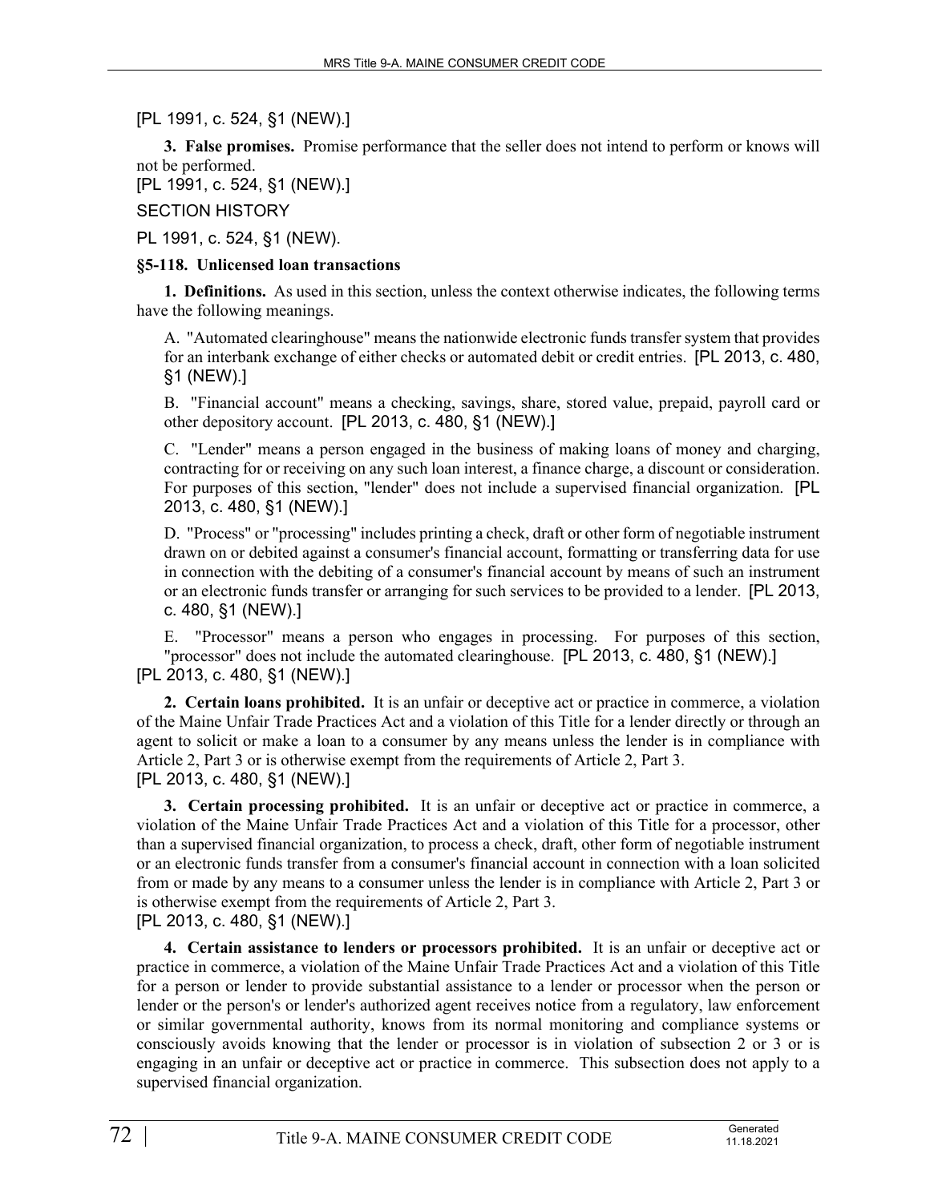[PL 1991, c. 524, §1 (NEW).]

**3. False promises.** Promise performance that the seller does not intend to perform or knows will not be performed.
[PL 1991, c. 524, §1 (NEW).]

SECTION HISTORY

PL 1991, c. 524, §1 (NEW).

**§5-118. Unlicensed loan transactions**

**1. Definitions.** As used in this section, unless the context otherwise indicates, the following terms have the following meanings.

A. "Automated clearinghouse" means the nationwide electronic funds transfer system that provides for an interbank exchange of either checks or automated debit or credit entries. [PL 2013, c. 480, §1 (NEW).]

B. "Financial account" means a checking, savings, share, stored value, prepaid, payroll card or other depository account. [PL 2013, c. 480, §1 (NEW).]

C. "Lender" means a person engaged in the business of making loans of money and charging, contracting for or receiving on any such loan interest, a finance charge, a discount or consideration. For purposes of this section, "lender" does not include a supervised financial organization. [PL 2013, c. 480, §1 (NEW).]

D. "Process" or "processing" includes printing a check, draft or other form of negotiable instrument drawn on or debited against a consumer's financial account, formatting or transferring data for use in connection with the debiting of a consumer's financial account by means of such an instrument or an electronic funds transfer or arranging for such services to be provided to a lender. [PL 2013, c. 480, §1 (NEW).]

E. "Processor" means a person who engages in processing. For purposes of this section, "processor" does not include the automated clearinghouse. [PL 2013, c. 480, §1 (NEW).]

[PL 2013, c. 480, §1 (NEW).]

**2. Certain loans prohibited.** It is an unfair or deceptive act or practice in commerce, a violation of the Maine Unfair Trade Practices Act and a violation of this Title for a lender directly or through an agent to solicit or make a loan to a consumer by any means unless the lender is in compliance with Article 2, Part 3 or is otherwise exempt from the requirements of Article 2, Part 3.
[PL 2013, c. 480, §1 (NEW).]

**3. Certain processing prohibited.** It is an unfair or deceptive act or practice in commerce, a violation of the Maine Unfair Trade Practices Act and a violation of this Title for a processor, other than a supervised financial organization, to process a check, draft, other form of negotiable instrument or an electronic funds transfer from a consumer's financial account in connection with a loan solicited from or made by any means to a consumer unless the lender is in compliance with Article 2, Part 3 or is otherwise exempt from the requirements of Article 2, Part 3.
[PL 2013, c. 480, §1 (NEW).]

**4. Certain assistance to lenders or processors prohibited.** It is an unfair or deceptive act or practice in commerce, a violation of the Maine Unfair Trade Practices Act and a violation of this Title for a person or lender to provide substantial assistance to a lender or processor when the person or lender or the person's or lender's authorized agent receives notice from a regulatory, law enforcement or similar governmental authority, knows from its normal monitoring and compliance systems or consciously avoids knowing that the lender or processor is in violation of subsection 2 or 3 or is engaging in an unfair or deceptive act or practice in commerce. This subsection does not apply to a supervised financial organization.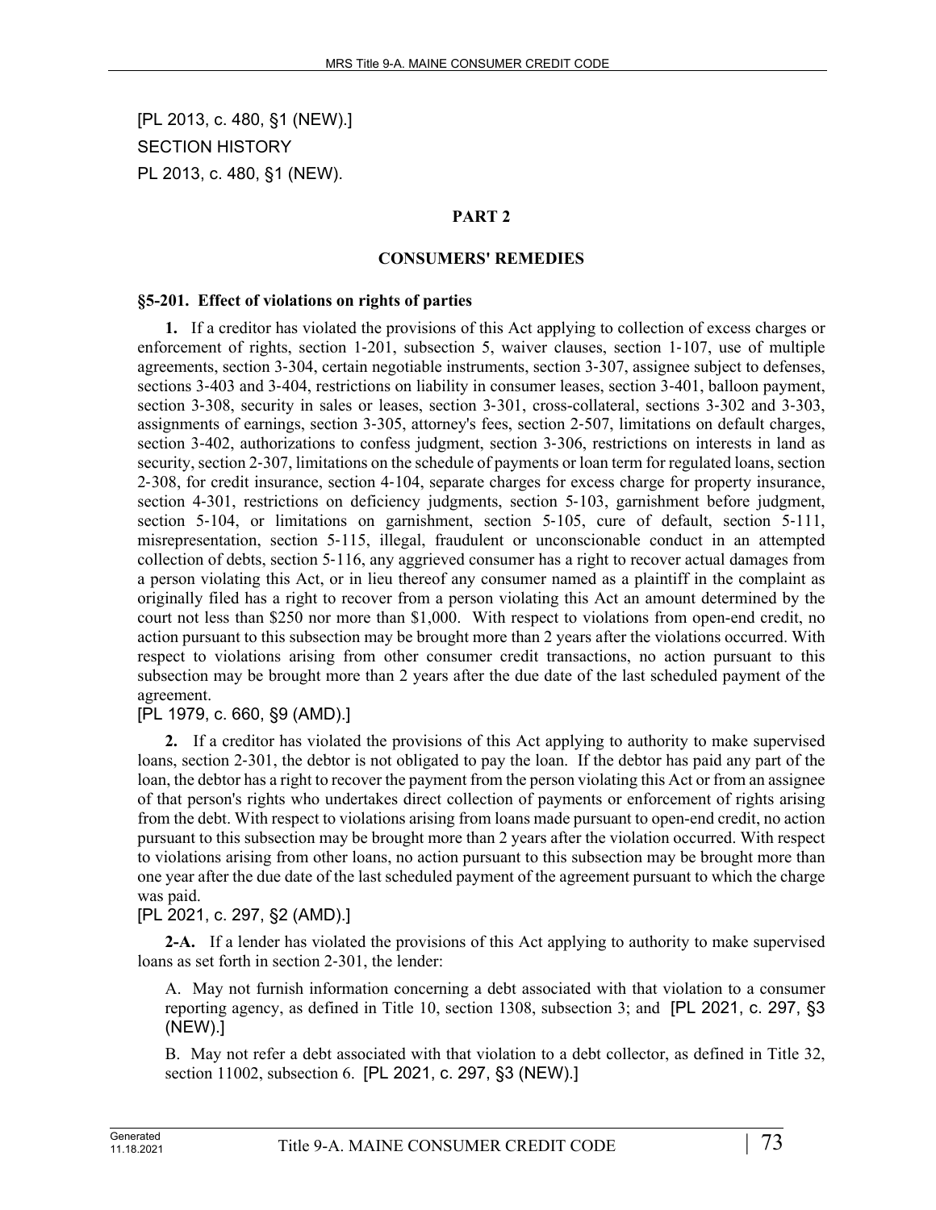[PL 2013, c. 480, §1 (NEW).]

SECTION HISTORY

PL 2013, c. 480, §1 (NEW).

## PART 2

## CONSUMERS' REMEDIES

### §5-201. Effect of violations on rights of parties

**1.** If a creditor has violated the provisions of this Act applying to collection of excess charges or enforcement of rights, section 1-201, subsection 5, waiver clauses, section 1-107, use of multiple agreements, section 3-304, certain negotiable instruments, section 3-307, assignee subject to defenses, sections 3-403 and 3-404, restrictions on liability in consumer leases, section 3-401, balloon payment, section 3-308, security in sales or leases, section 3-301, cross-collateral, sections 3-302 and 3-303, assignments of earnings, section 3-305, attorney's fees, section 2-507, limitations on default charges, section 3-402, authorizations to confess judgment, section 3-306, restrictions on interests in land as security, section 2-307, limitations on the schedule of payments or loan term for regulated loans, section 2-308, for credit insurance, section 4-104, separate charges for excess charge for property insurance, section 4-301, restrictions on deficiency judgments, section 5-103, garnishment before judgment, section 5-104, or limitations on garnishment, section 5-105, cure of default, section 5-111, misrepresentation, section 5-115, illegal, fraudulent or unconscionable conduct in an attempted collection of debts, section 5-116, any aggrieved consumer has a right to recover actual damages from a person violating this Act, or in lieu thereof any consumer named as a plaintiff in the complaint as originally filed has a right to recover from a person violating this Act an amount determined by the court not less than $250 nor more than $1,000. With respect to violations from open-end credit, no action pursuant to this subsection may be brought more than 2 years after the violations occurred. With respect to violations arising from other consumer credit transactions, no action pursuant to this subsection may be brought more than 2 years after the due date of the last scheduled payment of the agreement.

[PL 1979, c. 660, §9 (AMD).]

**2.** If a creditor has violated the provisions of this Act applying to authority to make supervised loans, section 2-301, the debtor is not obligated to pay the loan. If the debtor has paid any part of the loan, the debtor has a right to recover the payment from the person violating this Act or from an assignee of that person's rights who undertakes direct collection of payments or enforcement of rights arising from the debt. With respect to violations arising from loans made pursuant to open-end credit, no action pursuant to this subsection may be brought more than 2 years after the violation occurred. With respect to violations arising from other loans, no action pursuant to this subsection may be brought more than one year after the due date of the last scheduled payment of the agreement pursuant to which the charge was paid.

[PL 2021, c. 297, §2 (AMD).]

**2-A.** If a lender has violated the provisions of this Act applying to authority to make supervised loans as set forth in section 2-301, the lender:

A. May not furnish information concerning a debt associated with that violation to a consumer reporting agency, as defined in Title 10, section 1308, subsection 3; and [PL 2021, c. 297, §3 (NEW).]

B. May not refer a debt associated with that violation to a debt collector, as defined in Title 32, section 11002, subsection 6. [PL 2021, c. 297, §3 (NEW).]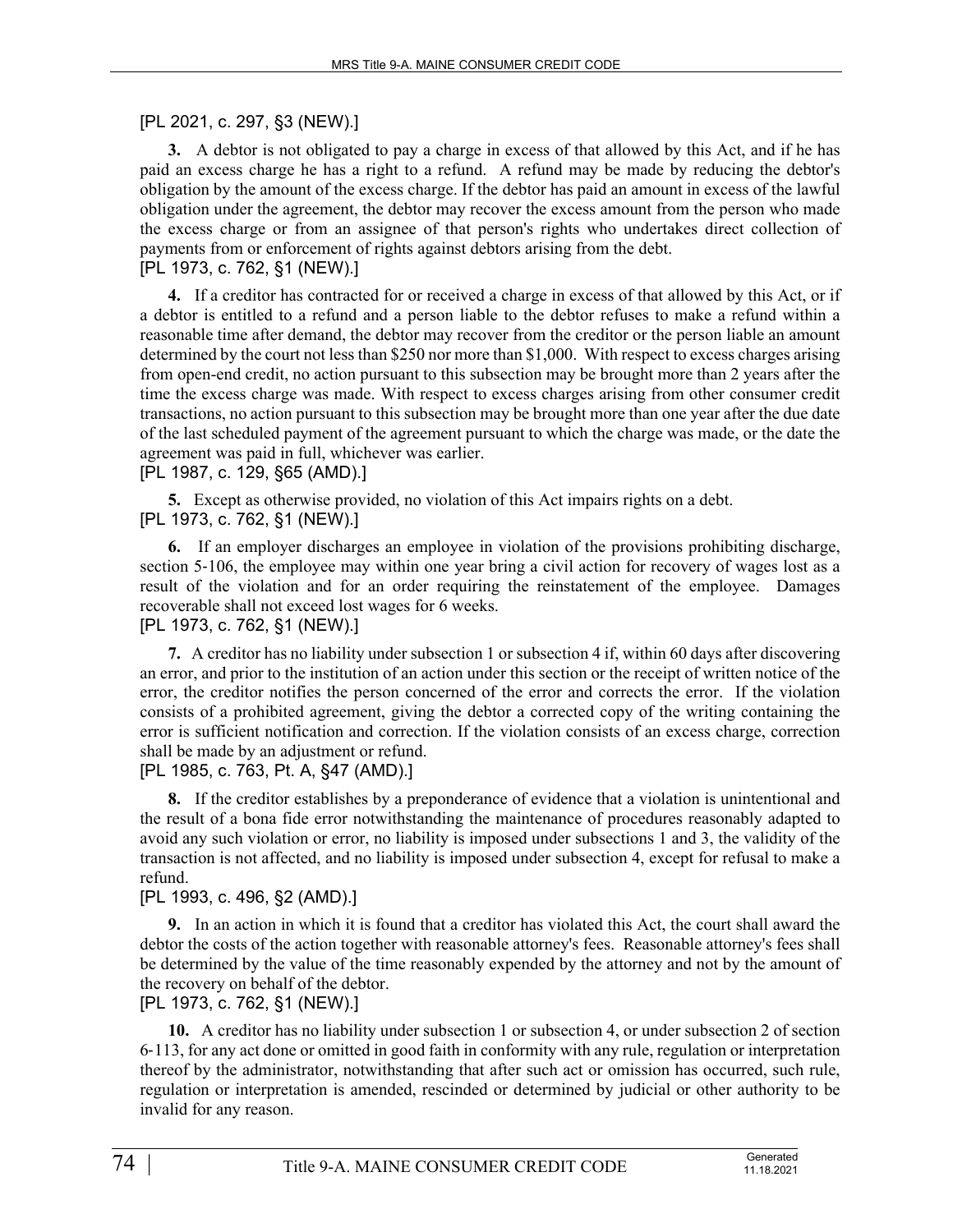[PL 2021, c. 297, §3 (NEW).]

**3.** A debtor is not obligated to pay a charge in excess of that allowed by this Act, and if he has paid an excess charge he has a right to a refund. A refund may be made by reducing the debtor's obligation by the amount of the excess charge. If the debtor has paid an amount in excess of the lawful obligation under the agreement, the debtor may recover the excess amount from the person who made the excess charge or from an assignee of that person's rights who undertakes direct collection of payments from or enforcement of rights against debtors arising from the debt.

[PL 1973, c. 762, §1 (NEW).]

**4.** If a creditor has contracted for or received a charge in excess of that allowed by this Act, or if a debtor is entitled to a refund and a person liable to the debtor refuses to make a refund within a reasonable time after demand, the debtor may recover from the creditor or the person liable an amount determined by the court not less than $250 nor more than $1,000. With respect to excess charges arising from open-end credit, no action pursuant to this subsection may be brought more than 2 years after the time the excess charge was made. With respect to excess charges arising from other consumer credit transactions, no action pursuant to this subsection may be brought more than one year after the due date of the last scheduled payment of the agreement pursuant to which the charge was made, or the date the agreement was paid in full, whichever was earlier.

[PL 1987, c. 129, §65 (AMD).]

**5.** Except as otherwise provided, no violation of this Act impairs rights on a debt.

[PL 1973, c. 762, §1 (NEW).]

**6.** If an employer discharges an employee in violation of the provisions prohibiting discharge, section 5-106, the employee may within one year bring a civil action for recovery of wages lost as a result of the violation and for an order requiring the reinstatement of the employee. Damages recoverable shall not exceed lost wages for 6 weeks.

[PL 1973, c. 762, §1 (NEW).]

**7.** A creditor has no liability under subsection 1 or subsection 4 if, within 60 days after discovering an error, and prior to the institution of an action under this section or the receipt of written notice of the error, the creditor notifies the person concerned of the error and corrects the error. If the violation consists of a prohibited agreement, giving the debtor a corrected copy of the writing containing the error is sufficient notification and correction. If the violation consists of an excess charge, correction shall be made by an adjustment or refund.

[PL 1985, c. 763, Pt. A, §47 (AMD).]

**8.** If the creditor establishes by a preponderance of evidence that a violation is unintentional and the result of a bona fide error notwithstanding the maintenance of procedures reasonably adapted to avoid any such violation or error, no liability is imposed under subsections 1 and 3, the validity of the transaction is not affected, and no liability is imposed under subsection 4, except for refusal to make a refund.

[PL 1993, c. 496, §2 (AMD).]

**9.** In an action in which it is found that a creditor has violated this Act, the court shall award the debtor the costs of the action together with reasonable attorney's fees. Reasonable attorney's fees shall be determined by the value of the time reasonably expended by the attorney and not by the amount of the recovery on behalf of the debtor.

[PL 1973, c. 762, §1 (NEW).]

**10.** A creditor has no liability under subsection 1 or subsection 4, or under subsection 2 of section 6-113, for any act done or omitted in good faith in conformity with any rule, regulation or interpretation thereof by the administrator, notwithstanding that after such act or omission has occurred, such rule, regulation or interpretation is amended, rescinded or determined by judicial or other authority to be invalid for any reason.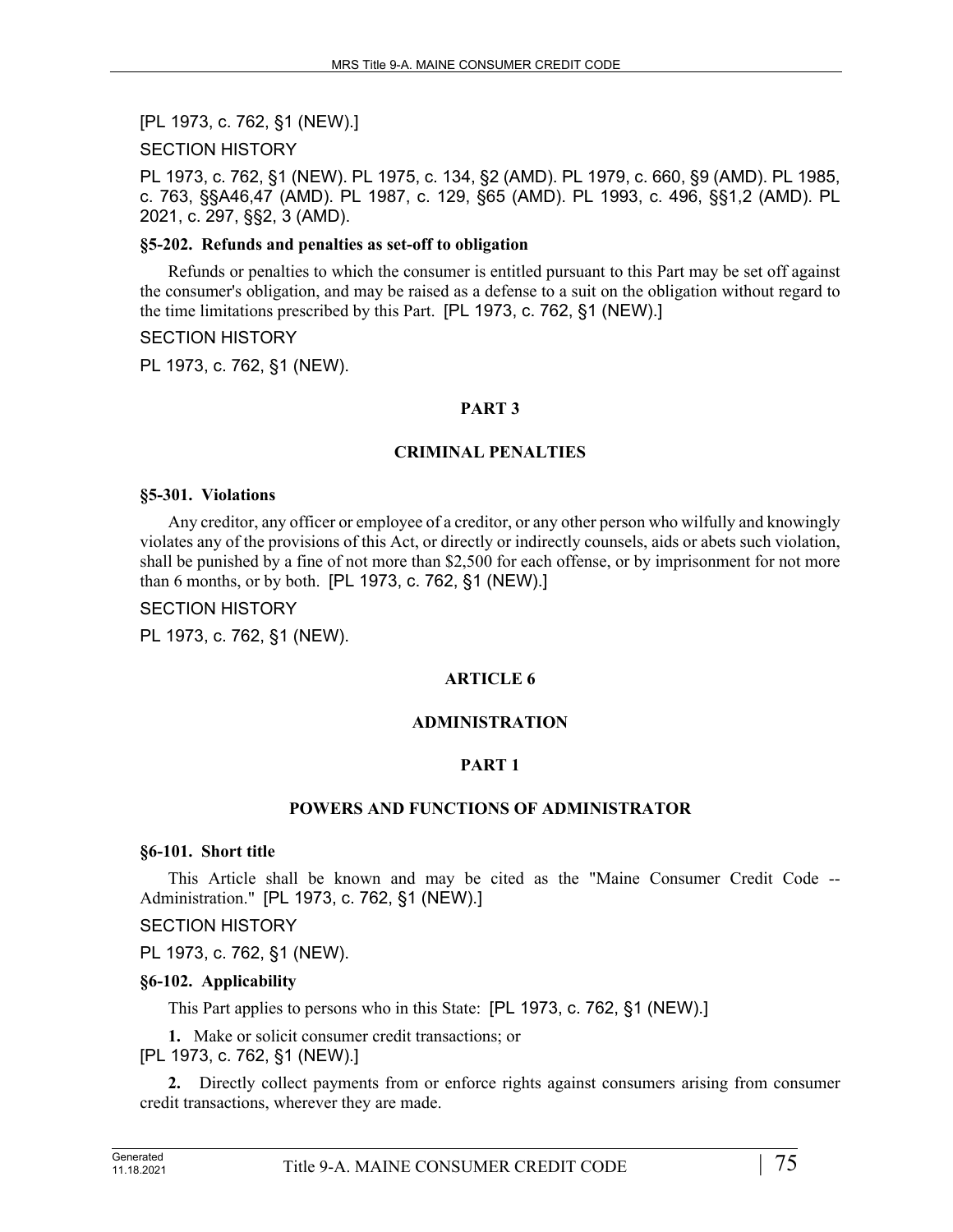[PL 1973, c. 762, §1 (NEW).]

SECTION HISTORY

PL 1973, c. 762, §1 (NEW). PL 1975, c. 134, §2 (AMD). PL 1979, c. 660, §9 (AMD). PL 1985, c. 763, §§A46,47 (AMD). PL 1987, c. 129, §65 (AMD). PL 1993, c. 496, §§1,2 (AMD). PL 2021, c. 297, §§2, 3 (AMD).

#### §5-202. Refunds and penalties as set-off to obligation

Refunds or penalties to which the consumer is entitled pursuant to this Part may be set off against the consumer's obligation, and may be raised as a defense to a suit on the obligation without regard to the time limitations prescribed by this Part. [PL 1973, c. 762, §1 (NEW).]

SECTION HISTORY

PL 1973, c. 762, §1 (NEW).

### PART 3

### CRIMINAL PENALTIES

#### §5-301. Violations

Any creditor, any officer or employee of a creditor, or any other person who wilfully and knowingly violates any of the provisions of this Act, or directly or indirectly counsels, aids or abets such violation, shall be punished by a fine of not more than $2,500 for each offense, or by imprisonment for not more than 6 months, or by both. [PL 1973, c. 762, §1 (NEW).]

SECTION HISTORY

PL 1973, c. 762, §1 (NEW).

## ARTICLE 6

## ADMINISTRATION

### PART 1

### POWERS AND FUNCTIONS OF ADMINISTRATOR

#### §6-101. Short title

This Article shall be known and may be cited as the "Maine Consumer Credit Code -- Administration." [PL 1973, c. 762, §1 (NEW).]

SECTION HISTORY

PL 1973, c. 762, §1 (NEW).

#### §6-102. Applicability

This Part applies to persons who in this State: [PL 1973, c. 762, §1 (NEW).]

**1.** Make or solicit consumer credit transactions; or
[PL 1973, c. 762, §1 (NEW).]

**2.** Directly collect payments from or enforce rights against consumers arising from consumer credit transactions, wherever they are made.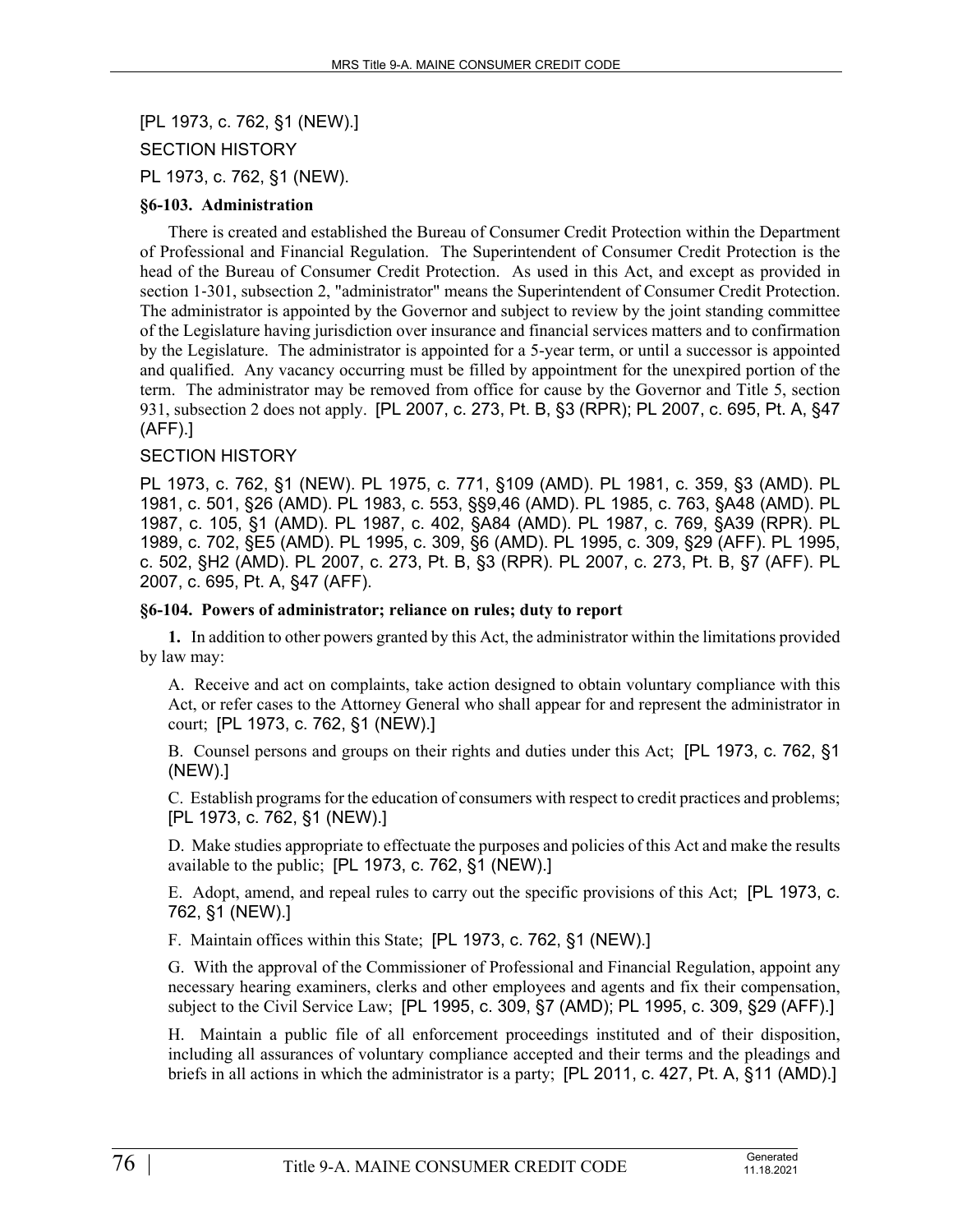[PL 1973, c. 762, §1 (NEW).]

SECTION HISTORY

PL 1973, c. 762, §1 (NEW).

**§6-103. Administration**

There is created and established the Bureau of Consumer Credit Protection within the Department of Professional and Financial Regulation. The Superintendent of Consumer Credit Protection is the head of the Bureau of Consumer Credit Protection. As used in this Act, and except as provided in section 1-301, subsection 2, "administrator" means the Superintendent of Consumer Credit Protection. The administrator is appointed by the Governor and subject to review by the joint standing committee of the Legislature having jurisdiction over insurance and financial services matters and to confirmation by the Legislature. The administrator is appointed for a 5-year term, or until a successor is appointed and qualified. Any vacancy occurring must be filled by appointment for the unexpired portion of the term. The administrator may be removed from office for cause by the Governor and Title 5, section 931, subsection 2 does not apply. [PL 2007, c. 273, Pt. B, §3 (RPR); PL 2007, c. 695, Pt. A, §47 (AFF).]

SECTION HISTORY

PL 1973, c. 762, §1 (NEW). PL 1975, c. 771, §109 (AMD). PL 1981, c. 359, §3 (AMD). PL 1981, c. 501, §26 (AMD). PL 1983, c. 553, §§9,46 (AMD). PL 1985, c. 763, §A48 (AMD). PL 1987, c. 105, §1 (AMD). PL 1987, c. 402, §A84 (AMD). PL 1987, c. 769, §A39 (RPR). PL 1989, c. 702, §E5 (AMD). PL 1995, c. 309, §6 (AMD). PL 1995, c. 309, §29 (AFF). PL 1995, c. 502, §H2 (AMD). PL 2007, c. 273, Pt. B, §3 (RPR). PL 2007, c. 273, Pt. B, §7 (AFF). PL 2007, c. 695, Pt. A, §47 (AFF).

**§6-104. Powers of administrator; reliance on rules; duty to report**

**1.** In addition to other powers granted by this Act, the administrator within the limitations provided by law may:

A. Receive and act on complaints, take action designed to obtain voluntary compliance with this Act, or refer cases to the Attorney General who shall appear for and represent the administrator in court; [PL 1973, c. 762, §1 (NEW).]

B. Counsel persons and groups on their rights and duties under this Act; [PL 1973, c. 762, §1 (NEW).]

C. Establish programs for the education of consumers with respect to credit practices and problems; [PL 1973, c. 762, §1 (NEW).]

D. Make studies appropriate to effectuate the purposes and policies of this Act and make the results available to the public; [PL 1973, c. 762, §1 (NEW).]

E. Adopt, amend, and repeal rules to carry out the specific provisions of this Act; [PL 1973, c. 762, §1 (NEW).]

F. Maintain offices within this State; [PL 1973, c. 762, §1 (NEW).]

G. With the approval of the Commissioner of Professional and Financial Regulation, appoint any necessary hearing examiners, clerks and other employees and agents and fix their compensation, subject to the Civil Service Law; [PL 1995, c. 309, §7 (AMD); PL 1995, c. 309, §29 (AFF).]

H. Maintain a public file of all enforcement proceedings instituted and of their disposition, including all assurances of voluntary compliance accepted and their terms and the pleadings and briefs in all actions in which the administrator is a party; [PL 2011, c. 427, Pt. A, §11 (AMD).]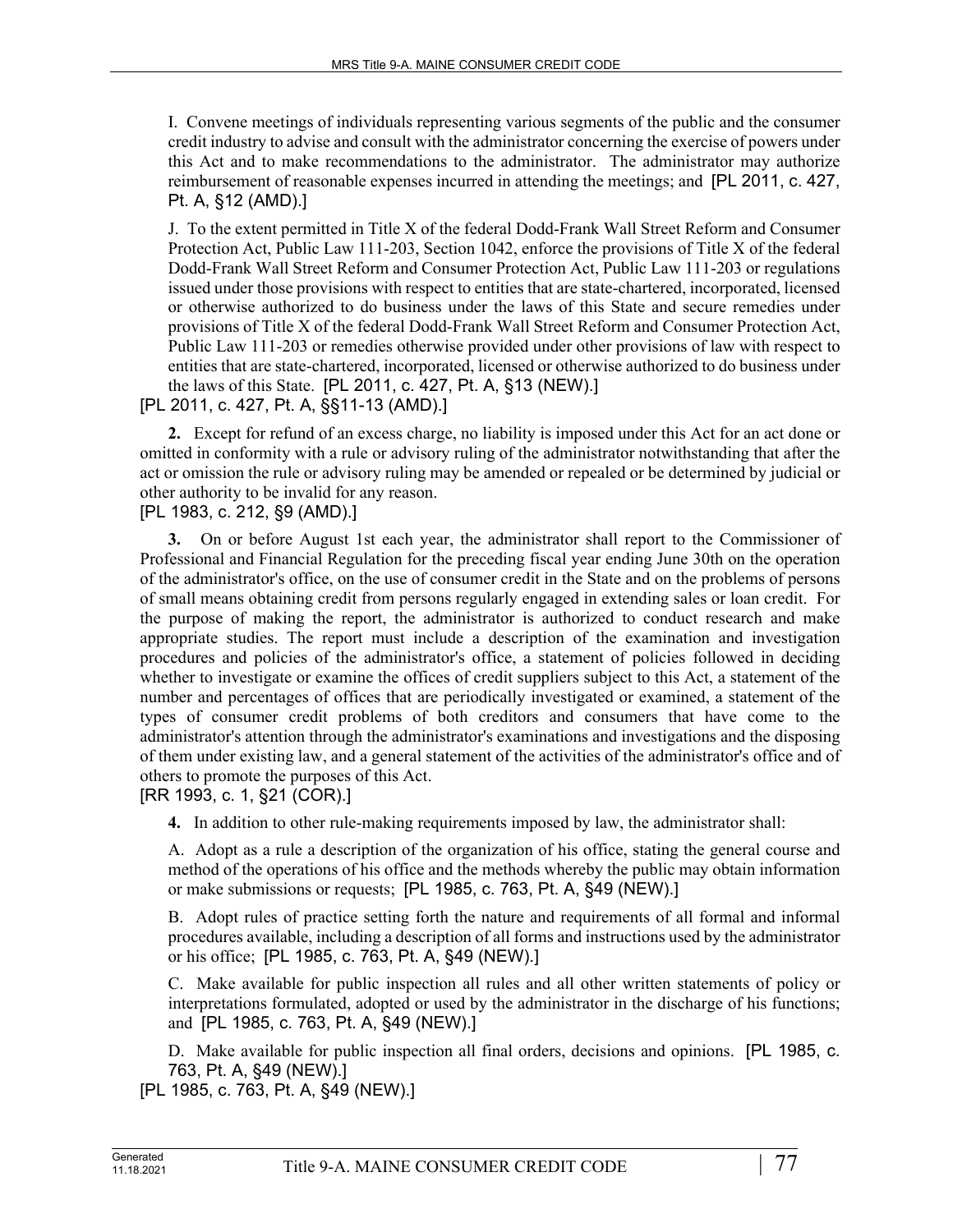I. Convene meetings of individuals representing various segments of the public and the consumer credit industry to advise and consult with the administrator concerning the exercise of powers under this Act and to make recommendations to the administrator. The administrator may authorize reimbursement of reasonable expenses incurred in attending the meetings; and [PL 2011, c. 427, Pt. A, §12 (AMD).]

J. To the extent permitted in Title X of the federal Dodd-Frank Wall Street Reform and Consumer Protection Act, Public Law 111-203, Section 1042, enforce the provisions of Title X of the federal Dodd-Frank Wall Street Reform and Consumer Protection Act, Public Law 111-203 or regulations issued under those provisions with respect to entities that are state-chartered, incorporated, licensed or otherwise authorized to do business under the laws of this State and secure remedies under provisions of Title X of the federal Dodd-Frank Wall Street Reform and Consumer Protection Act, Public Law 111-203 or remedies otherwise provided under other provisions of law with respect to entities that are state-chartered, incorporated, licensed or otherwise authorized to do business under the laws of this State. [PL 2011, c. 427, Pt. A, §13 (NEW).]

[PL 2011, c. 427, Pt. A, §§11-13 (AMD).]

**2.** Except for refund of an excess charge, no liability is imposed under this Act for an act done or omitted in conformity with a rule or advisory ruling of the administrator notwithstanding that after the act or omission the rule or advisory ruling may be amended or repealed or be determined by judicial or other authority to be invalid for any reason.

[PL 1983, c. 212, §9 (AMD).]

**3.** On or before August 1st each year, the administrator shall report to the Commissioner of Professional and Financial Regulation for the preceding fiscal year ending June 30th on the operation of the administrator's office, on the use of consumer credit in the State and on the problems of persons of small means obtaining credit from persons regularly engaged in extending sales or loan credit. For the purpose of making the report, the administrator is authorized to conduct research and make appropriate studies. The report must include a description of the examination and investigation procedures and policies of the administrator's office, a statement of policies followed in deciding whether to investigate or examine the offices of credit suppliers subject to this Act, a statement of the number and percentages of offices that are periodically investigated or examined, a statement of the types of consumer credit problems of both creditors and consumers that have come to the administrator's attention through the administrator's examinations and investigations and the disposing of them under existing law, and a general statement of the activities of the administrator's office and of others to promote the purposes of this Act.

[RR 1993, c. 1, §21 (COR).]

**4.** In addition to other rule-making requirements imposed by law, the administrator shall:

A. Adopt as a rule a description of the organization of his office, stating the general course and method of the operations of his office and the methods whereby the public may obtain information or make submissions or requests; [PL 1985, c. 763, Pt. A, §49 (NEW).]

B. Adopt rules of practice setting forth the nature and requirements of all formal and informal procedures available, including a description of all forms and instructions used by the administrator or his office; [PL 1985, c. 763, Pt. A, §49 (NEW).]

C. Make available for public inspection all rules and all other written statements of policy or interpretations formulated, adopted or used by the administrator in the discharge of his functions; and [PL 1985, c. 763, Pt. A, §49 (NEW).]

D. Make available for public inspection all final orders, decisions and opinions. [PL 1985, c. 763, Pt. A, §49 (NEW).]

[PL 1985, c. 763, Pt. A, §49 (NEW).]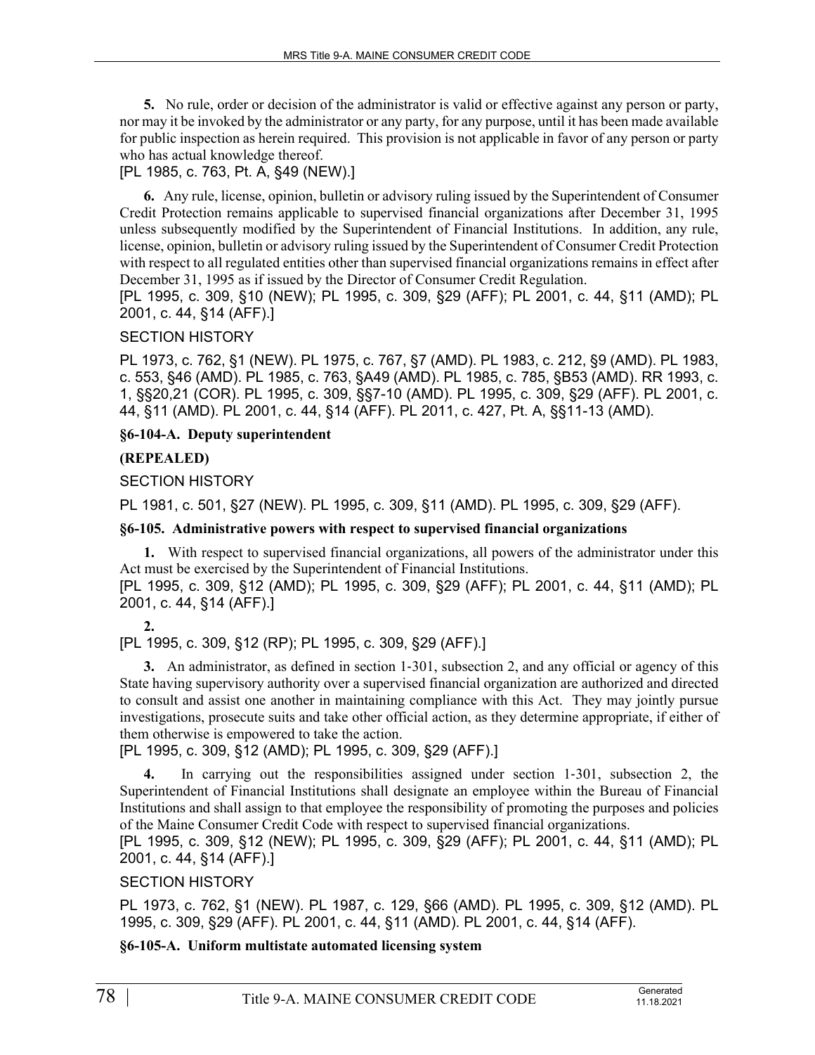**5.** No rule, order or decision of the administrator is valid or effective against any person or party, nor may it be invoked by the administrator or any party, for any purpose, until it has been made available for public inspection as herein required. This provision is not applicable in favor of any person or party who has actual knowledge thereof.

[PL 1985, c. 763, Pt. A, §49 (NEW).]

**6.** Any rule, license, opinion, bulletin or advisory ruling issued by the Superintendent of Consumer Credit Protection remains applicable to supervised financial organizations after December 31, 1995 unless subsequently modified by the Superintendent of Financial Institutions. In addition, any rule, license, opinion, bulletin or advisory ruling issued by the Superintendent of Consumer Credit Protection with respect to all regulated entities other than supervised financial organizations remains in effect after December 31, 1995 as if issued by the Director of Consumer Credit Regulation.

[PL 1995, c. 309, §10 (NEW); PL 1995, c. 309, §29 (AFF); PL 2001, c. 44, §11 (AMD); PL 2001, c. 44, §14 (AFF).]

SECTION HISTORY

PL 1973, c. 762, §1 (NEW). PL 1975, c. 767, §7 (AMD). PL 1983, c. 212, §9 (AMD). PL 1983, c. 553, §46 (AMD). PL 1985, c. 763, §A49 (AMD). PL 1985, c. 785, §B53 (AMD). RR 1993, c. 1, §§20,21 (COR). PL 1995, c. 309, §§7-10 (AMD). PL 1995, c. 309, §29 (AFF). PL 2001, c. 44, §11 (AMD). PL 2001, c. 44, §14 (AFF). PL 2011, c. 427, Pt. A, §§11-13 (AMD).

### §6-104-A. Deputy superintendent

**(REPEALED)**

SECTION HISTORY

PL 1981, c. 501, §27 (NEW). PL 1995, c. 309, §11 (AMD). PL 1995, c. 309, §29 (AFF).

### §6-105. Administrative powers with respect to supervised financial organizations

**1.** With respect to supervised financial organizations, all powers of the administrator under this Act must be exercised by the Superintendent of Financial Institutions.

[PL 1995, c. 309, §12 (AMD); PL 1995, c. 309, §29 (AFF); PL 2001, c. 44, §11 (AMD); PL 2001, c. 44, §14 (AFF).]

**2.**

[PL 1995, c. 309, §12 (RP); PL 1995, c. 309, §29 (AFF).]

**3.** An administrator, as defined in section 1-301, subsection 2, and any official or agency of this State having supervisory authority over a supervised financial organization are authorized and directed to consult and assist one another in maintaining compliance with this Act. They may jointly pursue investigations, prosecute suits and take other official action, as they determine appropriate, if either of them otherwise is empowered to take the action.

[PL 1995, c. 309, §12 (AMD); PL 1995, c. 309, §29 (AFF).]

**4.** In carrying out the responsibilities assigned under section 1-301, subsection 2, the Superintendent of Financial Institutions shall designate an employee within the Bureau of Financial Institutions and shall assign to that employee the responsibility of promoting the purposes and policies of the Maine Consumer Credit Code with respect to supervised financial organizations.

[PL 1995, c. 309, §12 (NEW); PL 1995, c. 309, §29 (AFF); PL 2001, c. 44, §11 (AMD); PL 2001, c. 44, §14 (AFF).]

SECTION HISTORY

PL 1973, c. 762, §1 (NEW). PL 1987, c. 129, §66 (AMD). PL 1995, c. 309, §12 (AMD). PL 1995, c. 309, §29 (AFF). PL 2001, c. 44, §11 (AMD). PL 2001, c. 44, §14 (AFF).

### §6-105-A. Uniform multistate automated licensing system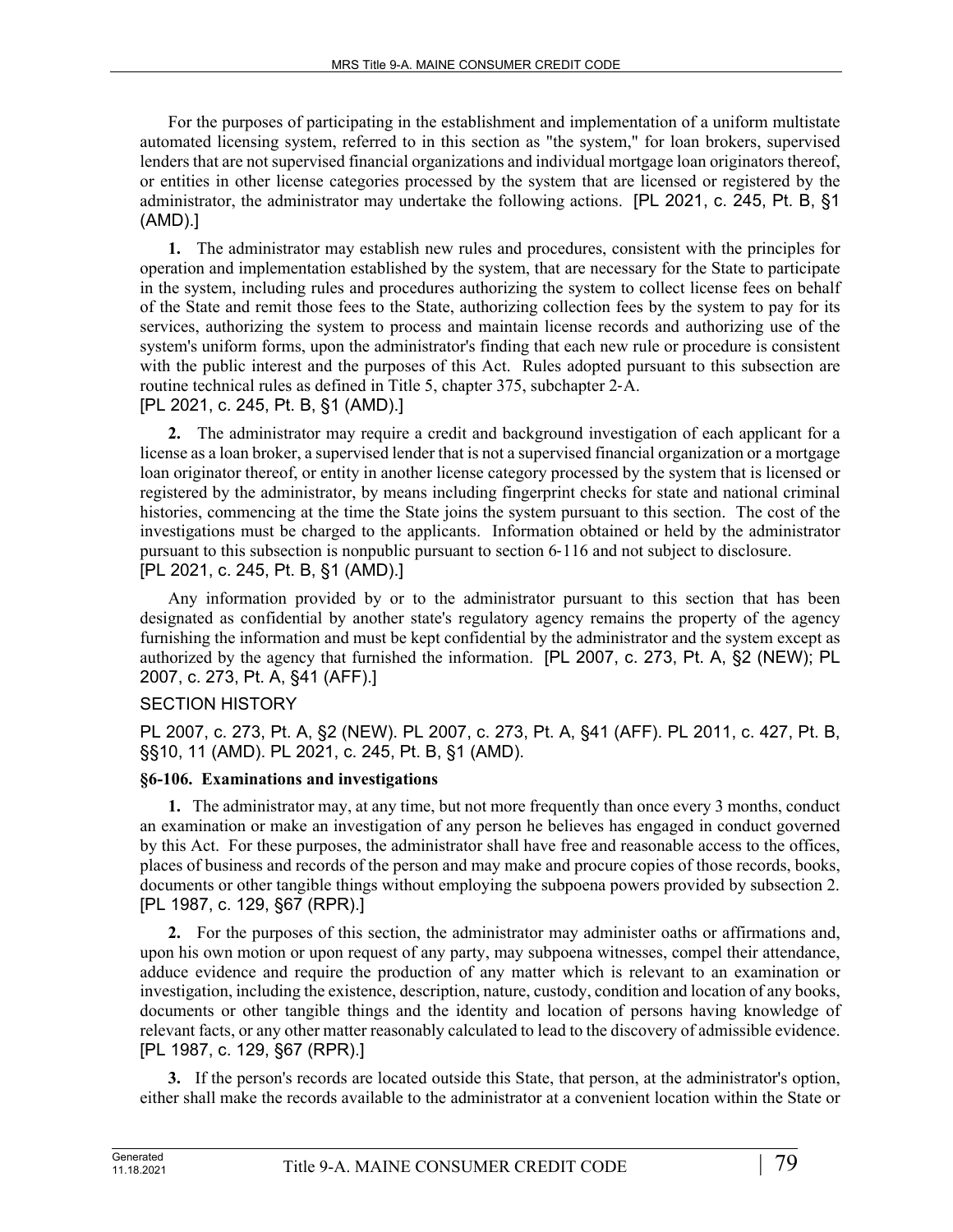For the purposes of participating in the establishment and implementation of a uniform multistate automated licensing system, referred to in this section as "the system," for loan brokers, supervised lenders that are not supervised financial organizations and individual mortgage loan originators thereof, or entities in other license categories processed by the system that are licensed or registered by the administrator, the administrator may undertake the following actions. [PL 2021, c. 245, Pt. B, §1 (AMD).]

**1.** The administrator may establish new rules and procedures, consistent with the principles for operation and implementation established by the system, that are necessary for the State to participate in the system, including rules and procedures authorizing the system to collect license fees on behalf of the State and remit those fees to the State, authorizing collection fees by the system to pay for its services, authorizing the system to process and maintain license records and authorizing use of the system's uniform forms, upon the administrator's finding that each new rule or procedure is consistent with the public interest and the purposes of this Act. Rules adopted pursuant to this subsection are routine technical rules as defined in Title 5, chapter 375, subchapter 2-A.
[PL 2021, c. 245, Pt. B, §1 (AMD).]

**2.** The administrator may require a credit and background investigation of each applicant for a license as a loan broker, a supervised lender that is not a supervised financial organization or a mortgage loan originator thereof, or entity in another license category processed by the system that is licensed or registered by the administrator, by means including fingerprint checks for state and national criminal histories, commencing at the time the State joins the system pursuant to this section. The cost of the investigations must be charged to the applicants. Information obtained or held by the administrator pursuant to this subsection is nonpublic pursuant to section 6-116 and not subject to disclosure.
[PL 2021, c. 245, Pt. B, §1 (AMD).]

Any information provided by or to the administrator pursuant to this section that has been designated as confidential by another state's regulatory agency remains the property of the agency furnishing the information and must be kept confidential by the administrator and the system except as authorized by the agency that furnished the information. [PL 2007, c. 273, Pt. A, §2 (NEW); PL 2007, c. 273, Pt. A, §41 (AFF).]

SECTION HISTORY

PL 2007, c. 273, Pt. A, §2 (NEW). PL 2007, c. 273, Pt. A, §41 (AFF). PL 2011, c. 427, Pt. B, §§10, 11 (AMD). PL 2021, c. 245, Pt. B, §1 (AMD).

### §6-106. Examinations and investigations

**1.** The administrator may, at any time, but not more frequently than once every 3 months, conduct an examination or make an investigation of any person he believes has engaged in conduct governed by this Act. For these purposes, the administrator shall have free and reasonable access to the offices, places of business and records of the person and may make and procure copies of those records, books, documents or other tangible things without employing the subpoena powers provided by subsection 2.
[PL 1987, c. 129, §67 (RPR).]

**2.** For the purposes of this section, the administrator may administer oaths or affirmations and, upon his own motion or upon request of any party, may subpoena witnesses, compel their attendance, adduce evidence and require the production of any matter which is relevant to an examination or investigation, including the existence, description, nature, custody, condition and location of any books, documents or other tangible things and the identity and location of persons having knowledge of relevant facts, or any other matter reasonably calculated to lead to the discovery of admissible evidence.
[PL 1987, c. 129, §67 (RPR).]

**3.** If the person's records are located outside this State, that person, at the administrator's option, either shall make the records available to the administrator at a convenient location within the State or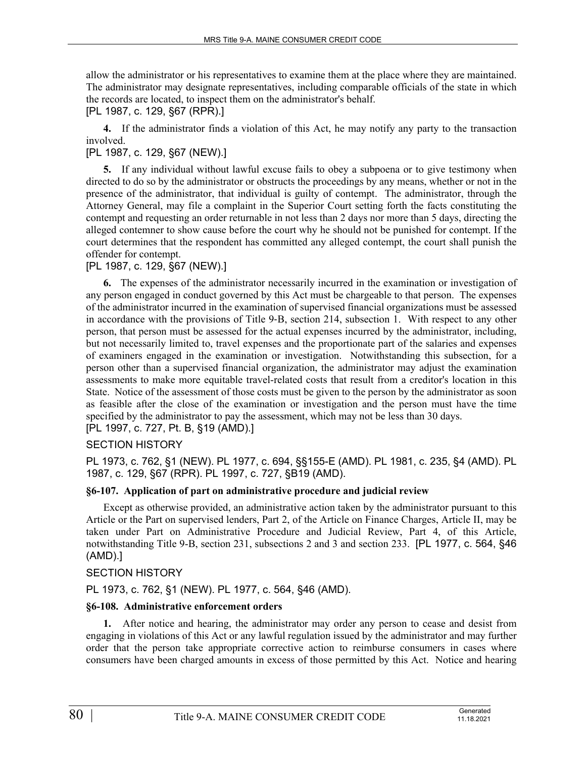allow the administrator or his representatives to examine them at the place where they are maintained. The administrator may designate representatives, including comparable officials of the state in which the records are located, to inspect them on the administrator's behalf.
[PL 1987, c. 129, §67 (RPR).]

**4.** If the administrator finds a violation of this Act, he may notify any party to the transaction involved.
[PL 1987, c. 129, §67 (NEW).]

**5.** If any individual without lawful excuse fails to obey a subpoena or to give testimony when directed to do so by the administrator or obstructs the proceedings by any means, whether or not in the presence of the administrator, that individual is guilty of contempt. The administrator, through the Attorney General, may file a complaint in the Superior Court setting forth the facts constituting the contempt and requesting an order returnable in not less than 2 days nor more than 5 days, directing the alleged contemner to show cause before the court why he should not be punished for contempt. If the court determines that the respondent has committed any alleged contempt, the court shall punish the offender for contempt.
[PL 1987, c. 129, §67 (NEW).]

**6.** The expenses of the administrator necessarily incurred in the examination or investigation of any person engaged in conduct governed by this Act must be chargeable to that person. The expenses of the administrator incurred in the examination of supervised financial organizations must be assessed in accordance with the provisions of Title 9-B, section 214, subsection 1. With respect to any other person, that person must be assessed for the actual expenses incurred by the administrator, including, but not necessarily limited to, travel expenses and the proportionate part of the salaries and expenses of examiners engaged in the examination or investigation. Notwithstanding this subsection, for a person other than a supervised financial organization, the administrator may adjust the examination assessments to make more equitable travel-related costs that result from a creditor's location in this State. Notice of the assessment of those costs must be given to the person by the administrator as soon as feasible after the close of the examination or investigation and the person must have the time specified by the administrator to pay the assessment, which may not be less than 30 days.
[PL 1997, c. 727, Pt. B, §19 (AMD).]

SECTION HISTORY

PL 1973, c. 762, §1 (NEW). PL 1977, c. 694, §§155-E (AMD). PL 1981, c. 235, §4 (AMD). PL 1987, c. 129, §67 (RPR). PL 1997, c. 727, §B19 (AMD).

### §6-107. Application of part on administrative procedure and judicial review

Except as otherwise provided, an administrative action taken by the administrator pursuant to this Article or the Part on supervised lenders, Part 2, of the Article on Finance Charges, Article II, may be taken under Part on Administrative Procedure and Judicial Review, Part 4, of this Article, notwithstanding Title 9-B, section 231, subsections 2 and 3 and section 233. [PL 1977, c. 564, §46 (AMD).]

SECTION HISTORY

PL 1973, c. 762, §1 (NEW). PL 1977, c. 564, §46 (AMD).

### §6-108. Administrative enforcement orders

**1.** After notice and hearing, the administrator may order any person to cease and desist from engaging in violations of this Act or any lawful regulation issued by the administrator and may further order that the person take appropriate corrective action to reimburse consumers in cases where consumers have been charged amounts in excess of those permitted by this Act. Notice and hearing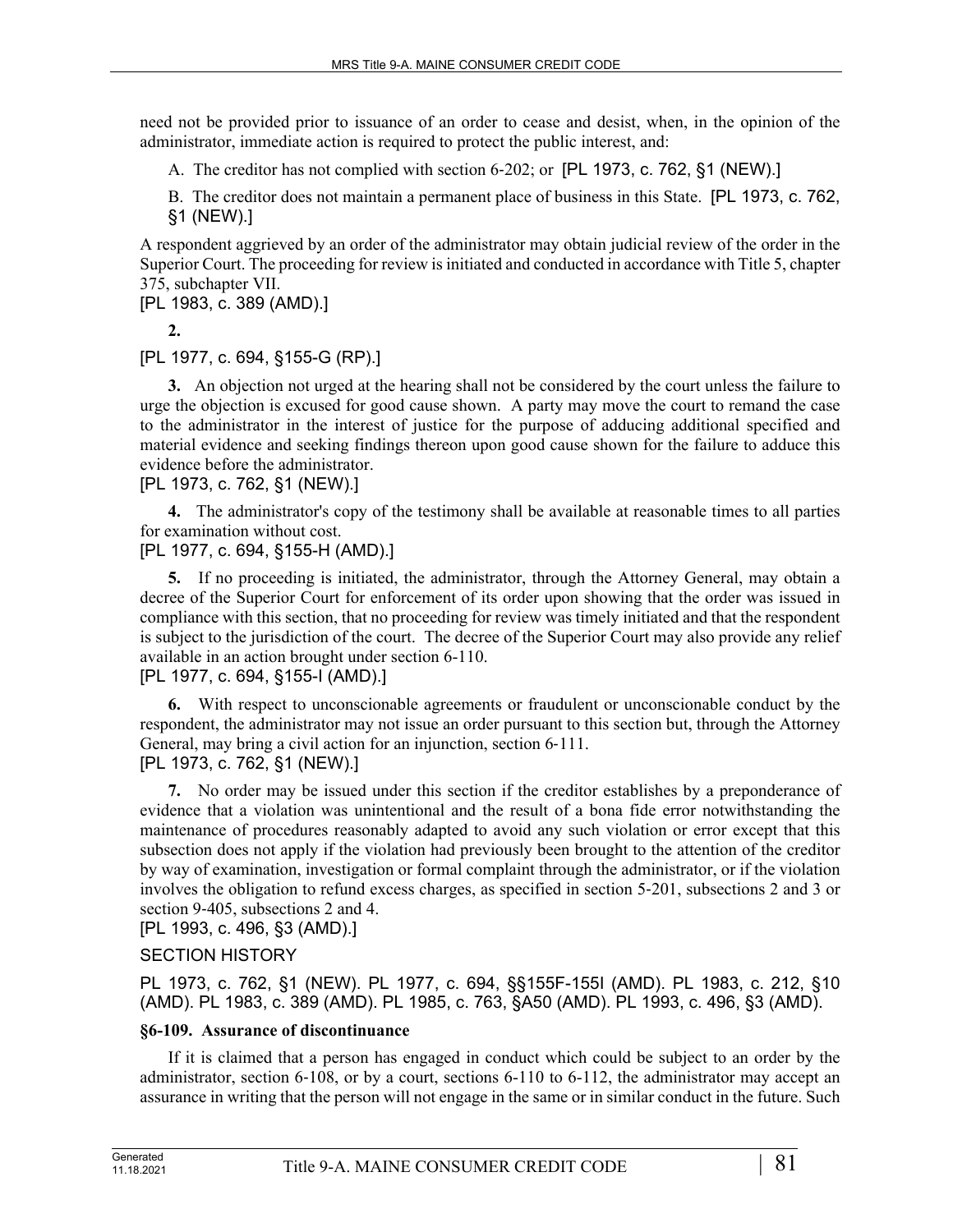need not be provided prior to issuance of an order to cease and desist, when, in the opinion of the administrator, immediate action is required to protect the public interest, and:

A. The creditor has not complied with section 6-202; or [PL 1973, c. 762, §1 (NEW).]

B. The creditor does not maintain a permanent place of business in this State. [PL 1973, c. 762, §1 (NEW).]

A respondent aggrieved by an order of the administrator may obtain judicial review of the order in the Superior Court. The proceeding for review is initiated and conducted in accordance with Title 5, chapter 375, subchapter VII.

[PL 1983, c. 389 (AMD).]

**2.**

[PL 1977, c. 694, §155-G (RP).]

**3.** An objection not urged at the hearing shall not be considered by the court unless the failure to urge the objection is excused for good cause shown. A party may move the court to remand the case to the administrator in the interest of justice for the purpose of adducing additional specified and material evidence and seeking findings thereon upon good cause shown for the failure to adduce this evidence before the administrator.

[PL 1973, c. 762, §1 (NEW).]

**4.** The administrator's copy of the testimony shall be available at reasonable times to all parties for examination without cost.

[PL 1977, c. 694, §155-H (AMD).]

**5.** If no proceeding is initiated, the administrator, through the Attorney General, may obtain a decree of the Superior Court for enforcement of its order upon showing that the order was issued in compliance with this section, that no proceeding for review was timely initiated and that the respondent is subject to the jurisdiction of the court. The decree of the Superior Court may also provide any relief available in an action brought under section 6-110.

[PL 1977, c. 694, §155-I (AMD).]

**6.** With respect to unconscionable agreements or fraudulent or unconscionable conduct by the respondent, the administrator may not issue an order pursuant to this section but, through the Attorney General, may bring a civil action for an injunction, section 6-111.

[PL 1973, c. 762, §1 (NEW).]

**7.** No order may be issued under this section if the creditor establishes by a preponderance of evidence that a violation was unintentional and the result of a bona fide error notwithstanding the maintenance of procedures reasonably adapted to avoid any such violation or error except that this subsection does not apply if the violation had previously been brought to the attention of the creditor by way of examination, investigation or formal complaint through the administrator, or if the violation involves the obligation to refund excess charges, as specified in section 5-201, subsections 2 and 3 or section 9-405, subsections 2 and 4.

[PL 1993, c. 496, §3 (AMD).]

SECTION HISTORY

PL 1973, c. 762, §1 (NEW). PL 1977, c. 694, §§155F-155I (AMD). PL 1983, c. 212, §10 (AMD). PL 1983, c. 389 (AMD). PL 1985, c. 763, §A50 (AMD). PL 1993, c. 496, §3 (AMD).

### §6-109. Assurance of discontinuance

If it is claimed that a person has engaged in conduct which could be subject to an order by the administrator, section 6-108, or by a court, sections 6-110 to 6-112, the administrator may accept an assurance in writing that the person will not engage in the same or in similar conduct in the future. Such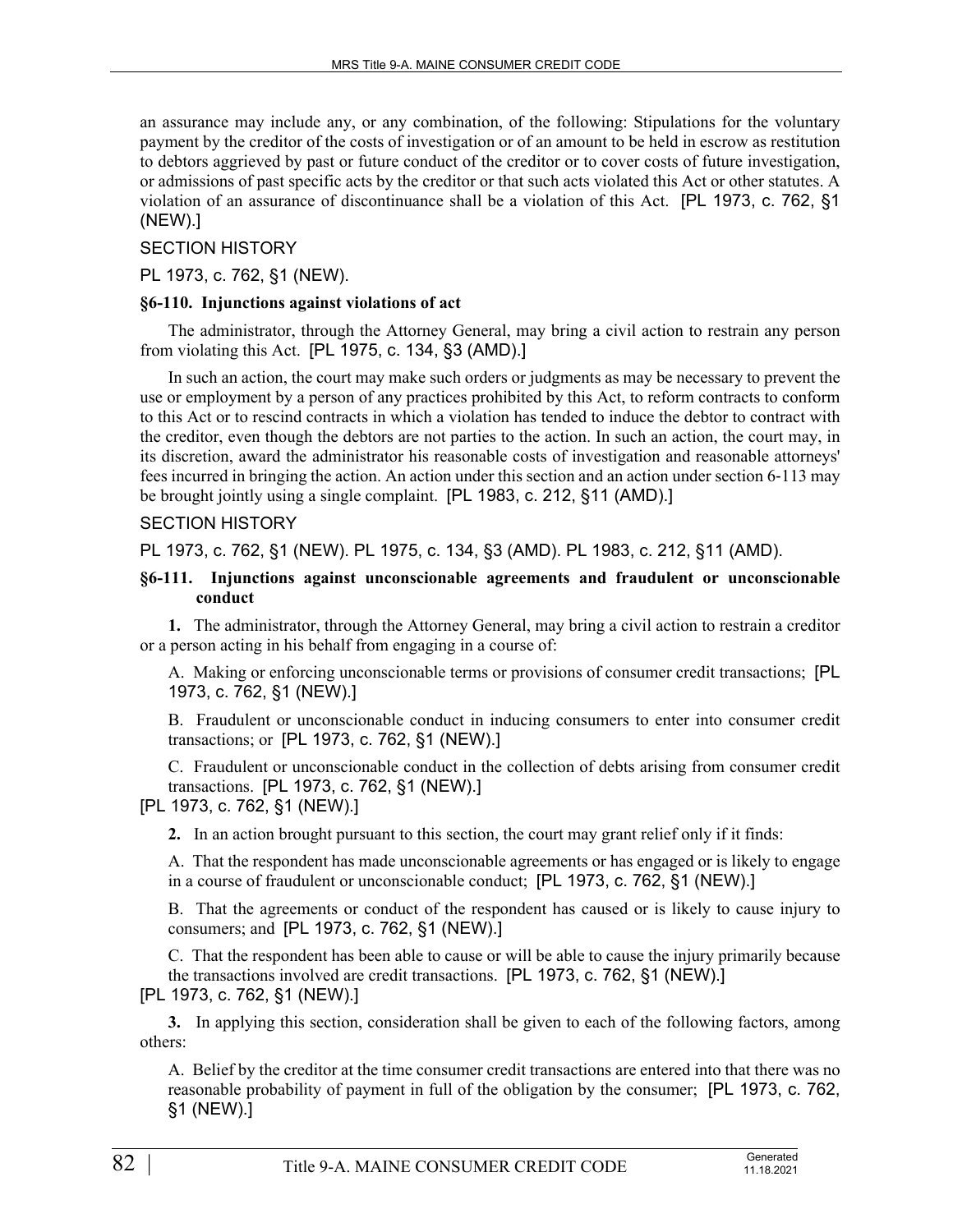an assurance may include any, or any combination, of the following: Stipulations for the voluntary payment by the creditor of the costs of investigation or of an amount to be held in escrow as restitution to debtors aggrieved by past or future conduct of the creditor or to cover costs of future investigation, or admissions of past specific acts by the creditor or that such acts violated this Act or other statutes. A violation of an assurance of discontinuance shall be a violation of this Act. [PL 1973, c. 762, §1 (NEW).]

SECTION HISTORY

PL 1973, c. 762, §1 (NEW).

### §6-110. Injunctions against violations of act

The administrator, through the Attorney General, may bring a civil action to restrain any person from violating this Act. [PL 1975, c. 134, §3 (AMD).]

In such an action, the court may make such orders or judgments as may be necessary to prevent the use or employment by a person of any practices prohibited by this Act, to reform contracts to conform to this Act or to rescind contracts in which a violation has tended to induce the debtor to contract with the creditor, even though the debtors are not parties to the action. In such an action, the court may, in its discretion, award the administrator his reasonable costs of investigation and reasonable attorneys' fees incurred in bringing the action. An action under this section and an action under section 6-113 may be brought jointly using a single complaint. [PL 1983, c. 212, §11 (AMD).]

SECTION HISTORY

PL 1973, c. 762, §1 (NEW). PL 1975, c. 134, §3 (AMD). PL 1983, c. 212, §11 (AMD).

### §6-111. Injunctions against unconscionable agreements and fraudulent or unconscionable conduct

**1.** The administrator, through the Attorney General, may bring a civil action to restrain a creditor or a person acting in his behalf from engaging in a course of:

A. Making or enforcing unconscionable terms or provisions of consumer credit transactions; [PL 1973, c. 762, §1 (NEW).]

B. Fraudulent or unconscionable conduct in inducing consumers to enter into consumer credit transactions; or [PL 1973, c. 762, §1 (NEW).]

C. Fraudulent or unconscionable conduct in the collection of debts arising from consumer credit transactions. [PL 1973, c. 762, §1 (NEW).]

[PL 1973, c. 762, §1 (NEW).]

**2.** In an action brought pursuant to this section, the court may grant relief only if it finds:

A. That the respondent has made unconscionable agreements or has engaged or is likely to engage in a course of fraudulent or unconscionable conduct; [PL 1973, c. 762, §1 (NEW).]

B. That the agreements or conduct of the respondent has caused or is likely to cause injury to consumers; and [PL 1973, c. 762, §1 (NEW).]

C. That the respondent has been able to cause or will be able to cause the injury primarily because the transactions involved are credit transactions. [PL 1973, c. 762, §1 (NEW).]

[PL 1973, c. 762, §1 (NEW).]

**3.** In applying this section, consideration shall be given to each of the following factors, among others:

A. Belief by the creditor at the time consumer credit transactions are entered into that there was no reasonable probability of payment in full of the obligation by the consumer; [PL 1973, c. 762, §1 (NEW).]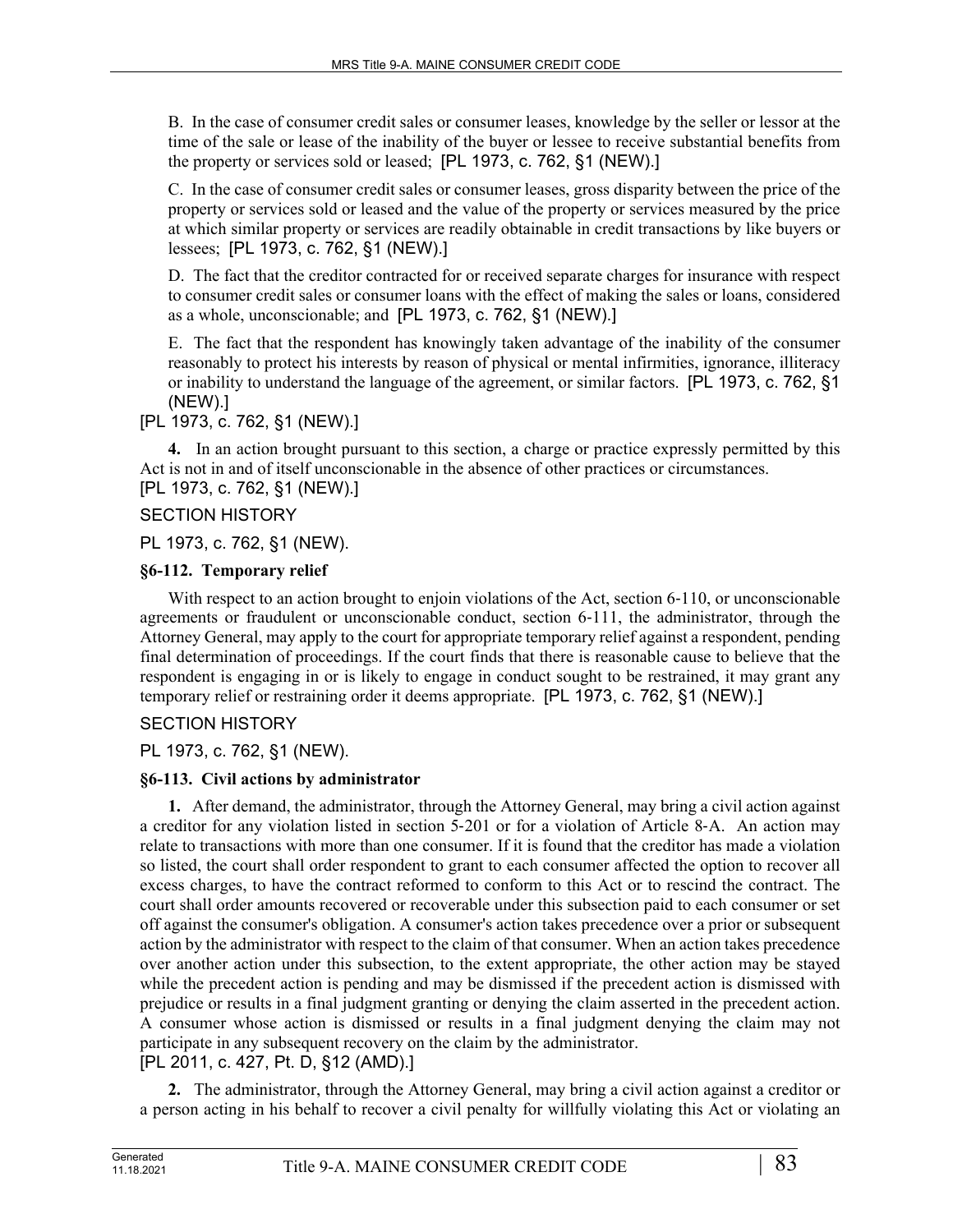B. In the case of consumer credit sales or consumer leases, knowledge by the seller or lessor at the time of the sale or lease of the inability of the buyer or lessee to receive substantial benefits from the property or services sold or leased; [PL 1973, c. 762, §1 (NEW).]

C. In the case of consumer credit sales or consumer leases, gross disparity between the price of the property or services sold or leased and the value of the property or services measured by the price at which similar property or services are readily obtainable in credit transactions by like buyers or lessees; [PL 1973, c. 762, §1 (NEW).]

D. The fact that the creditor contracted for or received separate charges for insurance with respect to consumer credit sales or consumer loans with the effect of making the sales or loans, considered as a whole, unconscionable; and [PL 1973, c. 762, §1 (NEW).]

E. The fact that the respondent has knowingly taken advantage of the inability of the consumer reasonably to protect his interests by reason of physical or mental infirmities, ignorance, illiteracy or inability to understand the language of the agreement, or similar factors. [PL 1973, c. 762, §1 (NEW).]

[PL 1973, c. 762, §1 (NEW).]

**4.** In an action brought pursuant to this section, a charge or practice expressly permitted by this Act is not in and of itself unconscionable in the absence of other practices or circumstances.
[PL 1973, c. 762, §1 (NEW).]

SECTION HISTORY

PL 1973, c. 762, §1 (NEW).

### §6-112. Temporary relief

With respect to an action brought to enjoin violations of the Act, section 6-110, or unconscionable agreements or fraudulent or unconscionable conduct, section 6-111, the administrator, through the Attorney General, may apply to the court for appropriate temporary relief against a respondent, pending final determination of proceedings. If the court finds that there is reasonable cause to believe that the respondent is engaging in or is likely to engage in conduct sought to be restrained, it may grant any temporary relief or restraining order it deems appropriate. [PL 1973, c. 762, §1 (NEW).]

SECTION HISTORY

PL 1973, c. 762, §1 (NEW).

### §6-113. Civil actions by administrator

**1.** After demand, the administrator, through the Attorney General, may bring a civil action against a creditor for any violation listed in section 5-201 or for a violation of Article 8-A. An action may relate to transactions with more than one consumer. If it is found that the creditor has made a violation so listed, the court shall order respondent to grant to each consumer affected the option to recover all excess charges, to have the contract reformed to conform to this Act or to rescind the contract. The court shall order amounts recovered or recoverable under this subsection paid to each consumer or set off against the consumer's obligation. A consumer's action takes precedence over a prior or subsequent action by the administrator with respect to the claim of that consumer. When an action takes precedence over another action under this subsection, to the extent appropriate, the other action may be stayed while the precedent action is pending and may be dismissed if the precedent action is dismissed with prejudice or results in a final judgment granting or denying the claim asserted in the precedent action. A consumer whose action is dismissed or results in a final judgment denying the claim may not participate in any subsequent recovery on the claim by the administrator.
[PL 2011, c. 427, Pt. D, §12 (AMD).]

**2.** The administrator, through the Attorney General, may bring a civil action against a creditor or a person acting in his behalf to recover a civil penalty for willfully violating this Act or violating an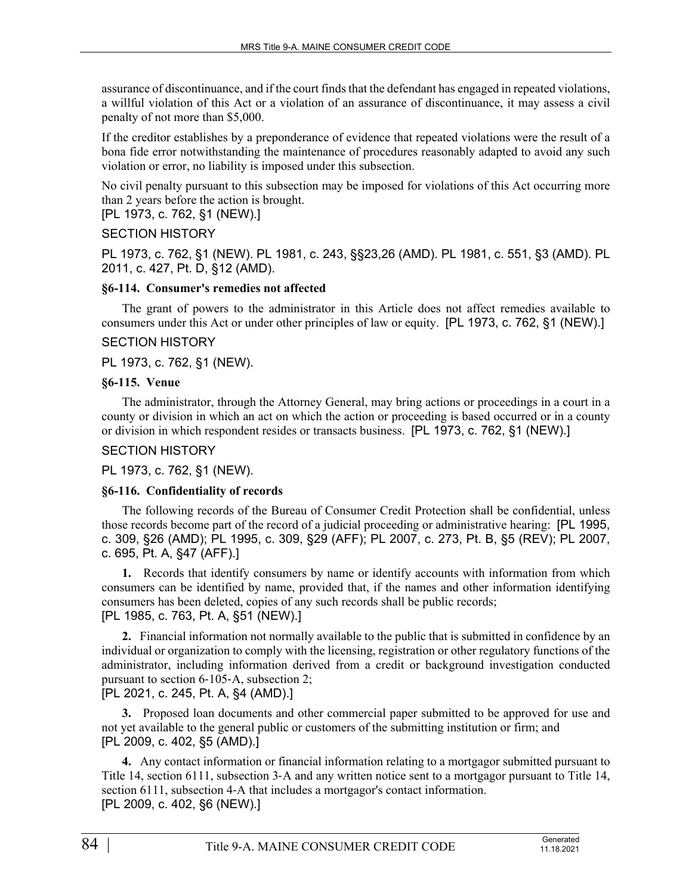assurance of discontinuance, and if the court finds that the defendant has engaged in repeated violations, a willful violation of this Act or a violation of an assurance of discontinuance, it may assess a civil penalty of not more than $5,000.

If the creditor establishes by a preponderance of evidence that repeated violations were the result of a bona fide error notwithstanding the maintenance of procedures reasonably adapted to avoid any such violation or error, no liability is imposed under this subsection.

No civil penalty pursuant to this subsection may be imposed for violations of this Act occurring more than 2 years before the action is brought.
[PL 1973, c. 762, §1 (NEW).]

SECTION HISTORY

PL 1973, c. 762, §1 (NEW). PL 1981, c. 243, §§23,26 (AMD). PL 1981, c. 551, §3 (AMD). PL 2011, c. 427, Pt. D, §12 (AMD).

**§6-114. Consumer's remedies not affected**

The grant of powers to the administrator in this Article does not affect remedies available to consumers under this Act or under other principles of law or equity. [PL 1973, c. 762, §1 (NEW).]

SECTION HISTORY

PL 1973, c. 762, §1 (NEW).

**§6-115. Venue**

The administrator, through the Attorney General, may bring actions or proceedings in a court in a county or division in which an act on which the action or proceeding is based occurred or in a county or division in which respondent resides or transacts business. [PL 1973, c. 762, §1 (NEW).]

SECTION HISTORY

PL 1973, c. 762, §1 (NEW).

**§6-116. Confidentiality of records**

The following records of the Bureau of Consumer Credit Protection shall be confidential, unless those records become part of the record of a judicial proceeding or administrative hearing: [PL 1995, c. 309, §26 (AMD); PL 1995, c. 309, §29 (AFF); PL 2007, c. 273, Pt. B, §5 (REV); PL 2007, c. 695, Pt. A, §47 (AFF).]

**1.** Records that identify consumers by name or identify accounts with information from which consumers can be identified by name, provided that, if the names and other information identifying consumers has been deleted, copies of any such records shall be public records;
[PL 1985, c. 763, Pt. A, §51 (NEW).]

**2.** Financial information not normally available to the public that is submitted in confidence by an individual or organization to comply with the licensing, registration or other regulatory functions of the administrator, including information derived from a credit or background investigation conducted pursuant to section 6-105-A, subsection 2;
[PL 2021, c. 245, Pt. A, §4 (AMD).]

**3.** Proposed loan documents and other commercial paper submitted to be approved for use and not yet available to the general public or customers of the submitting institution or firm; and
[PL 2009, c. 402, §5 (AMD).]

**4.** Any contact information or financial information relating to a mortgagor submitted pursuant to Title 14, section 6111, subsection 3-A and any written notice sent to a mortgagor pursuant to Title 14, section 6111, subsection 4-A that includes a mortgagor's contact information.
[PL 2009, c. 402, §6 (NEW).]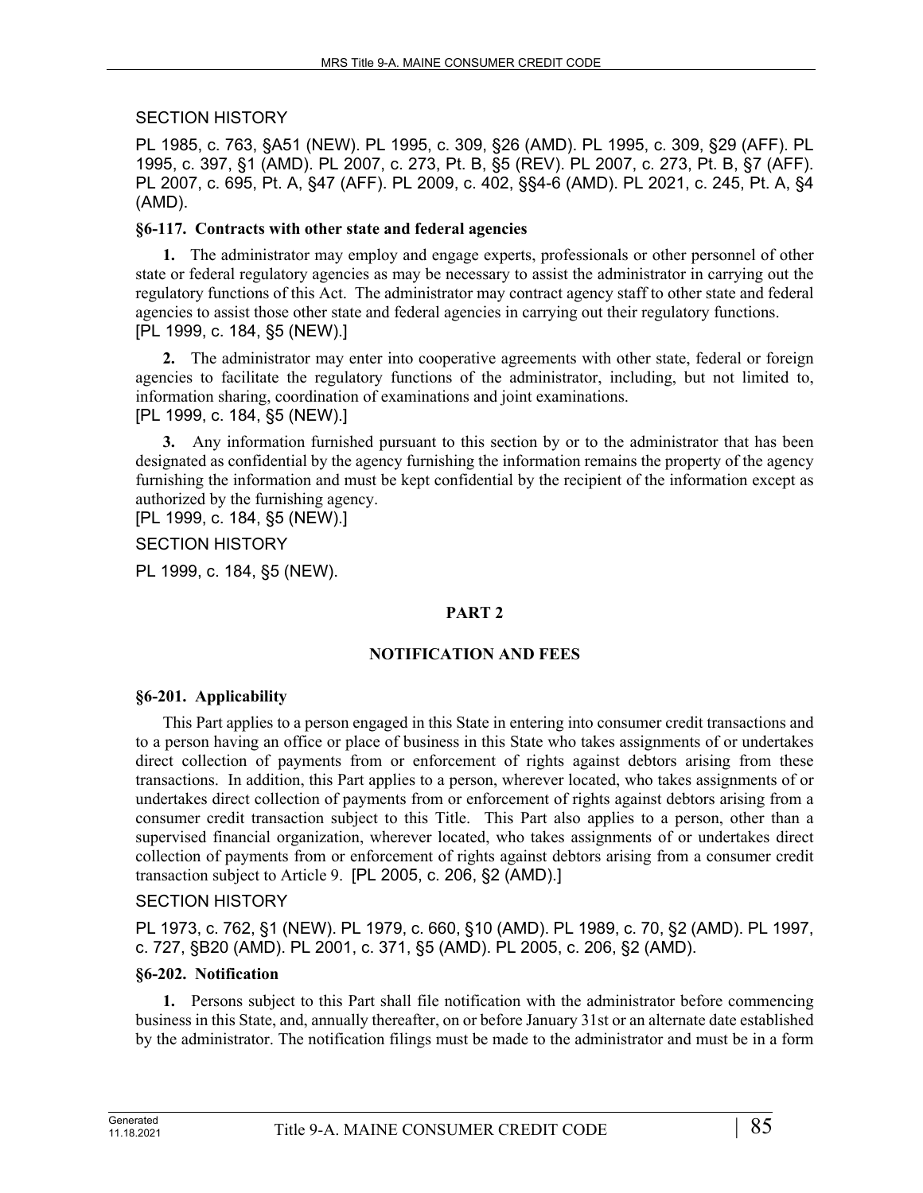SECTION HISTORY

PL 1985, c. 763, §A51 (NEW). PL 1995, c. 309, §26 (AMD). PL 1995, c. 309, §29 (AFF). PL 1995, c. 397, §1 (AMD). PL 2007, c. 273, Pt. B, §5 (REV). PL 2007, c. 273, Pt. B, §7 (AFF). PL 2007, c. 695, Pt. A, §47 (AFF). PL 2009, c. 402, §§4-6 (AMD). PL 2021, c. 245, Pt. A, §4 (AMD).

### §6-117. Contracts with other state and federal agencies

**1.** The administrator may employ and engage experts, professionals or other personnel of other state or federal regulatory agencies as may be necessary to assist the administrator in carrying out the regulatory functions of this Act. The administrator may contract agency staff to other state and federal agencies to assist those other state and federal agencies in carrying out their regulatory functions.
[PL 1999, c. 184, §5 (NEW).]

**2.** The administrator may enter into cooperative agreements with other state, federal or foreign agencies to facilitate the regulatory functions of the administrator, including, but not limited to, information sharing, coordination of examinations and joint examinations.
[PL 1999, c. 184, §5 (NEW).]

**3.** Any information furnished pursuant to this section by or to the administrator that has been designated as confidential by the agency furnishing the information remains the property of the agency furnishing the information and must be kept confidential by the recipient of the information except as authorized by the furnishing agency.
[PL 1999, c. 184, §5 (NEW).]

SECTION HISTORY

PL 1999, c. 184, §5 (NEW).

## PART 2

## NOTIFICATION AND FEES

### §6-201. Applicability

This Part applies to a person engaged in this State in entering into consumer credit transactions and to a person having an office or place of business in this State who takes assignments of or undertakes direct collection of payments from or enforcement of rights against debtors arising from these transactions. In addition, this Part applies to a person, wherever located, who takes assignments of or undertakes direct collection of payments from or enforcement of rights against debtors arising from a consumer credit transaction subject to this Title. This Part also applies to a person, other than a supervised financial organization, wherever located, who takes assignments of or undertakes direct collection of payments from or enforcement of rights against debtors arising from a consumer credit transaction subject to Article 9. [PL 2005, c. 206, §2 (AMD).]

SECTION HISTORY

PL 1973, c. 762, §1 (NEW). PL 1979, c. 660, §10 (AMD). PL 1989, c. 70, §2 (AMD). PL 1997, c. 727, §B20 (AMD). PL 2001, c. 371, §5 (AMD). PL 2005, c. 206, §2 (AMD).

### §6-202. Notification

**1.** Persons subject to this Part shall file notification with the administrator before commencing business in this State, and, annually thereafter, on or before January 31st or an alternate date established by the administrator. The notification filings must be made to the administrator and must be in a form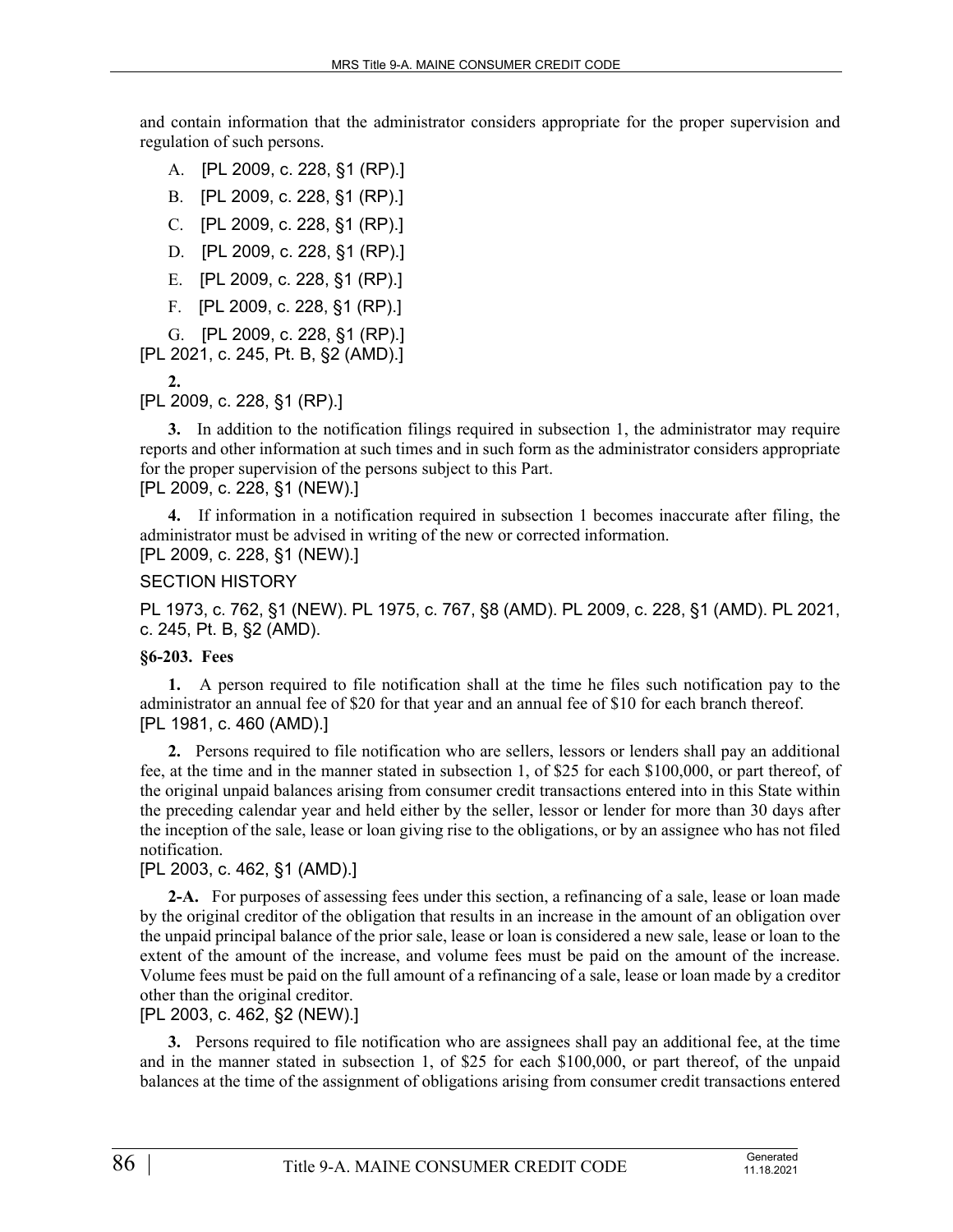and contain information that the administrator considers appropriate for the proper supervision and regulation of such persons.

A. [PL 2009, c. 228, §1 (RP).]

B. [PL 2009, c. 228, §1 (RP).]

C. [PL 2009, c. 228, §1 (RP).]

D. [PL 2009, c. 228, §1 (RP).]

E. [PL 2009, c. 228, §1 (RP).]

F. [PL 2009, c. 228, §1 (RP).]

G. [PL 2009, c. 228, §1 (RP).]

[PL 2021, c. 245, Pt. B, §2 (AMD).]

**2.**

[PL 2009, c. 228, §1 (RP).]

**3.** In addition to the notification filings required in subsection 1, the administrator may require reports and other information at such times and in such form as the administrator considers appropriate for the proper supervision of the persons subject to this Part.

[PL 2009, c. 228, §1 (NEW).]

**4.** If information in a notification required in subsection 1 becomes inaccurate after filing, the administrator must be advised in writing of the new or corrected information.

[PL 2009, c. 228, §1 (NEW).]

SECTION HISTORY

PL 1973, c. 762, §1 (NEW). PL 1975, c. 767, §8 (AMD). PL 2009, c. 228, §1 (AMD). PL 2021, c. 245, Pt. B, §2 (AMD).

### §6-203. Fees

**1.** A person required to file notification shall at the time he files such notification pay to the administrator an annual fee of $20 for that year and an annual fee of $10 for each branch thereof.

[PL 1981, c. 460 (AMD).]

**2.** Persons required to file notification who are sellers, lessors or lenders shall pay an additional fee, at the time and in the manner stated in subsection 1, of $25 for each $100,000, or part thereof, of the original unpaid balances arising from consumer credit transactions entered into in this State within the preceding calendar year and held either by the seller, lessor or lender for more than 30 days after the inception of the sale, lease or loan giving rise to the obligations, or by an assignee who has not filed notification.

[PL 2003, c. 462, §1 (AMD).]

**2-A.** For purposes of assessing fees under this section, a refinancing of a sale, lease or loan made by the original creditor of the obligation that results in an increase in the amount of an obligation over the unpaid principal balance of the prior sale, lease or loan is considered a new sale, lease or loan to the extent of the amount of the increase, and volume fees must be paid on the amount of the increase. Volume fees must be paid on the full amount of a refinancing of a sale, lease or loan made by a creditor other than the original creditor.

[PL 2003, c. 462, §2 (NEW).]

**3.** Persons required to file notification who are assignees shall pay an additional fee, at the time and in the manner stated in subsection 1, of $25 for each $100,000, or part thereof, of the unpaid balances at the time of the assignment of obligations arising from consumer credit transactions entered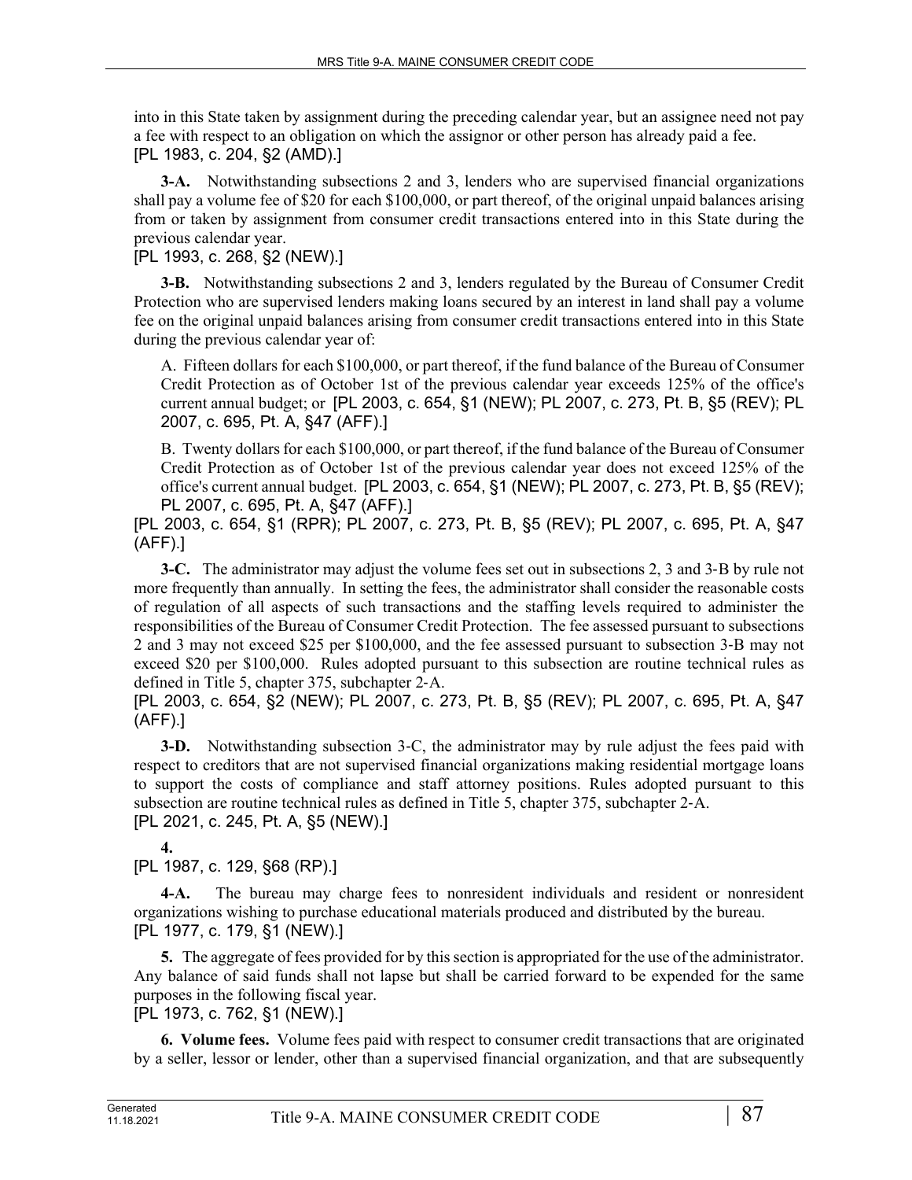into in this State taken by assignment during the preceding calendar year, but an assignee need not pay a fee with respect to an obligation on which the assignor or other person has already paid a fee.
[PL 1983, c. 204, §2 (AMD).]

**3-A.** Notwithstanding subsections 2 and 3, lenders who are supervised financial organizations shall pay a volume fee of $20 for each $100,000, or part thereof, of the original unpaid balances arising from or taken by assignment from consumer credit transactions entered into in this State during the previous calendar year.
[PL 1993, c. 268, §2 (NEW).]

**3-B.** Notwithstanding subsections 2 and 3, lenders regulated by the Bureau of Consumer Credit Protection who are supervised lenders making loans secured by an interest in land shall pay a volume fee on the original unpaid balances arising from consumer credit transactions entered into in this State during the previous calendar year of:

A. Fifteen dollars for each $100,000, or part thereof, if the fund balance of the Bureau of Consumer Credit Protection as of October 1st of the previous calendar year exceeds 125% of the office's current annual budget; or [PL 2003, c. 654, §1 (NEW); PL 2007, c. 273, Pt. B, §5 (REV); PL 2007, c. 695, Pt. A, §47 (AFF).]

B. Twenty dollars for each $100,000, or part thereof, if the fund balance of the Bureau of Consumer Credit Protection as of October 1st of the previous calendar year does not exceed 125% of the office's current annual budget. [PL 2003, c. 654, §1 (NEW); PL 2007, c. 273, Pt. B, §5 (REV); PL 2007, c. 695, Pt. A, §47 (AFF).]

[PL 2003, c. 654, §1 (RPR); PL 2007, c. 273, Pt. B, §5 (REV); PL 2007, c. 695, Pt. A, §47 (AFF).]

**3-C.** The administrator may adjust the volume fees set out in subsections 2, 3 and 3-B by rule not more frequently than annually. In setting the fees, the administrator shall consider the reasonable costs of regulation of all aspects of such transactions and the staffing levels required to administer the responsibilities of the Bureau of Consumer Credit Protection. The fee assessed pursuant to subsections 2 and 3 may not exceed $25 per $100,000, and the fee assessed pursuant to subsection 3-B may not exceed $20 per $100,000. Rules adopted pursuant to this subsection are routine technical rules as defined in Title 5, chapter 375, subchapter 2-A.
[PL 2003, c. 654, §2 (NEW); PL 2007, c. 273, Pt. B, §5 (REV); PL 2007, c. 695, Pt. A, §47 (AFF).]

**3-D.** Notwithstanding subsection 3-C, the administrator may by rule adjust the fees paid with respect to creditors that are not supervised financial organizations making residential mortgage loans to support the costs of compliance and staff attorney positions. Rules adopted pursuant to this subsection are routine technical rules as defined in Title 5, chapter 375, subchapter 2-A.
[PL 2021, c. 245, Pt. A, §5 (NEW).]

**4.**
[PL 1987, c. 129, §68 (RP).]

**4-A.** The bureau may charge fees to nonresident individuals and resident or nonresident organizations wishing to purchase educational materials produced and distributed by the bureau.
[PL 1977, c. 179, §1 (NEW).]

**5.** The aggregate of fees provided for by this section is appropriated for the use of the administrator. Any balance of said funds shall not lapse but shall be carried forward to be expended for the same purposes in the following fiscal year.
[PL 1973, c. 762, §1 (NEW).]

**6. Volume fees.** Volume fees paid with respect to consumer credit transactions that are originated by a seller, lessor or lender, other than a supervised financial organization, and that are subsequently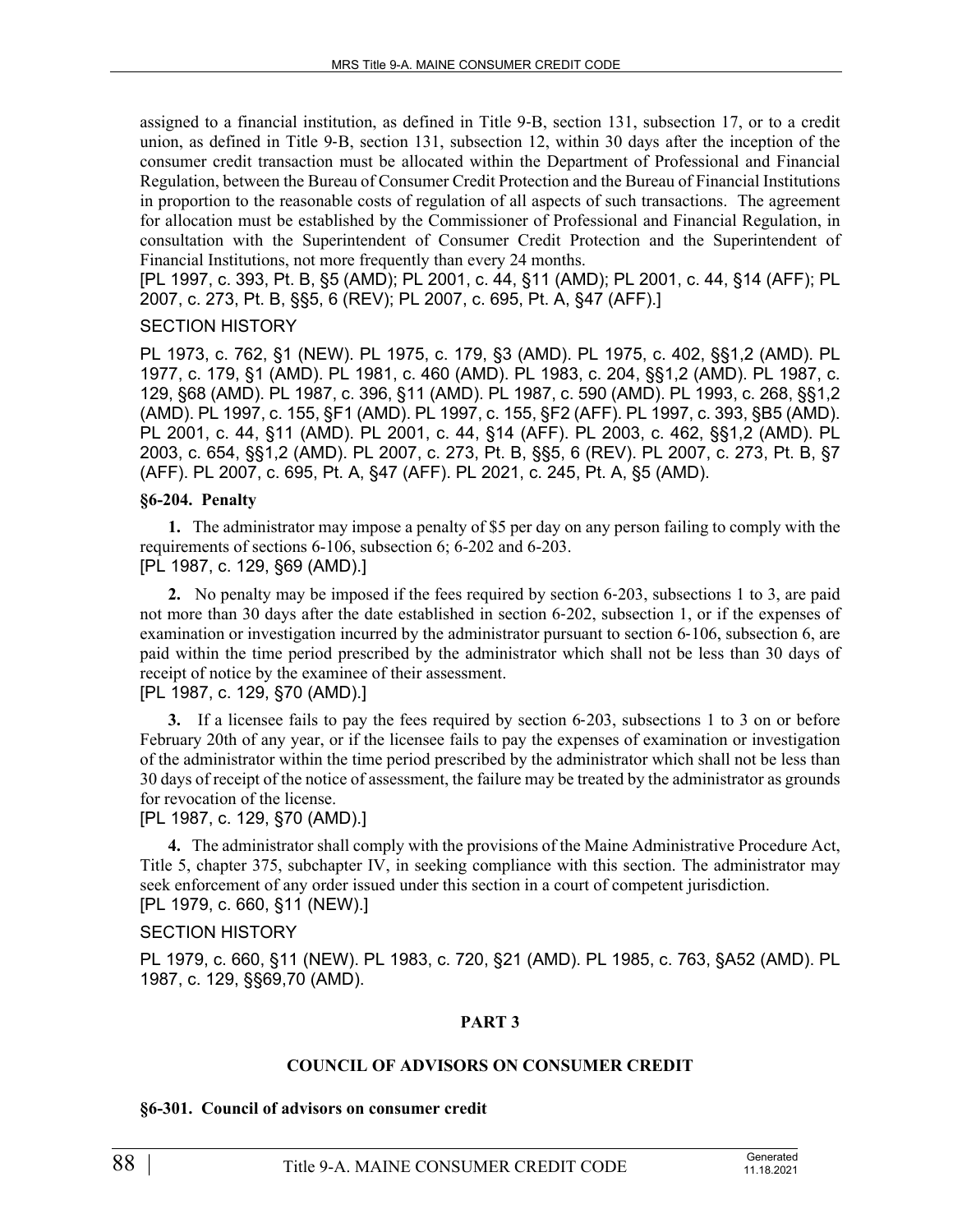assigned to a financial institution, as defined in Title 9-B, section 131, subsection 17, or to a credit union, as defined in Title 9-B, section 131, subsection 12, within 30 days after the inception of the consumer credit transaction must be allocated within the Department of Professional and Financial Regulation, between the Bureau of Consumer Credit Protection and the Bureau of Financial Institutions in proportion to the reasonable costs of regulation of all aspects of such transactions. The agreement for allocation must be established by the Commissioner of Professional and Financial Regulation, in consultation with the Superintendent of Consumer Credit Protection and the Superintendent of Financial Institutions, not more frequently than every 24 months.

[PL 1997, c. 393, Pt. B, §5 (AMD); PL 2001, c. 44, §11 (AMD); PL 2001, c. 44, §14 (AFF); PL 2007, c. 273, Pt. B, §§5, 6 (REV); PL 2007, c. 695, Pt. A, §47 (AFF).]

SECTION HISTORY

PL 1973, c. 762, §1 (NEW). PL 1975, c. 179, §3 (AMD). PL 1975, c. 402, §§1,2 (AMD). PL 1977, c. 179, §1 (AMD). PL 1981, c. 460 (AMD). PL 1983, c. 204, §§1,2 (AMD). PL 1987, c. 129, §68 (AMD). PL 1987, c. 396, §11 (AMD). PL 1987, c. 590 (AMD). PL 1993, c. 268, §§1,2 (AMD). PL 1997, c. 155, §F1 (AMD). PL 1997, c. 155, §F2 (AFF). PL 1997, c. 393, §B5 (AMD). PL 2001, c. 44, §11 (AMD). PL 2001, c. 44, §14 (AFF). PL 2003, c. 462, §§1,2 (AMD). PL 2003, c. 654, §§1,2 (AMD). PL 2007, c. 273, Pt. B, §§5, 6 (REV). PL 2007, c. 273, Pt. B, §7 (AFF). PL 2007, c. 695, Pt. A, §47 (AFF). PL 2021, c. 245, Pt. A, §5 (AMD).

### §6-204. Penalty

**1.** The administrator may impose a penalty of $5 per day on any person failing to comply with the requirements of sections 6-106, subsection 6; 6-202 and 6-203.

[PL 1987, c. 129, §69 (AMD).]

**2.** No penalty may be imposed if the fees required by section 6-203, subsections 1 to 3, are paid not more than 30 days after the date established in section 6-202, subsection 1, or if the expenses of examination or investigation incurred by the administrator pursuant to section 6-106, subsection 6, are paid within the time period prescribed by the administrator which shall not be less than 30 days of receipt of notice by the examinee of their assessment.

[PL 1987, c. 129, §70 (AMD).]

**3.** If a licensee fails to pay the fees required by section 6-203, subsections 1 to 3 on or before February 20th of any year, or if the licensee fails to pay the expenses of examination or investigation of the administrator within the time period prescribed by the administrator which shall not be less than 30 days of receipt of the notice of assessment, the failure may be treated by the administrator as grounds for revocation of the license.

[PL 1987, c. 129, §70 (AMD).]

**4.** The administrator shall comply with the provisions of the Maine Administrative Procedure Act, Title 5, chapter 375, subchapter IV, in seeking compliance with this section. The administrator may seek enforcement of any order issued under this section in a court of competent jurisdiction.

[PL 1979, c. 660, §11 (NEW).]

SECTION HISTORY

PL 1979, c. 660, §11 (NEW). PL 1983, c. 720, §21 (AMD). PL 1985, c. 763, §A52 (AMD). PL 1987, c. 129, §§69,70 (AMD).

## PART 3

## COUNCIL OF ADVISORS ON CONSUMER CREDIT

### §6-301. Council of advisors on consumer credit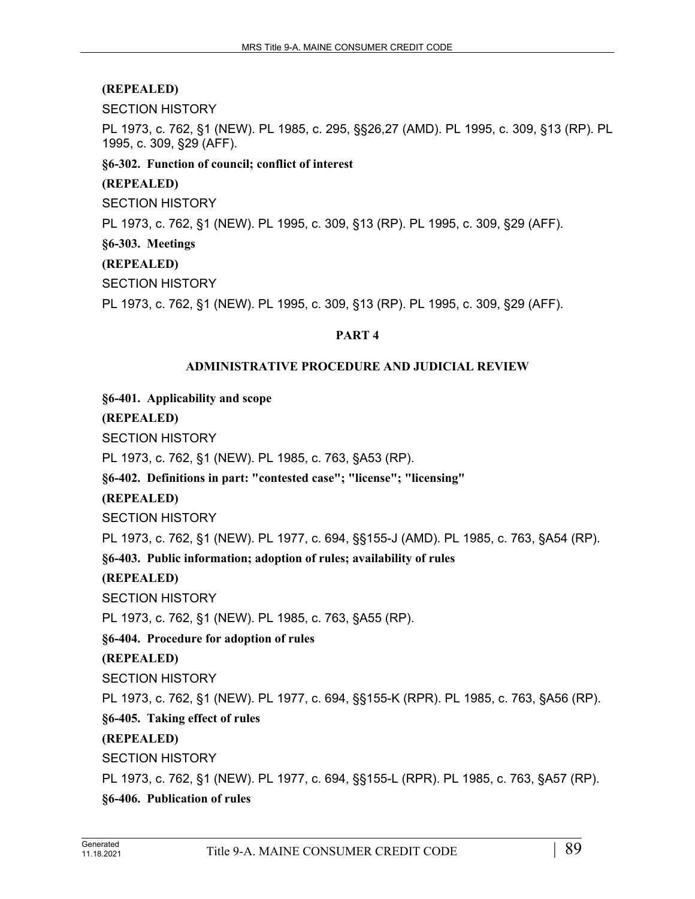**(REPEALED)**

SECTION HISTORY

PL 1973, c. 762, §1 (NEW). PL 1985, c. 295, §§26,27 (AMD). PL 1995, c. 309, §13 (RP). PL 1995, c. 309, §29 (AFF).

**§6-302. Function of council; conflict of interest**

**(REPEALED)**

SECTION HISTORY

PL 1973, c. 762, §1 (NEW). PL 1995, c. 309, §13 (RP). PL 1995, c. 309, §29 (AFF).

**§6-303. Meetings**

**(REPEALED)**

SECTION HISTORY

PL 1973, c. 762, §1 (NEW). PL 1995, c. 309, §13 (RP). PL 1995, c. 309, §29 (AFF).

## PART 4

## ADMINISTRATIVE PROCEDURE AND JUDICIAL REVIEW

**§6-401. Applicability and scope**

**(REPEALED)**

SECTION HISTORY

PL 1973, c. 762, §1 (NEW). PL 1985, c. 763, §A53 (RP).

**§6-402. Definitions in part: "contested case"; "license"; "licensing"**

**(REPEALED)**

SECTION HISTORY

PL 1973, c. 762, §1 (NEW). PL 1977, c. 694, §§155-J (AMD). PL 1985, c. 763, §A54 (RP).

**§6-403. Public information; adoption of rules; availability of rules**

**(REPEALED)**

SECTION HISTORY

PL 1973, c. 762, §1 (NEW). PL 1985, c. 763, §A55 (RP).

**§6-404. Procedure for adoption of rules**

**(REPEALED)**

SECTION HISTORY

PL 1973, c. 762, §1 (NEW). PL 1977, c. 694, §§155-K (RPR). PL 1985, c. 763, §A56 (RP).

**§6-405. Taking effect of rules**

**(REPEALED)**

SECTION HISTORY

PL 1973, c. 762, §1 (NEW). PL 1977, c. 694, §§155-L (RPR). PL 1985, c. 763, §A57 (RP).

**§6-406. Publication of rules**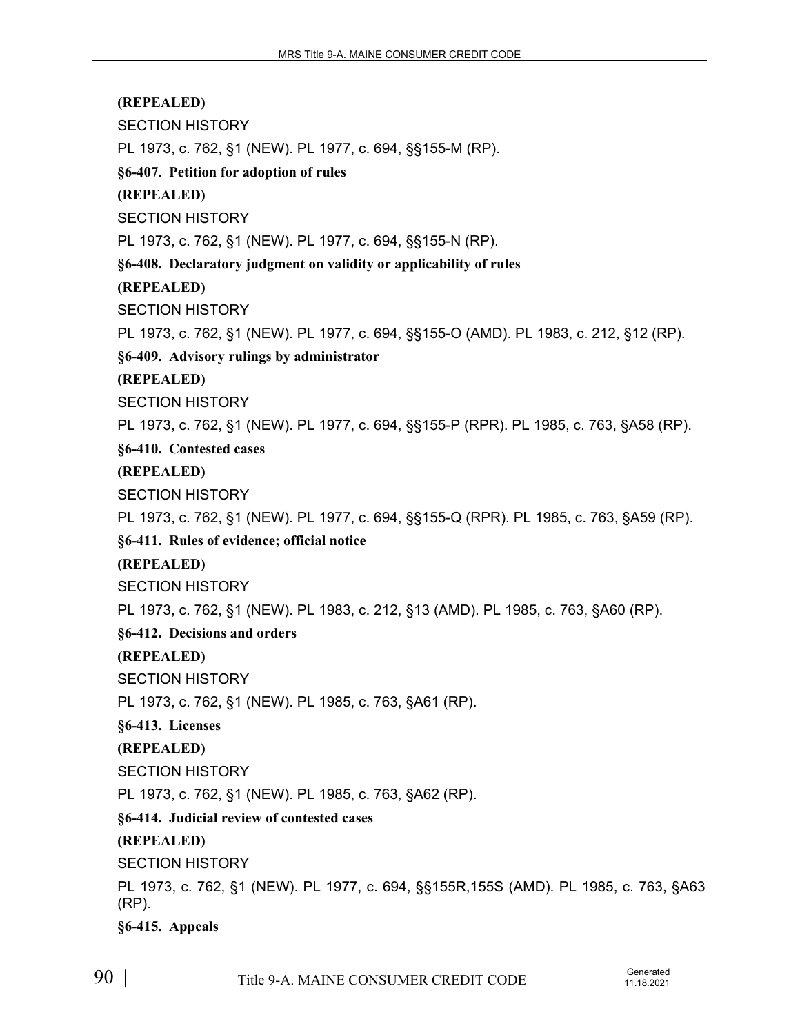**(REPEALED)**

SECTION HISTORY

PL 1973, c. 762, §1 (NEW). PL 1977, c. 694, §§155-M (RP).

**§6-407. Petition for adoption of rules**

**(REPEALED)**

SECTION HISTORY

PL 1973, c. 762, §1 (NEW). PL 1977, c. 694, §§155-N (RP).

**§6-408. Declaratory judgment on validity or applicability of rules**

**(REPEALED)**

SECTION HISTORY

PL 1973, c. 762, §1 (NEW). PL 1977, c. 694, §§155-O (AMD). PL 1983, c. 212, §12 (RP).

**§6-409. Advisory rulings by administrator**

**(REPEALED)**

SECTION HISTORY

PL 1973, c. 762, §1 (NEW). PL 1977, c. 694, §§155-P (RPR). PL 1985, c. 763, §A58 (RP).

**§6-410. Contested cases**

**(REPEALED)**

SECTION HISTORY

PL 1973, c. 762, §1 (NEW). PL 1977, c. 694, §§155-Q (RPR). PL 1985, c. 763, §A59 (RP).

**§6-411. Rules of evidence; official notice**

**(REPEALED)**

SECTION HISTORY

PL 1973, c. 762, §1 (NEW). PL 1983, c. 212, §13 (AMD). PL 1985, c. 763, §A60 (RP).

**§6-412. Decisions and orders**

**(REPEALED)**

SECTION HISTORY

PL 1973, c. 762, §1 (NEW). PL 1985, c. 763, §A61 (RP).

**§6-413. Licenses**

**(REPEALED)**

SECTION HISTORY

PL 1973, c. 762, §1 (NEW). PL 1985, c. 763, §A62 (RP).

**§6-414. Judicial review of contested cases**

**(REPEALED)**

SECTION HISTORY

PL 1973, c. 762, §1 (NEW). PL 1977, c. 694, §§155R,155S (AMD). PL 1985, c. 763, §A63 (RP).

**§6-415. Appeals**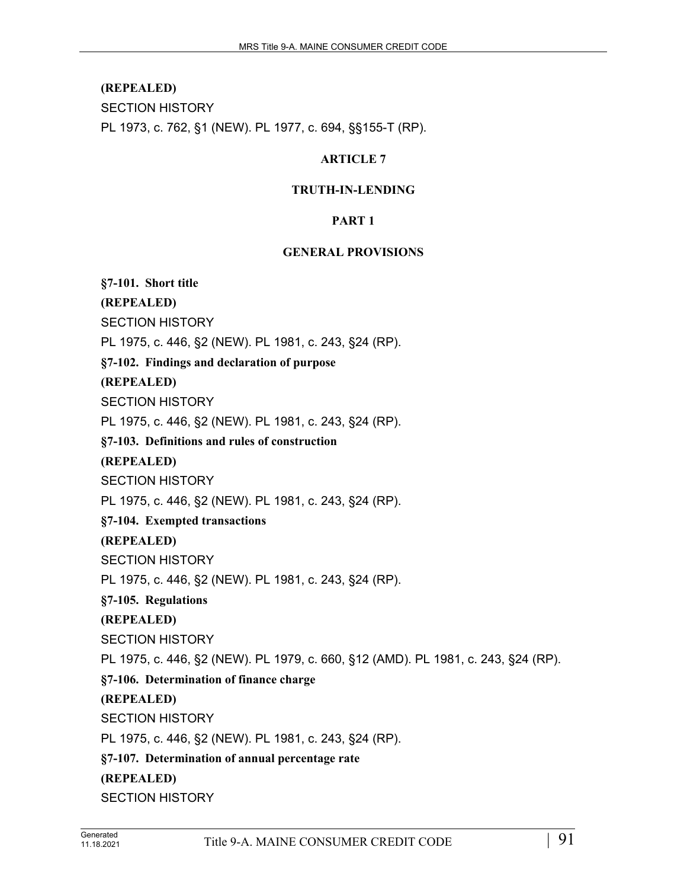**(REPEALED)**

SECTION HISTORY

PL 1973, c. 762, §1 (NEW). PL 1977, c. 694, §§155-T (RP).

## ARTICLE 7

## TRUTH-IN-LENDING

### PART 1

### GENERAL PROVISIONS

**§7-101. Short title**

**(REPEALED)**

SECTION HISTORY

PL 1975, c. 446, §2 (NEW). PL 1981, c. 243, §24 (RP).

**§7-102. Findings and declaration of purpose**

**(REPEALED)**

SECTION HISTORY

PL 1975, c. 446, §2 (NEW). PL 1981, c. 243, §24 (RP).

**§7-103. Definitions and rules of construction**

**(REPEALED)**

SECTION HISTORY

PL 1975, c. 446, §2 (NEW). PL 1981, c. 243, §24 (RP).

**§7-104. Exempted transactions**

**(REPEALED)**

SECTION HISTORY

PL 1975, c. 446, §2 (NEW). PL 1981, c. 243, §24 (RP).

**§7-105. Regulations**

**(REPEALED)**

SECTION HISTORY

PL 1975, c. 446, §2 (NEW). PL 1979, c. 660, §12 (AMD). PL 1981, c. 243, §24 (RP).

**§7-106. Determination of finance charge**

**(REPEALED)**

SECTION HISTORY

PL 1975, c. 446, §2 (NEW). PL 1981, c. 243, §24 (RP).

**§7-107. Determination of annual percentage rate**

**(REPEALED)**

SECTION HISTORY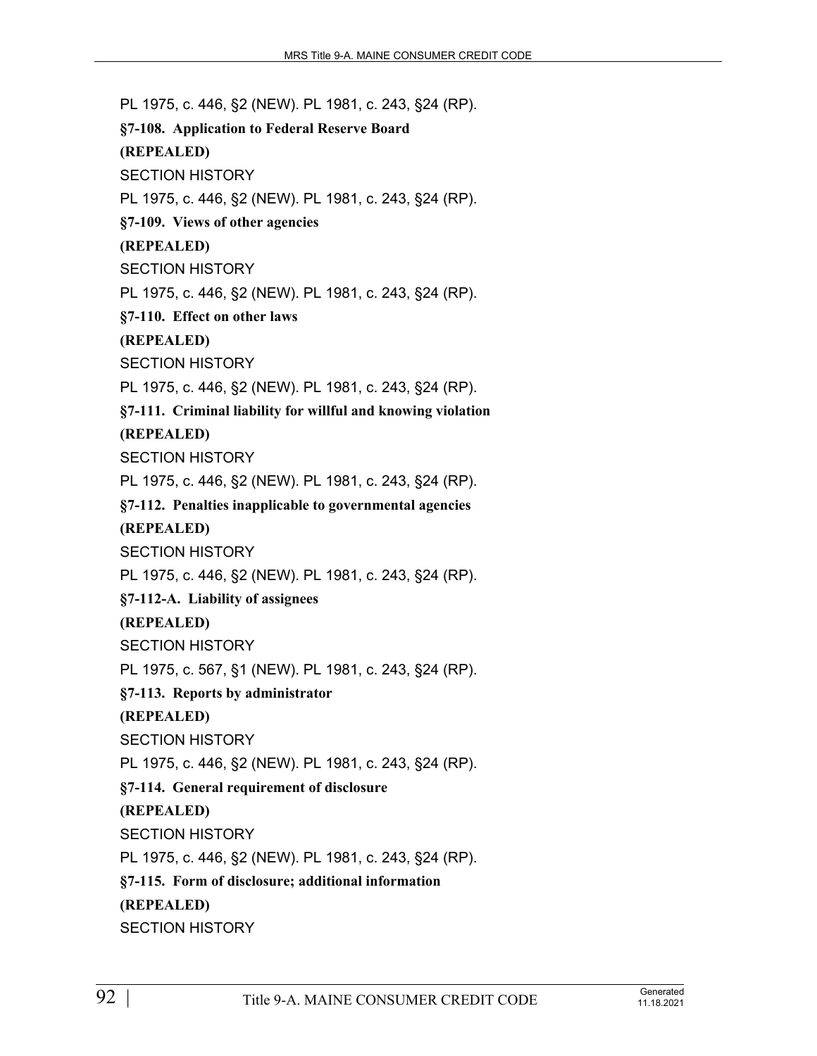PL 1975, c. 446, §2 (NEW). PL 1981, c. 243, §24 (RP).

**§7-108. Application to Federal Reserve Board**

**(REPEALED)**

SECTION HISTORY

PL 1975, c. 446, §2 (NEW). PL 1981, c. 243, §24 (RP).

**§7-109. Views of other agencies**

**(REPEALED)**

SECTION HISTORY

PL 1975, c. 446, §2 (NEW). PL 1981, c. 243, §24 (RP).

**§7-110. Effect on other laws**

**(REPEALED)**

SECTION HISTORY

PL 1975, c. 446, §2 (NEW). PL 1981, c. 243, §24 (RP).

**§7-111. Criminal liability for willful and knowing violation**

**(REPEALED)**

SECTION HISTORY

PL 1975, c. 446, §2 (NEW). PL 1981, c. 243, §24 (RP).

**§7-112. Penalties inapplicable to governmental agencies**

**(REPEALED)**

SECTION HISTORY

PL 1975, c. 446, §2 (NEW). PL 1981, c. 243, §24 (RP).

**§7-112-A. Liability of assignees**

**(REPEALED)**

SECTION HISTORY

PL 1975, c. 567, §1 (NEW). PL 1981, c. 243, §24 (RP).

**§7-113. Reports by administrator**

**(REPEALED)**

SECTION HISTORY

PL 1975, c. 446, §2 (NEW). PL 1981, c. 243, §24 (RP).

**§7-114. General requirement of disclosure**

**(REPEALED)**

SECTION HISTORY

PL 1975, c. 446, §2 (NEW). PL 1981, c. 243, §24 (RP).

**§7-115. Form of disclosure; additional information**

**(REPEALED)**

SECTION HISTORY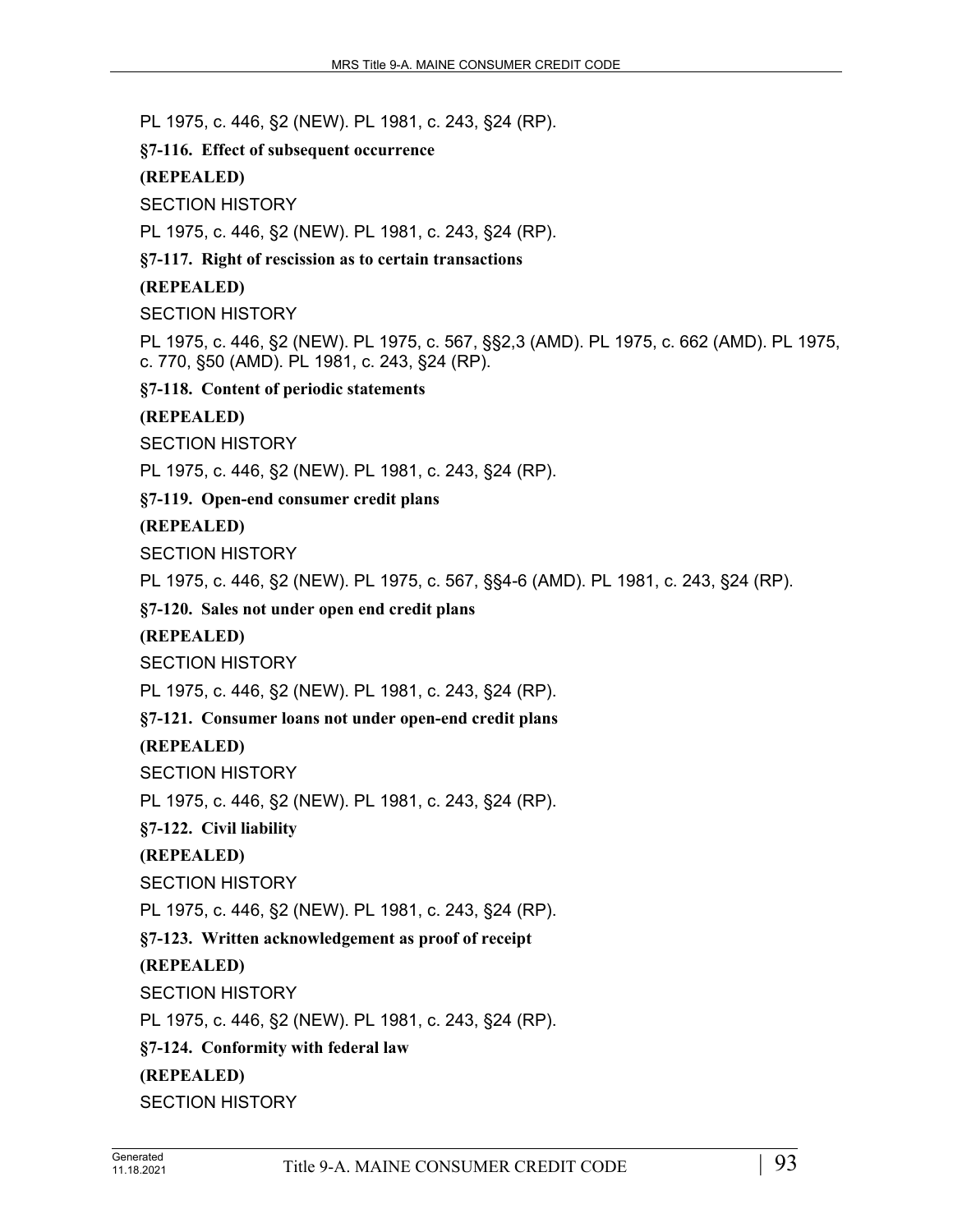PL 1975, c. 446, §2 (NEW). PL 1981, c. 243, §24 (RP).

**§7-116. Effect of subsequent occurrence**

**(REPEALED)**

SECTION HISTORY

PL 1975, c. 446, §2 (NEW). PL 1981, c. 243, §24 (RP).

**§7-117. Right of rescission as to certain transactions**

**(REPEALED)**

SECTION HISTORY

PL 1975, c. 446, §2 (NEW). PL 1975, c. 567, §§2,3 (AMD). PL 1975, c. 662 (AMD). PL 1975, c. 770, §50 (AMD). PL 1981, c. 243, §24 (RP).

**§7-118. Content of periodic statements**

**(REPEALED)**

SECTION HISTORY

PL 1975, c. 446, §2 (NEW). PL 1981, c. 243, §24 (RP).

**§7-119. Open-end consumer credit plans**

**(REPEALED)**

SECTION HISTORY

PL 1975, c. 446, §2 (NEW). PL 1975, c. 567, §§4-6 (AMD). PL 1981, c. 243, §24 (RP).

**§7-120. Sales not under open end credit plans**

**(REPEALED)**

SECTION HISTORY

PL 1975, c. 446, §2 (NEW). PL 1981, c. 243, §24 (RP).

**§7-121. Consumer loans not under open-end credit plans**

**(REPEALED)**

SECTION HISTORY

PL 1975, c. 446, §2 (NEW). PL 1981, c. 243, §24 (RP).

**§7-122. Civil liability**

**(REPEALED)**

SECTION HISTORY

PL 1975, c. 446, §2 (NEW). PL 1981, c. 243, §24 (RP).

**§7-123. Written acknowledgement as proof of receipt**

**(REPEALED)**

SECTION HISTORY

PL 1975, c. 446, §2 (NEW). PL 1981, c. 243, §24 (RP).

**§7-124. Conformity with federal law**

**(REPEALED)**

SECTION HISTORY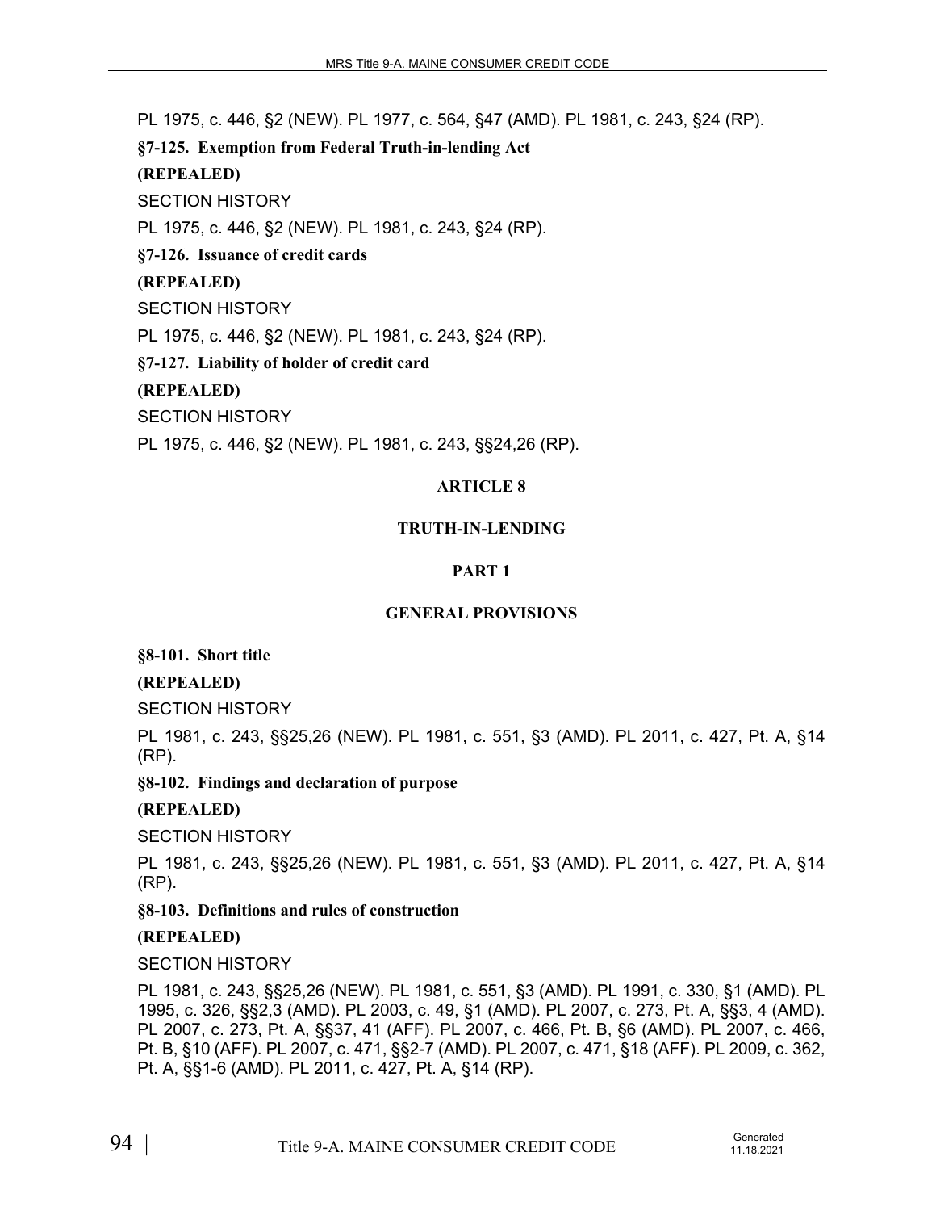PL 1975, c. 446, §2 (NEW). PL 1977, c. 564, §47 (AMD). PL 1981, c. 243, §24 (RP).

**§7-125. Exemption from Federal Truth-in-lending Act**

**(REPEALED)**

SECTION HISTORY

PL 1975, c. 446, §2 (NEW). PL 1981, c. 243, §24 (RP).

**§7-126. Issuance of credit cards**

**(REPEALED)**

SECTION HISTORY

PL 1975, c. 446, §2 (NEW). PL 1981, c. 243, §24 (RP).

**§7-127. Liability of holder of credit card**

**(REPEALED)**

SECTION HISTORY

PL 1975, c. 446, §2 (NEW). PL 1981, c. 243, §§24,26 (RP).

## ARTICLE 8

## TRUTH-IN-LENDING

### PART 1

### GENERAL PROVISIONS

**§8-101. Short title**

**(REPEALED)**

SECTION HISTORY

PL 1981, c. 243, §§25,26 (NEW). PL 1981, c. 551, §3 (AMD). PL 2011, c. 427, Pt. A, §14 (RP).

**§8-102. Findings and declaration of purpose**

**(REPEALED)**

SECTION HISTORY

PL 1981, c. 243, §§25,26 (NEW). PL 1981, c. 551, §3 (AMD). PL 2011, c. 427, Pt. A, §14 (RP).

**§8-103. Definitions and rules of construction**

**(REPEALED)**

SECTION HISTORY

PL 1981, c. 243, §§25,26 (NEW). PL 1981, c. 551, §3 (AMD). PL 1991, c. 330, §1 (AMD). PL 1995, c. 326, §§2,3 (AMD). PL 2003, c. 49, §1 (AMD). PL 2007, c. 273, Pt. A, §§3, 4 (AMD). PL 2007, c. 273, Pt. A, §§37, 41 (AFF). PL 2007, c. 466, Pt. B, §6 (AMD). PL 2007, c. 466, Pt. B, §10 (AFF). PL 2007, c. 471, §§2-7 (AMD). PL 2007, c. 471, §18 (AFF). PL 2009, c. 362, Pt. A, §§1-6 (AMD). PL 2011, c. 427, Pt. A, §14 (RP).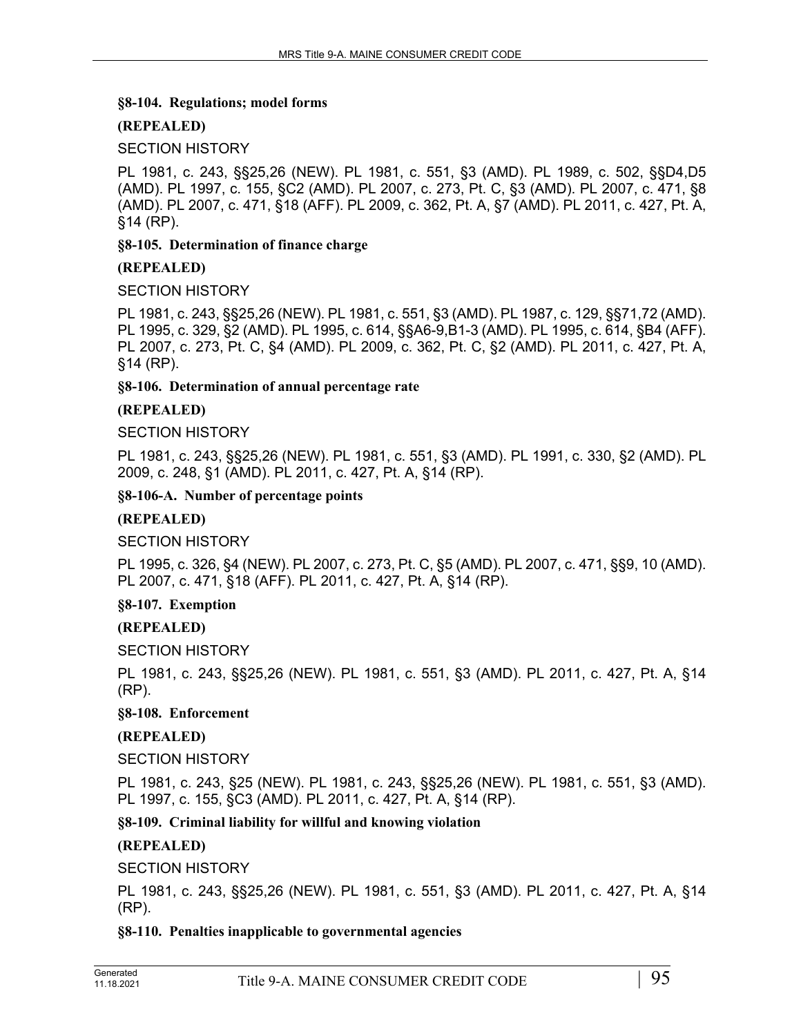**§8-104. Regulations; model forms**

**(REPEALED)**

SECTION HISTORY

PL 1981, c. 243, §§25,26 (NEW). PL 1981, c. 551, §3 (AMD). PL 1989, c. 502, §§D4,D5 (AMD). PL 1997, c. 155, §C2 (AMD). PL 2007, c. 273, Pt. C, §3 (AMD). PL 2007, c. 471, §8 (AMD). PL 2007, c. 471, §18 (AFF). PL 2009, c. 362, Pt. A, §7 (AMD). PL 2011, c. 427, Pt. A, §14 (RP).

**§8-105. Determination of finance charge**

**(REPEALED)**

SECTION HISTORY

PL 1981, c. 243, §§25,26 (NEW). PL 1981, c. 551, §3 (AMD). PL 1987, c. 129, §§71,72 (AMD). PL 1995, c. 329, §2 (AMD). PL 1995, c. 614, §§A6-9,B1-3 (AMD). PL 1995, c. 614, §B4 (AFF). PL 2007, c. 273, Pt. C, §4 (AMD). PL 2009, c. 362, Pt. C, §2 (AMD). PL 2011, c. 427, Pt. A, §14 (RP).

**§8-106. Determination of annual percentage rate**

**(REPEALED)**

SECTION HISTORY

PL 1981, c. 243, §§25,26 (NEW). PL 1981, c. 551, §3 (AMD). PL 1991, c. 330, §2 (AMD). PL 2009, c. 248, §1 (AMD). PL 2011, c. 427, Pt. A, §14 (RP).

**§8-106-A. Number of percentage points**

**(REPEALED)**

SECTION HISTORY

PL 1995, c. 326, §4 (NEW). PL 2007, c. 273, Pt. C, §5 (AMD). PL 2007, c. 471, §§9, 10 (AMD). PL 2007, c. 471, §18 (AFF). PL 2011, c. 427, Pt. A, §14 (RP).

**§8-107. Exemption**

**(REPEALED)**

SECTION HISTORY

PL 1981, c. 243, §§25,26 (NEW). PL 1981, c. 551, §3 (AMD). PL 2011, c. 427, Pt. A, §14 (RP).

**§8-108. Enforcement**

**(REPEALED)**

SECTION HISTORY

PL 1981, c. 243, §25 (NEW). PL 1981, c. 243, §§25,26 (NEW). PL 1981, c. 551, §3 (AMD). PL 1997, c. 155, §C3 (AMD). PL 2011, c. 427, Pt. A, §14 (RP).

**§8-109. Criminal liability for willful and knowing violation**

**(REPEALED)**

SECTION HISTORY

PL 1981, c. 243, §§25,26 (NEW). PL 1981, c. 551, §3 (AMD). PL 2011, c. 427, Pt. A, §14 (RP).

**§8-110. Penalties inapplicable to governmental agencies**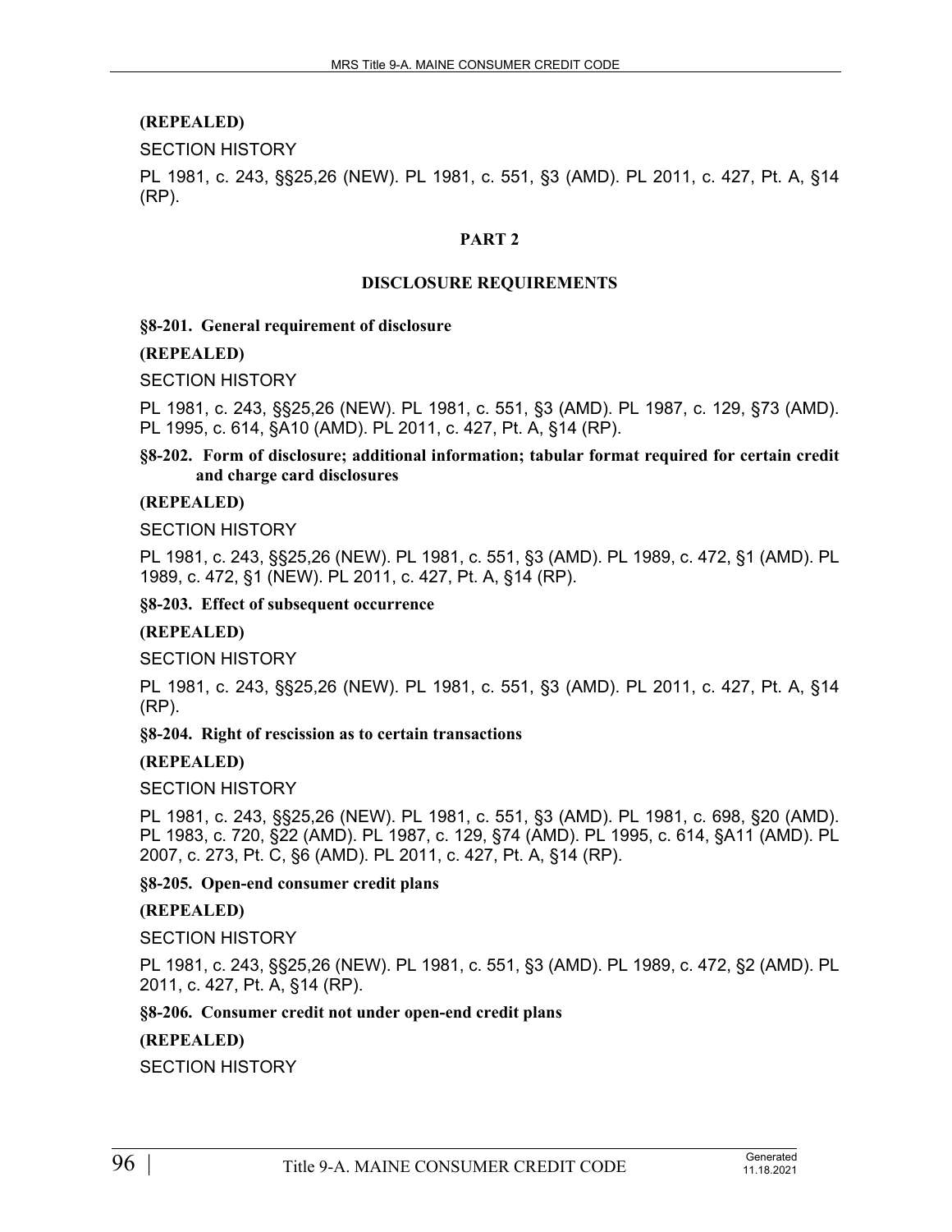**(REPEALED)**

SECTION HISTORY

PL 1981, c. 243, §§25,26 (NEW). PL 1981, c. 551, §3 (AMD). PL 2011, c. 427, Pt. A, §14 (RP).

## PART 2

## DISCLOSURE REQUIREMENTS

### §8-201. General requirement of disclosure

**(REPEALED)**

SECTION HISTORY

PL 1981, c. 243, §§25,26 (NEW). PL 1981, c. 551, §3 (AMD). PL 1987, c. 129, §73 (AMD). PL 1995, c. 614, §A10 (AMD). PL 2011, c. 427, Pt. A, §14 (RP).

### §8-202. Form of disclosure; additional information; tabular format required for certain credit and charge card disclosures

**(REPEALED)**

SECTION HISTORY

PL 1981, c. 243, §§25,26 (NEW). PL 1981, c. 551, §3 (AMD). PL 1989, c. 472, §1 (AMD). PL 1989, c. 472, §1 (NEW). PL 2011, c. 427, Pt. A, §14 (RP).

### §8-203. Effect of subsequent occurrence

**(REPEALED)**

SECTION HISTORY

PL 1981, c. 243, §§25,26 (NEW). PL 1981, c. 551, §3 (AMD). PL 2011, c. 427, Pt. A, §14 (RP).

### §8-204. Right of rescission as to certain transactions

**(REPEALED)**

SECTION HISTORY

PL 1981, c. 243, §§25,26 (NEW). PL 1981, c. 551, §3 (AMD). PL 1981, c. 698, §20 (AMD). PL 1983, c. 720, §22 (AMD). PL 1987, c. 129, §74 (AMD). PL 1995, c. 614, §A11 (AMD). PL 2007, c. 273, Pt. C, §6 (AMD). PL 2011, c. 427, Pt. A, §14 (RP).

### §8-205. Open-end consumer credit plans

**(REPEALED)**

SECTION HISTORY

PL 1981, c. 243, §§25,26 (NEW). PL 1981, c. 551, §3 (AMD). PL 1989, c. 472, §2 (AMD). PL 2011, c. 427, Pt. A, §14 (RP).

### §8-206. Consumer credit not under open-end credit plans

**(REPEALED)**

SECTION HISTORY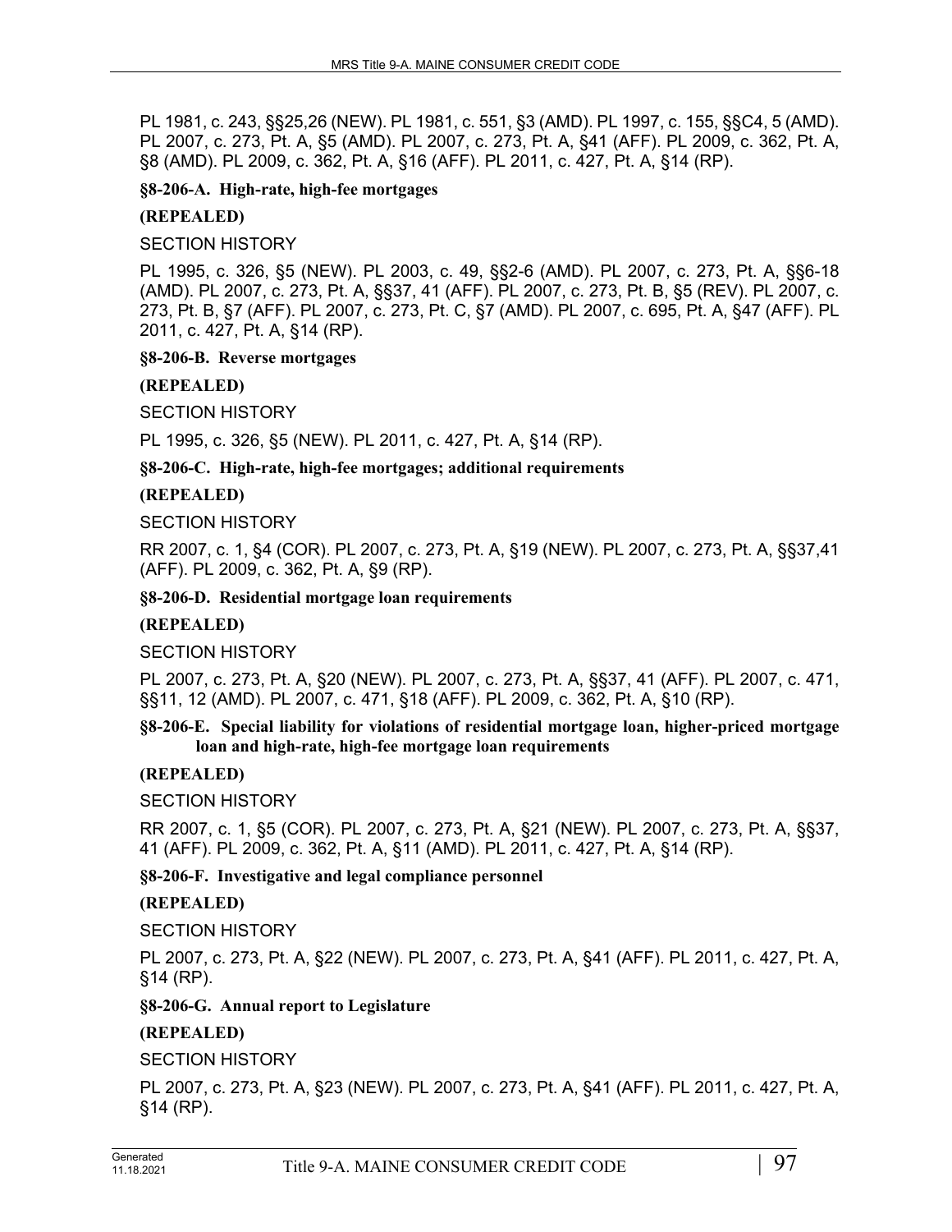PL 1981, c. 243, §§25,26 (NEW). PL 1981, c. 551, §3 (AMD). PL 1997, c. 155, §§C4, 5 (AMD). PL 2007, c. 273, Pt. A, §5 (AMD). PL 2007, c. 273, Pt. A, §41 (AFF). PL 2009, c. 362, Pt. A, §8 (AMD). PL 2009, c. 362, Pt. A, §16 (AFF). PL 2011, c. 427, Pt. A, §14 (RP).

**§8-206-A. High-rate, high-fee mortgages**

**(REPEALED)**

SECTION HISTORY

PL 1995, c. 326, §5 (NEW). PL 2003, c. 49, §§2-6 (AMD). PL 2007, c. 273, Pt. A, §§6-18 (AMD). PL 2007, c. 273, Pt. A, §§37, 41 (AFF). PL 2007, c. 273, Pt. B, §5 (REV). PL 2007, c. 273, Pt. B, §7 (AFF). PL 2007, c. 273, Pt. C, §7 (AMD). PL 2007, c. 695, Pt. A, §47 (AFF). PL 2011, c. 427, Pt. A, §14 (RP).

**§8-206-B. Reverse mortgages**

**(REPEALED)**

SECTION HISTORY

PL 1995, c. 326, §5 (NEW). PL 2011, c. 427, Pt. A, §14 (RP).

**§8-206-C. High-rate, high-fee mortgages; additional requirements**

**(REPEALED)**

SECTION HISTORY

RR 2007, c. 1, §4 (COR). PL 2007, c. 273, Pt. A, §19 (NEW). PL 2007, c. 273, Pt. A, §§37,41 (AFF). PL 2009, c. 362, Pt. A, §9 (RP).

**§8-206-D. Residential mortgage loan requirements**

**(REPEALED)**

SECTION HISTORY

PL 2007, c. 273, Pt. A, §20 (NEW). PL 2007, c. 273, Pt. A, §§37, 41 (AFF). PL 2007, c. 471, §§11, 12 (AMD). PL 2007, c. 471, §18 (AFF). PL 2009, c. 362, Pt. A, §10 (RP).

**§8-206-E. Special liability for violations of residential mortgage loan, higher-priced mortgage loan and high-rate, high-fee mortgage loan requirements**

**(REPEALED)**

SECTION HISTORY

RR 2007, c. 1, §5 (COR). PL 2007, c. 273, Pt. A, §21 (NEW). PL 2007, c. 273, Pt. A, §§37, 41 (AFF). PL 2009, c. 362, Pt. A, §11 (AMD). PL 2011, c. 427, Pt. A, §14 (RP).

**§8-206-F. Investigative and legal compliance personnel**

**(REPEALED)**

SECTION HISTORY

PL 2007, c. 273, Pt. A, §22 (NEW). PL 2007, c. 273, Pt. A, §41 (AFF). PL 2011, c. 427, Pt. A, §14 (RP).

**§8-206-G. Annual report to Legislature**

**(REPEALED)**

SECTION HISTORY

PL 2007, c. 273, Pt. A, §23 (NEW). PL 2007, c. 273, Pt. A, §41 (AFF). PL 2011, c. 427, Pt. A, §14 (RP).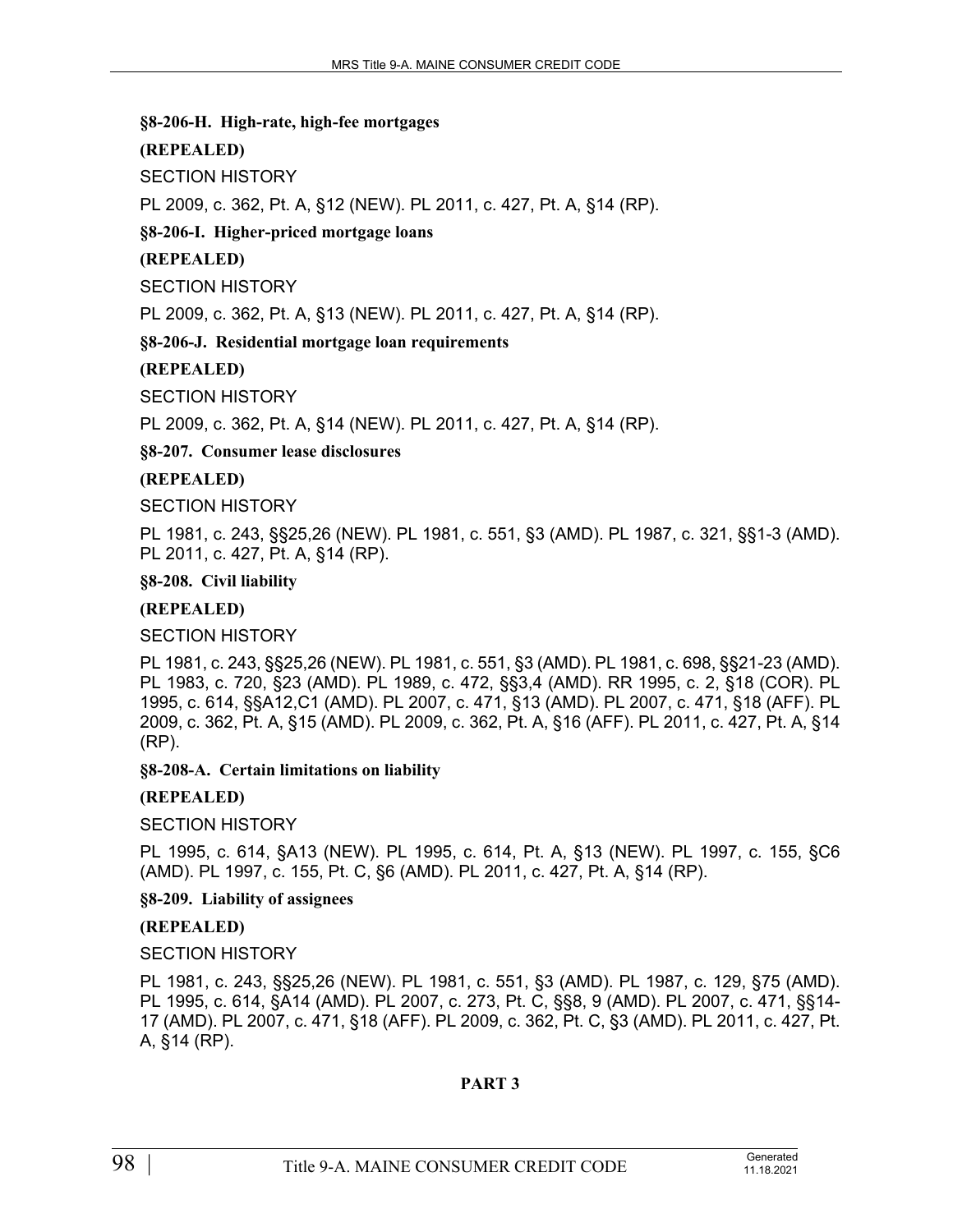**§8-206-H. High-rate, high-fee mortgages**

**(REPEALED)**

SECTION HISTORY

PL 2009, c. 362, Pt. A, §12 (NEW). PL 2011, c. 427, Pt. A, §14 (RP).

**§8-206-I. Higher-priced mortgage loans**

**(REPEALED)**

SECTION HISTORY

PL 2009, c. 362, Pt. A, §13 (NEW). PL 2011, c. 427, Pt. A, §14 (RP).

**§8-206-J. Residential mortgage loan requirements**

**(REPEALED)**

SECTION HISTORY

PL 2009, c. 362, Pt. A, §14 (NEW). PL 2011, c. 427, Pt. A, §14 (RP).

**§8-207. Consumer lease disclosures**

**(REPEALED)**

SECTION HISTORY

PL 1981, c. 243, §§25,26 (NEW). PL 1981, c. 551, §3 (AMD). PL 1987, c. 321, §§1-3 (AMD). PL 2011, c. 427, Pt. A, §14 (RP).

**§8-208. Civil liability**

**(REPEALED)**

SECTION HISTORY

PL 1981, c. 243, §§25,26 (NEW). PL 1981, c. 551, §3 (AMD). PL 1981, c. 698, §§21-23 (AMD). PL 1983, c. 720, §23 (AMD). PL 1989, c. 472, §§3,4 (AMD). RR 1995, c. 2, §18 (COR). PL 1995, c. 614, §§A12,C1 (AMD). PL 2007, c. 471, §13 (AMD). PL 2007, c. 471, §18 (AFF). PL 2009, c. 362, Pt. A, §15 (AMD). PL 2009, c. 362, Pt. A, §16 (AFF). PL 2011, c. 427, Pt. A, §14 (RP).

**§8-208-A. Certain limitations on liability**

**(REPEALED)**

SECTION HISTORY

PL 1995, c. 614, §A13 (NEW). PL 1995, c. 614, Pt. A, §13 (NEW). PL 1997, c. 155, §C6 (AMD). PL 1997, c. 155, Pt. C, §6 (AMD). PL 2011, c. 427, Pt. A, §14 (RP).

**§8-209. Liability of assignees**

**(REPEALED)**

SECTION HISTORY

PL 1981, c. 243, §§25,26 (NEW). PL 1981, c. 551, §3 (AMD). PL 1987, c. 129, §75 (AMD). PL 1995, c. 614, §A14 (AMD). PL 2007, c. 273, Pt. C, §§8, 9 (AMD). PL 2007, c. 471, §§14-17 (AMD). PL 2007, c. 471, §18 (AFF). PL 2009, c. 362, Pt. C, §3 (AMD). PL 2011, c. 427, Pt. A, §14 (RP).

**PART 3**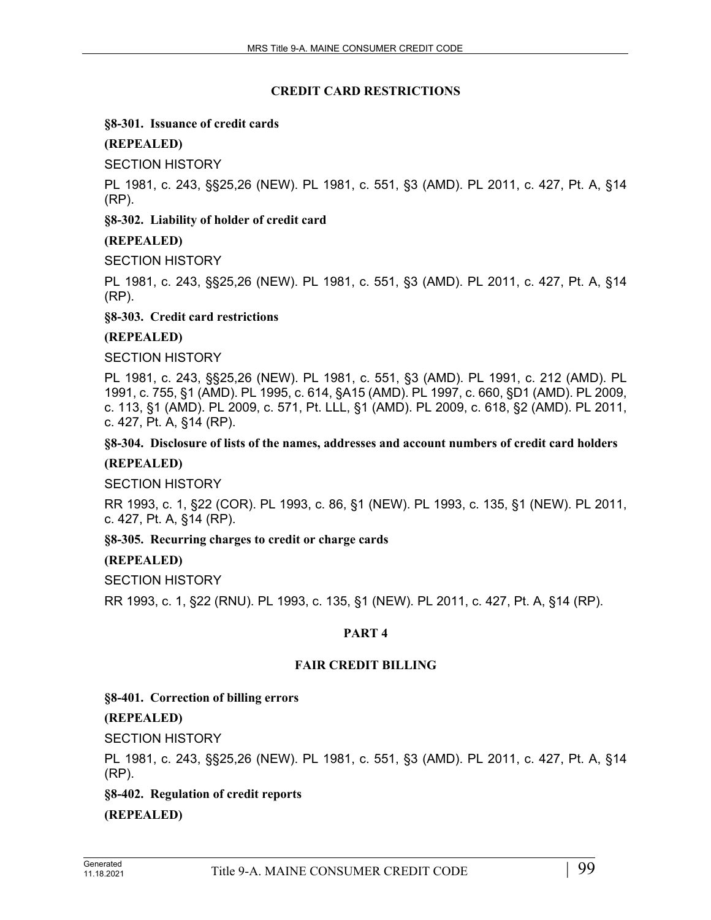## CREDIT CARD RESTRICTIONS

### §8-301. Issuance of credit cards

**(REPEALED)**

SECTION HISTORY

PL 1981, c. 243, §§25,26 (NEW). PL 1981, c. 551, §3 (AMD). PL 2011, c. 427, Pt. A, §14 (RP).

### §8-302. Liability of holder of credit card

**(REPEALED)**

SECTION HISTORY

PL 1981, c. 243, §§25,26 (NEW). PL 1981, c. 551, §3 (AMD). PL 2011, c. 427, Pt. A, §14 (RP).

### §8-303. Credit card restrictions

**(REPEALED)**

SECTION HISTORY

PL 1981, c. 243, §§25,26 (NEW). PL 1981, c. 551, §3 (AMD). PL 1991, c. 212 (AMD). PL 1991, c. 755, §1 (AMD). PL 1995, c. 614, §A15 (AMD). PL 1997, c. 660, §D1 (AMD). PL 2009, c. 113, §1 (AMD). PL 2009, c. 571, Pt. LLL, §1 (AMD). PL 2009, c. 618, §2 (AMD). PL 2011, c. 427, Pt. A, §14 (RP).

### §8-304. Disclosure of lists of the names, addresses and account numbers of credit card holders

**(REPEALED)**

SECTION HISTORY

RR 1993, c. 1, §22 (COR). PL 1993, c. 86, §1 (NEW). PL 1993, c. 135, §1 (NEW). PL 2011, c. 427, Pt. A, §14 (RP).

### §8-305. Recurring charges to credit or charge cards

**(REPEALED)**

SECTION HISTORY

RR 1993, c. 1, §22 (RNU). PL 1993, c. 135, §1 (NEW). PL 2011, c. 427, Pt. A, §14 (RP).

## PART 4

## FAIR CREDIT BILLING

### §8-401. Correction of billing errors

**(REPEALED)**

SECTION HISTORY

PL 1981, c. 243, §§25,26 (NEW). PL 1981, c. 551, §3 (AMD). PL 2011, c. 427, Pt. A, §14 (RP).

### §8-402. Regulation of credit reports

**(REPEALED)**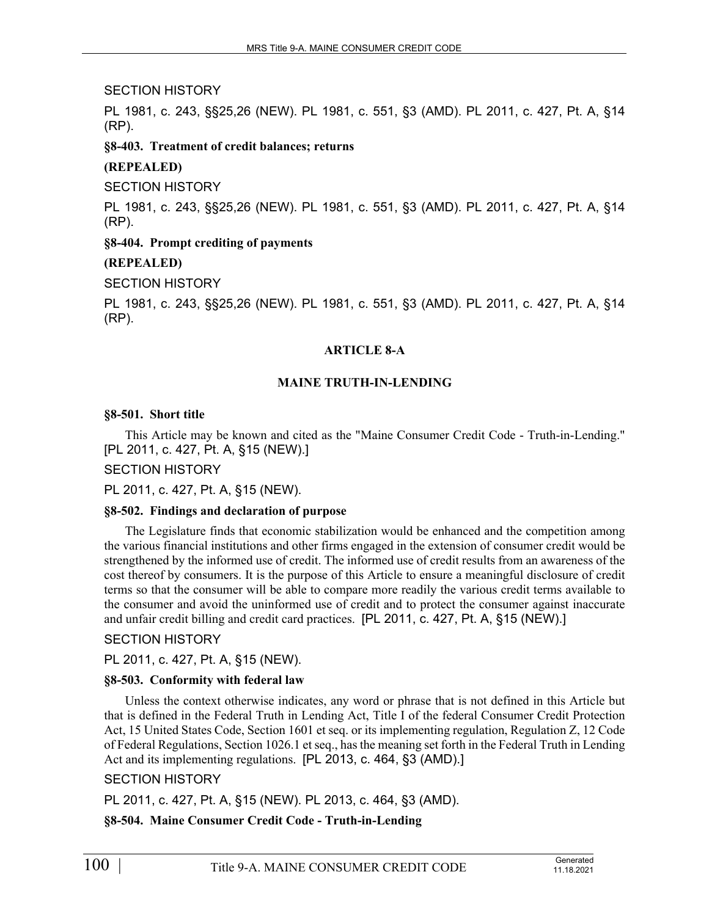SECTION HISTORY

PL 1981, c. 243, §§25,26 (NEW). PL 1981, c. 551, §3 (AMD). PL 2011, c. 427, Pt. A, §14 (RP).

**§8-403. Treatment of credit balances; returns**

**(REPEALED)**

SECTION HISTORY

PL 1981, c. 243, §§25,26 (NEW). PL 1981, c. 551, §3 (AMD). PL 2011, c. 427, Pt. A, §14 (RP).

**§8-404. Prompt crediting of payments**

**(REPEALED)**

SECTION HISTORY

PL 1981, c. 243, §§25,26 (NEW). PL 1981, c. 551, §3 (AMD). PL 2011, c. 427, Pt. A, §14 (RP).

## ARTICLE 8-A

## MAINE TRUTH-IN-LENDING

**§8-501. Short title**

This Article may be known and cited as the "Maine Consumer Credit Code - Truth-in-Lending." [PL 2011, c. 427, Pt. A, §15 (NEW).]

SECTION HISTORY

PL 2011, c. 427, Pt. A, §15 (NEW).

**§8-502. Findings and declaration of purpose**

The Legislature finds that economic stabilization would be enhanced and the competition among the various financial institutions and other firms engaged in the extension of consumer credit would be strengthened by the informed use of credit. The informed use of credit results from an awareness of the cost thereof by consumers. It is the purpose of this Article to ensure a meaningful disclosure of credit terms so that the consumer will be able to compare more readily the various credit terms available to the consumer and avoid the uninformed use of credit and to protect the consumer against inaccurate and unfair credit billing and credit card practices. [PL 2011, c. 427, Pt. A, §15 (NEW).]

SECTION HISTORY

PL 2011, c. 427, Pt. A, §15 (NEW).

**§8-503. Conformity with federal law**

Unless the context otherwise indicates, any word or phrase that is not defined in this Article but that is defined in the Federal Truth in Lending Act, Title I of the federal Consumer Credit Protection Act, 15 United States Code, Section 1601 et seq. or its implementing regulation, Regulation Z, 12 Code of Federal Regulations, Section 1026.1 et seq., has the meaning set forth in the Federal Truth in Lending Act and its implementing regulations. [PL 2013, c. 464, §3 (AMD).]

SECTION HISTORY

PL 2011, c. 427, Pt. A, §15 (NEW). PL 2013, c. 464, §3 (AMD).

**§8-504. Maine Consumer Credit Code - Truth-in-Lending**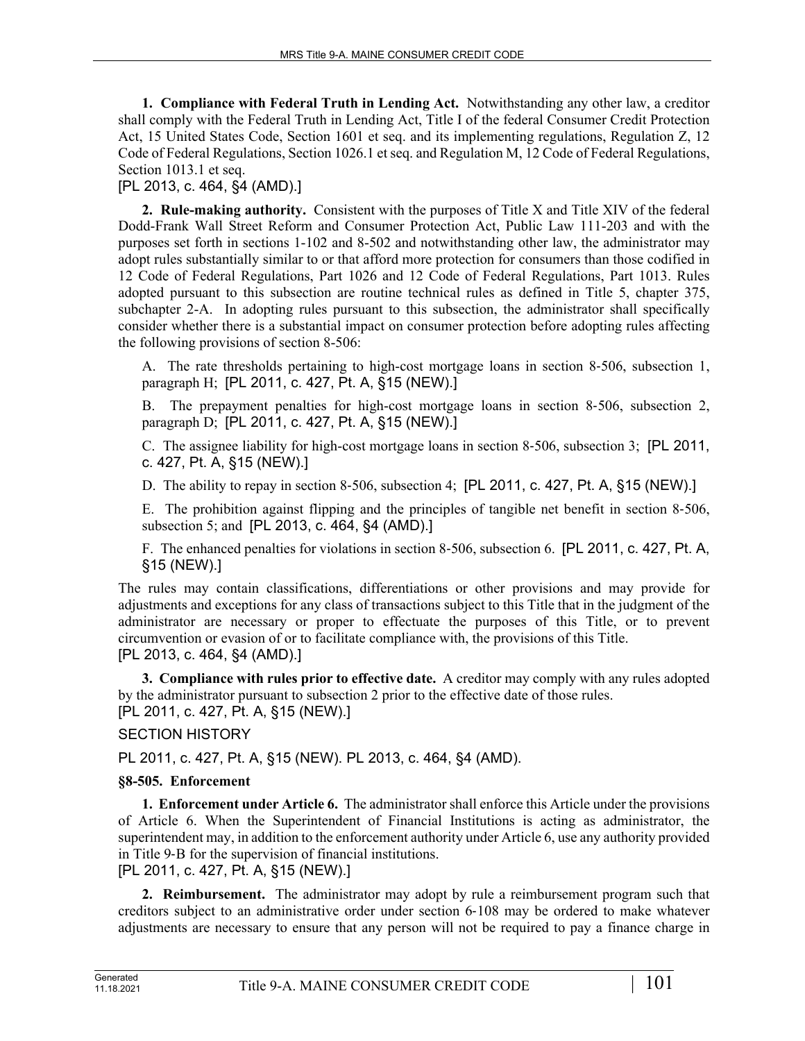**1. Compliance with Federal Truth in Lending Act.** Notwithstanding any other law, a creditor shall comply with the Federal Truth in Lending Act, Title I of the federal Consumer Credit Protection Act, 15 United States Code, Section 1601 et seq. and its implementing regulations, Regulation Z, 12 Code of Federal Regulations, Section 1026.1 et seq. and Regulation M, 12 Code of Federal Regulations, Section 1013.1 et seq.

[PL 2013, c. 464, §4 (AMD).]

**2. Rule-making authority.** Consistent with the purposes of Title X and Title XIV of the federal Dodd-Frank Wall Street Reform and Consumer Protection Act, Public Law 111-203 and with the purposes set forth in sections 1-102 and 8-502 and notwithstanding other law, the administrator may adopt rules substantially similar to or that afford more protection for consumers than those codified in 12 Code of Federal Regulations, Part 1026 and 12 Code of Federal Regulations, Part 1013. Rules adopted pursuant to this subsection are routine technical rules as defined in Title 5, chapter 375, subchapter 2-A. In adopting rules pursuant to this subsection, the administrator shall specifically consider whether there is a substantial impact on consumer protection before adopting rules affecting the following provisions of section 8-506:

A. The rate thresholds pertaining to high-cost mortgage loans in section 8-506, subsection 1, paragraph H; [PL 2011, c. 427, Pt. A, §15 (NEW).]

B. The prepayment penalties for high-cost mortgage loans in section 8-506, subsection 2, paragraph D; [PL 2011, c. 427, Pt. A, §15 (NEW).]

C. The assignee liability for high-cost mortgage loans in section 8-506, subsection 3; [PL 2011, c. 427, Pt. A, §15 (NEW).]

D. The ability to repay in section 8-506, subsection 4; [PL 2011, c. 427, Pt. A, §15 (NEW).]

E. The prohibition against flipping and the principles of tangible net benefit in section 8-506, subsection 5; and [PL 2013, c. 464, §4 (AMD).]

F. The enhanced penalties for violations in section 8-506, subsection 6. [PL 2011, c. 427, Pt. A, §15 (NEW).]

The rules may contain classifications, differentiations or other provisions and may provide for adjustments and exceptions for any class of transactions subject to this Title that in the judgment of the administrator are necessary or proper to effectuate the purposes of this Title, or to prevent circumvention or evasion of or to facilitate compliance with, the provisions of this Title.

[PL 2013, c. 464, §4 (AMD).]

**3. Compliance with rules prior to effective date.** A creditor may comply with any rules adopted by the administrator pursuant to subsection 2 prior to the effective date of those rules.

[PL 2011, c. 427, Pt. A, §15 (NEW).]

SECTION HISTORY

PL 2011, c. 427, Pt. A, §15 (NEW). PL 2013, c. 464, §4 (AMD).

### §8-505. Enforcement

**1. Enforcement under Article 6.** The administrator shall enforce this Article under the provisions of Article 6. When the Superintendent of Financial Institutions is acting as administrator, the superintendent may, in addition to the enforcement authority under Article 6, use any authority provided in Title 9-B for the supervision of financial institutions.

[PL 2011, c. 427, Pt. A, §15 (NEW).]

**2. Reimbursement.** The administrator may adopt by rule a reimbursement program such that creditors subject to an administrative order under section 6-108 may be ordered to make whatever adjustments are necessary to ensure that any person will not be required to pay a finance charge in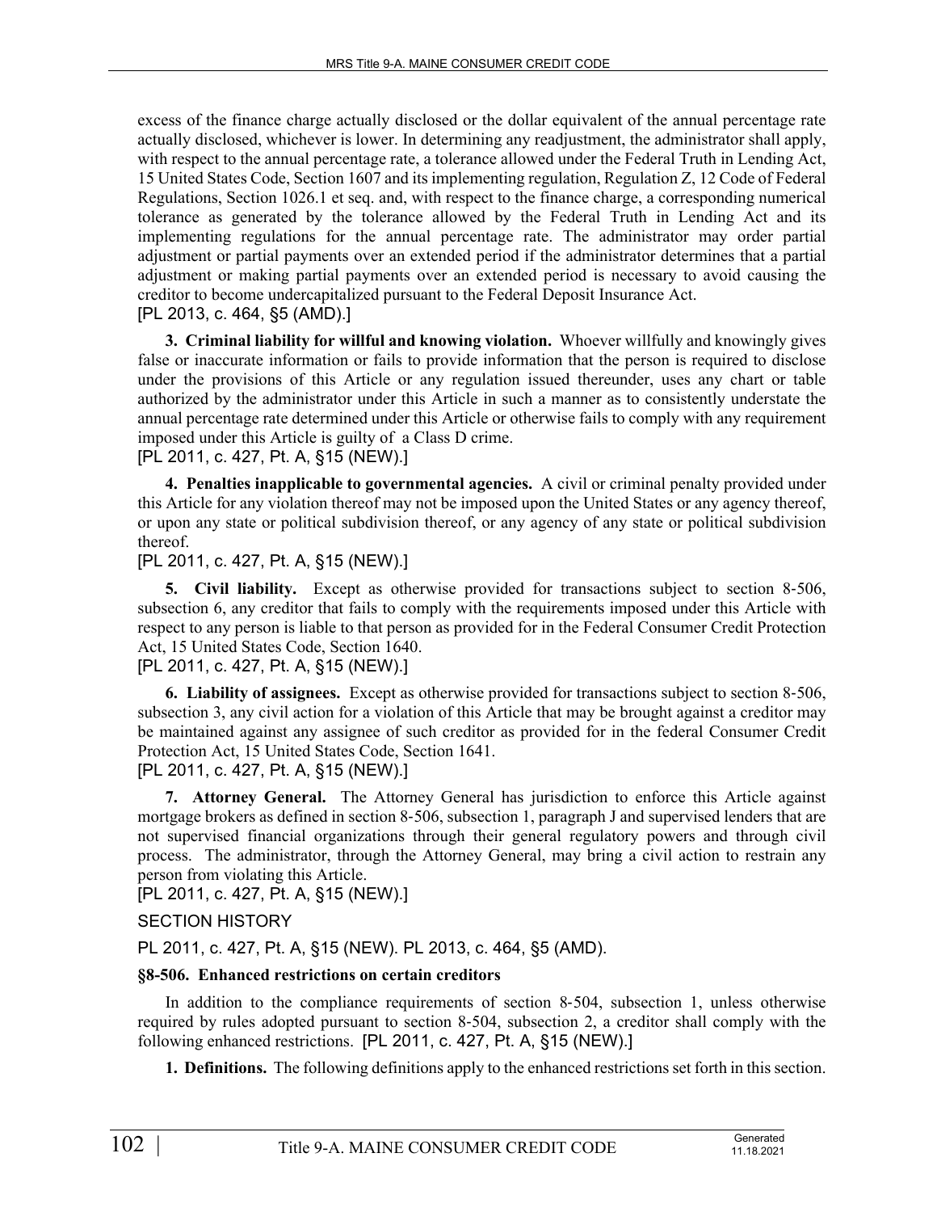excess of the finance charge actually disclosed or the dollar equivalent of the annual percentage rate actually disclosed, whichever is lower. In determining any readjustment, the administrator shall apply, with respect to the annual percentage rate, a tolerance allowed under the Federal Truth in Lending Act, 15 United States Code, Section 1607 and its implementing regulation, Regulation Z, 12 Code of Federal Regulations, Section 1026.1 et seq. and, with respect to the finance charge, a corresponding numerical tolerance as generated by the tolerance allowed by the Federal Truth in Lending Act and its implementing regulations for the annual percentage rate. The administrator may order partial adjustment or partial payments over an extended period if the administrator determines that a partial adjustment or making partial payments over an extended period is necessary to avoid causing the creditor to become undercapitalized pursuant to the Federal Deposit Insurance Act.
[PL 2013, c. 464, §5 (AMD).]

**3. Criminal liability for willful and knowing violation.** Whoever willfully and knowingly gives false or inaccurate information or fails to provide information that the person is required to disclose under the provisions of this Article or any regulation issued thereunder, uses any chart or table authorized by the administrator under this Article in such a manner as to consistently understate the annual percentage rate determined under this Article or otherwise fails to comply with any requirement imposed under this Article is guilty of a Class D crime.
[PL 2011, c. 427, Pt. A, §15 (NEW).]

**4. Penalties inapplicable to governmental agencies.** A civil or criminal penalty provided under this Article for any violation thereof may not be imposed upon the United States or any agency thereof, or upon any state or political subdivision thereof, or any agency of any state or political subdivision thereof.
[PL 2011, c. 427, Pt. A, §15 (NEW).]

**5. Civil liability.** Except as otherwise provided for transactions subject to section 8-506, subsection 6, any creditor that fails to comply with the requirements imposed under this Article with respect to any person is liable to that person as provided for in the Federal Consumer Credit Protection Act, 15 United States Code, Section 1640.
[PL 2011, c. 427, Pt. A, §15 (NEW).]

**6. Liability of assignees.** Except as otherwise provided for transactions subject to section 8-506, subsection 3, any civil action for a violation of this Article that may be brought against a creditor may be maintained against any assignee of such creditor as provided for in the federal Consumer Credit Protection Act, 15 United States Code, Section 1641.
[PL 2011, c. 427, Pt. A, §15 (NEW).]

**7. Attorney General.** The Attorney General has jurisdiction to enforce this Article against mortgage brokers as defined in section 8-506, subsection 1, paragraph J and supervised lenders that are not supervised financial organizations through their general regulatory powers and through civil process. The administrator, through the Attorney General, may bring a civil action to restrain any person from violating this Article.
[PL 2011, c. 427, Pt. A, §15 (NEW).]

SECTION HISTORY

PL 2011, c. 427, Pt. A, §15 (NEW). PL 2013, c. 464, §5 (AMD).

### §8-506. Enhanced restrictions on certain creditors

In addition to the compliance requirements of section 8-504, subsection 1, unless otherwise required by rules adopted pursuant to section 8-504, subsection 2, a creditor shall comply with the following enhanced restrictions. [PL 2011, c. 427, Pt. A, §15 (NEW).]

**1. Definitions.** The following definitions apply to the enhanced restrictions set forth in this section.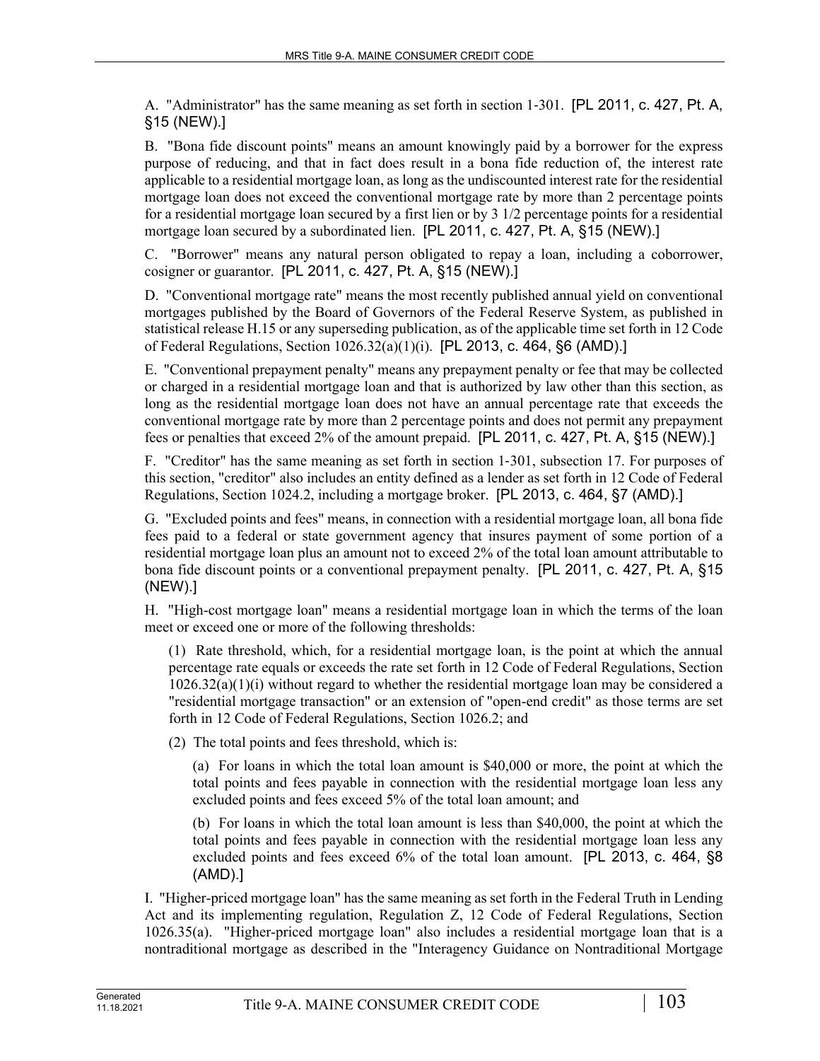A. "Administrator" has the same meaning as set forth in section 1-301. [PL 2011, c. 427, Pt. A, §15 (NEW).]

B. "Bona fide discount points" means an amount knowingly paid by a borrower for the express purpose of reducing, and that in fact does result in a bona fide reduction of, the interest rate applicable to a residential mortgage loan, as long as the undiscounted interest rate for the residential mortgage loan does not exceed the conventional mortgage rate by more than 2 percentage points for a residential mortgage loan secured by a first lien or by 3 1/2 percentage points for a residential mortgage loan secured by a subordinated lien. [PL 2011, c. 427, Pt. A, §15 (NEW).]

C. "Borrower" means any natural person obligated to repay a loan, including a coborrower, cosigner or guarantor. [PL 2011, c. 427, Pt. A, §15 (NEW).]

D. "Conventional mortgage rate" means the most recently published annual yield on conventional mortgages published by the Board of Governors of the Federal Reserve System, as published in statistical release H.15 or any superseding publication, as of the applicable time set forth in 12 Code of Federal Regulations, Section 1026.32(a)(1)(i). [PL 2013, c. 464, §6 (AMD).]

E. "Conventional prepayment penalty" means any prepayment penalty or fee that may be collected or charged in a residential mortgage loan and that is authorized by law other than this section, as long as the residential mortgage loan does not have an annual percentage rate that exceeds the conventional mortgage rate by more than 2 percentage points and does not permit any prepayment fees or penalties that exceed 2% of the amount prepaid. [PL 2011, c. 427, Pt. A, §15 (NEW).]

F. "Creditor" has the same meaning as set forth in section 1-301, subsection 17. For purposes of this section, "creditor" also includes an entity defined as a lender as set forth in 12 Code of Federal Regulations, Section 1024.2, including a mortgage broker. [PL 2013, c. 464, §7 (AMD).]

G. "Excluded points and fees" means, in connection with a residential mortgage loan, all bona fide fees paid to a federal or state government agency that insures payment of some portion of a residential mortgage loan plus an amount not to exceed 2% of the total loan amount attributable to bona fide discount points or a conventional prepayment penalty. [PL 2011, c. 427, Pt. A, §15 (NEW).]

H. "High-cost mortgage loan" means a residential mortgage loan in which the terms of the loan meet or exceed one or more of the following thresholds:

(1) Rate threshold, which, for a residential mortgage loan, is the point at which the annual percentage rate equals or exceeds the rate set forth in 12 Code of Federal Regulations, Section 1026.32(a)(1)(i) without regard to whether the residential mortgage loan may be considered a "residential mortgage transaction" or an extension of "open-end credit" as those terms are set forth in 12 Code of Federal Regulations, Section 1026.2; and

(2) The total points and fees threshold, which is:

(a) For loans in which the total loan amount is $40,000 or more, the point at which the total points and fees payable in connection with the residential mortgage loan less any excluded points and fees exceed 5% of the total loan amount; and

(b) For loans in which the total loan amount is less than $40,000, the point at which the total points and fees payable in connection with the residential mortgage loan less any excluded points and fees exceed 6% of the total loan amount. [PL 2013, c. 464, §8 (AMD).]

I. "Higher-priced mortgage loan" has the same meaning as set forth in the Federal Truth in Lending Act and its implementing regulation, Regulation Z, 12 Code of Federal Regulations, Section 1026.35(a). "Higher-priced mortgage loan" also includes a residential mortgage loan that is a nontraditional mortgage as described in the "Interagency Guidance on Nontraditional Mortgage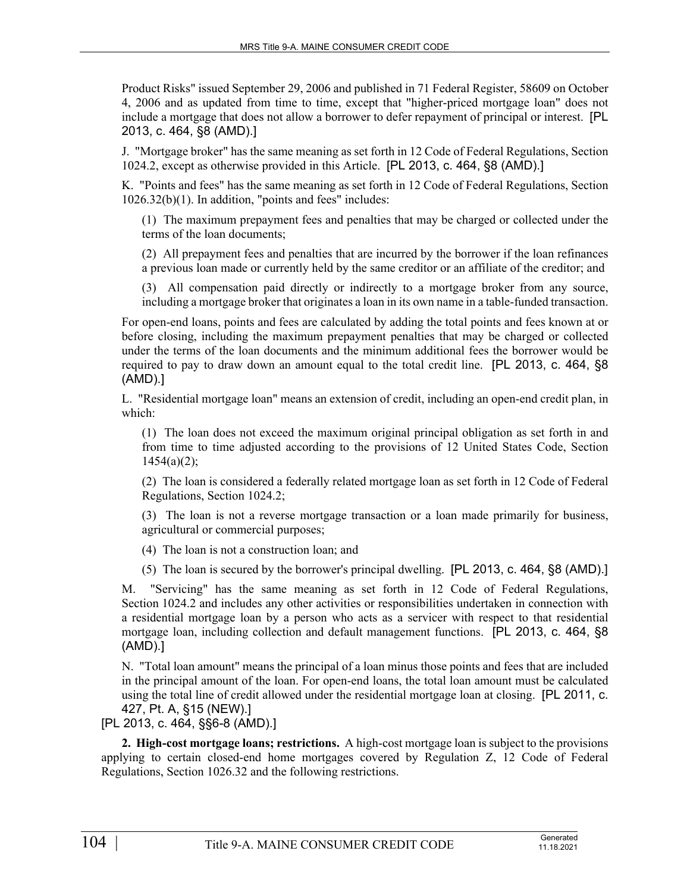Product Risks" issued September 29, 2006 and published in 71 Federal Register, 58609 on October 4, 2006 and as updated from time to time, except that "higher-priced mortgage loan" does not include a mortgage that does not allow a borrower to defer repayment of principal or interest. [PL 2013, c. 464, §8 (AMD).]

J. "Mortgage broker" has the same meaning as set forth in 12 Code of Federal Regulations, Section 1024.2, except as otherwise provided in this Article. [PL 2013, c. 464, §8 (AMD).]

K. "Points and fees" has the same meaning as set forth in 12 Code of Federal Regulations, Section 1026.32(b)(1). In addition, "points and fees" includes:

(1) The maximum prepayment fees and penalties that may be charged or collected under the terms of the loan documents;

(2) All prepayment fees and penalties that are incurred by the borrower if the loan refinances a previous loan made or currently held by the same creditor or an affiliate of the creditor; and

(3) All compensation paid directly or indirectly to a mortgage broker from any source, including a mortgage broker that originates a loan in its own name in a table-funded transaction.

For open-end loans, points and fees are calculated by adding the total points and fees known at or before closing, including the maximum prepayment penalties that may be charged or collected under the terms of the loan documents and the minimum additional fees the borrower would be required to pay to draw down an amount equal to the total credit line. [PL 2013, c. 464, §8 (AMD).]

L. "Residential mortgage loan" means an extension of credit, including an open-end credit plan, in which:

(1) The loan does not exceed the maximum original principal obligation as set forth in and from time to time adjusted according to the provisions of 12 United States Code, Section 1454(a)(2);

(2) The loan is considered a federally related mortgage loan as set forth in 12 Code of Federal Regulations, Section 1024.2;

(3) The loan is not a reverse mortgage transaction or a loan made primarily for business, agricultural or commercial purposes;

(4) The loan is not a construction loan; and

(5) The loan is secured by the borrower's principal dwelling. [PL 2013, c. 464, §8 (AMD).]

M. "Servicing" has the same meaning as set forth in 12 Code of Federal Regulations, Section 1024.2 and includes any other activities or responsibilities undertaken in connection with a residential mortgage loan by a person who acts as a servicer with respect to that residential mortgage loan, including collection and default management functions. [PL 2013, c. 464, §8 (AMD).]

N. "Total loan amount" means the principal of a loan minus those points and fees that are included in the principal amount of the loan. For open-end loans, the total loan amount must be calculated using the total line of credit allowed under the residential mortgage loan at closing. [PL 2011, c. 427, Pt. A, §15 (NEW).]

[PL 2013, c. 464, §§6-8 (AMD).]

**2. High-cost mortgage loans; restrictions.** A high-cost mortgage loan is subject to the provisions applying to certain closed-end home mortgages covered by Regulation Z, 12 Code of Federal Regulations, Section 1026.32 and the following restrictions.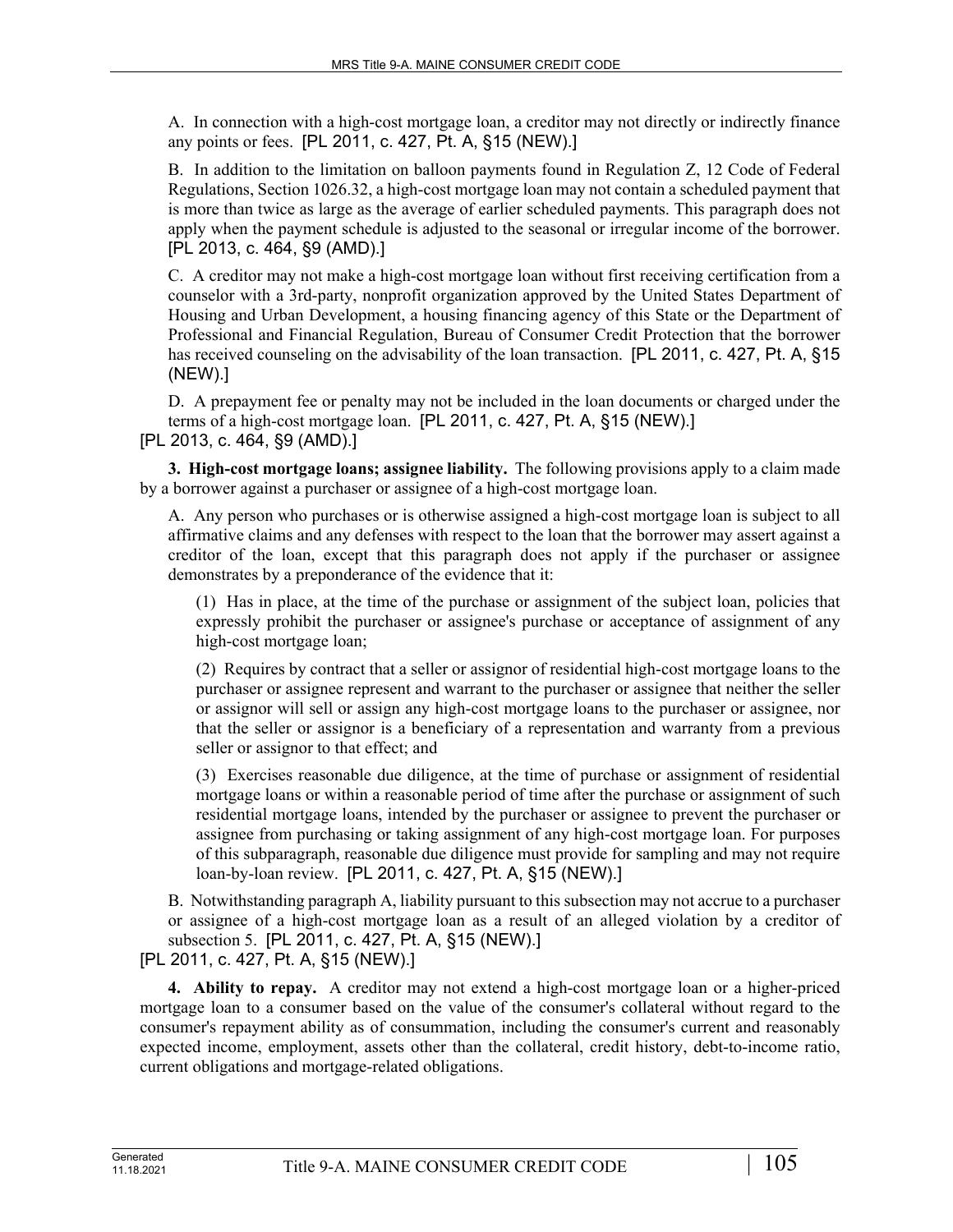A. In connection with a high-cost mortgage loan, a creditor may not directly or indirectly finance any points or fees. [PL 2011, c. 427, Pt. A, §15 (NEW).]

B. In addition to the limitation on balloon payments found in Regulation Z, 12 Code of Federal Regulations, Section 1026.32, a high-cost mortgage loan may not contain a scheduled payment that is more than twice as large as the average of earlier scheduled payments. This paragraph does not apply when the payment schedule is adjusted to the seasonal or irregular income of the borrower. [PL 2013, c. 464, §9 (AMD).]

C. A creditor may not make a high-cost mortgage loan without first receiving certification from a counselor with a 3rd-party, nonprofit organization approved by the United States Department of Housing and Urban Development, a housing financing agency of this State or the Department of Professional and Financial Regulation, Bureau of Consumer Credit Protection that the borrower has received counseling on the advisability of the loan transaction. [PL 2011, c. 427, Pt. A, §15 (NEW).]

D. A prepayment fee or penalty may not be included in the loan documents or charged under the terms of a high-cost mortgage loan. [PL 2011, c. 427, Pt. A, §15 (NEW).]

[PL 2013, c. 464, §9 (AMD).]

**3. High-cost mortgage loans; assignee liability.** The following provisions apply to a claim made by a borrower against a purchaser or assignee of a high-cost mortgage loan.

A. Any person who purchases or is otherwise assigned a high-cost mortgage loan is subject to all affirmative claims and any defenses with respect to the loan that the borrower may assert against a creditor of the loan, except that this paragraph does not apply if the purchaser or assignee demonstrates by a preponderance of the evidence that it:

(1) Has in place, at the time of the purchase or assignment of the subject loan, policies that expressly prohibit the purchaser or assignee's purchase or acceptance of assignment of any high-cost mortgage loan;

(2) Requires by contract that a seller or assignor of residential high-cost mortgage loans to the purchaser or assignee represent and warrant to the purchaser or assignee that neither the seller or assignor will sell or assign any high-cost mortgage loans to the purchaser or assignee, nor that the seller or assignor is a beneficiary of a representation and warranty from a previous seller or assignor to that effect; and

(3) Exercises reasonable due diligence, at the time of purchase or assignment of residential mortgage loans or within a reasonable period of time after the purchase or assignment of such residential mortgage loans, intended by the purchaser or assignee to prevent the purchaser or assignee from purchasing or taking assignment of any high-cost mortgage loan. For purposes of this subparagraph, reasonable due diligence must provide for sampling and may not require loan-by-loan review. [PL 2011, c. 427, Pt. A, §15 (NEW).]

B. Notwithstanding paragraph A, liability pursuant to this subsection may not accrue to a purchaser or assignee of a high-cost mortgage loan as a result of an alleged violation by a creditor of subsection 5. [PL 2011, c. 427, Pt. A, §15 (NEW).]

[PL 2011, c. 427, Pt. A, §15 (NEW).]

**4. Ability to repay.** A creditor may not extend a high-cost mortgage loan or a higher-priced mortgage loan to a consumer based on the value of the consumer's collateral without regard to the consumer's repayment ability as of consummation, including the consumer's current and reasonably expected income, employment, assets other than the collateral, credit history, debt-to-income ratio, current obligations and mortgage-related obligations.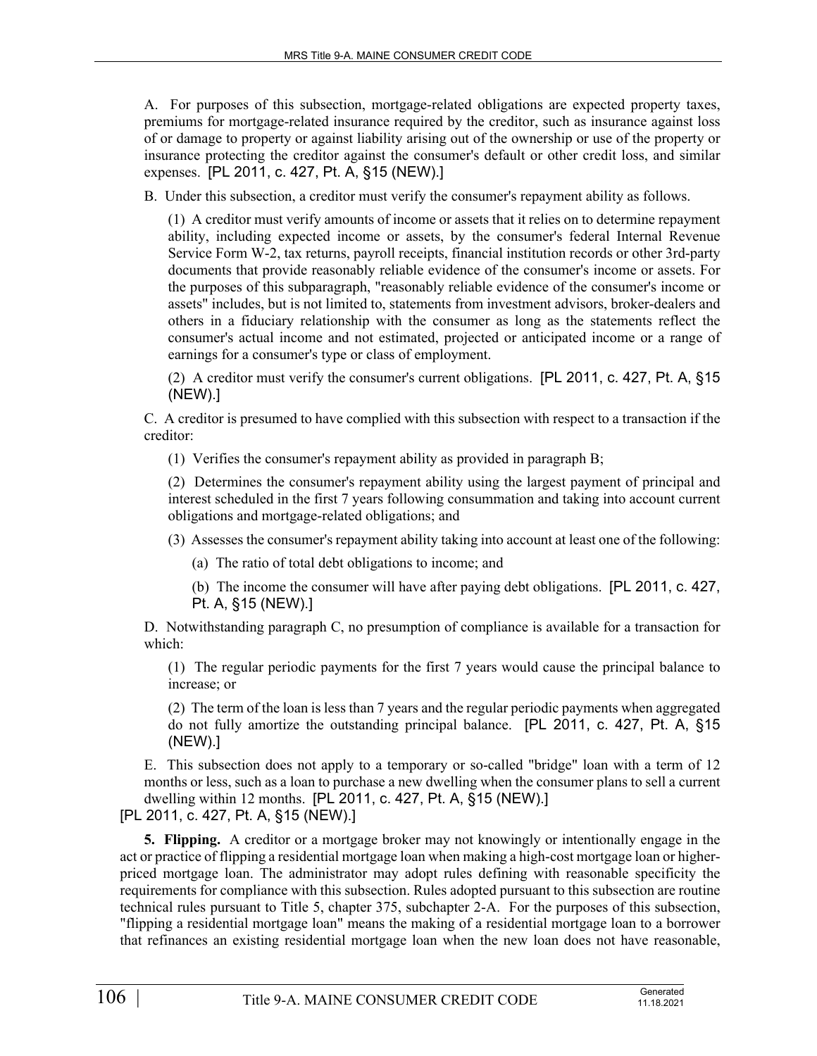A. For purposes of this subsection, mortgage-related obligations are expected property taxes, premiums for mortgage-related insurance required by the creditor, such as insurance against loss of or damage to property or against liability arising out of the ownership or use of the property or insurance protecting the creditor against the consumer's default or other credit loss, and similar expenses. [PL 2011, c. 427, Pt. A, §15 (NEW).]

B. Under this subsection, a creditor must verify the consumer's repayment ability as follows.

(1) A creditor must verify amounts of income or assets that it relies on to determine repayment ability, including expected income or assets, by the consumer's federal Internal Revenue Service Form W-2, tax returns, payroll receipts, financial institution records or other 3rd-party documents that provide reasonably reliable evidence of the consumer's income or assets. For the purposes of this subparagraph, "reasonably reliable evidence of the consumer's income or assets" includes, but is not limited to, statements from investment advisors, broker-dealers and others in a fiduciary relationship with the consumer as long as the statements reflect the consumer's actual income and not estimated, projected or anticipated income or a range of earnings for a consumer's type or class of employment.

(2) A creditor must verify the consumer's current obligations. [PL 2011, c. 427, Pt. A, §15 (NEW).]

C. A creditor is presumed to have complied with this subsection with respect to a transaction if the creditor:

(1) Verifies the consumer's repayment ability as provided in paragraph B;

(2) Determines the consumer's repayment ability using the largest payment of principal and interest scheduled in the first 7 years following consummation and taking into account current obligations and mortgage-related obligations; and

(3) Assesses the consumer's repayment ability taking into account at least one of the following:

(a) The ratio of total debt obligations to income; and

(b) The income the consumer will have after paying debt obligations. [PL 2011, c. 427, Pt. A, §15 (NEW).]

D. Notwithstanding paragraph C, no presumption of compliance is available for a transaction for which:

(1) The regular periodic payments for the first 7 years would cause the principal balance to increase; or

(2) The term of the loan is less than 7 years and the regular periodic payments when aggregated do not fully amortize the outstanding principal balance. [PL 2011, c. 427, Pt. A, §15 (NEW).]

E. This subsection does not apply to a temporary or so-called "bridge" loan with a term of 12 months or less, such as a loan to purchase a new dwelling when the consumer plans to sell a current dwelling within 12 months. [PL 2011, c. 427, Pt. A, §15 (NEW).]

[PL 2011, c. 427, Pt. A, §15 (NEW).]

**5. Flipping.** A creditor or a mortgage broker may not knowingly or intentionally engage in the act or practice of flipping a residential mortgage loan when making a high-cost mortgage loan or higher-priced mortgage loan. The administrator may adopt rules defining with reasonable specificity the requirements for compliance with this subsection. Rules adopted pursuant to this subsection are routine technical rules pursuant to Title 5, chapter 375, subchapter 2-A. For the purposes of this subsection, "flipping a residential mortgage loan" means the making of a residential mortgage loan to a borrower that refinances an existing residential mortgage loan when the new loan does not have reasonable,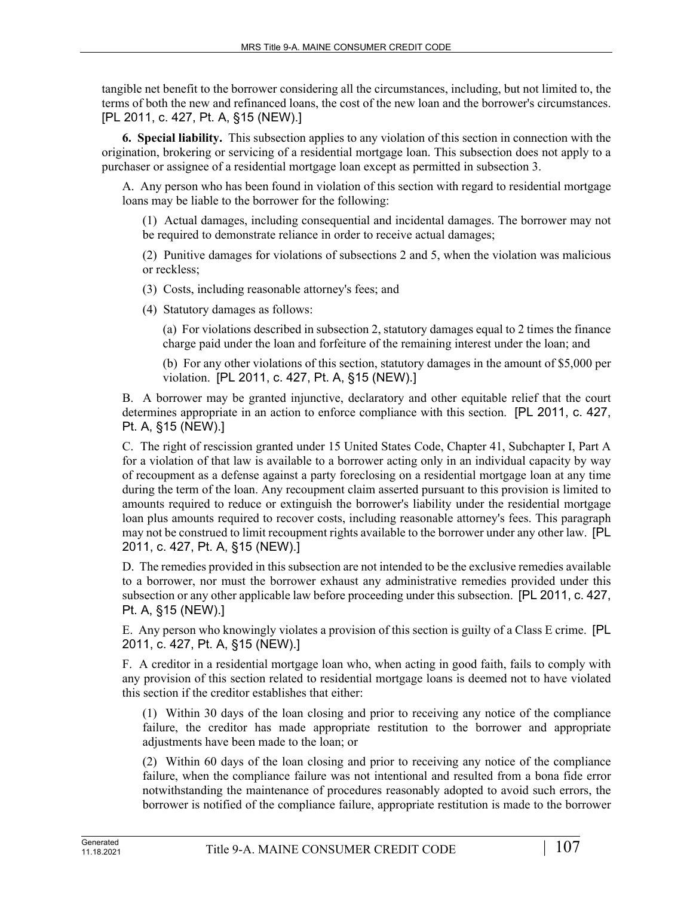tangible net benefit to the borrower considering all the circumstances, including, but not limited to, the terms of both the new and refinanced loans, the cost of the new loan and the borrower's circumstances. [PL 2011, c. 427, Pt. A, §15 (NEW).]

**6. Special liability.** This subsection applies to any violation of this section in connection with the origination, brokering or servicing of a residential mortgage loan. This subsection does not apply to a purchaser or assignee of a residential mortgage loan except as permitted in subsection 3.

A. Any person who has been found in violation of this section with regard to residential mortgage loans may be liable to the borrower for the following:

(1) Actual damages, including consequential and incidental damages. The borrower may not be required to demonstrate reliance in order to receive actual damages;

(2) Punitive damages for violations of subsections 2 and 5, when the violation was malicious or reckless;

(3) Costs, including reasonable attorney's fees; and

(4) Statutory damages as follows:

(a) For violations described in subsection 2, statutory damages equal to 2 times the finance charge paid under the loan and forfeiture of the remaining interest under the loan; and

(b) For any other violations of this section, statutory damages in the amount of $5,000 per violation. [PL 2011, c. 427, Pt. A, §15 (NEW).]

B. A borrower may be granted injunctive, declaratory and other equitable relief that the court determines appropriate in an action to enforce compliance with this section. [PL 2011, c. 427, Pt. A, §15 (NEW).]

C. The right of rescission granted under 15 United States Code, Chapter 41, Subchapter I, Part A for a violation of that law is available to a borrower acting only in an individual capacity by way of recoupment as a defense against a party foreclosing on a residential mortgage loan at any time during the term of the loan. Any recoupment claim asserted pursuant to this provision is limited to amounts required to reduce or extinguish the borrower's liability under the residential mortgage loan plus amounts required to recover costs, including reasonable attorney's fees. This paragraph may not be construed to limit recoupment rights available to the borrower under any other law. [PL 2011, c. 427, Pt. A, §15 (NEW).]

D. The remedies provided in this subsection are not intended to be the exclusive remedies available to a borrower, nor must the borrower exhaust any administrative remedies provided under this subsection or any other applicable law before proceeding under this subsection. [PL 2011, c. 427, Pt. A, §15 (NEW).]

E. Any person who knowingly violates a provision of this section is guilty of a Class E crime. [PL 2011, c. 427, Pt. A, §15 (NEW).]

F. A creditor in a residential mortgage loan who, when acting in good faith, fails to comply with any provision of this section related to residential mortgage loans is deemed not to have violated this section if the creditor establishes that either:

(1) Within 30 days of the loan closing and prior to receiving any notice of the compliance failure, the creditor has made appropriate restitution to the borrower and appropriate adjustments have been made to the loan; or

(2) Within 60 days of the loan closing and prior to receiving any notice of the compliance failure, when the compliance failure was not intentional and resulted from a bona fide error notwithstanding the maintenance of procedures reasonably adopted to avoid such errors, the borrower is notified of the compliance failure, appropriate restitution is made to the borrower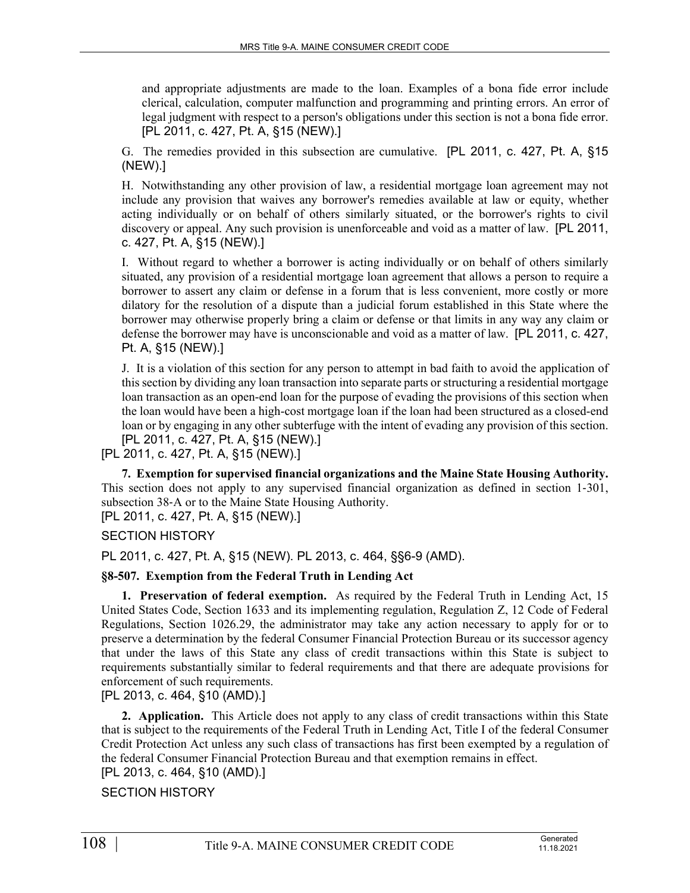and appropriate adjustments are made to the loan. Examples of a bona fide error include clerical, calculation, computer malfunction and programming and printing errors. An error of legal judgment with respect to a person's obligations under this section is not a bona fide error. [PL 2011, c. 427, Pt. A, §15 (NEW).]

G. The remedies provided in this subsection are cumulative. [PL 2011, c. 427, Pt. A, §15 (NEW).]

H. Notwithstanding any other provision of law, a residential mortgage loan agreement may not include any provision that waives any borrower's remedies available at law or equity, whether acting individually or on behalf of others similarly situated, or the borrower's rights to civil discovery or appeal. Any such provision is unenforceable and void as a matter of law. [PL 2011, c. 427, Pt. A, §15 (NEW).]

I. Without regard to whether a borrower is acting individually or on behalf of others similarly situated, any provision of a residential mortgage loan agreement that allows a person to require a borrower to assert any claim or defense in a forum that is less convenient, more costly or more dilatory for the resolution of a dispute than a judicial forum established in this State where the borrower may otherwise properly bring a claim or defense or that limits in any way any claim or defense the borrower may have is unconscionable and void as a matter of law. [PL 2011, c. 427, Pt. A, §15 (NEW).]

J. It is a violation of this section for any person to attempt in bad faith to avoid the application of this section by dividing any loan transaction into separate parts or structuring a residential mortgage loan transaction as an open-end loan for the purpose of evading the provisions of this section when the loan would have been a high-cost mortgage loan if the loan had been structured as a closed-end loan or by engaging in any other subterfuge with the intent of evading any provision of this section. [PL 2011, c. 427, Pt. A, §15 (NEW).]

[PL 2011, c. 427, Pt. A, §15 (NEW).]

**7. Exemption for supervised financial organizations and the Maine State Housing Authority.** This section does not apply to any supervised financial organization as defined in section 1-301, subsection 38-A or to the Maine State Housing Authority.

[PL 2011, c. 427, Pt. A, §15 (NEW).]

SECTION HISTORY

PL 2011, c. 427, Pt. A, §15 (NEW). PL 2013, c. 464, §§6-9 (AMD).

**§8-507. Exemption from the Federal Truth in Lending Act**

**1. Preservation of federal exemption.** As required by the Federal Truth in Lending Act, 15 United States Code, Section 1633 and its implementing regulation, Regulation Z, 12 Code of Federal Regulations, Section 1026.29, the administrator may take any action necessary to apply for or to preserve a determination by the federal Consumer Financial Protection Bureau or its successor agency that under the laws of this State any class of credit transactions within this State is subject to requirements substantially similar to federal requirements and that there are adequate provisions for enforcement of such requirements.

[PL 2013, c. 464, §10 (AMD).]

**2. Application.** This Article does not apply to any class of credit transactions within this State that is subject to the requirements of the Federal Truth in Lending Act, Title I of the federal Consumer Credit Protection Act unless any such class of transactions has first been exempted by a regulation of the federal Consumer Financial Protection Bureau and that exemption remains in effect.

[PL 2013, c. 464, §10 (AMD).]

SECTION HISTORY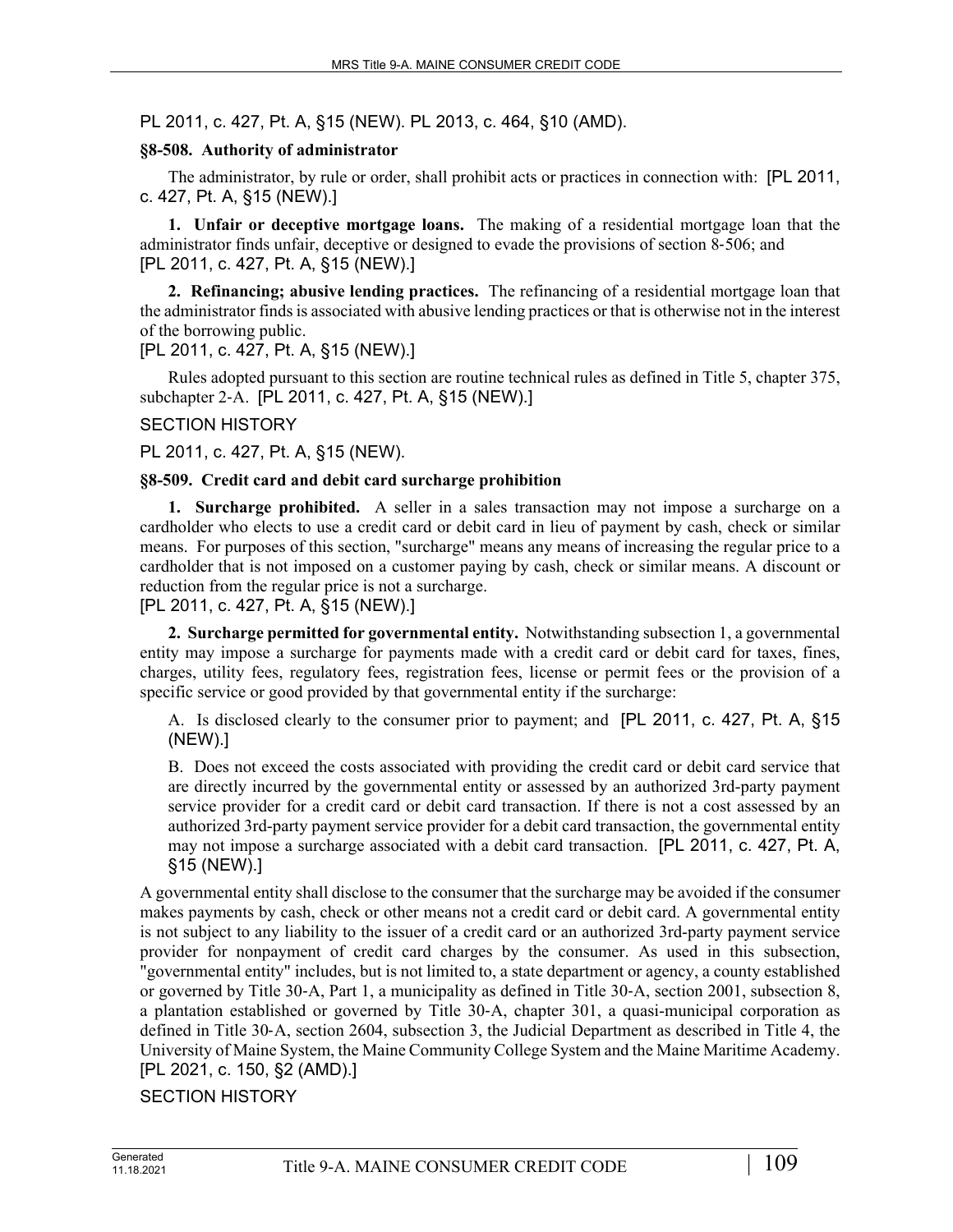PL 2011, c. 427, Pt. A, §15 (NEW). PL 2013, c. 464, §10 (AMD).

### §8-508. Authority of administrator

The administrator, by rule or order, shall prohibit acts or practices in connection with: [PL 2011, c. 427, Pt. A, §15 (NEW).]

**1. Unfair or deceptive mortgage loans.** The making of a residential mortgage loan that the administrator finds unfair, deceptive or designed to evade the provisions of section 8-506; and [PL 2011, c. 427, Pt. A, §15 (NEW).]

**2. Refinancing; abusive lending practices.** The refinancing of a residential mortgage loan that the administrator finds is associated with abusive lending practices or that is otherwise not in the interest of the borrowing public.
[PL 2011, c. 427, Pt. A, §15 (NEW).]

Rules adopted pursuant to this section are routine technical rules as defined in Title 5, chapter 375, subchapter 2-A. [PL 2011, c. 427, Pt. A, §15 (NEW).]

SECTION HISTORY

PL 2011, c. 427, Pt. A, §15 (NEW).

### §8-509. Credit card and debit card surcharge prohibition

**1. Surcharge prohibited.** A seller in a sales transaction may not impose a surcharge on a cardholder who elects to use a credit card or debit card in lieu of payment by cash, check or similar means. For purposes of this section, "surcharge" means any means of increasing the regular price to a cardholder that is not imposed on a customer paying by cash, check or similar means. A discount or reduction from the regular price is not a surcharge.
[PL 2011, c. 427, Pt. A, §15 (NEW).]

**2. Surcharge permitted for governmental entity.** Notwithstanding subsection 1, a governmental entity may impose a surcharge for payments made with a credit card or debit card for taxes, fines, charges, utility fees, regulatory fees, registration fees, license or permit fees or the provision of a specific service or good provided by that governmental entity if the surcharge:

A. Is disclosed clearly to the consumer prior to payment; and [PL 2011, c. 427, Pt. A, §15 (NEW).]

B. Does not exceed the costs associated with providing the credit card or debit card service that are directly incurred by the governmental entity or assessed by an authorized 3rd-party payment service provider for a credit card or debit card transaction. If there is not a cost assessed by an authorized 3rd-party payment service provider for a debit card transaction, the governmental entity may not impose a surcharge associated with a debit card transaction. [PL 2011, c. 427, Pt. A, §15 (NEW).]

A governmental entity shall disclose to the consumer that the surcharge may be avoided if the consumer makes payments by cash, check or other means not a credit card or debit card. A governmental entity is not subject to any liability to the issuer of a credit card or an authorized 3rd-party payment service provider for nonpayment of credit card charges by the consumer. As used in this subsection, "governmental entity" includes, but is not limited to, a state department or agency, a county established or governed by Title 30-A, Part 1, a municipality as defined in Title 30-A, section 2001, subsection 8, a plantation established or governed by Title 30-A, chapter 301, a quasi-municipal corporation as defined in Title 30-A, section 2604, subsection 3, the Judicial Department as described in Title 4, the University of Maine System, the Maine Community College System and the Maine Maritime Academy.
[PL 2021, c. 150, §2 (AMD).]

SECTION HISTORY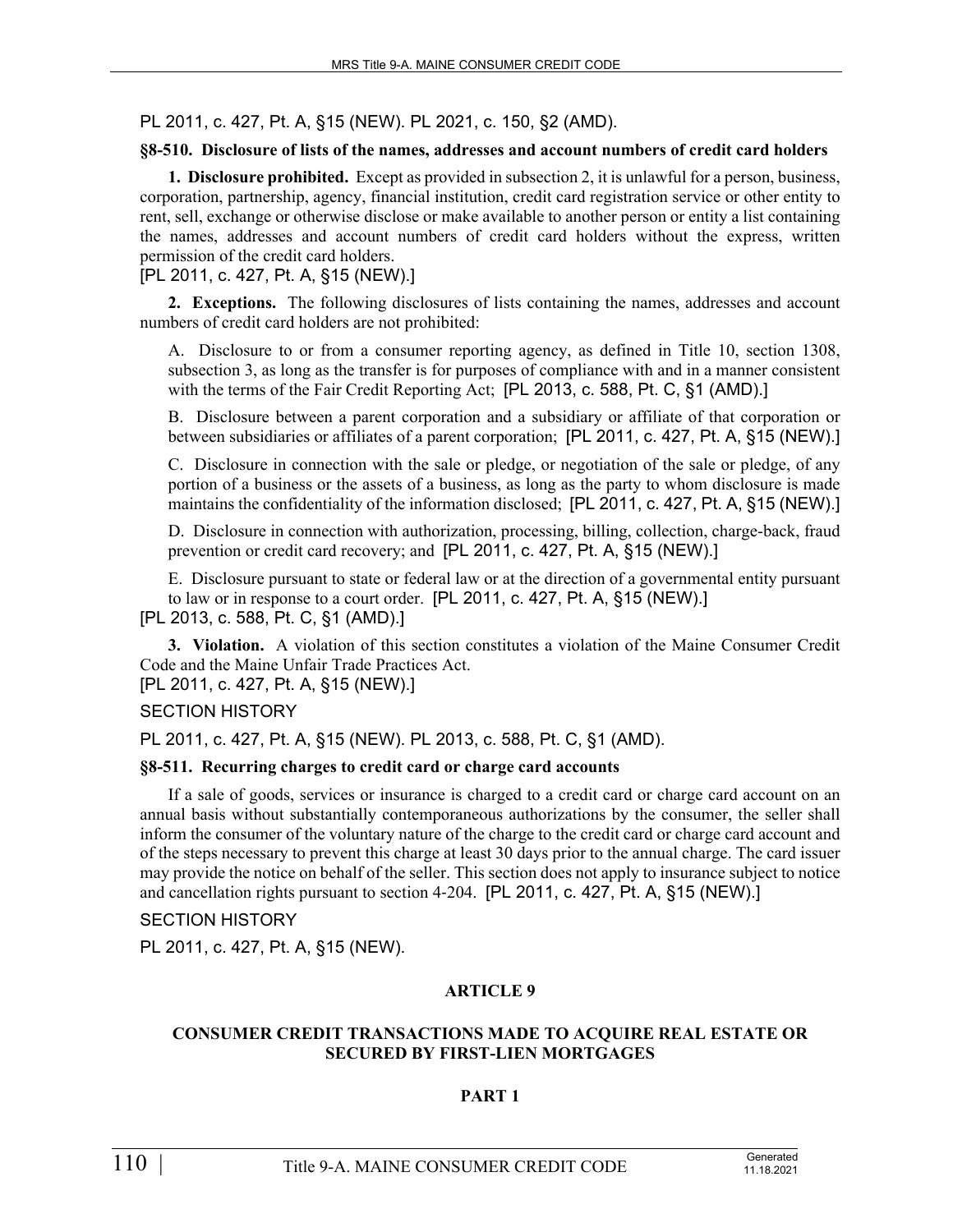PL 2011, c. 427, Pt. A, §15 (NEW). PL 2021, c. 150, §2 (AMD).

### §8-510. Disclosure of lists of the names, addresses and account numbers of credit card holders

**1. Disclosure prohibited.** Except as provided in subsection 2, it is unlawful for a person, business, corporation, partnership, agency, financial institution, credit card registration service or other entity to rent, sell, exchange or otherwise disclose or make available to another person or entity a list containing the names, addresses and account numbers of credit card holders without the express, written permission of the credit card holders.
[PL 2011, c. 427, Pt. A, §15 (NEW).]

**2. Exceptions.** The following disclosures of lists containing the names, addresses and account numbers of credit card holders are not prohibited:

A. Disclosure to or from a consumer reporting agency, as defined in Title 10, section 1308, subsection 3, as long as the transfer is for purposes of compliance with and in a manner consistent with the terms of the Fair Credit Reporting Act; [PL 2013, c. 588, Pt. C, §1 (AMD).]

B. Disclosure between a parent corporation and a subsidiary or affiliate of that corporation or between subsidiaries or affiliates of a parent corporation; [PL 2011, c. 427, Pt. A, §15 (NEW).]

C. Disclosure in connection with the sale or pledge, or negotiation of the sale or pledge, of any portion of a business or the assets of a business, as long as the party to whom disclosure is made maintains the confidentiality of the information disclosed; [PL 2011, c. 427, Pt. A, §15 (NEW).]

D. Disclosure in connection with authorization, processing, billing, collection, charge-back, fraud prevention or credit card recovery; and [PL 2011, c. 427, Pt. A, §15 (NEW).]

E. Disclosure pursuant to state or federal law or at the direction of a governmental entity pursuant to law or in response to a court order. [PL 2011, c. 427, Pt. A, §15 (NEW).]

[PL 2013, c. 588, Pt. C, §1 (AMD).]

**3. Violation.** A violation of this section constitutes a violation of the Maine Consumer Credit Code and the Maine Unfair Trade Practices Act.
[PL 2011, c. 427, Pt. A, §15 (NEW).]

SECTION HISTORY

PL 2011, c. 427, Pt. A, §15 (NEW). PL 2013, c. 588, Pt. C, §1 (AMD).

### §8-511. Recurring charges to credit card or charge card accounts

If a sale of goods, services or insurance is charged to a credit card or charge card account on an annual basis without substantially contemporaneous authorizations by the consumer, the seller shall inform the consumer of the voluntary nature of the charge to the credit card or charge card account and of the steps necessary to prevent this charge at least 30 days prior to the annual charge. The card issuer may provide the notice on behalf of the seller. This section does not apply to insurance subject to notice and cancellation rights pursuant to section 4-204. [PL 2011, c. 427, Pt. A, §15 (NEW).]

SECTION HISTORY

PL 2011, c. 427, Pt. A, §15 (NEW).

## ARTICLE 9

## CONSUMER CREDIT TRANSACTIONS MADE TO ACQUIRE REAL ESTATE OR SECURED BY FIRST-LIEN MORTGAGES

### PART 1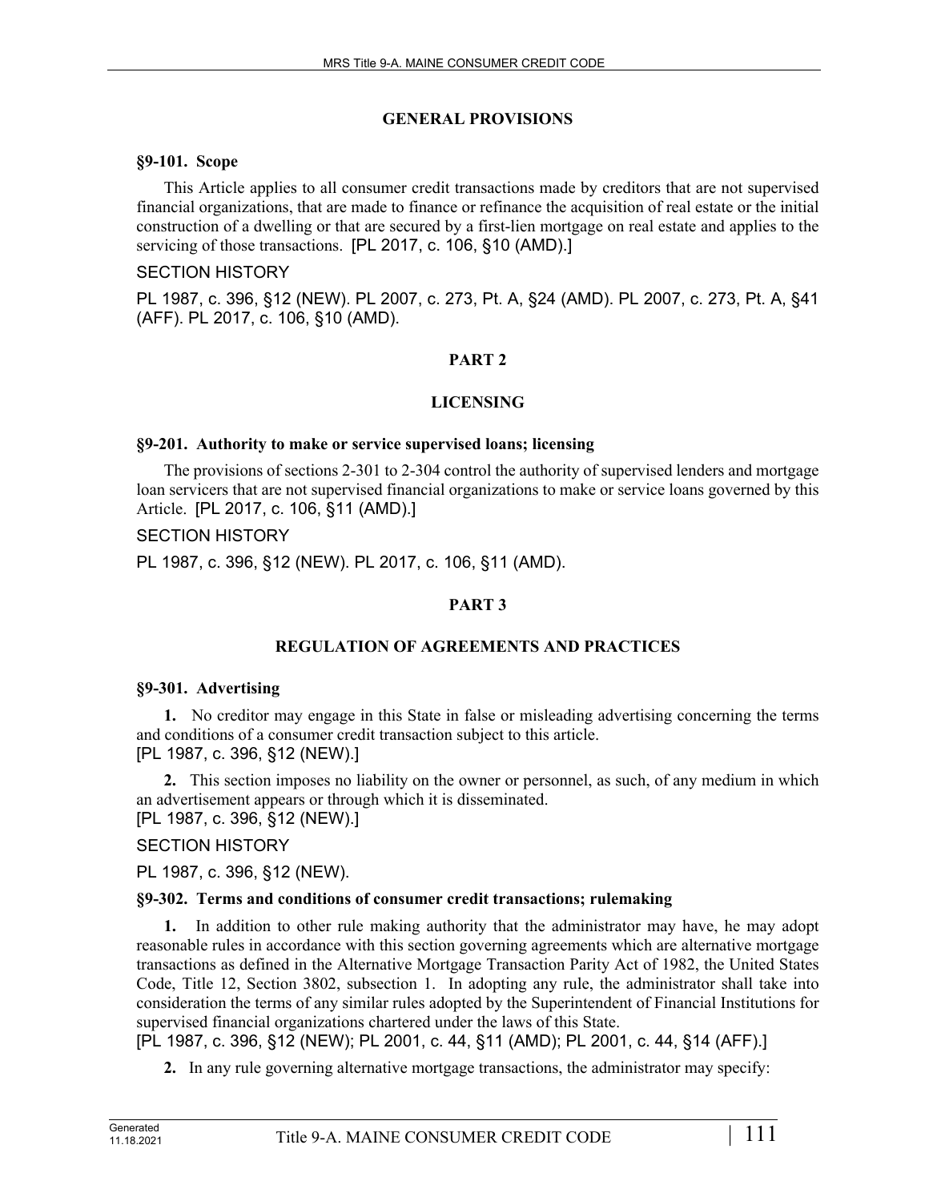## GENERAL PROVISIONS

### §9-101. Scope

This Article applies to all consumer credit transactions made by creditors that are not supervised financial organizations, that are made to finance or refinance the acquisition of real estate or the initial construction of a dwelling or that are secured by a first-lien mortgage on real estate and applies to the servicing of those transactions. [PL 2017, c. 106, §10 (AMD).]

SECTION HISTORY

PL 1987, c. 396, §12 (NEW). PL 2007, c. 273, Pt. A, §24 (AMD). PL 2007, c. 273, Pt. A, §41 (AFF). PL 2017, c. 106, §10 (AMD).

## PART 2

## LICENSING

### §9-201. Authority to make or service supervised loans; licensing

The provisions of sections 2-301 to 2-304 control the authority of supervised lenders and mortgage loan servicers that are not supervised financial organizations to make or service loans governed by this Article. [PL 2017, c. 106, §11 (AMD).]

SECTION HISTORY

PL 1987, c. 396, §12 (NEW). PL 2017, c. 106, §11 (AMD).

## PART 3

## REGULATION OF AGREEMENTS AND PRACTICES

### §9-301. Advertising

**1.** No creditor may engage in this State in false or misleading advertising concerning the terms and conditions of a consumer credit transaction subject to this article.
[PL 1987, c. 396, §12 (NEW).]

**2.** This section imposes no liability on the owner or personnel, as such, of any medium in which an advertisement appears or through which it is disseminated.
[PL 1987, c. 396, §12 (NEW).]

SECTION HISTORY

PL 1987, c. 396, §12 (NEW).

### §9-302. Terms and conditions of consumer credit transactions; rulemaking

**1.** In addition to other rule making authority that the administrator may have, he may adopt reasonable rules in accordance with this section governing agreements which are alternative mortgage transactions as defined in the Alternative Mortgage Transaction Parity Act of 1982, the United States Code, Title 12, Section 3802, subsection 1. In adopting any rule, the administrator shall take into consideration the terms of any similar rules adopted by the Superintendent of Financial Institutions for supervised financial organizations chartered under the laws of this State.
[PL 1987, c. 396, §12 (NEW); PL 2001, c. 44, §11 (AMD); PL 2001, c. 44, §14 (AFF).]

**2.** In any rule governing alternative mortgage transactions, the administrator may specify: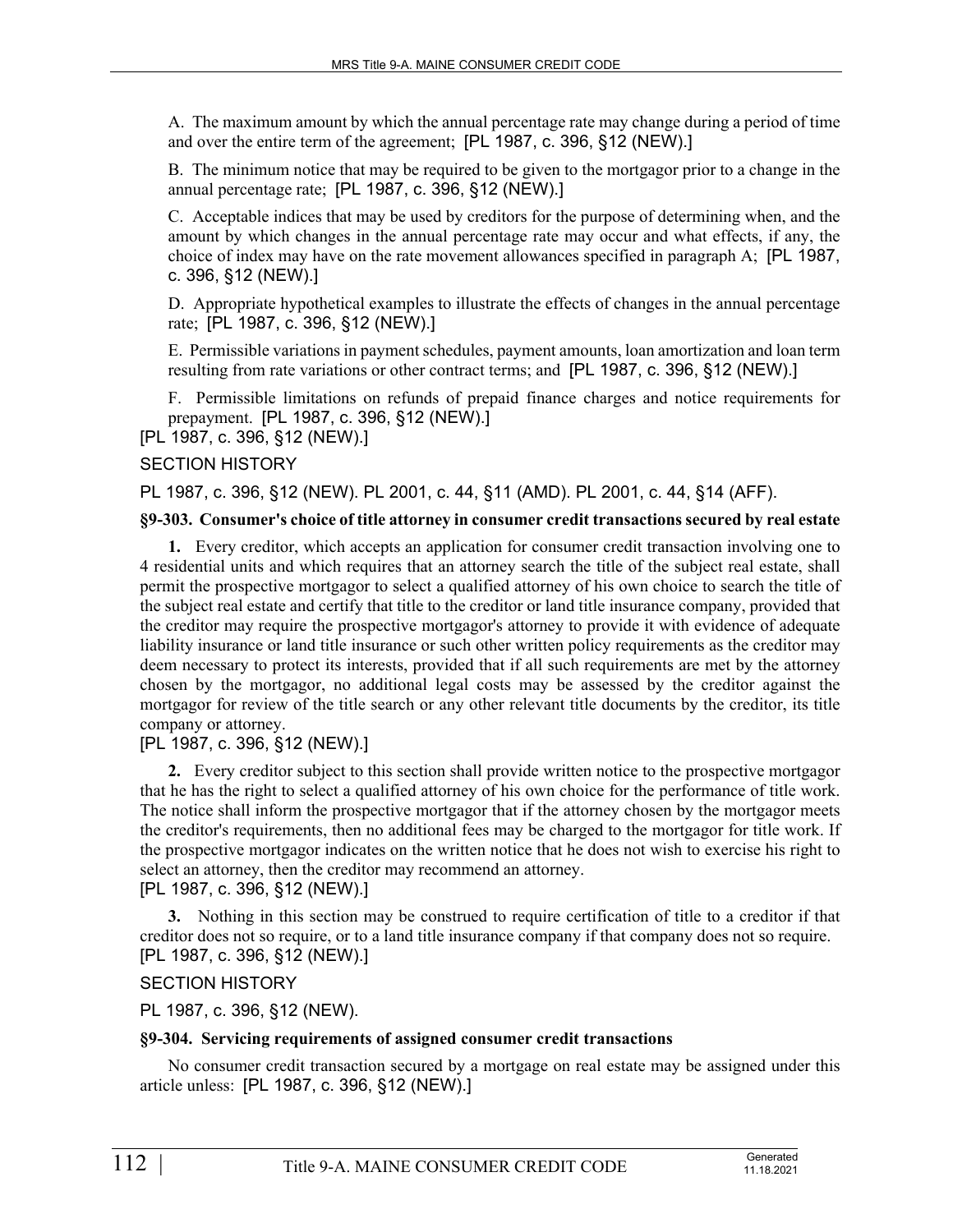A. The maximum amount by which the annual percentage rate may change during a period of time and over the entire term of the agreement; [PL 1987, c. 396, §12 (NEW).]

B. The minimum notice that may be required to be given to the mortgagor prior to a change in the annual percentage rate; [PL 1987, c. 396, §12 (NEW).]

C. Acceptable indices that may be used by creditors for the purpose of determining when, and the amount by which changes in the annual percentage rate may occur and what effects, if any, the choice of index may have on the rate movement allowances specified in paragraph A; [PL 1987, c. 396, §12 (NEW).]

D. Appropriate hypothetical examples to illustrate the effects of changes in the annual percentage rate; [PL 1987, c. 396, §12 (NEW).]

E. Permissible variations in payment schedules, payment amounts, loan amortization and loan term resulting from rate variations or other contract terms; and [PL 1987, c. 396, §12 (NEW).]

F. Permissible limitations on refunds of prepaid finance charges and notice requirements for prepayment. [PL 1987, c. 396, §12 (NEW).]

[PL 1987, c. 396, §12 (NEW).]

SECTION HISTORY

PL 1987, c. 396, §12 (NEW). PL 2001, c. 44, §11 (AMD). PL 2001, c. 44, §14 (AFF).

### §9-303. Consumer's choice of title attorney in consumer credit transactions secured by real estate

**1.** Every creditor, which accepts an application for consumer credit transaction involving one to 4 residential units and which requires that an attorney search the title of the subject real estate, shall permit the prospective mortgagor to select a qualified attorney of his own choice to search the title of the subject real estate and certify that title to the creditor or land title insurance company, provided that the creditor may require the prospective mortgagor's attorney to provide it with evidence of adequate liability insurance or land title insurance or such other written policy requirements as the creditor may deem necessary to protect its interests, provided that if all such requirements are met by the attorney chosen by the mortgagor, no additional legal costs may be assessed by the creditor against the mortgagor for review of the title search or any other relevant title documents by the creditor, its title company or attorney.

[PL 1987, c. 396, §12 (NEW).]

**2.** Every creditor subject to this section shall provide written notice to the prospective mortgagor that he has the right to select a qualified attorney of his own choice for the performance of title work. The notice shall inform the prospective mortgagor that if the attorney chosen by the mortgagor meets the creditor's requirements, then no additional fees may be charged to the mortgagor for title work. If the prospective mortgagor indicates on the written notice that he does not wish to exercise his right to select an attorney, then the creditor may recommend an attorney.

[PL 1987, c. 396, §12 (NEW).]

**3.** Nothing in this section may be construed to require certification of title to a creditor if that creditor does not so require, or to a land title insurance company if that company does not so require.

[PL 1987, c. 396, §12 (NEW).]

SECTION HISTORY

PL 1987, c. 396, §12 (NEW).

### §9-304. Servicing requirements of assigned consumer credit transactions

No consumer credit transaction secured by a mortgage on real estate may be assigned under this article unless: [PL 1987, c. 396, §12 (NEW).]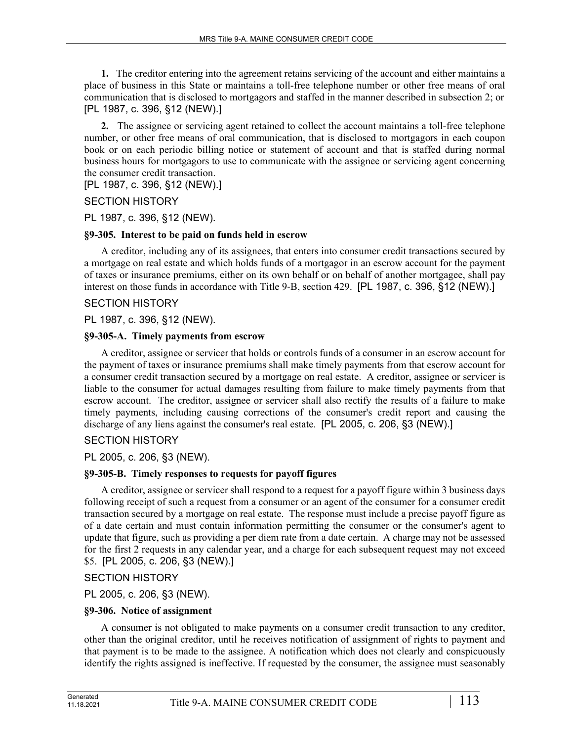**1.** The creditor entering into the agreement retains servicing of the account and either maintains a place of business in this State or maintains a toll-free telephone number or other free means of oral communication that is disclosed to mortgagors and staffed in the manner described in subsection 2; or [PL 1987, c. 396, §12 (NEW).]

**2.** The assignee or servicing agent retained to collect the account maintains a toll-free telephone number, or other free means of oral communication, that is disclosed to mortgagors in each coupon book or on each periodic billing notice or statement of account and that is staffed during normal business hours for mortgagors to use to communicate with the assignee or servicing agent concerning the consumer credit transaction.
[PL 1987, c. 396, §12 (NEW).]

SECTION HISTORY

PL 1987, c. 396, §12 (NEW).

### §9-305. Interest to be paid on funds held in escrow

A creditor, including any of its assignees, that enters into consumer credit transactions secured by a mortgage on real estate and which holds funds of a mortgagor in an escrow account for the payment of taxes or insurance premiums, either on its own behalf or on behalf of another mortgagee, shall pay interest on those funds in accordance with Title 9-B, section 429. [PL 1987, c. 396, §12 (NEW).]

SECTION HISTORY

PL 1987, c. 396, §12 (NEW).

### §9-305-A. Timely payments from escrow

A creditor, assignee or servicer that holds or controls funds of a consumer in an escrow account for the payment of taxes or insurance premiums shall make timely payments from that escrow account for a consumer credit transaction secured by a mortgage on real estate. A creditor, assignee or servicer is liable to the consumer for actual damages resulting from failure to make timely payments from that escrow account. The creditor, assignee or servicer shall also rectify the results of a failure to make timely payments, including causing corrections of the consumer's credit report and causing the discharge of any liens against the consumer's real estate. [PL 2005, c. 206, §3 (NEW).]

SECTION HISTORY

PL 2005, c. 206, §3 (NEW).

### §9-305-B. Timely responses to requests for payoff figures

A creditor, assignee or servicer shall respond to a request for a payoff figure within 3 business days following receipt of such a request from a consumer or an agent of the consumer for a consumer credit transaction secured by a mortgage on real estate. The response must include a precise payoff figure as of a date certain and must contain information permitting the consumer or the consumer's agent to update that figure, such as providing a per diem rate from a date certain. A charge may not be assessed for the first 2 requests in any calendar year, and a charge for each subsequent request may not exceed $5. [PL 2005, c. 206, §3 (NEW).]

SECTION HISTORY

PL 2005, c. 206, §3 (NEW).

### §9-306. Notice of assignment

A consumer is not obligated to make payments on a consumer credit transaction to any creditor, other than the original creditor, until he receives notification of assignment of rights to payment and that payment is to be made to the assignee. A notification which does not clearly and conspicuously identify the rights assigned is ineffective. If requested by the consumer, the assignee must seasonably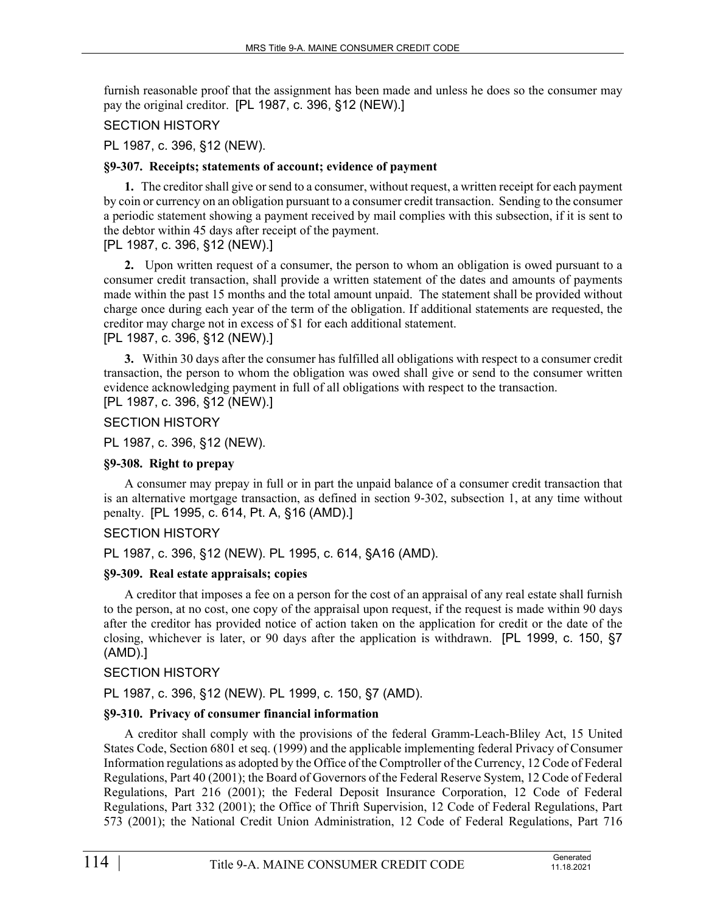furnish reasonable proof that the assignment has been made and unless he does so the consumer may pay the original creditor. [PL 1987, c. 396, §12 (NEW).]

SECTION HISTORY

PL 1987, c. 396, §12 (NEW).

### §9-307. Receipts; statements of account; evidence of payment

**1.** The creditor shall give or send to a consumer, without request, a written receipt for each payment by coin or currency on an obligation pursuant to a consumer credit transaction. Sending to the consumer a periodic statement showing a payment received by mail complies with this subsection, if it is sent to the debtor within 45 days after receipt of the payment.

[PL 1987, c. 396, §12 (NEW).]

**2.** Upon written request of a consumer, the person to whom an obligation is owed pursuant to a consumer credit transaction, shall provide a written statement of the dates and amounts of payments made within the past 15 months and the total amount unpaid. The statement shall be provided without charge once during each year of the term of the obligation. If additional statements are requested, the creditor may charge not in excess of $1 for each additional statement.

[PL 1987, c. 396, §12 (NEW).]

**3.** Within 30 days after the consumer has fulfilled all obligations with respect to a consumer credit transaction, the person to whom the obligation was owed shall give or send to the consumer written evidence acknowledging payment in full of all obligations with respect to the transaction.

[PL 1987, c. 396, §12 (NEW).]

SECTION HISTORY

PL 1987, c. 396, §12 (NEW).

### §9-308. Right to prepay

A consumer may prepay in full or in part the unpaid balance of a consumer credit transaction that is an alternative mortgage transaction, as defined in section 9-302, subsection 1, at any time without penalty. [PL 1995, c. 614, Pt. A, §16 (AMD).]

SECTION HISTORY

PL 1987, c. 396, §12 (NEW). PL 1995, c. 614, §A16 (AMD).

### §9-309. Real estate appraisals; copies

A creditor that imposes a fee on a person for the cost of an appraisal of any real estate shall furnish to the person, at no cost, one copy of the appraisal upon request, if the request is made within 90 days after the creditor has provided notice of action taken on the application for credit or the date of the closing, whichever is later, or 90 days after the application is withdrawn. [PL 1999, c. 150, §7 (AMD).]

SECTION HISTORY

PL 1987, c. 396, §12 (NEW). PL 1999, c. 150, §7 (AMD).

### §9-310. Privacy of consumer financial information

A creditor shall comply with the provisions of the federal Gramm-Leach-Bliley Act, 15 United States Code, Section 6801 et seq. (1999) and the applicable implementing federal Privacy of Consumer Information regulations as adopted by the Office of the Comptroller of the Currency, 12 Code of Federal Regulations, Part 40 (2001); the Board of Governors of the Federal Reserve System, 12 Code of Federal Regulations, Part 216 (2001); the Federal Deposit Insurance Corporation, 12 Code of Federal Regulations, Part 332 (2001); the Office of Thrift Supervision, 12 Code of Federal Regulations, Part 573 (2001); the National Credit Union Administration, 12 Code of Federal Regulations, Part 716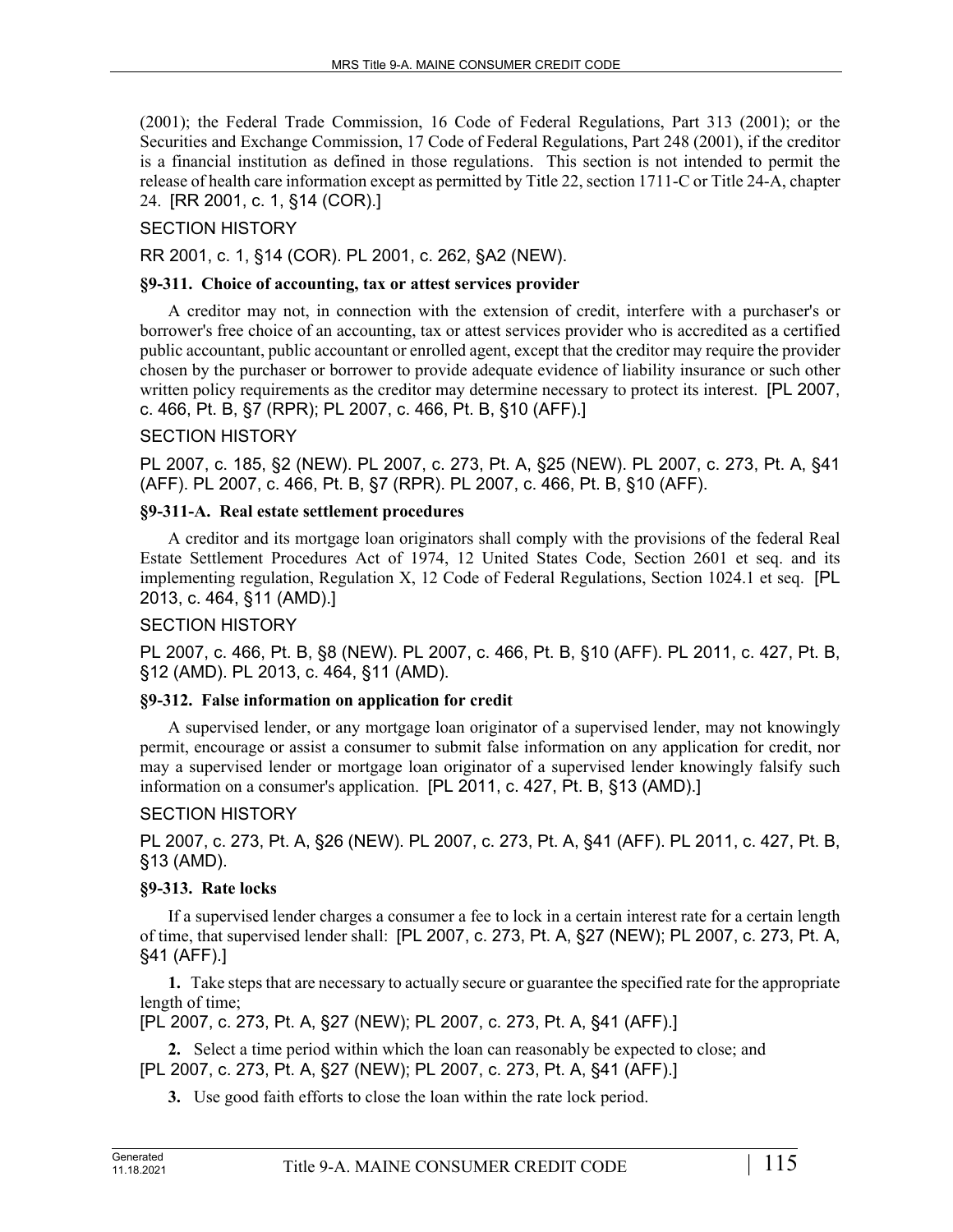(2001); the Federal Trade Commission, 16 Code of Federal Regulations, Part 313 (2001); or the Securities and Exchange Commission, 17 Code of Federal Regulations, Part 248 (2001), if the creditor is a financial institution as defined in those regulations. This section is not intended to permit the release of health care information except as permitted by Title 22, section 1711-C or Title 24-A, chapter 24. [RR 2001, c. 1, §14 (COR).]

SECTION HISTORY

RR 2001, c. 1, §14 (COR). PL 2001, c. 262, §A2 (NEW).

**§9-311. Choice of accounting, tax or attest services provider**

A creditor may not, in connection with the extension of credit, interfere with a purchaser's or borrower's free choice of an accounting, tax or attest services provider who is accredited as a certified public accountant, public accountant or enrolled agent, except that the creditor may require the provider chosen by the purchaser or borrower to provide adequate evidence of liability insurance or such other written policy requirements as the creditor may determine necessary to protect its interest. [PL 2007, c. 466, Pt. B, §7 (RPR); PL 2007, c. 466, Pt. B, §10 (AFF).]

SECTION HISTORY

PL 2007, c. 185, §2 (NEW). PL 2007, c. 273, Pt. A, §25 (NEW). PL 2007, c. 273, Pt. A, §41 (AFF). PL 2007, c. 466, Pt. B, §7 (RPR). PL 2007, c. 466, Pt. B, §10 (AFF).

**§9-311-A. Real estate settlement procedures**

A creditor and its mortgage loan originators shall comply with the provisions of the federal Real Estate Settlement Procedures Act of 1974, 12 United States Code, Section 2601 et seq. and its implementing regulation, Regulation X, 12 Code of Federal Regulations, Section 1024.1 et seq. [PL 2013, c. 464, §11 (AMD).]

SECTION HISTORY

PL 2007, c. 466, Pt. B, §8 (NEW). PL 2007, c. 466, Pt. B, §10 (AFF). PL 2011, c. 427, Pt. B, §12 (AMD). PL 2013, c. 464, §11 (AMD).

**§9-312. False information on application for credit**

A supervised lender, or any mortgage loan originator of a supervised lender, may not knowingly permit, encourage or assist a consumer to submit false information on any application for credit, nor may a supervised lender or mortgage loan originator of a supervised lender knowingly falsify such information on a consumer's application. [PL 2011, c. 427, Pt. B, §13 (AMD).]

SECTION HISTORY

PL 2007, c. 273, Pt. A, §26 (NEW). PL 2007, c. 273, Pt. A, §41 (AFF). PL 2011, c. 427, Pt. B, §13 (AMD).

**§9-313. Rate locks**

If a supervised lender charges a consumer a fee to lock in a certain interest rate for a certain length of time, that supervised lender shall: [PL 2007, c. 273, Pt. A, §27 (NEW); PL 2007, c. 273, Pt. A, §41 (AFF).]

**1.** Take steps that are necessary to actually secure or guarantee the specified rate for the appropriate length of time;
[PL 2007, c. 273, Pt. A, §27 (NEW); PL 2007, c. 273, Pt. A, §41 (AFF).]

**2.** Select a time period within which the loan can reasonably be expected to close; and
[PL 2007, c. 273, Pt. A, §27 (NEW); PL 2007, c. 273, Pt. A, §41 (AFF).]

**3.** Use good faith efforts to close the loan within the rate lock period.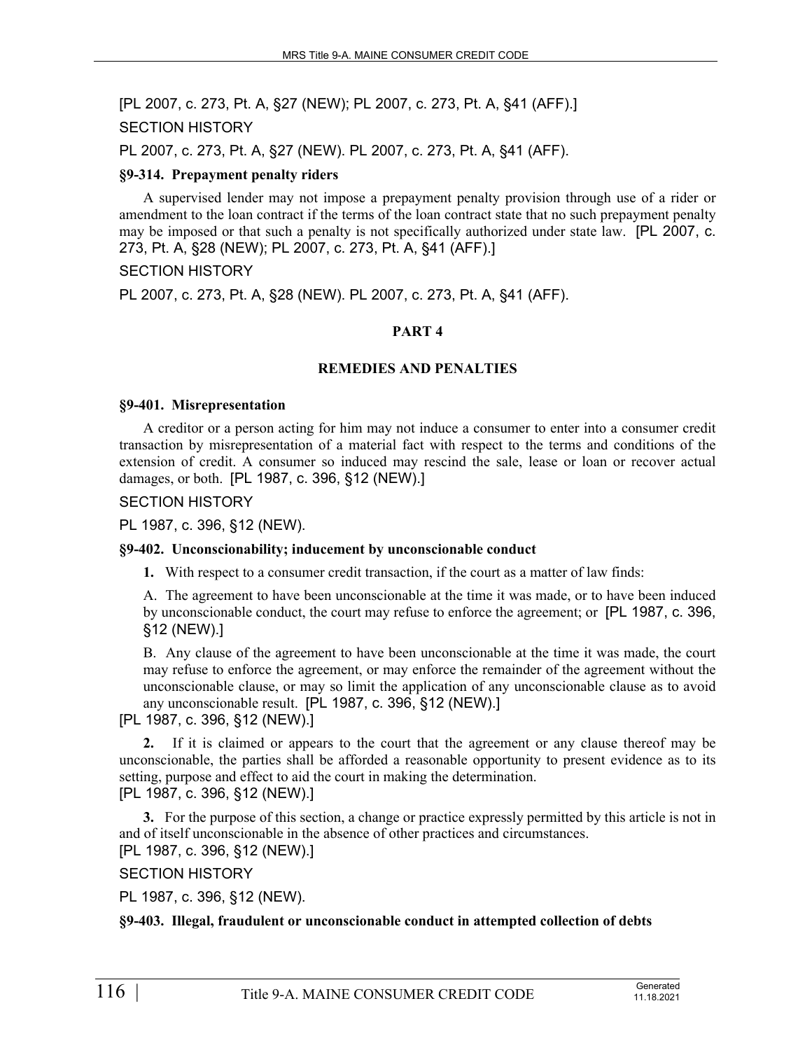[PL 2007, c. 273, Pt. A, §27 (NEW); PL 2007, c. 273, Pt. A, §41 (AFF).]

SECTION HISTORY

PL 2007, c. 273, Pt. A, §27 (NEW). PL 2007, c. 273, Pt. A, §41 (AFF).

**§9-314. Prepayment penalty riders**

A supervised lender may not impose a prepayment penalty provision through use of a rider or amendment to the loan contract if the terms of the loan contract state that no such prepayment penalty may be imposed or that such a penalty is not specifically authorized under state law. [PL 2007, c. 273, Pt. A, §28 (NEW); PL 2007, c. 273, Pt. A, §41 (AFF).]

SECTION HISTORY

PL 2007, c. 273, Pt. A, §28 (NEW). PL 2007, c. 273, Pt. A, §41 (AFF).

## PART 4

## REMEDIES AND PENALTIES

**§9-401. Misrepresentation**

A creditor or a person acting for him may not induce a consumer to enter into a consumer credit transaction by misrepresentation of a material fact with respect to the terms and conditions of the extension of credit. A consumer so induced may rescind the sale, lease or loan or recover actual damages, or both. [PL 1987, c. 396, §12 (NEW).]

SECTION HISTORY

PL 1987, c. 396, §12 (NEW).

**§9-402. Unconscionability; inducement by unconscionable conduct**

**1.** With respect to a consumer credit transaction, if the court as a matter of law finds:

A. The agreement to have been unconscionable at the time it was made, or to have been induced by unconscionable conduct, the court may refuse to enforce the agreement; or [PL 1987, c. 396, §12 (NEW).]

B. Any clause of the agreement to have been unconscionable at the time it was made, the court may refuse to enforce the agreement, or may enforce the remainder of the agreement without the unconscionable clause, or may so limit the application of any unconscionable clause as to avoid any unconscionable result. [PL 1987, c. 396, §12 (NEW).]

[PL 1987, c. 396, §12 (NEW).]

**2.** If it is claimed or appears to the court that the agreement or any clause thereof may be unconscionable, the parties shall be afforded a reasonable opportunity to present evidence as to its setting, purpose and effect to aid the court in making the determination.

[PL 1987, c. 396, §12 (NEW).]

**3.** For the purpose of this section, a change or practice expressly permitted by this article is not in and of itself unconscionable in the absence of other practices and circumstances.

[PL 1987, c. 396, §12 (NEW).]

SECTION HISTORY

PL 1987, c. 396, §12 (NEW).

**§9-403. Illegal, fraudulent or unconscionable conduct in attempted collection of debts**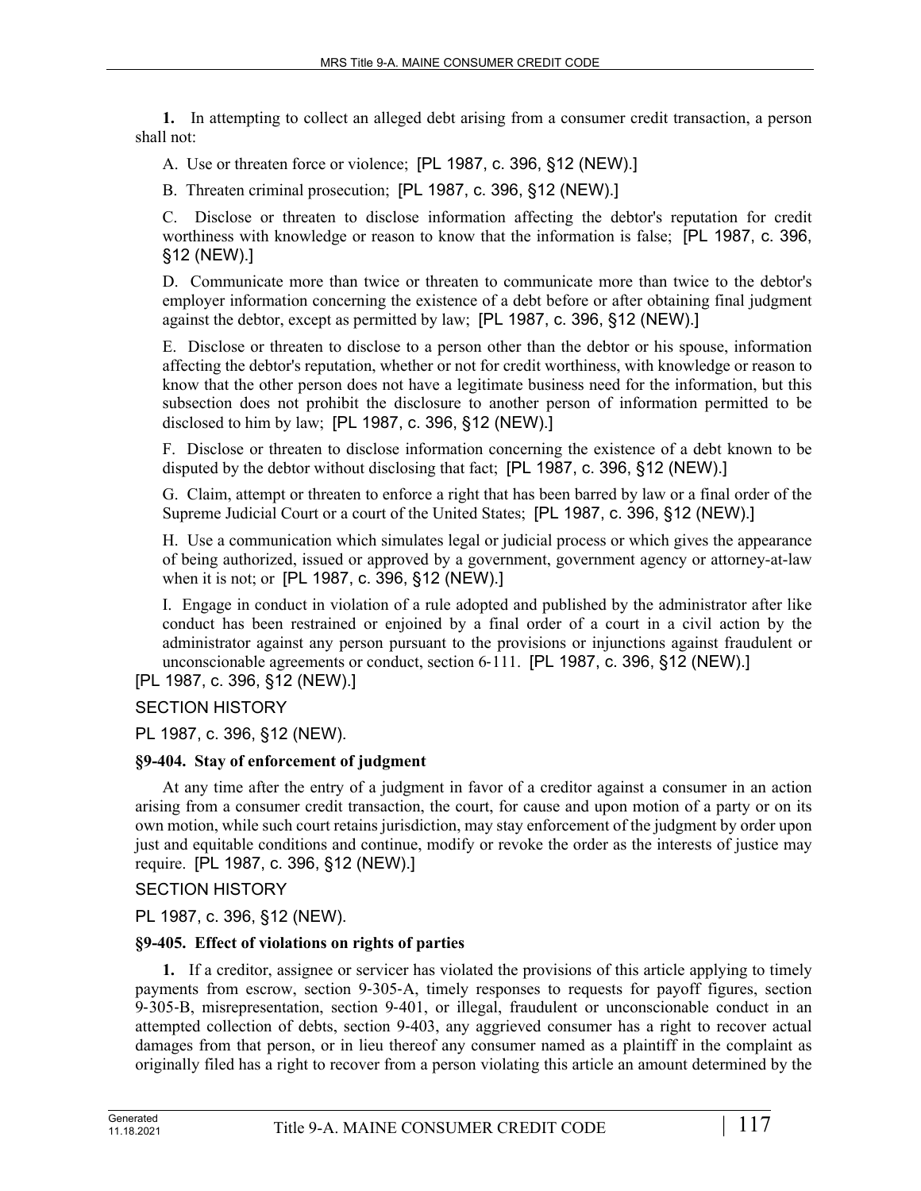**1.** In attempting to collect an alleged debt arising from a consumer credit transaction, a person shall not:

A. Use or threaten force or violence; [PL 1987, c. 396, §12 (NEW).]

B. Threaten criminal prosecution; [PL 1987, c. 396, §12 (NEW).]

C. Disclose or threaten to disclose information affecting the debtor's reputation for credit worthiness with knowledge or reason to know that the information is false; [PL 1987, c. 396, §12 (NEW).]

D. Communicate more than twice or threaten to communicate more than twice to the debtor's employer information concerning the existence of a debt before or after obtaining final judgment against the debtor, except as permitted by law; [PL 1987, c. 396, §12 (NEW).]

E. Disclose or threaten to disclose to a person other than the debtor or his spouse, information affecting the debtor's reputation, whether or not for credit worthiness, with knowledge or reason to know that the other person does not have a legitimate business need for the information, but this subsection does not prohibit the disclosure to another person of information permitted to be disclosed to him by law; [PL 1987, c. 396, §12 (NEW).]

F. Disclose or threaten to disclose information concerning the existence of a debt known to be disputed by the debtor without disclosing that fact; [PL 1987, c. 396, §12 (NEW).]

G. Claim, attempt or threaten to enforce a right that has been barred by law or a final order of the Supreme Judicial Court or a court of the United States; [PL 1987, c. 396, §12 (NEW).]

H. Use a communication which simulates legal or judicial process or which gives the appearance of being authorized, issued or approved by a government, government agency or attorney-at-law when it is not; or [PL 1987, c. 396, §12 (NEW).]

I. Engage in conduct in violation of a rule adopted and published by the administrator after like conduct has been restrained or enjoined by a final order of a court in a civil action by the administrator against any person pursuant to the provisions or injunctions against fraudulent or unconscionable agreements or conduct, section 6-111. [PL 1987, c. 396, §12 (NEW).]

[PL 1987, c. 396, §12 (NEW).]

SECTION HISTORY

PL 1987, c. 396, §12 (NEW).

### §9-404. Stay of enforcement of judgment

At any time after the entry of a judgment in favor of a creditor against a consumer in an action arising from a consumer credit transaction, the court, for cause and upon motion of a party or on its own motion, while such court retains jurisdiction, may stay enforcement of the judgment by order upon just and equitable conditions and continue, modify or revoke the order as the interests of justice may require. [PL 1987, c. 396, §12 (NEW).]

SECTION HISTORY

PL 1987, c. 396, §12 (NEW).

### §9-405. Effect of violations on rights of parties

**1.** If a creditor, assignee or servicer has violated the provisions of this article applying to timely payments from escrow, section 9-305-A, timely responses to requests for payoff figures, section 9-305-B, misrepresentation, section 9-401, or illegal, fraudulent or unconscionable conduct in an attempted collection of debts, section 9-403, any aggrieved consumer has a right to recover actual damages from that person, or in lieu thereof any consumer named as a plaintiff in the complaint as originally filed has a right to recover from a person violating this article an amount determined by the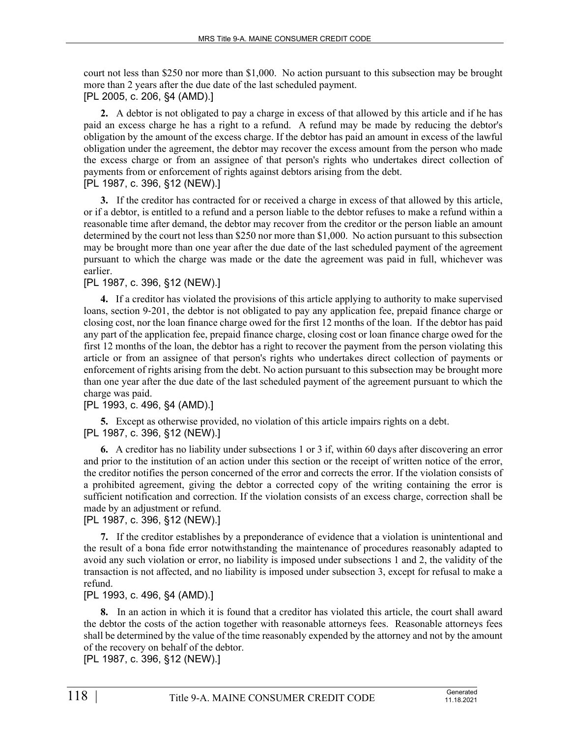court not less than $250 nor more than $1,000. No action pursuant to this subsection may be brought more than 2 years after the due date of the last scheduled payment.
[PL 2005, c. 206, §4 (AMD).]

**2.** A debtor is not obligated to pay a charge in excess of that allowed by this article and if he has paid an excess charge he has a right to a refund. A refund may be made by reducing the debtor's obligation by the amount of the excess charge. If the debtor has paid an amount in excess of the lawful obligation under the agreement, the debtor may recover the excess amount from the person who made the excess charge or from an assignee of that person's rights who undertakes direct collection of payments from or enforcement of rights against debtors arising from the debt.
[PL 1987, c. 396, §12 (NEW).]

**3.** If the creditor has contracted for or received a charge in excess of that allowed by this article, or if a debtor, is entitled to a refund and a person liable to the debtor refuses to make a refund within a reasonable time after demand, the debtor may recover from the creditor or the person liable an amount determined by the court not less than $250 nor more than $1,000. No action pursuant to this subsection may be brought more than one year after the due date of the last scheduled payment of the agreement pursuant to which the charge was made or the date the agreement was paid in full, whichever was earlier.
[PL 1987, c. 396, §12 (NEW).]

**4.** If a creditor has violated the provisions of this article applying to authority to make supervised loans, section 9-201, the debtor is not obligated to pay any application fee, prepaid finance charge or closing cost, nor the loan finance charge owed for the first 12 months of the loan. If the debtor has paid any part of the application fee, prepaid finance charge, closing cost or loan finance charge owed for the first 12 months of the loan, the debtor has a right to recover the payment from the person violating this article or from an assignee of that person's rights who undertakes direct collection of payments or enforcement of rights arising from the debt. No action pursuant to this subsection may be brought more than one year after the due date of the last scheduled payment of the agreement pursuant to which the charge was paid.
[PL 1993, c. 496, §4 (AMD).]

**5.** Except as otherwise provided, no violation of this article impairs rights on a debt.
[PL 1987, c. 396, §12 (NEW).]

**6.** A creditor has no liability under subsections 1 or 3 if, within 60 days after discovering an error and prior to the institution of an action under this section or the receipt of written notice of the error, the creditor notifies the person concerned of the error and corrects the error. If the violation consists of a prohibited agreement, giving the debtor a corrected copy of the writing containing the error is sufficient notification and correction. If the violation consists of an excess charge, correction shall be made by an adjustment or refund.
[PL 1987, c. 396, §12 (NEW).]

**7.** If the creditor establishes by a preponderance of evidence that a violation is unintentional and the result of a bona fide error notwithstanding the maintenance of procedures reasonably adapted to avoid any such violation or error, no liability is imposed under subsections 1 and 2, the validity of the transaction is not affected, and no liability is imposed under subsection 3, except for refusal to make a refund.
[PL 1993, c. 496, §4 (AMD).]

**8.** In an action in which it is found that a creditor has violated this article, the court shall award the debtor the costs of the action together with reasonable attorneys fees. Reasonable attorneys fees shall be determined by the value of the time reasonably expended by the attorney and not by the amount of the recovery on behalf of the debtor.
[PL 1987, c. 396, §12 (NEW).]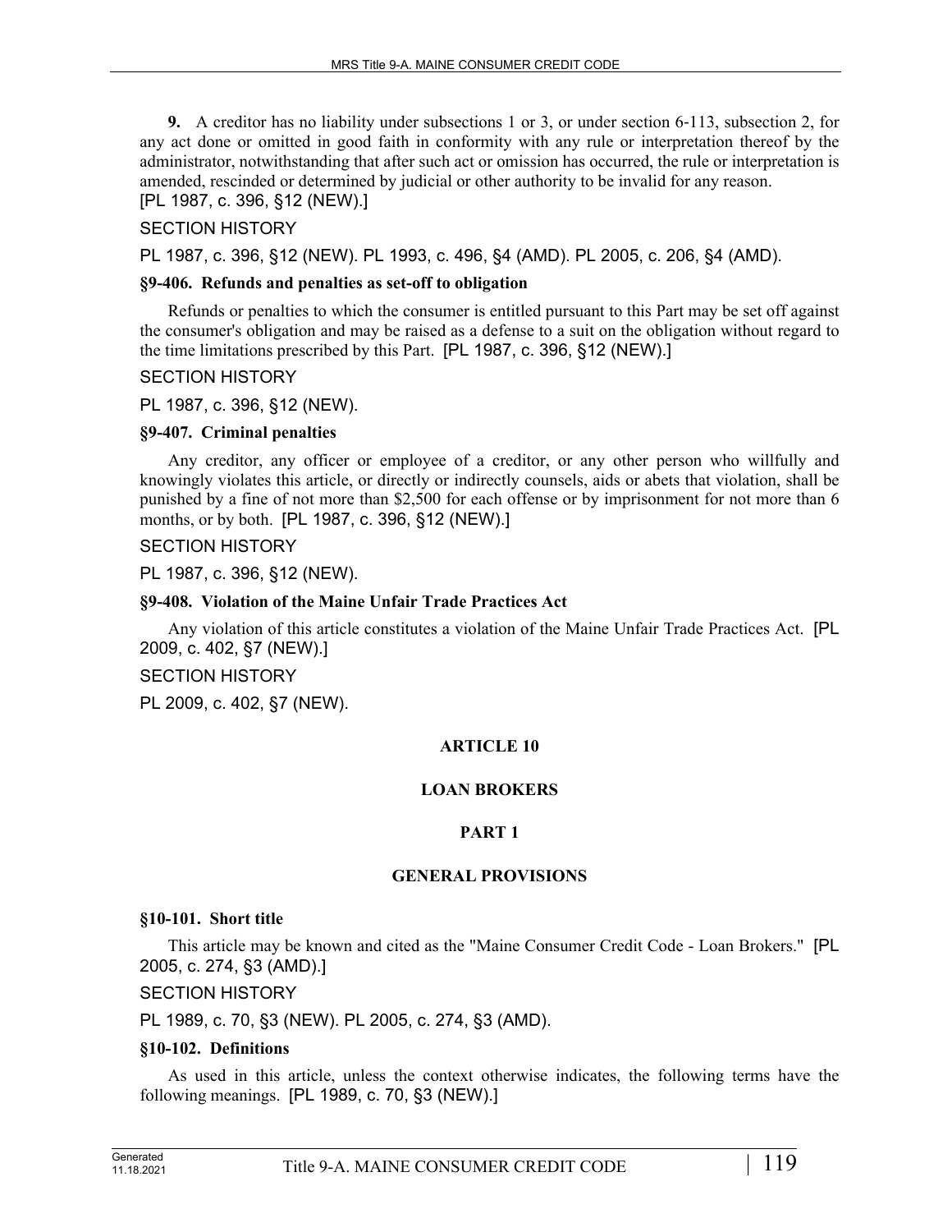**9.** A creditor has no liability under subsections 1 or 3, or under section 6-113, subsection 2, for any act done or omitted in good faith in conformity with any rule or interpretation thereof by the administrator, notwithstanding that after such act or omission has occurred, the rule or interpretation is amended, rescinded or determined by judicial or other authority to be invalid for any reason.
[PL 1987, c. 396, §12 (NEW).]

SECTION HISTORY

PL 1987, c. 396, §12 (NEW). PL 1993, c. 496, §4 (AMD). PL 2005, c. 206, §4 (AMD).

#### §9-406. Refunds and penalties as set-off to obligation

Refunds or penalties to which the consumer is entitled pursuant to this Part may be set off against the consumer's obligation and may be raised as a defense to a suit on the obligation without regard to the time limitations prescribed by this Part. [PL 1987, c. 396, §12 (NEW).]

SECTION HISTORY

PL 1987, c. 396, §12 (NEW).

#### §9-407. Criminal penalties

Any creditor, any officer or employee of a creditor, or any other person who willfully and knowingly violates this article, or directly or indirectly counsels, aids or abets that violation, shall be punished by a fine of not more than $2,500 for each offense or by imprisonment for not more than 6 months, or by both. [PL 1987, c. 396, §12 (NEW).]

SECTION HISTORY

PL 1987, c. 396, §12 (NEW).

#### §9-408. Violation of the Maine Unfair Trade Practices Act

Any violation of this article constitutes a violation of the Maine Unfair Trade Practices Act. [PL 2009, c. 402, §7 (NEW).]

SECTION HISTORY

PL 2009, c. 402, §7 (NEW).

## ARTICLE 10

## LOAN BROKERS

### PART 1

### GENERAL PROVISIONS

#### §10-101. Short title

This article may be known and cited as the "Maine Consumer Credit Code - Loan Brokers." [PL 2005, c. 274, §3 (AMD).]

SECTION HISTORY

PL 1989, c. 70, §3 (NEW). PL 2005, c. 274, §3 (AMD).

#### §10-102. Definitions

As used in this article, unless the context otherwise indicates, the following terms have the following meanings. [PL 1989, c. 70, §3 (NEW).]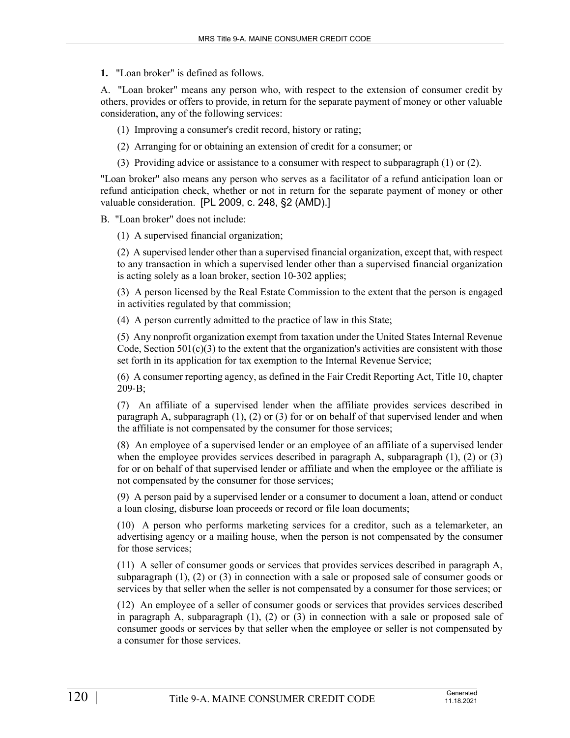**1.** "Loan broker" is defined as follows.

A. "Loan broker" means any person who, with respect to the extension of consumer credit by others, provides or offers to provide, in return for the separate payment of money or other valuable consideration, any of the following services:

(1) Improving a consumer's credit record, history or rating;

(2) Arranging for or obtaining an extension of credit for a consumer; or

(3) Providing advice or assistance to a consumer with respect to subparagraph (1) or (2).

"Loan broker" also means any person who serves as a facilitator of a refund anticipation loan or refund anticipation check, whether or not in return for the separate payment of money or other valuable consideration. [PL 2009, c. 248, §2 (AMD).]

B. "Loan broker" does not include:

(1) A supervised financial organization;

(2) A supervised lender other than a supervised financial organization, except that, with respect to any transaction in which a supervised lender other than a supervised financial organization is acting solely as a loan broker, section 10-302 applies;

(3) A person licensed by the Real Estate Commission to the extent that the person is engaged in activities regulated by that commission;

(4) A person currently admitted to the practice of law in this State;

(5) Any nonprofit organization exempt from taxation under the United States Internal Revenue Code, Section 501(c)(3) to the extent that the organization's activities are consistent with those set forth in its application for tax exemption to the Internal Revenue Service;

(6) A consumer reporting agency, as defined in the Fair Credit Reporting Act, Title 10, chapter 209-B;

(7) An affiliate of a supervised lender when the affiliate provides services described in paragraph A, subparagraph (1), (2) or (3) for or on behalf of that supervised lender and when the affiliate is not compensated by the consumer for those services;

(8) An employee of a supervised lender or an employee of an affiliate of a supervised lender when the employee provides services described in paragraph A, subparagraph (1), (2) or (3) for or on behalf of that supervised lender or affiliate and when the employee or the affiliate is not compensated by the consumer for those services;

(9) A person paid by a supervised lender or a consumer to document a loan, attend or conduct a loan closing, disburse loan proceeds or record or file loan documents;

(10) A person who performs marketing services for a creditor, such as a telemarketer, an advertising agency or a mailing house, when the person is not compensated by the consumer for those services;

(11) A seller of consumer goods or services that provides services described in paragraph A, subparagraph (1), (2) or (3) in connection with a sale or proposed sale of consumer goods or services by that seller when the seller is not compensated by a consumer for those services; or

(12) An employee of a seller of consumer goods or services that provides services described in paragraph A, subparagraph (1), (2) or (3) in connection with a sale or proposed sale of consumer goods or services by that seller when the employee or seller is not compensated by a consumer for those services.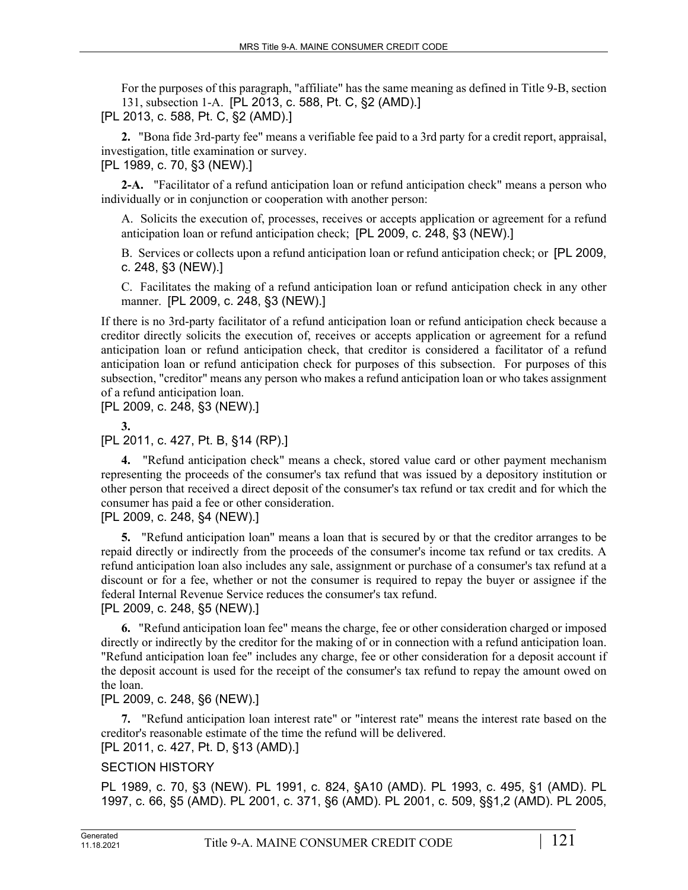For the purposes of this paragraph, "affiliate" has the same meaning as defined in Title 9-B, section 131, subsection 1-A. [PL 2013, c. 588, Pt. C, §2 (AMD).]

[PL 2013, c. 588, Pt. C, §2 (AMD).]

**2.** "Bona fide 3rd-party fee" means a verifiable fee paid to a 3rd party for a credit report, appraisal, investigation, title examination or survey.

[PL 1989, c. 70, §3 (NEW).]

**2-A.** "Facilitator of a refund anticipation loan or refund anticipation check" means a person who individually or in conjunction or cooperation with another person:

A. Solicits the execution of, processes, receives or accepts application or agreement for a refund anticipation loan or refund anticipation check; [PL 2009, c. 248, §3 (NEW).]

B. Services or collects upon a refund anticipation loan or refund anticipation check; or [PL 2009, c. 248, §3 (NEW).]

C. Facilitates the making of a refund anticipation loan or refund anticipation check in any other manner. [PL 2009, c. 248, §3 (NEW).]

If there is no 3rd-party facilitator of a refund anticipation loan or refund anticipation check because a creditor directly solicits the execution of, receives or accepts application or agreement for a refund anticipation loan or refund anticipation check, that creditor is considered a facilitator of a refund anticipation loan or refund anticipation check for purposes of this subsection. For purposes of this subsection, "creditor" means any person who makes a refund anticipation loan or who takes assignment of a refund anticipation loan.

[PL 2009, c. 248, §3 (NEW).]

**3.**

[PL 2011, c. 427, Pt. B, §14 (RP).]

**4.** "Refund anticipation check" means a check, stored value card or other payment mechanism representing the proceeds of the consumer's tax refund that was issued by a depository institution or other person that received a direct deposit of the consumer's tax refund or tax credit and for which the consumer has paid a fee or other consideration.

[PL 2009, c. 248, §4 (NEW).]

**5.** "Refund anticipation loan" means a loan that is secured by or that the creditor arranges to be repaid directly or indirectly from the proceeds of the consumer's income tax refund or tax credits. A refund anticipation loan also includes any sale, assignment or purchase of a consumer's tax refund at a discount or for a fee, whether or not the consumer is required to repay the buyer or assignee if the federal Internal Revenue Service reduces the consumer's tax refund.

[PL 2009, c. 248, §5 (NEW).]

**6.** "Refund anticipation loan fee" means the charge, fee or other consideration charged or imposed directly or indirectly by the creditor for the making of or in connection with a refund anticipation loan. "Refund anticipation loan fee" includes any charge, fee or other consideration for a deposit account if the deposit account is used for the receipt of the consumer's tax refund to repay the amount owed on the loan.

[PL 2009, c. 248, §6 (NEW).]

**7.** "Refund anticipation loan interest rate" or "interest rate" means the interest rate based on the creditor's reasonable estimate of the time the refund will be delivered.

[PL 2011, c. 427, Pt. D, §13 (AMD).]

SECTION HISTORY

PL 1989, c. 70, §3 (NEW). PL 1991, c. 824, §A10 (AMD). PL 1993, c. 495, §1 (AMD). PL 1997, c. 66, §5 (AMD). PL 2001, c. 371, §6 (AMD). PL 2001, c. 509, §§1,2 (AMD). PL 2005,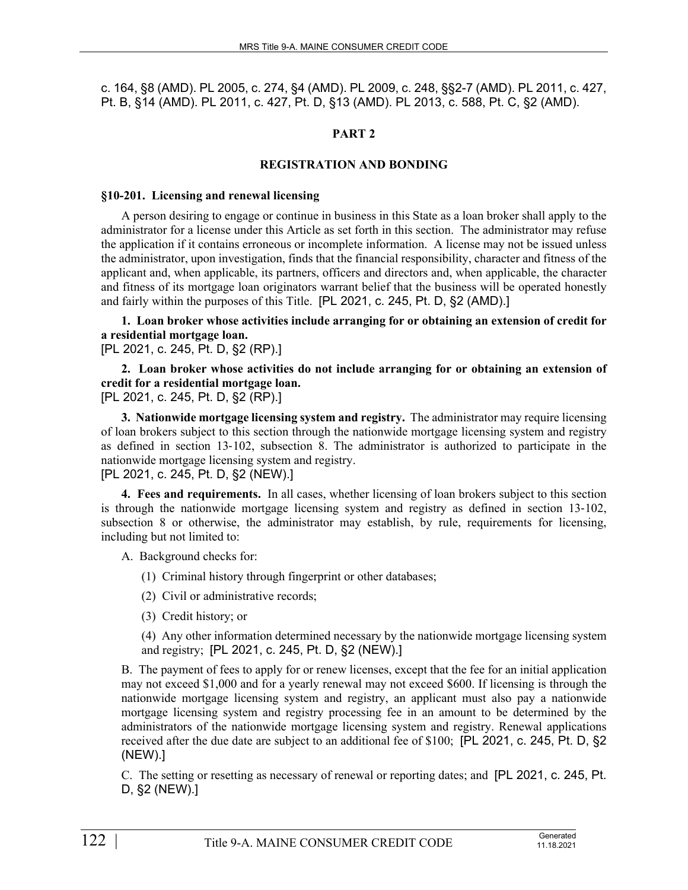c. 164, §8 (AMD). PL 2005, c. 274, §4 (AMD). PL 2009, c. 248, §§2-7 (AMD). PL 2011, c. 427, Pt. B, §14 (AMD). PL 2011, c. 427, Pt. D, §13 (AMD). PL 2013, c. 588, Pt. C, §2 (AMD).

## PART 2

## REGISTRATION AND BONDING

### §10-201. Licensing and renewal licensing

A person desiring to engage or continue in business in this State as a loan broker shall apply to the administrator for a license under this Article as set forth in this section. The administrator may refuse the application if it contains erroneous or incomplete information. A license may not be issued unless the administrator, upon investigation, finds that the financial responsibility, character and fitness of the applicant and, when applicable, its partners, officers and directors and, when applicable, the character and fitness of its mortgage loan originators warrant belief that the business will be operated honestly and fairly within the purposes of this Title. [PL 2021, c. 245, Pt. D, §2 (AMD).]

**1. Loan broker whose activities include arranging for or obtaining an extension of credit for a residential mortgage loan.**
[PL 2021, c. 245, Pt. D, §2 (RP).]

**2. Loan broker whose activities do not include arranging for or obtaining an extension of credit for a residential mortgage loan.**
[PL 2021, c. 245, Pt. D, §2 (RP).]

**3. Nationwide mortgage licensing system and registry.** The administrator may require licensing of loan brokers subject to this section through the nationwide mortgage licensing system and registry as defined in section 13-102, subsection 8. The administrator is authorized to participate in the nationwide mortgage licensing system and registry.
[PL 2021, c. 245, Pt. D, §2 (NEW).]

**4. Fees and requirements.** In all cases, whether licensing of loan brokers subject to this section is through the nationwide mortgage licensing system and registry as defined in section 13-102, subsection 8 or otherwise, the administrator may establish, by rule, requirements for licensing, including but not limited to:

A. Background checks for:

(1) Criminal history through fingerprint or other databases;

(2) Civil or administrative records;

(3) Credit history; or

(4) Any other information determined necessary by the nationwide mortgage licensing system and registry; [PL 2021, c. 245, Pt. D, §2 (NEW).]

B. The payment of fees to apply for or renew licenses, except that the fee for an initial application may not exceed $1,000 and for a yearly renewal may not exceed $600. If licensing is through the nationwide mortgage licensing system and registry, an applicant must also pay a nationwide mortgage licensing system and registry processing fee in an amount to be determined by the administrators of the nationwide mortgage licensing system and registry. Renewal applications received after the due date are subject to an additional fee of $100; [PL 2021, c. 245, Pt. D, §2 (NEW).]

C. The setting or resetting as necessary of renewal or reporting dates; and [PL 2021, c. 245, Pt. D, §2 (NEW).]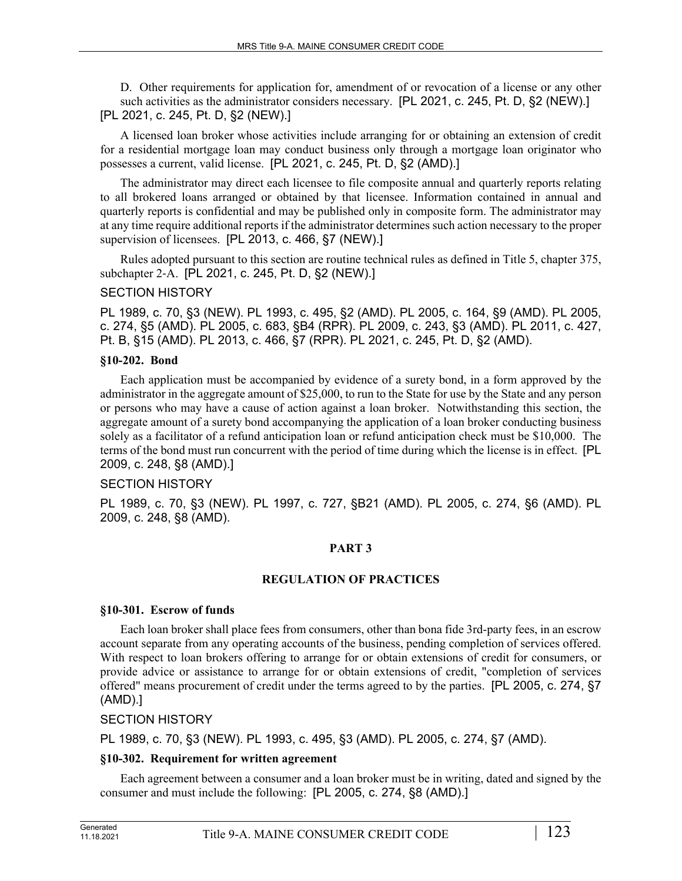D. Other requirements for application for, amendment of or revocation of a license or any other such activities as the administrator considers necessary. [PL 2021, c. 245, Pt. D, §2 (NEW).]
[PL 2021, c. 245, Pt. D, §2 (NEW).]

A licensed loan broker whose activities include arranging for or obtaining an extension of credit for a residential mortgage loan may conduct business only through a mortgage loan originator who possesses a current, valid license. [PL 2021, c. 245, Pt. D, §2 (AMD).]

The administrator may direct each licensee to file composite annual and quarterly reports relating to all brokered loans arranged or obtained by that licensee. Information contained in annual and quarterly reports is confidential and may be published only in composite form. The administrator may at any time require additional reports if the administrator determines such action necessary to the proper supervision of licensees. [PL 2013, c. 466, §7 (NEW).]

Rules adopted pursuant to this section are routine technical rules as defined in Title 5, chapter 375, subchapter 2-A. [PL 2021, c. 245, Pt. D, §2 (NEW).]

SECTION HISTORY

PL 1989, c. 70, §3 (NEW). PL 1993, c. 495, §2 (AMD). PL 2005, c. 164, §9 (AMD). PL 2005, c. 274, §5 (AMD). PL 2005, c. 683, §B4 (RPR). PL 2009, c. 243, §3 (AMD). PL 2011, c. 427, Pt. B, §15 (AMD). PL 2013, c. 466, §7 (RPR). PL 2021, c. 245, Pt. D, §2 (AMD).

**§10-202. Bond**

Each application must be accompanied by evidence of a surety bond, in a form approved by the administrator in the aggregate amount of $25,000, to run to the State for use by the State and any person or persons who may have a cause of action against a loan broker. Notwithstanding this section, the aggregate amount of a surety bond accompanying the application of a loan broker conducting business solely as a facilitator of a refund anticipation loan or refund anticipation check must be $10,000. The terms of the bond must run concurrent with the period of time during which the license is in effect. [PL 2009, c. 248, §8 (AMD).]

SECTION HISTORY

PL 1989, c. 70, §3 (NEW). PL 1997, c. 727, §B21 (AMD). PL 2005, c. 274, §6 (AMD). PL 2009, c. 248, §8 (AMD).

## PART 3

## REGULATION OF PRACTICES

**§10-301. Escrow of funds**

Each loan broker shall place fees from consumers, other than bona fide 3rd-party fees, in an escrow account separate from any operating accounts of the business, pending completion of services offered. With respect to loan brokers offering to arrange for or obtain extensions of credit for consumers, or provide advice or assistance to arrange for or obtain extensions of credit, "completion of services offered" means procurement of credit under the terms agreed to by the parties. [PL 2005, c. 274, §7 (AMD).]

SECTION HISTORY

PL 1989, c. 70, §3 (NEW). PL 1993, c. 495, §3 (AMD). PL 2005, c. 274, §7 (AMD).

**§10-302. Requirement for written agreement**

Each agreement between a consumer and a loan broker must be in writing, dated and signed by the consumer and must include the following: [PL 2005, c. 274, §8 (AMD).]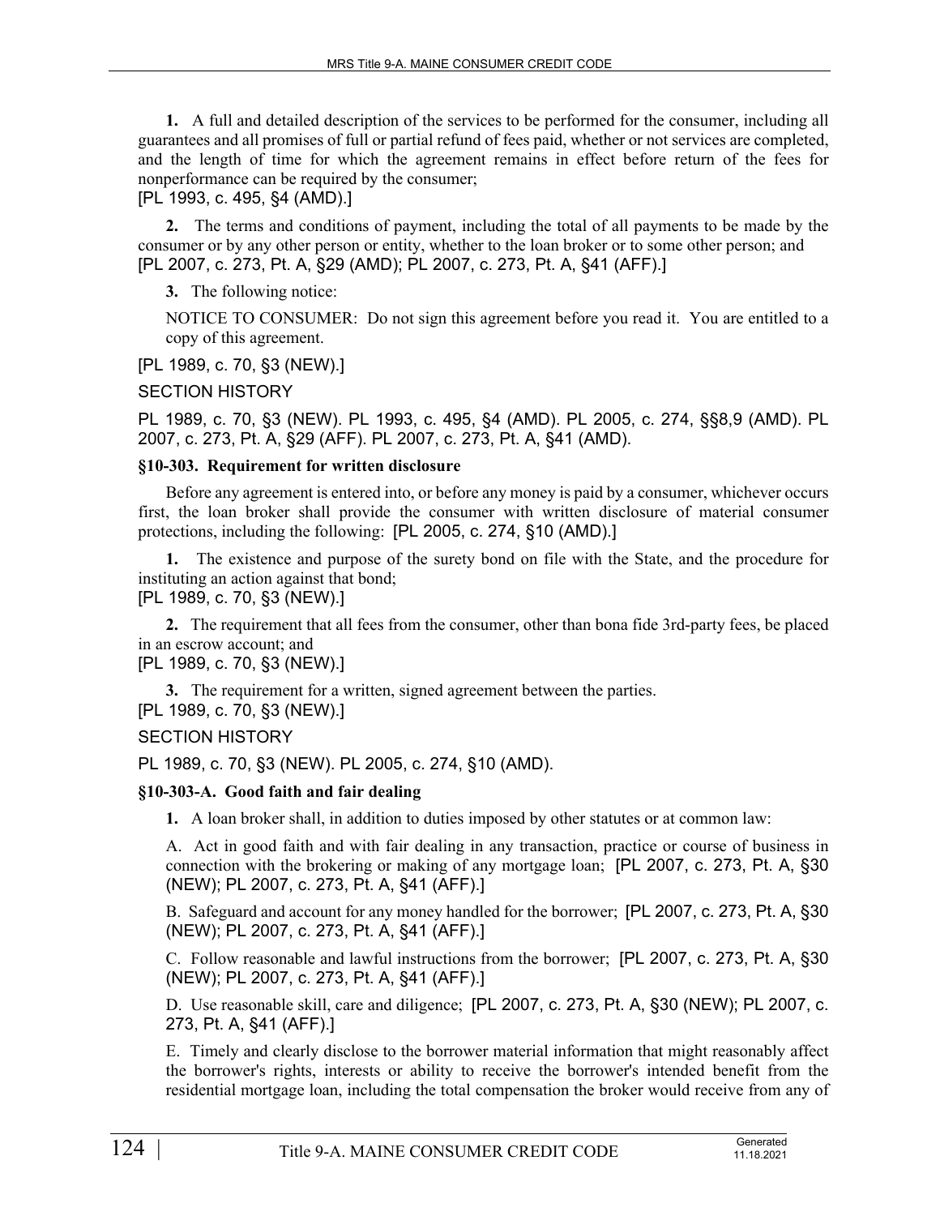**1.** A full and detailed description of the services to be performed for the consumer, including all guarantees and all promises of full or partial refund of fees paid, whether or not services are completed, and the length of time for which the agreement remains in effect before return of the fees for nonperformance can be required by the consumer;
[PL 1993, c. 495, §4 (AMD).]

**2.** The terms and conditions of payment, including the total of all payments to be made by the consumer or by any other person or entity, whether to the loan broker or to some other person; and
[PL 2007, c. 273, Pt. A, §29 (AMD); PL 2007, c. 273, Pt. A, §41 (AFF).]

**3.** The following notice:

NOTICE TO CONSUMER: Do not sign this agreement before you read it. You are entitled to a copy of this agreement.

[PL 1989, c. 70, §3 (NEW).]

SECTION HISTORY

PL 1989, c. 70, §3 (NEW). PL 1993, c. 495, §4 (AMD). PL 2005, c. 274, §§8,9 (AMD). PL 2007, c. 273, Pt. A, §29 (AFF). PL 2007, c. 273, Pt. A, §41 (AMD).

### §10-303. Requirement for written disclosure

Before any agreement is entered into, or before any money is paid by a consumer, whichever occurs first, the loan broker shall provide the consumer with written disclosure of material consumer protections, including the following: [PL 2005, c. 274, §10 (AMD).]

**1.** The existence and purpose of the surety bond on file with the State, and the procedure for instituting an action against that bond;
[PL 1989, c. 70, §3 (NEW).]

**2.** The requirement that all fees from the consumer, other than bona fide 3rd-party fees, be placed in an escrow account; and
[PL 1989, c. 70, §3 (NEW).]

**3.** The requirement for a written, signed agreement between the parties.
[PL 1989, c. 70, §3 (NEW).]

SECTION HISTORY

PL 1989, c. 70, §3 (NEW). PL 2005, c. 274, §10 (AMD).

### §10-303-A. Good faith and fair dealing

**1.** A loan broker shall, in addition to duties imposed by other statutes or at common law:

A. Act in good faith and with fair dealing in any transaction, practice or course of business in connection with the brokering or making of any mortgage loan; [PL 2007, c. 273, Pt. A, §30 (NEW); PL 2007, c. 273, Pt. A, §41 (AFF).]

B. Safeguard and account for any money handled for the borrower; [PL 2007, c. 273, Pt. A, §30 (NEW); PL 2007, c. 273, Pt. A, §41 (AFF).]

C. Follow reasonable and lawful instructions from the borrower; [PL 2007, c. 273, Pt. A, §30 (NEW); PL 2007, c. 273, Pt. A, §41 (AFF).]

D. Use reasonable skill, care and diligence; [PL 2007, c. 273, Pt. A, §30 (NEW); PL 2007, c. 273, Pt. A, §41 (AFF).]

E. Timely and clearly disclose to the borrower material information that might reasonably affect the borrower's rights, interests or ability to receive the borrower's intended benefit from the residential mortgage loan, including the total compensation the broker would receive from any of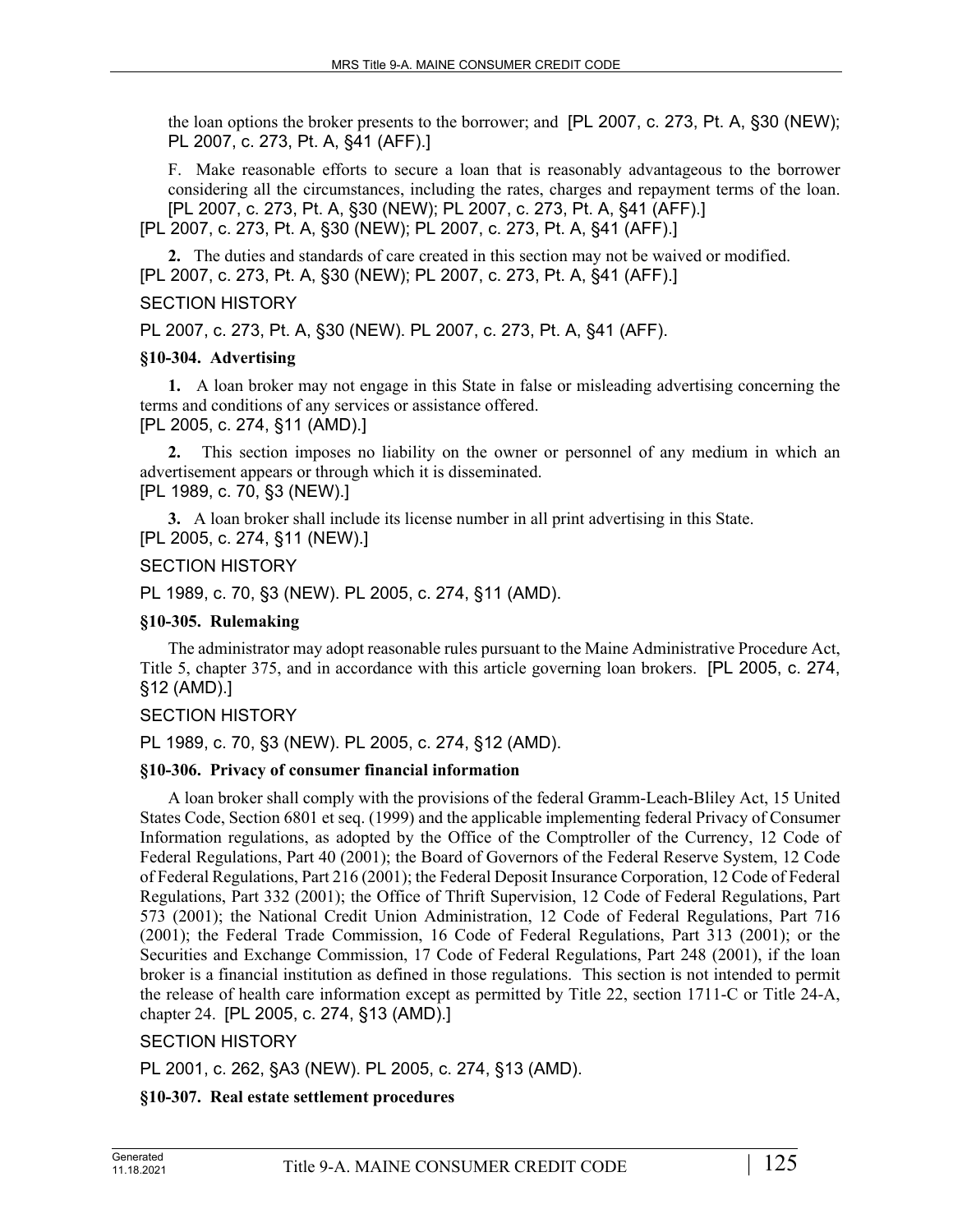the loan options the broker presents to the borrower; and [PL 2007, c. 273, Pt. A, §30 (NEW); PL 2007, c. 273, Pt. A, §41 (AFF).]

F. Make reasonable efforts to secure a loan that is reasonably advantageous to the borrower considering all the circumstances, including the rates, charges and repayment terms of the loan. [PL 2007, c. 273, Pt. A, §30 (NEW); PL 2007, c. 273, Pt. A, §41 (AFF).]

[PL 2007, c. 273, Pt. A, §30 (NEW); PL 2007, c. 273, Pt. A, §41 (AFF).]

**2.** The duties and standards of care created in this section may not be waived or modified.
[PL 2007, c. 273, Pt. A, §30 (NEW); PL 2007, c. 273, Pt. A, §41 (AFF).]

SECTION HISTORY

PL 2007, c. 273, Pt. A, §30 (NEW). PL 2007, c. 273, Pt. A, §41 (AFF).

**§10-304. Advertising**

**1.** A loan broker may not engage in this State in false or misleading advertising concerning the terms and conditions of any services or assistance offered.
[PL 2005, c. 274, §11 (AMD).]

**2.** This section imposes no liability on the owner or personnel of any medium in which an advertisement appears or through which it is disseminated.
[PL 1989, c. 70, §3 (NEW).]

**3.** A loan broker shall include its license number in all print advertising in this State.
[PL 2005, c. 274, §11 (NEW).]

SECTION HISTORY

PL 1989, c. 70, §3 (NEW). PL 2005, c. 274, §11 (AMD).

**§10-305. Rulemaking**

The administrator may adopt reasonable rules pursuant to the Maine Administrative Procedure Act, Title 5, chapter 375, and in accordance with this article governing loan brokers. [PL 2005, c. 274, §12 (AMD).]

SECTION HISTORY

PL 1989, c. 70, §3 (NEW). PL 2005, c. 274, §12 (AMD).

**§10-306. Privacy of consumer financial information**

A loan broker shall comply with the provisions of the federal Gramm-Leach-Bliley Act, 15 United States Code, Section 6801 et seq. (1999) and the applicable implementing federal Privacy of Consumer Information regulations, as adopted by the Office of the Comptroller of the Currency, 12 Code of Federal Regulations, Part 40 (2001); the Board of Governors of the Federal Reserve System, 12 Code of Federal Regulations, Part 216 (2001); the Federal Deposit Insurance Corporation, 12 Code of Federal Regulations, Part 332 (2001); the Office of Thrift Supervision, 12 Code of Federal Regulations, Part 573 (2001); the National Credit Union Administration, 12 Code of Federal Regulations, Part 716 (2001); the Federal Trade Commission, 16 Code of Federal Regulations, Part 313 (2001); or the Securities and Exchange Commission, 17 Code of Federal Regulations, Part 248 (2001), if the loan broker is a financial institution as defined in those regulations. This section is not intended to permit the release of health care information except as permitted by Title 22, section 1711-C or Title 24-A, chapter 24. [PL 2005, c. 274, §13 (AMD).]

SECTION HISTORY

PL 2001, c. 262, §A3 (NEW). PL 2005, c. 274, §13 (AMD).

**§10-307. Real estate settlement procedures**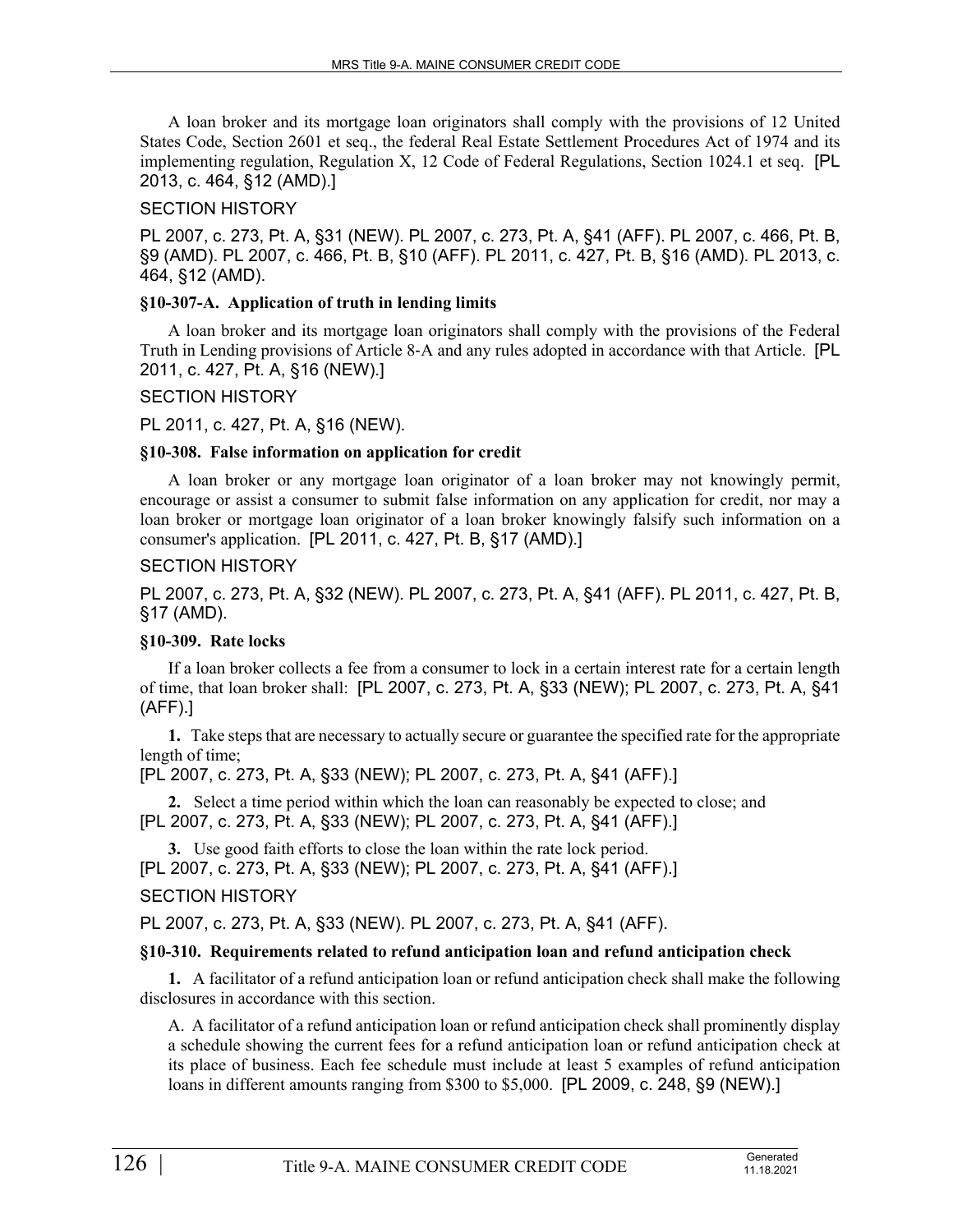A loan broker and its mortgage loan originators shall comply with the provisions of 12 United States Code, Section 2601 et seq., the federal Real Estate Settlement Procedures Act of 1974 and its implementing regulation, Regulation X, 12 Code of Federal Regulations, Section 1024.1 et seq. [PL 2013, c. 464, §12 (AMD).]

SECTION HISTORY

PL 2007, c. 273, Pt. A, §31 (NEW). PL 2007, c. 273, Pt. A, §41 (AFF). PL 2007, c. 466, Pt. B, §9 (AMD). PL 2007, c. 466, Pt. B, §10 (AFF). PL 2011, c. 427, Pt. B, §16 (AMD). PL 2013, c. 464, §12 (AMD).

**§10-307-A. Application of truth in lending limits**

A loan broker and its mortgage loan originators shall comply with the provisions of the Federal Truth in Lending provisions of Article 8-A and any rules adopted in accordance with that Article. [PL 2011, c. 427, Pt. A, §16 (NEW).]

SECTION HISTORY

PL 2011, c. 427, Pt. A, §16 (NEW).

**§10-308. False information on application for credit**

A loan broker or any mortgage loan originator of a loan broker may not knowingly permit, encourage or assist a consumer to submit false information on any application for credit, nor may a loan broker or mortgage loan originator of a loan broker knowingly falsify such information on a consumer's application. [PL 2011, c. 427, Pt. B, §17 (AMD).]

SECTION HISTORY

PL 2007, c. 273, Pt. A, §32 (NEW). PL 2007, c. 273, Pt. A, §41 (AFF). PL 2011, c. 427, Pt. B, §17 (AMD).

**§10-309. Rate locks**

If a loan broker collects a fee from a consumer to lock in a certain interest rate for a certain length of time, that loan broker shall: [PL 2007, c. 273, Pt. A, §33 (NEW); PL 2007, c. 273, Pt. A, §41 (AFF).]

**1.** Take steps that are necessary to actually secure or guarantee the specified rate for the appropriate length of time;
[PL 2007, c. 273, Pt. A, §33 (NEW); PL 2007, c. 273, Pt. A, §41 (AFF).]

**2.** Select a time period within which the loan can reasonably be expected to close; and
[PL 2007, c. 273, Pt. A, §33 (NEW); PL 2007, c. 273, Pt. A, §41 (AFF).]

**3.** Use good faith efforts to close the loan within the rate lock period.
[PL 2007, c. 273, Pt. A, §33 (NEW); PL 2007, c. 273, Pt. A, §41 (AFF).]

SECTION HISTORY

PL 2007, c. 273, Pt. A, §33 (NEW). PL 2007, c. 273, Pt. A, §41 (AFF).

**§10-310. Requirements related to refund anticipation loan and refund anticipation check**

**1.** A facilitator of a refund anticipation loan or refund anticipation check shall make the following disclosures in accordance with this section.

A. A facilitator of a refund anticipation loan or refund anticipation check shall prominently display a schedule showing the current fees for a refund anticipation loan or refund anticipation check at its place of business. Each fee schedule must include at least 5 examples of refund anticipation loans in different amounts ranging from $300 to $5,000. [PL 2009, c. 248, §9 (NEW).]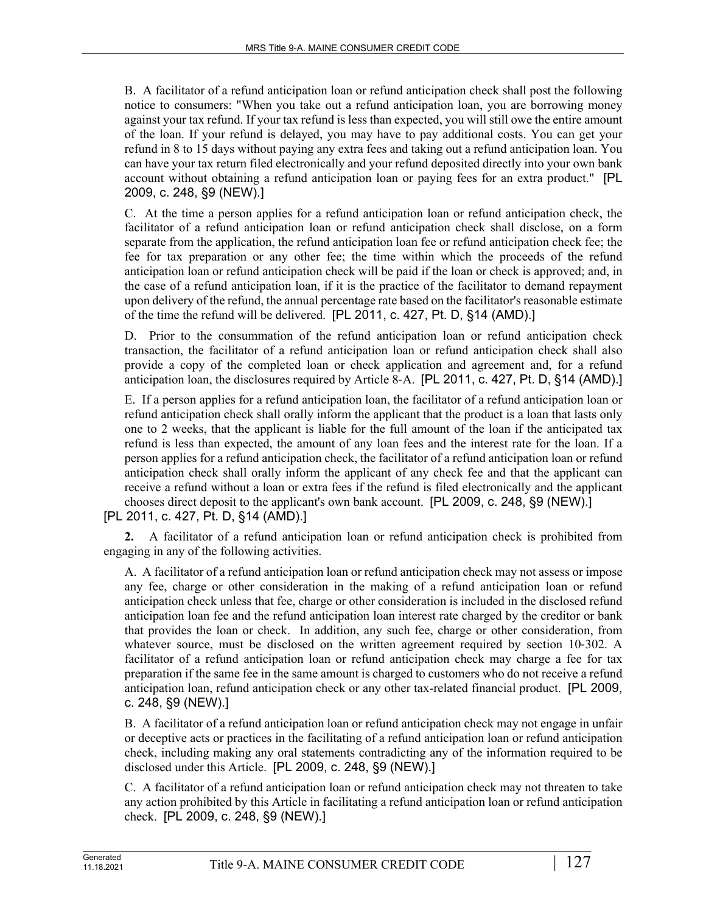B. A facilitator of a refund anticipation loan or refund anticipation check shall post the following notice to consumers: "When you take out a refund anticipation loan, you are borrowing money against your tax refund. If your tax refund is less than expected, you will still owe the entire amount of the loan. If your refund is delayed, you may have to pay additional costs. You can get your refund in 8 to 15 days without paying any extra fees and taking out a refund anticipation loan. You can have your tax return filed electronically and your refund deposited directly into your own bank account without obtaining a refund anticipation loan or paying fees for an extra product." [PL 2009, c. 248, §9 (NEW).]

C. At the time a person applies for a refund anticipation loan or refund anticipation check, the facilitator of a refund anticipation loan or refund anticipation check shall disclose, on a form separate from the application, the refund anticipation loan fee or refund anticipation check fee; the fee for tax preparation or any other fee; the time within which the proceeds of the refund anticipation loan or refund anticipation check will be paid if the loan or check is approved; and, in the case of a refund anticipation loan, if it is the practice of the facilitator to demand repayment upon delivery of the refund, the annual percentage rate based on the facilitator's reasonable estimate of the time the refund will be delivered. [PL 2011, c. 427, Pt. D, §14 (AMD).]

D. Prior to the consummation of the refund anticipation loan or refund anticipation check transaction, the facilitator of a refund anticipation loan or refund anticipation check shall also provide a copy of the completed loan or check application and agreement and, for a refund anticipation loan, the disclosures required by Article 8-A. [PL 2011, c. 427, Pt. D, §14 (AMD).]

E. If a person applies for a refund anticipation loan, the facilitator of a refund anticipation loan or refund anticipation check shall orally inform the applicant that the product is a loan that lasts only one to 2 weeks, that the applicant is liable for the full amount of the loan if the anticipated tax refund is less than expected, the amount of any loan fees and the interest rate for the loan. If a person applies for a refund anticipation check, the facilitator of a refund anticipation loan or refund anticipation check shall orally inform the applicant of any check fee and that the applicant can receive a refund without a loan or extra fees if the refund is filed electronically and the applicant chooses direct deposit to the applicant's own bank account. [PL 2009, c. 248, §9 (NEW).]

[PL 2011, c. 427, Pt. D, §14 (AMD).]

**2.** A facilitator of a refund anticipation loan or refund anticipation check is prohibited from engaging in any of the following activities.

A. A facilitator of a refund anticipation loan or refund anticipation check may not assess or impose any fee, charge or other consideration in the making of a refund anticipation loan or refund anticipation check unless that fee, charge or other consideration is included in the disclosed refund anticipation loan fee and the refund anticipation loan interest rate charged by the creditor or bank that provides the loan or check. In addition, any such fee, charge or other consideration, from whatever source, must be disclosed on the written agreement required by section 10-302. A facilitator of a refund anticipation loan or refund anticipation check may charge a fee for tax preparation if the same fee in the same amount is charged to customers who do not receive a refund anticipation loan, refund anticipation check or any other tax-related financial product. [PL 2009, c. 248, §9 (NEW).]

B. A facilitator of a refund anticipation loan or refund anticipation check may not engage in unfair or deceptive acts or practices in the facilitating of a refund anticipation loan or refund anticipation check, including making any oral statements contradicting any of the information required to be disclosed under this Article. [PL 2009, c. 248, §9 (NEW).]

C. A facilitator of a refund anticipation loan or refund anticipation check may not threaten to take any action prohibited by this Article in facilitating a refund anticipation loan or refund anticipation check. [PL 2009, c. 248, §9 (NEW).]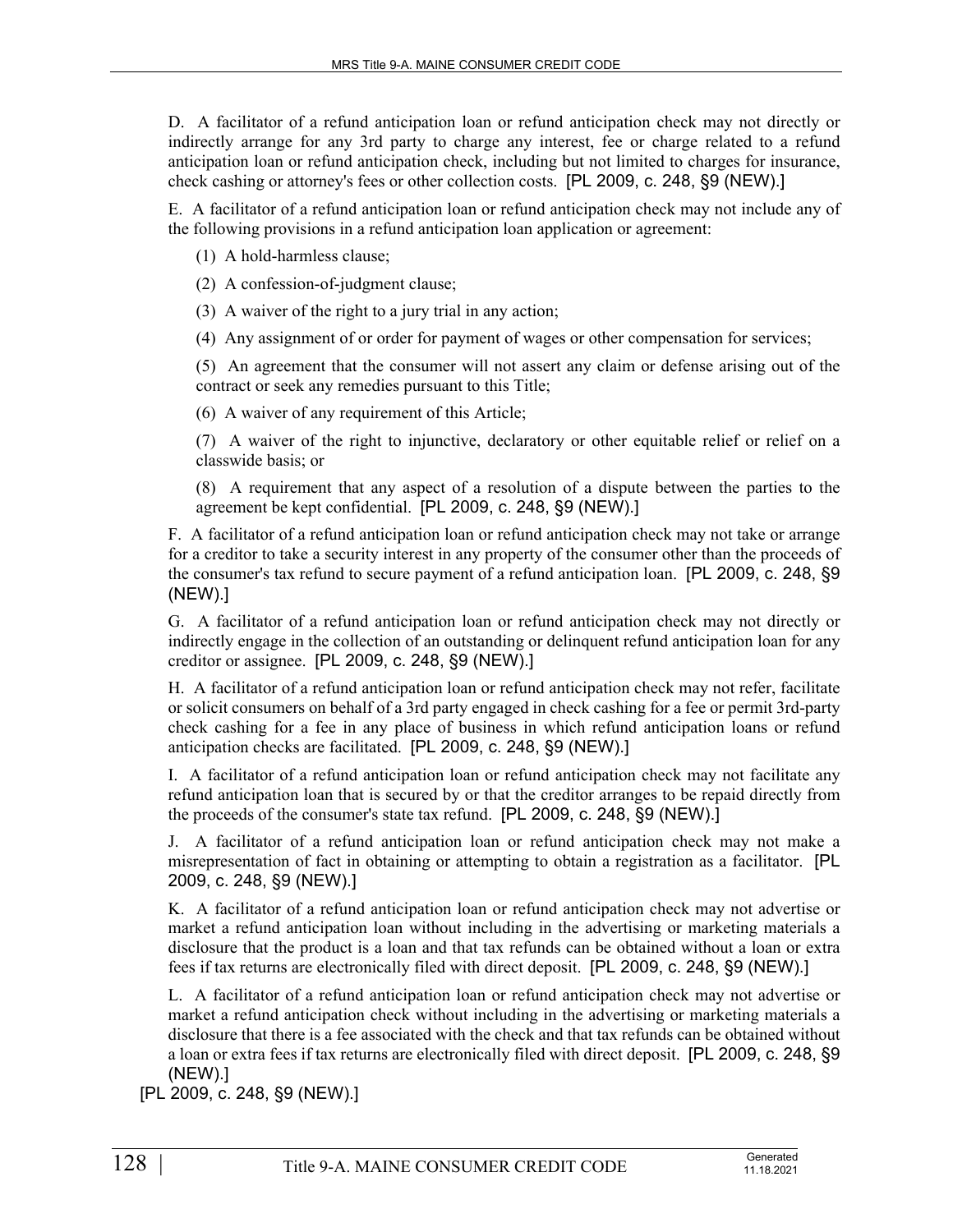D. A facilitator of a refund anticipation loan or refund anticipation check may not directly or indirectly arrange for any 3rd party to charge any interest, fee or charge related to a refund anticipation loan or refund anticipation check, including but not limited to charges for insurance, check cashing or attorney's fees or other collection costs. [PL 2009, c. 248, §9 (NEW).]

E. A facilitator of a refund anticipation loan or refund anticipation check may not include any of the following provisions in a refund anticipation loan application or agreement:

(1) A hold-harmless clause;

(2) A confession-of-judgment clause;

(3) A waiver of the right to a jury trial in any action;

(4) Any assignment of or order for payment of wages or other compensation for services;

(5) An agreement that the consumer will not assert any claim or defense arising out of the contract or seek any remedies pursuant to this Title;

(6) A waiver of any requirement of this Article;

(7) A waiver of the right to injunctive, declaratory or other equitable relief or relief on a classwide basis; or

(8) A requirement that any aspect of a resolution of a dispute between the parties to the agreement be kept confidential. [PL 2009, c. 248, §9 (NEW).]

F. A facilitator of a refund anticipation loan or refund anticipation check may not take or arrange for a creditor to take a security interest in any property of the consumer other than the proceeds of the consumer's tax refund to secure payment of a refund anticipation loan. [PL 2009, c. 248, §9 (NEW).]

G. A facilitator of a refund anticipation loan or refund anticipation check may not directly or indirectly engage in the collection of an outstanding or delinquent refund anticipation loan for any creditor or assignee. [PL 2009, c. 248, §9 (NEW).]

H. A facilitator of a refund anticipation loan or refund anticipation check may not refer, facilitate or solicit consumers on behalf of a 3rd party engaged in check cashing for a fee or permit 3rd-party check cashing for a fee in any place of business in which refund anticipation loans or refund anticipation checks are facilitated. [PL 2009, c. 248, §9 (NEW).]

I. A facilitator of a refund anticipation loan or refund anticipation check may not facilitate any refund anticipation loan that is secured by or that the creditor arranges to be repaid directly from the proceeds of the consumer's state tax refund. [PL 2009, c. 248, §9 (NEW).]

J. A facilitator of a refund anticipation loan or refund anticipation check may not make a misrepresentation of fact in obtaining or attempting to obtain a registration as a facilitator. [PL 2009, c. 248, §9 (NEW).]

K. A facilitator of a refund anticipation loan or refund anticipation check may not advertise or market a refund anticipation loan without including in the advertising or marketing materials a disclosure that the product is a loan and that tax refunds can be obtained without a loan or extra fees if tax returns are electronically filed with direct deposit. [PL 2009, c. 248, §9 (NEW).]

L. A facilitator of a refund anticipation loan or refund anticipation check may not advertise or market a refund anticipation check without including in the advertising or marketing materials a disclosure that there is a fee associated with the check and that tax refunds can be obtained without a loan or extra fees if tax returns are electronically filed with direct deposit. [PL 2009, c. 248, §9 (NEW).]

[PL 2009, c. 248, §9 (NEW).]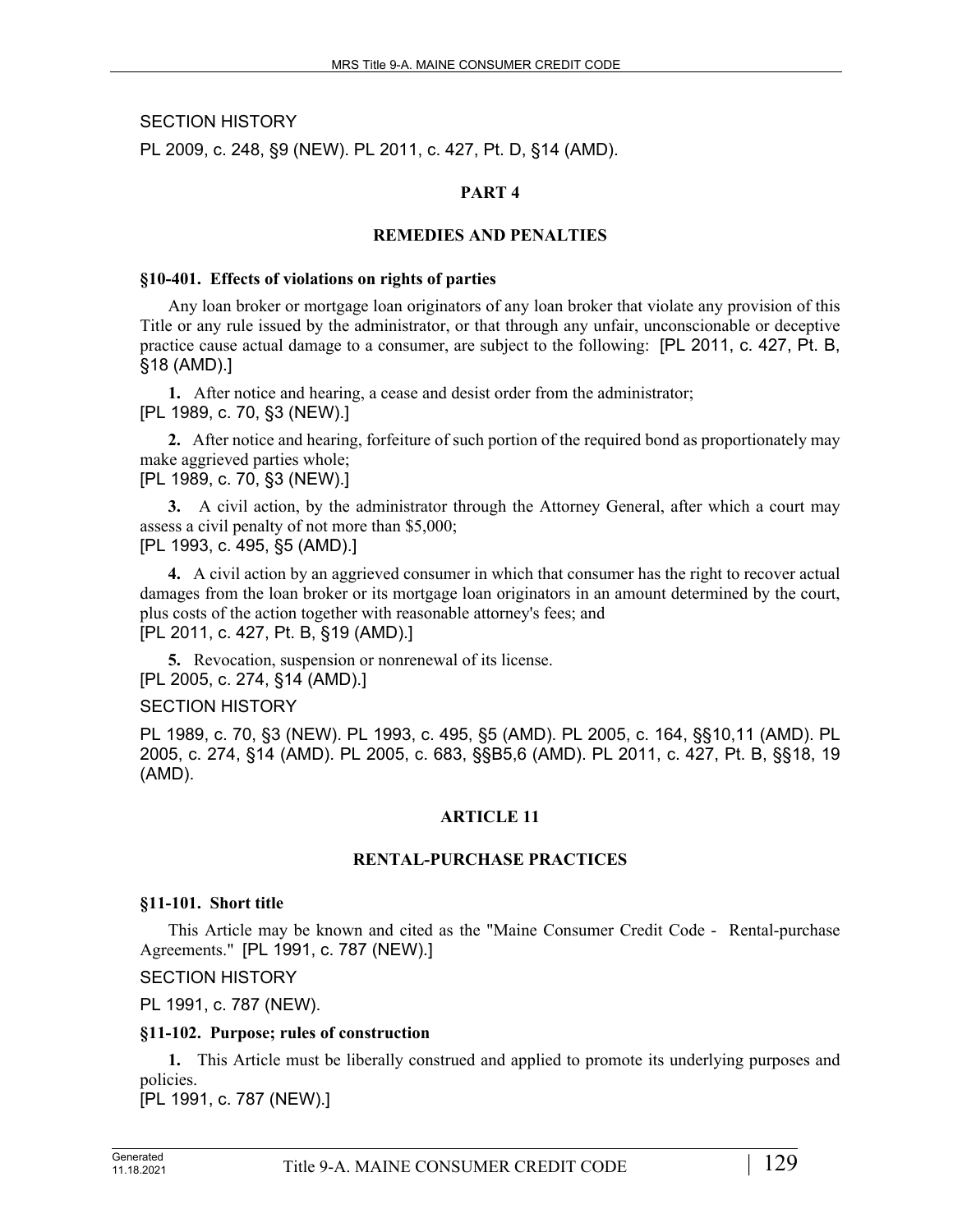SECTION HISTORY

PL 2009, c. 248, §9 (NEW). PL 2011, c. 427, Pt. D, §14 (AMD).

## PART 4

## REMEDIES AND PENALTIES

### §10-401. Effects of violations on rights of parties

Any loan broker or mortgage loan originators of any loan broker that violate any provision of this Title or any rule issued by the administrator, or that through any unfair, unconscionable or deceptive practice cause actual damage to a consumer, are subject to the following: [PL 2011, c. 427, Pt. B, §18 (AMD).]

**1.** After notice and hearing, a cease and desist order from the administrator;
[PL 1989, c. 70, §3 (NEW).]

**2.** After notice and hearing, forfeiture of such portion of the required bond as proportionately may make aggrieved parties whole;
[PL 1989, c. 70, §3 (NEW).]

**3.** A civil action, by the administrator through the Attorney General, after which a court may assess a civil penalty of not more than $5,000;
[PL 1993, c. 495, §5 (AMD).]

**4.** A civil action by an aggrieved consumer in which that consumer has the right to recover actual damages from the loan broker or its mortgage loan originators in an amount determined by the court, plus costs of the action together with reasonable attorney's fees; and
[PL 2011, c. 427, Pt. B, §19 (AMD).]

**5.** Revocation, suspension or nonrenewal of its license.
[PL 2005, c. 274, §14 (AMD).]

SECTION HISTORY

PL 1989, c. 70, §3 (NEW). PL 1993, c. 495, §5 (AMD). PL 2005, c. 164, §§10,11 (AMD). PL 2005, c. 274, §14 (AMD). PL 2005, c. 683, §§B5,6 (AMD). PL 2011, c. 427, Pt. B, §§18, 19 (AMD).

## ARTICLE 11

## RENTAL-PURCHASE PRACTICES

### §11-101. Short title

This Article may be known and cited as the "Maine Consumer Credit Code - Rental-purchase Agreements." [PL 1991, c. 787 (NEW).]

SECTION HISTORY

PL 1991, c. 787 (NEW).

### §11-102. Purpose; rules of construction

**1.** This Article must be liberally construed and applied to promote its underlying purposes and policies.
[PL 1991, c. 787 (NEW).]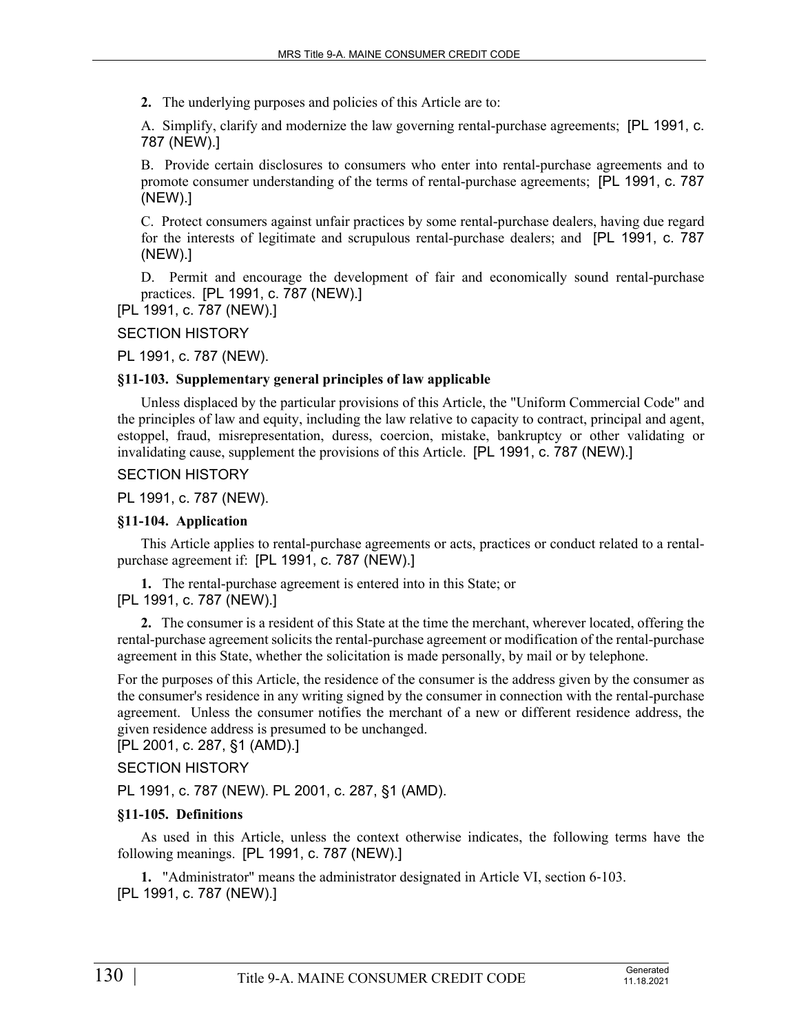**2.** The underlying purposes and policies of this Article are to:

A. Simplify, clarify and modernize the law governing rental-purchase agreements; [PL 1991, c. 787 (NEW).]

B. Provide certain disclosures to consumers who enter into rental-purchase agreements and to promote consumer understanding of the terms of rental-purchase agreements; [PL 1991, c. 787 (NEW).]

C. Protect consumers against unfair practices by some rental-purchase dealers, having due regard for the interests of legitimate and scrupulous rental-purchase dealers; and [PL 1991, c. 787 (NEW).]

D. Permit and encourage the development of fair and economically sound rental-purchase practices. [PL 1991, c. 787 (NEW).]

[PL 1991, c. 787 (NEW).]

SECTION HISTORY

PL 1991, c. 787 (NEW).

### §11-103. Supplementary general principles of law applicable

Unless displaced by the particular provisions of this Article, the "Uniform Commercial Code" and the principles of law and equity, including the law relative to capacity to contract, principal and agent, estoppel, fraud, misrepresentation, duress, coercion, mistake, bankruptcy or other validating or invalidating cause, supplement the provisions of this Article. [PL 1991, c. 787 (NEW).]

SECTION HISTORY

PL 1991, c. 787 (NEW).

### §11-104. Application

This Article applies to rental-purchase agreements or acts, practices or conduct related to a rental-purchase agreement if: [PL 1991, c. 787 (NEW).]

**1.** The rental-purchase agreement is entered into in this State; or

[PL 1991, c. 787 (NEW).]

**2.** The consumer is a resident of this State at the time the merchant, wherever located, offering the rental-purchase agreement solicits the rental-purchase agreement or modification of the rental-purchase agreement in this State, whether the solicitation is made personally, by mail or by telephone.

For the purposes of this Article, the residence of the consumer is the address given by the consumer as the consumer's residence in any writing signed by the consumer in connection with the rental-purchase agreement. Unless the consumer notifies the merchant of a new or different residence address, the given residence address is presumed to be unchanged.

[PL 2001, c. 287, §1 (AMD).]

SECTION HISTORY

PL 1991, c. 787 (NEW). PL 2001, c. 287, §1 (AMD).

### §11-105. Definitions

As used in this Article, unless the context otherwise indicates, the following terms have the following meanings. [PL 1991, c. 787 (NEW).]

**1.** "Administrator" means the administrator designated in Article VI, section 6-103.

[PL 1991, c. 787 (NEW).]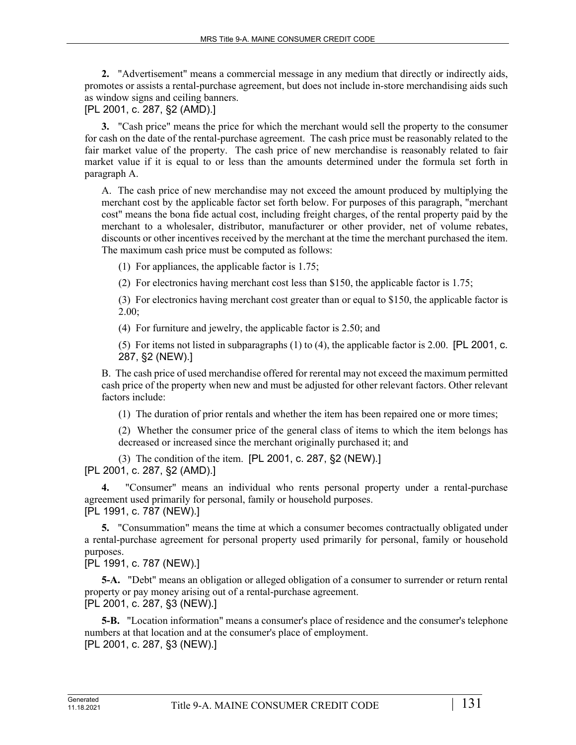**2.** "Advertisement" means a commercial message in any medium that directly or indirectly aids, promotes or assists a rental-purchase agreement, but does not include in-store merchandising aids such as window signs and ceiling banners.

[PL 2001, c. 287, §2 (AMD).]

**3.** "Cash price" means the price for which the merchant would sell the property to the consumer for cash on the date of the rental-purchase agreement. The cash price must be reasonably related to the fair market value of the property. The cash price of new merchandise is reasonably related to fair market value if it is equal to or less than the amounts determined under the formula set forth in paragraph A.

A. The cash price of new merchandise may not exceed the amount produced by multiplying the merchant cost by the applicable factor set forth below. For purposes of this paragraph, "merchant cost" means the bona fide actual cost, including freight charges, of the rental property paid by the merchant to a wholesaler, distributor, manufacturer or other provider, net of volume rebates, discounts or other incentives received by the merchant at the time the merchant purchased the item. The maximum cash price must be computed as follows:

(1) For appliances, the applicable factor is 1.75;

(2) For electronics having merchant cost less than $150, the applicable factor is 1.75;

(3) For electronics having merchant cost greater than or equal to $150, the applicable factor is 2.00;

(4) For furniture and jewelry, the applicable factor is 2.50; and

(5) For items not listed in subparagraphs (1) to (4), the applicable factor is 2.00. [PL 2001, c. 287, §2 (NEW).]

B. The cash price of used merchandise offered for rerental may not exceed the maximum permitted cash price of the property when new and must be adjusted for other relevant factors. Other relevant factors include:

(1) The duration of prior rentals and whether the item has been repaired one or more times;

(2) Whether the consumer price of the general class of items to which the item belongs has decreased or increased since the merchant originally purchased it; and

(3) The condition of the item. [PL 2001, c. 287, §2 (NEW).]

[PL 2001, c. 287, §2 (AMD).]

**4.** "Consumer" means an individual who rents personal property under a rental-purchase agreement used primarily for personal, family or household purposes.

[PL 1991, c. 787 (NEW).]

**5.** "Consummation" means the time at which a consumer becomes contractually obligated under a rental-purchase agreement for personal property used primarily for personal, family or household purposes.

[PL 1991, c. 787 (NEW).]

**5-A.** "Debt" means an obligation or alleged obligation of a consumer to surrender or return rental property or pay money arising out of a rental-purchase agreement.

[PL 2001, c. 287, §3 (NEW).]

**5-B.** "Location information" means a consumer's place of residence and the consumer's telephone numbers at that location and at the consumer's place of employment.

[PL 2001, c. 287, §3 (NEW).]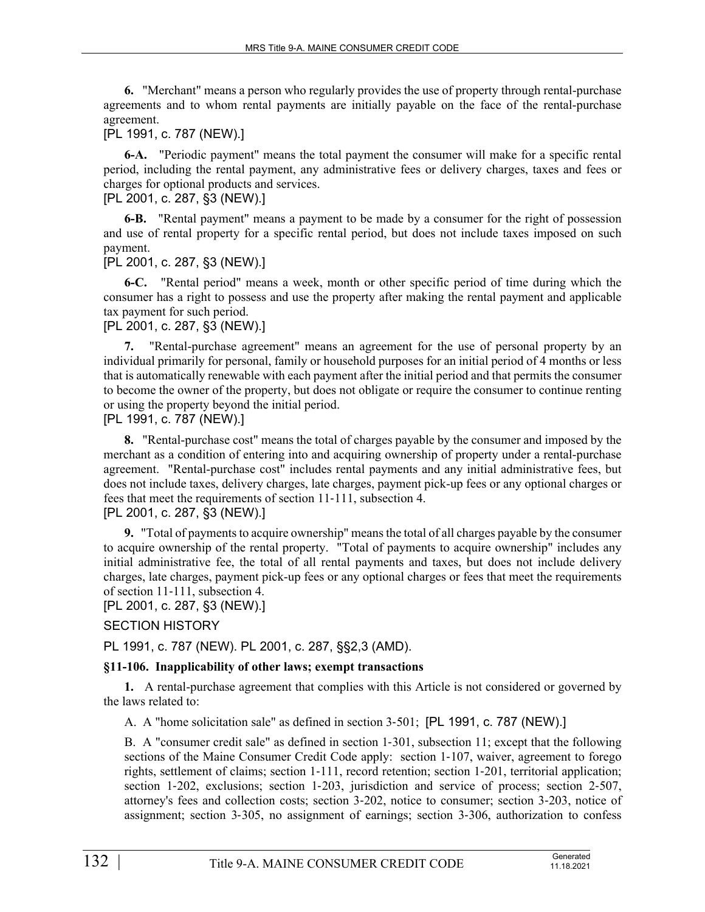**6.** "Merchant" means a person who regularly provides the use of property through rental-purchase agreements and to whom rental payments are initially payable on the face of the rental-purchase agreement.

[PL 1991, c. 787 (NEW).]

**6-A.** "Periodic payment" means the total payment the consumer will make for a specific rental period, including the rental payment, any administrative fees or delivery charges, taxes and fees or charges for optional products and services.

[PL 2001, c. 287, §3 (NEW).]

**6-B.** "Rental payment" means a payment to be made by a consumer for the right of possession and use of rental property for a specific rental period, but does not include taxes imposed on such payment.

[PL 2001, c. 287, §3 (NEW).]

**6-C.** "Rental period" means a week, month or other specific period of time during which the consumer has a right to possess and use the property after making the rental payment and applicable tax payment for such period.

[PL 2001, c. 287, §3 (NEW).]

**7.** "Rental-purchase agreement" means an agreement for the use of personal property by an individual primarily for personal, family or household purposes for an initial period of 4 months or less that is automatically renewable with each payment after the initial period and that permits the consumer to become the owner of the property, but does not obligate or require the consumer to continue renting or using the property beyond the initial period.

[PL 1991, c. 787 (NEW).]

**8.** "Rental-purchase cost" means the total of charges payable by the consumer and imposed by the merchant as a condition of entering into and acquiring ownership of property under a rental-purchase agreement. "Rental-purchase cost" includes rental payments and any initial administrative fees, but does not include taxes, delivery charges, late charges, payment pick-up fees or any optional charges or fees that meet the requirements of section 11-111, subsection 4.

[PL 2001, c. 287, §3 (NEW).]

**9.** "Total of payments to acquire ownership" means the total of all charges payable by the consumer to acquire ownership of the rental property. "Total of payments to acquire ownership" includes any initial administrative fee, the total of all rental payments and taxes, but does not include delivery charges, late charges, payment pick-up fees or any optional charges or fees that meet the requirements of section 11-111, subsection 4.

[PL 2001, c. 287, §3 (NEW).]

SECTION HISTORY

PL 1991, c. 787 (NEW). PL 2001, c. 287, §§2,3 (AMD).

### §11-106. Inapplicability of other laws; exempt transactions

**1.** A rental-purchase agreement that complies with this Article is not considered or governed by the laws related to:

A. A "home solicitation sale" as defined in section 3-501; [PL 1991, c. 787 (NEW).]

B. A "consumer credit sale" as defined in section 1-301, subsection 11; except that the following sections of the Maine Consumer Credit Code apply: section 1-107, waiver, agreement to forego rights, settlement of claims; section 1-111, record retention; section 1-201, territorial application; section 1-202, exclusions; section 1-203, jurisdiction and service of process; section 2-507, attorney's fees and collection costs; section 3-202, notice to consumer; section 3-203, notice of assignment; section 3-305, no assignment of earnings; section 3-306, authorization to confess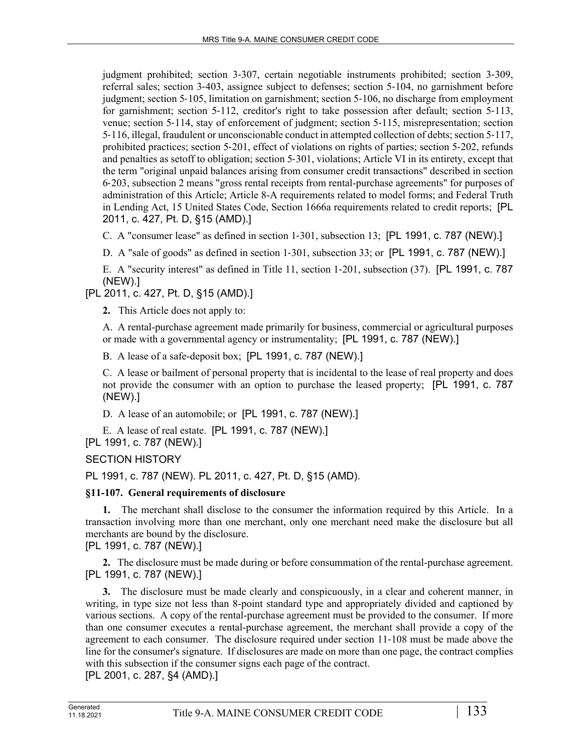judgment prohibited; section 3-307, certain negotiable instruments prohibited; section 3-309, referral sales; section 3-403, assignee subject to defenses; section 5-104, no garnishment before judgment; section 5-105, limitation on garnishment; section 5-106, no discharge from employment for garnishment; section 5-112, creditor's right to take possession after default; section 5-113, venue; section 5-114, stay of enforcement of judgment; section 5-115, misrepresentation; section 5-116, illegal, fraudulent or unconscionable conduct in attempted collection of debts; section 5-117, prohibited practices; section 5-201, effect of violations on rights of parties; section 5-202, refunds and penalties as setoff to obligation; section 5-301, violations; Article VI in its entirety, except that the term "original unpaid balances arising from consumer credit transactions" described in section 6-203, subsection 2 means "gross rental receipts from rental-purchase agreements" for purposes of administration of this Article; Article 8-A requirements related to model forms; and Federal Truth in Lending Act, 15 United States Code, Section 1666a requirements related to credit reports; [PL 2011, c. 427, Pt. D, §15 (AMD).]

C. A "consumer lease" as defined in section 1-301, subsection 13; [PL 1991, c. 787 (NEW).]

D. A "sale of goods" as defined in section 1-301, subsection 33; or [PL 1991, c. 787 (NEW).]

E. A "security interest" as defined in Title 11, section 1-201, subsection (37). [PL 1991, c. 787 (NEW).]

[PL 2011, c. 427, Pt. D, §15 (AMD).]

**2.** This Article does not apply to:

A. A rental-purchase agreement made primarily for business, commercial or agricultural purposes or made with a governmental agency or instrumentality; [PL 1991, c. 787 (NEW).]

B. A lease of a safe-deposit box; [PL 1991, c. 787 (NEW).]

C. A lease or bailment of personal property that is incidental to the lease of real property and does not provide the consumer with an option to purchase the leased property; [PL 1991, c. 787 (NEW).]

D. A lease of an automobile; or [PL 1991, c. 787 (NEW).]

E. A lease of real estate. [PL 1991, c. 787 (NEW).]

[PL 1991, c. 787 (NEW).]

SECTION HISTORY

PL 1991, c. 787 (NEW). PL 2011, c. 427, Pt. D, §15 (AMD).

### §11-107. General requirements of disclosure

**1.** The merchant shall disclose to the consumer the information required by this Article. In a transaction involving more than one merchant, only one merchant need make the disclosure but all merchants are bound by the disclosure.

[PL 1991, c. 787 (NEW).]

**2.** The disclosure must be made during or before consummation of the rental-purchase agreement.

[PL 1991, c. 787 (NEW).]

**3.** The disclosure must be made clearly and conspicuously, in a clear and coherent manner, in writing, in type size not less than 8-point standard type and appropriately divided and captioned by various sections. A copy of the rental-purchase agreement must be provided to the consumer. If more than one consumer executes a rental-purchase agreement, the merchant shall provide a copy of the agreement to each consumer. The disclosure required under section 11-108 must be made above the line for the consumer's signature. If disclosures are made on more than one page, the contract complies with this subsection if the consumer signs each page of the contract.

[PL 2001, c. 287, §4 (AMD).]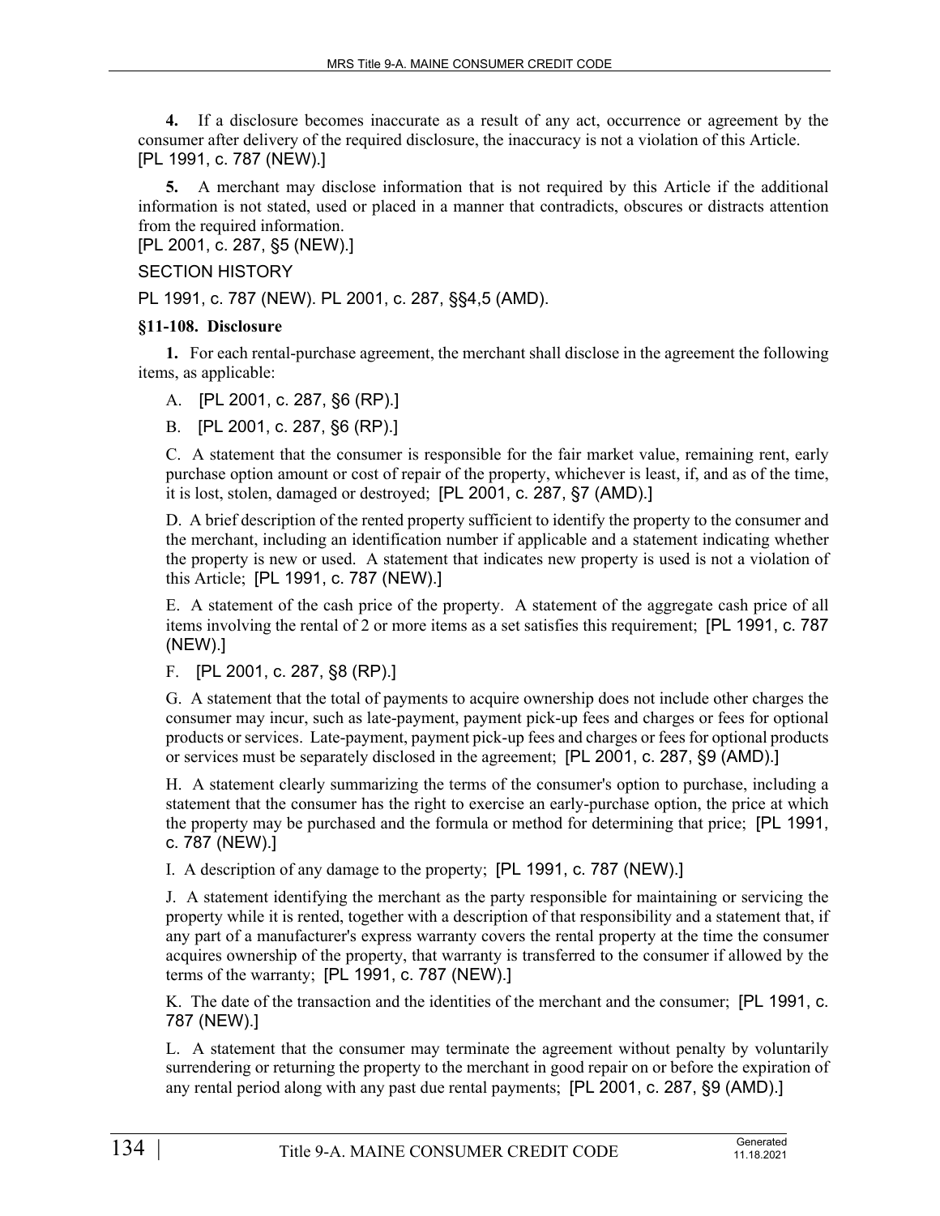**4.** If a disclosure becomes inaccurate as a result of any act, occurrence or agreement by the consumer after delivery of the required disclosure, the inaccuracy is not a violation of this Article.
[PL 1991, c. 787 (NEW).]

**5.** A merchant may disclose information that is not required by this Article if the additional information is not stated, used or placed in a manner that contradicts, obscures or distracts attention from the required information.
[PL 2001, c. 287, §5 (NEW).]

SECTION HISTORY

PL 1991, c. 787 (NEW). PL 2001, c. 287, §§4,5 (AMD).

**§11-108. Disclosure**

**1.** For each rental-purchase agreement, the merchant shall disclose in the agreement the following items, as applicable:

A. [PL 2001, c. 287, §6 (RP).]

B. [PL 2001, c. 287, §6 (RP).]

C. A statement that the consumer is responsible for the fair market value, remaining rent, early purchase option amount or cost of repair of the property, whichever is least, if, and as of the time, it is lost, stolen, damaged or destroyed; [PL 2001, c. 287, §7 (AMD).]

D. A brief description of the rented property sufficient to identify the property to the consumer and the merchant, including an identification number if applicable and a statement indicating whether the property is new or used. A statement that indicates new property is used is not a violation of this Article; [PL 1991, c. 787 (NEW).]

E. A statement of the cash price of the property. A statement of the aggregate cash price of all items involving the rental of 2 or more items as a set satisfies this requirement; [PL 1991, c. 787 (NEW).]

F. [PL 2001, c. 287, §8 (RP).]

G. A statement that the total of payments to acquire ownership does not include other charges the consumer may incur, such as late-payment, payment pick-up fees and charges or fees for optional products or services. Late-payment, payment pick-up fees and charges or fees for optional products or services must be separately disclosed in the agreement; [PL 2001, c. 287, §9 (AMD).]

H. A statement clearly summarizing the terms of the consumer's option to purchase, including a statement that the consumer has the right to exercise an early-purchase option, the price at which the property may be purchased and the formula or method for determining that price; [PL 1991, c. 787 (NEW).]

I. A description of any damage to the property; [PL 1991, c. 787 (NEW).]

J. A statement identifying the merchant as the party responsible for maintaining or servicing the property while it is rented, together with a description of that responsibility and a statement that, if any part of a manufacturer's express warranty covers the rental property at the time the consumer acquires ownership of the property, that warranty is transferred to the consumer if allowed by the terms of the warranty; [PL 1991, c. 787 (NEW).]

K. The date of the transaction and the identities of the merchant and the consumer; [PL 1991, c. 787 (NEW).]

L. A statement that the consumer may terminate the agreement without penalty by voluntarily surrendering or returning the property to the merchant in good repair on or before the expiration of any rental period along with any past due rental payments; [PL 2001, c. 287, §9 (AMD).]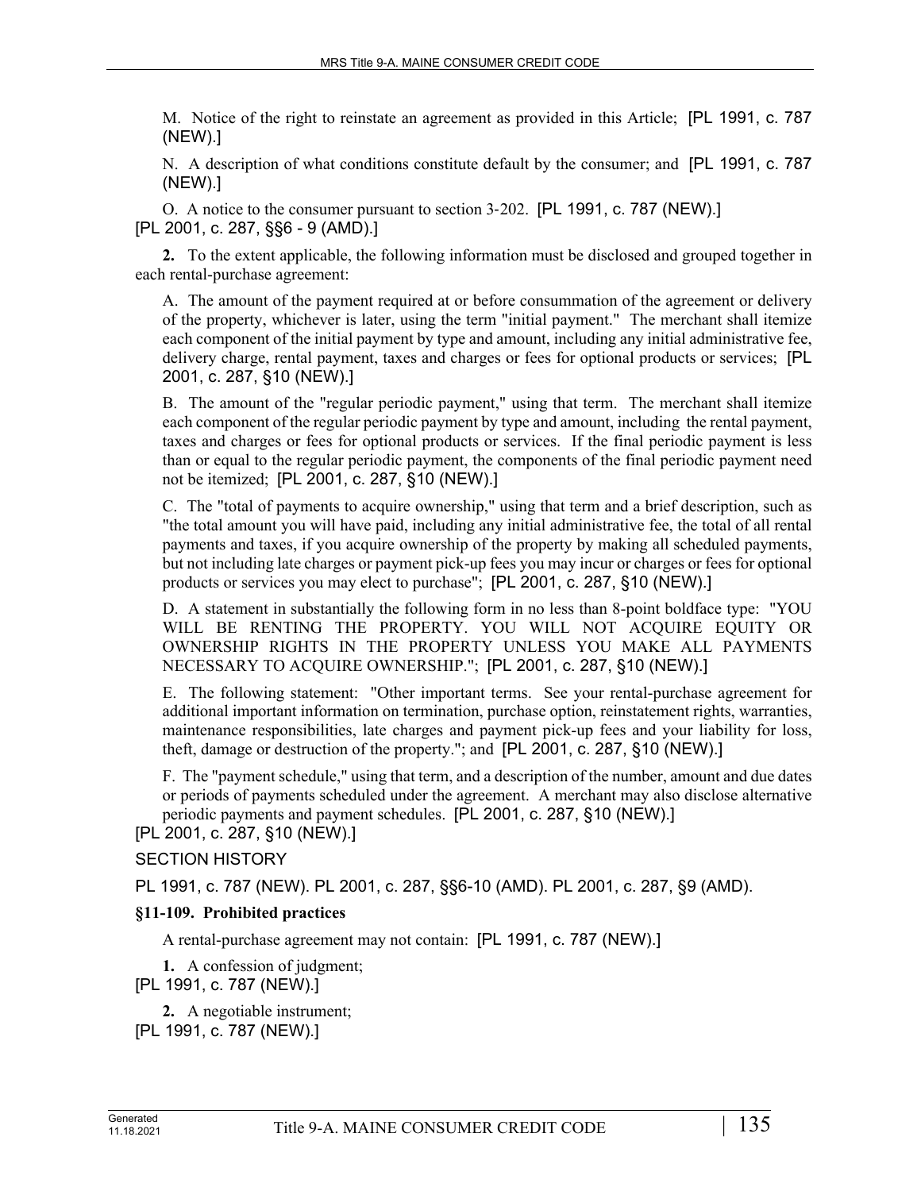M. Notice of the right to reinstate an agreement as provided in this Article; [PL 1991, c. 787 (NEW).]

N. A description of what conditions constitute default by the consumer; and [PL 1991, c. 787 (NEW).]

O. A notice to the consumer pursuant to section 3-202. [PL 1991, c. 787 (NEW).]

[PL 2001, c. 287, §§6 - 9 (AMD).]

**2.** To the extent applicable, the following information must be disclosed and grouped together in each rental-purchase agreement:

A. The amount of the payment required at or before consummation of the agreement or delivery of the property, whichever is later, using the term "initial payment." The merchant shall itemize each component of the initial payment by type and amount, including any initial administrative fee, delivery charge, rental payment, taxes and charges or fees for optional products or services; [PL 2001, c. 287, §10 (NEW).]

B. The amount of the "regular periodic payment," using that term. The merchant shall itemize each component of the regular periodic payment by type and amount, including the rental payment, taxes and charges or fees for optional products or services. If the final periodic payment is less than or equal to the regular periodic payment, the components of the final periodic payment need not be itemized; [PL 2001, c. 287, §10 (NEW).]

C. The "total of payments to acquire ownership," using that term and a brief description, such as "the total amount you will have paid, including any initial administrative fee, the total of all rental payments and taxes, if you acquire ownership of the property by making all scheduled payments, but not including late charges or payment pick-up fees you may incur or charges or fees for optional products or services you may elect to purchase"; [PL 2001, c. 287, §10 (NEW).]

D. A statement in substantially the following form in no less than 8-point boldface type: "YOU WILL BE RENTING THE PROPERTY. YOU WILL NOT ACQUIRE EQUITY OR OWNERSHIP RIGHTS IN THE PROPERTY UNLESS YOU MAKE ALL PAYMENTS NECESSARY TO ACQUIRE OWNERSHIP."; [PL 2001, c. 287, §10 (NEW).]

E. The following statement: "Other important terms. See your rental-purchase agreement for additional important information on termination, purchase option, reinstatement rights, warranties, maintenance responsibilities, late charges and payment pick-up fees and your liability for loss, theft, damage or destruction of the property."; and [PL 2001, c. 287, §10 (NEW).]

F. The "payment schedule," using that term, and a description of the number, amount and due dates or periods of payments scheduled under the agreement. A merchant may also disclose alternative periodic payments and payment schedules. [PL 2001, c. 287, §10 (NEW).]

[PL 2001, c. 287, §10 (NEW).]

SECTION HISTORY

PL 1991, c. 787 (NEW). PL 2001, c. 287, §§6-10 (AMD). PL 2001, c. 287, §9 (AMD).

### §11-109. Prohibited practices

A rental-purchase agreement may not contain: [PL 1991, c. 787 (NEW).]

**1.** A confession of judgment;

[PL 1991, c. 787 (NEW).]

**2.** A negotiable instrument;

[PL 1991, c. 787 (NEW).]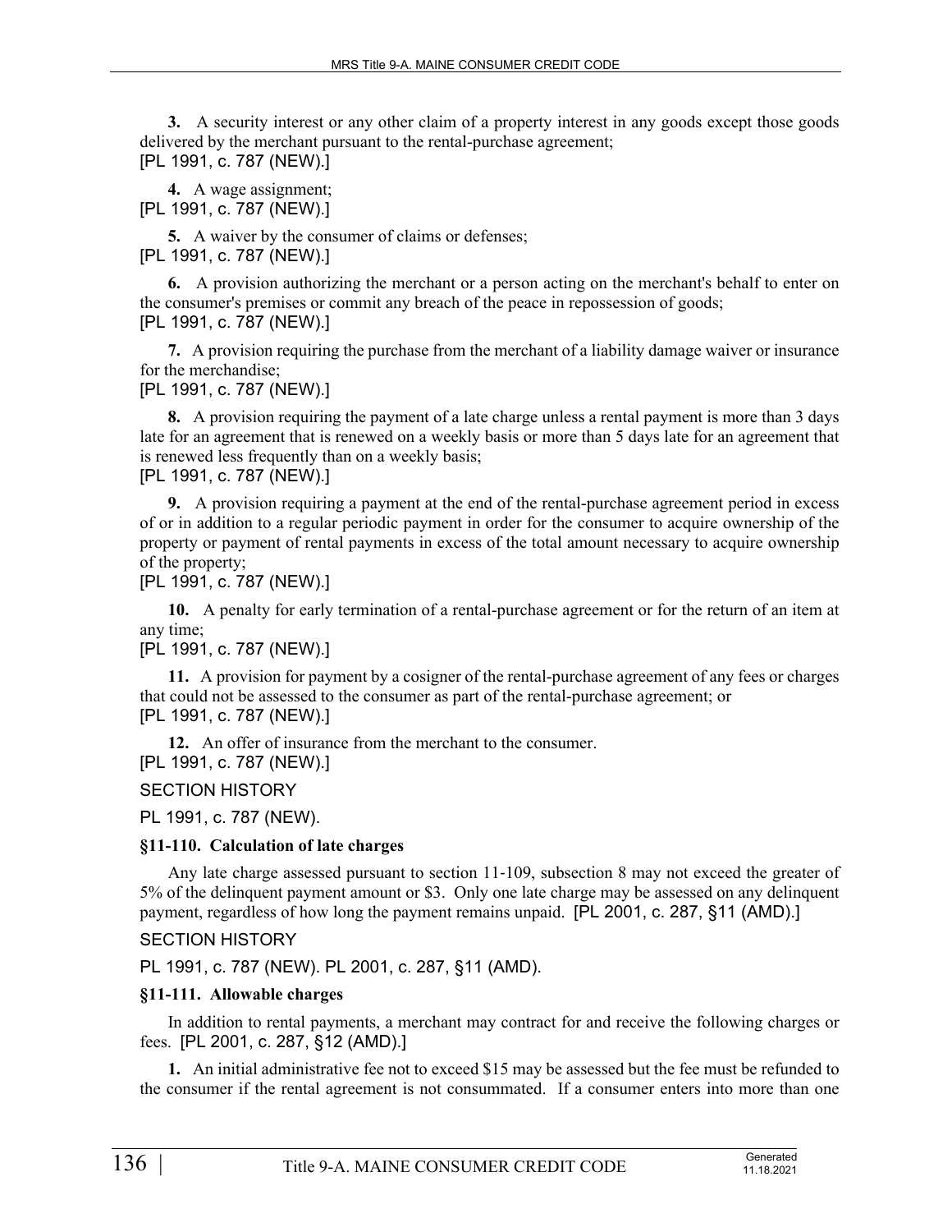**3.** A security interest or any other claim of a property interest in any goods except those goods delivered by the merchant pursuant to the rental-purchase agreement;
[PL 1991, c. 787 (NEW).]

**4.** A wage assignment;
[PL 1991, c. 787 (NEW).]

**5.** A waiver by the consumer of claims or defenses;
[PL 1991, c. 787 (NEW).]

**6.** A provision authorizing the merchant or a person acting on the merchant's behalf to enter on the consumer's premises or commit any breach of the peace in repossession of goods;
[PL 1991, c. 787 (NEW).]

**7.** A provision requiring the purchase from the merchant of a liability damage waiver or insurance for the merchandise;
[PL 1991, c. 787 (NEW).]

**8.** A provision requiring the payment of a late charge unless a rental payment is more than 3 days late for an agreement that is renewed on a weekly basis or more than 5 days late for an agreement that is renewed less frequently than on a weekly basis;
[PL 1991, c. 787 (NEW).]

**9.** A provision requiring a payment at the end of the rental-purchase agreement period in excess of or in addition to a regular periodic payment in order for the consumer to acquire ownership of the property or payment of rental payments in excess of the total amount necessary to acquire ownership of the property;
[PL 1991, c. 787 (NEW).]

**10.** A penalty for early termination of a rental-purchase agreement or for the return of an item at any time;
[PL 1991, c. 787 (NEW).]

**11.** A provision for payment by a cosigner of the rental-purchase agreement of any fees or charges that could not be assessed to the consumer as part of the rental-purchase agreement; or
[PL 1991, c. 787 (NEW).]

**12.** An offer of insurance from the merchant to the consumer.
[PL 1991, c. 787 (NEW).]

SECTION HISTORY

PL 1991, c. 787 (NEW).

### §11-110. Calculation of late charges

Any late charge assessed pursuant to section 11-109, subsection 8 may not exceed the greater of 5% of the delinquent payment amount or $3. Only one late charge may be assessed on any delinquent payment, regardless of how long the payment remains unpaid. [PL 2001, c. 287, §11 (AMD).]

SECTION HISTORY

PL 1991, c. 787 (NEW). PL 2001, c. 287, §11 (AMD).

### §11-111. Allowable charges

In addition to rental payments, a merchant may contract for and receive the following charges or fees. [PL 2001, c. 287, §12 (AMD).]

**1.** An initial administrative fee not to exceed $15 may be assessed but the fee must be refunded to the consumer if the rental agreement is not consummated. If a consumer enters into more than one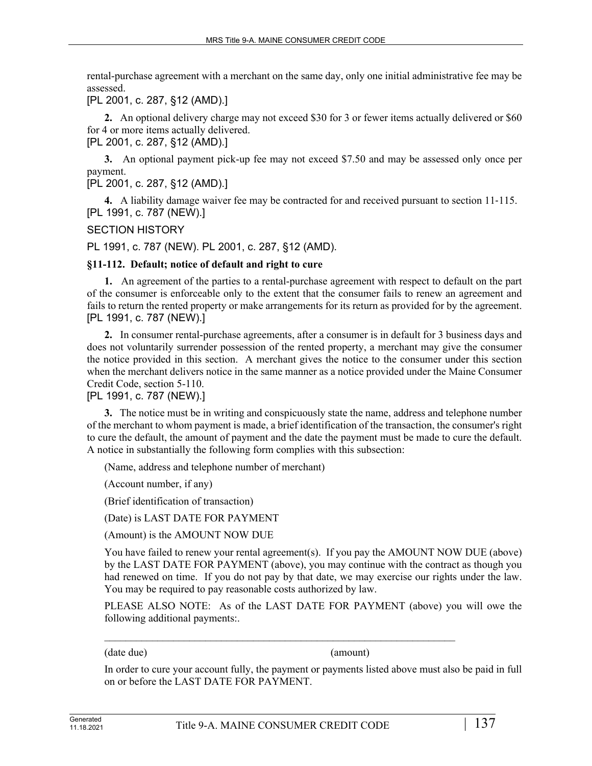rental-purchase agreement with a merchant on the same day, only one initial administrative fee may be assessed.

[PL 2001, c. 287, §12 (AMD).]

**2.** An optional delivery charge may not exceed $30 for 3 or fewer items actually delivered or $60 for 4 or more items actually delivered.

[PL 2001, c. 287, §12 (AMD).]

**3.** An optional payment pick-up fee may not exceed $7.50 and may be assessed only once per payment.

[PL 2001, c. 287, §12 (AMD).]

**4.** A liability damage waiver fee may be contracted for and received pursuant to section 11-115.

[PL 1991, c. 787 (NEW).]

SECTION HISTORY

PL 1991, c. 787 (NEW). PL 2001, c. 287, §12 (AMD).

**§11-112. Default; notice of default and right to cure**

**1.** An agreement of the parties to a rental-purchase agreement with respect to default on the part of the consumer is enforceable only to the extent that the consumer fails to renew an agreement and fails to return the rented property or make arrangements for its return as provided for by the agreement.

[PL 1991, c. 787 (NEW).]

**2.** In consumer rental-purchase agreements, after a consumer is in default for 3 business days and does not voluntarily surrender possession of the rented property, a merchant may give the consumer the notice provided in this section. A merchant gives the notice to the consumer under this section when the merchant delivers notice in the same manner as a notice provided under the Maine Consumer Credit Code, section 5-110.

[PL 1991, c. 787 (NEW).]

**3.** The notice must be in writing and conspicuously state the name, address and telephone number of the merchant to whom payment is made, a brief identification of the transaction, the consumer's right to cure the default, the amount of payment and the date the payment must be made to cure the default. A notice in substantially the following form complies with this subsection:

(Name, address and telephone number of merchant)

(Account number, if any)

(Brief identification of transaction)

(Date) is LAST DATE FOR PAYMENT

(Amount) is the AMOUNT NOW DUE

You have failed to renew your rental agreement(s). If you pay the AMOUNT NOW DUE (above) by the LAST DATE FOR PAYMENT (above), you may continue with the contract as though you had renewed on time. If you do not pay by that date, we may exercise our rights under the law. You may be required to pay reasonable costs authorized by law.

PLEASE ALSO NOTE: As of the LAST DATE FOR PAYMENT (above) you will owe the following additional payments:.

______________________________________________________________________

(date due) (amount)

In order to cure your account fully, the payment or payments listed above must also be paid in full on or before the LAST DATE FOR PAYMENT.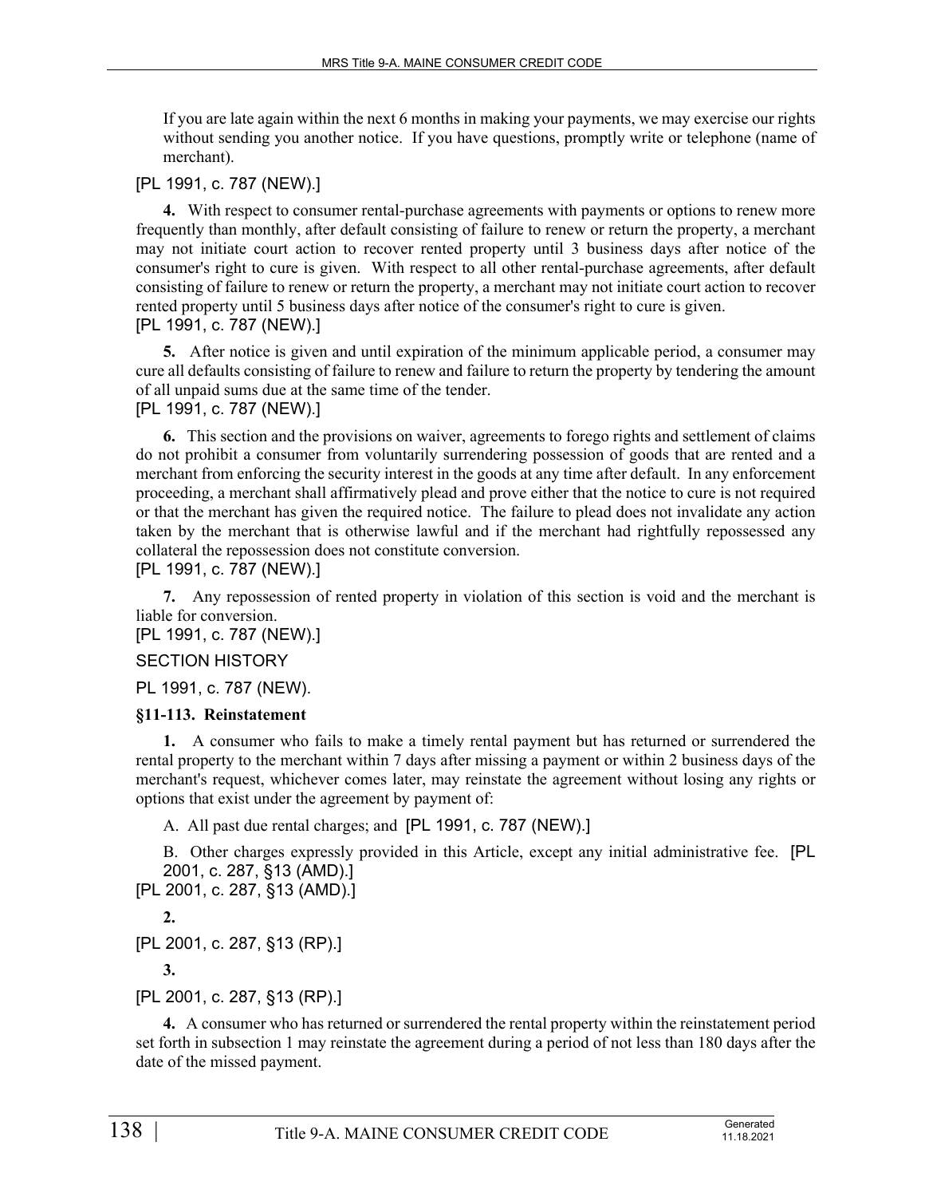If you are late again within the next 6 months in making your payments, we may exercise our rights without sending you another notice. If you have questions, promptly write or telephone (name of merchant).

[PL 1991, c. 787 (NEW).]

**4.** With respect to consumer rental-purchase agreements with payments or options to renew more frequently than monthly, after default consisting of failure to renew or return the property, a merchant may not initiate court action to recover rented property until 3 business days after notice of the consumer's right to cure is given. With respect to all other rental-purchase agreements, after default consisting of failure to renew or return the property, a merchant may not initiate court action to recover rented property until 5 business days after notice of the consumer's right to cure is given.
[PL 1991, c. 787 (NEW).]

**5.** After notice is given and until expiration of the minimum applicable period, a consumer may cure all defaults consisting of failure to renew and failure to return the property by tendering the amount of all unpaid sums due at the same time of the tender.
[PL 1991, c. 787 (NEW).]

**6.** This section and the provisions on waiver, agreements to forego rights and settlement of claims do not prohibit a consumer from voluntarily surrendering possession of goods that are rented and a merchant from enforcing the security interest in the goods at any time after default. In any enforcement proceeding, a merchant shall affirmatively plead and prove either that the notice to cure is not required or that the merchant has given the required notice. The failure to plead does not invalidate any action taken by the merchant that is otherwise lawful and if the merchant had rightfully repossessed any collateral the repossession does not constitute conversion.
[PL 1991, c. 787 (NEW).]

**7.** Any repossession of rented property in violation of this section is void and the merchant is liable for conversion.
[PL 1991, c. 787 (NEW).]

SECTION HISTORY

PL 1991, c. 787 (NEW).

### §11-113. Reinstatement

**1.** A consumer who fails to make a timely rental payment but has returned or surrendered the rental property to the merchant within 7 days after missing a payment or within 2 business days of the merchant's request, whichever comes later, may reinstate the agreement without losing any rights or options that exist under the agreement by payment of:

A. All past due rental charges; and [PL 1991, c. 787 (NEW).]

B. Other charges expressly provided in this Article, except any initial administrative fee. [PL 2001, c. 287, §13 (AMD).]

[PL 2001, c. 287, §13 (AMD).]

**2.**

[PL 2001, c. 287, §13 (RP).]

**3.**

[PL 2001, c. 287, §13 (RP).]

**4.** A consumer who has returned or surrendered the rental property within the reinstatement period set forth in subsection 1 may reinstate the agreement during a period of not less than 180 days after the date of the missed payment.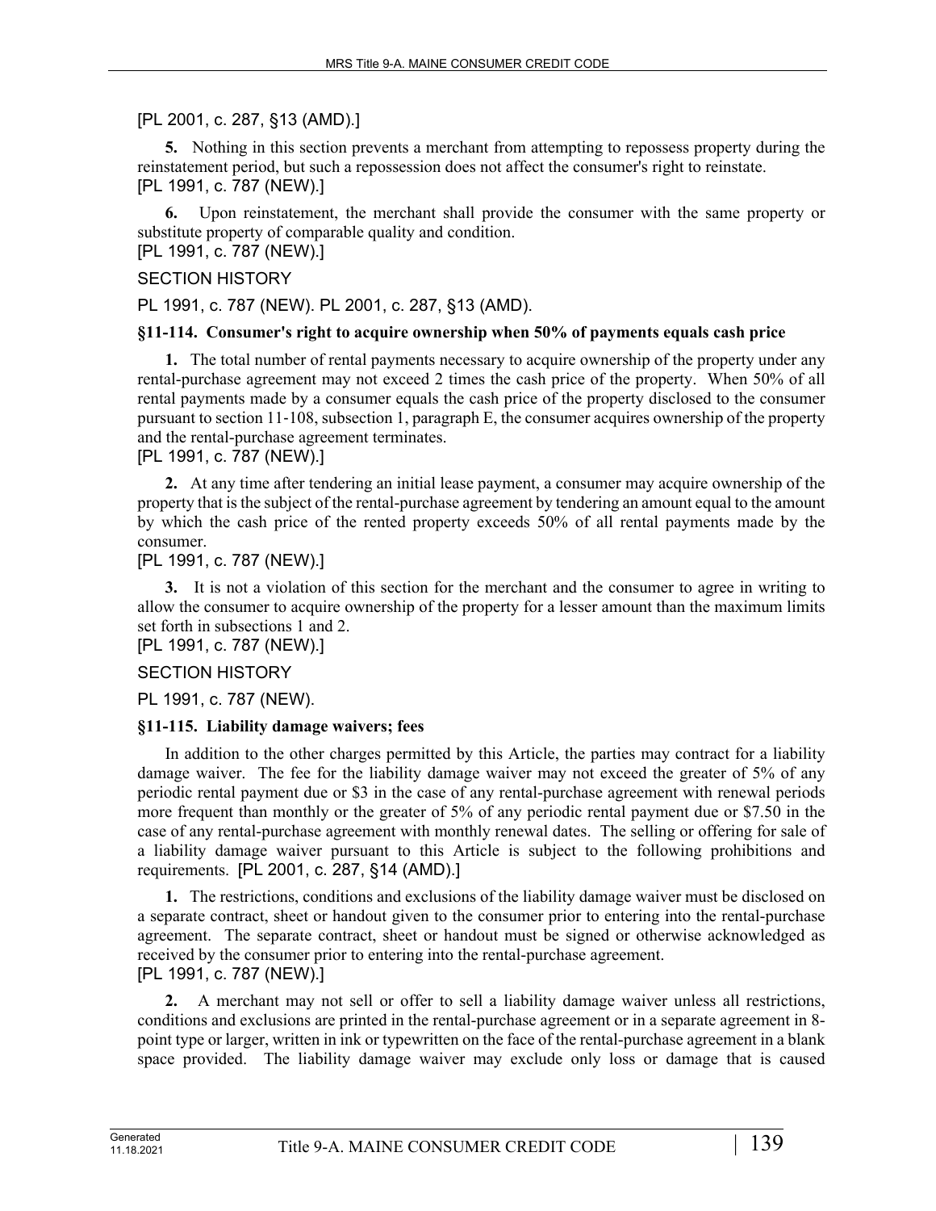[PL 2001, c. 287, §13 (AMD).]

**5.** Nothing in this section prevents a merchant from attempting to repossess property during the reinstatement period, but such a repossession does not affect the consumer's right to reinstate.
[PL 1991, c. 787 (NEW).]

**6.** Upon reinstatement, the merchant shall provide the consumer with the same property or substitute property of comparable quality and condition.
[PL 1991, c. 787 (NEW).]

SECTION HISTORY

PL 1991, c. 787 (NEW). PL 2001, c. 287, §13 (AMD).

**§11-114. Consumer's right to acquire ownership when 50% of payments equals cash price**

**1.** The total number of rental payments necessary to acquire ownership of the property under any rental-purchase agreement may not exceed 2 times the cash price of the property. When 50% of all rental payments made by a consumer equals the cash price of the property disclosed to the consumer pursuant to section 11-108, subsection 1, paragraph E, the consumer acquires ownership of the property and the rental-purchase agreement terminates.
[PL 1991, c. 787 (NEW).]

**2.** At any time after tendering an initial lease payment, a consumer may acquire ownership of the property that is the subject of the rental-purchase agreement by tendering an amount equal to the amount by which the cash price of the rented property exceeds 50% of all rental payments made by the consumer.
[PL 1991, c. 787 (NEW).]

**3.** It is not a violation of this section for the merchant and the consumer to agree in writing to allow the consumer to acquire ownership of the property for a lesser amount than the maximum limits set forth in subsections 1 and 2.
[PL 1991, c. 787 (NEW).]

SECTION HISTORY

PL 1991, c. 787 (NEW).

**§11-115. Liability damage waivers; fees**

In addition to the other charges permitted by this Article, the parties may contract for a liability damage waiver. The fee for the liability damage waiver may not exceed the greater of 5% of any periodic rental payment due or $3 in the case of any rental-purchase agreement with renewal periods more frequent than monthly or the greater of 5% of any periodic rental payment due or $7.50 in the case of any rental-purchase agreement with monthly renewal dates. The selling or offering for sale of a liability damage waiver pursuant to this Article is subject to the following prohibitions and requirements. [PL 2001, c. 287, §14 (AMD).]

**1.** The restrictions, conditions and exclusions of the liability damage waiver must be disclosed on a separate contract, sheet or handout given to the consumer prior to entering into the rental-purchase agreement. The separate contract, sheet or handout must be signed or otherwise acknowledged as received by the consumer prior to entering into the rental-purchase agreement.
[PL 1991, c. 787 (NEW).]

**2.** A merchant may not sell or offer to sell a liability damage waiver unless all restrictions, conditions and exclusions are printed in the rental-purchase agreement or in a separate agreement in 8-point type or larger, written in ink or typewritten on the face of the rental-purchase agreement in a blank space provided. The liability damage waiver may exclude only loss or damage that is caused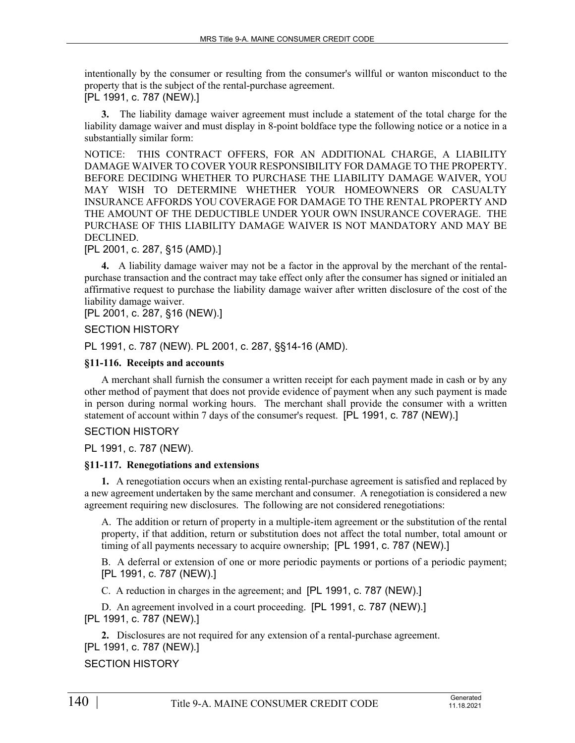intentionally by the consumer or resulting from the consumer's willful or wanton misconduct to the property that is the subject of the rental-purchase agreement.
[PL 1991, c. 787 (NEW).]

**3.** The liability damage waiver agreement must include a statement of the total charge for the liability damage waiver and must display in 8-point boldface type the following notice or a notice in a substantially similar form:

NOTICE: THIS CONTRACT OFFERS, FOR AN ADDITIONAL CHARGE, A LIABILITY DAMAGE WAIVER TO COVER YOUR RESPONSIBILITY FOR DAMAGE TO THE PROPERTY. BEFORE DECIDING WHETHER TO PURCHASE THE LIABILITY DAMAGE WAIVER, YOU MAY WISH TO DETERMINE WHETHER YOUR HOMEOWNERS OR CASUALTY INSURANCE AFFORDS YOU COVERAGE FOR DAMAGE TO THE RENTAL PROPERTY AND THE AMOUNT OF THE DEDUCTIBLE UNDER YOUR OWN INSURANCE COVERAGE. THE PURCHASE OF THIS LIABILITY DAMAGE WAIVER IS NOT MANDATORY AND MAY BE DECLINED.
[PL 2001, c. 287, §15 (AMD).]

**4.** A liability damage waiver may not be a factor in the approval by the merchant of the rental-purchase transaction and the contract may take effect only after the consumer has signed or initialed an affirmative request to purchase the liability damage waiver after written disclosure of the cost of the liability damage waiver.
[PL 2001, c. 287, §16 (NEW).]

SECTION HISTORY

PL 1991, c. 787 (NEW). PL 2001, c. 287, §§14-16 (AMD).

### §11-116. Receipts and accounts

A merchant shall furnish the consumer a written receipt for each payment made in cash or by any other method of payment that does not provide evidence of payment when any such payment is made in person during normal working hours. The merchant shall provide the consumer with a written statement of account within 7 days of the consumer's request. [PL 1991, c. 787 (NEW).]

SECTION HISTORY

PL 1991, c. 787 (NEW).

### §11-117. Renegotiations and extensions

**1.** A renegotiation occurs when an existing rental-purchase agreement is satisfied and replaced by a new agreement undertaken by the same merchant and consumer. A renegotiation is considered a new agreement requiring new disclosures. The following are not considered renegotiations:

A. The addition or return of property in a multiple-item agreement or the substitution of the rental property, if that addition, return or substitution does not affect the total number, total amount or timing of all payments necessary to acquire ownership; [PL 1991, c. 787 (NEW).]

B. A deferral or extension of one or more periodic payments or portions of a periodic payment; [PL 1991, c. 787 (NEW).]

C. A reduction in charges in the agreement; and [PL 1991, c. 787 (NEW).]

D. An agreement involved in a court proceeding. [PL 1991, c. 787 (NEW).]

[PL 1991, c. 787 (NEW).]

**2.** Disclosures are not required for any extension of a rental-purchase agreement.
[PL 1991, c. 787 (NEW).]

SECTION HISTORY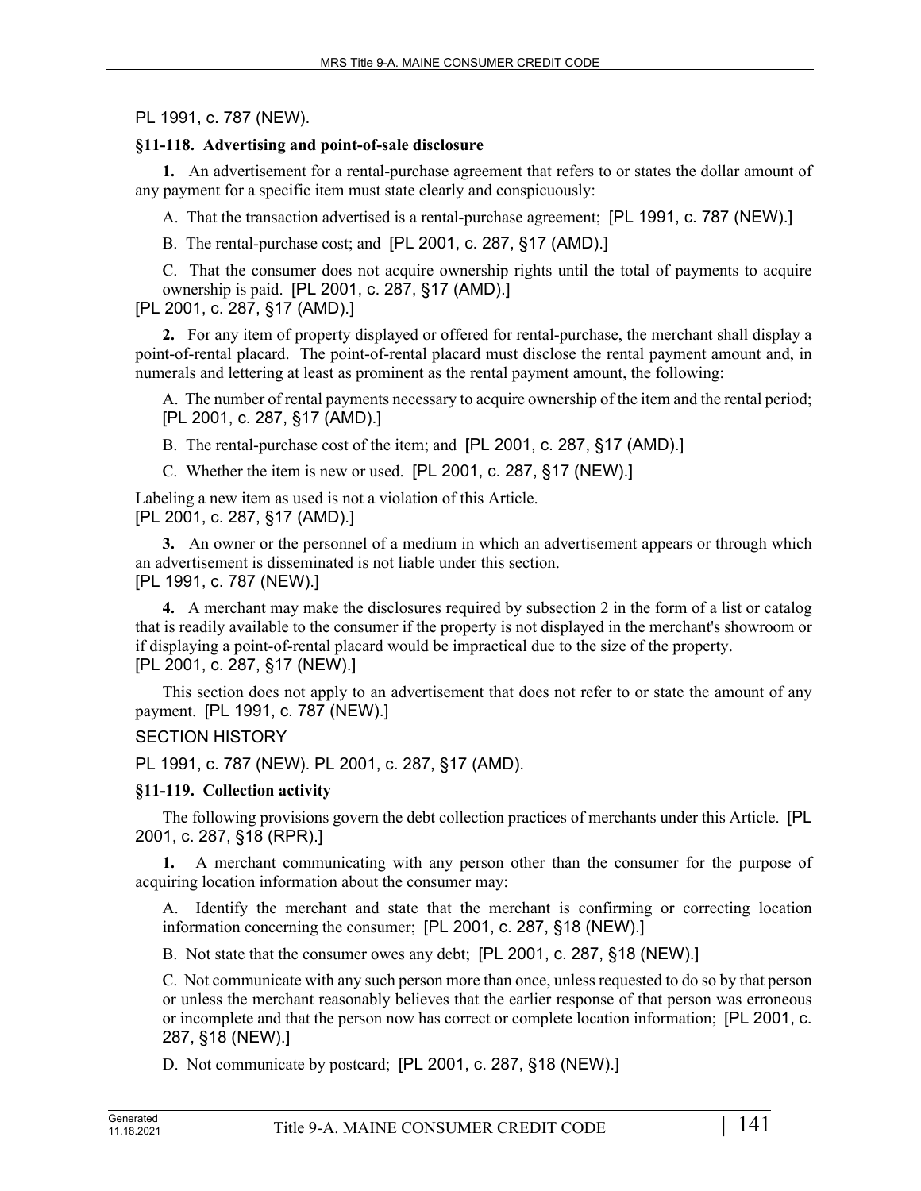PL 1991, c. 787 (NEW).

### §11-118. Advertising and point-of-sale disclosure

**1.** An advertisement for a rental-purchase agreement that refers to or states the dollar amount of any payment for a specific item must state clearly and conspicuously:

A. That the transaction advertised is a rental-purchase agreement; [PL 1991, c. 787 (NEW).]

B. The rental-purchase cost; and [PL 2001, c. 287, §17 (AMD).]

C. That the consumer does not acquire ownership rights until the total of payments to acquire ownership is paid. [PL 2001, c. 287, §17 (AMD).]

[PL 2001, c. 287, §17 (AMD).]

**2.** For any item of property displayed or offered for rental-purchase, the merchant shall display a point-of-rental placard. The point-of-rental placard must disclose the rental payment amount and, in numerals and lettering at least as prominent as the rental payment amount, the following:

A. The number of rental payments necessary to acquire ownership of the item and the rental period; [PL 2001, c. 287, §17 (AMD).]

B. The rental-purchase cost of the item; and [PL 2001, c. 287, §17 (AMD).]

C. Whether the item is new or used. [PL 2001, c. 287, §17 (NEW).]

Labeling a new item as used is not a violation of this Article.
[PL 2001, c. 287, §17 (AMD).]

**3.** An owner or the personnel of a medium in which an advertisement appears or through which an advertisement is disseminated is not liable under this section.
[PL 1991, c. 787 (NEW).]

**4.** A merchant may make the disclosures required by subsection 2 in the form of a list or catalog that is readily available to the consumer if the property is not displayed in the merchant's showroom or if displaying a point-of-rental placard would be impractical due to the size of the property.
[PL 2001, c. 287, §17 (NEW).]

This section does not apply to an advertisement that does not refer to or state the amount of any payment. [PL 1991, c. 787 (NEW).]

SECTION HISTORY

PL 1991, c. 787 (NEW). PL 2001, c. 287, §17 (AMD).

### §11-119. Collection activity

The following provisions govern the debt collection practices of merchants under this Article. [PL 2001, c. 287, §18 (RPR).]

**1.** A merchant communicating with any person other than the consumer for the purpose of acquiring location information about the consumer may:

A. Identify the merchant and state that the merchant is confirming or correcting location information concerning the consumer; [PL 2001, c. 287, §18 (NEW).]

B. Not state that the consumer owes any debt; [PL 2001, c. 287, §18 (NEW).]

C. Not communicate with any such person more than once, unless requested to do so by that person or unless the merchant reasonably believes that the earlier response of that person was erroneous or incomplete and that the person now has correct or complete location information; [PL 2001, c. 287, §18 (NEW).]

D. Not communicate by postcard; [PL 2001, c. 287, §18 (NEW).]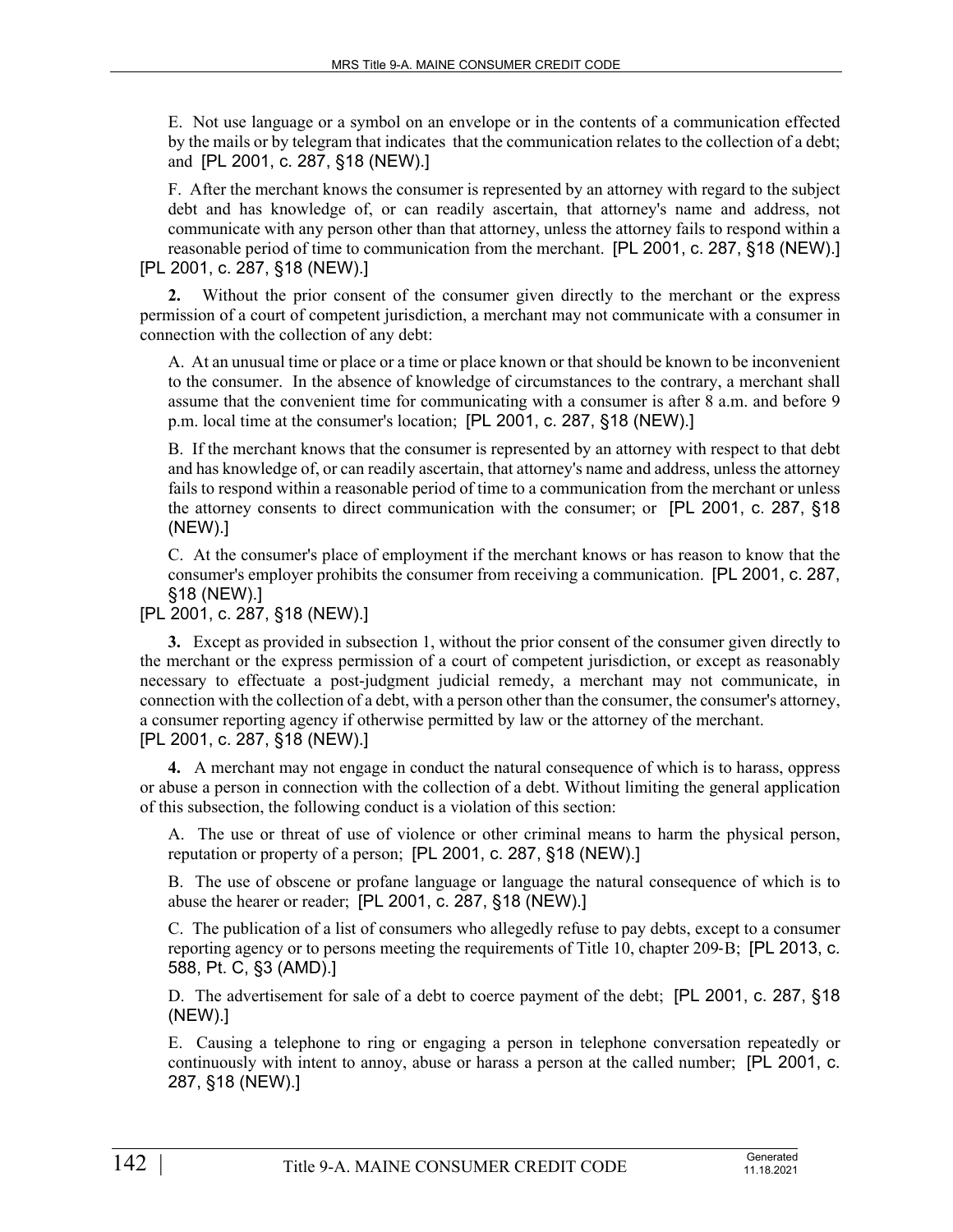E. Not use language or a symbol on an envelope or in the contents of a communication effected by the mails or by telegram that indicates that the communication relates to the collection of a debt; and [PL 2001, c. 287, §18 (NEW).]

F. After the merchant knows the consumer is represented by an attorney with regard to the subject debt and has knowledge of, or can readily ascertain, that attorney's name and address, not communicate with any person other than that attorney, unless the attorney fails to respond within a reasonable period of time to communication from the merchant. [PL 2001, c. 287, §18 (NEW).]

[PL 2001, c. 287, §18 (NEW).]

**2.** Without the prior consent of the consumer given directly to the merchant or the express permission of a court of competent jurisdiction, a merchant may not communicate with a consumer in connection with the collection of any debt:

A. At an unusual time or place or a time or place known or that should be known to be inconvenient to the consumer. In the absence of knowledge of circumstances to the contrary, a merchant shall assume that the convenient time for communicating with a consumer is after 8 a.m. and before 9 p.m. local time at the consumer's location; [PL 2001, c. 287, §18 (NEW).]

B. If the merchant knows that the consumer is represented by an attorney with respect to that debt and has knowledge of, or can readily ascertain, that attorney's name and address, unless the attorney fails to respond within a reasonable period of time to a communication from the merchant or unless the attorney consents to direct communication with the consumer; or [PL 2001, c. 287, §18 (NEW).]

C. At the consumer's place of employment if the merchant knows or has reason to know that the consumer's employer prohibits the consumer from receiving a communication. [PL 2001, c. 287, §18 (NEW).]

[PL 2001, c. 287, §18 (NEW).]

**3.** Except as provided in subsection 1, without the prior consent of the consumer given directly to the merchant or the express permission of a court of competent jurisdiction, or except as reasonably necessary to effectuate a post-judgment judicial remedy, a merchant may not communicate, in connection with the collection of a debt, with a person other than the consumer, the consumer's attorney, a consumer reporting agency if otherwise permitted by law or the attorney of the merchant.
[PL 2001, c. 287, §18 (NEW).]

**4.** A merchant may not engage in conduct the natural consequence of which is to harass, oppress or abuse a person in connection with the collection of a debt. Without limiting the general application of this subsection, the following conduct is a violation of this section:

A. The use or threat of use of violence or other criminal means to harm the physical person, reputation or property of a person; [PL 2001, c. 287, §18 (NEW).]

B. The use of obscene or profane language or language the natural consequence of which is to abuse the hearer or reader; [PL 2001, c. 287, §18 (NEW).]

C. The publication of a list of consumers who allegedly refuse to pay debts, except to a consumer reporting agency or to persons meeting the requirements of Title 10, chapter 209-B; [PL 2013, c. 588, Pt. C, §3 (AMD).]

D. The advertisement for sale of a debt to coerce payment of the debt; [PL 2001, c. 287, §18 (NEW).]

E. Causing a telephone to ring or engaging a person in telephone conversation repeatedly or continuously with intent to annoy, abuse or harass a person at the called number; [PL 2001, c. 287, §18 (NEW).]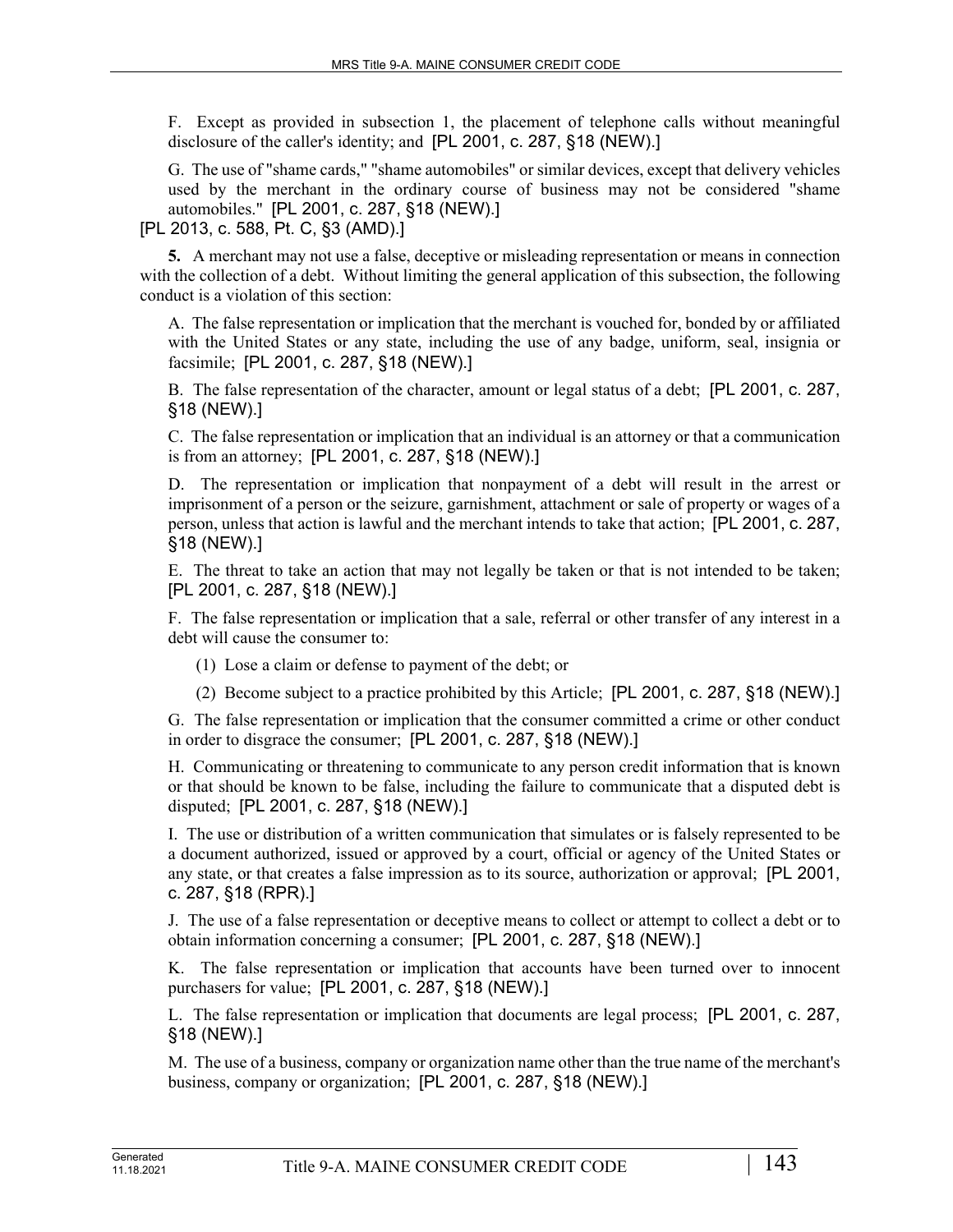F. Except as provided in subsection 1, the placement of telephone calls without meaningful disclosure of the caller's identity; and [PL 2001, c. 287, §18 (NEW).]

G. The use of "shame cards," "shame automobiles" or similar devices, except that delivery vehicles used by the merchant in the ordinary course of business may not be considered "shame automobiles." [PL 2001, c. 287, §18 (NEW).]

[PL 2013, c. 588, Pt. C, §3 (AMD).]

**5.** A merchant may not use a false, deceptive or misleading representation or means in connection with the collection of a debt. Without limiting the general application of this subsection, the following conduct is a violation of this section:

A. The false representation or implication that the merchant is vouched for, bonded by or affiliated with the United States or any state, including the use of any badge, uniform, seal, insignia or facsimile; [PL 2001, c. 287, §18 (NEW).]

B. The false representation of the character, amount or legal status of a debt; [PL 2001, c. 287, §18 (NEW).]

C. The false representation or implication that an individual is an attorney or that a communication is from an attorney; [PL 2001, c. 287, §18 (NEW).]

D. The representation or implication that nonpayment of a debt will result in the arrest or imprisonment of a person or the seizure, garnishment, attachment or sale of property or wages of a person, unless that action is lawful and the merchant intends to take that action; [PL 2001, c. 287, §18 (NEW).]

E. The threat to take an action that may not legally be taken or that is not intended to be taken; [PL 2001, c. 287, §18 (NEW).]

F. The false representation or implication that a sale, referral or other transfer of any interest in a debt will cause the consumer to:

(1) Lose a claim or defense to payment of the debt; or

(2) Become subject to a practice prohibited by this Article; [PL 2001, c. 287, §18 (NEW).]

G. The false representation or implication that the consumer committed a crime or other conduct in order to disgrace the consumer; [PL 2001, c. 287, §18 (NEW).]

H. Communicating or threatening to communicate to any person credit information that is known or that should be known to be false, including the failure to communicate that a disputed debt is disputed; [PL 2001, c. 287, §18 (NEW).]

I. The use or distribution of a written communication that simulates or is falsely represented to be a document authorized, issued or approved by a court, official or agency of the United States or any state, or that creates a false impression as to its source, authorization or approval; [PL 2001, c. 287, §18 (RPR).]

J. The use of a false representation or deceptive means to collect or attempt to collect a debt or to obtain information concerning a consumer; [PL 2001, c. 287, §18 (NEW).]

K. The false representation or implication that accounts have been turned over to innocent purchasers for value; [PL 2001, c. 287, §18 (NEW).]

L. The false representation or implication that documents are legal process; [PL 2001, c. 287, §18 (NEW).]

M. The use of a business, company or organization name other than the true name of the merchant's business, company or organization; [PL 2001, c. 287, §18 (NEW).]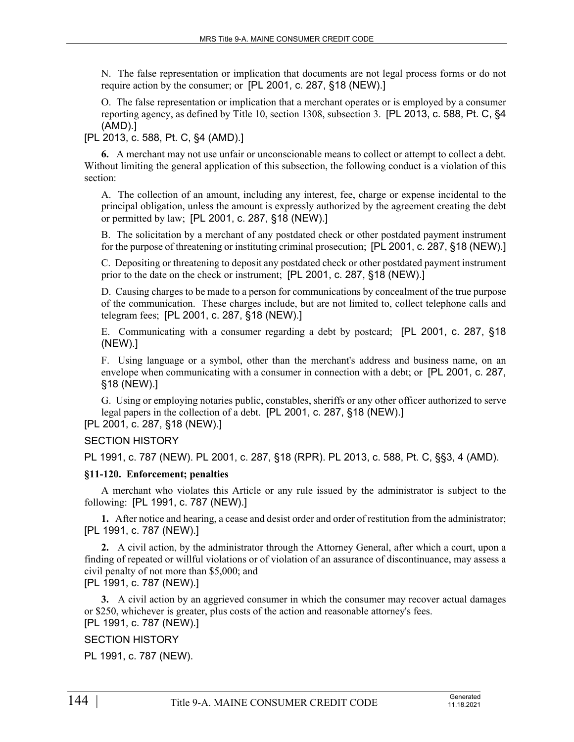N. The false representation or implication that documents are not legal process forms or do not require action by the consumer; or [PL 2001, c. 287, §18 (NEW).]

O. The false representation or implication that a merchant operates or is employed by a consumer reporting agency, as defined by Title 10, section 1308, subsection 3. [PL 2013, c. 588, Pt. C, §4 (AMD).]

[PL 2013, c. 588, Pt. C, §4 (AMD).]

**6.** A merchant may not use unfair or unconscionable means to collect or attempt to collect a debt. Without limiting the general application of this subsection, the following conduct is a violation of this section:

A. The collection of an amount, including any interest, fee, charge or expense incidental to the principal obligation, unless the amount is expressly authorized by the agreement creating the debt or permitted by law; [PL 2001, c. 287, §18 (NEW).]

B. The solicitation by a merchant of any postdated check or other postdated payment instrument for the purpose of threatening or instituting criminal prosecution; [PL 2001, c. 287, §18 (NEW).]

C. Depositing or threatening to deposit any postdated check or other postdated payment instrument prior to the date on the check or instrument; [PL 2001, c. 287, §18 (NEW).]

D. Causing charges to be made to a person for communications by concealment of the true purpose of the communication. These charges include, but are not limited to, collect telephone calls and telegram fees; [PL 2001, c. 287, §18 (NEW).]

E. Communicating with a consumer regarding a debt by postcard; [PL 2001, c. 287, §18 (NEW).]

F. Using language or a symbol, other than the merchant's address and business name, on an envelope when communicating with a consumer in connection with a debt; or [PL 2001, c. 287, §18 (NEW).]

G. Using or employing notaries public, constables, sheriffs or any other officer authorized to serve legal papers in the collection of a debt. [PL 2001, c. 287, §18 (NEW).]

[PL 2001, c. 287, §18 (NEW).]

SECTION HISTORY

PL 1991, c. 787 (NEW). PL 2001, c. 287, §18 (RPR). PL 2013, c. 588, Pt. C, §§3, 4 (AMD).

### §11-120. Enforcement; penalties

A merchant who violates this Article or any rule issued by the administrator is subject to the following: [PL 1991, c. 787 (NEW).]

**1.** After notice and hearing, a cease and desist order and order of restitution from the administrator; [PL 1991, c. 787 (NEW).]

**2.** A civil action, by the administrator through the Attorney General, after which a court, upon a finding of repeated or willful violations or of violation of an assurance of discontinuance, may assess a civil penalty of not more than $5,000; and

[PL 1991, c. 787 (NEW).]

**3.** A civil action by an aggrieved consumer in which the consumer may recover actual damages or $250, whichever is greater, plus costs of the action and reasonable attorney's fees.

[PL 1991, c. 787 (NEW).]

SECTION HISTORY

PL 1991, c. 787 (NEW).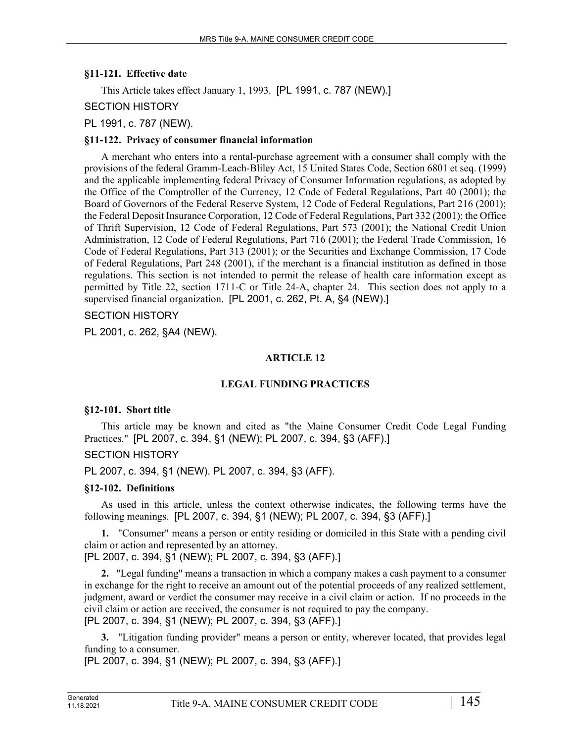### §11-121. Effective date

This Article takes effect January 1, 1993. [PL 1991, c. 787 (NEW).]

SECTION HISTORY

PL 1991, c. 787 (NEW).

### §11-122. Privacy of consumer financial information

A merchant who enters into a rental-purchase agreement with a consumer shall comply with the provisions of the federal Gramm-Leach-Bliley Act, 15 United States Code, Section 6801 et seq. (1999) and the applicable implementing federal Privacy of Consumer Information regulations, as adopted by the Office of the Comptroller of the Currency, 12 Code of Federal Regulations, Part 40 (2001); the Board of Governors of the Federal Reserve System, 12 Code of Federal Regulations, Part 216 (2001); the Federal Deposit Insurance Corporation, 12 Code of Federal Regulations, Part 332 (2001); the Office of Thrift Supervision, 12 Code of Federal Regulations, Part 573 (2001); the National Credit Union Administration, 12 Code of Federal Regulations, Part 716 (2001); the Federal Trade Commission, 16 Code of Federal Regulations, Part 313 (2001); or the Securities and Exchange Commission, 17 Code of Federal Regulations, Part 248 (2001), if the merchant is a financial institution as defined in those regulations. This section is not intended to permit the release of health care information except as permitted by Title 22, section 1711-C or Title 24-A, chapter 24. This section does not apply to a supervised financial organization. [PL 2001, c. 262, Pt. A, §4 (NEW).]

SECTION HISTORY

PL 2001, c. 262, §A4 (NEW).

## ARTICLE 12

## LEGAL FUNDING PRACTICES

### §12-101. Short title

This article may be known and cited as "the Maine Consumer Credit Code Legal Funding Practices." [PL 2007, c. 394, §1 (NEW); PL 2007, c. 394, §3 (AFF).]

SECTION HISTORY

PL 2007, c. 394, §1 (NEW). PL 2007, c. 394, §3 (AFF).

### §12-102. Definitions

As used in this article, unless the context otherwise indicates, the following terms have the following meanings. [PL 2007, c. 394, §1 (NEW); PL 2007, c. 394, §3 (AFF).]

**1.** "Consumer" means a person or entity residing or domiciled in this State with a pending civil claim or action and represented by an attorney.
[PL 2007, c. 394, §1 (NEW); PL 2007, c. 394, §3 (AFF).]

**2.** "Legal funding" means a transaction in which a company makes a cash payment to a consumer in exchange for the right to receive an amount out of the potential proceeds of any realized settlement, judgment, award or verdict the consumer may receive in a civil claim or action. If no proceeds in the civil claim or action are received, the consumer is not required to pay the company.
[PL 2007, c. 394, §1 (NEW); PL 2007, c. 394, §3 (AFF).]

**3.** "Litigation funding provider" means a person or entity, wherever located, that provides legal funding to a consumer.
[PL 2007, c. 394, §1 (NEW); PL 2007, c. 394, §3 (AFF).]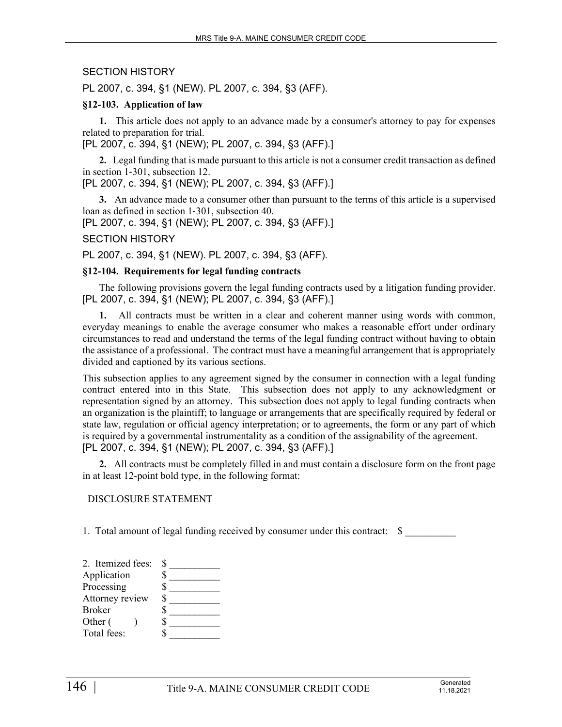SECTION HISTORY

PL 2007, c. 394, §1 (NEW). PL 2007, c. 394, §3 (AFF).

### §12-103. Application of law

**1.** This article does not apply to an advance made by a consumer's attorney to pay for expenses related to preparation for trial.
[PL 2007, c. 394, §1 (NEW); PL 2007, c. 394, §3 (AFF).]

**2.** Legal funding that is made pursuant to this article is not a consumer credit transaction as defined in section 1-301, subsection 12.
[PL 2007, c. 394, §1 (NEW); PL 2007, c. 394, §3 (AFF).]

**3.** An advance made to a consumer other than pursuant to the terms of this article is a supervised loan as defined in section 1-301, subsection 40.
[PL 2007, c. 394, §1 (NEW); PL 2007, c. 394, §3 (AFF).]

SECTION HISTORY

PL 2007, c. 394, §1 (NEW). PL 2007, c. 394, §3 (AFF).

### §12-104. Requirements for legal funding contracts

The following provisions govern the legal funding contracts used by a litigation funding provider.
[PL 2007, c. 394, §1 (NEW); PL 2007, c. 394, §3 (AFF).]

**1.** All contracts must be written in a clear and coherent manner using words with common, everyday meanings to enable the average consumer who makes a reasonable effort under ordinary circumstances to read and understand the terms of the legal funding contract without having to obtain the assistance of a professional. The contract must have a meaningful arrangement that is appropriately divided and captioned by its various sections.

This subsection applies to any agreement signed by the consumer in connection with a legal funding contract entered into in this State. This subsection does not apply to any acknowledgment or representation signed by an attorney. This subsection does not apply to legal funding contracts when an organization is the plaintiff; to language or arrangements that are specifically required by federal or state law, regulation or official agency interpretation; or to agreements, the form or any part of which is required by a governmental instrumentality as a condition of the assignability of the agreement.
[PL 2007, c. 394, §1 (NEW); PL 2007, c. 394, §3 (AFF).]

**2.** All contracts must be completely filled in and must contain a disclosure form on the front page in at least 12-point bold type, in the following format:

DISCLOSURE STATEMENT

1. Total amount of legal funding received by consumer under this contract: $ __________

2. Itemized fees: $ __________
Application $ __________
Processing $ __________
Attorney review $ __________
Broker $ __________
Other (       ) $ __________
Total fees: $ __________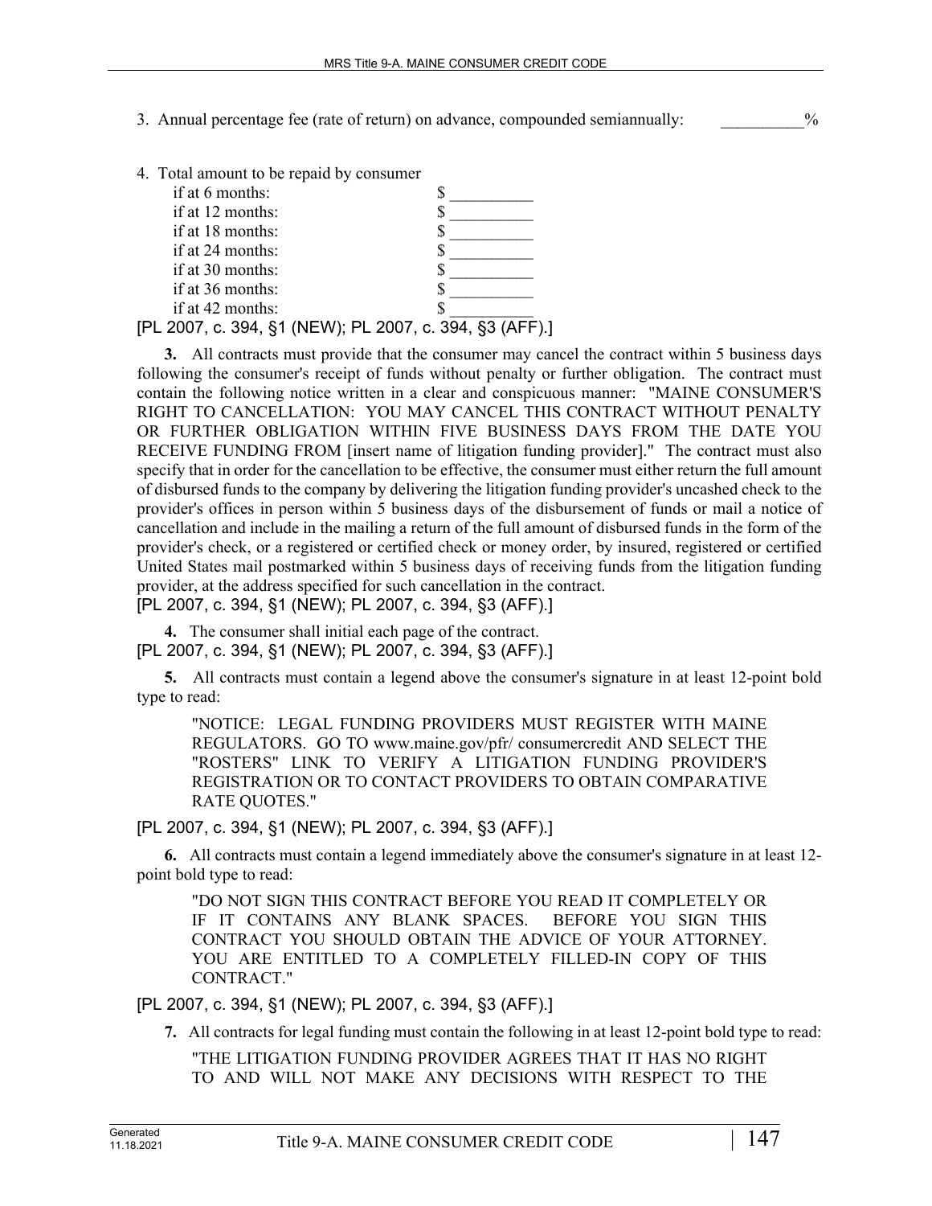3. Annual percentage fee (rate of return) on advance, compounded semiannually: __________%

4. Total amount to be repaid by consumer

| | |
|---|---|
| if at 6 months: | $ __________ |
| if at 12 months: | $ __________ |
| if at 18 months: | $ __________ |
| if at 24 months: | $ __________ |
| if at 30 months: | $ __________ |
| if at 36 months: | $ __________ |
| if at 42 months: | $ __________ |

[PL 2007, c. 394, §1 (NEW); PL 2007, c. 394, §3 (AFF).]

**3.** All contracts must provide that the consumer may cancel the contract within 5 business days following the consumer's receipt of funds without penalty or further obligation. The contract must contain the following notice written in a clear and conspicuous manner: "MAINE CONSUMER'S RIGHT TO CANCELLATION: YOU MAY CANCEL THIS CONTRACT WITHOUT PENALTY OR FURTHER OBLIGATION WITHIN FIVE BUSINESS DAYS FROM THE DATE YOU RECEIVE FUNDING FROM [insert name of litigation funding provider]." The contract must also specify that in order for the cancellation to be effective, the consumer must either return the full amount of disbursed funds to the company by delivering the litigation funding provider's uncashed check to the provider's offices in person within 5 business days of the disbursement of funds or mail a notice of cancellation and include in the mailing a return of the full amount of disbursed funds in the form of the provider's check, or a registered or certified check or money order, by insured, registered or certified United States mail postmarked within 5 business days of receiving funds from the litigation funding provider, at the address specified for such cancellation in the contract.

[PL 2007, c. 394, §1 (NEW); PL 2007, c. 394, §3 (AFF).]

**4.** The consumer shall initial each page of the contract.

[PL 2007, c. 394, §1 (NEW); PL 2007, c. 394, §3 (AFF).]

**5.** All contracts must contain a legend above the consumer's signature in at least 12-point bold type to read:

> "NOTICE: LEGAL FUNDING PROVIDERS MUST REGISTER WITH MAINE REGULATORS. GO TO www.maine.gov/pfr/ consumercredit AND SELECT THE "ROSTERS" LINK TO VERIFY A LITIGATION FUNDING PROVIDER'S REGISTRATION OR TO CONTACT PROVIDERS TO OBTAIN COMPARATIVE RATE QUOTES."

[PL 2007, c. 394, §1 (NEW); PL 2007, c. 394, §3 (AFF).]

**6.** All contracts must contain a legend immediately above the consumer's signature in at least 12-point bold type to read:

> "DO NOT SIGN THIS CONTRACT BEFORE YOU READ IT COMPLETELY OR IF IT CONTAINS ANY BLANK SPACES. BEFORE YOU SIGN THIS CONTRACT YOU SHOULD OBTAIN THE ADVICE OF YOUR ATTORNEY. YOU ARE ENTITLED TO A COMPLETELY FILLED-IN COPY OF THIS CONTRACT."

[PL 2007, c. 394, §1 (NEW); PL 2007, c. 394, §3 (AFF).]

**7.** All contracts for legal funding must contain the following in at least 12-point bold type to read:

> "THE LITIGATION FUNDING PROVIDER AGREES THAT IT HAS NO RIGHT TO AND WILL NOT MAKE ANY DECISIONS WITH RESPECT TO THE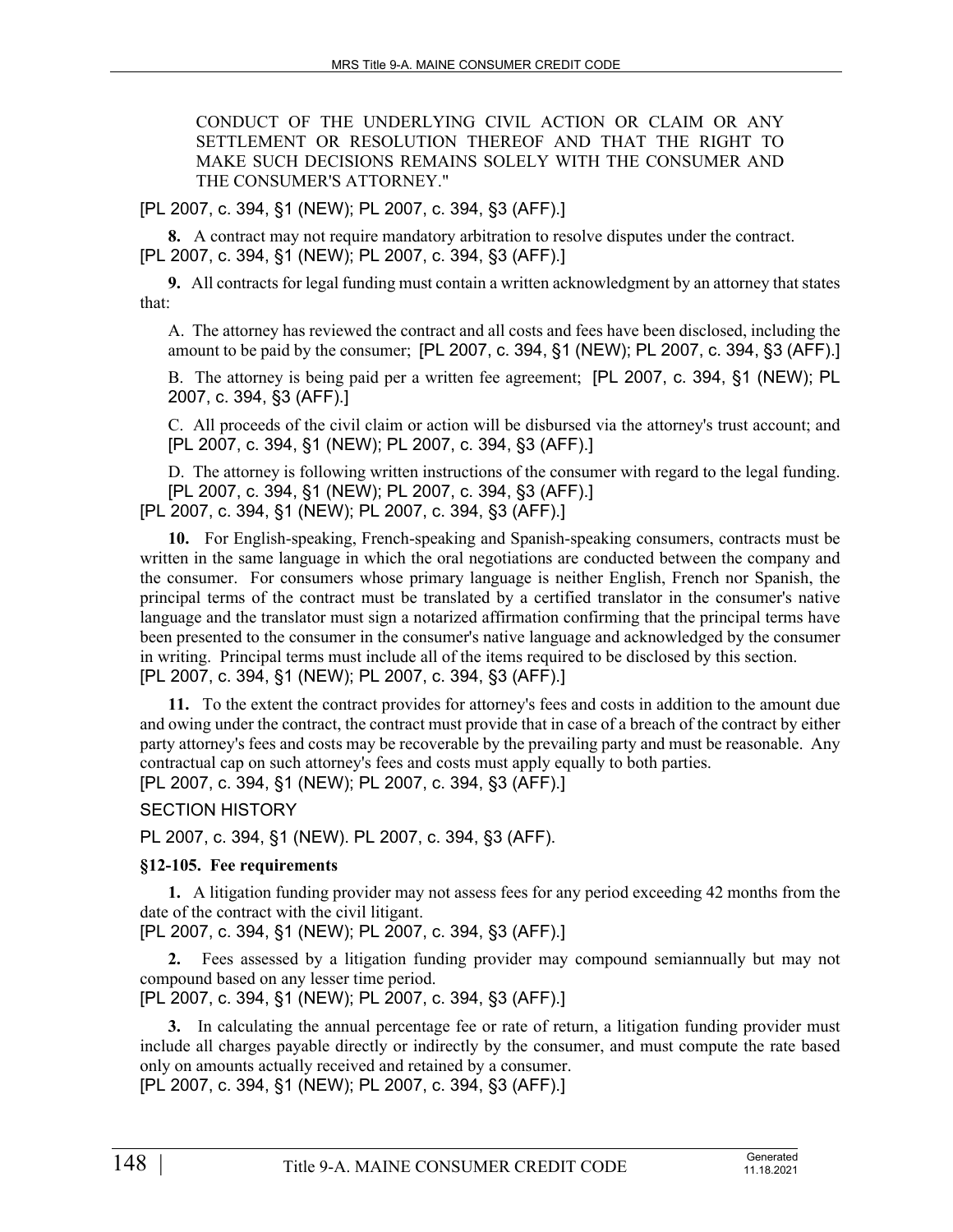CONDUCT OF THE UNDERLYING CIVIL ACTION OR CLAIM OR ANY SETTLEMENT OR RESOLUTION THEREOF AND THAT THE RIGHT TO MAKE SUCH DECISIONS REMAINS SOLELY WITH THE CONSUMER AND THE CONSUMER'S ATTORNEY."

[PL 2007, c. 394, §1 (NEW); PL 2007, c. 394, §3 (AFF).]

**8.** A contract may not require mandatory arbitration to resolve disputes under the contract.
[PL 2007, c. 394, §1 (NEW); PL 2007, c. 394, §3 (AFF).]

**9.** All contracts for legal funding must contain a written acknowledgment by an attorney that states that:

A. The attorney has reviewed the contract and all costs and fees have been disclosed, including the amount to be paid by the consumer; [PL 2007, c. 394, §1 (NEW); PL 2007, c. 394, §3 (AFF).]

B. The attorney is being paid per a written fee agreement; [PL 2007, c. 394, §1 (NEW); PL 2007, c. 394, §3 (AFF).]

C. All proceeds of the civil claim or action will be disbursed via the attorney's trust account; and [PL 2007, c. 394, §1 (NEW); PL 2007, c. 394, §3 (AFF).]

D. The attorney is following written instructions of the consumer with regard to the legal funding. [PL 2007, c. 394, §1 (NEW); PL 2007, c. 394, §3 (AFF).]

[PL 2007, c. 394, §1 (NEW); PL 2007, c. 394, §3 (AFF).]

**10.** For English-speaking, French-speaking and Spanish-speaking consumers, contracts must be written in the same language in which the oral negotiations are conducted between the company and the consumer. For consumers whose primary language is neither English, French nor Spanish, the principal terms of the contract must be translated by a certified translator in the consumer's native language and the translator must sign a notarized affirmation confirming that the principal terms have been presented to the consumer in the consumer's native language and acknowledged by the consumer in writing. Principal terms must include all of the items required to be disclosed by this section.
[PL 2007, c. 394, §1 (NEW); PL 2007, c. 394, §3 (AFF).]

**11.** To the extent the contract provides for attorney's fees and costs in addition to the amount due and owing under the contract, the contract must provide that in case of a breach of the contract by either party attorney's fees and costs may be recoverable by the prevailing party and must be reasonable. Any contractual cap on such attorney's fees and costs must apply equally to both parties.
[PL 2007, c. 394, §1 (NEW); PL 2007, c. 394, §3 (AFF).]

SECTION HISTORY

PL 2007, c. 394, §1 (NEW). PL 2007, c. 394, §3 (AFF).

### §12-105. Fee requirements

**1.** A litigation funding provider may not assess fees for any period exceeding 42 months from the date of the contract with the civil litigant.
[PL 2007, c. 394, §1 (NEW); PL 2007, c. 394, §3 (AFF).]

**2.** Fees assessed by a litigation funding provider may compound semiannually but may not compound based on any lesser time period.
[PL 2007, c. 394, §1 (NEW); PL 2007, c. 394, §3 (AFF).]

**3.** In calculating the annual percentage fee or rate of return, a litigation funding provider must include all charges payable directly or indirectly by the consumer, and must compute the rate based only on amounts actually received and retained by a consumer.
[PL 2007, c. 394, §1 (NEW); PL 2007, c. 394, §3 (AFF).]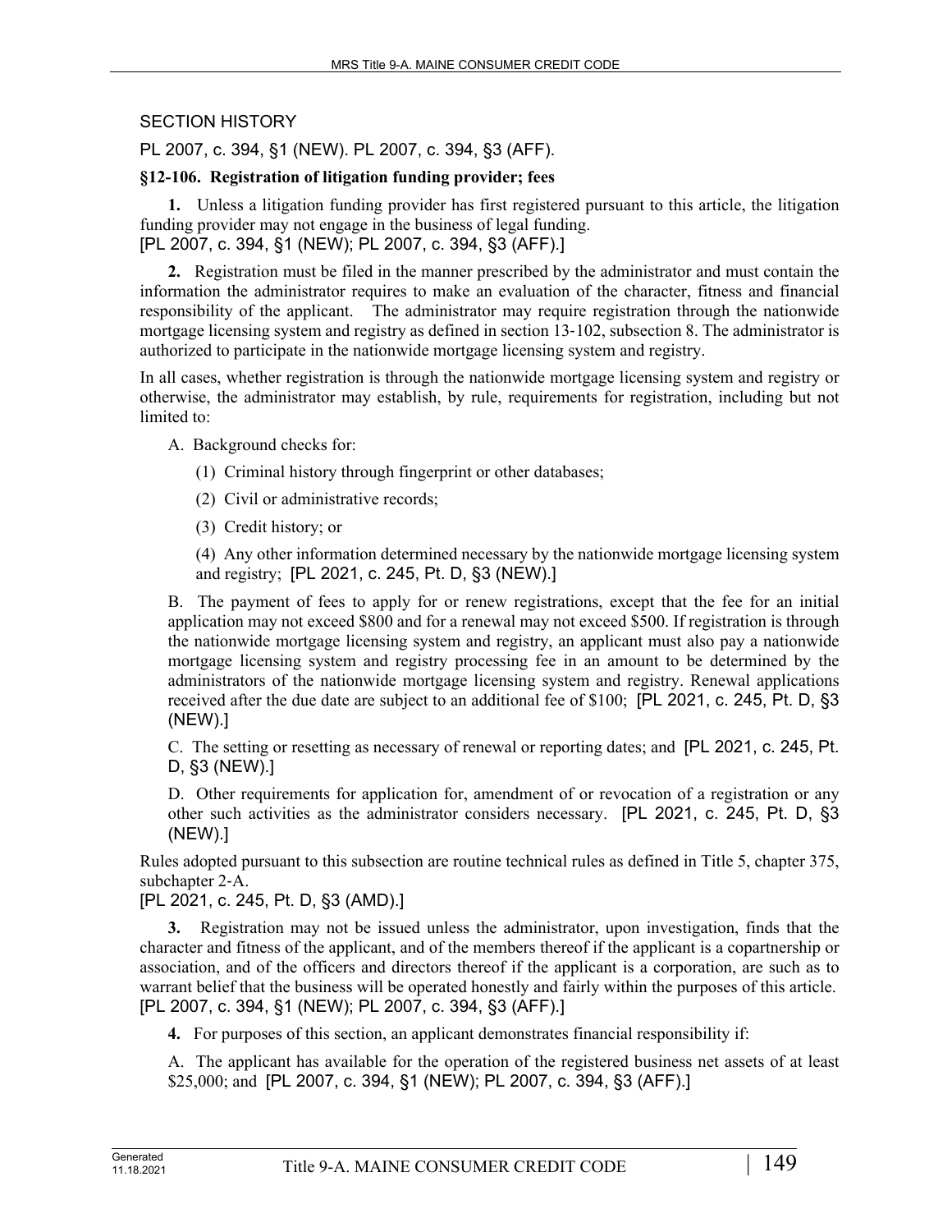SECTION HISTORY

PL 2007, c. 394, §1 (NEW). PL 2007, c. 394, §3 (AFF).

**§12-106. Registration of litigation funding provider; fees**

**1.** Unless a litigation funding provider has first registered pursuant to this article, the litigation funding provider may not engage in the business of legal funding.
[PL 2007, c. 394, §1 (NEW); PL 2007, c. 394, §3 (AFF).]

**2.** Registration must be filed in the manner prescribed by the administrator and must contain the information the administrator requires to make an evaluation of the character, fitness and financial responsibility of the applicant. The administrator may require registration through the nationwide mortgage licensing system and registry as defined in section 13-102, subsection 8. The administrator is authorized to participate in the nationwide mortgage licensing system and registry.

In all cases, whether registration is through the nationwide mortgage licensing system and registry or otherwise, the administrator may establish, by rule, requirements for registration, including but not limited to:

A. Background checks for:

(1) Criminal history through fingerprint or other databases;

(2) Civil or administrative records;

(3) Credit history; or

(4) Any other information determined necessary by the nationwide mortgage licensing system and registry; [PL 2021, c. 245, Pt. D, §3 (NEW).]

B. The payment of fees to apply for or renew registrations, except that the fee for an initial application may not exceed $800 and for a renewal may not exceed $500. If registration is through the nationwide mortgage licensing system and registry, an applicant must also pay a nationwide mortgage licensing system and registry processing fee in an amount to be determined by the administrators of the nationwide mortgage licensing system and registry. Renewal applications received after the due date are subject to an additional fee of $100; [PL 2021, c. 245, Pt. D, §3 (NEW).]

C. The setting or resetting as necessary of renewal or reporting dates; and [PL 2021, c. 245, Pt. D, §3 (NEW).]

D. Other requirements for application for, amendment of or revocation of a registration or any other such activities as the administrator considers necessary. [PL 2021, c. 245, Pt. D, §3 (NEW).]

Rules adopted pursuant to this subsection are routine technical rules as defined in Title 5, chapter 375, subchapter 2-A.
[PL 2021, c. 245, Pt. D, §3 (AMD).]

**3.** Registration may not be issued unless the administrator, upon investigation, finds that the character and fitness of the applicant, and of the members thereof if the applicant is a copartnership or association, and of the officers and directors thereof if the applicant is a corporation, are such as to warrant belief that the business will be operated honestly and fairly within the purposes of this article.
[PL 2007, c. 394, §1 (NEW); PL 2007, c. 394, §3 (AFF).]

**4.** For purposes of this section, an applicant demonstrates financial responsibility if:

A. The applicant has available for the operation of the registered business net assets of at least $25,000; and [PL 2007, c. 394, §1 (NEW); PL 2007, c. 394, §3 (AFF).]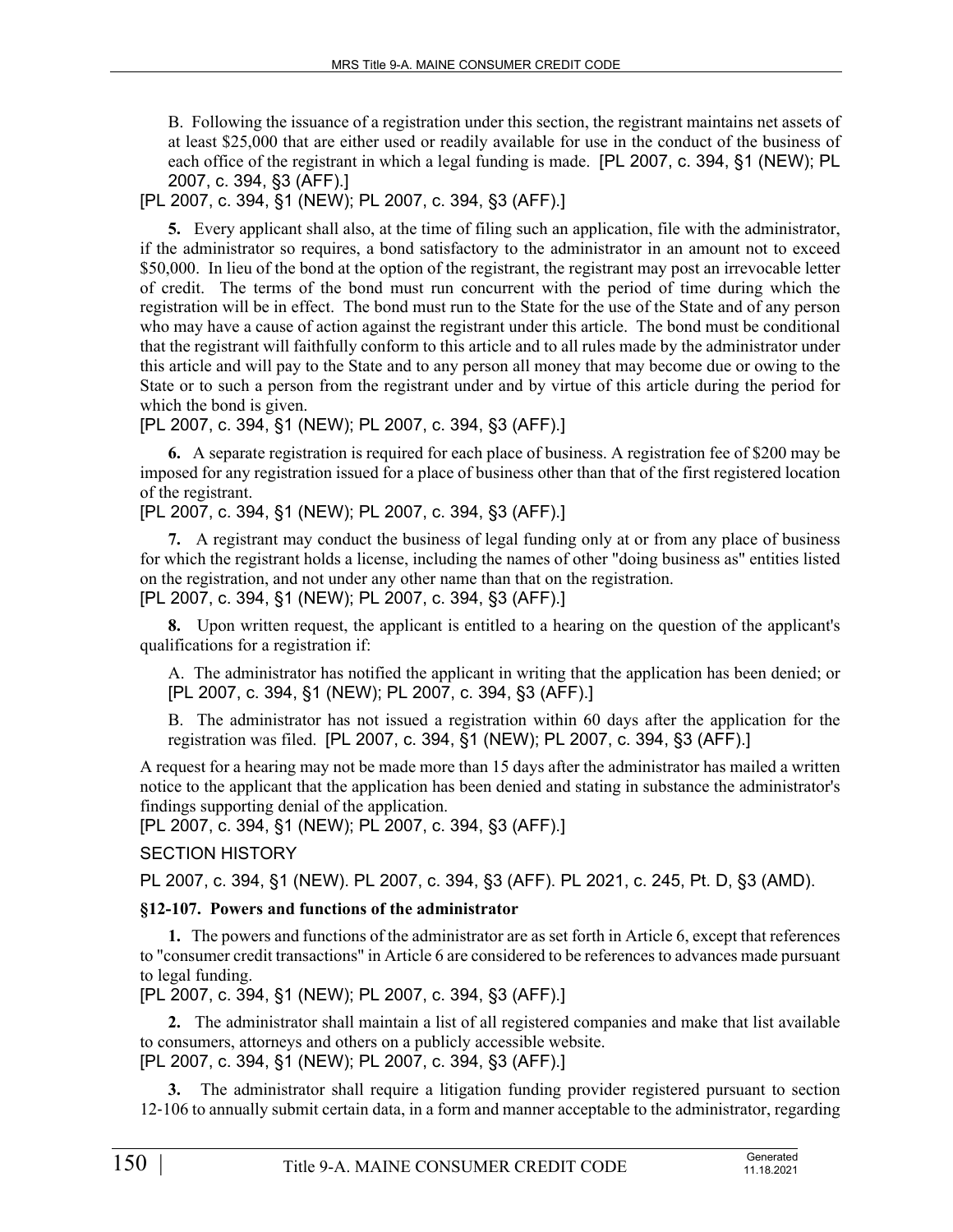B. Following the issuance of a registration under this section, the registrant maintains net assets of at least $25,000 that are either used or readily available for use in the conduct of the business of each office of the registrant in which a legal funding is made. [PL 2007, c. 394, §1 (NEW); PL 2007, c. 394, §3 (AFF).]

[PL 2007, c. 394, §1 (NEW); PL 2007, c. 394, §3 (AFF).]

**5.** Every applicant shall also, at the time of filing such an application, file with the administrator, if the administrator so requires, a bond satisfactory to the administrator in an amount not to exceed $50,000. In lieu of the bond at the option of the registrant, the registrant may post an irrevocable letter of credit. The terms of the bond must run concurrent with the period of time during which the registration will be in effect. The bond must run to the State for the use of the State and of any person who may have a cause of action against the registrant under this article. The bond must be conditional that the registrant will faithfully conform to this article and to all rules made by the administrator under this article and will pay to the State and to any person all money that may become due or owing to the State or to such a person from the registrant under and by virtue of this article during the period for which the bond is given.

[PL 2007, c. 394, §1 (NEW); PL 2007, c. 394, §3 (AFF).]

**6.** A separate registration is required for each place of business. A registration fee of $200 may be imposed for any registration issued for a place of business other than that of the first registered location of the registrant.

[PL 2007, c. 394, §1 (NEW); PL 2007, c. 394, §3 (AFF).]

**7.** A registrant may conduct the business of legal funding only at or from any place of business for which the registrant holds a license, including the names of other "doing business as" entities listed on the registration, and not under any other name than that on the registration.

[PL 2007, c. 394, §1 (NEW); PL 2007, c. 394, §3 (AFF).]

**8.** Upon written request, the applicant is entitled to a hearing on the question of the applicant's qualifications for a registration if:

A. The administrator has notified the applicant in writing that the application has been denied; or [PL 2007, c. 394, §1 (NEW); PL 2007, c. 394, §3 (AFF).]

B. The administrator has not issued a registration within 60 days after the application for the registration was filed. [PL 2007, c. 394, §1 (NEW); PL 2007, c. 394, §3 (AFF).]

A request for a hearing may not be made more than 15 days after the administrator has mailed a written notice to the applicant that the application has been denied and stating in substance the administrator's findings supporting denial of the application.

[PL 2007, c. 394, §1 (NEW); PL 2007, c. 394, §3 (AFF).]

SECTION HISTORY

PL 2007, c. 394, §1 (NEW). PL 2007, c. 394, §3 (AFF). PL 2021, c. 245, Pt. D, §3 (AMD).

### §12-107. Powers and functions of the administrator

**1.** The powers and functions of the administrator are as set forth in Article 6, except that references to "consumer credit transactions" in Article 6 are considered to be references to advances made pursuant to legal funding.

[PL 2007, c. 394, §1 (NEW); PL 2007, c. 394, §3 (AFF).]

**2.** The administrator shall maintain a list of all registered companies and make that list available to consumers, attorneys and others on a publicly accessible website.

[PL 2007, c. 394, §1 (NEW); PL 2007, c. 394, §3 (AFF).]

**3.** The administrator shall require a litigation funding provider registered pursuant to section 12-106 to annually submit certain data, in a form and manner acceptable to the administrator, regarding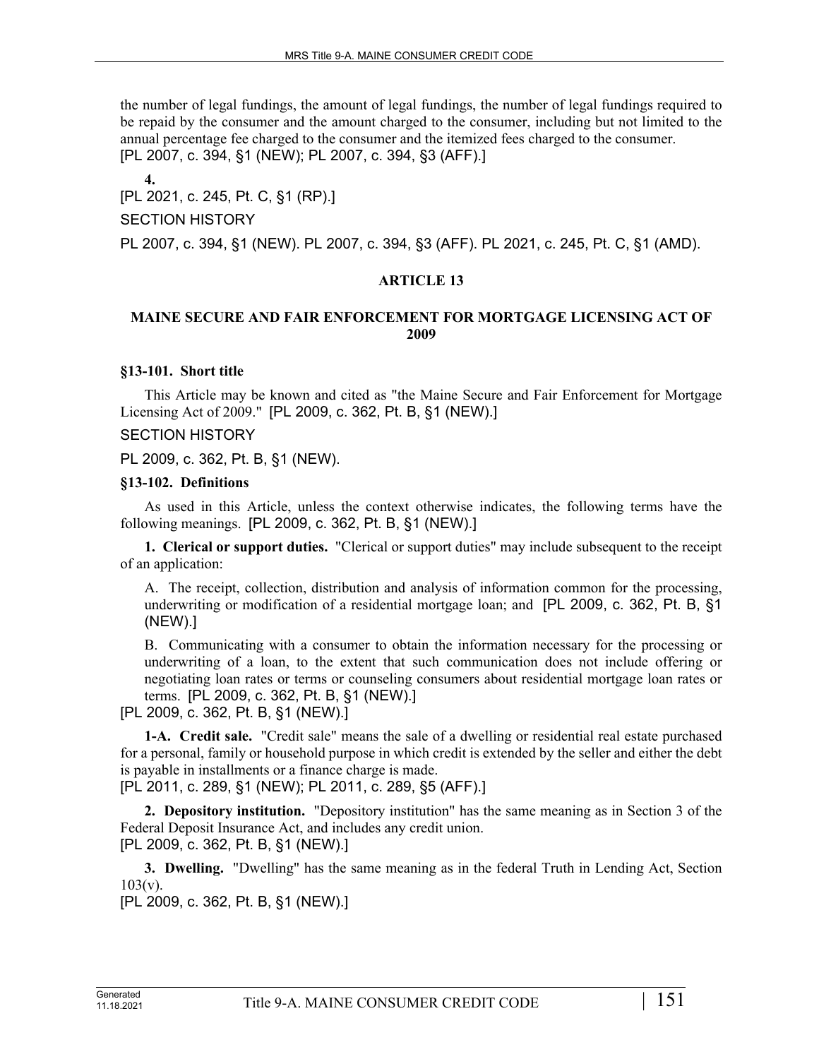the number of legal fundings, the amount of legal fundings, the number of legal fundings required to be repaid by the consumer and the amount charged to the consumer, including but not limited to the annual percentage fee charged to the consumer and the itemized fees charged to the consumer.
[PL 2007, c. 394, §1 (NEW); PL 2007, c. 394, §3 (AFF).]

**4.**
[PL 2021, c. 245, Pt. C, §1 (RP).]

SECTION HISTORY

PL 2007, c. 394, §1 (NEW). PL 2007, c. 394, §3 (AFF). PL 2021, c. 245, Pt. C, §1 (AMD).

## ARTICLE 13

## MAINE SECURE AND FAIR ENFORCEMENT FOR MORTGAGE LICENSING ACT OF 2009

### §13-101. Short title

This Article may be known and cited as "the Maine Secure and Fair Enforcement for Mortgage Licensing Act of 2009." [PL 2009, c. 362, Pt. B, §1 (NEW).]

SECTION HISTORY

PL 2009, c. 362, Pt. B, §1 (NEW).

### §13-102. Definitions

As used in this Article, unless the context otherwise indicates, the following terms have the following meanings. [PL 2009, c. 362, Pt. B, §1 (NEW).]

**1. Clerical or support duties.** "Clerical or support duties" may include subsequent to the receipt of an application:

A. The receipt, collection, distribution and analysis of information common for the processing, underwriting or modification of a residential mortgage loan; and [PL 2009, c. 362, Pt. B, §1 (NEW).]

B. Communicating with a consumer to obtain the information necessary for the processing or underwriting of a loan, to the extent that such communication does not include offering or negotiating loan rates or terms or counseling consumers about residential mortgage loan rates or terms. [PL 2009, c. 362, Pt. B, §1 (NEW).]

[PL 2009, c. 362, Pt. B, §1 (NEW).]

**1-A. Credit sale.** "Credit sale" means the sale of a dwelling or residential real estate purchased for a personal, family or household purpose in which credit is extended by the seller and either the debt is payable in installments or a finance charge is made.
[PL 2011, c. 289, §1 (NEW); PL 2011, c. 289, §5 (AFF).]

**2. Depository institution.** "Depository institution" has the same meaning as in Section 3 of the Federal Deposit Insurance Act, and includes any credit union.
[PL 2009, c. 362, Pt. B, §1 (NEW).]

**3. Dwelling.** "Dwelling" has the same meaning as in the federal Truth in Lending Act, Section 103(v).
[PL 2009, c. 362, Pt. B, §1 (NEW).]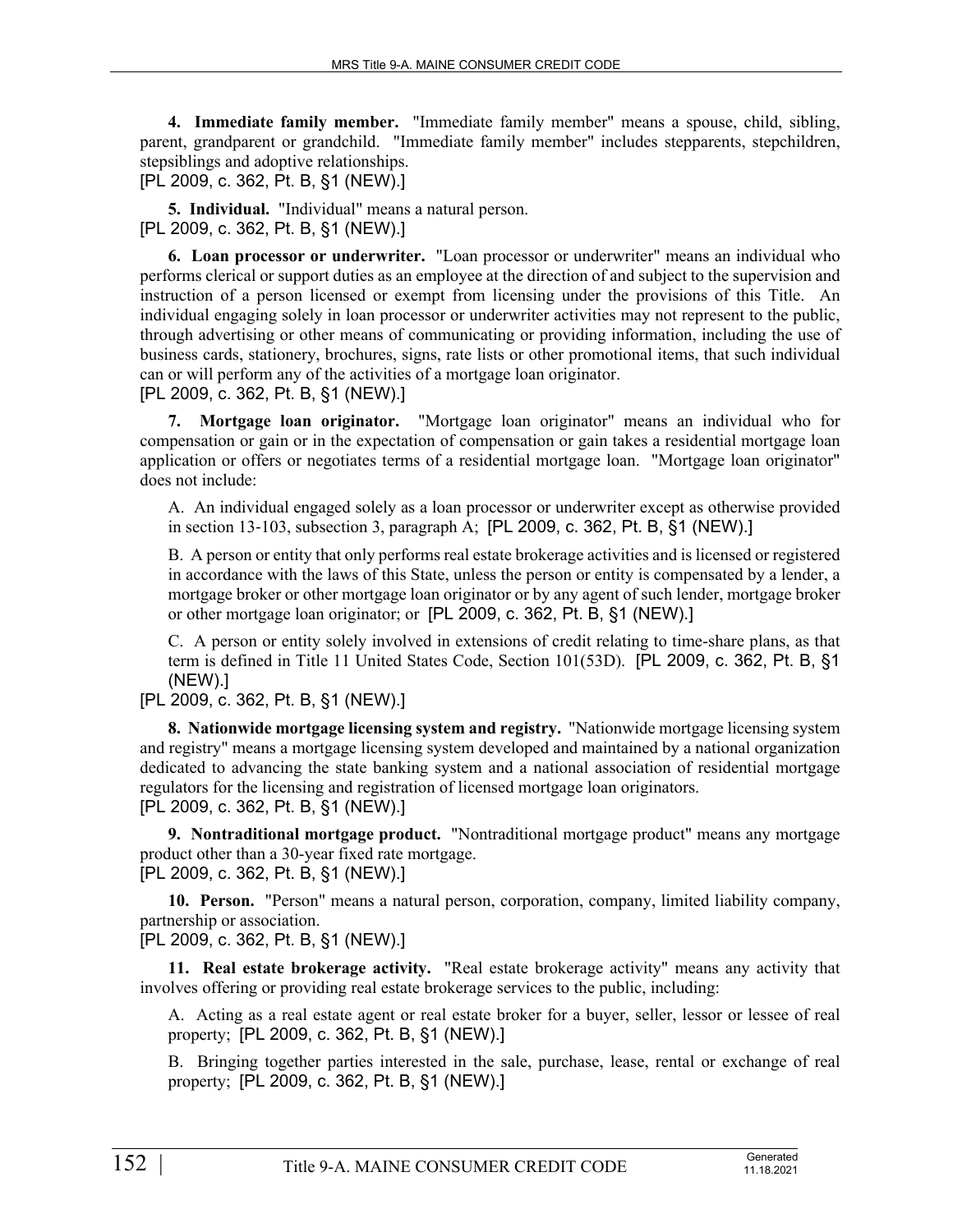**4. Immediate family member.** "Immediate family member" means a spouse, child, sibling, parent, grandparent or grandchild. "Immediate family member" includes stepparents, stepchildren, stepsiblings and adoptive relationships.
[PL 2009, c. 362, Pt. B, §1 (NEW).]

**5. Individual.** "Individual" means a natural person.
[PL 2009, c. 362, Pt. B, §1 (NEW).]

**6. Loan processor or underwriter.** "Loan processor or underwriter" means an individual who performs clerical or support duties as an employee at the direction of and subject to the supervision and instruction of a person licensed or exempt from licensing under the provisions of this Title. An individual engaging solely in loan processor or underwriter activities may not represent to the public, through advertising or other means of communicating or providing information, including the use of business cards, stationery, brochures, signs, rate lists or other promotional items, that such individual can or will perform any of the activities of a mortgage loan originator.
[PL 2009, c. 362, Pt. B, §1 (NEW).]

**7. Mortgage loan originator.** "Mortgage loan originator" means an individual who for compensation or gain or in the expectation of compensation or gain takes a residential mortgage loan application or offers or negotiates terms of a residential mortgage loan. "Mortgage loan originator" does not include:

A. An individual engaged solely as a loan processor or underwriter except as otherwise provided in section 13-103, subsection 3, paragraph A; [PL 2009, c. 362, Pt. B, §1 (NEW).]

B. A person or entity that only performs real estate brokerage activities and is licensed or registered in accordance with the laws of this State, unless the person or entity is compensated by a lender, a mortgage broker or other mortgage loan originator or by any agent of such lender, mortgage broker or other mortgage loan originator; or [PL 2009, c. 362, Pt. B, §1 (NEW).]

C. A person or entity solely involved in extensions of credit relating to time-share plans, as that term is defined in Title 11 United States Code, Section 101(53D). [PL 2009, c. 362, Pt. B, §1 (NEW).]

[PL 2009, c. 362, Pt. B, §1 (NEW).]

**8. Nationwide mortgage licensing system and registry.** "Nationwide mortgage licensing system and registry" means a mortgage licensing system developed and maintained by a national organization dedicated to advancing the state banking system and a national association of residential mortgage regulators for the licensing and registration of licensed mortgage loan originators.
[PL 2009, c. 362, Pt. B, §1 (NEW).]

**9. Nontraditional mortgage product.** "Nontraditional mortgage product" means any mortgage product other than a 30-year fixed rate mortgage.
[PL 2009, c. 362, Pt. B, §1 (NEW).]

**10. Person.** "Person" means a natural person, corporation, company, limited liability company, partnership or association.
[PL 2009, c. 362, Pt. B, §1 (NEW).]

**11. Real estate brokerage activity.** "Real estate brokerage activity" means any activity that involves offering or providing real estate brokerage services to the public, including:

A. Acting as a real estate agent or real estate broker for a buyer, seller, lessor or lessee of real property; [PL 2009, c. 362, Pt. B, §1 (NEW).]

B. Bringing together parties interested in the sale, purchase, lease, rental or exchange of real property; [PL 2009, c. 362, Pt. B, §1 (NEW).]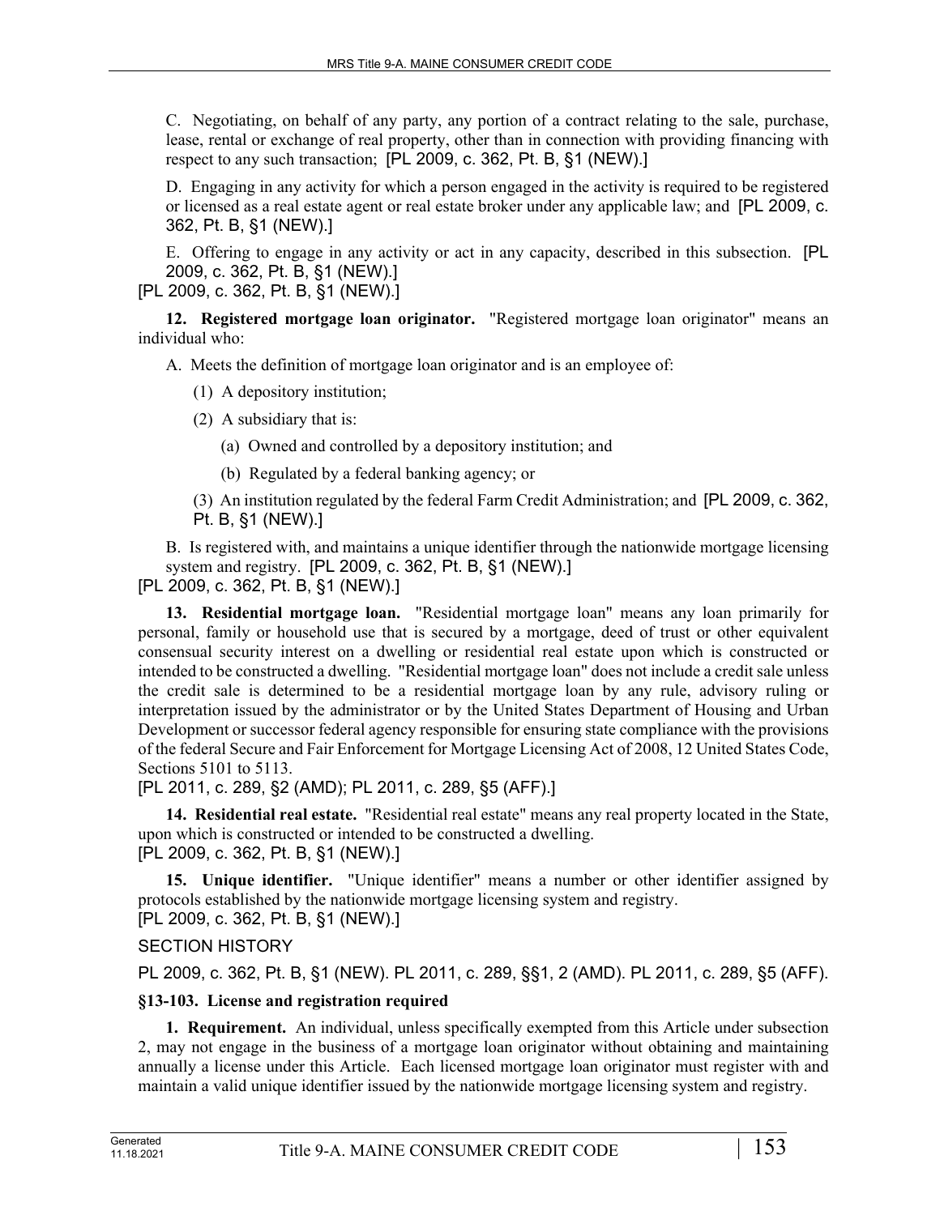C. Negotiating, on behalf of any party, any portion of a contract relating to the sale, purchase, lease, rental or exchange of real property, other than in connection with providing financing with respect to any such transaction; [PL 2009, c. 362, Pt. B, §1 (NEW).]

D. Engaging in any activity for which a person engaged in the activity is required to be registered or licensed as a real estate agent or real estate broker under any applicable law; and [PL 2009, c. 362, Pt. B, §1 (NEW).]

E. Offering to engage in any activity or act in any capacity, described in this subsection. [PL 2009, c. 362, Pt. B, §1 (NEW).]

[PL 2009, c. 362, Pt. B, §1 (NEW).]

**12. Registered mortgage loan originator.** "Registered mortgage loan originator" means an individual who:

A. Meets the definition of mortgage loan originator and is an employee of:

(1) A depository institution;

(2) A subsidiary that is:

(a) Owned and controlled by a depository institution; and

(b) Regulated by a federal banking agency; or

(3) An institution regulated by the federal Farm Credit Administration; and [PL 2009, c. 362, Pt. B, §1 (NEW).]

B. Is registered with, and maintains a unique identifier through the nationwide mortgage licensing system and registry. [PL 2009, c. 362, Pt. B, §1 (NEW).]

[PL 2009, c. 362, Pt. B, §1 (NEW).]

**13. Residential mortgage loan.** "Residential mortgage loan" means any loan primarily for personal, family or household use that is secured by a mortgage, deed of trust or other equivalent consensual security interest on a dwelling or residential real estate upon which is constructed or intended to be constructed a dwelling. "Residential mortgage loan" does not include a credit sale unless the credit sale is determined to be a residential mortgage loan by any rule, advisory ruling or interpretation issued by the administrator or by the United States Department of Housing and Urban Development or successor federal agency responsible for ensuring state compliance with the provisions of the federal Secure and Fair Enforcement for Mortgage Licensing Act of 2008, 12 United States Code, Sections 5101 to 5113.

[PL 2011, c. 289, §2 (AMD); PL 2011, c. 289, §5 (AFF).]

**14. Residential real estate.** "Residential real estate" means any real property located in the State, upon which is constructed or intended to be constructed a dwelling.

[PL 2009, c. 362, Pt. B, §1 (NEW).]

**15. Unique identifier.** "Unique identifier" means a number or other identifier assigned by protocols established by the nationwide mortgage licensing system and registry.

[PL 2009, c. 362, Pt. B, §1 (NEW).]

SECTION HISTORY

PL 2009, c. 362, Pt. B, §1 (NEW). PL 2011, c. 289, §§1, 2 (AMD). PL 2011, c. 289, §5 (AFF).

### §13-103. License and registration required

**1. Requirement.** An individual, unless specifically exempted from this Article under subsection 2, may not engage in the business of a mortgage loan originator without obtaining and maintaining annually a license under this Article. Each licensed mortgage loan originator must register with and maintain a valid unique identifier issued by the nationwide mortgage licensing system and registry.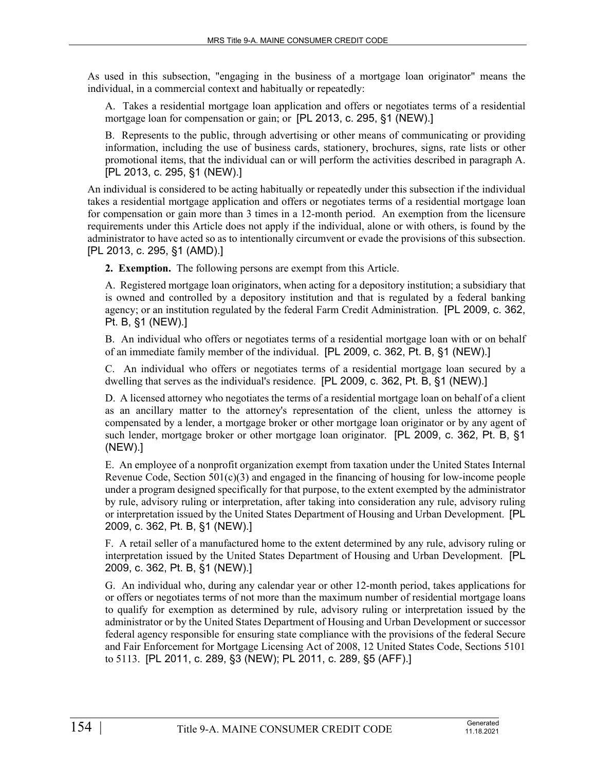As used in this subsection, "engaging in the business of a mortgage loan originator" means the individual, in a commercial context and habitually or repeatedly:

A. Takes a residential mortgage loan application and offers or negotiates terms of a residential mortgage loan for compensation or gain; or [PL 2013, c. 295, §1 (NEW).]

B. Represents to the public, through advertising or other means of communicating or providing information, including the use of business cards, stationery, brochures, signs, rate lists or other promotional items, that the individual can or will perform the activities described in paragraph A. [PL 2013, c. 295, §1 (NEW).]

An individual is considered to be acting habitually or repeatedly under this subsection if the individual takes a residential mortgage application and offers or negotiates terms of a residential mortgage loan for compensation or gain more than 3 times in a 12-month period. An exemption from the licensure requirements under this Article does not apply if the individual, alone or with others, is found by the administrator to have acted so as to intentionally circumvent or evade the provisions of this subsection. [PL 2013, c. 295, §1 (AMD).]

**2. Exemption.** The following persons are exempt from this Article.

A. Registered mortgage loan originators, when acting for a depository institution; a subsidiary that is owned and controlled by a depository institution and that is regulated by a federal banking agency; or an institution regulated by the federal Farm Credit Administration. [PL 2009, c. 362, Pt. B, §1 (NEW).]

B. An individual who offers or negotiates terms of a residential mortgage loan with or on behalf of an immediate family member of the individual. [PL 2009, c. 362, Pt. B, §1 (NEW).]

C. An individual who offers or negotiates terms of a residential mortgage loan secured by a dwelling that serves as the individual's residence. [PL 2009, c. 362, Pt. B, §1 (NEW).]

D. A licensed attorney who negotiates the terms of a residential mortgage loan on behalf of a client as an ancillary matter to the attorney's representation of the client, unless the attorney is compensated by a lender, a mortgage broker or other mortgage loan originator or by any agent of such lender, mortgage broker or other mortgage loan originator. [PL 2009, c. 362, Pt. B, §1 (NEW).]

E. An employee of a nonprofit organization exempt from taxation under the United States Internal Revenue Code, Section 501(c)(3) and engaged in the financing of housing for low-income people under a program designed specifically for that purpose, to the extent exempted by the administrator by rule, advisory ruling or interpretation, after taking into consideration any rule, advisory ruling or interpretation issued by the United States Department of Housing and Urban Development. [PL 2009, c. 362, Pt. B, §1 (NEW).]

F. A retail seller of a manufactured home to the extent determined by any rule, advisory ruling or interpretation issued by the United States Department of Housing and Urban Development. [PL 2009, c. 362, Pt. B, §1 (NEW).]

G. An individual who, during any calendar year or other 12-month period, takes applications for or offers or negotiates terms of not more than the maximum number of residential mortgage loans to qualify for exemption as determined by rule, advisory ruling or interpretation issued by the administrator or by the United States Department of Housing and Urban Development or successor federal agency responsible for ensuring state compliance with the provisions of the federal Secure and Fair Enforcement for Mortgage Licensing Act of 2008, 12 United States Code, Sections 5101 to 5113. [PL 2011, c. 289, §3 (NEW); PL 2011, c. 289, §5 (AFF).]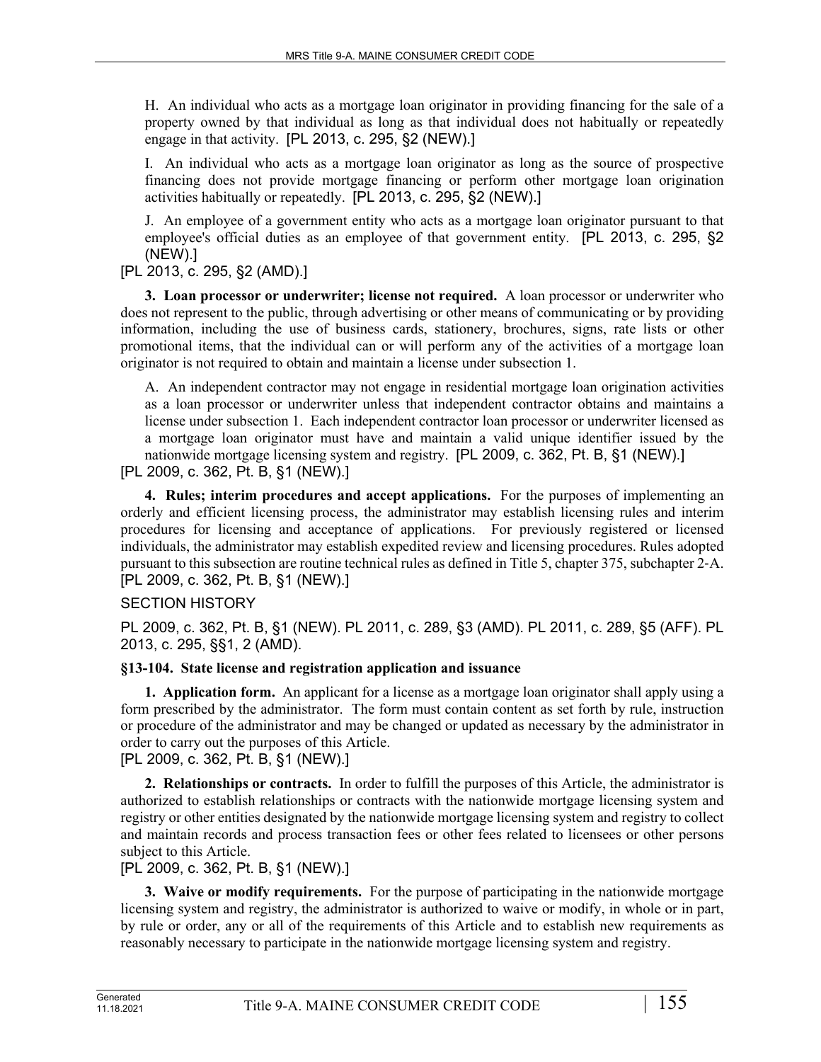H. An individual who acts as a mortgage loan originator in providing financing for the sale of a property owned by that individual as long as that individual does not habitually or repeatedly engage in that activity. [PL 2013, c. 295, §2 (NEW).]

I. An individual who acts as a mortgage loan originator as long as the source of prospective financing does not provide mortgage financing or perform other mortgage loan origination activities habitually or repeatedly. [PL 2013, c. 295, §2 (NEW).]

J. An employee of a government entity who acts as a mortgage loan originator pursuant to that employee's official duties as an employee of that government entity. [PL 2013, c. 295, §2 (NEW).]

[PL 2013, c. 295, §2 (AMD).]

**3. Loan processor or underwriter; license not required.** A loan processor or underwriter who does not represent to the public, through advertising or other means of communicating or by providing information, including the use of business cards, stationery, brochures, signs, rate lists or other promotional items, that the individual can or will perform any of the activities of a mortgage loan originator is not required to obtain and maintain a license under subsection 1.

A. An independent contractor may not engage in residential mortgage loan origination activities as a loan processor or underwriter unless that independent contractor obtains and maintains a license under subsection 1. Each independent contractor loan processor or underwriter licensed as a mortgage loan originator must have and maintain a valid unique identifier issued by the nationwide mortgage licensing system and registry. [PL 2009, c. 362, Pt. B, §1 (NEW).]

[PL 2009, c. 362, Pt. B, §1 (NEW).]

**4. Rules; interim procedures and accept applications.** For the purposes of implementing an orderly and efficient licensing process, the administrator may establish licensing rules and interim procedures for licensing and acceptance of applications. For previously registered or licensed individuals, the administrator may establish expedited review and licensing procedures. Rules adopted pursuant to this subsection are routine technical rules as defined in Title 5, chapter 375, subchapter 2-A. [PL 2009, c. 362, Pt. B, §1 (NEW).]

SECTION HISTORY

PL 2009, c. 362, Pt. B, §1 (NEW). PL 2011, c. 289, §3 (AMD). PL 2011, c. 289, §5 (AFF). PL 2013, c. 295, §§1, 2 (AMD).

### §13-104. State license and registration application and issuance

**1. Application form.** An applicant for a license as a mortgage loan originator shall apply using a form prescribed by the administrator. The form must contain content as set forth by rule, instruction or procedure of the administrator and may be changed or updated as necessary by the administrator in order to carry out the purposes of this Article.

[PL 2009, c. 362, Pt. B, §1 (NEW).]

**2. Relationships or contracts.** In order to fulfill the purposes of this Article, the administrator is authorized to establish relationships or contracts with the nationwide mortgage licensing system and registry or other entities designated by the nationwide mortgage licensing system and registry to collect and maintain records and process transaction fees or other fees related to licensees or other persons subject to this Article.

[PL 2009, c. 362, Pt. B, §1 (NEW).]

**3. Waive or modify requirements.** For the purpose of participating in the nationwide mortgage licensing system and registry, the administrator is authorized to waive or modify, in whole or in part, by rule or order, any or all of the requirements of this Article and to establish new requirements as reasonably necessary to participate in the nationwide mortgage licensing system and registry.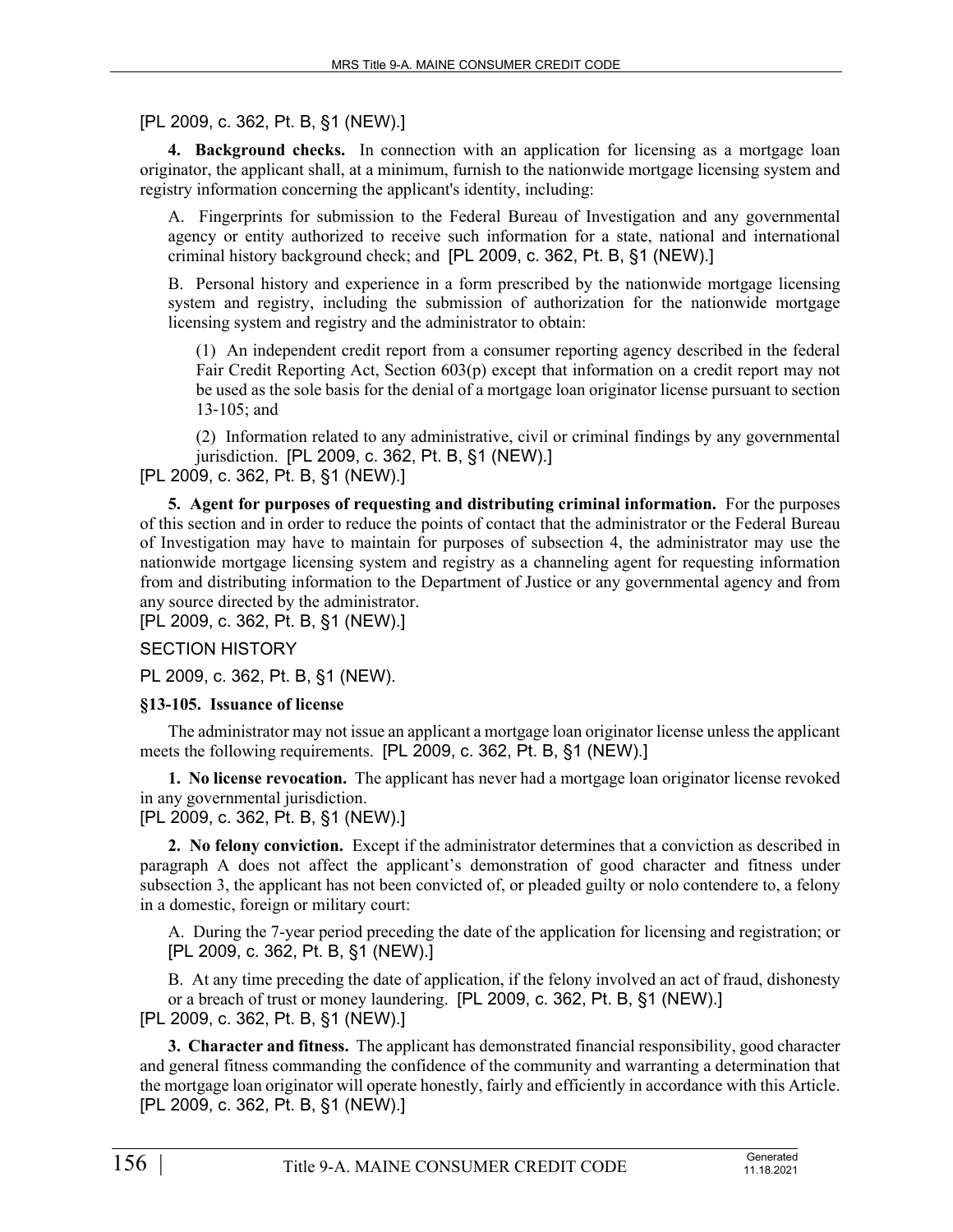[PL 2009, c. 362, Pt. B, §1 (NEW).]

**4. Background checks.** In connection with an application for licensing as a mortgage loan originator, the applicant shall, at a minimum, furnish to the nationwide mortgage licensing system and registry information concerning the applicant's identity, including:

A. Fingerprints for submission to the Federal Bureau of Investigation and any governmental agency or entity authorized to receive such information for a state, national and international criminal history background check; and [PL 2009, c. 362, Pt. B, §1 (NEW).]

B. Personal history and experience in a form prescribed by the nationwide mortgage licensing system and registry, including the submission of authorization for the nationwide mortgage licensing system and registry and the administrator to obtain:

(1) An independent credit report from a consumer reporting agency described in the federal Fair Credit Reporting Act, Section 603(p) except that information on a credit report may not be used as the sole basis for the denial of a mortgage loan originator license pursuant to section 13-105; and

(2) Information related to any administrative, civil or criminal findings by any governmental jurisdiction. [PL 2009, c. 362, Pt. B, §1 (NEW).]

[PL 2009, c. 362, Pt. B, §1 (NEW).]

**5. Agent for purposes of requesting and distributing criminal information.** For the purposes of this section and in order to reduce the points of contact that the administrator or the Federal Bureau of Investigation may have to maintain for purposes of subsection 4, the administrator may use the nationwide mortgage licensing system and registry as a channeling agent for requesting information from and distributing information to the Department of Justice or any governmental agency and from any source directed by the administrator.

[PL 2009, c. 362, Pt. B, §1 (NEW).]

SECTION HISTORY

PL 2009, c. 362, Pt. B, §1 (NEW).

**§13-105. Issuance of license**

The administrator may not issue an applicant a mortgage loan originator license unless the applicant meets the following requirements. [PL 2009, c. 362, Pt. B, §1 (NEW).]

**1. No license revocation.** The applicant has never had a mortgage loan originator license revoked in any governmental jurisdiction.

[PL 2009, c. 362, Pt. B, §1 (NEW).]

**2. No felony conviction.** Except if the administrator determines that a conviction as described in paragraph A does not affect the applicant's demonstration of good character and fitness under subsection 3, the applicant has not been convicted of, or pleaded guilty or nolo contendere to, a felony in a domestic, foreign or military court:

A. During the 7-year period preceding the date of the application for licensing and registration; or [PL 2009, c. 362, Pt. B, §1 (NEW).]

B. At any time preceding the date of application, if the felony involved an act of fraud, dishonesty or a breach of trust or money laundering. [PL 2009, c. 362, Pt. B, §1 (NEW).]

[PL 2009, c. 362, Pt. B, §1 (NEW).]

**3. Character and fitness.** The applicant has demonstrated financial responsibility, good character and general fitness commanding the confidence of the community and warranting a determination that the mortgage loan originator will operate honestly, fairly and efficiently in accordance with this Article.

[PL 2009, c. 362, Pt. B, §1 (NEW).]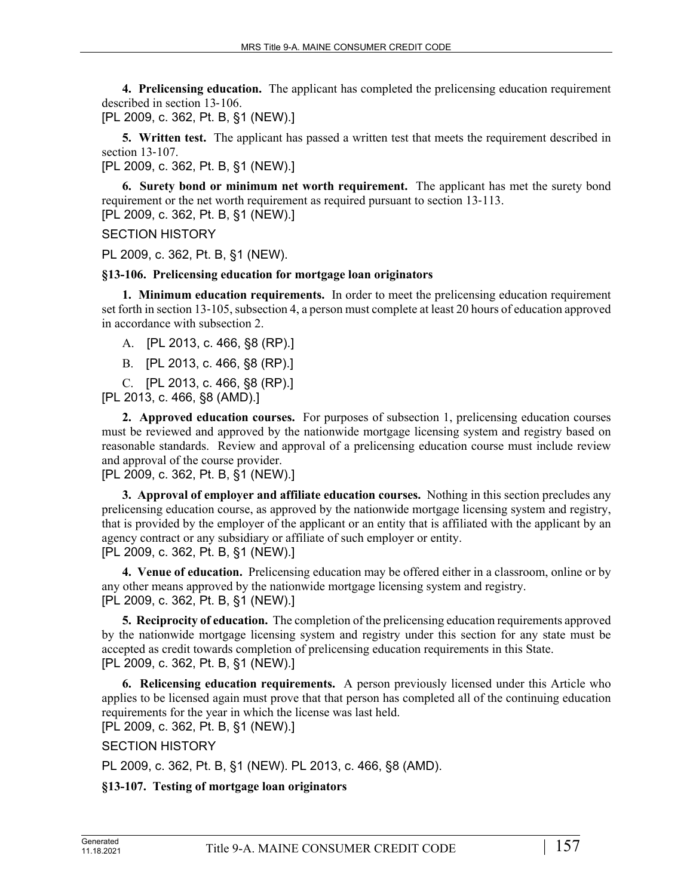**4. Prelicensing education.** The applicant has completed the prelicensing education requirement described in section 13-106.

[PL 2009, c. 362, Pt. B, §1 (NEW).]

**5. Written test.** The applicant has passed a written test that meets the requirement described in section 13-107.

[PL 2009, c. 362, Pt. B, §1 (NEW).]

**6. Surety bond or minimum net worth requirement.** The applicant has met the surety bond requirement or the net worth requirement as required pursuant to section 13-113.

[PL 2009, c. 362, Pt. B, §1 (NEW).]

SECTION HISTORY

PL 2009, c. 362, Pt. B, §1 (NEW).

**§13-106. Prelicensing education for mortgage loan originators**

**1. Minimum education requirements.** In order to meet the prelicensing education requirement set forth in section 13-105, subsection 4, a person must complete at least 20 hours of education approved in accordance with subsection 2.

A. [PL 2013, c. 466, §8 (RP).]

B. [PL 2013, c. 466, §8 (RP).]

C. [PL 2013, c. 466, §8 (RP).]

[PL 2013, c. 466, §8 (AMD).]

**2. Approved education courses.** For purposes of subsection 1, prelicensing education courses must be reviewed and approved by the nationwide mortgage licensing system and registry based on reasonable standards. Review and approval of a prelicensing education course must include review and approval of the course provider.

[PL 2009, c. 362, Pt. B, §1 (NEW).]

**3. Approval of employer and affiliate education courses.** Nothing in this section precludes any prelicensing education course, as approved by the nationwide mortgage licensing system and registry, that is provided by the employer of the applicant or an entity that is affiliated with the applicant by an agency contract or any subsidiary or affiliate of such employer or entity.

[PL 2009, c. 362, Pt. B, §1 (NEW).]

**4. Venue of education.** Prelicensing education may be offered either in a classroom, online or by any other means approved by the nationwide mortgage licensing system and registry.

[PL 2009, c. 362, Pt. B, §1 (NEW).]

**5. Reciprocity of education.** The completion of the prelicensing education requirements approved by the nationwide mortgage licensing system and registry under this section for any state must be accepted as credit towards completion of prelicensing education requirements in this State.

[PL 2009, c. 362, Pt. B, §1 (NEW).]

**6. Relicensing education requirements.** A person previously licensed under this Article who applies to be licensed again must prove that that person has completed all of the continuing education requirements for the year in which the license was last held.

[PL 2009, c. 362, Pt. B, §1 (NEW).]

SECTION HISTORY

PL 2009, c. 362, Pt. B, §1 (NEW). PL 2013, c. 466, §8 (AMD).

**§13-107. Testing of mortgage loan originators**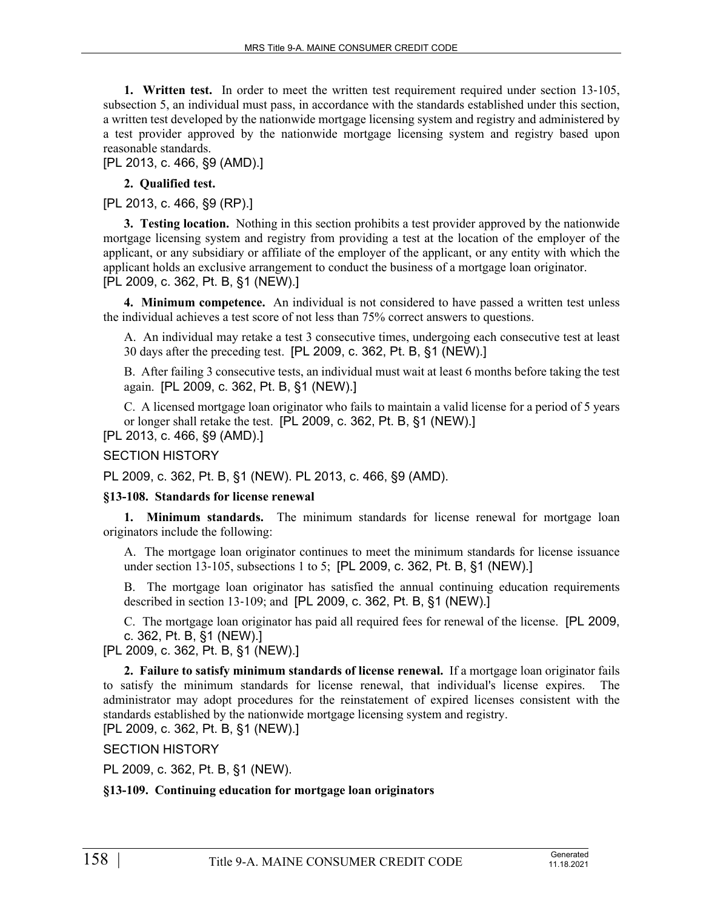**1. Written test.** In order to meet the written test requirement required under section 13-105, subsection 5, an individual must pass, in accordance with the standards established under this section, a written test developed by the nationwide mortgage licensing system and registry and administered by a test provider approved by the nationwide mortgage licensing system and registry based upon reasonable standards.

[PL 2013, c. 466, §9 (AMD).]

**2. Qualified test.**

[PL 2013, c. 466, §9 (RP).]

**3. Testing location.** Nothing in this section prohibits a test provider approved by the nationwide mortgage licensing system and registry from providing a test at the location of the employer of the applicant, or any subsidiary or affiliate of the employer of the applicant, or any entity with which the applicant holds an exclusive arrangement to conduct the business of a mortgage loan originator.

[PL 2009, c. 362, Pt. B, §1 (NEW).]

**4. Minimum competence.** An individual is not considered to have passed a written test unless the individual achieves a test score of not less than 75% correct answers to questions.

A. An individual may retake a test 3 consecutive times, undergoing each consecutive test at least 30 days after the preceding test. [PL 2009, c. 362, Pt. B, §1 (NEW).]

B. After failing 3 consecutive tests, an individual must wait at least 6 months before taking the test again. [PL 2009, c. 362, Pt. B, §1 (NEW).]

C. A licensed mortgage loan originator who fails to maintain a valid license for a period of 5 years or longer shall retake the test. [PL 2009, c. 362, Pt. B, §1 (NEW).]

[PL 2013, c. 466, §9 (AMD).]

SECTION HISTORY

PL 2009, c. 362, Pt. B, §1 (NEW). PL 2013, c. 466, §9 (AMD).

### §13-108. Standards for license renewal

**1. Minimum standards.** The minimum standards for license renewal for mortgage loan originators include the following:

A. The mortgage loan originator continues to meet the minimum standards for license issuance under section 13-105, subsections 1 to 5; [PL 2009, c. 362, Pt. B, §1 (NEW).]

B. The mortgage loan originator has satisfied the annual continuing education requirements described in section 13-109; and [PL 2009, c. 362, Pt. B, §1 (NEW).]

C. The mortgage loan originator has paid all required fees for renewal of the license. [PL 2009, c. 362, Pt. B, §1 (NEW).]

[PL 2009, c. 362, Pt. B, §1 (NEW).]

**2. Failure to satisfy minimum standards of license renewal.** If a mortgage loan originator fails to satisfy the minimum standards for license renewal, that individual's license expires. The administrator may adopt procedures for the reinstatement of expired licenses consistent with the standards established by the nationwide mortgage licensing system and registry.

[PL 2009, c. 362, Pt. B, §1 (NEW).]

SECTION HISTORY

PL 2009, c. 362, Pt. B, §1 (NEW).

### §13-109. Continuing education for mortgage loan originators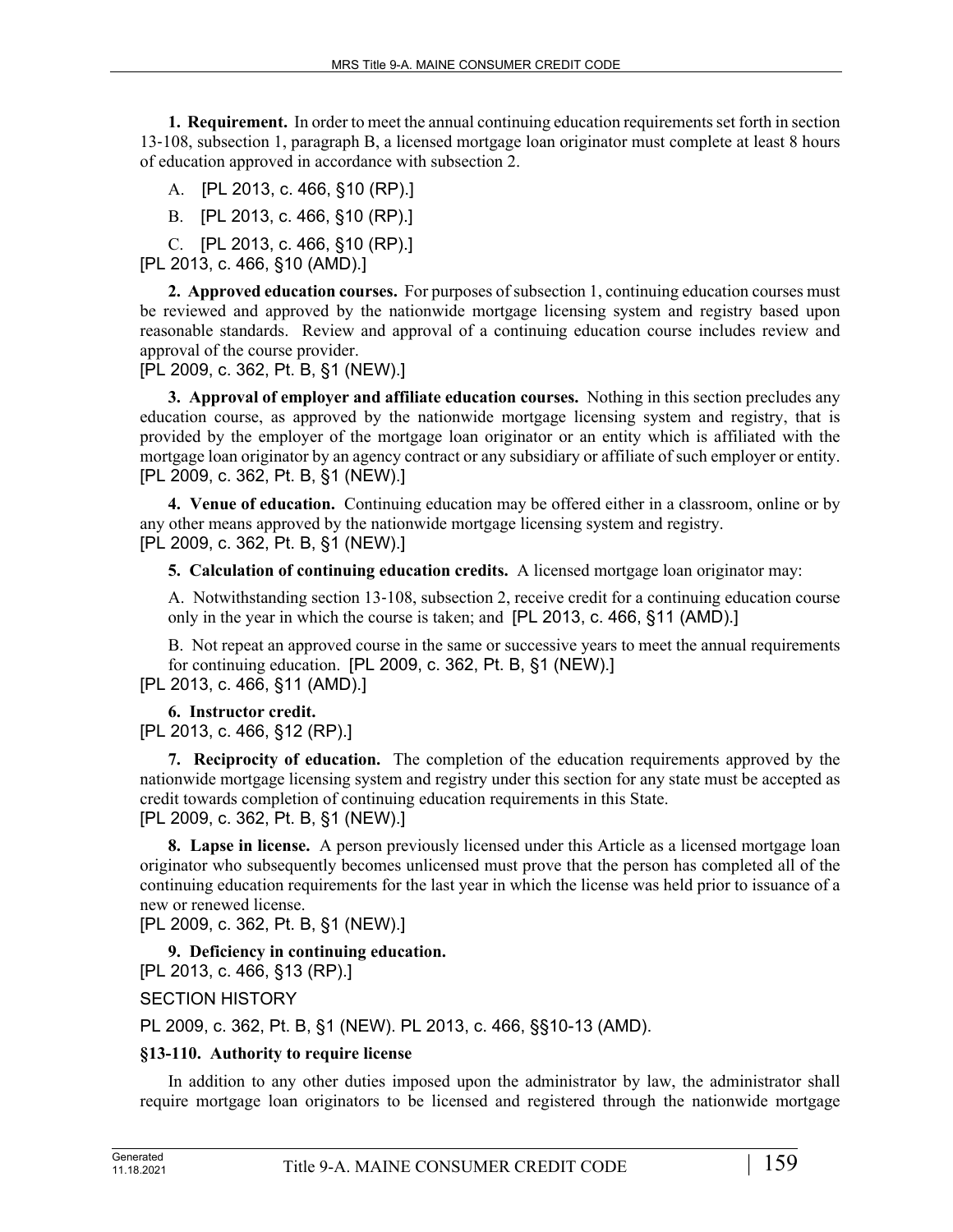**1. Requirement.** In order to meet the annual continuing education requirements set forth in section 13-108, subsection 1, paragraph B, a licensed mortgage loan originator must complete at least 8 hours of education approved in accordance with subsection 2.

A. [PL 2013, c. 466, §10 (RP).]

B. [PL 2013, c. 466, §10 (RP).]

C. [PL 2013, c. 466, §10 (RP).]

[PL 2013, c. 466, §10 (AMD).]

**2. Approved education courses.** For purposes of subsection 1, continuing education courses must be reviewed and approved by the nationwide mortgage licensing system and registry based upon reasonable standards. Review and approval of a continuing education course includes review and approval of the course provider.

[PL 2009, c. 362, Pt. B, §1 (NEW).]

**3. Approval of employer and affiliate education courses.** Nothing in this section precludes any education course, as approved by the nationwide mortgage licensing system and registry, that is provided by the employer of the mortgage loan originator or an entity which is affiliated with the mortgage loan originator by an agency contract or any subsidiary or affiliate of such employer or entity.

[PL 2009, c. 362, Pt. B, §1 (NEW).]

**4. Venue of education.** Continuing education may be offered either in a classroom, online or by any other means approved by the nationwide mortgage licensing system and registry.

[PL 2009, c. 362, Pt. B, §1 (NEW).]

**5. Calculation of continuing education credits.** A licensed mortgage loan originator may:

A. Notwithstanding section 13-108, subsection 2, receive credit for a continuing education course only in the year in which the course is taken; and [PL 2013, c. 466, §11 (AMD).]

B. Not repeat an approved course in the same or successive years to meet the annual requirements for continuing education. [PL 2009, c. 362, Pt. B, §1 (NEW).]

[PL 2013, c. 466, §11 (AMD).]

**6. Instructor credit.**

[PL 2013, c. 466, §12 (RP).]

**7. Reciprocity of education.** The completion of the education requirements approved by the nationwide mortgage licensing system and registry under this section for any state must be accepted as credit towards completion of continuing education requirements in this State.

[PL 2009, c. 362, Pt. B, §1 (NEW).]

**8. Lapse in license.** A person previously licensed under this Article as a licensed mortgage loan originator who subsequently becomes unlicensed must prove that the person has completed all of the continuing education requirements for the last year in which the license was held prior to issuance of a new or renewed license.

[PL 2009, c. 362, Pt. B, §1 (NEW).]

**9. Deficiency in continuing education.**

[PL 2013, c. 466, §13 (RP).]

SECTION HISTORY

PL 2009, c. 362, Pt. B, §1 (NEW). PL 2013, c. 466, §§10-13 (AMD).

### §13-110. Authority to require license

In addition to any other duties imposed upon the administrator by law, the administrator shall require mortgage loan originators to be licensed and registered through the nationwide mortgage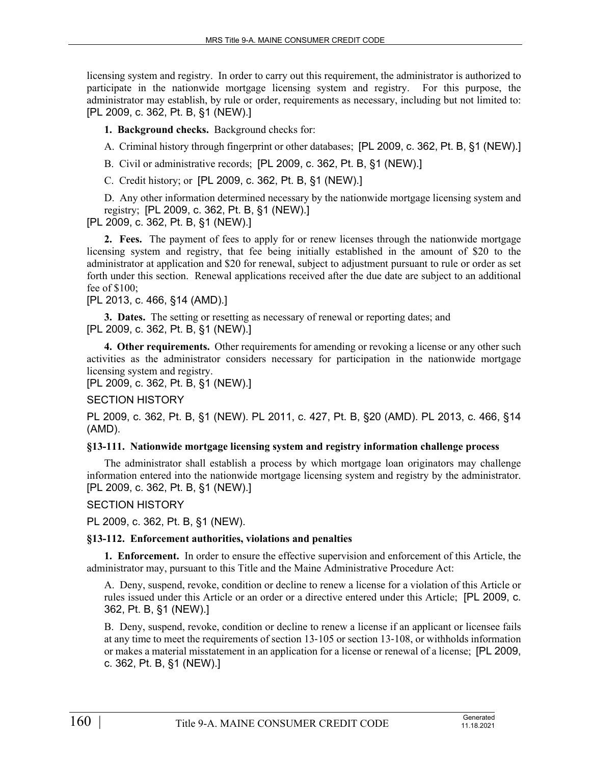licensing system and registry. In order to carry out this requirement, the administrator is authorized to participate in the nationwide mortgage licensing system and registry. For this purpose, the administrator may establish, by rule or order, requirements as necessary, including but not limited to: [PL 2009, c. 362, Pt. B, §1 (NEW).]

**1. Background checks.** Background checks for:

A. Criminal history through fingerprint or other databases; [PL 2009, c. 362, Pt. B, §1 (NEW).]

B. Civil or administrative records; [PL 2009, c. 362, Pt. B, §1 (NEW).]

C. Credit history; or [PL 2009, c. 362, Pt. B, §1 (NEW).]

D. Any other information determined necessary by the nationwide mortgage licensing system and registry; [PL 2009, c. 362, Pt. B, §1 (NEW).]

[PL 2009, c. 362, Pt. B, §1 (NEW).]

**2. Fees.** The payment of fees to apply for or renew licenses through the nationwide mortgage licensing system and registry, that fee being initially established in the amount of $20 to the administrator at application and $20 for renewal, subject to adjustment pursuant to rule or order as set forth under this section. Renewal applications received after the due date are subject to an additional fee of $100;

[PL 2013, c. 466, §14 (AMD).]

**3. Dates.** The setting or resetting as necessary of renewal or reporting dates; and

[PL 2009, c. 362, Pt. B, §1 (NEW).]

**4. Other requirements.** Other requirements for amending or revoking a license or any other such activities as the administrator considers necessary for participation in the nationwide mortgage licensing system and registry.

[PL 2009, c. 362, Pt. B, §1 (NEW).]

SECTION HISTORY

PL 2009, c. 362, Pt. B, §1 (NEW). PL 2011, c. 427, Pt. B, §20 (AMD). PL 2013, c. 466, §14 (AMD).

#### §13-111. Nationwide mortgage licensing system and registry information challenge process

The administrator shall establish a process by which mortgage loan originators may challenge information entered into the nationwide mortgage licensing system and registry by the administrator. [PL 2009, c. 362, Pt. B, §1 (NEW).]

SECTION HISTORY

PL 2009, c. 362, Pt. B, §1 (NEW).

#### §13-112. Enforcement authorities, violations and penalties

**1. Enforcement.** In order to ensure the effective supervision and enforcement of this Article, the administrator may, pursuant to this Title and the Maine Administrative Procedure Act:

A. Deny, suspend, revoke, condition or decline to renew a license for a violation of this Article or rules issued under this Article or an order or a directive entered under this Article; [PL 2009, c. 362, Pt. B, §1 (NEW).]

B. Deny, suspend, revoke, condition or decline to renew a license if an applicant or licensee fails at any time to meet the requirements of section 13-105 or section 13-108, or withholds information or makes a material misstatement in an application for a license or renewal of a license; [PL 2009, c. 362, Pt. B, §1 (NEW).]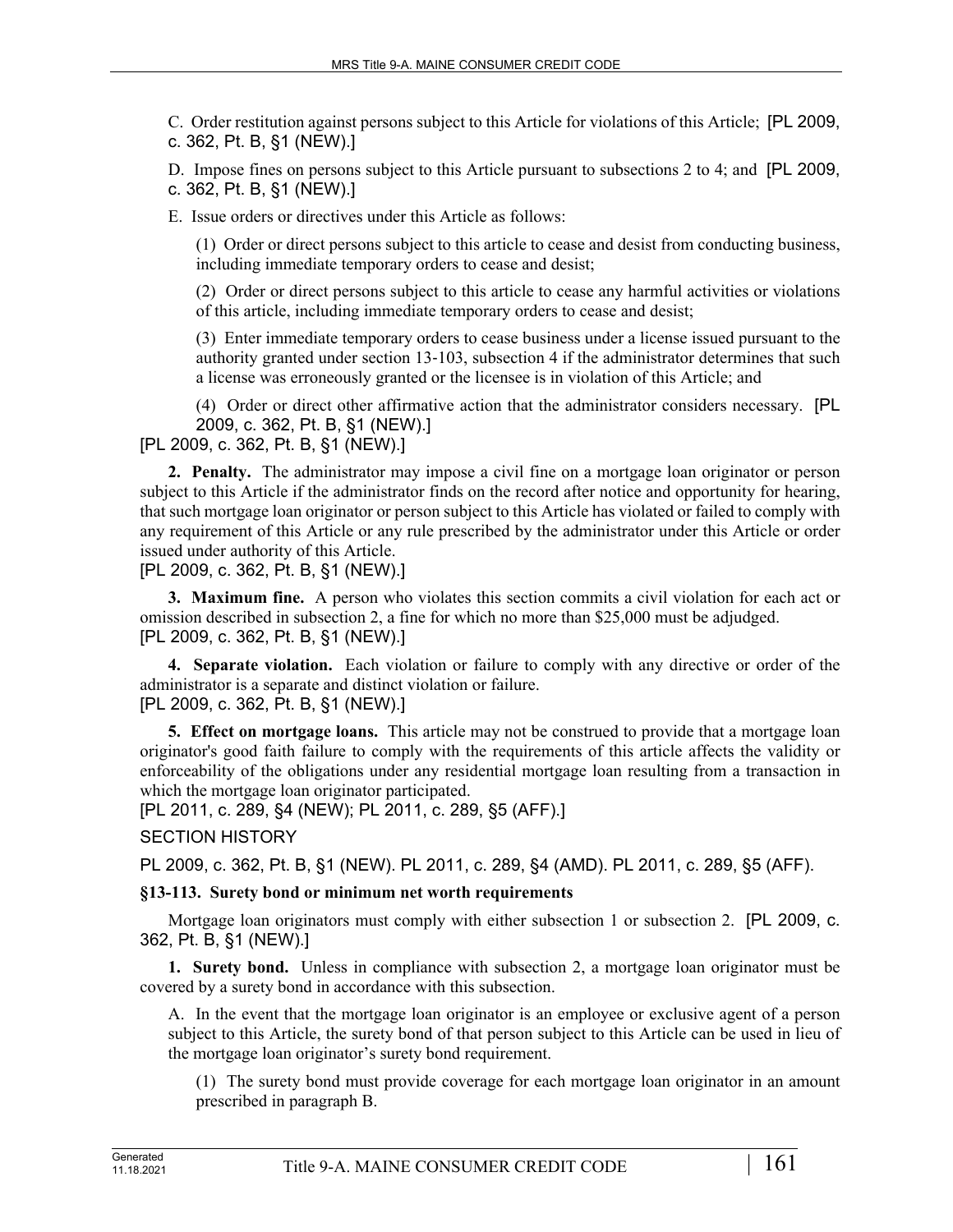C. Order restitution against persons subject to this Article for violations of this Article; [PL 2009, c. 362, Pt. B, §1 (NEW).]

D. Impose fines on persons subject to this Article pursuant to subsections 2 to 4; and [PL 2009, c. 362, Pt. B, §1 (NEW).]

E. Issue orders or directives under this Article as follows:

(1) Order or direct persons subject to this article to cease and desist from conducting business, including immediate temporary orders to cease and desist;

(2) Order or direct persons subject to this article to cease any harmful activities or violations of this article, including immediate temporary orders to cease and desist;

(3) Enter immediate temporary orders to cease business under a license issued pursuant to the authority granted under section 13-103, subsection 4 if the administrator determines that such a license was erroneously granted or the licensee is in violation of this Article; and

(4) Order or direct other affirmative action that the administrator considers necessary. [PL 2009, c. 362, Pt. B, §1 (NEW).]

[PL 2009, c. 362, Pt. B, §1 (NEW).]

**2. Penalty.** The administrator may impose a civil fine on a mortgage loan originator or person subject to this Article if the administrator finds on the record after notice and opportunity for hearing, that such mortgage loan originator or person subject to this Article has violated or failed to comply with any requirement of this Article or any rule prescribed by the administrator under this Article or order issued under authority of this Article.

[PL 2009, c. 362, Pt. B, §1 (NEW).]

**3. Maximum fine.** A person who violates this section commits a civil violation for each act or omission described in subsection 2, a fine for which no more than $25,000 must be adjudged.

[PL 2009, c. 362, Pt. B, §1 (NEW).]

**4. Separate violation.** Each violation or failure to comply with any directive or order of the administrator is a separate and distinct violation or failure.

[PL 2009, c. 362, Pt. B, §1 (NEW).]

**5. Effect on mortgage loans.** This article may not be construed to provide that a mortgage loan originator's good faith failure to comply with the requirements of this article affects the validity or enforceability of the obligations under any residential mortgage loan resulting from a transaction in which the mortgage loan originator participated.

[PL 2011, c. 289, §4 (NEW); PL 2011, c. 289, §5 (AFF).]

SECTION HISTORY

PL 2009, c. 362, Pt. B, §1 (NEW). PL 2011, c. 289, §4 (AMD). PL 2011, c. 289, §5 (AFF).

### §13-113. Surety bond or minimum net worth requirements

Mortgage loan originators must comply with either subsection 1 or subsection 2. [PL 2009, c. 362, Pt. B, §1 (NEW).]

**1. Surety bond.** Unless in compliance with subsection 2, a mortgage loan originator must be covered by a surety bond in accordance with this subsection.

A. In the event that the mortgage loan originator is an employee or exclusive agent of a person subject to this Article, the surety bond of that person subject to this Article can be used in lieu of the mortgage loan originator's surety bond requirement.

(1) The surety bond must provide coverage for each mortgage loan originator in an amount prescribed in paragraph B.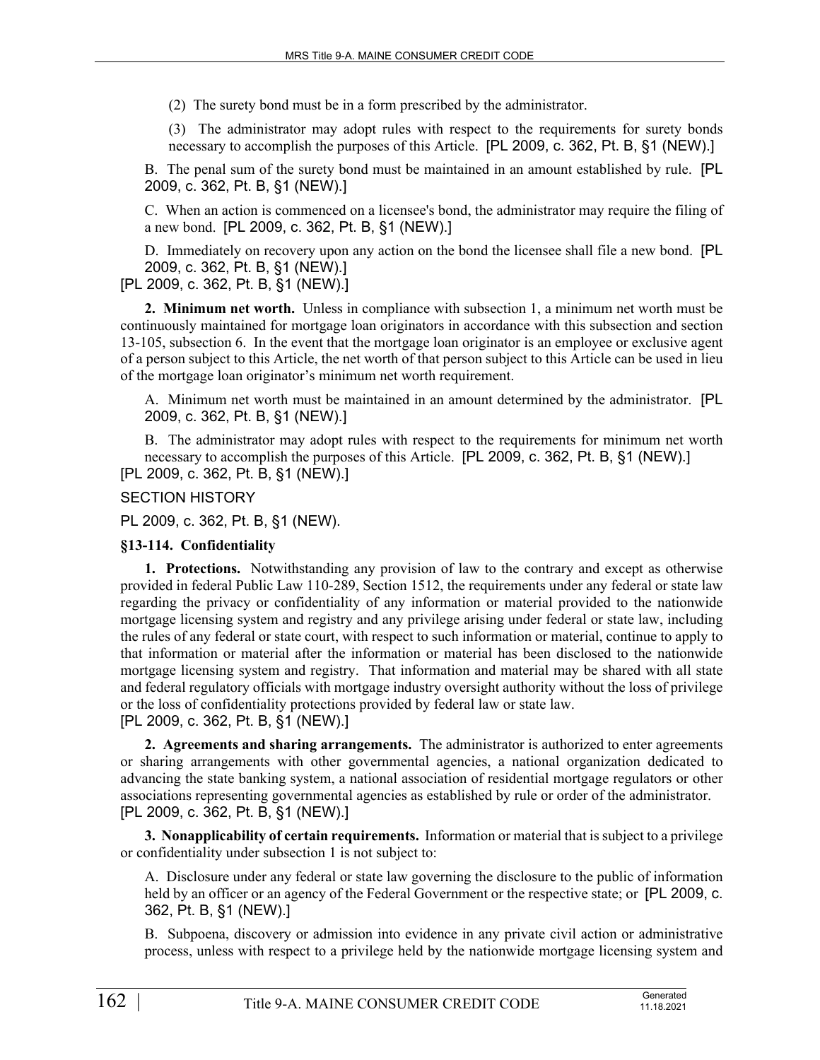(2) The surety bond must be in a form prescribed by the administrator.

(3) The administrator may adopt rules with respect to the requirements for surety bonds necessary to accomplish the purposes of this Article. [PL 2009, c. 362, Pt. B, §1 (NEW).]

B. The penal sum of the surety bond must be maintained in an amount established by rule. [PL 2009, c. 362, Pt. B, §1 (NEW).]

C. When an action is commenced on a licensee's bond, the administrator may require the filing of a new bond. [PL 2009, c. 362, Pt. B, §1 (NEW).]

D. Immediately on recovery upon any action on the bond the licensee shall file a new bond. [PL 2009, c. 362, Pt. B, §1 (NEW).]

[PL 2009, c. 362, Pt. B, §1 (NEW).]

**2. Minimum net worth.** Unless in compliance with subsection 1, a minimum net worth must be continuously maintained for mortgage loan originators in accordance with this subsection and section 13-105, subsection 6. In the event that the mortgage loan originator is an employee or exclusive agent of a person subject to this Article, the net worth of that person subject to this Article can be used in lieu of the mortgage loan originator's minimum net worth requirement.

A. Minimum net worth must be maintained in an amount determined by the administrator. [PL 2009, c. 362, Pt. B, §1 (NEW).]

B. The administrator may adopt rules with respect to the requirements for minimum net worth necessary to accomplish the purposes of this Article. [PL 2009, c. 362, Pt. B, §1 (NEW).]

[PL 2009, c. 362, Pt. B, §1 (NEW).]

SECTION HISTORY

PL 2009, c. 362, Pt. B, §1 (NEW).

### §13-114. Confidentiality

**1. Protections.** Notwithstanding any provision of law to the contrary and except as otherwise provided in federal Public Law 110-289, Section 1512, the requirements under any federal or state law regarding the privacy or confidentiality of any information or material provided to the nationwide mortgage licensing system and registry and any privilege arising under federal or state law, including the rules of any federal or state court, with respect to such information or material, continue to apply to that information or material after the information or material has been disclosed to the nationwide mortgage licensing system and registry. That information and material may be shared with all state and federal regulatory officials with mortgage industry oversight authority without the loss of privilege or the loss of confidentiality protections provided by federal law or state law.

[PL 2009, c. 362, Pt. B, §1 (NEW).]

**2. Agreements and sharing arrangements.** The administrator is authorized to enter agreements or sharing arrangements with other governmental agencies, a national organization dedicated to advancing the state banking system, a national association of residential mortgage regulators or other associations representing governmental agencies as established by rule or order of the administrator.

[PL 2009, c. 362, Pt. B, §1 (NEW).]

**3. Nonapplicability of certain requirements.** Information or material that is subject to a privilege or confidentiality under subsection 1 is not subject to:

A. Disclosure under any federal or state law governing the disclosure to the public of information held by an officer or an agency of the Federal Government or the respective state; or [PL 2009, c. 362, Pt. B, §1 (NEW).]

B. Subpoena, discovery or admission into evidence in any private civil action or administrative process, unless with respect to a privilege held by the nationwide mortgage licensing system and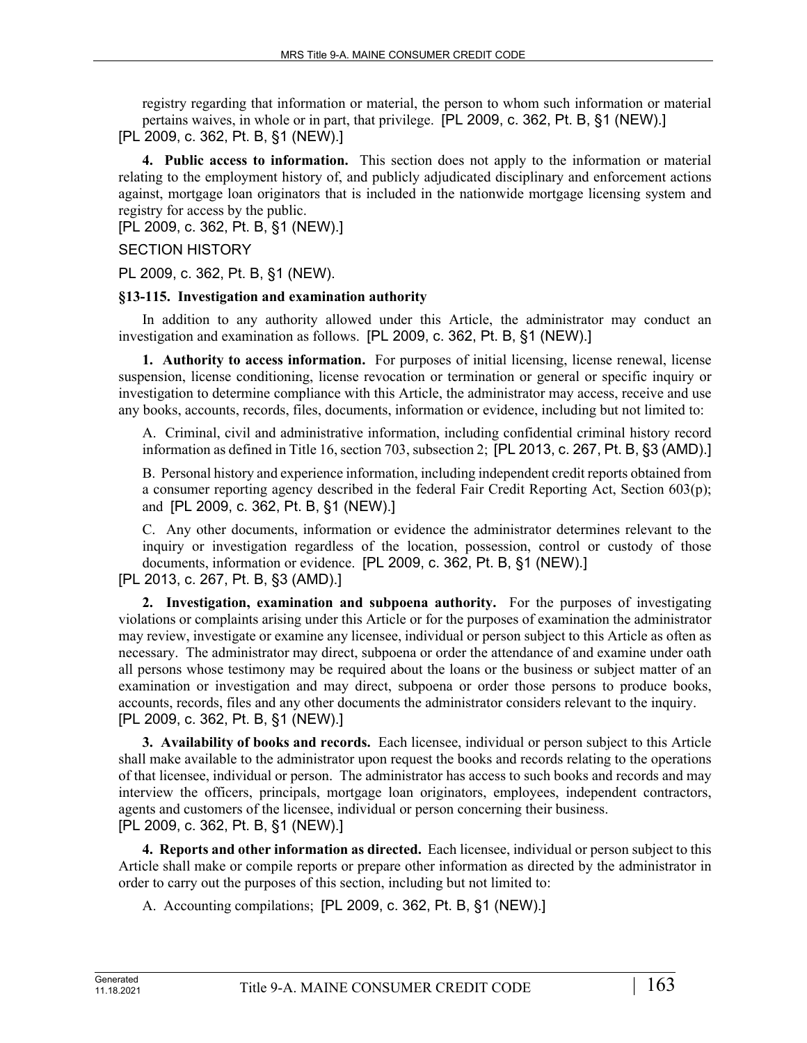registry regarding that information or material, the person to whom such information or material pertains waives, in whole or in part, that privilege. [PL 2009, c. 362, Pt. B, §1 (NEW).]

[PL 2009, c. 362, Pt. B, §1 (NEW).]

**4. Public access to information.** This section does not apply to the information or material relating to the employment history of, and publicly adjudicated disciplinary and enforcement actions against, mortgage loan originators that is included in the nationwide mortgage licensing system and registry for access by the public.

[PL 2009, c. 362, Pt. B, §1 (NEW).]

SECTION HISTORY

PL 2009, c. 362, Pt. B, §1 (NEW).

**§13-115. Investigation and examination authority**

In addition to any authority allowed under this Article, the administrator may conduct an investigation and examination as follows. [PL 2009, c. 362, Pt. B, §1 (NEW).]

**1. Authority to access information.** For purposes of initial licensing, license renewal, license suspension, license conditioning, license revocation or termination or general or specific inquiry or investigation to determine compliance with this Article, the administrator may access, receive and use any books, accounts, records, files, documents, information or evidence, including but not limited to:

A. Criminal, civil and administrative information, including confidential criminal history record information as defined in Title 16, section 703, subsection 2; [PL 2013, c. 267, Pt. B, §3 (AMD).]

B. Personal history and experience information, including independent credit reports obtained from a consumer reporting agency described in the federal Fair Credit Reporting Act, Section 603(p); and [PL 2009, c. 362, Pt. B, §1 (NEW).]

C. Any other documents, information or evidence the administrator determines relevant to the inquiry or investigation regardless of the location, possession, control or custody of those documents, information or evidence. [PL 2009, c. 362, Pt. B, §1 (NEW).]

[PL 2013, c. 267, Pt. B, §3 (AMD).]

**2. Investigation, examination and subpoena authority.** For the purposes of investigating violations or complaints arising under this Article or for the purposes of examination the administrator may review, investigate or examine any licensee, individual or person subject to this Article as often as necessary. The administrator may direct, subpoena or order the attendance of and examine under oath all persons whose testimony may be required about the loans or the business or subject matter of an examination or investigation and may direct, subpoena or order those persons to produce books, accounts, records, files and any other documents the administrator considers relevant to the inquiry.

[PL 2009, c. 362, Pt. B, §1 (NEW).]

**3. Availability of books and records.** Each licensee, individual or person subject to this Article shall make available to the administrator upon request the books and records relating to the operations of that licensee, individual or person. The administrator has access to such books and records and may interview the officers, principals, mortgage loan originators, employees, independent contractors, agents and customers of the licensee, individual or person concerning their business.

[PL 2009, c. 362, Pt. B, §1 (NEW).]

**4. Reports and other information as directed.** Each licensee, individual or person subject to this Article shall make or compile reports or prepare other information as directed by the administrator in order to carry out the purposes of this section, including but not limited to:

A. Accounting compilations; [PL 2009, c. 362, Pt. B, §1 (NEW).]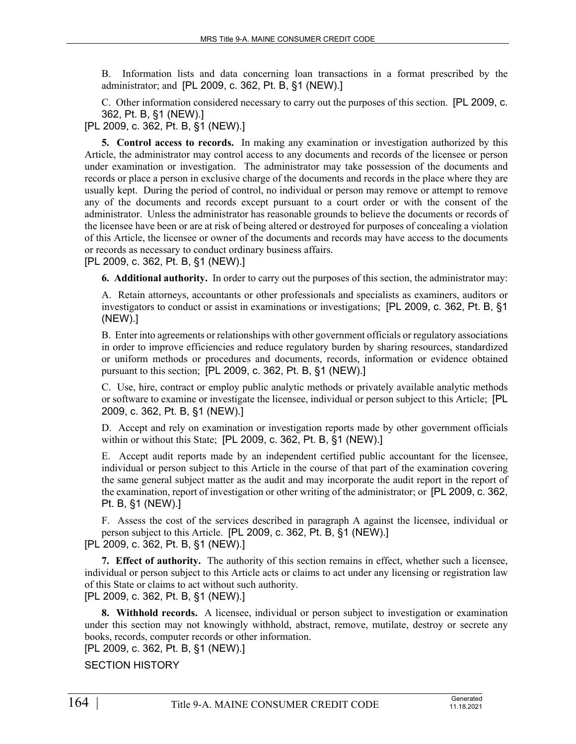B. Information lists and data concerning loan transactions in a format prescribed by the administrator; and [PL 2009, c. 362, Pt. B, §1 (NEW).]

C. Other information considered necessary to carry out the purposes of this section. [PL 2009, c. 362, Pt. B, §1 (NEW).]

[PL 2009, c. 362, Pt. B, §1 (NEW).]

**5. Control access to records.** In making any examination or investigation authorized by this Article, the administrator may control access to any documents and records of the licensee or person under examination or investigation. The administrator may take possession of the documents and records or place a person in exclusive charge of the documents and records in the place where they are usually kept. During the period of control, no individual or person may remove or attempt to remove any of the documents and records except pursuant to a court order or with the consent of the administrator. Unless the administrator has reasonable grounds to believe the documents or records of the licensee have been or are at risk of being altered or destroyed for purposes of concealing a violation of this Article, the licensee or owner of the documents and records may have access to the documents or records as necessary to conduct ordinary business affairs.

[PL 2009, c. 362, Pt. B, §1 (NEW).]

**6. Additional authority.** In order to carry out the purposes of this section, the administrator may:

A. Retain attorneys, accountants or other professionals and specialists as examiners, auditors or investigators to conduct or assist in examinations or investigations; [PL 2009, c. 362, Pt. B, §1 (NEW).]

B. Enter into agreements or relationships with other government officials or regulatory associations in order to improve efficiencies and reduce regulatory burden by sharing resources, standardized or uniform methods or procedures and documents, records, information or evidence obtained pursuant to this section; [PL 2009, c. 362, Pt. B, §1 (NEW).]

C. Use, hire, contract or employ public analytic methods or privately available analytic methods or software to examine or investigate the licensee, individual or person subject to this Article; [PL 2009, c. 362, Pt. B, §1 (NEW).]

D. Accept and rely on examination or investigation reports made by other government officials within or without this State; [PL 2009, c. 362, Pt. B, §1 (NEW).]

E. Accept audit reports made by an independent certified public accountant for the licensee, individual or person subject to this Article in the course of that part of the examination covering the same general subject matter as the audit and may incorporate the audit report in the report of the examination, report of investigation or other writing of the administrator; or [PL 2009, c. 362, Pt. B, §1 (NEW).]

F. Assess the cost of the services described in paragraph A against the licensee, individual or person subject to this Article. [PL 2009, c. 362, Pt. B, §1 (NEW).]

[PL 2009, c. 362, Pt. B, §1 (NEW).]

**7. Effect of authority.** The authority of this section remains in effect, whether such a licensee, individual or person subject to this Article acts or claims to act under any licensing or registration law of this State or claims to act without such authority.

[PL 2009, c. 362, Pt. B, §1 (NEW).]

**8. Withhold records.** A licensee, individual or person subject to investigation or examination under this section may not knowingly withhold, abstract, remove, mutilate, destroy or secrete any books, records, computer records or other information.

[PL 2009, c. 362, Pt. B, §1 (NEW).]

SECTION HISTORY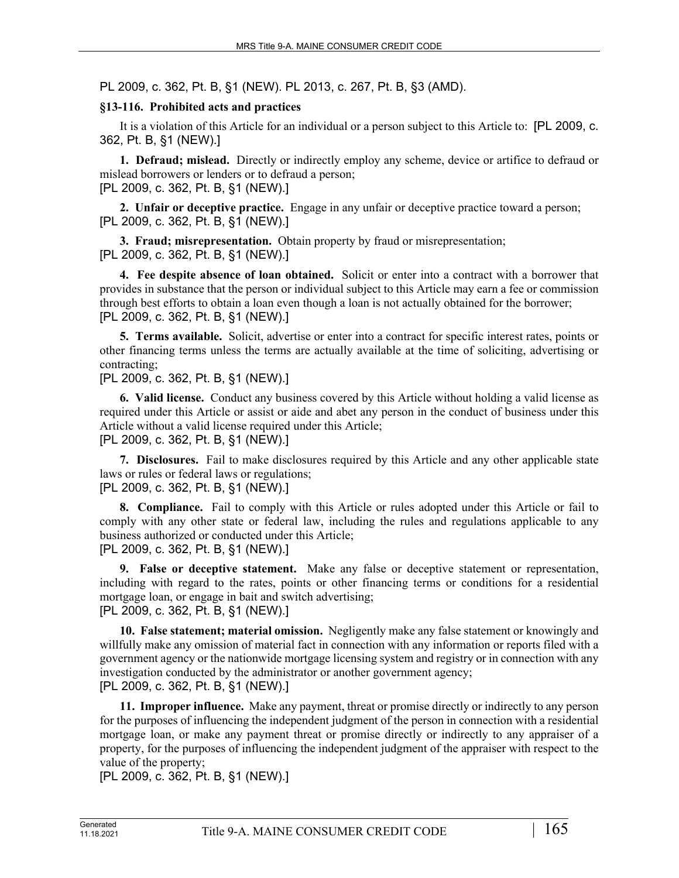PL 2009, c. 362, Pt. B, §1 (NEW). PL 2013, c. 267, Pt. B, §3 (AMD).

### §13-116. Prohibited acts and practices

It is a violation of this Article for an individual or a person subject to this Article to: [PL 2009, c. 362, Pt. B, §1 (NEW).]

**1. Defraud; mislead.** Directly or indirectly employ any scheme, device or artifice to defraud or mislead borrowers or lenders or to defraud a person;
[PL 2009, c. 362, Pt. B, §1 (NEW).]

**2. Unfair or deceptive practice.** Engage in any unfair or deceptive practice toward a person;
[PL 2009, c. 362, Pt. B, §1 (NEW).]

**3. Fraud; misrepresentation.** Obtain property by fraud or misrepresentation;
[PL 2009, c. 362, Pt. B, §1 (NEW).]

**4. Fee despite absence of loan obtained.** Solicit or enter into a contract with a borrower that provides in substance that the person or individual subject to this Article may earn a fee or commission through best efforts to obtain a loan even though a loan is not actually obtained for the borrower;
[PL 2009, c. 362, Pt. B, §1 (NEW).]

**5. Terms available.** Solicit, advertise or enter into a contract for specific interest rates, points or other financing terms unless the terms are actually available at the time of soliciting, advertising or contracting;
[PL 2009, c. 362, Pt. B, §1 (NEW).]

**6. Valid license.** Conduct any business covered by this Article without holding a valid license as required under this Article or assist or aide and abet any person in the conduct of business under this Article without a valid license required under this Article;
[PL 2009, c. 362, Pt. B, §1 (NEW).]

**7. Disclosures.** Fail to make disclosures required by this Article and any other applicable state laws or rules or federal laws or regulations;
[PL 2009, c. 362, Pt. B, §1 (NEW).]

**8. Compliance.** Fail to comply with this Article or rules adopted under this Article or fail to comply with any other state or federal law, including the rules and regulations applicable to any business authorized or conducted under this Article;
[PL 2009, c. 362, Pt. B, §1 (NEW).]

**9. False or deceptive statement.** Make any false or deceptive statement or representation, including with regard to the rates, points or other financing terms or conditions for a residential mortgage loan, or engage in bait and switch advertising;
[PL 2009, c. 362, Pt. B, §1 (NEW).]

**10. False statement; material omission.** Negligently make any false statement or knowingly and willfully make any omission of material fact in connection with any information or reports filed with a government agency or the nationwide mortgage licensing system and registry or in connection with any investigation conducted by the administrator or another government agency;
[PL 2009, c. 362, Pt. B, §1 (NEW).]

**11. Improper influence.** Make any payment, threat or promise directly or indirectly to any person for the purposes of influencing the independent judgment of the person in connection with a residential mortgage loan, or make any payment threat or promise directly or indirectly to any appraiser of a property, for the purposes of influencing the independent judgment of the appraiser with respect to the value of the property;
[PL 2009, c. 362, Pt. B, §1 (NEW).]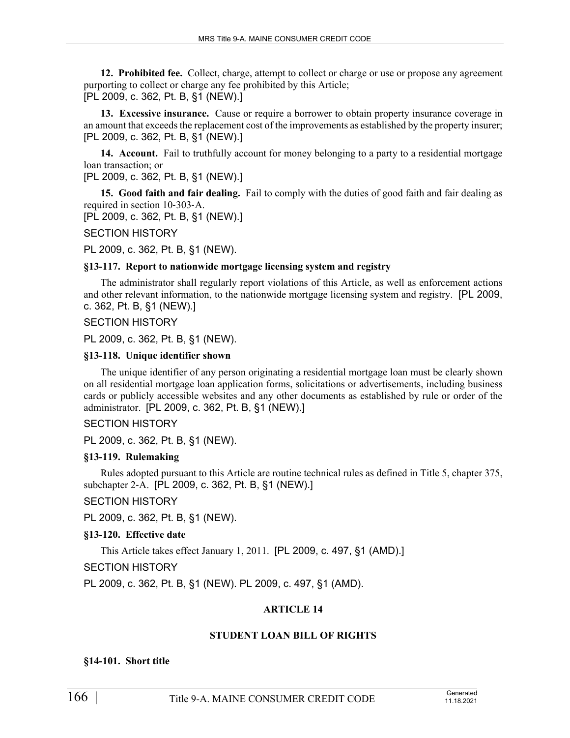**12. Prohibited fee.** Collect, charge, attempt to collect or charge or use or propose any agreement purporting to collect or charge any fee prohibited by this Article;
[PL 2009, c. 362, Pt. B, §1 (NEW).]

**13. Excessive insurance.** Cause or require a borrower to obtain property insurance coverage in an amount that exceeds the replacement cost of the improvements as established by the property insurer;
[PL 2009, c. 362, Pt. B, §1 (NEW).]

**14. Account.** Fail to truthfully account for money belonging to a party to a residential mortgage loan transaction; or
[PL 2009, c. 362, Pt. B, §1 (NEW).]

**15. Good faith and fair dealing.** Fail to comply with the duties of good faith and fair dealing as required in section 10-303-A.
[PL 2009, c. 362, Pt. B, §1 (NEW).]

SECTION HISTORY

PL 2009, c. 362, Pt. B, §1 (NEW).

### §13-117. Report to nationwide mortgage licensing system and registry

The administrator shall regularly report violations of this Article, as well as enforcement actions and other relevant information, to the nationwide mortgage licensing system and registry. [PL 2009, c. 362, Pt. B, §1 (NEW).]

SECTION HISTORY

PL 2009, c. 362, Pt. B, §1 (NEW).

### §13-118. Unique identifier shown

The unique identifier of any person originating a residential mortgage loan must be clearly shown on all residential mortgage loan application forms, solicitations or advertisements, including business cards or publicly accessible websites and any other documents as established by rule or order of the administrator. [PL 2009, c. 362, Pt. B, §1 (NEW).]

SECTION HISTORY

PL 2009, c. 362, Pt. B, §1 (NEW).

### §13-119. Rulemaking

Rules adopted pursuant to this Article are routine technical rules as defined in Title 5, chapter 375, subchapter 2-A. [PL 2009, c. 362, Pt. B, §1 (NEW).]

SECTION HISTORY

PL 2009, c. 362, Pt. B, §1 (NEW).

### §13-120. Effective date

This Article takes effect January 1, 2011. [PL 2009, c. 497, §1 (AMD).]

SECTION HISTORY

PL 2009, c. 362, Pt. B, §1 (NEW). PL 2009, c. 497, §1 (AMD).

## ARTICLE 14

## STUDENT LOAN BILL OF RIGHTS

### §14-101. Short title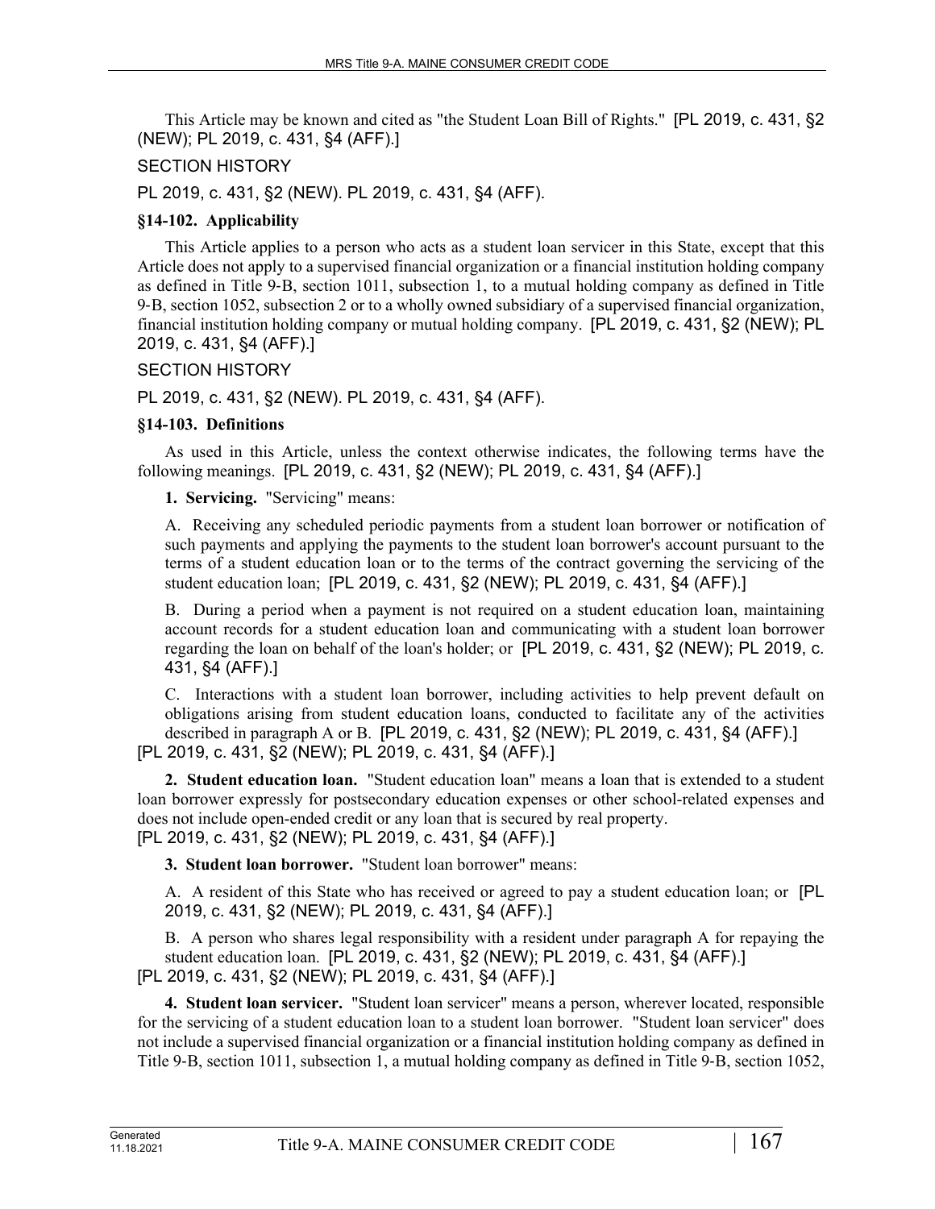This Article may be known and cited as "the Student Loan Bill of Rights." [PL 2019, c. 431, §2 (NEW); PL 2019, c. 431, §4 (AFF).]

SECTION HISTORY

PL 2019, c. 431, §2 (NEW). PL 2019, c. 431, §4 (AFF).

### §14-102. Applicability

This Article applies to a person who acts as a student loan servicer in this State, except that this Article does not apply to a supervised financial organization or a financial institution holding company as defined in Title 9-B, section 1011, subsection 1, to a mutual holding company as defined in Title 9-B, section 1052, subsection 2 or to a wholly owned subsidiary of a supervised financial organization, financial institution holding company or mutual holding company. [PL 2019, c. 431, §2 (NEW); PL 2019, c. 431, §4 (AFF).]

SECTION HISTORY

PL 2019, c. 431, §2 (NEW). PL 2019, c. 431, §4 (AFF).

### §14-103. Definitions

As used in this Article, unless the context otherwise indicates, the following terms have the following meanings. [PL 2019, c. 431, §2 (NEW); PL 2019, c. 431, §4 (AFF).]

**1. Servicing.** "Servicing" means:

A. Receiving any scheduled periodic payments from a student loan borrower or notification of such payments and applying the payments to the student loan borrower's account pursuant to the terms of a student education loan or to the terms of the contract governing the servicing of the student education loan; [PL 2019, c. 431, §2 (NEW); PL 2019, c. 431, §4 (AFF).]

B. During a period when a payment is not required on a student education loan, maintaining account records for a student education loan and communicating with a student loan borrower regarding the loan on behalf of the loan's holder; or [PL 2019, c. 431, §2 (NEW); PL 2019, c. 431, §4 (AFF).]

C. Interactions with a student loan borrower, including activities to help prevent default on obligations arising from student education loans, conducted to facilitate any of the activities described in paragraph A or B. [PL 2019, c. 431, §2 (NEW); PL 2019, c. 431, §4 (AFF).]

[PL 2019, c. 431, §2 (NEW); PL 2019, c. 431, §4 (AFF).]

**2. Student education loan.** "Student education loan" means a loan that is extended to a student loan borrower expressly for postsecondary education expenses or other school-related expenses and does not include open-ended credit or any loan that is secured by real property.

[PL 2019, c. 431, §2 (NEW); PL 2019, c. 431, §4 (AFF).]

**3. Student loan borrower.** "Student loan borrower" means:

A. A resident of this State who has received or agreed to pay a student education loan; or [PL 2019, c. 431, §2 (NEW); PL 2019, c. 431, §4 (AFF).]

B. A person who shares legal responsibility with a resident under paragraph A for repaying the student education loan. [PL 2019, c. 431, §2 (NEW); PL 2019, c. 431, §4 (AFF).]

[PL 2019, c. 431, §2 (NEW); PL 2019, c. 431, §4 (AFF).]

**4. Student loan servicer.** "Student loan servicer" means a person, wherever located, responsible for the servicing of a student education loan to a student loan borrower. "Student loan servicer" does not include a supervised financial organization or a financial institution holding company as defined in Title 9-B, section 1011, subsection 1, a mutual holding company as defined in Title 9-B, section 1052,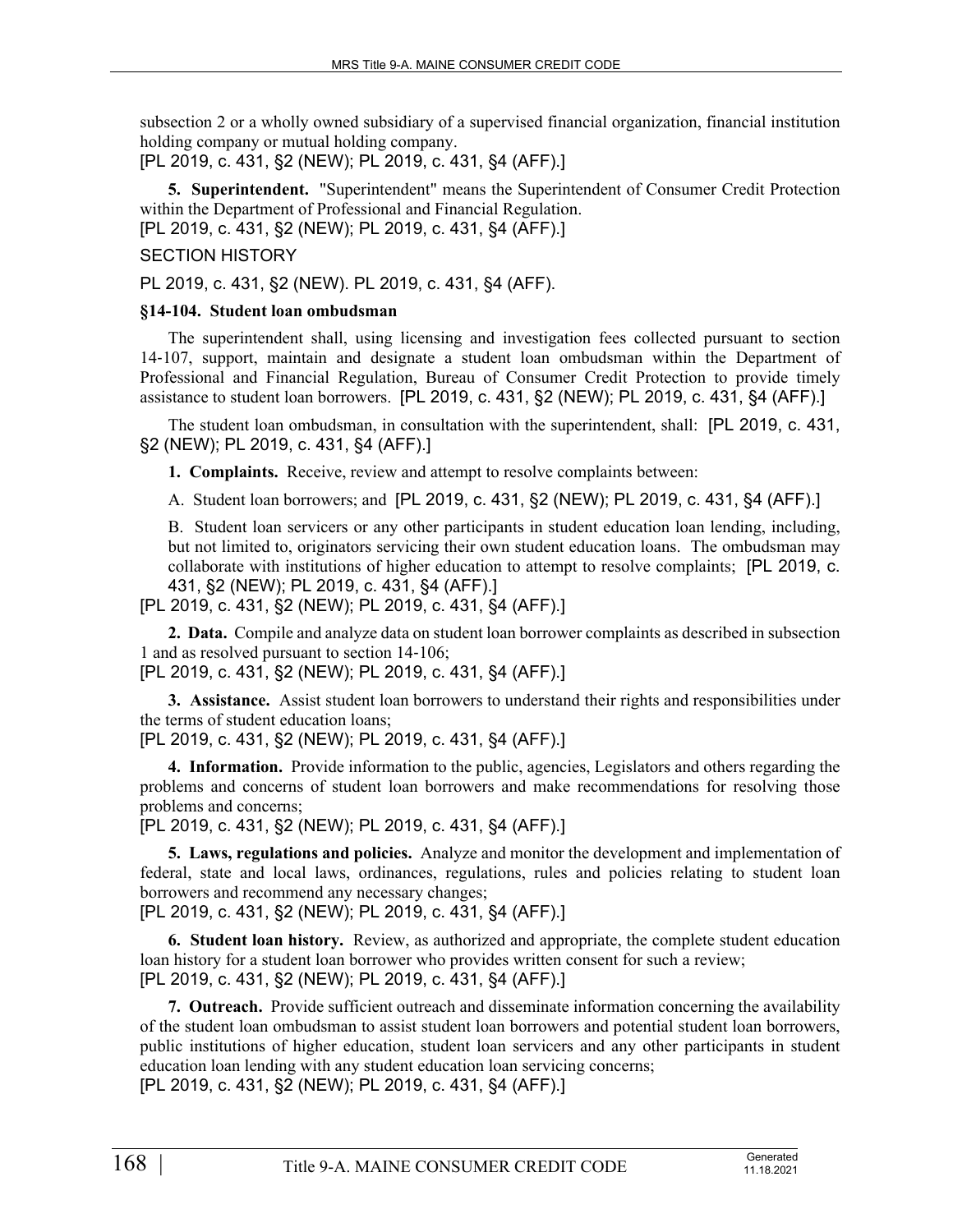subsection 2 or a wholly owned subsidiary of a supervised financial organization, financial institution holding company or mutual holding company.
[PL 2019, c. 431, §2 (NEW); PL 2019, c. 431, §4 (AFF).]

**5. Superintendent.** "Superintendent" means the Superintendent of Consumer Credit Protection within the Department of Professional and Financial Regulation.
[PL 2019, c. 431, §2 (NEW); PL 2019, c. 431, §4 (AFF).]

SECTION HISTORY

PL 2019, c. 431, §2 (NEW). PL 2019, c. 431, §4 (AFF).

**§14-104. Student loan ombudsman**

The superintendent shall, using licensing and investigation fees collected pursuant to section 14-107, support, maintain and designate a student loan ombudsman within the Department of Professional and Financial Regulation, Bureau of Consumer Credit Protection to provide timely assistance to student loan borrowers. [PL 2019, c. 431, §2 (NEW); PL 2019, c. 431, §4 (AFF).]

The student loan ombudsman, in consultation with the superintendent, shall: [PL 2019, c. 431, §2 (NEW); PL 2019, c. 431, §4 (AFF).]

**1. Complaints.** Receive, review and attempt to resolve complaints between:

A. Student loan borrowers; and [PL 2019, c. 431, §2 (NEW); PL 2019, c. 431, §4 (AFF).]

B. Student loan servicers or any other participants in student education loan lending, including, but not limited to, originators servicing their own student education loans. The ombudsman may collaborate with institutions of higher education to attempt to resolve complaints; [PL 2019, c. 431, §2 (NEW); PL 2019, c. 431, §4 (AFF).]

[PL 2019, c. 431, §2 (NEW); PL 2019, c. 431, §4 (AFF).]

**2. Data.** Compile and analyze data on student loan borrower complaints as described in subsection 1 and as resolved pursuant to section 14-106;
[PL 2019, c. 431, §2 (NEW); PL 2019, c. 431, §4 (AFF).]

**3. Assistance.** Assist student loan borrowers to understand their rights and responsibilities under the terms of student education loans;
[PL 2019, c. 431, §2 (NEW); PL 2019, c. 431, §4 (AFF).]

**4. Information.** Provide information to the public, agencies, Legislators and others regarding the problems and concerns of student loan borrowers and make recommendations for resolving those problems and concerns;
[PL 2019, c. 431, §2 (NEW); PL 2019, c. 431, §4 (AFF).]

**5. Laws, regulations and policies.** Analyze and monitor the development and implementation of federal, state and local laws, ordinances, regulations, rules and policies relating to student loan borrowers and recommend any necessary changes;
[PL 2019, c. 431, §2 (NEW); PL 2019, c. 431, §4 (AFF).]

**6. Student loan history.** Review, as authorized and appropriate, the complete student education loan history for a student loan borrower who provides written consent for such a review;
[PL 2019, c. 431, §2 (NEW); PL 2019, c. 431, §4 (AFF).]

**7. Outreach.** Provide sufficient outreach and disseminate information concerning the availability of the student loan ombudsman to assist student loan borrowers and potential student loan borrowers, public institutions of higher education, student loan servicers and any other participants in student education loan lending with any student education loan servicing concerns;
[PL 2019, c. 431, §2 (NEW); PL 2019, c. 431, §4 (AFF).]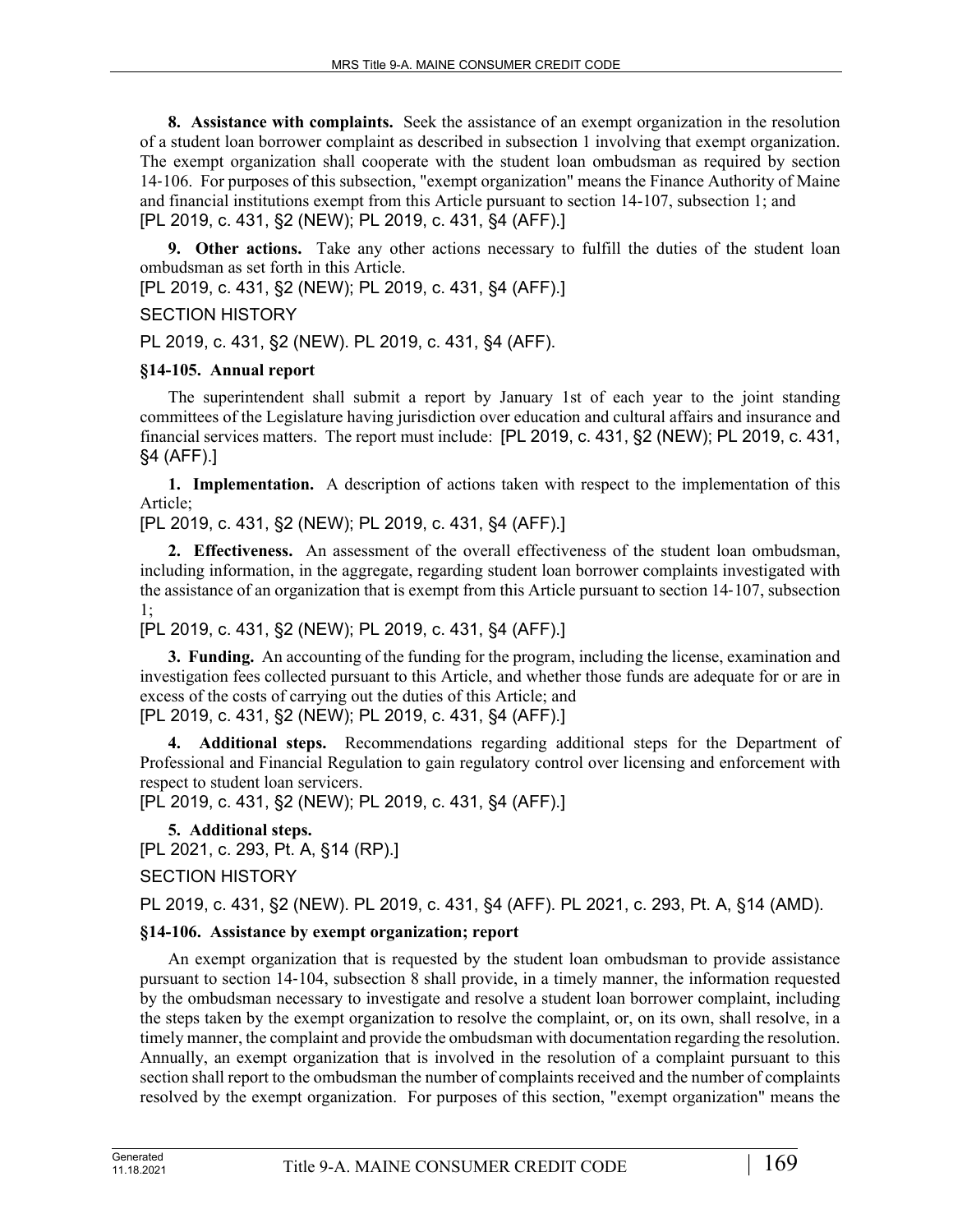**8. Assistance with complaints.** Seek the assistance of an exempt organization in the resolution of a student loan borrower complaint as described in subsection 1 involving that exempt organization. The exempt organization shall cooperate with the student loan ombudsman as required by section 14-106. For purposes of this subsection, "exempt organization" means the Finance Authority of Maine and financial institutions exempt from this Article pursuant to section 14-107, subsection 1; and
[PL 2019, c. 431, §2 (NEW); PL 2019, c. 431, §4 (AFF).]

**9. Other actions.** Take any other actions necessary to fulfill the duties of the student loan ombudsman as set forth in this Article.
[PL 2019, c. 431, §2 (NEW); PL 2019, c. 431, §4 (AFF).]

SECTION HISTORY

PL 2019, c. 431, §2 (NEW). PL 2019, c. 431, §4 (AFF).

### §14-105. Annual report

The superintendent shall submit a report by January 1st of each year to the joint standing committees of the Legislature having jurisdiction over education and cultural affairs and insurance and financial services matters. The report must include: [PL 2019, c. 431, §2 (NEW); PL 2019, c. 431, §4 (AFF).]

**1. Implementation.** A description of actions taken with respect to the implementation of this Article;
[PL 2019, c. 431, §2 (NEW); PL 2019, c. 431, §4 (AFF).]

**2. Effectiveness.** An assessment of the overall effectiveness of the student loan ombudsman, including information, in the aggregate, regarding student loan borrower complaints investigated with the assistance of an organization that is exempt from this Article pursuant to section 14-107, subsection 1;
[PL 2019, c. 431, §2 (NEW); PL 2019, c. 431, §4 (AFF).]

**3. Funding.** An accounting of the funding for the program, including the license, examination and investigation fees collected pursuant to this Article, and whether those funds are adequate for or are in excess of the costs of carrying out the duties of this Article; and
[PL 2019, c. 431, §2 (NEW); PL 2019, c. 431, §4 (AFF).]

**4. Additional steps.** Recommendations regarding additional steps for the Department of Professional and Financial Regulation to gain regulatory control over licensing and enforcement with respect to student loan servicers.
[PL 2019, c. 431, §2 (NEW); PL 2019, c. 431, §4 (AFF).]

**5. Additional steps.**
[PL 2021, c. 293, Pt. A, §14 (RP).]

SECTION HISTORY

PL 2019, c. 431, §2 (NEW). PL 2019, c. 431, §4 (AFF). PL 2021, c. 293, Pt. A, §14 (AMD).

### §14-106. Assistance by exempt organization; report

An exempt organization that is requested by the student loan ombudsman to provide assistance pursuant to section 14-104, subsection 8 shall provide, in a timely manner, the information requested by the ombudsman necessary to investigate and resolve a student loan borrower complaint, including the steps taken by the exempt organization to resolve the complaint, or, on its own, shall resolve, in a timely manner, the complaint and provide the ombudsman with documentation regarding the resolution. Annually, an exempt organization that is involved in the resolution of a complaint pursuant to this section shall report to the ombudsman the number of complaints received and the number of complaints resolved by the exempt organization. For purposes of this section, "exempt organization" means the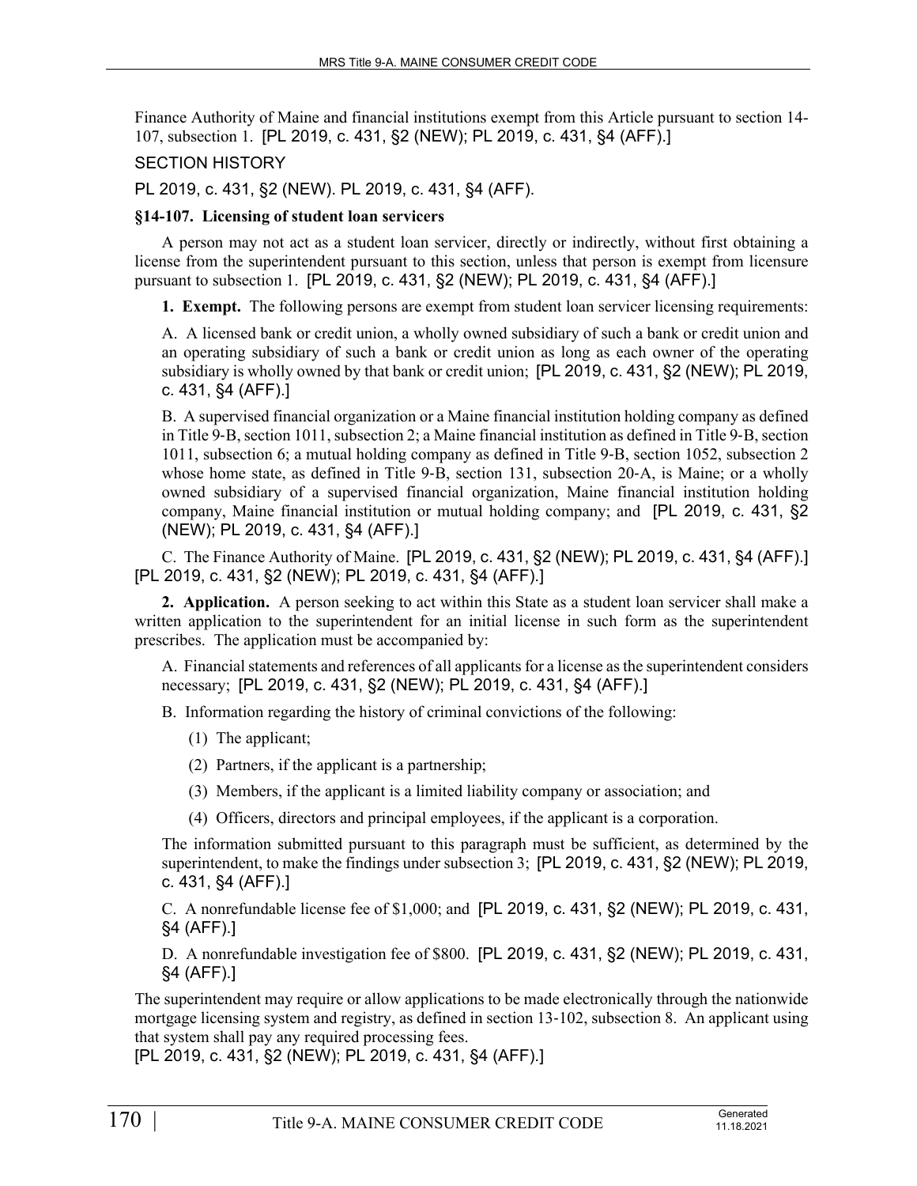Finance Authority of Maine and financial institutions exempt from this Article pursuant to section 14-107, subsection 1. [PL 2019, c. 431, §2 (NEW); PL 2019, c. 431, §4 (AFF).]

SECTION HISTORY

PL 2019, c. 431, §2 (NEW). PL 2019, c. 431, §4 (AFF).

**§14-107. Licensing of student loan servicers**

A person may not act as a student loan servicer, directly or indirectly, without first obtaining a license from the superintendent pursuant to this section, unless that person is exempt from licensure pursuant to subsection 1. [PL 2019, c. 431, §2 (NEW); PL 2019, c. 431, §4 (AFF).]

**1. Exempt.** The following persons are exempt from student loan servicer licensing requirements:

A. A licensed bank or credit union, a wholly owned subsidiary of such a bank or credit union and an operating subsidiary of such a bank or credit union as long as each owner of the operating subsidiary is wholly owned by that bank or credit union; [PL 2019, c. 431, §2 (NEW); PL 2019, c. 431, §4 (AFF).]

B. A supervised financial organization or a Maine financial institution holding company as defined in Title 9-B, section 1011, subsection 2; a Maine financial institution as defined in Title 9-B, section 1011, subsection 6; a mutual holding company as defined in Title 9-B, section 1052, subsection 2 whose home state, as defined in Title 9-B, section 131, subsection 20-A, is Maine; or a wholly owned subsidiary of a supervised financial organization, Maine financial institution holding company, Maine financial institution or mutual holding company; and [PL 2019, c. 431, §2 (NEW); PL 2019, c. 431, §4 (AFF).]

C. The Finance Authority of Maine. [PL 2019, c. 431, §2 (NEW); PL 2019, c. 431, §4 (AFF).]
[PL 2019, c. 431, §2 (NEW); PL 2019, c. 431, §4 (AFF).]

**2. Application.** A person seeking to act within this State as a student loan servicer shall make a written application to the superintendent for an initial license in such form as the superintendent prescribes. The application must be accompanied by:

A. Financial statements and references of all applicants for a license as the superintendent considers necessary; [PL 2019, c. 431, §2 (NEW); PL 2019, c. 431, §4 (AFF).]

B. Information regarding the history of criminal convictions of the following:

(1) The applicant;

(2) Partners, if the applicant is a partnership;

(3) Members, if the applicant is a limited liability company or association; and

(4) Officers, directors and principal employees, if the applicant is a corporation.

The information submitted pursuant to this paragraph must be sufficient, as determined by the superintendent, to make the findings under subsection 3; [PL 2019, c. 431, §2 (NEW); PL 2019, c. 431, §4 (AFF).]

C. A nonrefundable license fee of $1,000; and [PL 2019, c. 431, §2 (NEW); PL 2019, c. 431, §4 (AFF).]

D. A nonrefundable investigation fee of $800. [PL 2019, c. 431, §2 (NEW); PL 2019, c. 431, §4 (AFF).]

The superintendent may require or allow applications to be made electronically through the nationwide mortgage licensing system and registry, as defined in section 13-102, subsection 8. An applicant using that system shall pay any required processing fees.
[PL 2019, c. 431, §2 (NEW); PL 2019, c. 431, §4 (AFF).]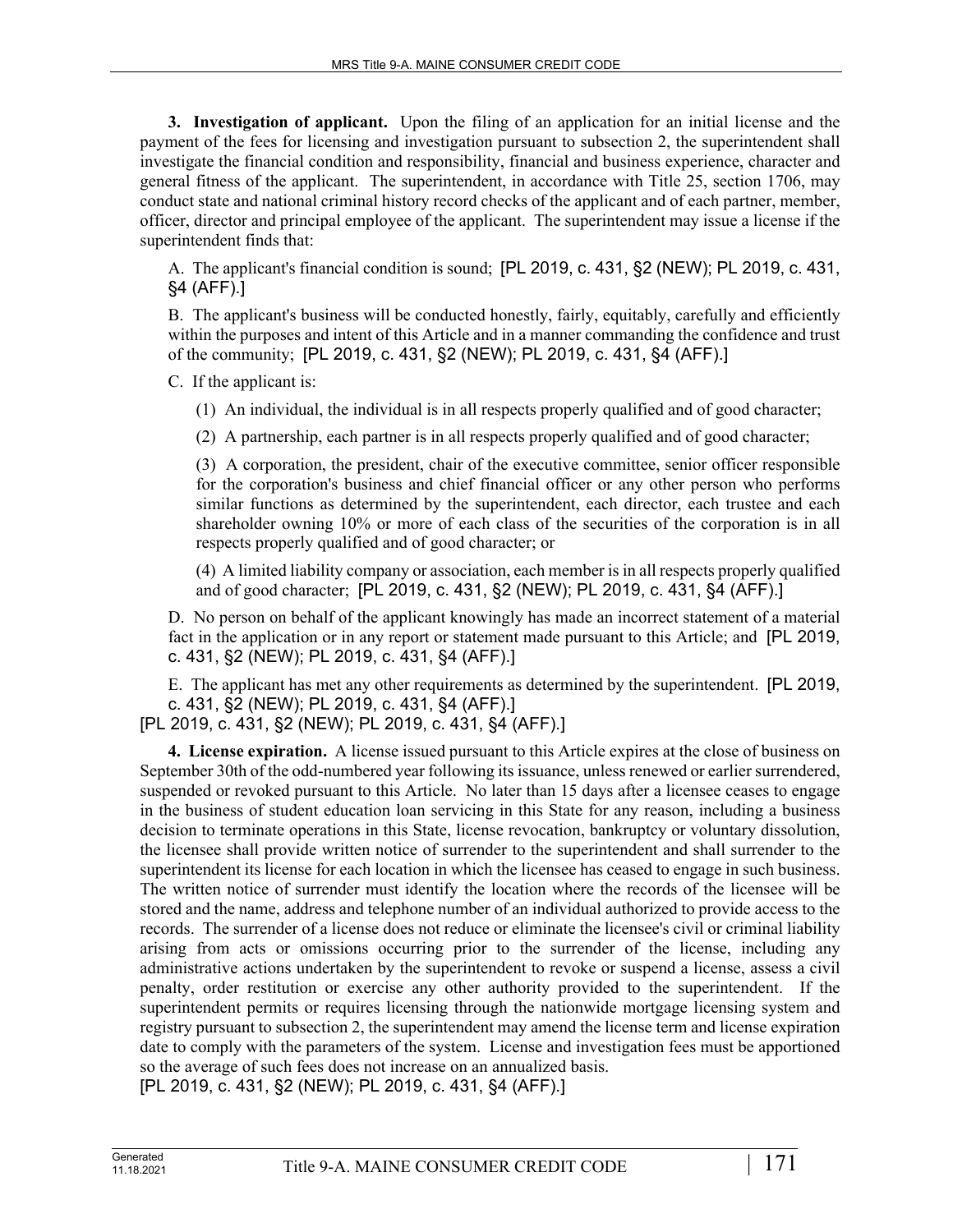**3. Investigation of applicant.** Upon the filing of an application for an initial license and the payment of the fees for licensing and investigation pursuant to subsection 2, the superintendent shall investigate the financial condition and responsibility, financial and business experience, character and general fitness of the applicant. The superintendent, in accordance with Title 25, section 1706, may conduct state and national criminal history record checks of the applicant and of each partner, member, officer, director and principal employee of the applicant. The superintendent may issue a license if the superintendent finds that:

A. The applicant's financial condition is sound; [PL 2019, c. 431, §2 (NEW); PL 2019, c. 431, §4 (AFF).]

B. The applicant's business will be conducted honestly, fairly, equitably, carefully and efficiently within the purposes and intent of this Article and in a manner commanding the confidence and trust of the community; [PL 2019, c. 431, §2 (NEW); PL 2019, c. 431, §4 (AFF).]

C. If the applicant is:

(1) An individual, the individual is in all respects properly qualified and of good character;

(2) A partnership, each partner is in all respects properly qualified and of good character;

(3) A corporation, the president, chair of the executive committee, senior officer responsible for the corporation's business and chief financial officer or any other person who performs similar functions as determined by the superintendent, each director, each trustee and each shareholder owning 10% or more of each class of the securities of the corporation is in all respects properly qualified and of good character; or

(4) A limited liability company or association, each member is in all respects properly qualified and of good character; [PL 2019, c. 431, §2 (NEW); PL 2019, c. 431, §4 (AFF).]

D. No person on behalf of the applicant knowingly has made an incorrect statement of a material fact in the application or in any report or statement made pursuant to this Article; and [PL 2019, c. 431, §2 (NEW); PL 2019, c. 431, §4 (AFF).]

E. The applicant has met any other requirements as determined by the superintendent. [PL 2019, c. 431, §2 (NEW); PL 2019, c. 431, §4 (AFF).]

[PL 2019, c. 431, §2 (NEW); PL 2019, c. 431, §4 (AFF).]

**4. License expiration.** A license issued pursuant to this Article expires at the close of business on September 30th of the odd-numbered year following its issuance, unless renewed or earlier surrendered, suspended or revoked pursuant to this Article. No later than 15 days after a licensee ceases to engage in the business of student education loan servicing in this State for any reason, including a business decision to terminate operations in this State, license revocation, bankruptcy or voluntary dissolution, the licensee shall provide written notice of surrender to the superintendent and shall surrender to the superintendent its license for each location in which the licensee has ceased to engage in such business. The written notice of surrender must identify the location where the records of the licensee will be stored and the name, address and telephone number of an individual authorized to provide access to the records. The surrender of a license does not reduce or eliminate the licensee's civil or criminal liability arising from acts or omissions occurring prior to the surrender of the license, including any administrative actions undertaken by the superintendent to revoke or suspend a license, assess a civil penalty, order restitution or exercise any other authority provided to the superintendent. If the superintendent permits or requires licensing through the nationwide mortgage licensing system and registry pursuant to subsection 2, the superintendent may amend the license term and license expiration date to comply with the parameters of the system. License and investigation fees must be apportioned so the average of such fees does not increase on an annualized basis.

[PL 2019, c. 431, §2 (NEW); PL 2019, c. 431, §4 (AFF).]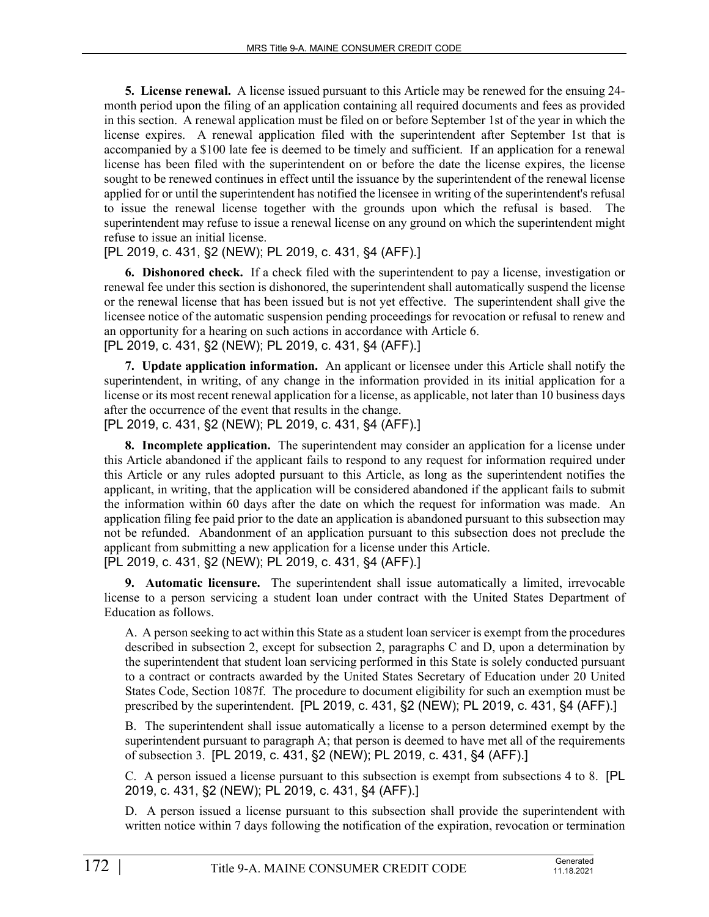**5. License renewal.** A license issued pursuant to this Article may be renewed for the ensuing 24-month period upon the filing of an application containing all required documents and fees as provided in this section. A renewal application must be filed on or before September 1st of the year in which the license expires. A renewal application filed with the superintendent after September 1st that is accompanied by a $100 late fee is deemed to be timely and sufficient. If an application for a renewal license has been filed with the superintendent on or before the date the license expires, the license sought to be renewed continues in effect until the issuance by the superintendent of the renewal license applied for or until the superintendent has notified the licensee in writing of the superintendent's refusal to issue the renewal license together with the grounds upon which the refusal is based. The superintendent may refuse to issue a renewal license on any ground on which the superintendent might refuse to issue an initial license.

[PL 2019, c. 431, §2 (NEW); PL 2019, c. 431, §4 (AFF).]

**6. Dishonored check.** If a check filed with the superintendent to pay a license, investigation or renewal fee under this section is dishonored, the superintendent shall automatically suspend the license or the renewal license that has been issued but is not yet effective. The superintendent shall give the licensee notice of the automatic suspension pending proceedings for revocation or refusal to renew and an opportunity for a hearing on such actions in accordance with Article 6.

[PL 2019, c. 431, §2 (NEW); PL 2019, c. 431, §4 (AFF).]

**7. Update application information.** An applicant or licensee under this Article shall notify the superintendent, in writing, of any change in the information provided in its initial application for a license or its most recent renewal application for a license, as applicable, not later than 10 business days after the occurrence of the event that results in the change.

[PL 2019, c. 431, §2 (NEW); PL 2019, c. 431, §4 (AFF).]

**8. Incomplete application.** The superintendent may consider an application for a license under this Article abandoned if the applicant fails to respond to any request for information required under this Article or any rules adopted pursuant to this Article, as long as the superintendent notifies the applicant, in writing, that the application will be considered abandoned if the applicant fails to submit the information within 60 days after the date on which the request for information was made. An application filing fee paid prior to the date an application is abandoned pursuant to this subsection may not be refunded. Abandonment of an application pursuant to this subsection does not preclude the applicant from submitting a new application for a license under this Article.

[PL 2019, c. 431, §2 (NEW); PL 2019, c. 431, §4 (AFF).]

**9. Automatic licensure.** The superintendent shall issue automatically a limited, irrevocable license to a person servicing a student loan under contract with the United States Department of Education as follows.

A. A person seeking to act within this State as a student loan servicer is exempt from the procedures described in subsection 2, except for subsection 2, paragraphs C and D, upon a determination by the superintendent that student loan servicing performed in this State is solely conducted pursuant to a contract or contracts awarded by the United States Secretary of Education under 20 United States Code, Section 1087f. The procedure to document eligibility for such an exemption must be prescribed by the superintendent. [PL 2019, c. 431, §2 (NEW); PL 2019, c. 431, §4 (AFF).]

B. The superintendent shall issue automatically a license to a person determined exempt by the superintendent pursuant to paragraph A; that person is deemed to have met all of the requirements of subsection 3. [PL 2019, c. 431, §2 (NEW); PL 2019, c. 431, §4 (AFF).]

C. A person issued a license pursuant to this subsection is exempt from subsections 4 to 8. [PL 2019, c. 431, §2 (NEW); PL 2019, c. 431, §4 (AFF).]

D. A person issued a license pursuant to this subsection shall provide the superintendent with written notice within 7 days following the notification of the expiration, revocation or termination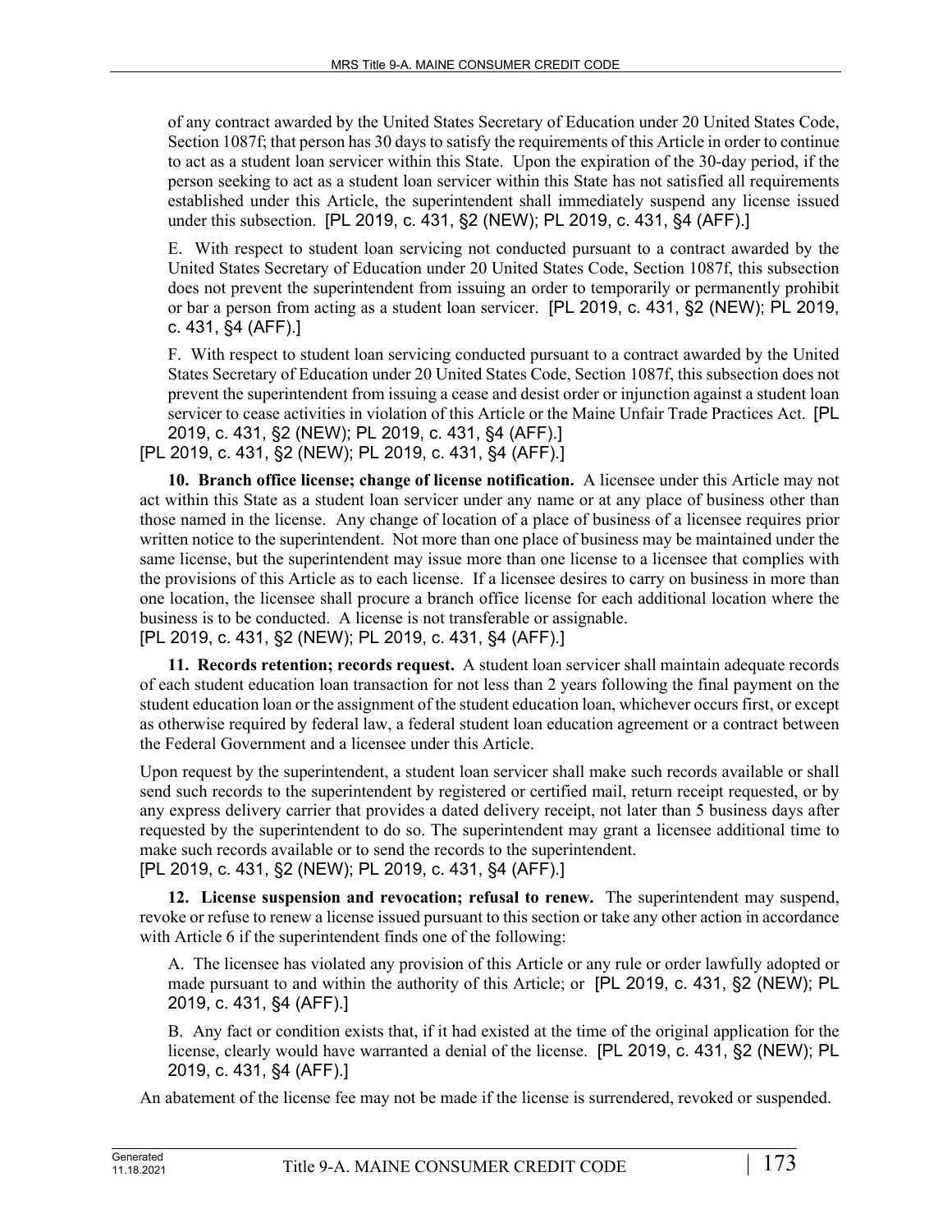of any contract awarded by the United States Secretary of Education under 20 United States Code, Section 1087f; that person has 30 days to satisfy the requirements of this Article in order to continue to act as a student loan servicer within this State. Upon the expiration of the 30-day period, if the person seeking to act as a student loan servicer within this State has not satisfied all requirements established under this Article, the superintendent shall immediately suspend any license issued under this subsection. [PL 2019, c. 431, §2 (NEW); PL 2019, c. 431, §4 (AFF).]

E. With respect to student loan servicing not conducted pursuant to a contract awarded by the United States Secretary of Education under 20 United States Code, Section 1087f, this subsection does not prevent the superintendent from issuing an order to temporarily or permanently prohibit or bar a person from acting as a student loan servicer. [PL 2019, c. 431, §2 (NEW); PL 2019, c. 431, §4 (AFF).]

F. With respect to student loan servicing conducted pursuant to a contract awarded by the United States Secretary of Education under 20 United States Code, Section 1087f, this subsection does not prevent the superintendent from issuing a cease and desist order or injunction against a student loan servicer to cease activities in violation of this Article or the Maine Unfair Trade Practices Act. [PL 2019, c. 431, §2 (NEW); PL 2019, c. 431, §4 (AFF).]

[PL 2019, c. 431, §2 (NEW); PL 2019, c. 431, §4 (AFF).]

**10. Branch office license; change of license notification.** A licensee under this Article may not act within this State as a student loan servicer under any name or at any place of business other than those named in the license. Any change of location of a place of business of a licensee requires prior written notice to the superintendent. Not more than one place of business may be maintained under the same license, but the superintendent may issue more than one license to a licensee that complies with the provisions of this Article as to each license. If a licensee desires to carry on business in more than one location, the licensee shall procure a branch office license for each additional location where the business is to be conducted. A license is not transferable or assignable.

[PL 2019, c. 431, §2 (NEW); PL 2019, c. 431, §4 (AFF).]

**11. Records retention; records request.** A student loan servicer shall maintain adequate records of each student education loan transaction for not less than 2 years following the final payment on the student education loan or the assignment of the student education loan, whichever occurs first, or except as otherwise required by federal law, a federal student loan education agreement or a contract between the Federal Government and a licensee under this Article.

Upon request by the superintendent, a student loan servicer shall make such records available or shall send such records to the superintendent by registered or certified mail, return receipt requested, or by any express delivery carrier that provides a dated delivery receipt, not later than 5 business days after requested by the superintendent to do so. The superintendent may grant a licensee additional time to make such records available or to send the records to the superintendent.

[PL 2019, c. 431, §2 (NEW); PL 2019, c. 431, §4 (AFF).]

**12. License suspension and revocation; refusal to renew.** The superintendent may suspend, revoke or refuse to renew a license issued pursuant to this section or take any other action in accordance with Article 6 if the superintendent finds one of the following:

A. The licensee has violated any provision of this Article or any rule or order lawfully adopted or made pursuant to and within the authority of this Article; or [PL 2019, c. 431, §2 (NEW); PL 2019, c. 431, §4 (AFF).]

B. Any fact or condition exists that, if it had existed at the time of the original application for the license, clearly would have warranted a denial of the license. [PL 2019, c. 431, §2 (NEW); PL 2019, c. 431, §4 (AFF).]

An abatement of the license fee may not be made if the license is surrendered, revoked or suspended.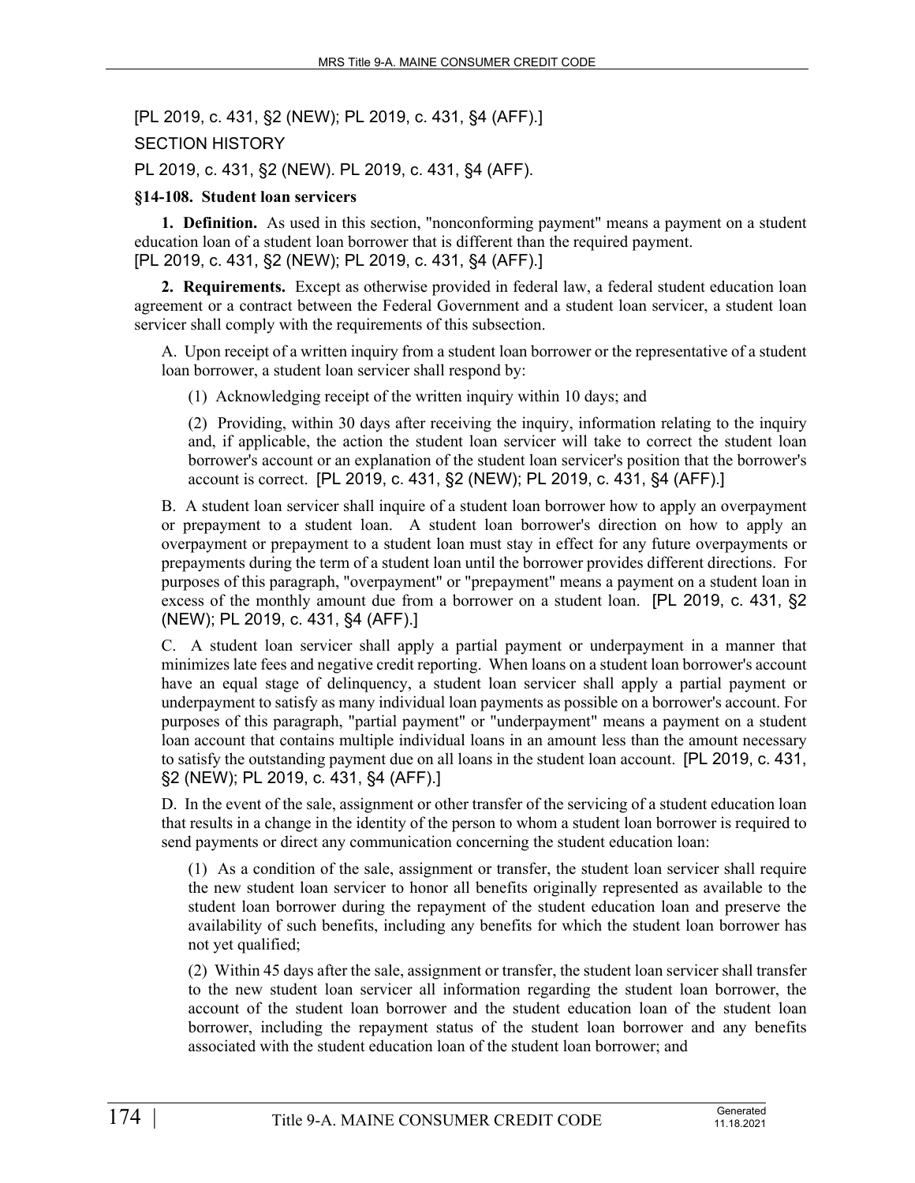[PL 2019, c. 431, §2 (NEW); PL 2019, c. 431, §4 (AFF).]

SECTION HISTORY

PL 2019, c. 431, §2 (NEW). PL 2019, c. 431, §4 (AFF).

### §14-108. Student loan servicers

**1. Definition.** As used in this section, "nonconforming payment" means a payment on a student education loan of a student loan borrower that is different than the required payment.
[PL 2019, c. 431, §2 (NEW); PL 2019, c. 431, §4 (AFF).]

**2. Requirements.** Except as otherwise provided in federal law, a federal student education loan agreement or a contract between the Federal Government and a student loan servicer, a student loan servicer shall comply with the requirements of this subsection.

A. Upon receipt of a written inquiry from a student loan borrower or the representative of a student loan borrower, a student loan servicer shall respond by:

(1) Acknowledging receipt of the written inquiry within 10 days; and

(2) Providing, within 30 days after receiving the inquiry, information relating to the inquiry and, if applicable, the action the student loan servicer will take to correct the student loan borrower's account or an explanation of the student loan servicer's position that the borrower's account is correct. [PL 2019, c. 431, §2 (NEW); PL 2019, c. 431, §4 (AFF).]

B. A student loan servicer shall inquire of a student loan borrower how to apply an overpayment or prepayment to a student loan. A student loan borrower's direction on how to apply an overpayment or prepayment to a student loan must stay in effect for any future overpayments or prepayments during the term of a student loan until the borrower provides different directions. For purposes of this paragraph, "overpayment" or "prepayment" means a payment on a student loan in excess of the monthly amount due from a borrower on a student loan. [PL 2019, c. 431, §2 (NEW); PL 2019, c. 431, §4 (AFF).]

C. A student loan servicer shall apply a partial payment or underpayment in a manner that minimizes late fees and negative credit reporting. When loans on a student loan borrower's account have an equal stage of delinquency, a student loan servicer shall apply a partial payment or underpayment to satisfy as many individual loan payments as possible on a borrower's account. For purposes of this paragraph, "partial payment" or "underpayment" means a payment on a student loan account that contains multiple individual loans in an amount less than the amount necessary to satisfy the outstanding payment due on all loans in the student loan account. [PL 2019, c. 431, §2 (NEW); PL 2019, c. 431, §4 (AFF).]

D. In the event of the sale, assignment or other transfer of the servicing of a student education loan that results in a change in the identity of the person to whom a student loan borrower is required to send payments or direct any communication concerning the student education loan:

(1) As a condition of the sale, assignment or transfer, the student loan servicer shall require the new student loan servicer to honor all benefits originally represented as available to the student loan borrower during the repayment of the student education loan and preserve the availability of such benefits, including any benefits for which the student loan borrower has not yet qualified;

(2) Within 45 days after the sale, assignment or transfer, the student loan servicer shall transfer to the new student loan servicer all information regarding the student loan borrower, the account of the student loan borrower and the student education loan of the student loan borrower, including the repayment status of the student loan borrower and any benefits associated with the student education loan of the student loan borrower; and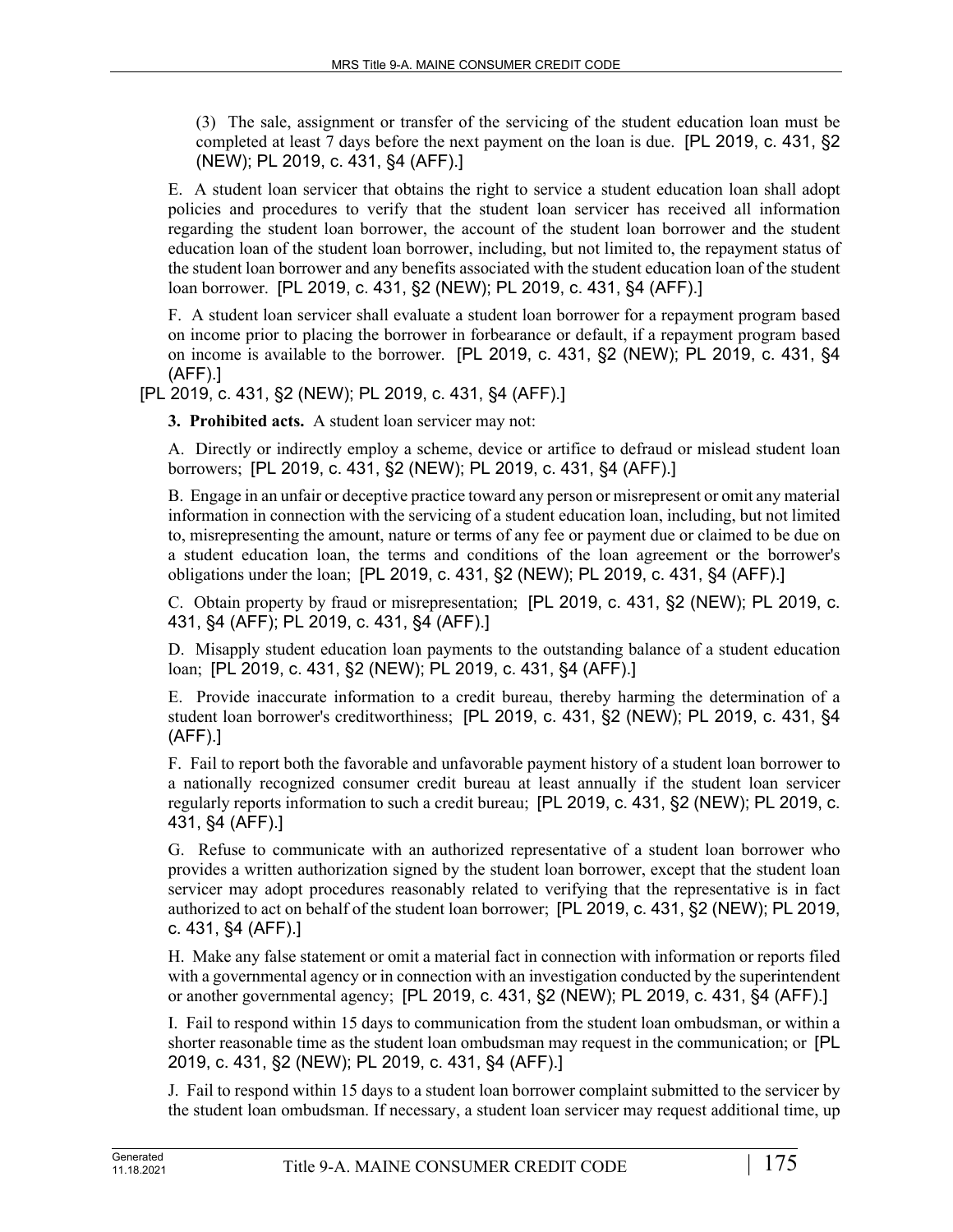(3) The sale, assignment or transfer of the servicing of the student education loan must be completed at least 7 days before the next payment on the loan is due. [PL 2019, c. 431, §2 (NEW); PL 2019, c. 431, §4 (AFF).]

E. A student loan servicer that obtains the right to service a student education loan shall adopt policies and procedures to verify that the student loan servicer has received all information regarding the student loan borrower, the account of the student loan borrower and the student education loan of the student loan borrower, including, but not limited to, the repayment status of the student loan borrower and any benefits associated with the student education loan of the student loan borrower. [PL 2019, c. 431, §2 (NEW); PL 2019, c. 431, §4 (AFF).]

F. A student loan servicer shall evaluate a student loan borrower for a repayment program based on income prior to placing the borrower in forbearance or default, if a repayment program based on income is available to the borrower. [PL 2019, c. 431, §2 (NEW); PL 2019, c. 431, §4 (AFF).]

[PL 2019, c. 431, §2 (NEW); PL 2019, c. 431, §4 (AFF).]

**3. Prohibited acts.** A student loan servicer may not:

A. Directly or indirectly employ a scheme, device or artifice to defraud or mislead student loan borrowers; [PL 2019, c. 431, §2 (NEW); PL 2019, c. 431, §4 (AFF).]

B. Engage in an unfair or deceptive practice toward any person or misrepresent or omit any material information in connection with the servicing of a student education loan, including, but not limited to, misrepresenting the amount, nature or terms of any fee or payment due or claimed to be due on a student education loan, the terms and conditions of the loan agreement or the borrower's obligations under the loan; [PL 2019, c. 431, §2 (NEW); PL 2019, c. 431, §4 (AFF).]

C. Obtain property by fraud or misrepresentation; [PL 2019, c. 431, §2 (NEW); PL 2019, c. 431, §4 (AFF); PL 2019, c. 431, §4 (AFF).]

D. Misapply student education loan payments to the outstanding balance of a student education loan; [PL 2019, c. 431, §2 (NEW); PL 2019, c. 431, §4 (AFF).]

E. Provide inaccurate information to a credit bureau, thereby harming the determination of a student loan borrower's creditworthiness; [PL 2019, c. 431, §2 (NEW); PL 2019, c. 431, §4 (AFF).]

F. Fail to report both the favorable and unfavorable payment history of a student loan borrower to a nationally recognized consumer credit bureau at least annually if the student loan servicer regularly reports information to such a credit bureau; [PL 2019, c. 431, §2 (NEW); PL 2019, c. 431, §4 (AFF).]

G. Refuse to communicate with an authorized representative of a student loan borrower who provides a written authorization signed by the student loan borrower, except that the student loan servicer may adopt procedures reasonably related to verifying that the representative is in fact authorized to act on behalf of the student loan borrower; [PL 2019, c. 431, §2 (NEW); PL 2019, c. 431, §4 (AFF).]

H. Make any false statement or omit a material fact in connection with information or reports filed with a governmental agency or in connection with an investigation conducted by the superintendent or another governmental agency; [PL 2019, c. 431, §2 (NEW); PL 2019, c. 431, §4 (AFF).]

I. Fail to respond within 15 days to communication from the student loan ombudsman, or within a shorter reasonable time as the student loan ombudsman may request in the communication; or [PL 2019, c. 431, §2 (NEW); PL 2019, c. 431, §4 (AFF).]

J. Fail to respond within 15 days to a student loan borrower complaint submitted to the servicer by the student loan ombudsman. If necessary, a student loan servicer may request additional time, up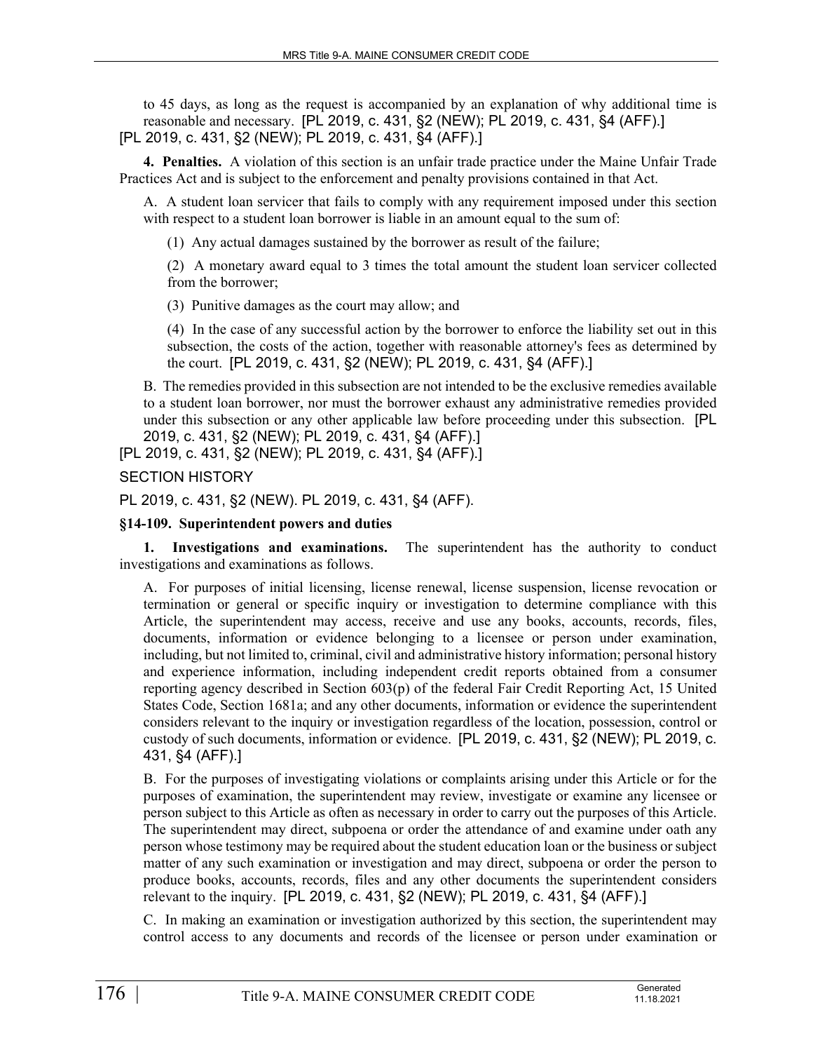to 45 days, as long as the request is accompanied by an explanation of why additional time is reasonable and necessary. [PL 2019, c. 431, §2 (NEW); PL 2019, c. 431, §4 (AFF).]
[PL 2019, c. 431, §2 (NEW); PL 2019, c. 431, §4 (AFF).]

**4. Penalties.** A violation of this section is an unfair trade practice under the Maine Unfair Trade Practices Act and is subject to the enforcement and penalty provisions contained in that Act.

A. A student loan servicer that fails to comply with any requirement imposed under this section with respect to a student loan borrower is liable in an amount equal to the sum of:

(1) Any actual damages sustained by the borrower as result of the failure;

(2) A monetary award equal to 3 times the total amount the student loan servicer collected from the borrower;

(3) Punitive damages as the court may allow; and

(4) In the case of any successful action by the borrower to enforce the liability set out in this subsection, the costs of the action, together with reasonable attorney's fees as determined by the court. [PL 2019, c. 431, §2 (NEW); PL 2019, c. 431, §4 (AFF).]

B. The remedies provided in this subsection are not intended to be the exclusive remedies available to a student loan borrower, nor must the borrower exhaust any administrative remedies provided under this subsection or any other applicable law before proceeding under this subsection. [PL 2019, c. 431, §2 (NEW); PL 2019, c. 431, §4 (AFF).]
[PL 2019, c. 431, §2 (NEW); PL 2019, c. 431, §4 (AFF).]

SECTION HISTORY

PL 2019, c. 431, §2 (NEW). PL 2019, c. 431, §4 (AFF).

**§14-109. Superintendent powers and duties**

**1. Investigations and examinations.** The superintendent has the authority to conduct investigations and examinations as follows.

A. For purposes of initial licensing, license renewal, license suspension, license revocation or termination or general or specific inquiry or investigation to determine compliance with this Article, the superintendent may access, receive and use any books, accounts, records, files, documents, information or evidence belonging to a licensee or person under examination, including, but not limited to, criminal, civil and administrative history information; personal history and experience information, including independent credit reports obtained from a consumer reporting agency described in Section 603(p) of the federal Fair Credit Reporting Act, 15 United States Code, Section 1681a; and any other documents, information or evidence the superintendent considers relevant to the inquiry or investigation regardless of the location, possession, control or custody of such documents, information or evidence. [PL 2019, c. 431, §2 (NEW); PL 2019, c. 431, §4 (AFF).]

B. For the purposes of investigating violations or complaints arising under this Article or for the purposes of examination, the superintendent may review, investigate or examine any licensee or person subject to this Article as often as necessary in order to carry out the purposes of this Article. The superintendent may direct, subpoena or order the attendance of and examine under oath any person whose testimony may be required about the student education loan or the business or subject matter of any such examination or investigation and may direct, subpoena or order the person to produce books, accounts, records, files and any other documents the superintendent considers relevant to the inquiry. [PL 2019, c. 431, §2 (NEW); PL 2019, c. 431, §4 (AFF).]

C. In making an examination or investigation authorized by this section, the superintendent may control access to any documents and records of the licensee or person under examination or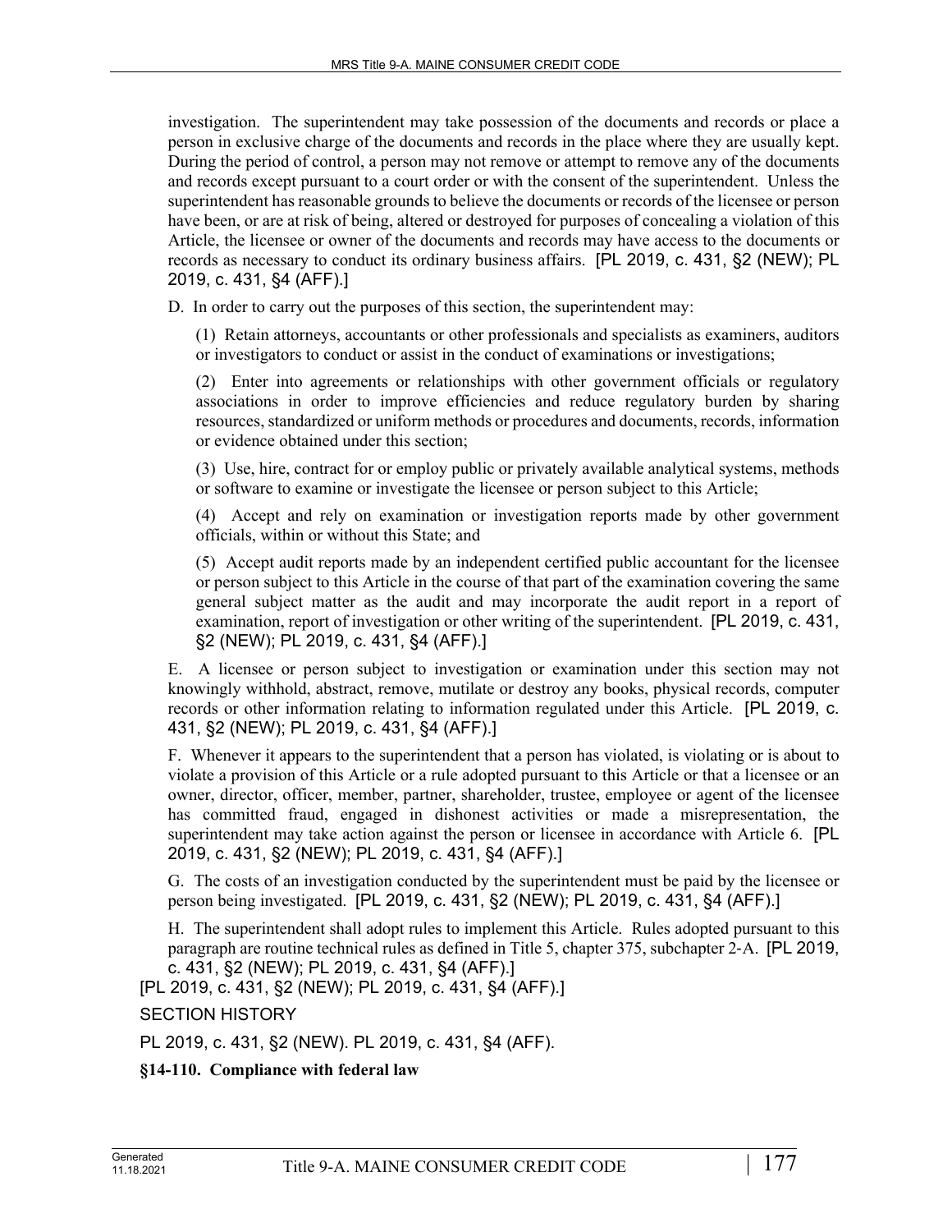investigation. The superintendent may take possession of the documents and records or place a person in exclusive charge of the documents and records in the place where they are usually kept. During the period of control, a person may not remove or attempt to remove any of the documents and records except pursuant to a court order or with the consent of the superintendent. Unless the superintendent has reasonable grounds to believe the documents or records of the licensee or person have been, or are at risk of being, altered or destroyed for purposes of concealing a violation of this Article, the licensee or owner of the documents and records may have access to the documents or records as necessary to conduct its ordinary business affairs. [PL 2019, c. 431, §2 (NEW); PL 2019, c. 431, §4 (AFF).]

D. In order to carry out the purposes of this section, the superintendent may:

(1) Retain attorneys, accountants or other professionals and specialists as examiners, auditors or investigators to conduct or assist in the conduct of examinations or investigations;

(2) Enter into agreements or relationships with other government officials or regulatory associations in order to improve efficiencies and reduce regulatory burden by sharing resources, standardized or uniform methods or procedures and documents, records, information or evidence obtained under this section;

(3) Use, hire, contract for or employ public or privately available analytical systems, methods or software to examine or investigate the licensee or person subject to this Article;

(4) Accept and rely on examination or investigation reports made by other government officials, within or without this State; and

(5) Accept audit reports made by an independent certified public accountant for the licensee or person subject to this Article in the course of that part of the examination covering the same general subject matter as the audit and may incorporate the audit report in a report of examination, report of investigation or other writing of the superintendent. [PL 2019, c. 431, §2 (NEW); PL 2019, c. 431, §4 (AFF).]

E. A licensee or person subject to investigation or examination under this section may not knowingly withhold, abstract, remove, mutilate or destroy any books, physical records, computer records or other information relating to information regulated under this Article. [PL 2019, c. 431, §2 (NEW); PL 2019, c. 431, §4 (AFF).]

F. Whenever it appears to the superintendent that a person has violated, is violating or is about to violate a provision of this Article or a rule adopted pursuant to this Article or that a licensee or an owner, director, officer, member, partner, shareholder, trustee, employee or agent of the licensee has committed fraud, engaged in dishonest activities or made a misrepresentation, the superintendent may take action against the person or licensee in accordance with Article 6. [PL 2019, c. 431, §2 (NEW); PL 2019, c. 431, §4 (AFF).]

G. The costs of an investigation conducted by the superintendent must be paid by the licensee or person being investigated. [PL 2019, c. 431, §2 (NEW); PL 2019, c. 431, §4 (AFF).]

H. The superintendent shall adopt rules to implement this Article. Rules adopted pursuant to this paragraph are routine technical rules as defined in Title 5, chapter 375, subchapter 2-A. [PL 2019, c. 431, §2 (NEW); PL 2019, c. 431, §4 (AFF).]

[PL 2019, c. 431, §2 (NEW); PL 2019, c. 431, §4 (AFF).]

SECTION HISTORY

PL 2019, c. 431, §2 (NEW). PL 2019, c. 431, §4 (AFF).

**§14-110. Compliance with federal law**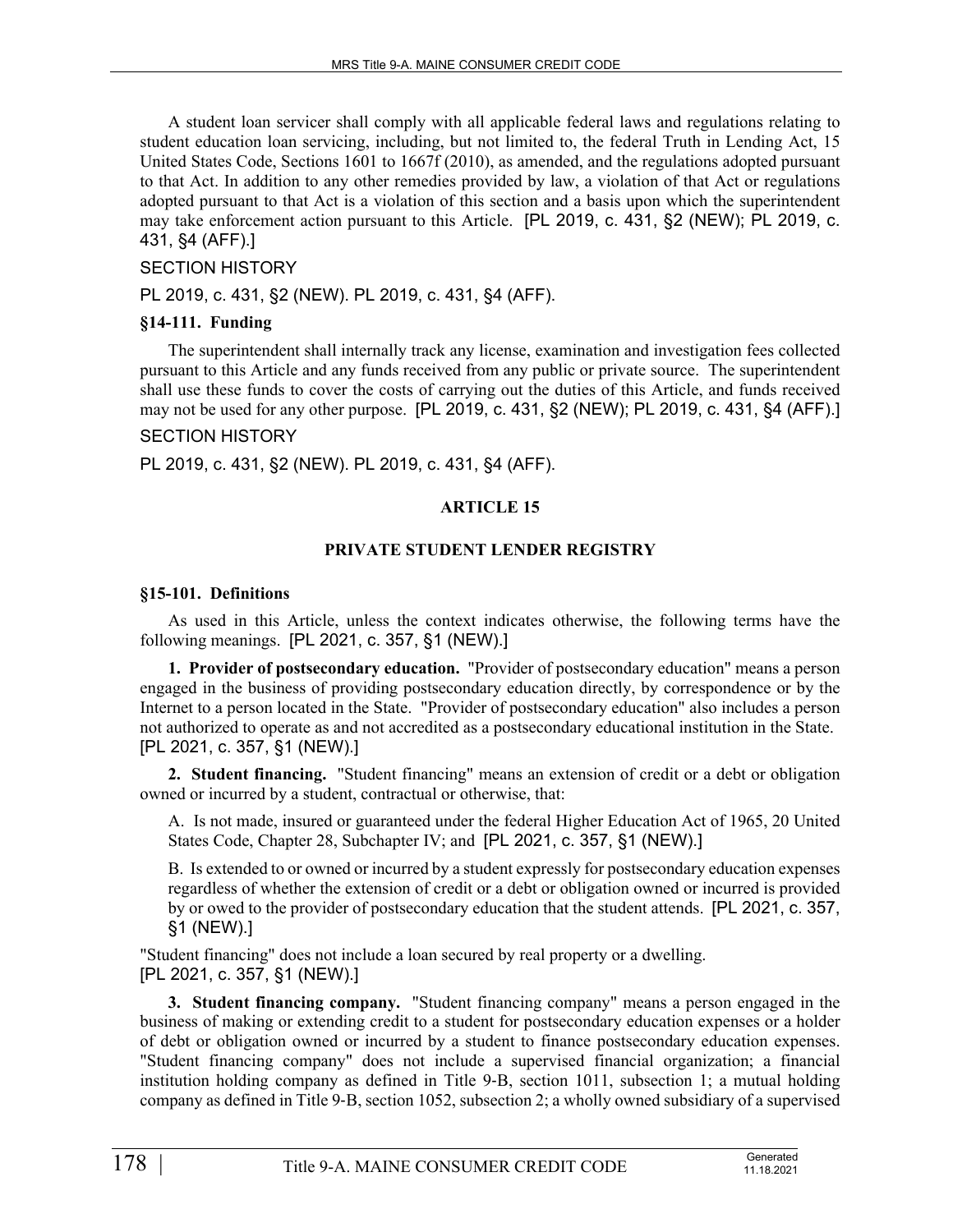A student loan servicer shall comply with all applicable federal laws and regulations relating to student education loan servicing, including, but not limited to, the federal Truth in Lending Act, 15 United States Code, Sections 1601 to 1667f (2010), as amended, and the regulations adopted pursuant to that Act. In addition to any other remedies provided by law, a violation of that Act or regulations adopted pursuant to that Act is a violation of this section and a basis upon which the superintendent may take enforcement action pursuant to this Article. [PL 2019, c. 431, §2 (NEW); PL 2019, c. 431, §4 (AFF).]

SECTION HISTORY

PL 2019, c. 431, §2 (NEW). PL 2019, c. 431, §4 (AFF).

### §14-111. Funding

The superintendent shall internally track any license, examination and investigation fees collected pursuant to this Article and any funds received from any public or private source. The superintendent shall use these funds to cover the costs of carrying out the duties of this Article, and funds received may not be used for any other purpose. [PL 2019, c. 431, §2 (NEW); PL 2019, c. 431, §4 (AFF).]

SECTION HISTORY

PL 2019, c. 431, §2 (NEW). PL 2019, c. 431, §4 (AFF).

## ARTICLE 15

## PRIVATE STUDENT LENDER REGISTRY

### §15-101. Definitions

As used in this Article, unless the context indicates otherwise, the following terms have the following meanings. [PL 2021, c. 357, §1 (NEW).]

**1. Provider of postsecondary education.** "Provider of postsecondary education" means a person engaged in the business of providing postsecondary education directly, by correspondence or by the Internet to a person located in the State. "Provider of postsecondary education" also includes a person not authorized to operate as and not accredited as a postsecondary educational institution in the State. [PL 2021, c. 357, §1 (NEW).]

**2. Student financing.** "Student financing" means an extension of credit or a debt or obligation owned or incurred by a student, contractual or otherwise, that:

A. Is not made, insured or guaranteed under the federal Higher Education Act of 1965, 20 United States Code, Chapter 28, Subchapter IV; and [PL 2021, c. 357, §1 (NEW).]

B. Is extended to or owned or incurred by a student expressly for postsecondary education expenses regardless of whether the extension of credit or a debt or obligation owned or incurred is provided by or owed to the provider of postsecondary education that the student attends. [PL 2021, c. 357, §1 (NEW).]

"Student financing" does not include a loan secured by real property or a dwelling. [PL 2021, c. 357, §1 (NEW).]

**3. Student financing company.** "Student financing company" means a person engaged in the business of making or extending credit to a student for postsecondary education expenses or a holder of debt or obligation owned or incurred by a student to finance postsecondary education expenses. "Student financing company" does not include a supervised financial organization; a financial institution holding company as defined in Title 9-B, section 1011, subsection 1; a mutual holding company as defined in Title 9-B, section 1052, subsection 2; a wholly owned subsidiary of a supervised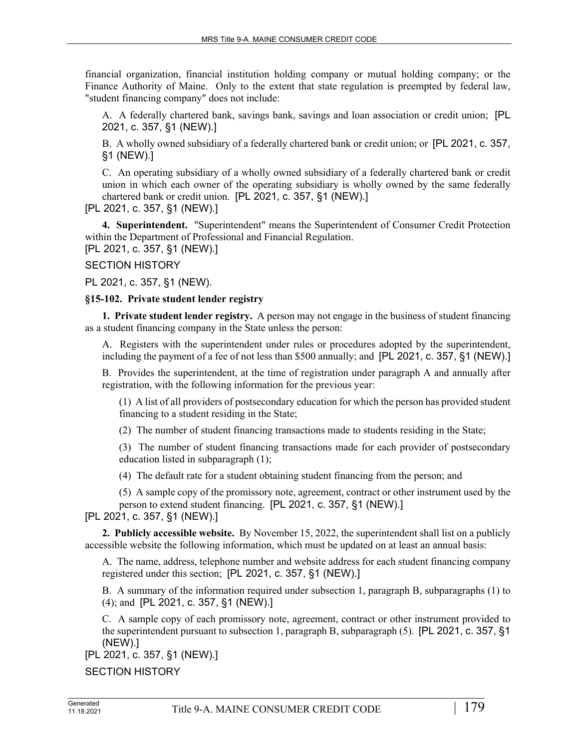financial organization, financial institution holding company or mutual holding company; or the Finance Authority of Maine. Only to the extent that state regulation is preempted by federal law, "student financing company" does not include:

A. A federally chartered bank, savings bank, savings and loan association or credit union; [PL 2021, c. 357, §1 (NEW).]

B. A wholly owned subsidiary of a federally chartered bank or credit union; or [PL 2021, c. 357, §1 (NEW).]

C. An operating subsidiary of a wholly owned subsidiary of a federally chartered bank or credit union in which each owner of the operating subsidiary is wholly owned by the same federally chartered bank or credit union. [PL 2021, c. 357, §1 (NEW).]

[PL 2021, c. 357, §1 (NEW).]

**4. Superintendent.** "Superintendent" means the Superintendent of Consumer Credit Protection within the Department of Professional and Financial Regulation.

[PL 2021, c. 357, §1 (NEW).]

SECTION HISTORY

PL 2021, c. 357, §1 (NEW).

### §15-102. Private student lender registry

**1. Private student lender registry.** A person may not engage in the business of student financing as a student financing company in the State unless the person:

A. Registers with the superintendent under rules or procedures adopted by the superintendent, including the payment of a fee of not less than $500 annually; and [PL 2021, c. 357, §1 (NEW).]

B. Provides the superintendent, at the time of registration under paragraph A and annually after registration, with the following information for the previous year:

(1) A list of all providers of postsecondary education for which the person has provided student financing to a student residing in the State;

(2) The number of student financing transactions made to students residing in the State;

(3) The number of student financing transactions made for each provider of postsecondary education listed in subparagraph (1);

(4) The default rate for a student obtaining student financing from the person; and

(5) A sample copy of the promissory note, agreement, contract or other instrument used by the person to extend student financing. [PL 2021, c. 357, §1 (NEW).]

[PL 2021, c. 357, §1 (NEW).]

**2. Publicly accessible website.** By November 15, 2022, the superintendent shall list on a publicly accessible website the following information, which must be updated on at least an annual basis:

A. The name, address, telephone number and website address for each student financing company registered under this section; [PL 2021, c. 357, §1 (NEW).]

B. A summary of the information required under subsection 1, paragraph B, subparagraphs (1) to (4); and [PL 2021, c. 357, §1 (NEW).]

C. A sample copy of each promissory note, agreement, contract or other instrument provided to the superintendent pursuant to subsection 1, paragraph B, subparagraph (5). [PL 2021, c. 357, §1 (NEW).]

[PL 2021, c. 357, §1 (NEW).]

SECTION HISTORY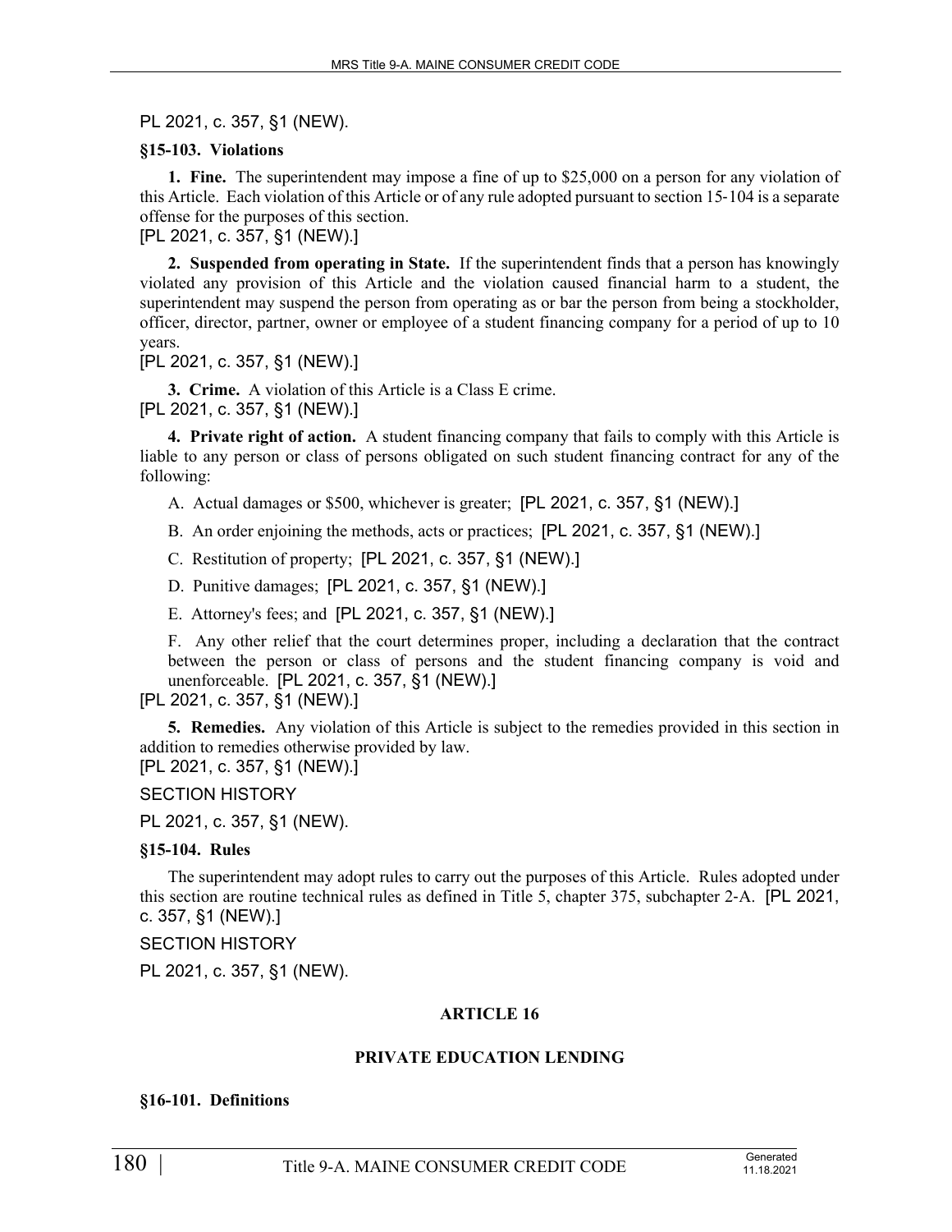PL 2021, c. 357, §1 (NEW).

### §15-103. Violations

**1. Fine.** The superintendent may impose a fine of up to $25,000 on a person for any violation of this Article. Each violation of this Article or of any rule adopted pursuant to section 15-104 is a separate offense for the purposes of this section.
[PL 2021, c. 357, §1 (NEW).]

**2. Suspended from operating in State.** If the superintendent finds that a person has knowingly violated any provision of this Article and the violation caused financial harm to a student, the superintendent may suspend the person from operating as or bar the person from being a stockholder, officer, director, partner, owner or employee of a student financing company for a period of up to 10 years.
[PL 2021, c. 357, §1 (NEW).]

**3. Crime.** A violation of this Article is a Class E crime.
[PL 2021, c. 357, §1 (NEW).]

**4. Private right of action.** A student financing company that fails to comply with this Article is liable to any person or class of persons obligated on such student financing contract for any of the following:

A. Actual damages or $500, whichever is greater; [PL 2021, c. 357, §1 (NEW).]

B. An order enjoining the methods, acts or practices; [PL 2021, c. 357, §1 (NEW).]

C. Restitution of property; [PL 2021, c. 357, §1 (NEW).]

D. Punitive damages; [PL 2021, c. 357, §1 (NEW).]

E. Attorney's fees; and [PL 2021, c. 357, §1 (NEW).]

F. Any other relief that the court determines proper, including a declaration that the contract between the person or class of persons and the student financing company is void and unenforceable. [PL 2021, c. 357, §1 (NEW).]

[PL 2021, c. 357, §1 (NEW).]

**5. Remedies.** Any violation of this Article is subject to the remedies provided in this section in addition to remedies otherwise provided by law.
[PL 2021, c. 357, §1 (NEW).]

SECTION HISTORY

PL 2021, c. 357, §1 (NEW).

### §15-104. Rules

The superintendent may adopt rules to carry out the purposes of this Article. Rules adopted under this section are routine technical rules as defined in Title 5, chapter 375, subchapter 2-A. [PL 2021, c. 357, §1 (NEW).]

SECTION HISTORY

PL 2021, c. 357, §1 (NEW).

## ARTICLE 16

## PRIVATE EDUCATION LENDING

### §16-101. Definitions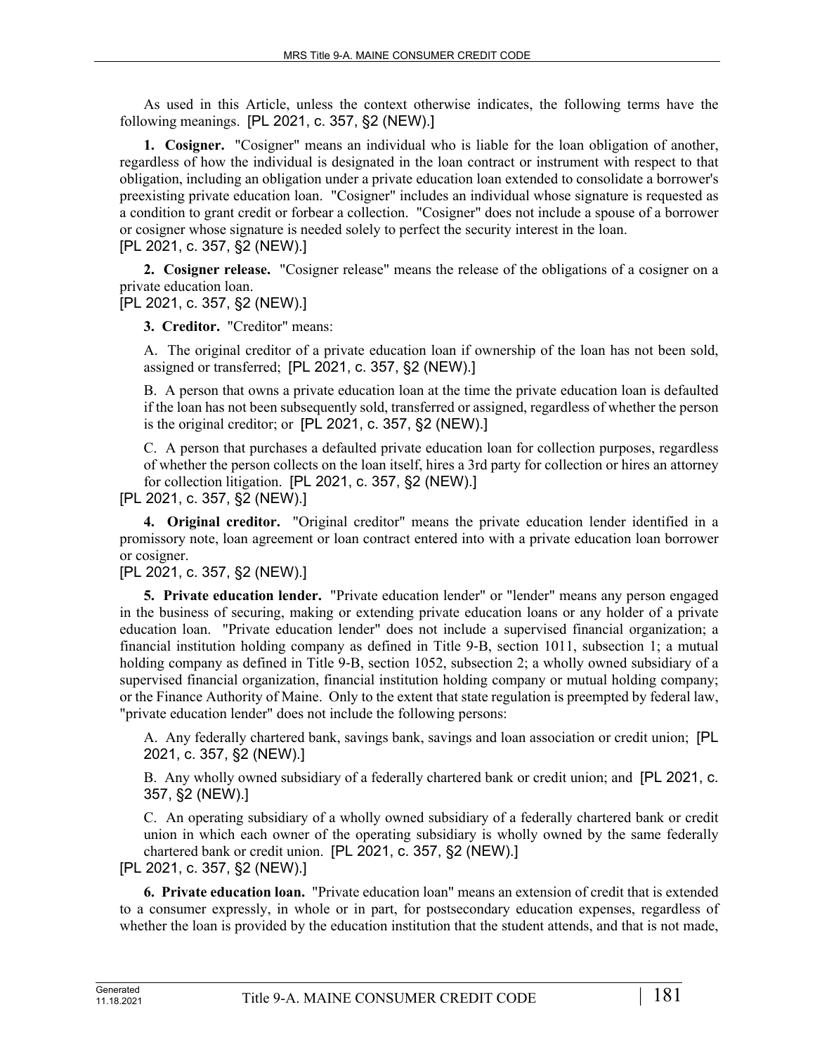As used in this Article, unless the context otherwise indicates, the following terms have the following meanings. [PL 2021, c. 357, §2 (NEW).]

**1. Cosigner.** "Cosigner" means an individual who is liable for the loan obligation of another, regardless of how the individual is designated in the loan contract or instrument with respect to that obligation, including an obligation under a private education loan extended to consolidate a borrower's preexisting private education loan. "Cosigner" includes an individual whose signature is requested as a condition to grant credit or forbear a collection. "Cosigner" does not include a spouse of a borrower or cosigner whose signature is needed solely to perfect the security interest in the loan.
[PL 2021, c. 357, §2 (NEW).]

**2. Cosigner release.** "Cosigner release" means the release of the obligations of a cosigner on a private education loan.
[PL 2021, c. 357, §2 (NEW).]

**3. Creditor.** "Creditor" means:

A. The original creditor of a private education loan if ownership of the loan has not been sold, assigned or transferred; [PL 2021, c. 357, §2 (NEW).]

B. A person that owns a private education loan at the time the private education loan is defaulted if the loan has not been subsequently sold, transferred or assigned, regardless of whether the person is the original creditor; or [PL 2021, c. 357, §2 (NEW).]

C. A person that purchases a defaulted private education loan for collection purposes, regardless of whether the person collects on the loan itself, hires a 3rd party for collection or hires an attorney for collection litigation. [PL 2021, c. 357, §2 (NEW).]

[PL 2021, c. 357, §2 (NEW).]

**4. Original creditor.** "Original creditor" means the private education lender identified in a promissory note, loan agreement or loan contract entered into with a private education loan borrower or cosigner.
[PL 2021, c. 357, §2 (NEW).]

**5. Private education lender.** "Private education lender" or "lender" means any person engaged in the business of securing, making or extending private education loans or any holder of a private education loan. "Private education lender" does not include a supervised financial organization; a financial institution holding company as defined in Title 9-B, section 1011, subsection 1; a mutual holding company as defined in Title 9-B, section 1052, subsection 2; a wholly owned subsidiary of a supervised financial organization, financial institution holding company or mutual holding company; or the Finance Authority of Maine. Only to the extent that state regulation is preempted by federal law, "private education lender" does not include the following persons:

A. Any federally chartered bank, savings bank, savings and loan association or credit union; [PL 2021, c. 357, §2 (NEW).]

B. Any wholly owned subsidiary of a federally chartered bank or credit union; and [PL 2021, c. 357, §2 (NEW).]

C. An operating subsidiary of a wholly owned subsidiary of a federally chartered bank or credit union in which each owner of the operating subsidiary is wholly owned by the same federally chartered bank or credit union. [PL 2021, c. 357, §2 (NEW).]

[PL 2021, c. 357, §2 (NEW).]

**6. Private education loan.** "Private education loan" means an extension of credit that is extended to a consumer expressly, in whole or in part, for postsecondary education expenses, regardless of whether the loan is provided by the education institution that the student attends, and that is not made,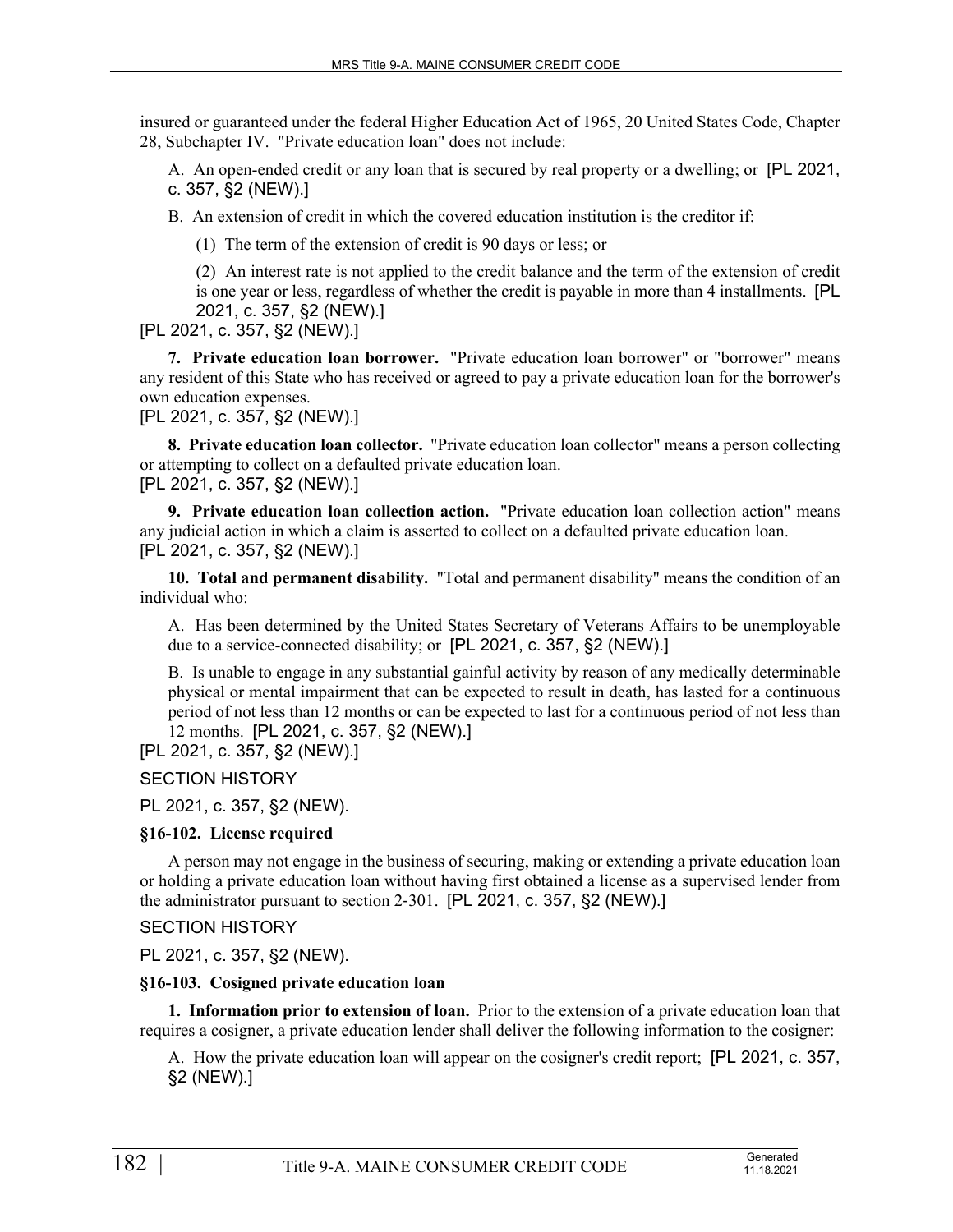insured or guaranteed under the federal Higher Education Act of 1965, 20 United States Code, Chapter 28, Subchapter IV. "Private education loan" does not include:

A. An open-ended credit or any loan that is secured by real property or a dwelling; or [PL 2021, c. 357, §2 (NEW).]

B. An extension of credit in which the covered education institution is the creditor if:

(1) The term of the extension of credit is 90 days or less; or

(2) An interest rate is not applied to the credit balance and the term of the extension of credit is one year or less, regardless of whether the credit is payable in more than 4 installments. [PL 2021, c. 357, §2 (NEW).]

[PL 2021, c. 357, §2 (NEW).]

**7. Private education loan borrower.** "Private education loan borrower" or "borrower" means any resident of this State who has received or agreed to pay a private education loan for the borrower's own education expenses.

[PL 2021, c. 357, §2 (NEW).]

**8. Private education loan collector.** "Private education loan collector" means a person collecting or attempting to collect on a defaulted private education loan.

[PL 2021, c. 357, §2 (NEW).]

**9. Private education loan collection action.** "Private education loan collection action" means any judicial action in which a claim is asserted to collect on a defaulted private education loan.

[PL 2021, c. 357, §2 (NEW).]

**10. Total and permanent disability.** "Total and permanent disability" means the condition of an individual who:

A. Has been determined by the United States Secretary of Veterans Affairs to be unemployable due to a service-connected disability; or [PL 2021, c. 357, §2 (NEW).]

B. Is unable to engage in any substantial gainful activity by reason of any medically determinable physical or mental impairment that can be expected to result in death, has lasted for a continuous period of not less than 12 months or can be expected to last for a continuous period of not less than 12 months. [PL 2021, c. 357, §2 (NEW).]

[PL 2021, c. 357, §2 (NEW).]

SECTION HISTORY

PL 2021, c. 357, §2 (NEW).

### §16-102. License required

A person may not engage in the business of securing, making or extending a private education loan or holding a private education loan without having first obtained a license as a supervised lender from the administrator pursuant to section 2-301. [PL 2021, c. 357, §2 (NEW).]

SECTION HISTORY

PL 2021, c. 357, §2 (NEW).

### §16-103. Cosigned private education loan

**1. Information prior to extension of loan.** Prior to the extension of a private education loan that requires a cosigner, a private education lender shall deliver the following information to the cosigner:

A. How the private education loan will appear on the cosigner's credit report; [PL 2021, c. 357, §2 (NEW).]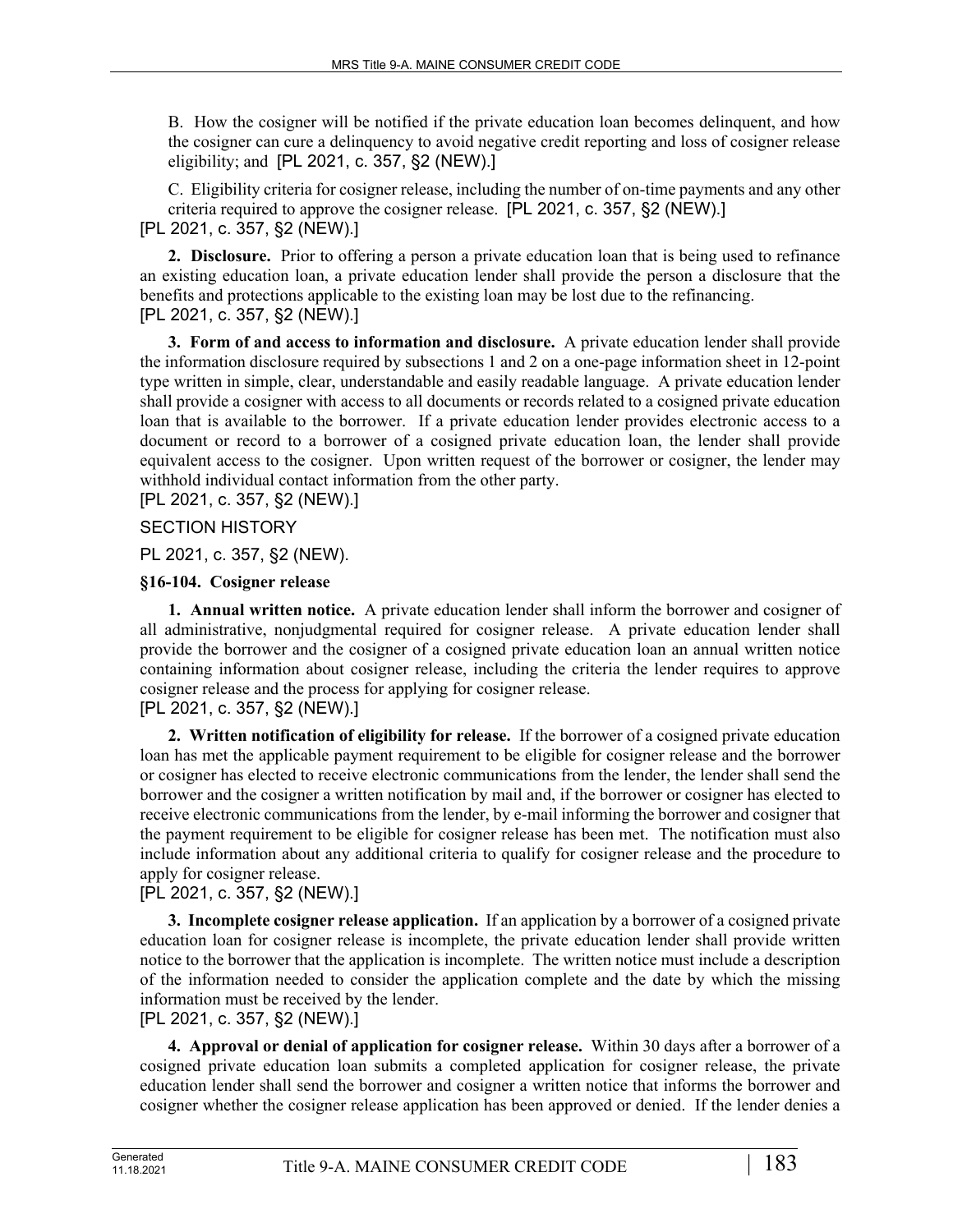B. How the cosigner will be notified if the private education loan becomes delinquent, and how the cosigner can cure a delinquency to avoid negative credit reporting and loss of cosigner release eligibility; and [PL 2021, c. 357, §2 (NEW).]

C. Eligibility criteria for cosigner release, including the number of on-time payments and any other criteria required to approve the cosigner release. [PL 2021, c. 357, §2 (NEW).]

[PL 2021, c. 357, §2 (NEW).]

**2. Disclosure.** Prior to offering a person a private education loan that is being used to refinance an existing education loan, a private education lender shall provide the person a disclosure that the benefits and protections applicable to the existing loan may be lost due to the refinancing.

[PL 2021, c. 357, §2 (NEW).]

**3. Form of and access to information and disclosure.** A private education lender shall provide the information disclosure required by subsections 1 and 2 on a one-page information sheet in 12-point type written in simple, clear, understandable and easily readable language. A private education lender shall provide a cosigner with access to all documents or records related to a cosigned private education loan that is available to the borrower. If a private education lender provides electronic access to a document or record to a borrower of a cosigned private education loan, the lender shall provide equivalent access to the cosigner. Upon written request of the borrower or cosigner, the lender may withhold individual contact information from the other party.

[PL 2021, c. 357, §2 (NEW).]

SECTION HISTORY

PL 2021, c. 357, §2 (NEW).

**§16-104. Cosigner release**

**1. Annual written notice.** A private education lender shall inform the borrower and cosigner of all administrative, nonjudgmental required for cosigner release. A private education lender shall provide the borrower and the cosigner of a cosigned private education loan an annual written notice containing information about cosigner release, including the criteria the lender requires to approve cosigner release and the process for applying for cosigner release.

[PL 2021, c. 357, §2 (NEW).]

**2. Written notification of eligibility for release.** If the borrower of a cosigned private education loan has met the applicable payment requirement to be eligible for cosigner release and the borrower or cosigner has elected to receive electronic communications from the lender, the lender shall send the borrower and the cosigner a written notification by mail and, if the borrower or cosigner has elected to receive electronic communications from the lender, by e-mail informing the borrower and cosigner that the payment requirement to be eligible for cosigner release has been met. The notification must also include information about any additional criteria to qualify for cosigner release and the procedure to apply for cosigner release.

[PL 2021, c. 357, §2 (NEW).]

**3. Incomplete cosigner release application.** If an application by a borrower of a cosigned private education loan for cosigner release is incomplete, the private education lender shall provide written notice to the borrower that the application is incomplete. The written notice must include a description of the information needed to consider the application complete and the date by which the missing information must be received by the lender.

[PL 2021, c. 357, §2 (NEW).]

**4. Approval or denial of application for cosigner release.** Within 30 days after a borrower of a cosigned private education loan submits a completed application for cosigner release, the private education lender shall send the borrower and cosigner a written notice that informs the borrower and cosigner whether the cosigner release application has been approved or denied. If the lender denies a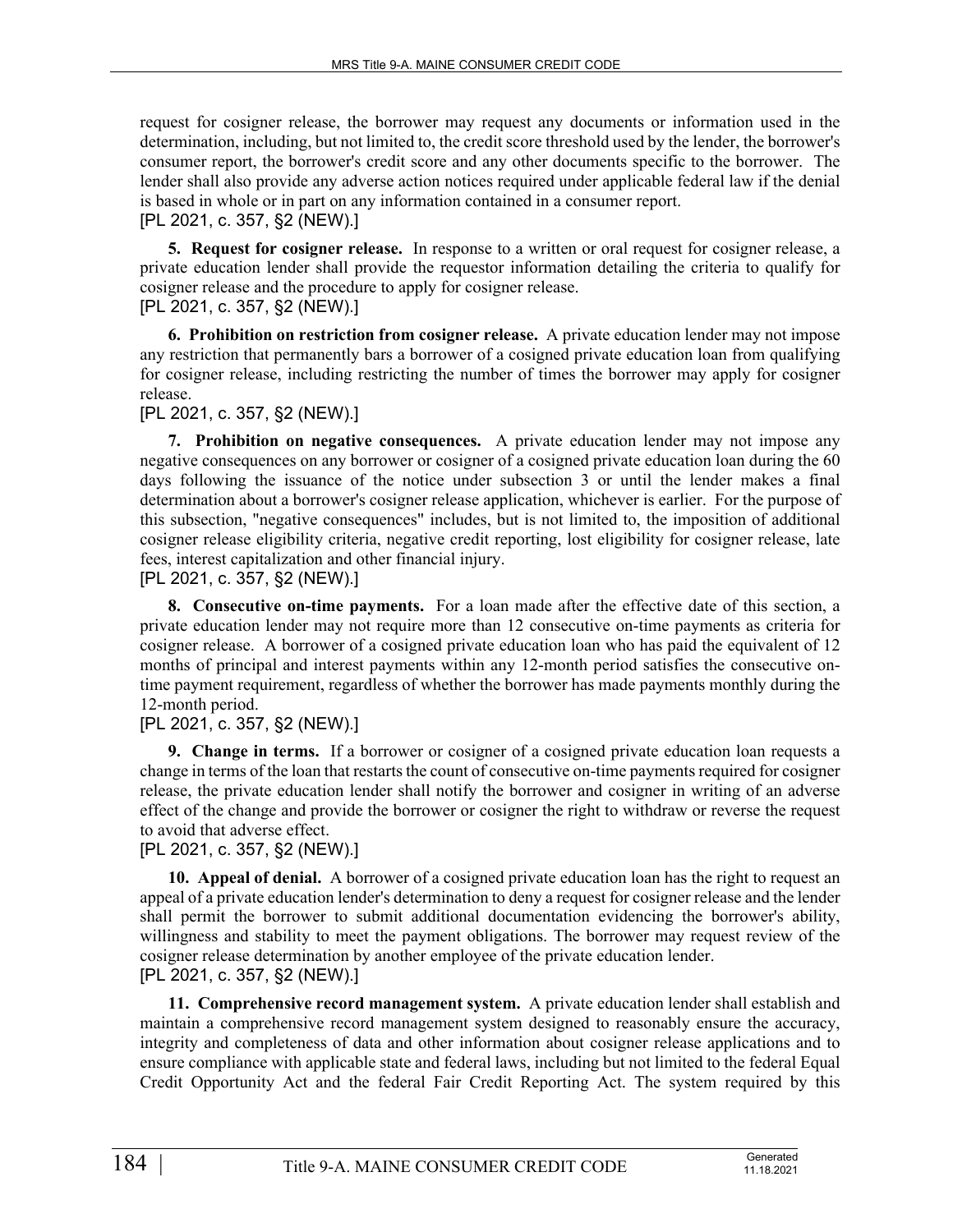request for cosigner release, the borrower may request any documents or information used in the determination, including, but not limited to, the credit score threshold used by the lender, the borrower's consumer report, the borrower's credit score and any other documents specific to the borrower. The lender shall also provide any adverse action notices required under applicable federal law if the denial is based in whole or in part on any information contained in a consumer report.

[PL 2021, c. 357, §2 (NEW).]

**5. Request for cosigner release.** In response to a written or oral request for cosigner release, a private education lender shall provide the requestor information detailing the criteria to qualify for cosigner release and the procedure to apply for cosigner release.

[PL 2021, c. 357, §2 (NEW).]

**6. Prohibition on restriction from cosigner release.** A private education lender may not impose any restriction that permanently bars a borrower of a cosigned private education loan from qualifying for cosigner release, including restricting the number of times the borrower may apply for cosigner release.

[PL 2021, c. 357, §2 (NEW).]

**7. Prohibition on negative consequences.** A private education lender may not impose any negative consequences on any borrower or cosigner of a cosigned private education loan during the 60 days following the issuance of the notice under subsection 3 or until the lender makes a final determination about a borrower's cosigner release application, whichever is earlier. For the purpose of this subsection, "negative consequences" includes, but is not limited to, the imposition of additional cosigner release eligibility criteria, negative credit reporting, lost eligibility for cosigner release, late fees, interest capitalization and other financial injury.

[PL 2021, c. 357, §2 (NEW).]

**8. Consecutive on-time payments.** For a loan made after the effective date of this section, a private education lender may not require more than 12 consecutive on-time payments as criteria for cosigner release. A borrower of a cosigned private education loan who has paid the equivalent of 12 months of principal and interest payments within any 12-month period satisfies the consecutive on-time payment requirement, regardless of whether the borrower has made payments monthly during the 12-month period.

[PL 2021, c. 357, §2 (NEW).]

**9. Change in terms.** If a borrower or cosigner of a cosigned private education loan requests a change in terms of the loan that restarts the count of consecutive on-time payments required for cosigner release, the private education lender shall notify the borrower and cosigner in writing of an adverse effect of the change and provide the borrower or cosigner the right to withdraw or reverse the request to avoid that adverse effect.

[PL 2021, c. 357, §2 (NEW).]

**10. Appeal of denial.** A borrower of a cosigned private education loan has the right to request an appeal of a private education lender's determination to deny a request for cosigner release and the lender shall permit the borrower to submit additional documentation evidencing the borrower's ability, willingness and stability to meet the payment obligations. The borrower may request review of the cosigner release determination by another employee of the private education lender.

[PL 2021, c. 357, §2 (NEW).]

**11. Comprehensive record management system.** A private education lender shall establish and maintain a comprehensive record management system designed to reasonably ensure the accuracy, integrity and completeness of data and other information about cosigner release applications and to ensure compliance with applicable state and federal laws, including but not limited to the federal Equal Credit Opportunity Act and the federal Fair Credit Reporting Act. The system required by this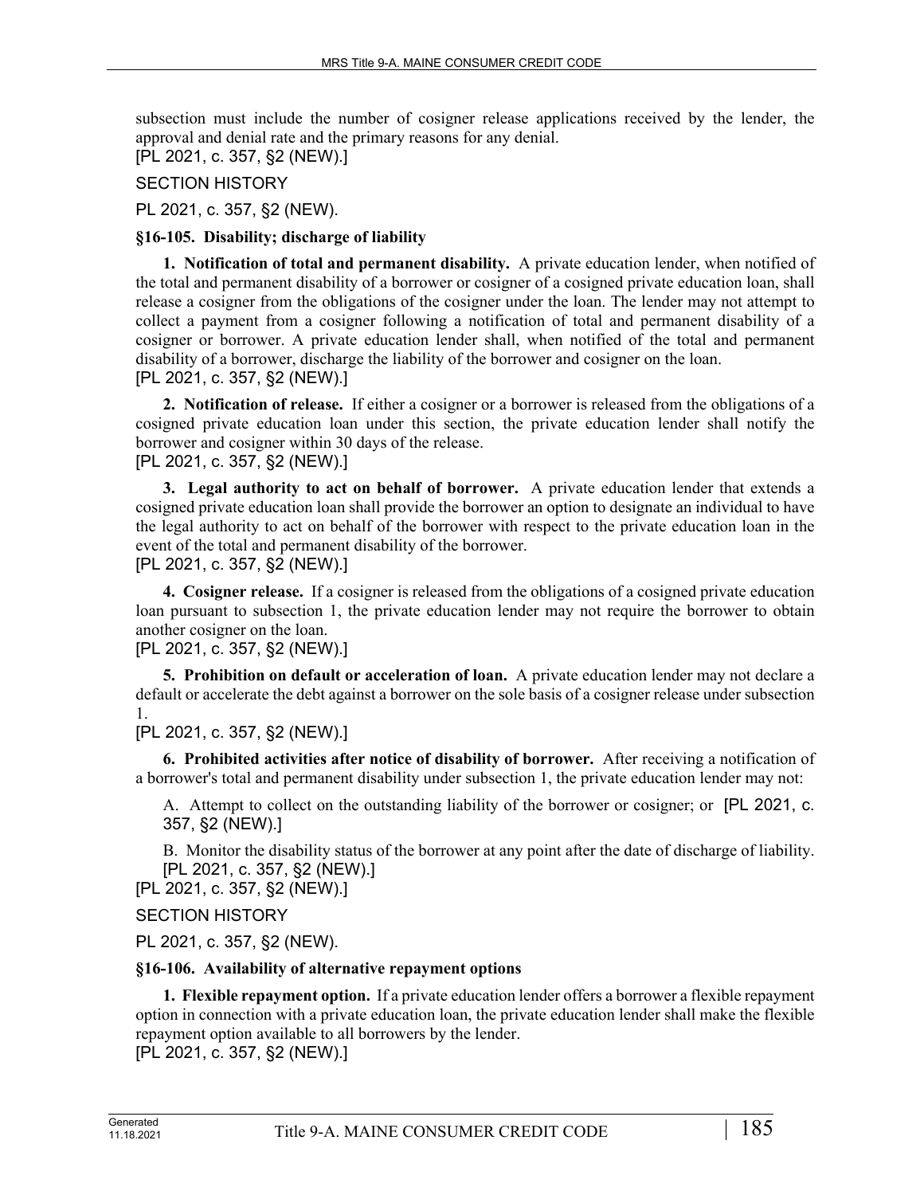subsection must include the number of cosigner release applications received by the lender, the approval and denial rate and the primary reasons for any denial.
[PL 2021, c. 357, §2 (NEW).]

SECTION HISTORY

PL 2021, c. 357, §2 (NEW).

**§16-105. Disability; discharge of liability**

**1. Notification of total and permanent disability.** A private education lender, when notified of the total and permanent disability of a borrower or cosigner of a cosigned private education loan, shall release a cosigner from the obligations of the cosigner under the loan. The lender may not attempt to collect a payment from a cosigner following a notification of total and permanent disability of a cosigner or borrower. A private education lender shall, when notified of the total and permanent disability of a borrower, discharge the liability of the borrower and cosigner on the loan.
[PL 2021, c. 357, §2 (NEW).]

**2. Notification of release.** If either a cosigner or a borrower is released from the obligations of a cosigned private education loan under this section, the private education lender shall notify the borrower and cosigner within 30 days of the release.
[PL 2021, c. 357, §2 (NEW).]

**3. Legal authority to act on behalf of borrower.** A private education lender that extends a cosigned private education loan shall provide the borrower an option to designate an individual to have the legal authority to act on behalf of the borrower with respect to the private education loan in the event of the total and permanent disability of the borrower.
[PL 2021, c. 357, §2 (NEW).]

**4. Cosigner release.** If a cosigner is released from the obligations of a cosigned private education loan pursuant to subsection 1, the private education lender may not require the borrower to obtain another cosigner on the loan.
[PL 2021, c. 357, §2 (NEW).]

**5. Prohibition on default or acceleration of loan.** A private education lender may not declare a default or accelerate the debt against a borrower on the sole basis of a cosigner release under subsection 1.
[PL 2021, c. 357, §2 (NEW).]

**6. Prohibited activities after notice of disability of borrower.** After receiving a notification of a borrower's total and permanent disability under subsection 1, the private education lender may not:

A. Attempt to collect on the outstanding liability of the borrower or cosigner; or [PL 2021, c. 357, §2 (NEW).]

B. Monitor the disability status of the borrower at any point after the date of discharge of liability. [PL 2021, c. 357, §2 (NEW).]

[PL 2021, c. 357, §2 (NEW).]

SECTION HISTORY

PL 2021, c. 357, §2 (NEW).

**§16-106. Availability of alternative repayment options**

**1. Flexible repayment option.** If a private education lender offers a borrower a flexible repayment option in connection with a private education loan, the private education lender shall make the flexible repayment option available to all borrowers by the lender.
[PL 2021, c. 357, §2 (NEW).]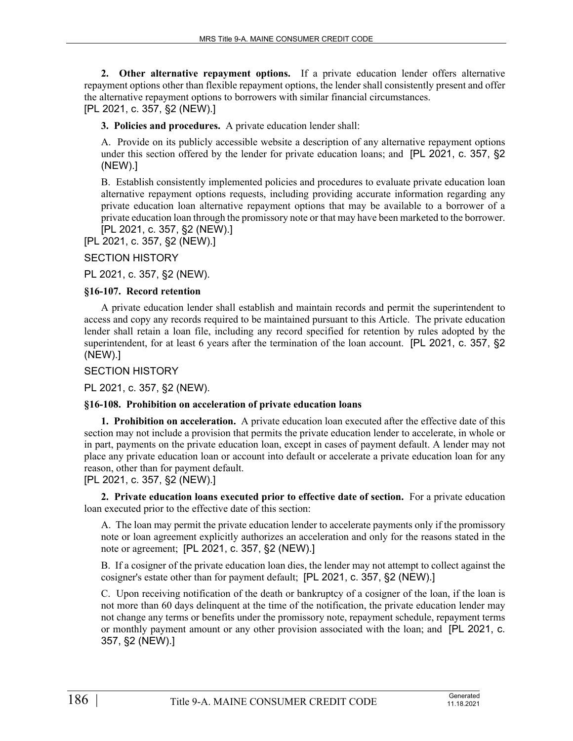**2. Other alternative repayment options.** If a private education lender offers alternative repayment options other than flexible repayment options, the lender shall consistently present and offer the alternative repayment options to borrowers with similar financial circumstances.
[PL 2021, c. 357, §2 (NEW).]

**3. Policies and procedures.** A private education lender shall:

A. Provide on its publicly accessible website a description of any alternative repayment options under this section offered by the lender for private education loans; and [PL 2021, c. 357, §2 (NEW).]

B. Establish consistently implemented policies and procedures to evaluate private education loan alternative repayment options requests, including providing accurate information regarding any private education loan alternative repayment options that may be available to a borrower of a private education loan through the promissory note or that may have been marketed to the borrower. [PL 2021, c. 357, §2 (NEW).]

[PL 2021, c. 357, §2 (NEW).]

SECTION HISTORY

PL 2021, c. 357, §2 (NEW).

### §16-107. Record retention

A private education lender shall establish and maintain records and permit the superintendent to access and copy any records required to be maintained pursuant to this Article. The private education lender shall retain a loan file, including any record specified for retention by rules adopted by the superintendent, for at least 6 years after the termination of the loan account. [PL 2021, c. 357, §2 (NEW).]

SECTION HISTORY

PL 2021, c. 357, §2 (NEW).

### §16-108. Prohibition on acceleration of private education loans

**1. Prohibition on acceleration.** A private education loan executed after the effective date of this section may not include a provision that permits the private education lender to accelerate, in whole or in part, payments on the private education loan, except in cases of payment default. A lender may not place any private education loan or account into default or accelerate a private education loan for any reason, other than for payment default.
[PL 2021, c. 357, §2 (NEW).]

**2. Private education loans executed prior to effective date of section.** For a private education loan executed prior to the effective date of this section:

A. The loan may permit the private education lender to accelerate payments only if the promissory note or loan agreement explicitly authorizes an acceleration and only for the reasons stated in the note or agreement; [PL 2021, c. 357, §2 (NEW).]

B. If a cosigner of the private education loan dies, the lender may not attempt to collect against the cosigner's estate other than for payment default; [PL 2021, c. 357, §2 (NEW).]

C. Upon receiving notification of the death or bankruptcy of a cosigner of the loan, if the loan is not more than 60 days delinquent at the time of the notification, the private education lender may not change any terms or benefits under the promissory note, repayment schedule, repayment terms or monthly payment amount or any other provision associated with the loan; and [PL 2021, c. 357, §2 (NEW).]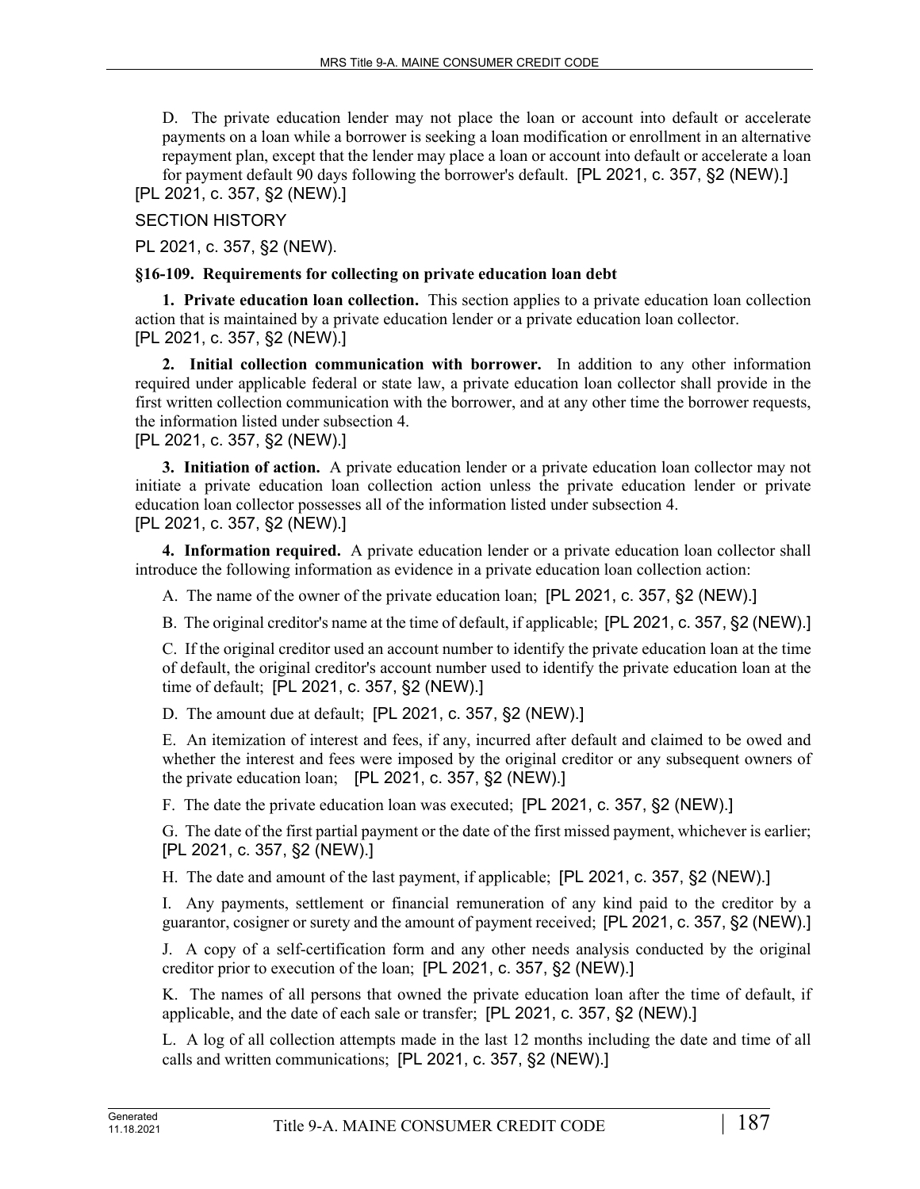D. The private education lender may not place the loan or account into default or accelerate payments on a loan while a borrower is seeking a loan modification or enrollment in an alternative repayment plan, except that the lender may place a loan or account into default or accelerate a loan for payment default 90 days following the borrower's default. [PL 2021, c. 357, §2 (NEW).]

[PL 2021, c. 357, §2 (NEW).]

SECTION HISTORY

PL 2021, c. 357, §2 (NEW).

**§16-109. Requirements for collecting on private education loan debt**

**1. Private education loan collection.** This section applies to a private education loan collection action that is maintained by a private education lender or a private education loan collector.
[PL 2021, c. 357, §2 (NEW).]

**2. Initial collection communication with borrower.** In addition to any other information required under applicable federal or state law, a private education loan collector shall provide in the first written collection communication with the borrower, and at any other time the borrower requests, the information listed under subsection 4.
[PL 2021, c. 357, §2 (NEW).]

**3. Initiation of action.** A private education lender or a private education loan collector may not initiate a private education loan collection action unless the private education lender or private education loan collector possesses all of the information listed under subsection 4.
[PL 2021, c. 357, §2 (NEW).]

**4. Information required.** A private education lender or a private education loan collector shall introduce the following information as evidence in a private education loan collection action:

A. The name of the owner of the private education loan; [PL 2021, c. 357, §2 (NEW).]

B. The original creditor's name at the time of default, if applicable; [PL 2021, c. 357, §2 (NEW).]

C. If the original creditor used an account number to identify the private education loan at the time of default, the original creditor's account number used to identify the private education loan at the time of default; [PL 2021, c. 357, §2 (NEW).]

D. The amount due at default; [PL 2021, c. 357, §2 (NEW).]

E. An itemization of interest and fees, if any, incurred after default and claimed to be owed and whether the interest and fees were imposed by the original creditor or any subsequent owners of the private education loan; [PL 2021, c. 357, §2 (NEW).]

F. The date the private education loan was executed; [PL 2021, c. 357, §2 (NEW).]

G. The date of the first partial payment or the date of the first missed payment, whichever is earlier; [PL 2021, c. 357, §2 (NEW).]

H. The date and amount of the last payment, if applicable; [PL 2021, c. 357, §2 (NEW).]

I. Any payments, settlement or financial remuneration of any kind paid to the creditor by a guarantor, cosigner or surety and the amount of payment received; [PL 2021, c. 357, §2 (NEW).]

J. A copy of a self-certification form and any other needs analysis conducted by the original creditor prior to execution of the loan; [PL 2021, c. 357, §2 (NEW).]

K. The names of all persons that owned the private education loan after the time of default, if applicable, and the date of each sale or transfer; [PL 2021, c. 357, §2 (NEW).]

L. A log of all collection attempts made in the last 12 months including the date and time of all calls and written communications; [PL 2021, c. 357, §2 (NEW).]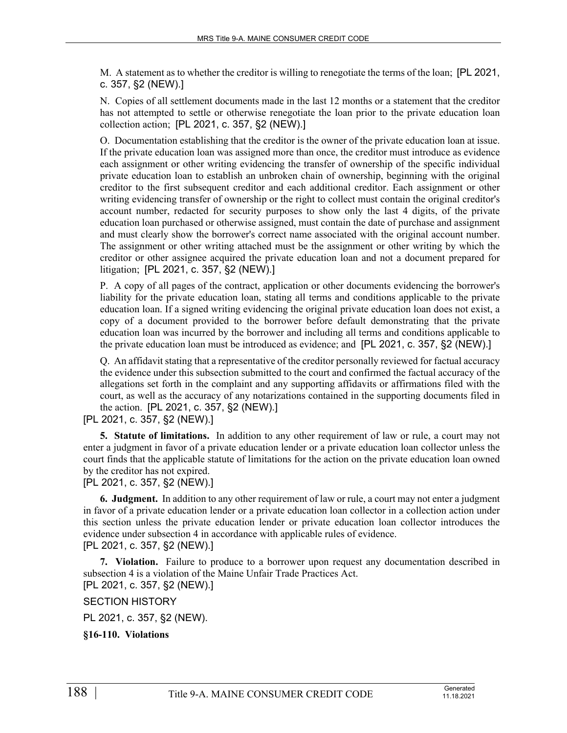M. A statement as to whether the creditor is willing to renegotiate the terms of the loan; [PL 2021, c. 357, §2 (NEW).]

N. Copies of all settlement documents made in the last 12 months or a statement that the creditor has not attempted to settle or otherwise renegotiate the loan prior to the private education loan collection action; [PL 2021, c. 357, §2 (NEW).]

O. Documentation establishing that the creditor is the owner of the private education loan at issue. If the private education loan was assigned more than once, the creditor must introduce as evidence each assignment or other writing evidencing the transfer of ownership of the specific individual private education loan to establish an unbroken chain of ownership, beginning with the original creditor to the first subsequent creditor and each additional creditor. Each assignment or other writing evidencing transfer of ownership or the right to collect must contain the original creditor's account number, redacted for security purposes to show only the last 4 digits, of the private education loan purchased or otherwise assigned, must contain the date of purchase and assignment and must clearly show the borrower's correct name associated with the original account number. The assignment or other writing attached must be the assignment or other writing by which the creditor or other assignee acquired the private education loan and not a document prepared for litigation; [PL 2021, c. 357, §2 (NEW).]

P. A copy of all pages of the contract, application or other documents evidencing the borrower's liability for the private education loan, stating all terms and conditions applicable to the private education loan. If a signed writing evidencing the original private education loan does not exist, a copy of a document provided to the borrower before default demonstrating that the private education loan was incurred by the borrower and including all terms and conditions applicable to the private education loan must be introduced as evidence; and [PL 2021, c. 357, §2 (NEW).]

Q. An affidavit stating that a representative of the creditor personally reviewed for factual accuracy the evidence under this subsection submitted to the court and confirmed the factual accuracy of the allegations set forth in the complaint and any supporting affidavits or affirmations filed with the court, as well as the accuracy of any notarizations contained in the supporting documents filed in the action. [PL 2021, c. 357, §2 (NEW).]

[PL 2021, c. 357, §2 (NEW).]

**5. Statute of limitations.** In addition to any other requirement of law or rule, a court may not enter a judgment in favor of a private education lender or a private education loan collector unless the court finds that the applicable statute of limitations for the action on the private education loan owned by the creditor has not expired.

[PL 2021, c. 357, §2 (NEW).]

**6. Judgment.** In addition to any other requirement of law or rule, a court may not enter a judgment in favor of a private education lender or a private education loan collector in a collection action under this section unless the private education lender or private education loan collector introduces the evidence under subsection 4 in accordance with applicable rules of evidence.

[PL 2021, c. 357, §2 (NEW).]

**7. Violation.** Failure to produce to a borrower upon request any documentation described in subsection 4 is a violation of the Maine Unfair Trade Practices Act.

[PL 2021, c. 357, §2 (NEW).]

SECTION HISTORY

PL 2021, c. 357, §2 (NEW).

**§16-110. Violations**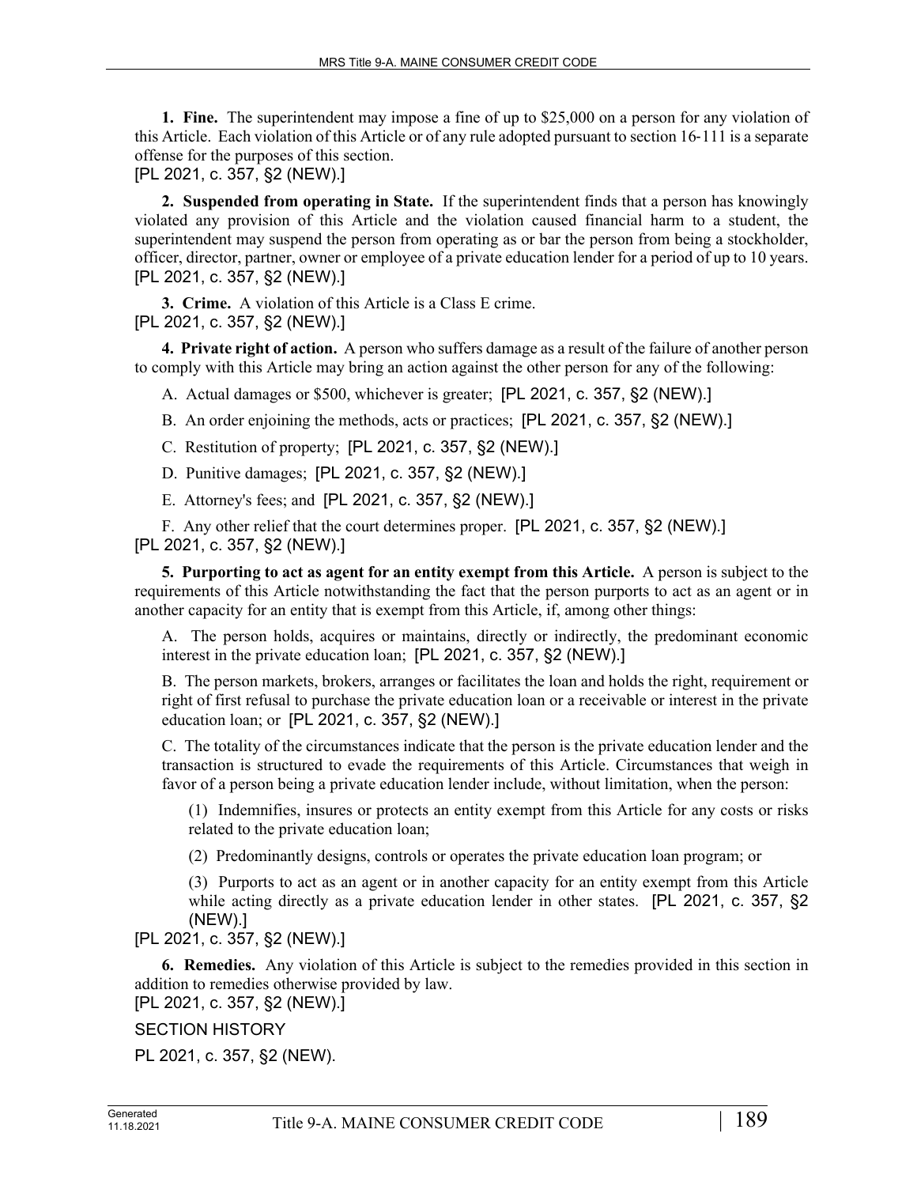**1. Fine.** The superintendent may impose a fine of up to $25,000 on a person for any violation of this Article. Each violation of this Article or of any rule adopted pursuant to section 16-111 is a separate offense for the purposes of this section.
[PL 2021, c. 357, §2 (NEW).]

**2. Suspended from operating in State.** If the superintendent finds that a person has knowingly violated any provision of this Article and the violation caused financial harm to a student, the superintendent may suspend the person from operating as or bar the person from being a stockholder, officer, director, partner, owner or employee of a private education lender for a period of up to 10 years.
[PL 2021, c. 357, §2 (NEW).]

**3. Crime.** A violation of this Article is a Class E crime.
[PL 2021, c. 357, §2 (NEW).]

**4. Private right of action.** A person who suffers damage as a result of the failure of another person to comply with this Article may bring an action against the other person for any of the following:

A. Actual damages or $500, whichever is greater; [PL 2021, c. 357, §2 (NEW).]

B. An order enjoining the methods, acts or practices; [PL 2021, c. 357, §2 (NEW).]

C. Restitution of property; [PL 2021, c. 357, §2 (NEW).]

D. Punitive damages; [PL 2021, c. 357, §2 (NEW).]

E. Attorney's fees; and [PL 2021, c. 357, §2 (NEW).]

F. Any other relief that the court determines proper. [PL 2021, c. 357, §2 (NEW).]

[PL 2021, c. 357, §2 (NEW).]

**5. Purporting to act as agent for an entity exempt from this Article.** A person is subject to the requirements of this Article notwithstanding the fact that the person purports to act as an agent or in another capacity for an entity that is exempt from this Article, if, among other things:

A. The person holds, acquires or maintains, directly or indirectly, the predominant economic interest in the private education loan; [PL 2021, c. 357, §2 (NEW).]

B. The person markets, brokers, arranges or facilitates the loan and holds the right, requirement or right of first refusal to purchase the private education loan or a receivable or interest in the private education loan; or [PL 2021, c. 357, §2 (NEW).]

C. The totality of the circumstances indicate that the person is the private education lender and the transaction is structured to evade the requirements of this Article. Circumstances that weigh in favor of a person being a private education lender include, without limitation, when the person:

(1) Indemnifies, insures or protects an entity exempt from this Article for any costs or risks related to the private education loan;

(2) Predominantly designs, controls or operates the private education loan program; or

(3) Purports to act as an agent or in another capacity for an entity exempt from this Article while acting directly as a private education lender in other states. [PL 2021, c. 357, §2 (NEW).]

[PL 2021, c. 357, §2 (NEW).]

**6. Remedies.** Any violation of this Article is subject to the remedies provided in this section in addition to remedies otherwise provided by law.
[PL 2021, c. 357, §2 (NEW).]

SECTION HISTORY

PL 2021, c. 357, §2 (NEW).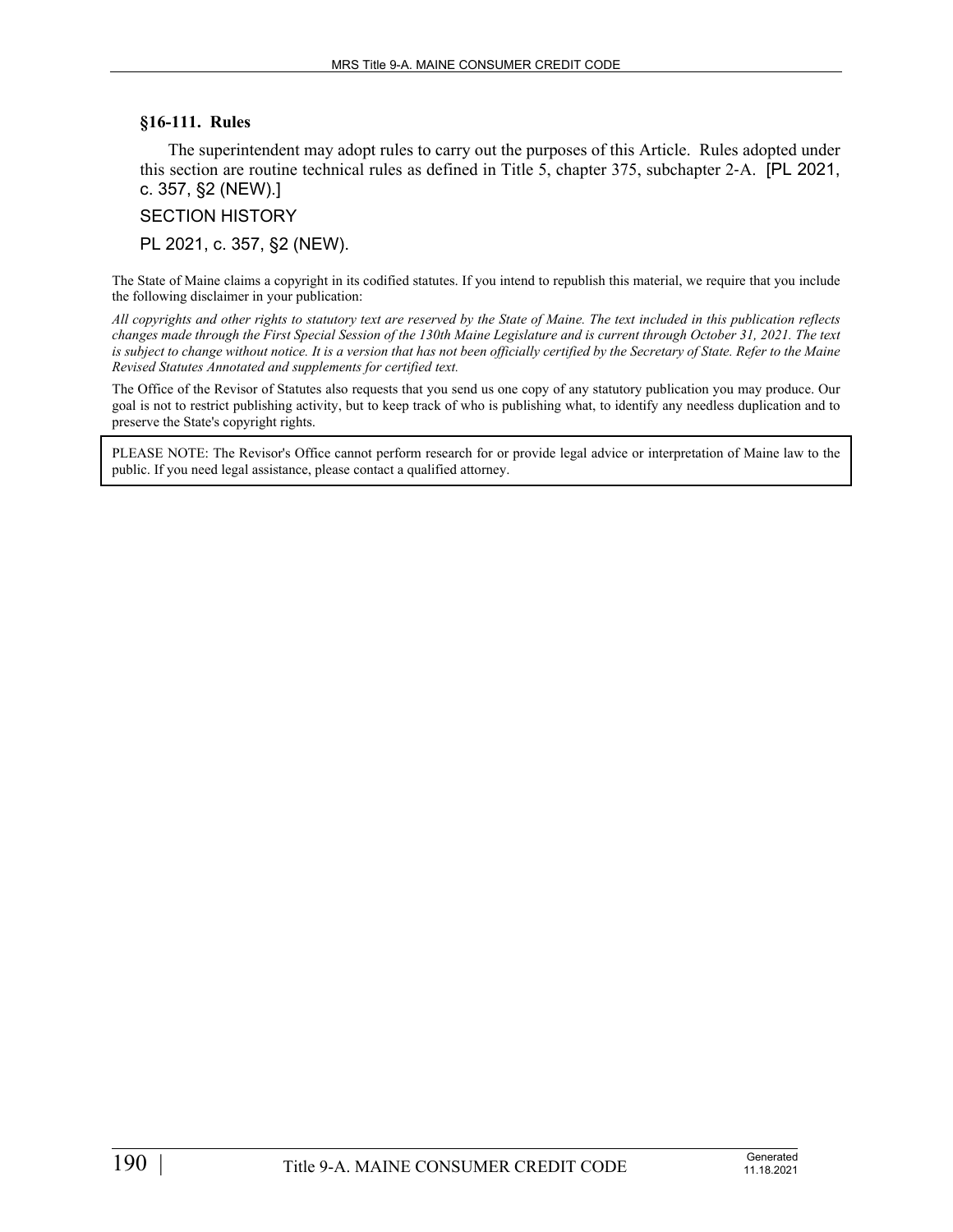### §16-111. Rules

The superintendent may adopt rules to carry out the purposes of this Article. Rules adopted under this section are routine technical rules as defined in Title 5, chapter 375, subchapter 2-A. [PL 2021, c. 357, §2 (NEW).]

SECTION HISTORY

PL 2021, c. 357, §2 (NEW).

The State of Maine claims a copyright in its codified statutes. If you intend to republish this material, we require that you include the following disclaimer in your publication:

*All copyrights and other rights to statutory text are reserved by the State of Maine. The text included in this publication reflects changes made through the First Special Session of the 130th Maine Legislature and is current through October 31, 2021. The text is subject to change without notice. It is a version that has not been officially certified by the Secretary of State. Refer to the Maine Revised Statutes Annotated and supplements for certified text.*

The Office of the Revisor of Statutes also requests that you send us one copy of any statutory publication you may produce. Our goal is not to restrict publishing activity, but to keep track of who is publishing what, to identify any needless duplication and to preserve the State's copyright rights.

PLEASE NOTE: The Revisor's Office cannot perform research for or provide legal advice or interpretation of Maine law to the public. If you need legal assistance, please contact a qualified attorney.